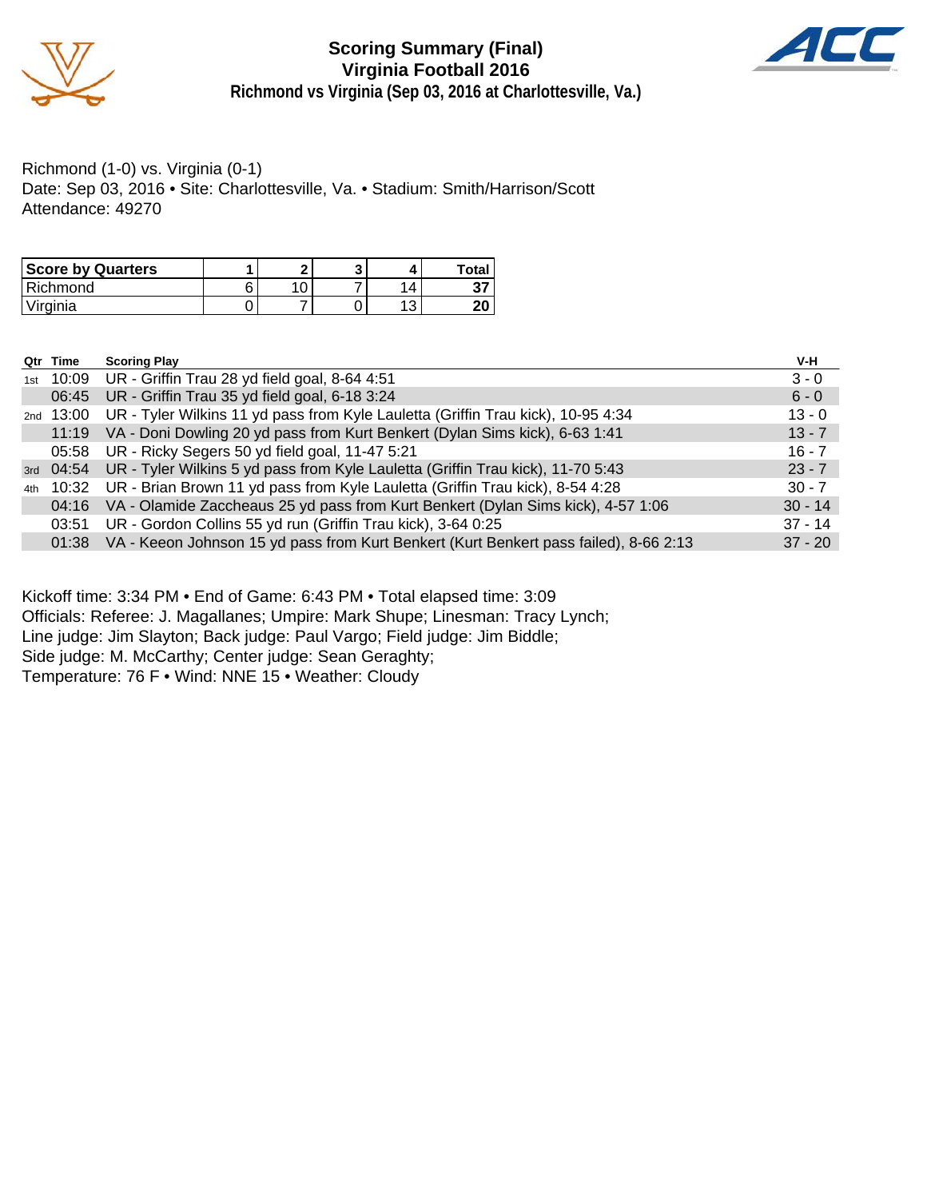# Scoring Summary (Final)
## Virginia Football 2016
### Richmond vs Virginia (Sep 03, 2016 at Charlottesville, Va.)

Richmond (1-0) vs. Virginia (0-1)
Date: Sep 03, 2016 • Site: Charlottesville, Va. • Stadium: Smith/Harrison/Scott
Attendance: 49270

| Score by Quarters | 1 | 2 | 3 | 4 | Total |
|---|---|---|---|---|---|
| Richmond | 6 | 10 | 7 | 14 | **37** |
| Virginia | 0 | 7 | 0 | 13 | **20** |

| Qtr | Time | Scoring Play | V-H |
|---|---|---|---|
| 1st | 10:09 | UR - Griffin Trau 28 yd field goal, 8-64 4:51 | 3 - 0 |
| | 06:45 | UR - Griffin Trau 35 yd field goal, 6-18 3:24 | 6 - 0 |
| 2nd | 13:00 | UR - Tyler Wilkins 11 yd pass from Kyle Lauletta (Griffin Trau kick), 10-95 4:34 | 13 - 0 |
| | 11:19 | VA - Doni Dowling 20 yd pass from Kurt Benkert (Dylan Sims kick), 6-63 1:41 | 13 - 7 |
| | 05:58 | UR - Ricky Segers 50 yd field goal, 11-47 5:21 | 16 - 7 |
| 3rd | 04:54 | UR - Tyler Wilkins 5 yd pass from Kyle Lauletta (Griffin Trau kick), 11-70 5:43 | 23 - 7 |
| 4th | 10:32 | UR - Brian Brown 11 yd pass from Kyle Lauletta (Griffin Trau kick), 8-54 4:28 | 30 - 7 |
| | 04:16 | VA - Olamide Zaccheaus 25 yd pass from Kurt Benkert (Dylan Sims kick), 4-57 1:06 | 30 - 14 |
| | 03:51 | UR - Gordon Collins 55 yd run (Griffin Trau kick), 3-64 0:25 | 37 - 14 |
| | 01:38 | VA - Keeon Johnson 15 yd pass from Kurt Benkert (Kurt Benkert pass failed), 8-66 2:13 | 37 - 20 |

Kickoff time: 3:34 PM • End of Game: 6:43 PM • Total elapsed time: 3:09
Officials: Referee: J. Magallanes; Umpire: Mark Shupe; Linesman: Tracy Lynch;
Line judge: Jim Slayton; Back judge: Paul Vargo; Field judge: Jim Biddle;
Side judge: M. McCarthy; Center judge: Sean Geraghty;
Temperature: 76 F • Wind: NNE 15 • Weather: Cloudy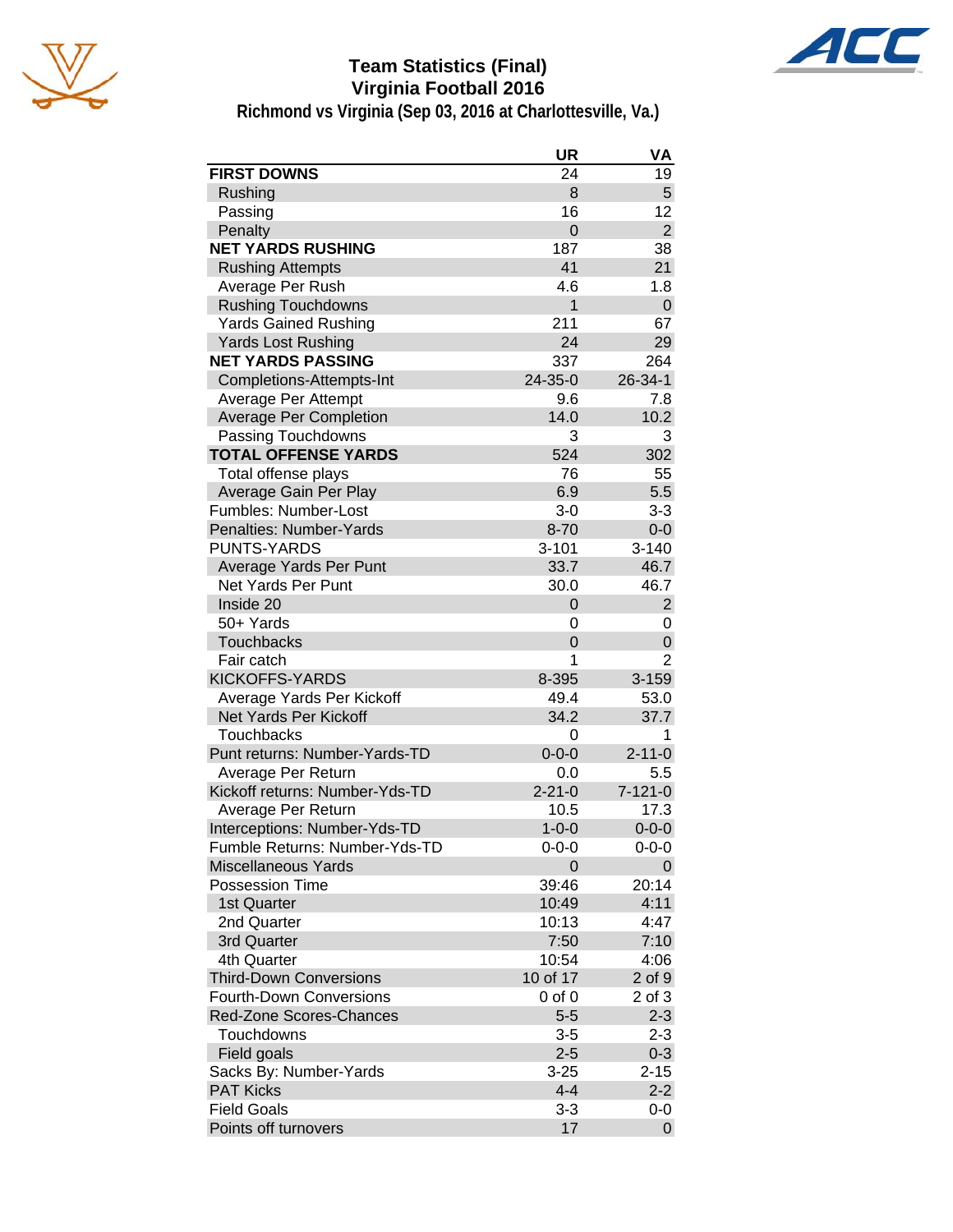# Team Statistics (Final)
## Virginia Football 2016
### Richmond vs Virginia (Sep 03, 2016 at Charlottesville, Va.)

| | UR | VA |
|---|---|---|
| **FIRST DOWNS** | 24 | 19 |
| Rushing | 8 | 5 |
| Passing | 16 | 12 |
| Penalty | 0 | 2 |
| **NET YARDS RUSHING** | 187 | 38 |
| Rushing Attempts | 41 | 21 |
| Average Per Rush | 4.6 | 1.8 |
| Rushing Touchdowns | 1 | 0 |
| Yards Gained Rushing | 211 | 67 |
| Yards Lost Rushing | 24 | 29 |
| **NET YARDS PASSING** | 337 | 264 |
| Completions-Attempts-Int | 24-35-0 | 26-34-1 |
| Average Per Attempt | 9.6 | 7.8 |
| Average Per Completion | 14.0 | 10.2 |
| Passing Touchdowns | 3 | 3 |
| **TOTAL OFFENSE YARDS** | 524 | 302 |
| Total offense plays | 76 | 55 |
| Average Gain Per Play | 6.9 | 5.5 |
| Fumbles: Number-Lost | 3-0 | 3-3 |
| Penalties: Number-Yards | 8-70 | 0-0 |
| PUNTS-YARDS | 3-101 | 3-140 |
| Average Yards Per Punt | 33.7 | 46.7 |
| Net Yards Per Punt | 30.0 | 46.7 |
| Inside 20 | 0 | 2 |
| 50+ Yards | 0 | 0 |
| Touchbacks | 0 | 0 |
| Fair catch | 1 | 2 |
| KICKOFFS-YARDS | 8-395 | 3-159 |
| Average Yards Per Kickoff | 49.4 | 53.0 |
| Net Yards Per Kickoff | 34.2 | 37.7 |
| Touchbacks | 0 | 1 |
| Punt returns: Number-Yards-TD | 0-0-0 | 2-11-0 |
| Average Per Return | 0.0 | 5.5 |
| Kickoff returns: Number-Yds-TD | 2-21-0 | 7-121-0 |
| Average Per Return | 10.5 | 17.3 |
| Interceptions: Number-Yds-TD | 1-0-0 | 0-0-0 |
| Fumble Returns: Number-Yds-TD | 0-0-0 | 0-0-0 |
| Miscellaneous Yards | 0 | 0 |
| Possession Time | 39:46 | 20:14 |
| 1st Quarter | 10:49 | 4:11 |
| 2nd Quarter | 10:13 | 4:47 |
| 3rd Quarter | 7:50 | 7:10 |
| 4th Quarter | 10:54 | 4:06 |
| Third-Down Conversions | 10 of 17 | 2 of 9 |
| Fourth-Down Conversions | 0 of 0 | 2 of 3 |
| Red-Zone Scores-Chances | 5-5 | 2-3 |
| Touchdowns | 3-5 | 2-3 |
| Field goals | 2-5 | 0-3 |
| Sacks By: Number-Yards | 3-25 | 2-15 |
| PAT Kicks | 4-4 | 2-2 |
| Field Goals | 3-3 | 0-0 |
| Points off turnovers | 17 | 0 |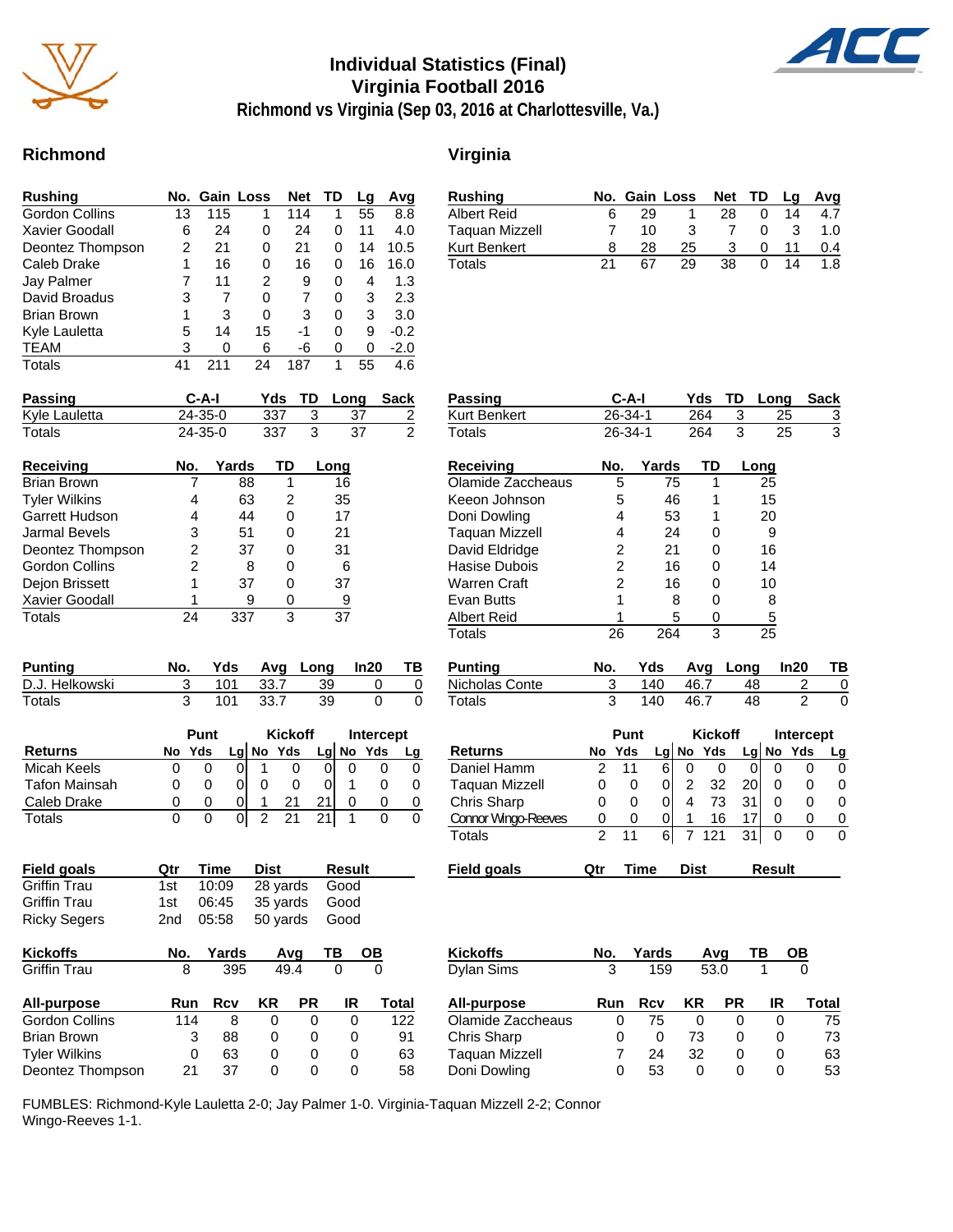# Individual Statistics (Final)
## Virginia Football 2016
### Richmond vs Virginia (Sep 03, 2016 at Charlottesville, Va.)

## Richmond

| Rushing | No. | Gain | Loss | Net | TD | Lg | Avg |
|---|---|---|---|---|---|---|---|
| Gordon Collins | 13 | 115 | 1 | 114 | 1 | 55 | 8.8 |
| Xavier Goodall | 6 | 24 | 0 | 24 | 0 | 11 | 4.0 |
| Deontez Thompson | 2 | 21 | 0 | 21 | 0 | 14 | 10.5 |
| Caleb Drake | 1 | 16 | 0 | 16 | 0 | 16 | 16.0 |
| Jay Palmer | 7 | 11 | 2 | 9 | 0 | 4 | 1.3 |
| David Broadus | 3 | 7 | 0 | 7 | 0 | 3 | 2.3 |
| Brian Brown | 1 | 3 | 0 | 3 | 0 | 3 | 3.0 |
| Kyle Lauletta | 5 | 14 | 15 | -1 | 0 | 9 | -0.2 |
| TEAM | 3 | 0 | 6 | -6 | 0 | 0 | -2.0 |
| Totals | 41 | 211 | 24 | 187 | 1 | 55 | 4.6 |

| Passing | C-A-I | Yds | TD | Long | Sack |
|---|---|---|---|---|---|
| Kyle Lauletta | 24-35-0 | 337 | 3 | 37 | 2 |
| Totals | 24-35-0 | 337 | 3 | 37 | 2 |

| Receiving | No. | Yards | TD | Long |
|---|---|---|---|---|
| Brian Brown | 7 | 88 | 1 | 16 |
| Tyler Wilkins | 4 | 63 | 2 | 35 |
| Garrett Hudson | 4 | 44 | 0 | 17 |
| Jarmal Bevels | 3 | 51 | 0 | 21 |
| Deontez Thompson | 2 | 37 | 0 | 31 |
| Gordon Collins | 2 | 8 | 0 | 6 |
| Dejon Brissett | 1 | 37 | 0 | 37 |
| Xavier Goodall | 1 | 9 | 0 | 9 |
| Totals | 24 | 337 | 3 | 37 |

| Punting | No. | Yds | Avg | Long | In20 | TB |
|---|---|---|---|---|---|---|
| D.J. Helkowski | 3 | 101 | 33.7 | 39 | 0 | 0 |
| Totals | 3 | 101 | 33.7 | 39 | 0 | 0 |

| | Punt | | | Kickoff | | | Intercept | | |
|---|---|---|---|---|---|---|---|---|---|
| Returns | No | Yds | Lg | No | Yds | Lg | No | Yds | Lg |
| Micah Keels | 0 | 0 | 0 | 1 | 0 | 0 | 0 | 0 | 0 |
| Tafon Mainsah | 0 | 0 | 0 | 0 | 0 | 0 | 1 | 0 | 0 |
| Caleb Drake | 0 | 0 | 0 | 1 | 21 | 21 | 0 | 0 | 0 |
| Totals | 0 | 0 | 0 | 2 | 21 | 21 | 1 | 0 | 0 |

| Field goals | Qtr | Time | Dist | Result |
|---|---|---|---|---|
| Griffin Trau | 1st | 10:09 | 28 yards | Good |
| Griffin Trau | 1st | 06:45 | 35 yards | Good |
| Ricky Segers | 2nd | 05:58 | 50 yards | Good |

| Kickoffs | No. | Yards | Avg | TB | OB |
|---|---|---|---|---|---|
| Griffin Trau | 8 | 395 | 49.4 | 0 | 0 |

| All-purpose | Run | Rcv | KR | PR | IR | Total |
|---|---|---|---|---|---|---|
| Gordon Collins | 114 | 8 | 0 | 0 | 0 | 122 |
| Brian Brown | 3 | 88 | 0 | 0 | 0 | 91 |
| Tyler Wilkins | 0 | 63 | 0 | 0 | 0 | 63 |
| Deontez Thompson | 21 | 37 | 0 | 0 | 0 | 58 |

## Virginia

| Rushing | No. | Gain | Loss | Net | TD | Lg | Avg |
|---|---|---|---|---|---|---|---|
| Albert Reid | 6 | 29 | 1 | 28 | 0 | 14 | 4.7 |
| Taquan Mizzell | 7 | 10 | 3 | 7 | 0 | 3 | 1.0 |
| Kurt Benkert | 8 | 28 | 25 | 3 | 0 | 11 | 0.4 |
| Totals | 21 | 67 | 29 | 38 | 0 | 14 | 1.8 |

| Passing | C-A-I | Yds | TD | Long | Sack |
|---|---|---|---|---|---|
| Kurt Benkert | 26-34-1 | 264 | 3 | 25 | 3 |
| Totals | 26-34-1 | 264 | 3 | 25 | 3 |

| Receiving | No. | Yards | TD | Long |
|---|---|---|---|---|
| Olamide Zaccheaus | 5 | 75 | 1 | 25 |
| Keeon Johnson | 5 | 46 | 1 | 15 |
| Doni Dowling | 4 | 53 | 1 | 20 |
| Taquan Mizzell | 4 | 24 | 0 | 9 |
| David Eldridge | 2 | 21 | 0 | 16 |
| Hasise Dubois | 2 | 16 | 0 | 14 |
| Warren Craft | 2 | 16 | 0 | 10 |
| Evan Butts | 1 | 8 | 0 | 8 |
| Albert Reid | 1 | 5 | 0 | 5 |
| Totals | 26 | 264 | 3 | 25 |

| Punting | No. | Yds | Avg | Long | In20 | TB |
|---|---|---|---|---|---|---|
| Nicholas Conte | 3 | 140 | 46.7 | 48 | 2 | 0 |
| Totals | 3 | 140 | 46.7 | 48 | 2 | 0 |

| | Punt | | | Kickoff | | | Intercept | | |
|---|---|---|---|---|---|---|---|---|---|
| Returns | No | Yds | Lg | No | Yds | Lg | No | Yds | Lg |
| Daniel Hamm | 2 | 11 | 6 | 0 | 0 | 0 | 0 | 0 | 0 |
| Taquan Mizzell | 0 | 0 | 0 | 2 | 32 | 20 | 0 | 0 | 0 |
| Chris Sharp | 0 | 0 | 0 | 4 | 73 | 31 | 0 | 0 | 0 |
| Connor Wingo-Reeves | 0 | 0 | 0 | 1 | 16 | 17 | 0 | 0 | 0 |
| Totals | 2 | 11 | 6 | 7 | 121 | 31 | 0 | 0 | 0 |

| Field goals | Qtr | Time | Dist | Result |
|---|---|---|---|---|

| Kickoffs | No. | Yards | Avg | TB | OB |
|---|---|---|---|---|---|
| Dylan Sims | 3 | 159 | 53.0 | 1 | 0 |

| All-purpose | Run | Rcv | KR | PR | IR | Total |
|---|---|---|---|---|---|---|
| Olamide Zaccheaus | 0 | 75 | 0 | 0 | 0 | 75 |
| Chris Sharp | 0 | 0 | 73 | 0 | 0 | 73 |
| Taquan Mizzell | 7 | 24 | 32 | 0 | 0 | 63 |
| Doni Dowling | 0 | 53 | 0 | 0 | 0 | 53 |

FUMBLES: Richmond-Kyle Lauletta 2-0; Jay Palmer 1-0. Virginia-Taquan Mizzell 2-2; Connor Wingo-Reeves 1-1.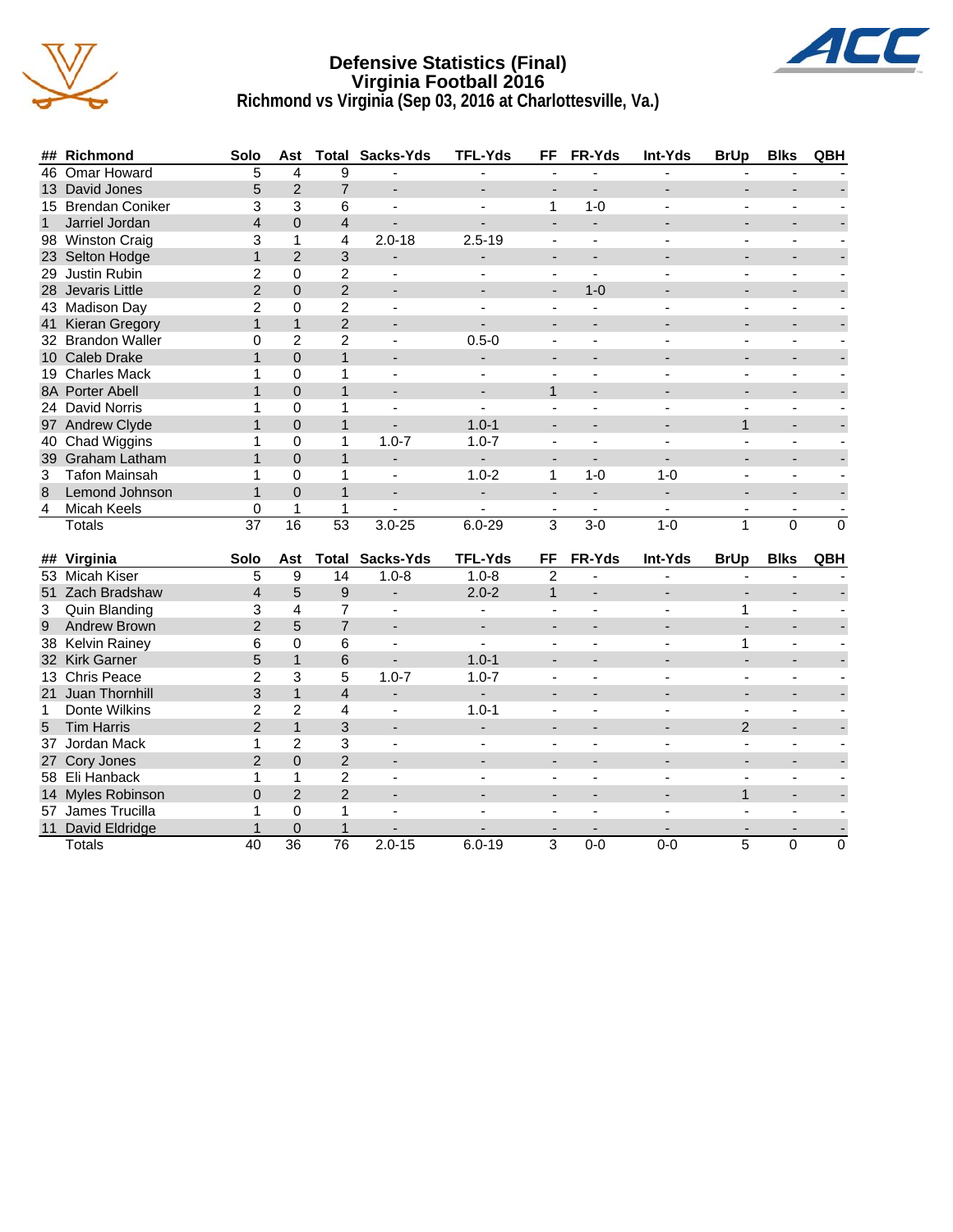# Defensive Statistics (Final)
## Virginia Football 2016
### Richmond vs Virginia (Sep 03, 2016 at Charlottesville, Va.)

| ## | Richmond | Solo | Ast | Total | Sacks-Yds | TFL-Yds | FF | FR-Yds | Int-Yds | BrUp | Blks | QBH |
|---|---|---|---|---|---|---|---|---|---|---|---|---|
| 46 | Omar Howard | 5 | 4 | 9 | - | - | - | - | - | - | - | - |
| 13 | David Jones | 5 | 2 | 7 | - | - | - | - | - | - | - | - |
| 15 | Brendan Coniker | 3 | 3 | 6 | - | - | 1 | 1-0 | - | - | - | - |
| 1 | Jarriel Jordan | 4 | 0 | 4 | - | - | - | - | - | - | - | - |
| 98 | Winston Craig | 3 | 1 | 4 | 2.0-18 | 2.5-19 | - | - | - | - | - | - |
| 23 | Selton Hodge | 1 | 2 | 3 | - | - | - | - | - | - | - | - |
| 29 | Justin Rubin | 2 | 0 | 2 | - | - | - | - | - | - | - | - |
| 28 | Jevaris Little | 2 | 0 | 2 | - | - | - | 1-0 | - | - | - | - |
| 43 | Madison Day | 2 | 0 | 2 | - | - | - | - | - | - | - | - |
| 41 | Kieran Gregory | 1 | 1 | 2 | - | - | - | - | - | - | - | - |
| 32 | Brandon Waller | 0 | 2 | 2 | - | 0.5-0 | - | - | - | - | - | - |
| 10 | Caleb Drake | 1 | 0 | 1 | - | - | - | - | - | - | - | - |
| 19 | Charles Mack | 1 | 0 | 1 | - | - | - | - | - | - | - | - |
| 8A | Porter Abell | 1 | 0 | 1 | - | - | 1 | - | - | - | - | - |
| 24 | David Norris | 1 | 0 | 1 | - | - | - | - | - | - | - | - |
| 97 | Andrew Clyde | 1 | 0 | 1 | - | 1.0-1 | - | - | - | 1 | - | - |
| 40 | Chad Wiggins | 1 | 0 | 1 | 1.0-7 | 1.0-7 | - | - | - | - | - | - |
| 39 | Graham Latham | 1 | 0 | 1 | - | - | - | - | - | - | - | - |
| 3 | Tafon Mainsah | 1 | 0 | 1 | - | 1.0-2 | 1 | 1-0 | 1-0 | - | - | - |
| 8 | Lemond Johnson | 1 | 0 | 1 | - | - | - | - | - | - | - | - |
| 4 | Micah Keels | 0 | 1 | 1 | - | - | - | - | - | - | - | - |
| | Totals | 37 | 16 | 53 | 3.0-25 | 6.0-29 | 3 | 3-0 | 1-0 | 1 | 0 | 0 |

| ## | Virginia | Solo | Ast | Total | Sacks-Yds | TFL-Yds | FF | FR-Yds | Int-Yds | BrUp | Blks | QBH |
|---|---|---|---|---|---|---|---|---|---|---|---|---|
| 53 | Micah Kiser | 5 | 9 | 14 | 1.0-8 | 1.0-8 | 2 | - | - | - | - | - |
| 51 | Zach Bradshaw | 4 | 5 | 9 | - | 2.0-2 | 1 | - | - | - | - | - |
| 3 | Quin Blanding | 3 | 4 | 7 | - | - | - | - | - | 1 | - | - |
| 9 | Andrew Brown | 2 | 5 | 7 | - | - | - | - | - | - | - | - |
| 38 | Kelvin Rainey | 6 | 0 | 6 | - | - | - | - | - | 1 | - | - |
| 32 | Kirk Garner | 5 | 1 | 6 | - | 1.0-1 | - | - | - | - | - | - |
| 13 | Chris Peace | 2 | 3 | 5 | 1.0-7 | 1.0-7 | - | - | - | - | - | - |
| 21 | Juan Thornhill | 3 | 1 | 4 | - | - | - | - | - | - | - | - |
| 1 | Donte Wilkins | 2 | 2 | 4 | - | 1.0-1 | - | - | - | - | - | - |
| 5 | Tim Harris | 2 | 1 | 3 | - | - | - | - | - | 2 | - | - |
| 37 | Jordan Mack | 1 | 2 | 3 | - | - | - | - | - | - | - | - |
| 27 | Cory Jones | 2 | 0 | 2 | - | - | - | - | - | - | - | - |
| 58 | Eli Hanback | 1 | 1 | 2 | - | - | - | - | - | - | - | - |
| 14 | Myles Robinson | 0 | 2 | 2 | - | - | - | - | - | 1 | - | - |
| 57 | James Trucilla | 1 | 0 | 1 | - | - | - | - | - | - | - | - |
| 11 | David Eldridge | 1 | 0 | 1 | - | - | - | - | - | - | - | - |
| | Totals | 40 | 36 | 76 | 2.0-15 | 6.0-19 | 3 | 0-0 | 0-0 | 5 | 0 | 0 |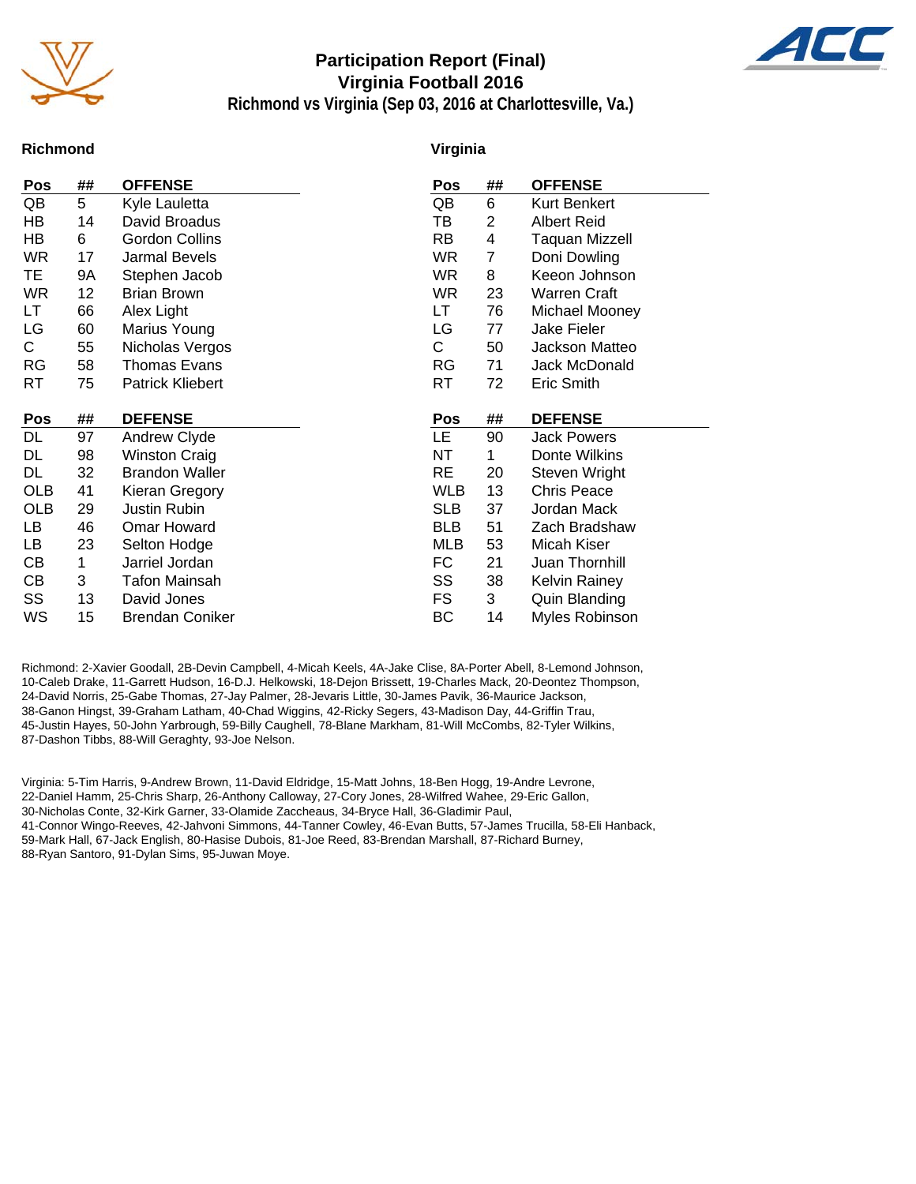# Participation Report (Final)
## Virginia Football 2016
### Richmond vs Virginia (Sep 03, 2016 at Charlottesville, Va.)

**Richmond**

| Pos | ## | OFFENSE |
|---|---|---|
| QB | 5 | Kyle Lauletta |
| HB | 14 | David Broadus |
| HB | 6 | Gordon Collins |
| WR | 17 | Jarmal Bevels |
| TE | 9A | Stephen Jacob |
| WR | 12 | Brian Brown |
| LT | 66 | Alex Light |
| LG | 60 | Marius Young |
| C | 55 | Nicholas Vergos |
| RG | 58 | Thomas Evans |
| RT | 75 | Patrick Kliebert |

| Pos | ## | DEFENSE |
|---|---|---|
| DL | 97 | Andrew Clyde |
| DL | 98 | Winston Craig |
| DL | 32 | Brandon Waller |
| OLB | 41 | Kieran Gregory |
| OLB | 29 | Justin Rubin |
| LB | 46 | Omar Howard |
| LB | 23 | Selton Hodge |
| CB | 1 | Jarriel Jordan |
| CB | 3 | Tafon Mainsah |
| SS | 13 | David Jones |
| WS | 15 | Brendan Coniker |

**Virginia**

| Pos | ## | OFFENSE |
|---|---|---|
| QB | 6 | Kurt Benkert |
| TB | 2 | Albert Reid |
| RB | 4 | Taquan Mizzell |
| WR | 7 | Doni Dowling |
| WR | 8 | Keeon Johnson |
| WR | 23 | Warren Craft |
| LT | 76 | Michael Mooney |
| LG | 77 | Jake Fieler |
| C | 50 | Jackson Matteo |
| RG | 71 | Jack McDonald |
| RT | 72 | Eric Smith |

| Pos | ## | DEFENSE |
|---|---|---|
| LE | 90 | Jack Powers |
| NT | 1 | Donte Wilkins |
| RE | 20 | Steven Wright |
| WLB | 13 | Chris Peace |
| SLB | 37 | Jordan Mack |
| BLB | 51 | Zach Bradshaw |
| MLB | 53 | Micah Kiser |
| FC | 21 | Juan Thornhill |
| SS | 38 | Kelvin Rainey |
| FS | 3 | Quin Blanding |
| BC | 14 | Myles Robinson |

Richmond: 2-Xavier Goodall, 2B-Devin Campbell, 4-Micah Keels, 4A-Jake Clise, 8A-Porter Abell, 8-Lemond Johnson, 10-Caleb Drake, 11-Garrett Hudson, 16-D.J. Helkowski, 18-Dejon Brissett, 19-Charles Mack, 20-Deontez Thompson, 24-David Norris, 25-Gabe Thomas, 27-Jay Palmer, 28-Jevaris Little, 30-James Pavik, 36-Maurice Jackson, 38-Ganon Hingst, 39-Graham Latham, 40-Chad Wiggins, 42-Ricky Segers, 43-Madison Day, 44-Griffin Trau, 45-Justin Hayes, 50-John Yarbrough, 59-Billy Caughell, 78-Blane Markham, 81-Will McCombs, 82-Tyler Wilkins, 87-Dashon Tibbs, 88-Will Geraghty, 93-Joe Nelson.

Virginia: 5-Tim Harris, 9-Andrew Brown, 11-David Eldridge, 15-Matt Johns, 18-Ben Hogg, 19-Andre Levrone, 22-Daniel Hamm, 25-Chris Sharp, 26-Anthony Calloway, 27-Cory Jones, 28-Wilfred Wahee, 29-Eric Gallon, 30-Nicholas Conte, 32-Kirk Garner, 33-Olamide Zaccheaus, 34-Bryce Hall, 36-Gladimir Paul, 41-Connor Wingo-Reeves, 42-Jahvoni Simmons, 44-Tanner Cowley, 46-Evan Butts, 57-James Trucilla, 58-Eli Hanback, 59-Mark Hall, 67-Jack English, 80-Hasise Dubois, 81-Joe Reed, 83-Brendan Marshall, 87-Richard Burney, 88-Ryan Santoro, 91-Dylan Sims, 95-Juwan Moye.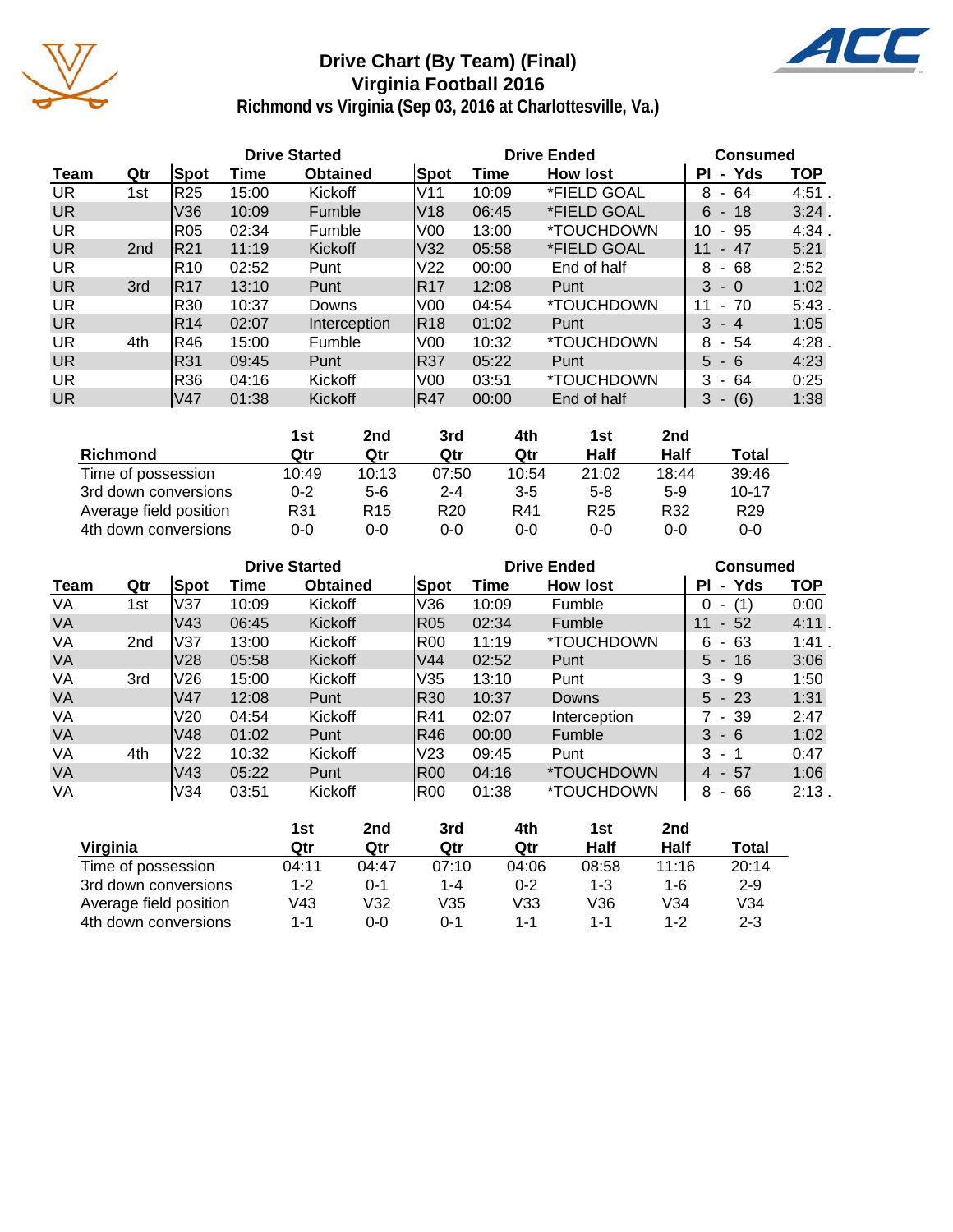# Drive Chart (By Team) (Final)
## Virginia Football 2016
### Richmond vs Virginia (Sep 03, 2016 at Charlottesville, Va.)

| | | Drive Started | | | Drive Ended | | | Consumed | |
|---|---|---|---|---|---|---|---|---|---|
| Team | Qtr | Spot | Time | Obtained | Spot | Time | How lost | Pl - Yds | TOP |
| UR | 1st | R25 | 15:00 | Kickoff | V11 | 10:09 | *FIELD GOAL | 8 - 64 | 4:51 . |
| UR | | V36 | 10:09 | Fumble | V18 | 06:45 | *FIELD GOAL | 6 - 18 | 3:24 . |
| UR | | R05 | 02:34 | Fumble | V00 | 13:00 | *TOUCHDOWN | 10 - 95 | 4:34 . |
| UR | 2nd | R21 | 11:19 | Kickoff | V32 | 05:58 | *FIELD GOAL | 11 - 47 | 5:21 |
| UR | | R10 | 02:52 | Punt | V22 | 00:00 | End of half | 8 - 68 | 2:52 |
| UR | 3rd | R17 | 13:10 | Punt | R17 | 12:08 | Punt | 3 - 0 | 1:02 |
| UR | | R30 | 10:37 | Downs | V00 | 04:54 | *TOUCHDOWN | 11 - 70 | 5:43 . |
| UR | | R14 | 02:07 | Interception | R18 | 01:02 | Punt | 3 - 4 | 1:05 |
| UR | 4th | R46 | 15:00 | Fumble | V00 | 10:32 | *TOUCHDOWN | 8 - 54 | 4:28 . |
| UR | | R31 | 09:45 | Punt | R37 | 05:22 | Punt | 5 - 6 | 4:23 |
| UR | | R36 | 04:16 | Kickoff | V00 | 03:51 | *TOUCHDOWN | 3 - 64 | 0:25 |
| UR | | V47 | 01:38 | Kickoff | R47 | 00:00 | End of half | 3 - (6) | 1:38 |

| Richmond | 1st Qtr | 2nd Qtr | 3rd Qtr | 4th Qtr | 1st Half | 2nd Half | Total |
|---|---|---|---|---|---|---|---|
| Time of possession | 10:49 | 10:13 | 07:50 | 10:54 | 21:02 | 18:44 | 39:46 |
| 3rd down conversions | 0-2 | 5-6 | 2-4 | 3-5 | 5-8 | 5-9 | 10-17 |
| Average field position | R31 | R15 | R20 | R41 | R25 | R32 | R29 |
| 4th down conversions | 0-0 | 0-0 | 0-0 | 0-0 | 0-0 | 0-0 | 0-0 |

| | | Drive Started | | | Drive Ended | | | Consumed | |
|---|---|---|---|---|---|---|---|---|---|
| Team | Qtr | Spot | Time | Obtained | Spot | Time | How lost | Pl - Yds | TOP |
| VA | 1st | V37 | 10:09 | Kickoff | V36 | 10:09 | Fumble | 0 - (1) | 0:00 |
| VA | | V43 | 06:45 | Kickoff | R05 | 02:34 | Fumble | 11 - 52 | 4:11 . |
| VA | 2nd | V37 | 13:00 | Kickoff | R00 | 11:19 | *TOUCHDOWN | 6 - 63 | 1:41 . |
| VA | | V28 | 05:58 | Kickoff | V44 | 02:52 | Punt | 5 - 16 | 3:06 |
| VA | 3rd | V26 | 15:00 | Kickoff | V35 | 13:10 | Punt | 3 - 9 | 1:50 |
| VA | | V47 | 12:08 | Punt | R30 | 10:37 | Downs | 5 - 23 | 1:31 |
| VA | | V20 | 04:54 | Kickoff | R41 | 02:07 | Interception | 7 - 39 | 2:47 |
| VA | | V48 | 01:02 | Punt | R46 | 00:00 | Fumble | 3 - 6 | 1:02 |
| VA | 4th | V22 | 10:32 | Kickoff | V23 | 09:45 | Punt | 3 - 1 | 0:47 |
| VA | | V43 | 05:22 | Punt | R00 | 04:16 | *TOUCHDOWN | 4 - 57 | 1:06 |
| VA | | V34 | 03:51 | Kickoff | R00 | 01:38 | *TOUCHDOWN | 8 - 66 | 2:13 . |

| Virginia | 1st Qtr | 2nd Qtr | 3rd Qtr | 4th Qtr | 1st Half | 2nd Half | Total |
|---|---|---|---|---|---|---|---|
| Time of possession | 04:11 | 04:47 | 07:10 | 04:06 | 08:58 | 11:16 | 20:14 |
| 3rd down conversions | 1-2 | 0-1 | 1-4 | 0-2 | 1-3 | 1-6 | 2-9 |
| Average field position | V43 | V32 | V35 | V33 | V36 | V34 | V34 |
| 4th down conversions | 1-1 | 0-0 | 0-1 | 1-1 | 1-1 | 1-2 | 2-3 |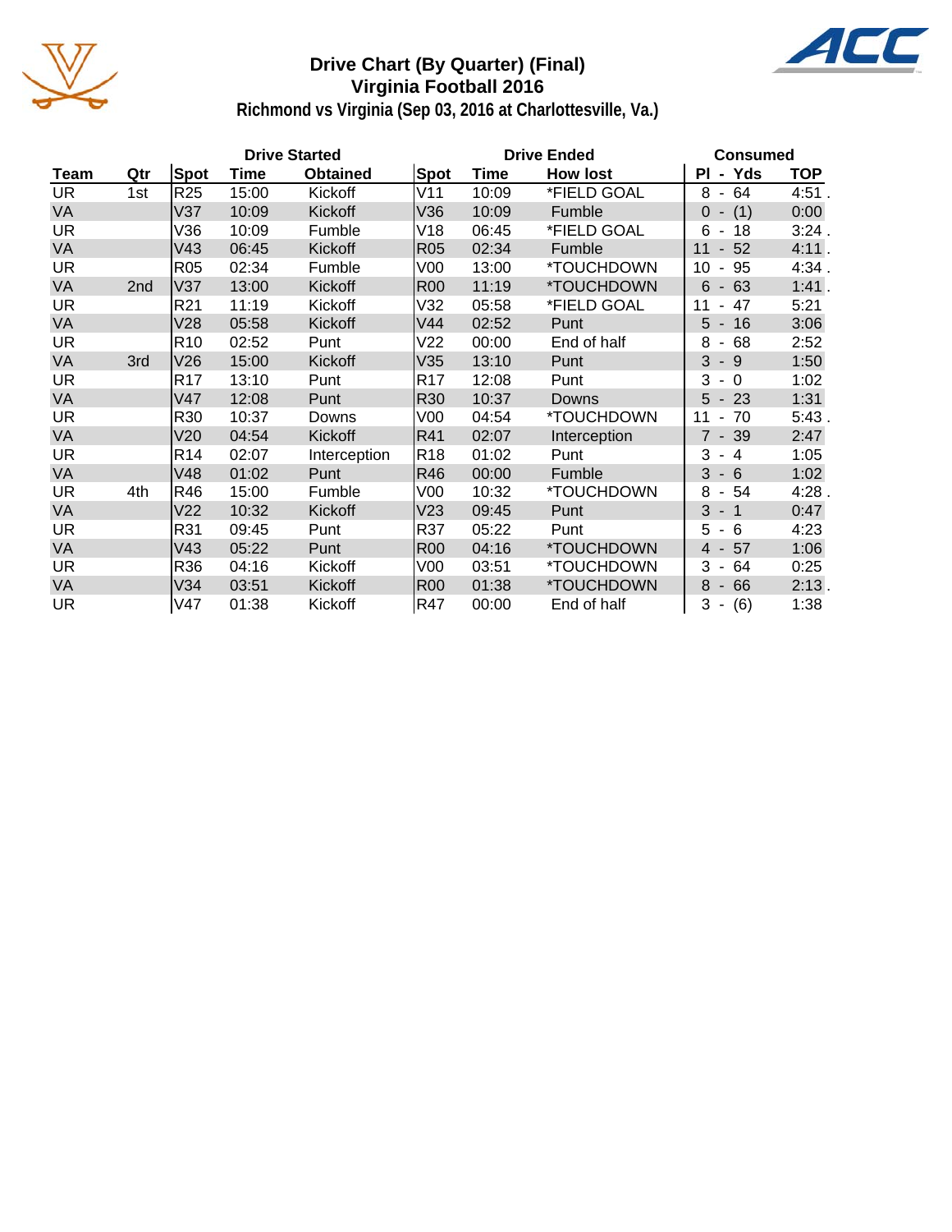# Drive Chart (By Quarter) (Final)
## Virginia Football 2016
### Richmond vs Virginia (Sep 03, 2016 at Charlottesville, Va.)

| Team | Qtr | Drive Started Spot | Drive Started Time | Drive Started Obtained | Drive Ended Spot | Drive Ended Time | Drive Ended How lost | Consumed Pl - Yds | Consumed TOP |
|---|---|---|---|---|---|---|---|---|---|
| UR | 1st | R25 | 15:00 | Kickoff | V11 | 10:09 | *FIELD GOAL | 8 - 64 | 4:51 . |
| VA | | V37 | 10:09 | Kickoff | V36 | 10:09 | Fumble | 0 - (1) | 0:00 |
| UR | | V36 | 10:09 | Fumble | V18 | 06:45 | *FIELD GOAL | 6 - 18 | 3:24 . |
| VA | | V43 | 06:45 | Kickoff | R05 | 02:34 | Fumble | 11 - 52 | 4:11 . |
| UR | | R05 | 02:34 | Fumble | V00 | 13:00 | *TOUCHDOWN | 10 - 95 | 4:34 . |
| VA | 2nd | V37 | 13:00 | Kickoff | R00 | 11:19 | *TOUCHDOWN | 6 - 63 | 1:41 . |
| UR | | R21 | 11:19 | Kickoff | V32 | 05:58 | *FIELD GOAL | 11 - 47 | 5:21 |
| VA | | V28 | 05:58 | Kickoff | V44 | 02:52 | Punt | 5 - 16 | 3:06 |
| UR | | R10 | 02:52 | Punt | V22 | 00:00 | End of half | 8 - 68 | 2:52 |
| VA | 3rd | V26 | 15:00 | Kickoff | V35 | 13:10 | Punt | 3 - 9 | 1:50 |
| UR | | R17 | 13:10 | Punt | R17 | 12:08 | Punt | 3 - 0 | 1:02 |
| VA | | V47 | 12:08 | Punt | R30 | 10:37 | Downs | 5 - 23 | 1:31 |
| UR | | R30 | 10:37 | Downs | V00 | 04:54 | *TOUCHDOWN | 11 - 70 | 5:43 . |
| VA | | V20 | 04:54 | Kickoff | R41 | 02:07 | Interception | 7 - 39 | 2:47 |
| UR | | R14 | 02:07 | Interception | R18 | 01:02 | Punt | 3 - 4 | 1:05 |
| VA | | V48 | 01:02 | Punt | R46 | 00:00 | Fumble | 3 - 6 | 1:02 |
| UR | 4th | R46 | 15:00 | Fumble | V00 | 10:32 | *TOUCHDOWN | 8 - 54 | 4:28 . |
| VA | | V22 | 10:32 | Kickoff | V23 | 09:45 | Punt | 3 - 1 | 0:47 |
| UR | | R31 | 09:45 | Punt | R37 | 05:22 | Punt | 5 - 6 | 4:23 |
| VA | | V43 | 05:22 | Punt | R00 | 04:16 | *TOUCHDOWN | 4 - 57 | 1:06 |
| UR | | R36 | 04:16 | Kickoff | V00 | 03:51 | *TOUCHDOWN | 3 - 64 | 0:25 |
| VA | | V34 | 03:51 | Kickoff | R00 | 01:38 | *TOUCHDOWN | 8 - 66 | 2:13 . |
| UR | | V47 | 01:38 | Kickoff | R47 | 00:00 | End of half | 3 - (6) | 1:38 |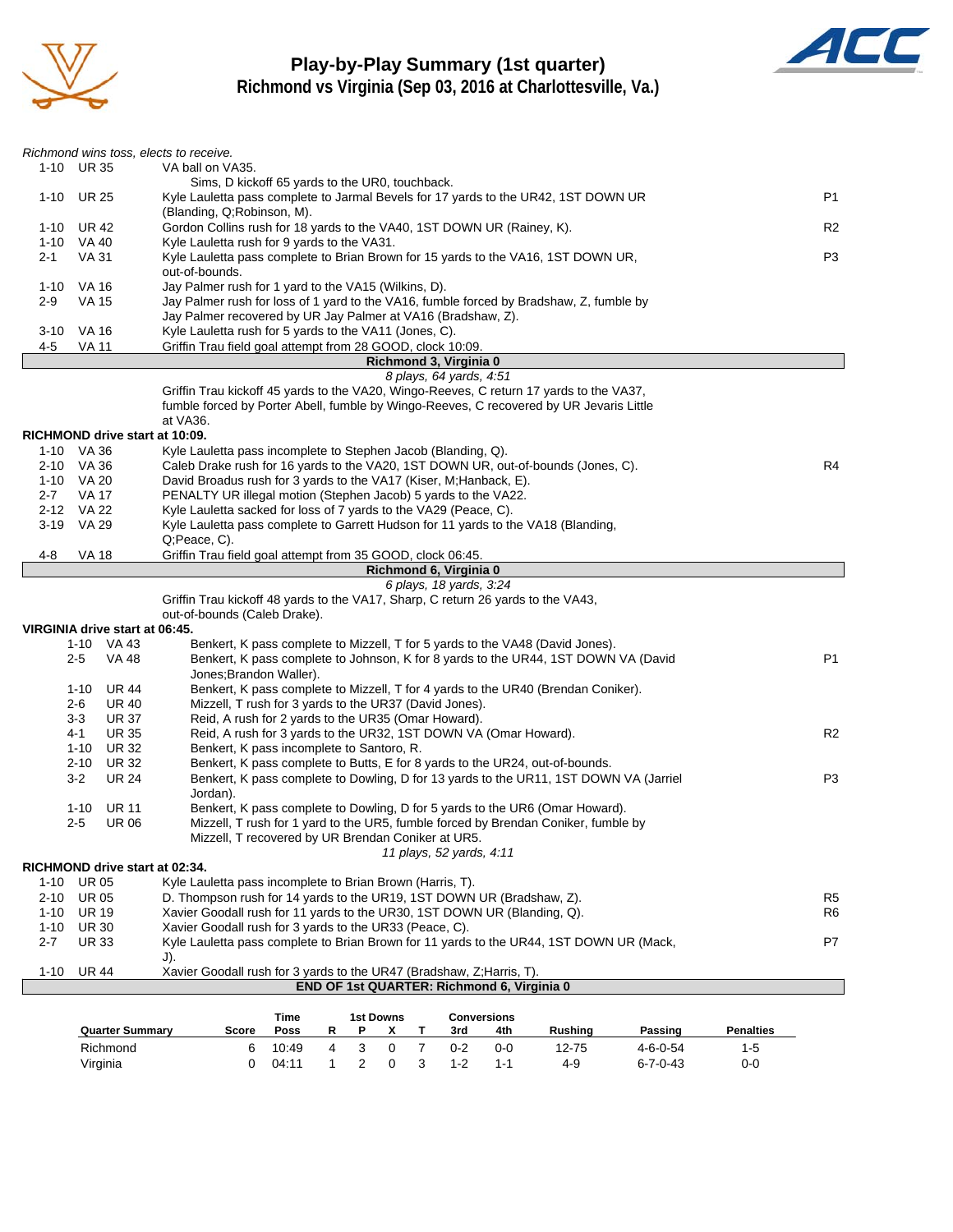# Play-by-Play Summary (1st quarter)

## Richmond vs Virginia (Sep 03, 2016 at Charlottesville, Va.)

*Richmond wins toss, elects to receive.*

| Down | Spot | Play | |
|---|---|---|---|
| 1-10 | UR 35 | VA ball on VA35. | |
| | | Sims, D kickoff 65 yards to the UR0, touchback. | |
| 1-10 | UR 25 | Kyle Lauletta pass complete to Jarmal Bevels for 17 yards to the UR42, 1ST DOWN UR (Blanding, Q;Robinson, M). | P1 |
| 1-10 | UR 42 | Gordon Collins rush for 18 yards to the VA40, 1ST DOWN UR (Rainey, K). | R2 |
| 1-10 | VA 40 | Kyle Lauletta rush for 9 yards to the VA31. | |
| 2-1 | VA 31 | Kyle Lauletta pass complete to Brian Brown for 15 yards to the VA16, 1ST DOWN UR, out-of-bounds. | P3 |
| 1-10 | VA 16 | Jay Palmer rush for 1 yard to the VA15 (Wilkins, D). | |
| 2-9 | VA 15 | Jay Palmer rush for loss of 1 yard to the VA16, fumble forced by Bradshaw, Z, fumble by Jay Palmer recovered by UR Jay Palmer at VA16 (Bradshaw, Z). | |
| 3-10 | VA 16 | Kyle Lauletta rush for 5 yards to the VA11 (Jones, C). | |
| 4-5 | VA 11 | Griffin Trau field goal attempt from 28 GOOD, clock 10:09. | |

**Richmond 3, Virginia 0**

*8 plays, 64 yards, 4:51*

Griffin Trau kickoff 45 yards to the VA20, Wingo-Reeves, C return 17 yards to the VA37, fumble forced by Porter Abell, fumble by Wingo-Reeves, C recovered by UR Jevaris Little at VA36.

**RICHMOND drive start at 10:09.**

| Down | Spot | Play | |
|---|---|---|---|
| 1-10 | VA 36 | Kyle Lauletta pass incomplete to Stephen Jacob (Blanding, Q). | |
| 2-10 | VA 36 | Caleb Drake rush for 16 yards to the VA20, 1ST DOWN UR, out-of-bounds (Jones, C). | R4 |
| 1-10 | VA 20 | David Broadus rush for 3 yards to the VA17 (Kiser, M;Hanback, E). | |
| 2-7 | VA 17 | PENALTY UR illegal motion (Stephen Jacob) 5 yards to the VA22. | |
| 2-12 | VA 22 | Kyle Lauletta sacked for loss of 7 yards to the VA29 (Peace, C). | |
| 3-19 | VA 29 | Kyle Lauletta pass complete to Garrett Hudson for 11 yards to the VA18 (Blanding, Q;Peace, C). | |
| 4-8 | VA 18 | Griffin Trau field goal attempt from 35 GOOD, clock 06:45. | |

**Richmond 6, Virginia 0**

*6 plays, 18 yards, 3:24*

Griffin Trau kickoff 48 yards to the VA17, Sharp, C return 26 yards to the VA43, out-of-bounds (Caleb Drake).

**VIRGINIA drive start at 06:45.**

| Down | Spot | Play | |
|---|---|---|---|
| 1-10 | VA 43 | Benkert, K pass complete to Mizzell, T for 5 yards to the VA48 (David Jones). | |
| 2-5 | VA 48 | Benkert, K pass complete to Johnson, K for 8 yards to the UR44, 1ST DOWN VA (David Jones;Brandon Waller). | P1 |
| 1-10 | UR 44 | Benkert, K pass complete to Mizzell, T for 4 yards to the UR40 (Brendan Coniker). | |
| 2-6 | UR 40 | Mizzell, T rush for 3 yards to the UR37 (David Jones). | |
| 3-3 | UR 37 | Reid, A rush for 2 yards to the UR35 (Omar Howard). | |
| 4-1 | UR 35 | Reid, A rush for 3 yards to the UR32, 1ST DOWN VA (Omar Howard). | R2 |
| 1-10 | UR 32 | Benkert, K pass incomplete to Santoro, R. | |
| 2-10 | UR 32 | Benkert, K pass complete to Butts, E for 8 yards to the UR24, out-of-bounds. | |
| 3-2 | UR 24 | Benkert, K pass complete to Dowling, D for 13 yards to the UR11, 1ST DOWN VA (Jarriel Jordan). | P3 |
| 1-10 | UR 11 | Benkert, K pass complete to Dowling, D for 5 yards to the UR6 (Omar Howard). | |
| 2-5 | UR 06 | Mizzell, T rush for 1 yard to the UR5, fumble forced by Brendan Coniker, fumble by Mizzell, T recovered by UR Brendan Coniker at UR5. | |

*11 plays, 52 yards, 4:11*

**RICHMOND drive start at 02:34.**

| Down | Spot | Play | |
|---|---|---|---|
| 1-10 | UR 05 | Kyle Lauletta pass incomplete to Brian Brown (Harris, T). | |
| 2-10 | UR 05 | D. Thompson rush for 14 yards to the UR19, 1ST DOWN UR (Bradshaw, Z). | R5 |
| 1-10 | UR 19 | Xavier Goodall rush for 11 yards to the UR30, 1ST DOWN UR (Blanding, Q). | R6 |
| 1-10 | UR 30 | Xavier Goodall rush for 3 yards to the UR33 (Peace, C). | |
| 2-7 | UR 33 | Kyle Lauletta pass complete to Brian Brown for 11 yards to the UR44, 1ST DOWN UR (Mack, J). | P7 |
| 1-10 | UR 44 | Xavier Goodall rush for 3 yards to the UR47 (Bradshaw, Z;Harris, T). | |

**END OF 1st QUARTER: Richmond 6, Virginia 0**

| Quarter Summary | Score | Time Poss | 1st Downs R | P | X | T | Conversions 3rd | 4th | Rushing | Passing | Penalties |
|---|---|---|---|---|---|---|---|---|---|---|---|
| Richmond | 6 | 10:49 | 4 | 3 | 0 | 7 | 0-2 | 0-0 | 12-75 | 4-6-0-54 | 1-5 |
| Virginia | 0 | 04:11 | 1 | 2 | 0 | 3 | 1-2 | 1-1 | 4-9 | 6-7-0-43 | 0-0 |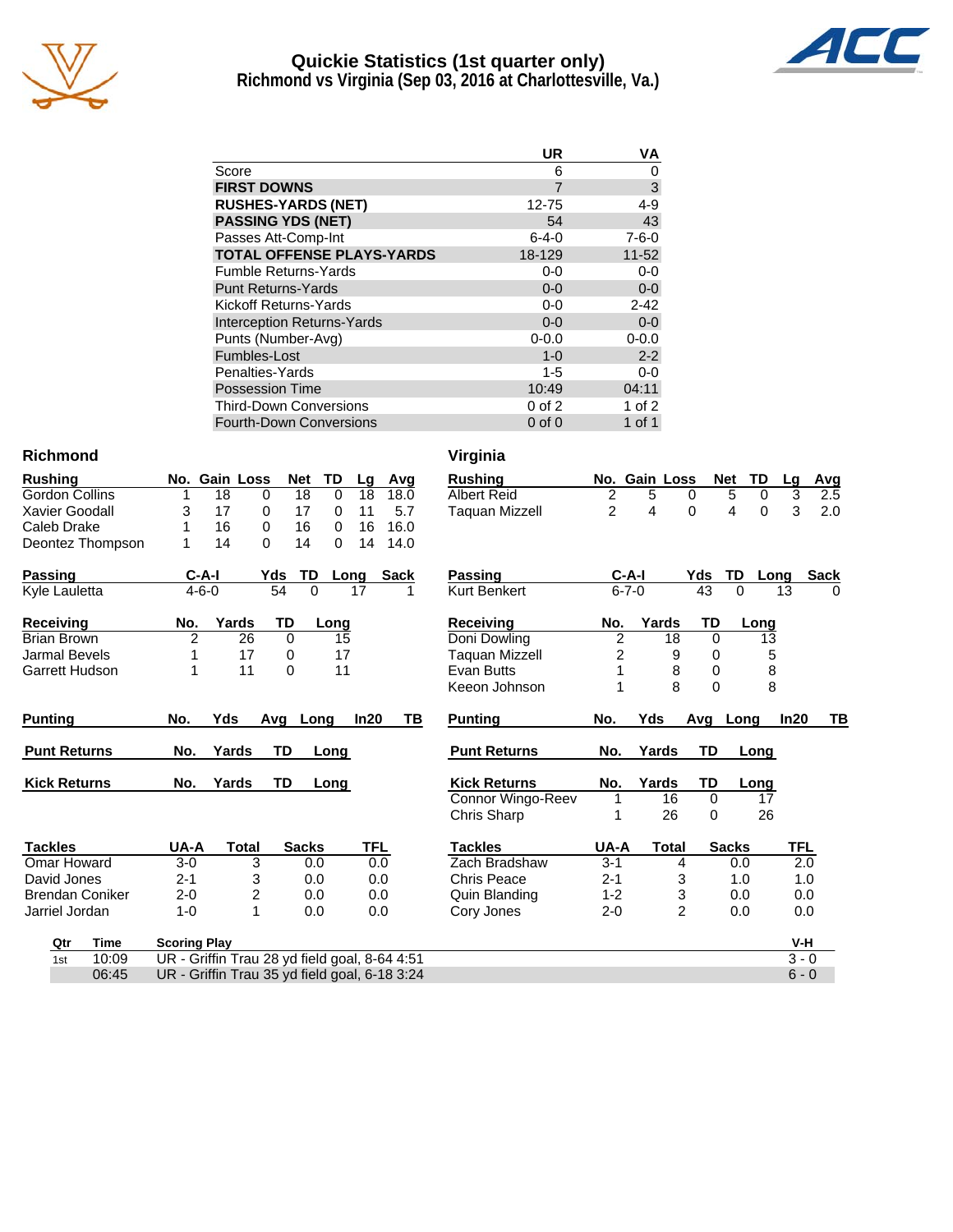# Quickie Statistics (1st quarter only)
## Richmond vs Virginia (Sep 03, 2016 at Charlottesville, Va.)

| | UR | VA |
|---|---|---|
| Score | 6 | 0 |
| **FIRST DOWNS** | 7 | 3 |
| **RUSHES-YARDS (NET)** | 12-75 | 4-9 |
| **PASSING YDS (NET)** | 54 | 43 |
| Passes Att-Comp-Int | 6-4-0 | 7-6-0 |
| **TOTAL OFFENSE PLAYS-YARDS** | 18-129 | 11-52 |
| Fumble Returns-Yards | 0-0 | 0-0 |
| Punt Returns-Yards | 0-0 | 0-0 |
| Kickoff Returns-Yards | 0-0 | 2-42 |
| Interception Returns-Yards | 0-0 | 0-0 |
| Punts (Number-Avg) | 0-0.0 | 0-0.0 |
| Fumbles-Lost | 1-0 | 2-2 |
| Penalties-Yards | 1-5 | 0-0 |
| Possession Time | 10:49 | 04:11 |
| Third-Down Conversions | 0 of 2 | 1 of 2 |
| Fourth-Down Conversions | 0 of 0 | 1 of 1 |

### Richmond

| Rushing | No. | Gain | Loss | Net | TD | Lg | Avg |
|---|---|---|---|---|---|---|---|
| Gordon Collins | 1 | 18 | 0 | 18 | 0 | 18 | 18.0 |
| Xavier Goodall | 3 | 17 | 0 | 17 | 0 | 11 | 5.7 |
| Caleb Drake | 1 | 16 | 0 | 16 | 0 | 16 | 16.0 |
| Deontez Thompson | 1 | 14 | 0 | 14 | 0 | 14 | 14.0 |

| Passing | C-A-I | Yds | TD | Long | Sack |
|---|---|---|---|---|---|
| Kyle Lauletta | 4-6-0 | 54 | 0 | 17 | 1 |

| Receiving | No. | Yards | TD | Long |
|---|---|---|---|---|
| Brian Brown | 2 | 26 | 0 | 15 |
| Jarmal Bevels | 1 | 17 | 0 | 17 |
| Garrett Hudson | 1 | 11 | 0 | 11 |

| Punting | No. | Yds | Avg | Long | In20 | TB |
|---|---|---|---|---|---|---|

| Punt Returns | No. | Yards | TD | Long |
|---|---|---|---|---|

| Kick Returns | No. | Yards | TD | Long |
|---|---|---|---|---|

| Tackles | UA-A | Total | Sacks | TFL |
|---|---|---|---|---|
| Omar Howard | 3-0 | 3 | 0.0 | 0.0 |
| David Jones | 2-1 | 3 | 0.0 | 0.0 |
| Brendan Coniker | 2-0 | 2 | 0.0 | 0.0 |
| Jarriel Jordan | 1-0 | 1 | 0.0 | 0.0 |

### Virginia

| Rushing | No. | Gain | Loss | Net | TD | Lg | Avg |
|---|---|---|---|---|---|---|---|
| Albert Reid | 2 | 5 | 0 | 5 | 0 | 3 | 2.5 |
| Taquan Mizzell | 2 | 4 | 0 | 4 | 0 | 3 | 2.0 |

| Passing | C-A-I | Yds | TD | Long | Sack |
|---|---|---|---|---|---|
| Kurt Benkert | 6-7-0 | 43 | 0 | 13 | 0 |

| Receiving | No. | Yards | TD | Long |
|---|---|---|---|---|
| Doni Dowling | 2 | 18 | 0 | 13 |
| Taquan Mizzell | 2 | 9 | 0 | 5 |
| Evan Butts | 1 | 8 | 0 | 8 |
| Keeon Johnson | 1 | 8 | 0 | 8 |

| Punting | No. | Yds | Avg | Long | In20 | TB |
|---|---|---|---|---|---|---|

| Punt Returns | No. | Yards | TD | Long |
|---|---|---|---|---|

| Kick Returns | No. | Yards | TD | Long |
|---|---|---|---|---|
| Connor Wingo-Reev | 1 | 16 | 0 | 17 |
| Chris Sharp | 1 | 26 | 0 | 26 |

| Tackles | UA-A | Total | Sacks | TFL |
|---|---|---|---|---|
| Zach Bradshaw | 3-1 | 4 | 0.0 | 2.0 |
| Chris Peace | 2-1 | 3 | 1.0 | 1.0 |
| Quin Blanding | 1-2 | 3 | 0.0 | 0.0 |
| Cory Jones | 2-0 | 2 | 0.0 | 0.0 |

| Qtr | Time | Scoring Play | V-H |
|---|---|---|---|
| 1st | 10:09 | UR - Griffin Trau 28 yd field goal, 8-64 4:51 | 3 - 0 |
| | 06:45 | UR - Griffin Trau 35 yd field goal, 6-18 3:24 | 6 - 0 |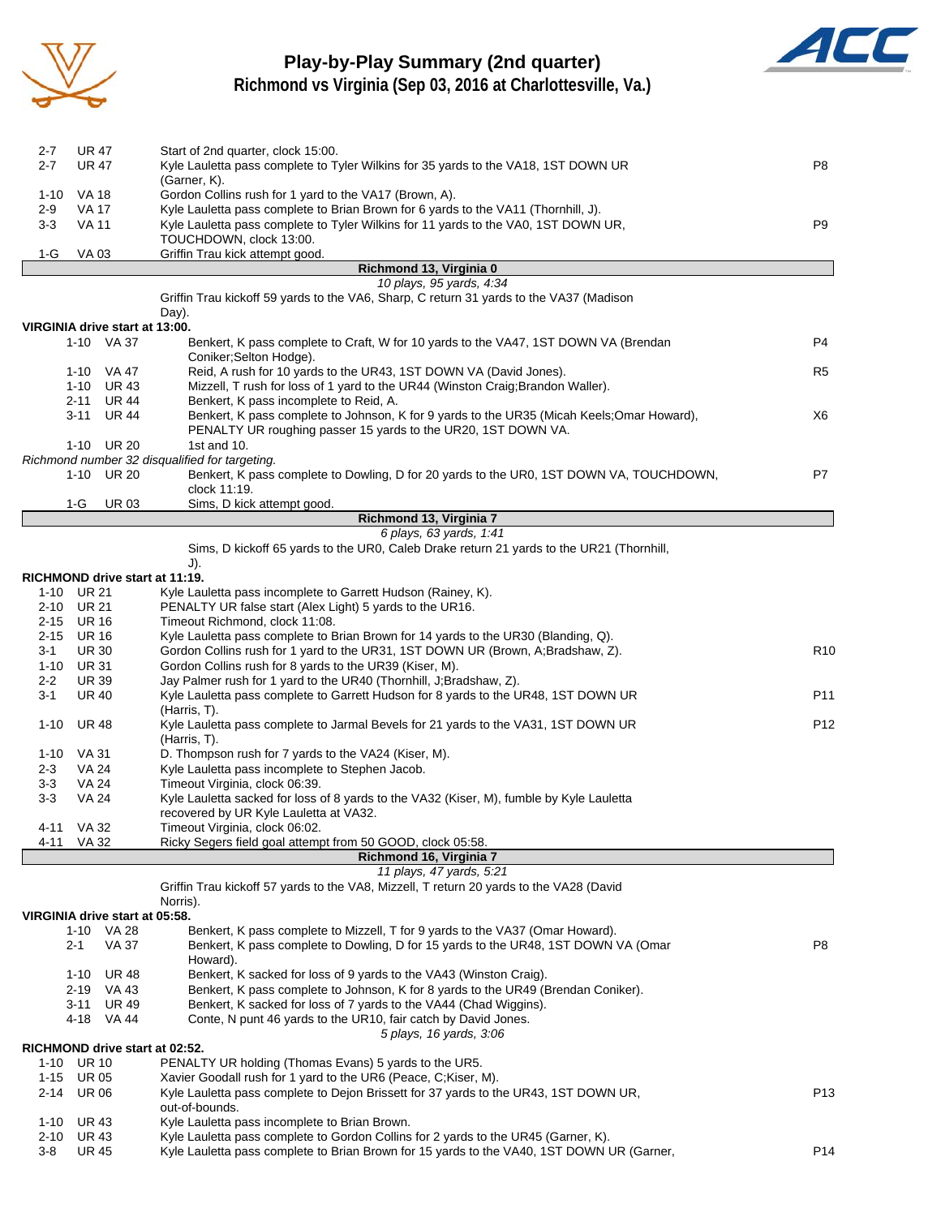# Play-by-Play Summary (2nd quarter)

## Richmond vs Virginia (Sep 03, 2016 at Charlottesville, Va.)

| Down | Spot | Play | |
|---|---|---|---|
| 2-7 | UR 47 | Start of 2nd quarter, clock 15:00. | |
| 2-7 | UR 47 | Kyle Lauletta pass complete to Tyler Wilkins for 35 yards to the VA18, 1ST DOWN UR (Garner, K). | P8 |
| 1-10 | VA 18 | Gordon Collins rush for 1 yard to the VA17 (Brown, A). | |
| 2-9 | VA 17 | Kyle Lauletta pass complete to Brian Brown for 6 yards to the VA11 (Thornhill, J). | |
| 3-3 | VA 11 | Kyle Lauletta pass complete to Tyler Wilkins for 11 yards to the VA0, 1ST DOWN UR, TOUCHDOWN, clock 13:00. | P9 |
| 1-G | VA 03 | Griffin Trau kick attempt good. | |

**Richmond 13, Virginia 0**

*10 plays, 95 yards, 4:34*

Griffin Trau kickoff 59 yards to the VA6, Sharp, C return 31 yards to the VA37 (Madison Day).

**VIRGINIA drive start at 13:00.**

| Down | Spot | Play | |
|---|---|---|---|
| 1-10 | VA 37 | Benkert, K pass complete to Craft, W for 10 yards to the VA47, 1ST DOWN VA (Brendan Coniker;Selton Hodge). | P4 |
| 1-10 | VA 47 | Reid, A rush for 10 yards to the UR43, 1ST DOWN VA (David Jones). | R5 |
| 1-10 | UR 43 | Mizzell, T rush for loss of 1 yard to the UR44 (Winston Craig;Brandon Waller). | |
| 2-11 | UR 44 | Benkert, K pass incomplete to Reid, A. | |
| 3-11 | UR 44 | Benkert, K pass complete to Johnson, K for 9 yards to the UR35 (Micah Keels;Omar Howard), PENALTY UR roughing passer 15 yards to the UR20, 1ST DOWN VA. | X6 |
| 1-10 | UR 20 | 1st and 10. | |

*Richmond number 32 disqualified for targeting.*

| Down | Spot | Play | |
|---|---|---|---|
| 1-10 | UR 20 | Benkert, K pass complete to Dowling, D for 20 yards to the UR0, 1ST DOWN VA, TOUCHDOWN, clock 11:19. | P7 |
| 1-G | UR 03 | Sims, D kick attempt good. | |

**Richmond 13, Virginia 7**

*6 plays, 63 yards, 1:41*

Sims, D kickoff 65 yards to the UR0, Caleb Drake return 21 yards to the UR21 (Thornhill, J).

**RICHMOND drive start at 11:19.**

| Down | Spot | Play | |
|---|---|---|---|
| 1-10 | UR 21 | Kyle Lauletta pass incomplete to Garrett Hudson (Rainey, K). | |
| 2-10 | UR 21 | PENALTY UR false start (Alex Light) 5 yards to the UR16. | |
| 2-15 | UR 16 | Timeout Richmond, clock 11:08. | |
| 2-15 | UR 16 | Kyle Lauletta pass complete to Brian Brown for 14 yards to the UR30 (Blanding, Q). | |
| 3-1 | UR 30 | Gordon Collins rush for 1 yard to the UR31, 1ST DOWN UR (Brown, A;Bradshaw, Z). | R10 |
| 1-10 | UR 31 | Gordon Collins rush for 8 yards to the UR39 (Kiser, M). | |
| 2-2 | UR 39 | Jay Palmer rush for 1 yard to the UR40 (Thornhill, J;Bradshaw, Z). | |
| 3-1 | UR 40 | Kyle Lauletta pass complete to Garrett Hudson for 8 yards to the UR48, 1ST DOWN UR (Harris, T). | P11 |
| 1-10 | UR 48 | Kyle Lauletta pass complete to Jarmal Bevels for 21 yards to the VA31, 1ST DOWN UR (Harris, T). | P12 |
| 1-10 | VA 31 | D. Thompson rush for 7 yards to the VA24 (Kiser, M). | |
| 2-3 | VA 24 | Kyle Lauletta pass incomplete to Stephen Jacob. | |
| 3-3 | VA 24 | Timeout Virginia, clock 06:39. | |
| 3-3 | VA 24 | Kyle Lauletta sacked for loss of 8 yards to the VA32 (Kiser, M), fumble by Kyle Lauletta recovered by UR Kyle Lauletta at VA32. | |
| 4-11 | VA 32 | Timeout Virginia, clock 06:02. | |
| 4-11 | VA 32 | Ricky Segers field goal attempt from 50 GOOD, clock 05:58. | |

**Richmond 16, Virginia 7**

*11 plays, 47 yards, 5:21*

Griffin Trau kickoff 57 yards to the VA8, Mizzell, T return 20 yards to the VA28 (David Norris).

**VIRGINIA drive start at 05:58.**

| Down | Spot | Play | |
|---|---|---|---|
| 1-10 | VA 28 | Benkert, K pass complete to Mizzell, T for 9 yards to the VA37 (Omar Howard). | |
| 2-1 | VA 37 | Benkert, K pass complete to Dowling, D for 15 yards to the UR48, 1ST DOWN VA (Omar Howard). | P8 |
| 1-10 | UR 48 | Benkert, K sacked for loss of 9 yards to the VA43 (Winston Craig). | |
| 2-19 | VA 43 | Benkert, K pass complete to Johnson, K for 8 yards to the UR49 (Brendan Coniker). | |
| 3-11 | UR 49 | Benkert, K sacked for loss of 7 yards to the VA44 (Chad Wiggins). | |
| 4-18 | VA 44 | Conte, N punt 46 yards to the UR10, fair catch by David Jones. | |

*5 plays, 16 yards, 3:06*

**RICHMOND drive start at 02:52.**

| Down | Spot | Play | |
|---|---|---|---|
| 1-10 | UR 10 | PENALTY UR holding (Thomas Evans) 5 yards to the UR5. | |
| 1-15 | UR 05 | Xavier Goodall rush for 1 yard to the UR6 (Peace, C;Kiser, M). | |
| 2-14 | UR 06 | Kyle Lauletta pass complete to Dejon Brissett for 37 yards to the UR43, 1ST DOWN UR, out-of-bounds. | P13 |
| 1-10 | UR 43 | Kyle Lauletta pass incomplete to Brian Brown. | |
| 2-10 | UR 43 | Kyle Lauletta pass complete to Gordon Collins for 2 yards to the UR45 (Garner, K). | |
| 3-8 | UR 45 | Kyle Lauletta pass complete to Brian Brown for 15 yards to the VA40, 1ST DOWN UR (Garner, | P14 |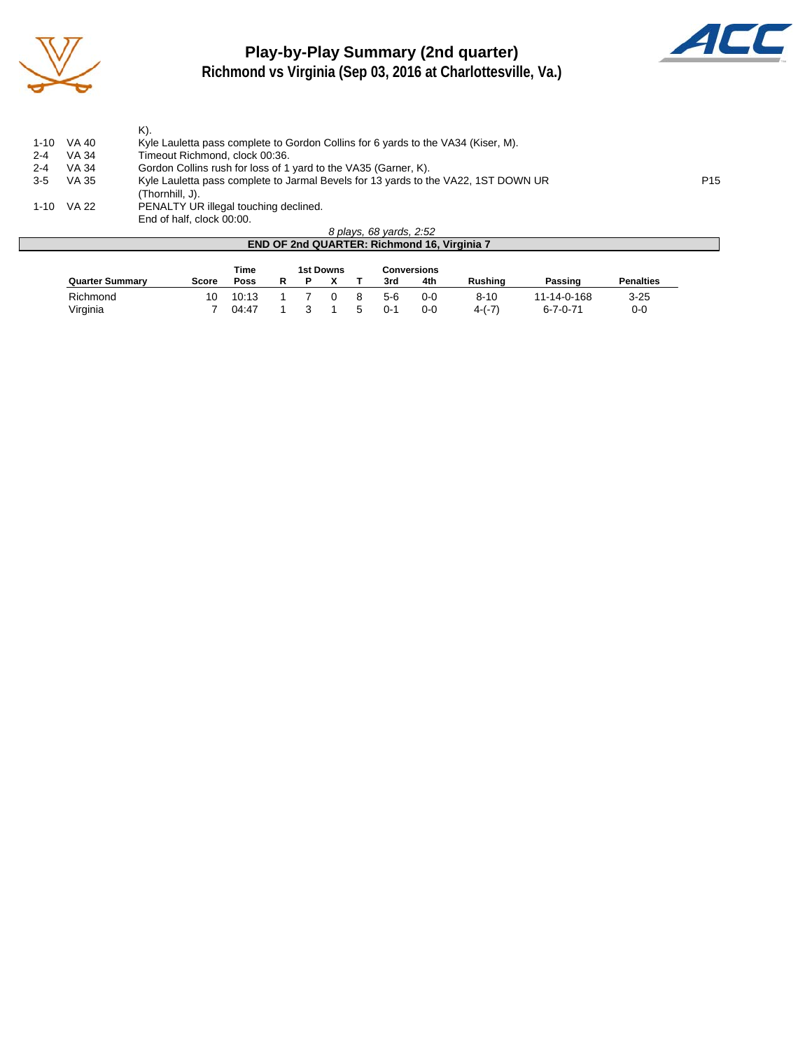# Play-by-Play Summary (2nd quarter)

## Richmond vs Virginia (Sep 03, 2016 at Charlottesville, Va.)

| | | | |
|---|---|---|---|
| | | K). | |
| 1-10 | VA 40 | Kyle Lauletta pass complete to Gordon Collins for 6 yards to the VA34 (Kiser, M). | |
| 2-4 | VA 34 | Timeout Richmond, clock 00:36. | |
| 2-4 | VA 34 | Gordon Collins rush for loss of 1 yard to the VA35 (Garner, K). | |
| 3-5 | VA 35 | Kyle Lauletta pass complete to Jarmal Bevels for 13 yards to the VA22, 1ST DOWN UR (Thornhill, J). | P15 |
| 1-10 | VA 22 | PENALTY UR illegal touching declined. | |
| | | End of half, clock 00:00. | |

*8 plays, 68 yards, 2:52*

**END OF 2nd QUARTER: Richmond 16, Virginia 7**

| Quarter Summary | Score | Time Poss | 1st Downs R | 1st Downs P | 1st Downs X | 1st Downs T | Conversions 3rd | Conversions 4th | Rushing | Passing | Penalties |
|---|---|---|---|---|---|---|---|---|---|---|---|
| Richmond | 10 | 10:13 | 1 | 7 | 0 | 8 | 5-6 | 0-0 | 8-10 | 11-14-0-168 | 3-25 |
| Virginia | 7 | 04:47 | 1 | 3 | 1 | 5 | 0-1 | 0-0 | 4-(-7) | 6-7-0-71 | 0-0 |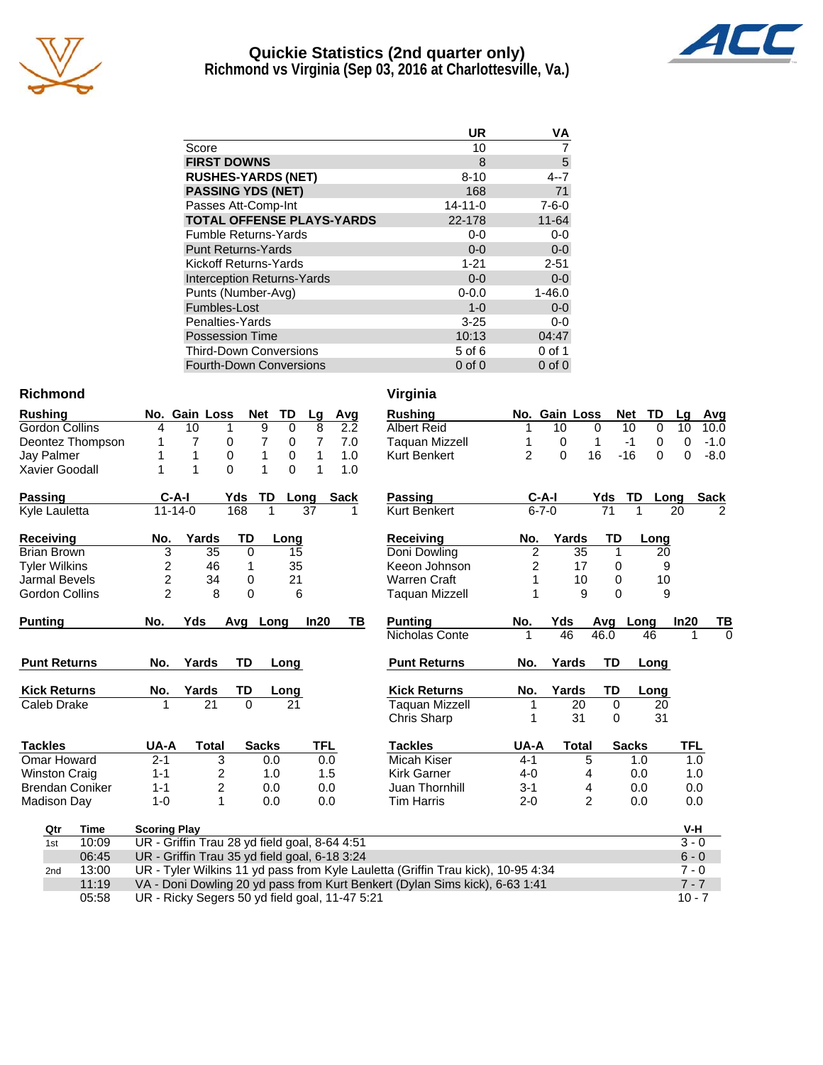# Quickie Statistics (2nd quarter only)

## Richmond vs Virginia (Sep 03, 2016 at Charlottesville, Va.)

| | UR | VA |
|---|---|---|
| Score | 10 | 7 |
| **FIRST DOWNS** | 8 | 5 |
| **RUSHES-YARDS (NET)** | 8-10 | 4--7 |
| **PASSING YDS (NET)** | 168 | 71 |
| Passes Att-Comp-Int | 14-11-0 | 7-6-0 |
| **TOTAL OFFENSE PLAYS-YARDS** | 22-178 | 11-64 |
| Fumble Returns-Yards | 0-0 | 0-0 |
| Punt Returns-Yards | 0-0 | 0-0 |
| Kickoff Returns-Yards | 1-21 | 2-51 |
| Interception Returns-Yards | 0-0 | 0-0 |
| Punts (Number-Avg) | 0-0.0 | 1-46.0 |
| Fumbles-Lost | 1-0 | 0-0 |
| Penalties-Yards | 3-25 | 0-0 |
| Possession Time | 10:13 | 04:47 |
| Third-Down Conversions | 5 of 6 | 0 of 1 |
| Fourth-Down Conversions | 0 of 0 | 0 of 0 |

## Richmond

| Rushing | No. | Gain | Loss | Net | TD | Lg | Avg |
|---|---|---|---|---|---|---|---|
| Gordon Collins | 4 | 10 | 1 | 9 | 0 | 8 | 2.2 |
| Deontez Thompson | 1 | 7 | 0 | 7 | 0 | 7 | 7.0 |
| Jay Palmer | 1 | 1 | 0 | 1 | 0 | 1 | 1.0 |
| Xavier Goodall | 1 | 1 | 0 | 1 | 0 | 1 | 1.0 |

| Passing | C-A-I | Yds | TD | Long | Sack |
|---|---|---|---|---|---|
| Kyle Lauletta | 11-14-0 | 168 | 1 | 37 | 1 |

| Receiving | No. | Yards | TD | Long |
|---|---|---|---|---|
| Brian Brown | 3 | 35 | 0 | 15 |
| Tyler Wilkins | 2 | 46 | 1 | 35 |
| Jarmal Bevels | 2 | 34 | 0 | 21 |
| Gordon Collins | 2 | 8 | 0 | 6 |

| Punting | No. | Yds | Avg | Long | In20 | TB |
|---|---|---|---|---|---|---|

| Punt Returns | No. | Yards | TD | Long |
|---|---|---|---|---|

| Kick Returns | No. | Yards | TD | Long |
|---|---|---|---|---|
| Caleb Drake | 1 | 21 | 0 | 21 |

| Tackles | UA-A | Total | Sacks | TFL |
|---|---|---|---|---|
| Omar Howard | 2-1 | 3 | 0.0 | 0.0 |
| Winston Craig | 1-1 | 2 | 1.0 | 1.5 |
| Brendan Coniker | 1-1 | 2 | 0.0 | 0.0 |
| Madison Day | 1-0 | 1 | 0.0 | 0.0 |

## Virginia

| Rushing | No. | Gain | Loss | Net | TD | Lg | Avg |
|---|---|---|---|---|---|---|---|
| Albert Reid | 1 | 10 | 0 | 10 | 0 | 10 | 10.0 |
| Taquan Mizzell | 1 | 0 | 1 | -1 | 0 | 0 | -1.0 |
| Kurt Benkert | 2 | 0 | 16 | -16 | 0 | 0 | -8.0 |

| Passing | C-A-I | Yds | TD | Long | Sack |
|---|---|---|---|---|---|
| Kurt Benkert | 6-7-0 | 71 | 1 | 20 | 2 |

| Receiving | No. | Yards | TD | Long |
|---|---|---|---|---|
| Doni Dowling | 2 | 35 | 1 | 20 |
| Keeon Johnson | 2 | 17 | 0 | 9 |
| Warren Craft | 1 | 10 | 0 | 10 |
| Taquan Mizzell | 1 | 9 | 0 | 9 |

| Punting | No. | Yds | Avg | Long | In20 | TB |
|---|---|---|---|---|---|---|
| Nicholas Conte | 1 | 46 | 46.0 | 46 | 1 | 0 |

| Punt Returns | No. | Yards | TD | Long |
|---|---|---|---|---|

| Kick Returns | No. | Yards | TD | Long |
|---|---|---|---|---|
| Taquan Mizzell | 1 | 20 | 0 | 20 |
| Chris Sharp | 1 | 31 | 0 | 31 |

| Tackles | UA-A | Total | Sacks | TFL |
|---|---|---|---|---|
| Micah Kiser | 4-1 | 5 | 1.0 | 1.0 |
| Kirk Garner | 4-0 | 4 | 0.0 | 1.0 |
| Juan Thornhill | 3-1 | 4 | 0.0 | 0.0 |
| Tim Harris | 2-0 | 2 | 0.0 | 0.0 |

## Scoring Summary

| Qtr | Time | Scoring Play | V-H |
|---|---|---|---|
| 1st | 10:09 | UR - Griffin Trau 28 yd field goal, 8-64 4:51 | 3 - 0 |
| | 06:45 | UR - Griffin Trau 35 yd field goal, 6-18 3:24 | 6 - 0 |
| 2nd | 13:00 | UR - Tyler Wilkins 11 yd pass from Kyle Lauletta (Griffin Trau kick), 10-95 4:34 | 7 - 0 |
| | 11:19 | VA - Doni Dowling 20 yd pass from Kurt Benkert (Dylan Sims kick), 6-63 1:41 | 7 - 7 |
| | 05:58 | UR - Ricky Segers 50 yd field goal, 11-47 5:21 | 10 - 7 |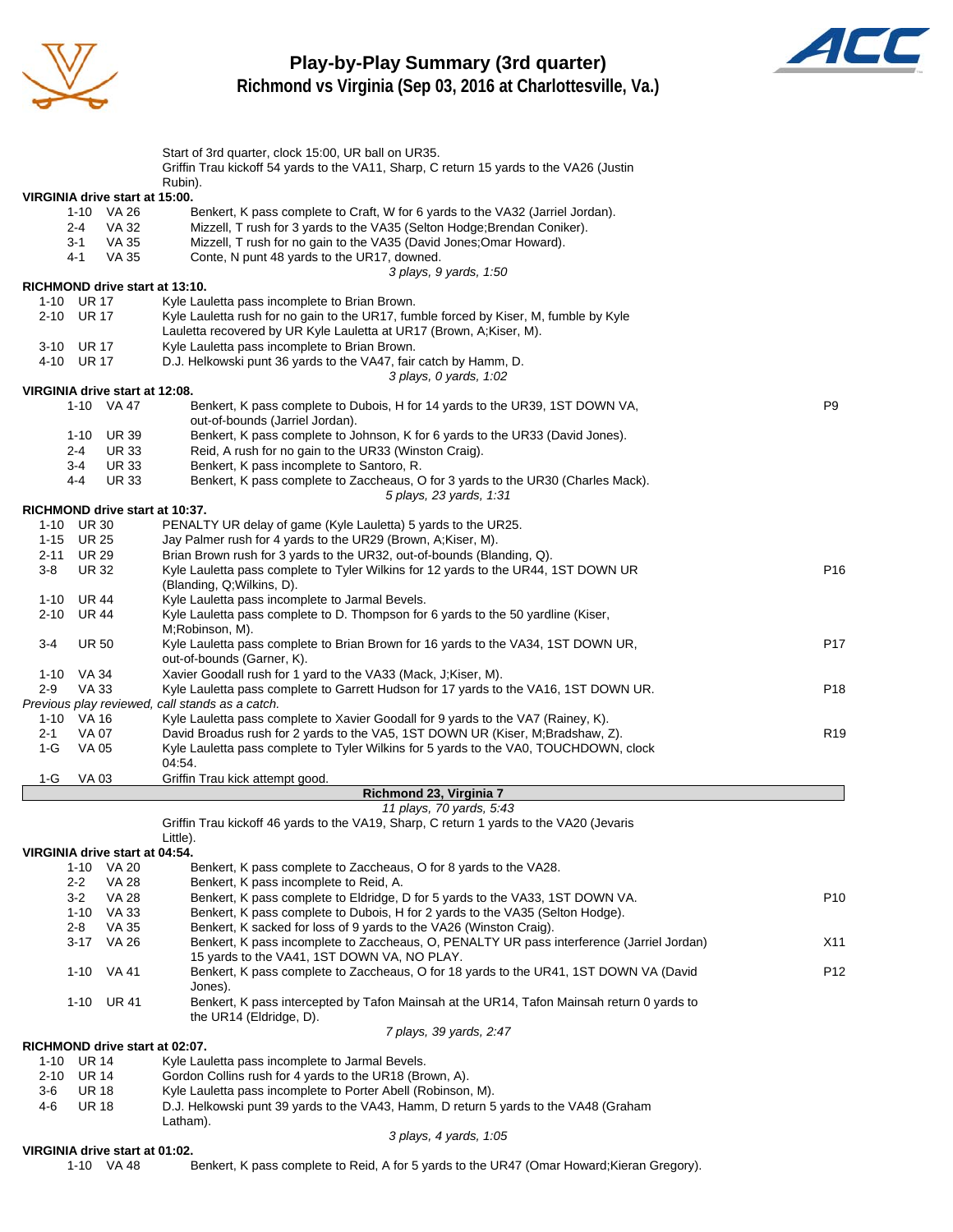# Play-by-Play Summary (3rd quarter)

## Richmond vs Virginia (Sep 03, 2016 at Charlottesville, Va.)

Start of 3rd quarter, clock 15:00, UR ball on UR35.
Griffin Trau kickoff 54 yards to the VA11, Sharp, C return 15 yards to the VA26 (Justin Rubin).

**VIRGINIA drive start at 15:00.**

| Down | Spot | Play | |
|---|---|---|---|
| 1-10 | VA 26 | Benkert, K pass complete to Craft, W for 6 yards to the VA32 (Jarriel Jordan). | |
| 2-4 | VA 32 | Mizzell, T rush for 3 yards to the VA35 (Selton Hodge;Brendan Coniker). | |
| 3-1 | VA 35 | Mizzell, T rush for no gain to the VA35 (David Jones;Omar Howard). | |
| 4-1 | VA 35 | Conte, N punt 48 yards to the UR17, downed. | |

*3 plays, 9 yards, 1:50*

**RICHMOND drive start at 13:10.**

| Down | Spot | Play | |
|---|---|---|---|
| 1-10 | UR 17 | Kyle Lauletta pass incomplete to Brian Brown. | |
| 2-10 | UR 17 | Kyle Lauletta rush for no gain to the UR17, fumble forced by Kiser, M, fumble by Kyle Lauletta recovered by UR Kyle Lauletta at UR17 (Brown, A;Kiser, M). | |
| 3-10 | UR 17 | Kyle Lauletta pass incomplete to Brian Brown. | |
| 4-10 | UR 17 | D.J. Helkowski punt 36 yards to the VA47, fair catch by Hamm, D. | |

*3 plays, 0 yards, 1:02*

**VIRGINIA drive start at 12:08.**

| Down | Spot | Play | |
|---|---|---|---|
| 1-10 | VA 47 | Benkert, K pass complete to Dubois, H for 14 yards to the UR39, 1ST DOWN VA, out-of-bounds (Jarriel Jordan). | P9 |
| 1-10 | UR 39 | Benkert, K pass complete to Johnson, K for 6 yards to the UR33 (David Jones). | |
| 2-4 | UR 33 | Reid, A rush for no gain to the UR33 (Winston Craig). | |
| 3-4 | UR 33 | Benkert, K pass incomplete to Santoro, R. | |
| 4-4 | UR 33 | Benkert, K pass complete to Zaccheaus, O for 3 yards to the UR30 (Charles Mack). | |

*5 plays, 23 yards, 1:31*

**RICHMOND drive start at 10:37.**

| Down | Spot | Play | |
|---|---|---|---|
| 1-10 | UR 30 | PENALTY UR delay of game (Kyle Lauletta) 5 yards to the UR25. | |
| 1-15 | UR 25 | Jay Palmer rush for 4 yards to the UR29 (Brown, A;Kiser, M). | |
| 2-11 | UR 29 | Brian Brown rush for 3 yards to the UR32, out-of-bounds (Blanding, Q). | |
| 3-8 | UR 32 | Kyle Lauletta pass complete to Tyler Wilkins for 12 yards to the UR44, 1ST DOWN UR (Blanding, Q;Wilkins, D). | P16 |
| 1-10 | UR 44 | Kyle Lauletta pass incomplete to Jarmal Bevels. | |
| 2-10 | UR 44 | Kyle Lauletta pass complete to D. Thompson for 6 yards to the 50 yardline (Kiser, M;Robinson, M). | |
| 3-4 | UR 50 | Kyle Lauletta pass complete to Brian Brown for 16 yards to the VA34, 1ST DOWN UR, out-of-bounds (Garner, K). | P17 |
| 1-10 | VA 34 | Xavier Goodall rush for 1 yard to the VA33 (Mack, J;Kiser, M). | |
| 2-9 | VA 33 | Kyle Lauletta pass complete to Garrett Hudson for 17 yards to the VA16, 1ST DOWN UR. | P18 |
| | | *Previous play reviewed, call stands as a catch.* | |
| 1-10 | VA 16 | Kyle Lauletta pass complete to Xavier Goodall for 9 yards to the VA7 (Rainey, K). | |
| 2-1 | VA 07 | David Broadus rush for 2 yards to the VA5, 1ST DOWN UR (Kiser, M;Bradshaw, Z). | R19 |
| 1-G | VA 05 | Kyle Lauletta pass complete to Tyler Wilkins for 5 yards to the VA0, TOUCHDOWN, clock 04:54. | |
| 1-G | VA 03 | Griffin Trau kick attempt good. | |

**Richmond 23, Virginia 7**

*11 plays, 70 yards, 5:43*

Griffin Trau kickoff 46 yards to the VA19, Sharp, C return 1 yards to the VA20 (Jevaris Little).

**VIRGINIA drive start at 04:54.**

| Down | Spot | Play | |
|---|---|---|---|
| 1-10 | VA 20 | Benkert, K pass complete to Zaccheaus, O for 8 yards to the VA28. | |
| 2-2 | VA 28 | Benkert, K pass incomplete to Reid, A. | |
| 3-2 | VA 28 | Benkert, K pass complete to Eldridge, D for 5 yards to the VA33, 1ST DOWN VA. | P10 |
| 1-10 | VA 33 | Benkert, K pass complete to Dubois, H for 2 yards to the VA35 (Selton Hodge). | |
| 2-8 | VA 35 | Benkert, K sacked for loss of 9 yards to the VA26 (Winston Craig). | |
| 3-17 | VA 26 | Benkert, K pass incomplete to Zaccheaus, O, PENALTY UR pass interference (Jarriel Jordan) 15 yards to the VA41, 1ST DOWN VA, NO PLAY. | X11 |
| 1-10 | VA 41 | Benkert, K pass complete to Zaccheaus, O for 18 yards to the UR41, 1ST DOWN VA (David Jones). | P12 |
| 1-10 | UR 41 | Benkert, K pass intercepted by Tafon Mainsah at the UR14, Tafon Mainsah return 0 yards to the UR14 (Eldridge, D). | |

*7 plays, 39 yards, 2:47*

**RICHMOND drive start at 02:07.**

| Down | Spot | Play | |
|---|---|---|---|
| 1-10 | UR 14 | Kyle Lauletta pass incomplete to Jarmal Bevels. | |
| 2-10 | UR 14 | Gordon Collins rush for 4 yards to the UR18 (Brown, A). | |
| 3-6 | UR 18 | Kyle Lauletta pass incomplete to Porter Abell (Robinson, M). | |
| 4-6 | UR 18 | D.J. Helkowski punt 39 yards to the VA43, Hamm, D return 5 yards to the VA48 (Graham Latham). | |

*3 plays, 4 yards, 1:05*

**VIRGINIA drive start at 01:02.**

| Down | Spot | Play | |
|---|---|---|---|
| 1-10 | VA 48 | Benkert, K pass complete to Reid, A for 5 yards to the UR47 (Omar Howard;Kieran Gregory). | |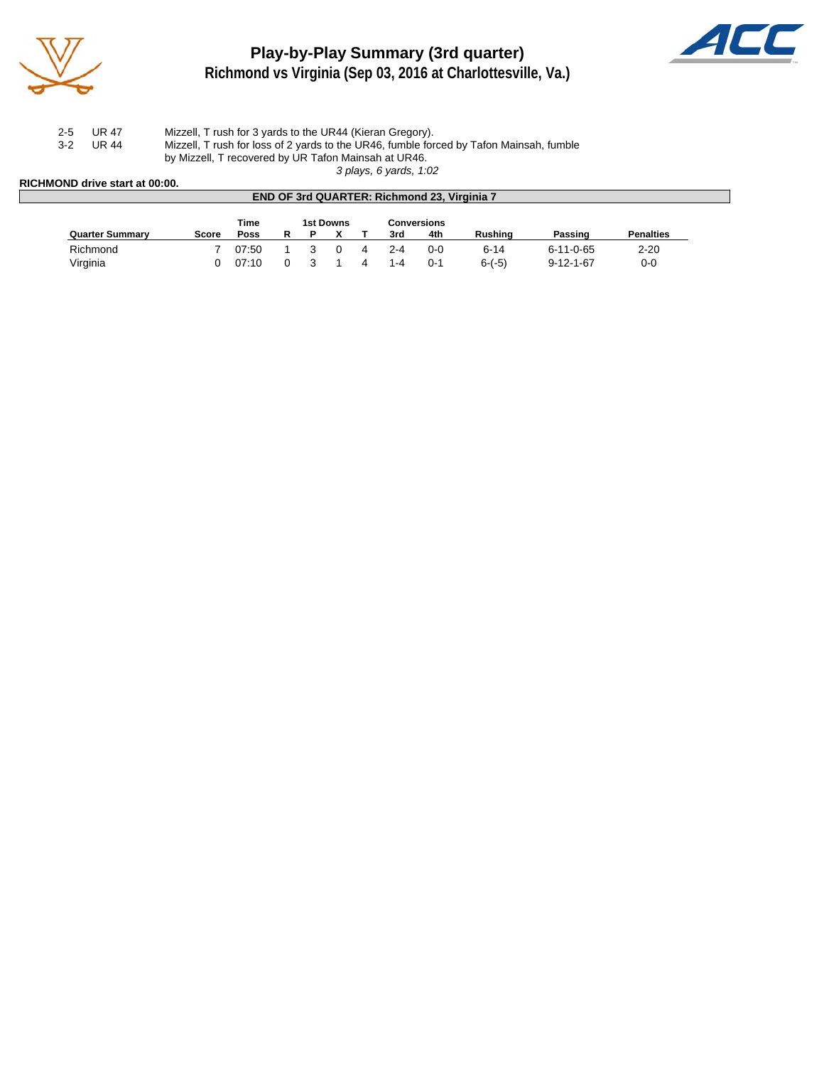# Play-by-Play Summary (3rd quarter)

## Richmond vs Virginia (Sep 03, 2016 at Charlottesville, Va.)

| | | |
|---|---|---|
| 2-5 | UR 47 | Mizzell, T rush for 3 yards to the UR44 (Kieran Gregory). |
| 3-2 | UR 44 | Mizzell, T rush for loss of 2 yards to the UR46, fumble forced by Tafon Mainsah, fumble by Mizzell, T recovered by UR Tafon Mainsah at UR46. |

*3 plays, 6 yards, 1:02*

**RICHMOND drive start at 00:00.**

**END OF 3rd QUARTER: Richmond 23, Virginia 7**

| Quarter Summary | Score | Time Poss | 1st Downs R | P | X | T | Conversions 3rd | 4th | Rushing | Passing | Penalties |
|---|---|---|---|---|---|---|---|---|---|---|---|
| Richmond | 7 | 07:50 | 1 | 3 | 0 | 4 | 2-4 | 0-0 | 6-14 | 6-11-0-65 | 2-20 |
| Virginia | 0 | 07:10 | 0 | 3 | 1 | 4 | 1-4 | 0-1 | 6-(-5) | 9-12-1-67 | 0-0 |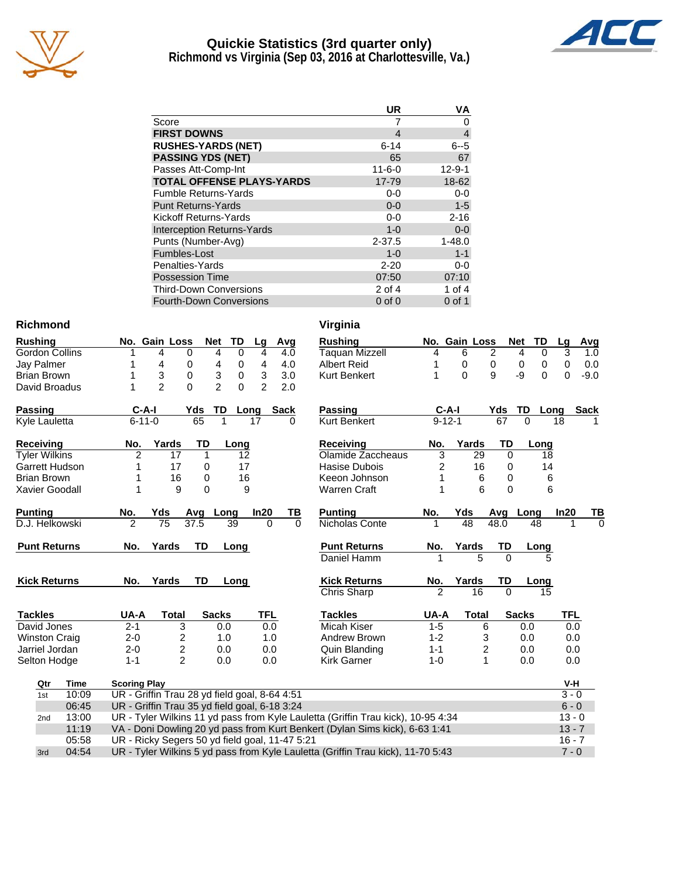# Quickie Statistics (3rd quarter only)
## Richmond vs Virginia (Sep 03, 2016 at Charlottesville, Va.)

| | UR | VA |
|---|---|---|
| Score | 7 | 0 |
| **FIRST DOWNS** | 4 | 4 |
| **RUSHES-YARDS (NET)** | 6-14 | 6--5 |
| **PASSING YDS (NET)** | 65 | 67 |
| Passes Att-Comp-Int | 11-6-0 | 12-9-1 |
| **TOTAL OFFENSE PLAYS-YARDS** | 17-79 | 18-62 |
| Fumble Returns-Yards | 0-0 | 0-0 |
| Punt Returns-Yards | 0-0 | 1-5 |
| Kickoff Returns-Yards | 0-0 | 2-16 |
| Interception Returns-Yards | 1-0 | 0-0 |
| Punts (Number-Avg) | 2-37.5 | 1-48.0 |
| Fumbles-Lost | 1-0 | 1-1 |
| Penalties-Yards | 2-20 | 0-0 |
| Possession Time | 07:50 | 07:10 |
| Third-Down Conversions | 2 of 4 | 1 of 4 |
| Fourth-Down Conversions | 0 of 0 | 0 of 1 |

## Richmond

| Rushing | No. | Gain | Loss | Net | TD | Lg | Avg |
|---|---|---|---|---|---|---|---|
| Gordon Collins | 1 | 4 | 0 | 4 | 0 | 4 | 4.0 |
| Jay Palmer | 1 | 4 | 0 | 4 | 0 | 4 | 4.0 |
| Brian Brown | 1 | 3 | 0 | 3 | 0 | 3 | 3.0 |
| David Broadus | 1 | 2 | 0 | 2 | 0 | 2 | 2.0 |

| Passing | C-A-I | Yds | TD | Long | Sack |
|---|---|---|---|---|---|
| Kyle Lauletta | 6-11-0 | 65 | 1 | 17 | 0 |

| Receiving | No. | Yards | TD | Long |
|---|---|---|---|---|
| Tyler Wilkins | 2 | 17 | 1 | 12 |
| Garrett Hudson | 1 | 17 | 0 | 17 |
| Brian Brown | 1 | 16 | 0 | 16 |
| Xavier Goodall | 1 | 9 | 0 | 9 |

| Punting | No. | Yds | Avg | Long | In20 | TB |
|---|---|---|---|---|---|---|
| D.J. Helkowski | 2 | 75 | 37.5 | 39 | 0 | 0 |

| Punt Returns | No. | Yards | TD | Long |
|---|---|---|---|---|

| Kick Returns | No. | Yards | TD | Long |
|---|---|---|---|---|

| Tackles | UA-A | Total | Sacks | TFL |
|---|---|---|---|---|
| David Jones | 2-1 | 3 | 0.0 | 0.0 |
| Winston Craig | 2-0 | 2 | 1.0 | 1.0 |
| Jarriel Jordan | 2-0 | 2 | 0.0 | 0.0 |
| Selton Hodge | 1-1 | 2 | 0.0 | 0.0 |

## Virginia

| Rushing | No. | Gain | Loss | Net | TD | Lg | Avg |
|---|---|---|---|---|---|---|---|
| Taquan Mizzell | 4 | 6 | 2 | 4 | 0 | 3 | 1.0 |
| Albert Reid | 1 | 0 | 0 | 0 | 0 | 0 | 0.0 |
| Kurt Benkert | 1 | 0 | 9 | -9 | 0 | 0 | -9.0 |

| Passing | C-A-I | Yds | TD | Long | Sack |
|---|---|---|---|---|---|
| Kurt Benkert | 9-12-1 | 67 | 0 | 18 | 1 |

| Receiving | No. | Yards | TD | Long |
|---|---|---|---|---|
| Olamide Zaccheaus | 3 | 29 | 0 | 18 |
| Hasise Dubois | 2 | 16 | 0 | 14 |
| Keeon Johnson | 1 | 6 | 0 | 6 |
| Warren Craft | 1 | 6 | 0 | 6 |

| Punting | No. | Yds | Avg | Long | In20 | TB |
|---|---|---|---|---|---|---|
| Nicholas Conte | 1 | 48 | 48.0 | 48 | 1 | 0 |

| Punt Returns | No. | Yards | TD | Long |
|---|---|---|---|---|
| Daniel Hamm | 1 | 5 | 0 | 5 |

| Kick Returns | No. | Yards | TD | Long |
|---|---|---|---|---|
| Chris Sharp | 2 | 16 | 0 | 15 |

| Tackles | UA-A | Total | Sacks | TFL |
|---|---|---|---|---|
| Micah Kiser | 1-5 | 6 | 0.0 | 0.0 |
| Andrew Brown | 1-2 | 3 | 0.0 | 0.0 |
| Quin Blanding | 1-1 | 2 | 0.0 | 0.0 |
| Kirk Garner | 1-0 | 1 | 0.0 | 0.0 |

## Scoring Summary

| Qtr | Time | Scoring Play | V-H |
|---|---|---|---|
| 1st | 10:09 | UR - Griffin Trau 28 yd field goal, 8-64 4:51 | 3 - 0 |
| | 06:45 | UR - Griffin Trau 35 yd field goal, 6-18 3:24 | 6 - 0 |
| 2nd | 13:00 | UR - Tyler Wilkins 11 yd pass from Kyle Lauletta (Griffin Trau kick), 10-95 4:34 | 13 - 0 |
| | 11:19 | VA - Doni Dowling 20 yd pass from Kurt Benkert (Dylan Sims kick), 6-63 1:41 | 13 - 7 |
| | 05:58 | UR - Ricky Segers 50 yd field goal, 11-47 5:21 | 16 - 7 |
| 3rd | 04:54 | UR - Tyler Wilkins 5 yd pass from Kyle Lauletta (Griffin Trau kick), 11-70 5:43 | 7 - 0 |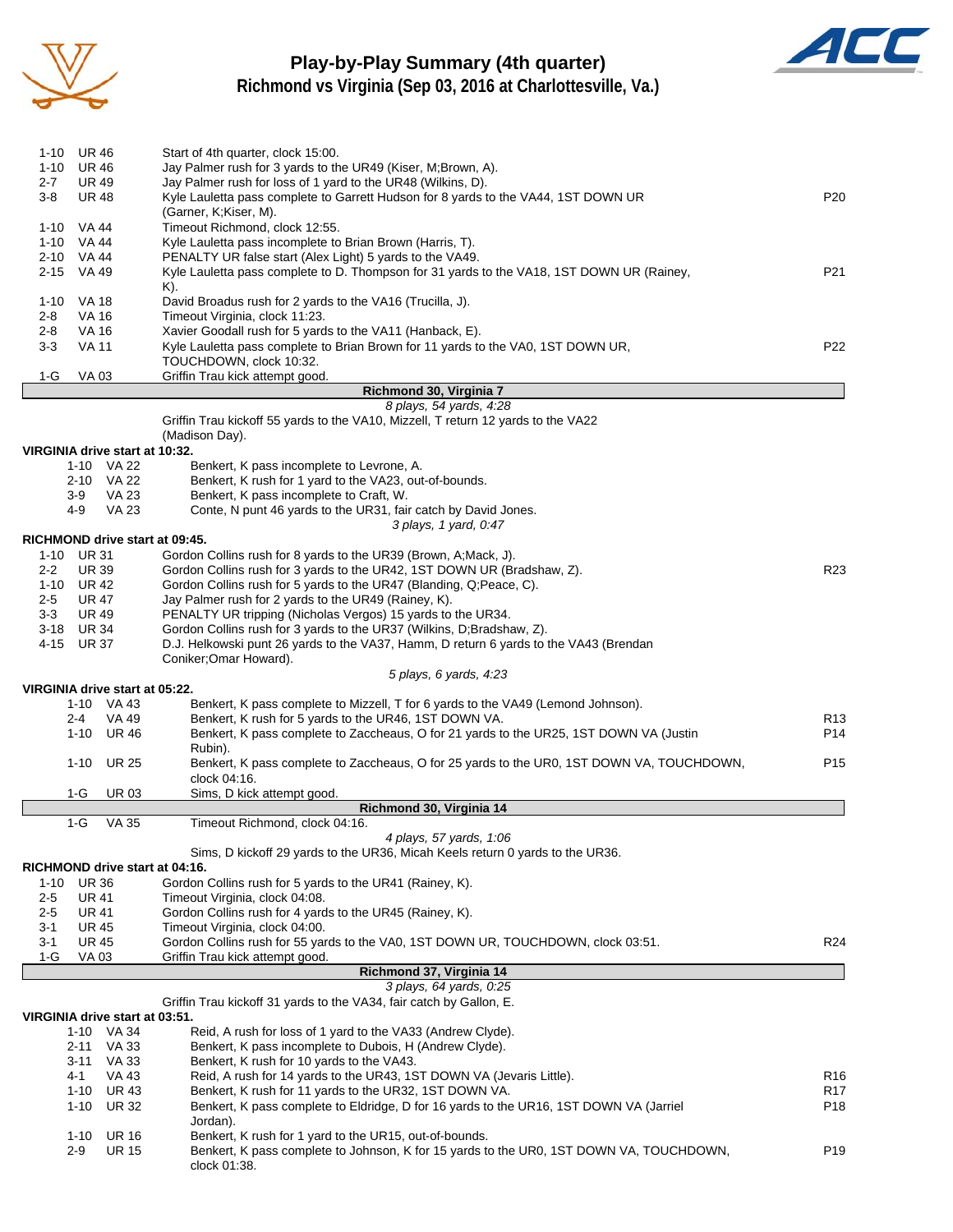# Play-by-Play Summary (4th quarter)

## Richmond vs Virginia (Sep 03, 2016 at Charlottesville, Va.)

| Down | Spot | Play | |
|---|---|---|---|
| 1-10 | UR 46 | Start of 4th quarter, clock 15:00. | |
| 1-10 | UR 46 | Jay Palmer rush for 3 yards to the UR49 (Kiser, M;Brown, A). | |
| 2-7 | UR 49 | Jay Palmer rush for loss of 1 yard to the UR48 (Wilkins, D). | |
| 3-8 | UR 48 | Kyle Lauletta pass complete to Garrett Hudson for 8 yards to the VA44, 1ST DOWN UR (Garner, K;Kiser, M). | P20 |
| 1-10 | VA 44 | Timeout Richmond, clock 12:55. | |
| 1-10 | VA 44 | Kyle Lauletta pass incomplete to Brian Brown (Harris, T). | |
| 2-10 | VA 44 | PENALTY UR false start (Alex Light) 5 yards to the VA49. | |
| 2-15 | VA 49 | Kyle Lauletta pass complete to D. Thompson for 31 yards to the VA18, 1ST DOWN UR (Rainey, K). | P21 |
| 1-10 | VA 18 | David Broadus rush for 2 yards to the VA16 (Trucilla, J). | |
| 2-8 | VA 16 | Timeout Virginia, clock 11:23. | |
| 2-8 | VA 16 | Xavier Goodall rush for 5 yards to the VA11 (Hanback, E). | |
| 3-3 | VA 11 | Kyle Lauletta pass complete to Brian Brown for 11 yards to the VA0, 1ST DOWN UR, TOUCHDOWN, clock 10:32. | P22 |
| 1-G | VA 03 | Griffin Trau kick attempt good. | |

**Richmond 30, Virginia 7**

*8 plays, 54 yards, 4:28*

Griffin Trau kickoff 55 yards to the VA10, Mizzell, T return 12 yards to the VA22 (Madison Day).

**VIRGINIA drive start at 10:32.**

| Down | Spot | Play | |
|---|---|---|---|
| 1-10 | VA 22 | Benkert, K pass incomplete to Levrone, A. | |
| 2-10 | VA 22 | Benkert, K rush for 1 yard to the VA23, out-of-bounds. | |
| 3-9 | VA 23 | Benkert, K pass incomplete to Craft, W. | |
| 4-9 | VA 23 | Conte, N punt 46 yards to the UR31, fair catch by David Jones. | |

*3 plays, 1 yard, 0:47*

**RICHMOND drive start at 09:45.**

| Down | Spot | Play | |
|---|---|---|---|
| 1-10 | UR 31 | Gordon Collins rush for 8 yards to the UR39 (Brown, A;Mack, J). | |
| 2-2 | UR 39 | Gordon Collins rush for 3 yards to the UR42, 1ST DOWN UR (Bradshaw, Z). | R23 |
| 1-10 | UR 42 | Gordon Collins rush for 5 yards to the UR47 (Blanding, Q;Peace, C). | |
| 2-5 | UR 47 | Jay Palmer rush for 2 yards to the UR49 (Rainey, K). | |
| 3-3 | UR 49 | PENALTY UR tripping (Nicholas Vergos) 15 yards to the UR34. | |
| 3-18 | UR 34 | Gordon Collins rush for 3 yards to the UR37 (Wilkins, D;Bradshaw, Z). | |
| 4-15 | UR 37 | D.J. Helkowski punt 26 yards to the VA37, Hamm, D return 6 yards to the VA43 (Brendan Coniker;Omar Howard). | |

*5 plays, 6 yards, 4:23*

**VIRGINIA drive start at 05:22.**

| Down | Spot | Play | |
|---|---|---|---|
| 1-10 | VA 43 | Benkert, K pass complete to Mizzell, T for 6 yards to the VA49 (Lemond Johnson). | |
| 2-4 | VA 49 | Benkert, K rush for 5 yards to the UR46, 1ST DOWN VA. | R13 |
| 1-10 | UR 46 | Benkert, K pass complete to Zaccheaus, O for 21 yards to the UR25, 1ST DOWN VA (Justin Rubin). | P14 |
| 1-10 | UR 25 | Benkert, K pass complete to Zaccheaus, O for 25 yards to the UR0, 1ST DOWN VA, TOUCHDOWN, clock 04:16. | P15 |
| 1-G | UR 03 | Sims, D kick attempt good. | |

**Richmond 30, Virginia 14**

| Down | Spot | Play | |
|---|---|---|---|
| 1-G | VA 35 | Timeout Richmond, clock 04:16. | |

*4 plays, 57 yards, 1:06*

Sims, D kickoff 29 yards to the UR36, Micah Keels return 0 yards to the UR36.

**RICHMOND drive start at 04:16.**

| Down | Spot | Play | |
|---|---|---|---|
| 1-10 | UR 36 | Gordon Collins rush for 5 yards to the UR41 (Rainey, K). | |
| 2-5 | UR 41 | Timeout Virginia, clock 04:08. | |
| 2-5 | UR 41 | Gordon Collins rush for 4 yards to the UR45 (Rainey, K). | |
| 3-1 | UR 45 | Timeout Virginia, clock 04:00. | |
| 3-1 | UR 45 | Gordon Collins rush for 55 yards to the VA0, 1ST DOWN UR, TOUCHDOWN, clock 03:51. | R24 |
| 1-G | VA 03 | Griffin Trau kick attempt good. | |

**Richmond 37, Virginia 14**

*3 plays, 64 yards, 0:25*

Griffin Trau kickoff 31 yards to the VA34, fair catch by Gallon, E.

**VIRGINIA drive start at 03:51.**

| Down | Spot | Play | |
|---|---|---|---|
| 1-10 | VA 34 | Reid, A rush for loss of 1 yard to the VA33 (Andrew Clyde). | |
| 2-11 | VA 33 | Benkert, K pass incomplete to Dubois, H (Andrew Clyde). | |
| 3-11 | VA 33 | Benkert, K rush for 10 yards to the VA43. | |
| 4-1 | VA 43 | Reid, A rush for 14 yards to the UR43, 1ST DOWN VA (Jevaris Little). | R16 |
| 1-10 | UR 43 | Benkert, K rush for 11 yards to the UR32, 1ST DOWN VA. | R17 |
| 1-10 | UR 32 | Benkert, K pass complete to Eldridge, D for 16 yards to the UR16, 1ST DOWN VA (Jarriel Jordan). | P18 |
| 1-10 | UR 16 | Benkert, K rush for 1 yard to the UR15, out-of-bounds. | |
| 2-9 | UR 15 | Benkert, K pass complete to Johnson, K for 15 yards to the UR0, 1ST DOWN VA, TOUCHDOWN, clock 01:38. | P19 |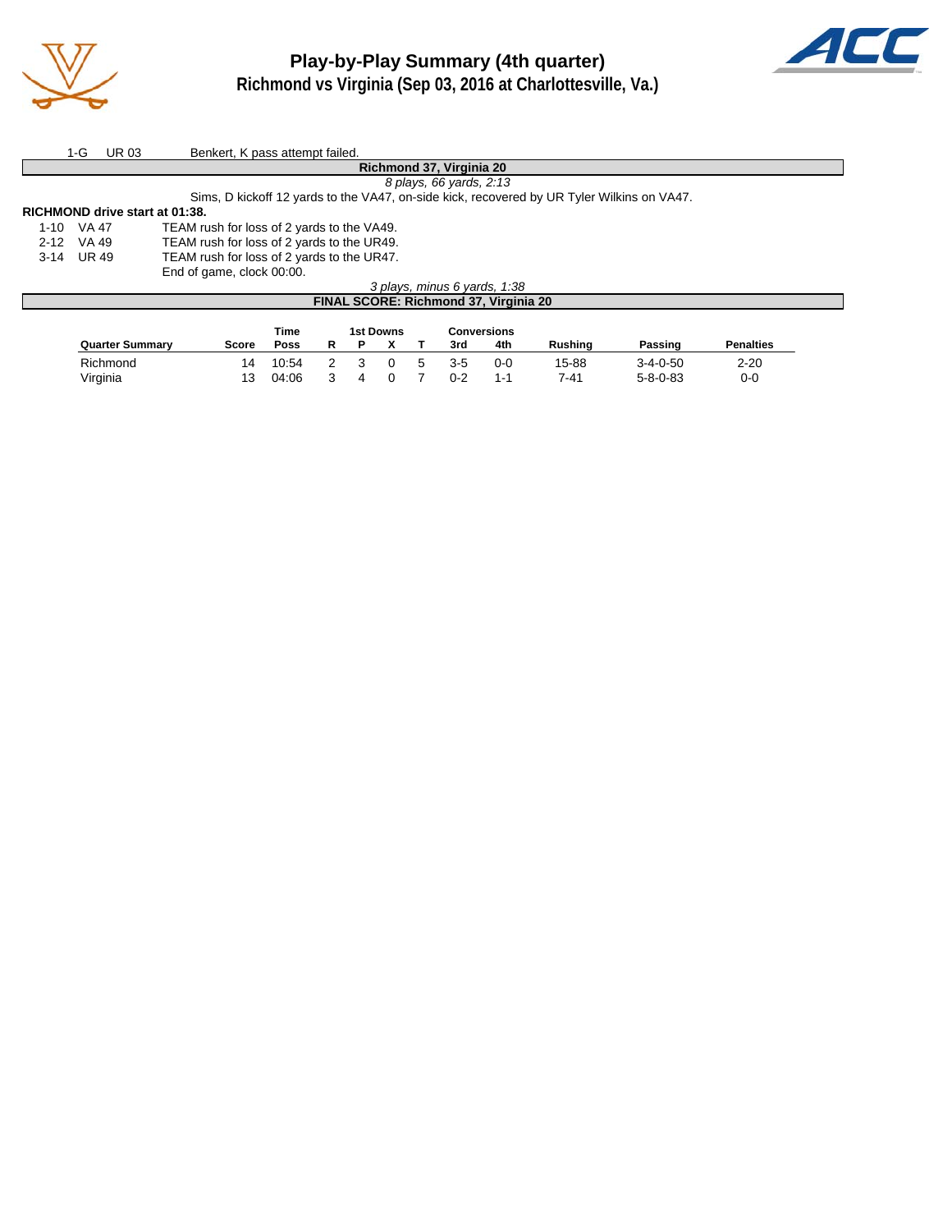# Play-by-Play Summary (4th quarter)

## Richmond vs Virginia (Sep 03, 2016 at Charlottesville, Va.)

| | | |
|---|---|---|
| 1-G | UR 03 | Benkert, K pass attempt failed. |

**Richmond 37, Virginia 20**

*8 plays, 66 yards, 2:13*

Sims, D kickoff 12 yards to the VA47, on-side kick, recovered by UR Tyler Wilkins on VA47.

**RICHMOND drive start at 01:38.**

| | | |
|---|---|---|
| 1-10 | VA 47 | TEAM rush for loss of 2 yards to the VA49. |
| 2-12 | VA 49 | TEAM rush for loss of 2 yards to the UR49. |
| 3-14 | UR 49 | TEAM rush for loss of 2 yards to the UR47. |
| | | End of game, clock 00:00. |

*3 plays, minus 6 yards, 1:38*

**FINAL SCORE: Richmond 37, Virginia 20**

| Quarter Summary | Score | Time Poss | 1st Downs R | P | X | T | Conversions 3rd | 4th | Rushing | Passing | Penalties |
|---|---|---|---|---|---|---|---|---|---|---|---|
| Richmond | 14 | 10:54 | 2 | 3 | 0 | 5 | 3-5 | 0-0 | 15-88 | 3-4-0-50 | 2-20 |
| Virginia | 13 | 04:06 | 3 | 4 | 0 | 7 | 0-2 | 1-1 | 7-41 | 5-8-0-83 | 0-0 |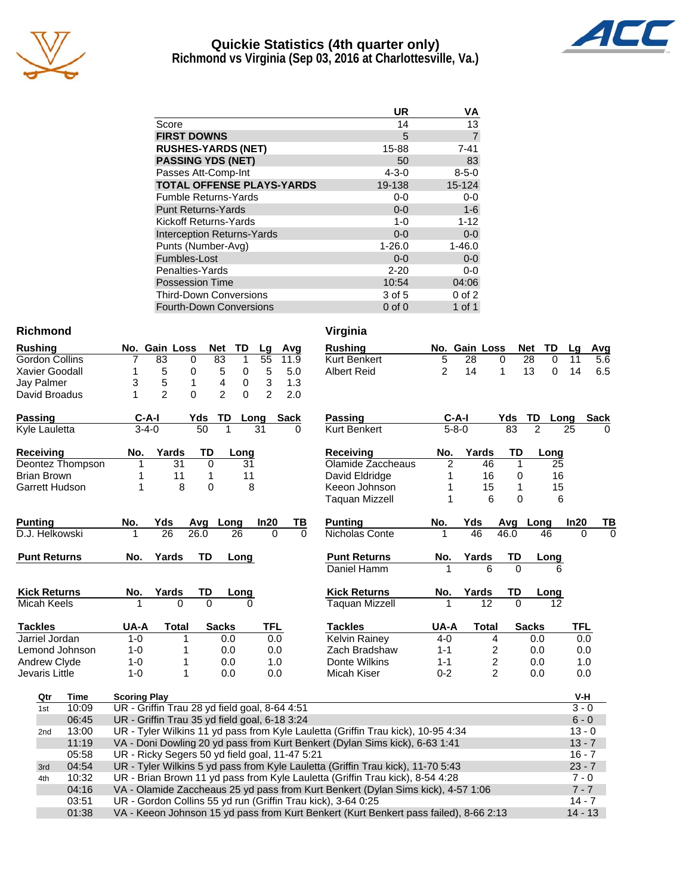# Quickie Statistics (4th quarter only)
## Richmond vs Virginia (Sep 03, 2016 at Charlottesville, Va.)

| | UR | VA |
|---|---|---|
| Score | 14 | 13 |
| **FIRST DOWNS** | 5 | 7 |
| **RUSHES-YARDS (NET)** | 15-88 | 7-41 |
| **PASSING YDS (NET)** | 50 | 83 |
| Passes Att-Comp-Int | 4-3-0 | 8-5-0 |
| **TOTAL OFFENSE PLAYS-YARDS** | 19-138 | 15-124 |
| Fumble Returns-Yards | 0-0 | 0-0 |
| Punt Returns-Yards | 0-0 | 1-6 |
| Kickoff Returns-Yards | 1-0 | 1-12 |
| Interception Returns-Yards | 0-0 | 0-0 |
| Punts (Number-Avg) | 1-26.0 | 1-46.0 |
| Fumbles-Lost | 0-0 | 0-0 |
| Penalties-Yards | 2-20 | 0-0 |
| Possession Time | 10:54 | 04:06 |
| Third-Down Conversions | 3 of 5 | 0 of 2 |
| Fourth-Down Conversions | 0 of 0 | 1 of 1 |

## Richmond

| Rushing | No. | Gain | Loss | Net | TD | Lg | Avg |
|---|---|---|---|---|---|---|---|
| Gordon Collins | 7 | 83 | 0 | 83 | 1 | 55 | 11.9 |
| Xavier Goodall | 1 | 5 | 0 | 5 | 0 | 5 | 5.0 |
| Jay Palmer | 3 | 5 | 1 | 4 | 0 | 3 | 1.3 |
| David Broadus | 1 | 2 | 0 | 2 | 0 | 2 | 2.0 |

| Passing | C-A-I | Yds | TD | Long | Sack |
|---|---|---|---|---|---|
| Kyle Lauletta | 3-4-0 | 50 | 1 | 31 | 0 |

| Receiving | No. | Yards | TD | Long |
|---|---|---|---|---|
| Deontez Thompson | 1 | 31 | 0 | 31 |
| Brian Brown | 1 | 11 | 1 | 11 |
| Garrett Hudson | 1 | 8 | 0 | 8 |

| Punting | No. | Yds | Avg | Long | In20 | TB |
|---|---|---|---|---|---|---|
| D.J. Helkowski | 1 | 26 | 26.0 | 26 | 0 | 0 |

| Punt Returns | No. | Yards | TD | Long |
|---|---|---|---|---|

| Kick Returns | No. | Yards | TD | Long |
|---|---|---|---|---|
| Micah Keels | 1 | 0 | 0 | 0 |

| Tackles | UA-A | Total | Sacks | TFL |
|---|---|---|---|---|
| Jarriel Jordan | 1-0 | 1 | 0.0 | 0.0 |
| Lemond Johnson | 1-0 | 1 | 0.0 | 0.0 |
| Andrew Clyde | 1-0 | 1 | 0.0 | 1.0 |
| Jevaris Little | 1-0 | 1 | 0.0 | 0.0 |

## Virginia

| Rushing | No. | Gain | Loss | Net | TD | Lg | Avg |
|---|---|---|---|---|---|---|---|
| Kurt Benkert | 5 | 28 | 0 | 28 | 0 | 11 | 5.6 |
| Albert Reid | 2 | 14 | 1 | 13 | 0 | 14 | 6.5 |

| Passing | C-A-I | Yds | TD | Long | Sack |
|---|---|---|---|---|---|
| Kurt Benkert | 5-8-0 | 83 | 2 | 25 | 0 |

| Receiving | No. | Yards | TD | Long |
|---|---|---|---|---|
| Olamide Zaccheaus | 2 | 46 | 1 | 25 |
| David Eldridge | 1 | 16 | 0 | 16 |
| Keeon Johnson | 1 | 15 | 1 | 15 |
| Taquan Mizzell | 1 | 6 | 0 | 6 |

| Punting | No. | Yds | Avg | Long | In20 | TB |
|---|---|---|---|---|---|---|
| Nicholas Conte | 1 | 46 | 46.0 | 46 | 0 | 0 |

| Punt Returns | No. | Yards | TD | Long |
|---|---|---|---|---|
| Daniel Hamm | 1 | 6 | 0 | 6 |

| Kick Returns | No. | Yards | TD | Long |
|---|---|---|---|---|
| Taquan Mizzell | 1 | 12 | 0 | 12 |

| Tackles | UA-A | Total | Sacks | TFL |
|---|---|---|---|---|
| Kelvin Rainey | 4-0 | 4 | 0.0 | 0.0 |
| Zach Bradshaw | 1-1 | 2 | 0.0 | 0.0 |
| Donte Wilkins | 1-1 | 2 | 0.0 | 1.0 |
| Micah Kiser | 0-2 | 2 | 0.0 | 0.0 |

## Scoring Plays

| Qtr | Time | Scoring Play | V-H |
|---|---|---|---|
| 1st | 10:09 | UR - Griffin Trau 28 yd field goal, 8-64 4:51 | 3 - 0 |
| | 06:45 | UR - Griffin Trau 35 yd field goal, 6-18 3:24 | 6 - 0 |
| 2nd | 13:00 | UR - Tyler Wilkins 11 yd pass from Kyle Lauletta (Griffin Trau kick), 10-95 4:34 | 13 - 0 |
| | 11:19 | VA - Doni Dowling 20 yd pass from Kurt Benkert (Dylan Sims kick), 6-63 1:41 | 13 - 7 |
| | 05:58 | UR - Ricky Segers 50 yd field goal, 11-47 5:21 | 16 - 7 |
| 3rd | 04:54 | UR - Tyler Wilkins 5 yd pass from Kyle Lauletta (Griffin Trau kick), 11-70 5:43 | 23 - 7 |
| 4th | 10:32 | UR - Brian Brown 11 yd pass from Kyle Lauletta (Griffin Trau kick), 8-54 4:28 | 7 - 0 |
| | 04:16 | VA - Olamide Zaccheaus 25 yd pass from Kurt Benkert (Dylan Sims kick), 4-57 1:06 | 7 - 7 |
| | 03:51 | UR - Gordon Collins 55 yd run (Griffin Trau kick), 3-64 0:25 | 14 - 7 |
| | 01:38 | VA - Keeon Johnson 15 yd pass from Kurt Benkert (Kurt Benkert pass failed), 8-66 2:13 | 14 - 13 |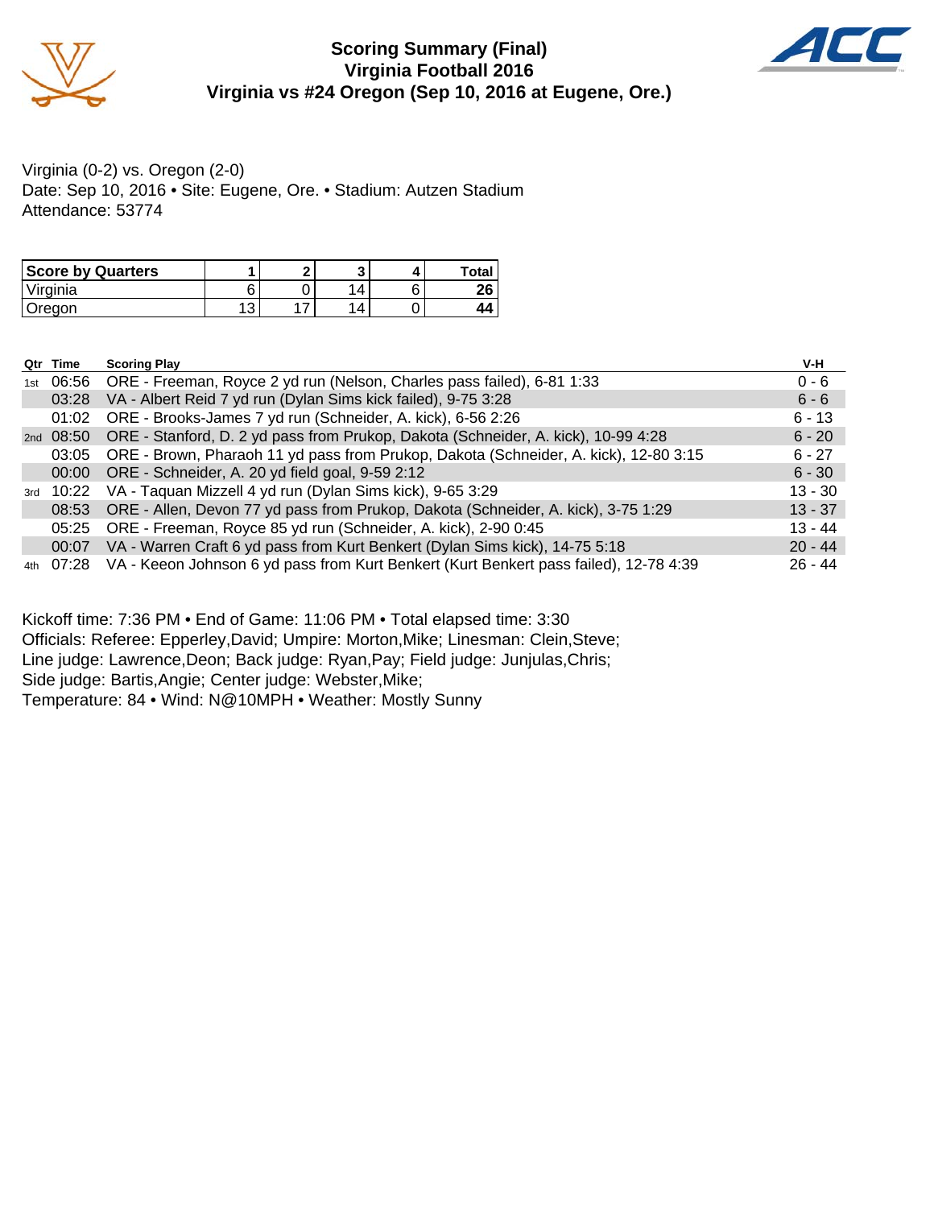# Scoring Summary (Final)
## Virginia Football 2016
## Virginia vs #24 Oregon (Sep 10, 2016 at Eugene, Ore.)

Virginia (0-2) vs. Oregon (2-0)
Date: Sep 10, 2016 • Site: Eugene, Ore. • Stadium: Autzen Stadium
Attendance: 53774

| Score by Quarters | 1 | 2 | 3 | 4 | Total |
|---|---|---|---|---|---|
| Virginia | 6 | 0 | 14 | 6 | **26** |
| Oregon | 13 | 17 | 14 | 0 | **44** |

| Qtr | Time | Scoring Play | V-H |
|---|---|---|---|
| 1st | 06:56 | ORE - Freeman, Royce 2 yd run (Nelson, Charles pass failed), 6-81 1:33 | 0 - 6 |
| | 03:28 | VA - Albert Reid 7 yd run (Dylan Sims kick failed), 9-75 3:28 | 6 - 6 |
| | 01:02 | ORE - Brooks-James 7 yd run (Schneider, A. kick), 6-56 2:26 | 6 - 13 |
| 2nd | 08:50 | ORE - Stanford, D. 2 yd pass from Prukop, Dakota (Schneider, A. kick), 10-99 4:28 | 6 - 20 |
| | 03:05 | ORE - Brown, Pharaoh 11 yd pass from Prukop, Dakota (Schneider, A. kick), 12-80 3:15 | 6 - 27 |
| | 00:00 | ORE - Schneider, A. 20 yd field goal, 9-59 2:12 | 6 - 30 |
| 3rd | 10:22 | VA - Taquan Mizzell 4 yd run (Dylan Sims kick), 9-65 3:29 | 13 - 30 |
| | 08:53 | ORE - Allen, Devon 77 yd pass from Prukop, Dakota (Schneider, A. kick), 3-75 1:29 | 13 - 37 |
| | 05:25 | ORE - Freeman, Royce 85 yd run (Schneider, A. kick), 2-90 0:45 | 13 - 44 |
| | 00:07 | VA - Warren Craft 6 yd pass from Kurt Benkert (Dylan Sims kick), 14-75 5:18 | 20 - 44 |
| 4th | 07:28 | VA - Keeon Johnson 6 yd pass from Kurt Benkert (Kurt Benkert pass failed), 12-78 4:39 | 26 - 44 |

Kickoff time: 7:36 PM • End of Game: 11:06 PM • Total elapsed time: 3:30
Officials: Referee: Epperley,David; Umpire: Morton,Mike; Linesman: Clein,Steve;
Line judge: Lawrence,Deon; Back judge: Ryan,Pay; Field judge: Junjulas,Chris;
Side judge: Bartis,Angie; Center judge: Webster,Mike;
Temperature: 84 • Wind: N@10MPH • Weather: Mostly Sunny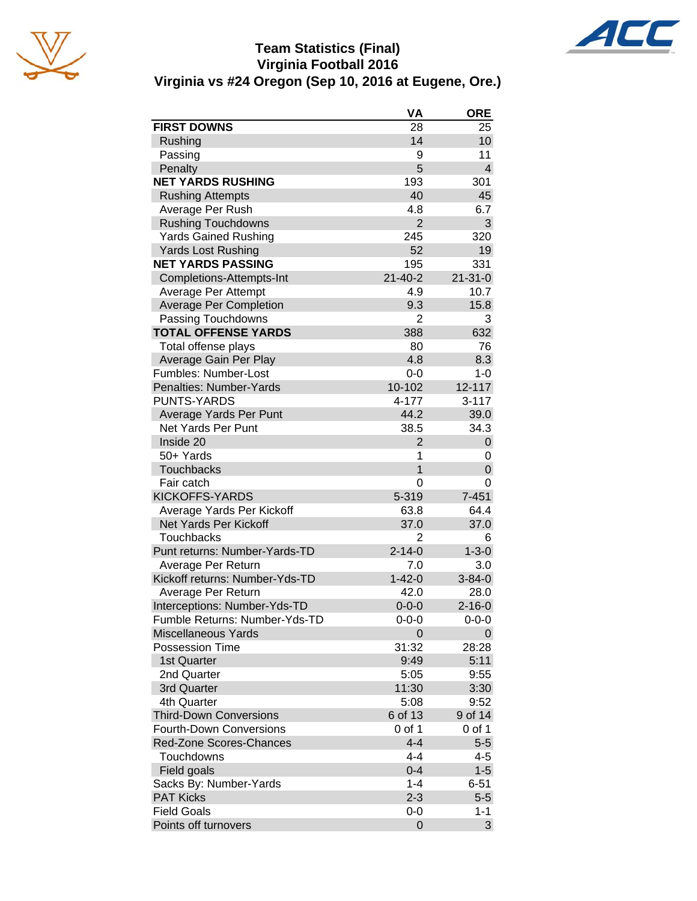# Team Statistics (Final)
## Virginia Football 2016
## Virginia vs #24 Oregon (Sep 10, 2016 at Eugene, Ore.)

| | VA | ORE |
|---|---|---|
| **FIRST DOWNS** | 28 | 25 |
| Rushing | 14 | 10 |
| Passing | 9 | 11 |
| Penalty | 5 | 4 |
| **NET YARDS RUSHING** | 193 | 301 |
| Rushing Attempts | 40 | 45 |
| Average Per Rush | 4.8 | 6.7 |
| Rushing Touchdowns | 2 | 3 |
| Yards Gained Rushing | 245 | 320 |
| Yards Lost Rushing | 52 | 19 |
| **NET YARDS PASSING** | 195 | 331 |
| Completions-Attempts-Int | 21-40-2 | 21-31-0 |
| Average Per Attempt | 4.9 | 10.7 |
| Average Per Completion | 9.3 | 15.8 |
| Passing Touchdowns | 2 | 3 |
| **TOTAL OFFENSE YARDS** | 388 | 632 |
| Total offense plays | 80 | 76 |
| Average Gain Per Play | 4.8 | 8.3 |
| Fumbles: Number-Lost | 0-0 | 1-0 |
| Penalties: Number-Yards | 10-102 | 12-117 |
| PUNTS-YARDS | 4-177 | 3-117 |
| Average Yards Per Punt | 44.2 | 39.0 |
| Net Yards Per Punt | 38.5 | 34.3 |
| Inside 20 | 2 | 0 |
| 50+ Yards | 1 | 0 |
| Touchbacks | 1 | 0 |
| Fair catch | 0 | 0 |
| KICKOFFS-YARDS | 5-319 | 7-451 |
| Average Yards Per Kickoff | 63.8 | 64.4 |
| Net Yards Per Kickoff | 37.0 | 37.0 |
| Touchbacks | 2 | 6 |
| Punt returns: Number-Yards-TD | 2-14-0 | 1-3-0 |
| Average Per Return | 7.0 | 3.0 |
| Kickoff returns: Number-Yds-TD | 1-42-0 | 3-84-0 |
| Average Per Return | 42.0 | 28.0 |
| Interceptions: Number-Yds-TD | 0-0-0 | 2-16-0 |
| Fumble Returns: Number-Yds-TD | 0-0-0 | 0-0-0 |
| Miscellaneous Yards | 0 | 0 |
| Possession Time | 31:32 | 28:28 |
| 1st Quarter | 9:49 | 5:11 |
| 2nd Quarter | 5:05 | 9:55 |
| 3rd Quarter | 11:30 | 3:30 |
| 4th Quarter | 5:08 | 9:52 |
| Third-Down Conversions | 6 of 13 | 9 of 14 |
| Fourth-Down Conversions | 0 of 1 | 0 of 1 |
| Red-Zone Scores-Chances | 4-4 | 5-5 |
| Touchdowns | 4-4 | 4-5 |
| Field goals | 0-4 | 1-5 |
| Sacks By: Number-Yards | 1-4 | 6-51 |
| PAT Kicks | 2-3 | 5-5 |
| Field Goals | 0-0 | 1-1 |
| Points off turnovers | 0 | 3 |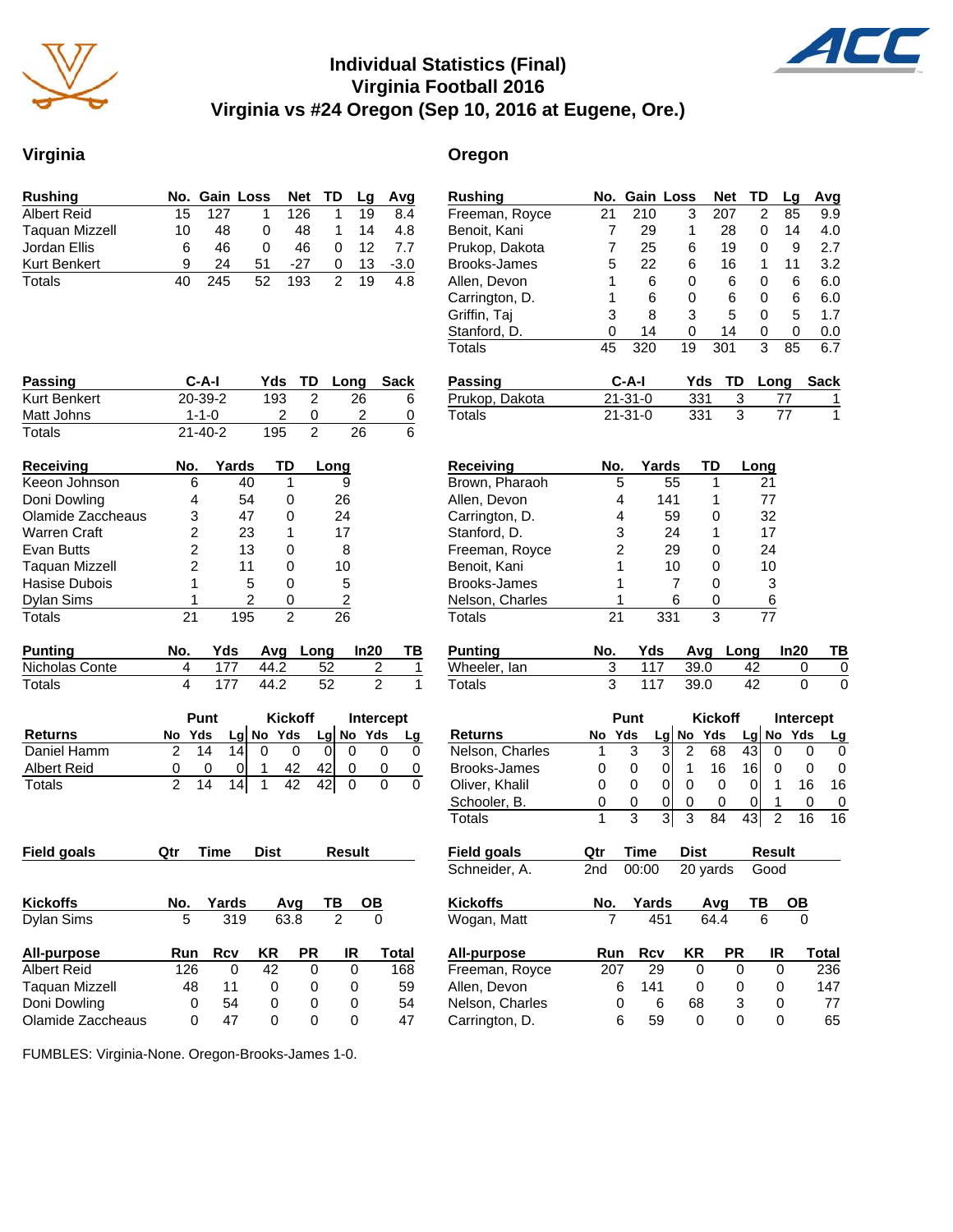# Individual Statistics (Final)
## Virginia Football 2016
## Virginia vs #24 Oregon (Sep 10, 2016 at Eugene, Ore.)

## Virginia

| Rushing | No. | Gain | Loss | Net | TD | Lg | Avg |
|---|---|---|---|---|---|---|---|
| Albert Reid | 15 | 127 | 1 | 126 | 1 | 19 | 8.4 |
| Taquan Mizzell | 10 | 48 | 0 | 48 | 1 | 14 | 4.8 |
| Jordan Ellis | 6 | 46 | 0 | 46 | 0 | 12 | 7.7 |
| Kurt Benkert | 9 | 24 | 51 | -27 | 0 | 13 | -3.0 |
| Totals | 40 | 245 | 52 | 193 | 2 | 19 | 4.8 |

| Passing | C-A-I | Yds | TD | Long | Sack |
|---|---|---|---|---|---|
| Kurt Benkert | 20-39-2 | 193 | 2 | 26 | 6 |
| Matt Johns | 1-1-0 | 2 | 0 | 2 | 0 |
| Totals | 21-40-2 | 195 | 2 | 26 | 6 |

| Receiving | No. | Yards | TD | Long |
|---|---|---|---|---|
| Keeon Johnson | 6 | 40 | 1 | 9 |
| Doni Dowling | 4 | 54 | 0 | 26 |
| Olamide Zaccheaus | 3 | 47 | 0 | 24 |
| Warren Craft | 2 | 23 | 1 | 17 |
| Evan Butts | 2 | 13 | 0 | 8 |
| Taquan Mizzell | 2 | 11 | 0 | 10 |
| Hasise Dubois | 1 | 5 | 0 | 5 |
| Dylan Sims | 1 | 2 | 0 | 2 |
| Totals | 21 | 195 | 2 | 26 |

| Punting | No. | Yds | Avg | Long | In20 | TB |
|---|---|---|---|---|---|---|
| Nicholas Conte | 4 | 177 | 44.2 | 52 | 2 | 1 |
| Totals | 4 | 177 | 44.2 | 52 | 2 | 1 |

| | Punt | | | Kickoff | | | Intercept | | |
|---|---|---|---|---|---|---|---|---|---|
| Returns | No | Yds | Lg | No | Yds | Lg | No | Yds | Lg |
| Daniel Hamm | 2 | 14 | 14 | 0 | 0 | 0 | 0 | 0 | 0 |
| Albert Reid | 0 | 0 | 0 | 1 | 42 | 42 | 0 | 0 | 0 |
| Totals | 2 | 14 | 14 | 1 | 42 | 42 | 0 | 0 | 0 |

| Field goals | Qtr | Time | Dist | Result |
|---|---|---|---|---|

| Kickoffs | No. | Yards | Avg | TB | OB |
|---|---|---|---|---|---|
| Dylan Sims | 5 | 319 | 63.8 | 2 | 0 |

| All-purpose | Run | Rcv | KR | PR | IR | Total |
|---|---|---|---|---|---|---|
| Albert Reid | 126 | 0 | 42 | 0 | 0 | 168 |
| Taquan Mizzell | 48 | 11 | 0 | 0 | 0 | 59 |
| Doni Dowling | 0 | 54 | 0 | 0 | 0 | 54 |
| Olamide Zaccheaus | 0 | 47 | 0 | 0 | 0 | 47 |

## Oregon

| Rushing | No. | Gain | Loss | Net | TD | Lg | Avg |
|---|---|---|---|---|---|---|---|
| Freeman, Royce | 21 | 210 | 3 | 207 | 2 | 85 | 9.9 |
| Benoit, Kani | 7 | 29 | 1 | 28 | 0 | 14 | 4.0 |
| Prukop, Dakota | 7 | 25 | 6 | 19 | 0 | 9 | 2.7 |
| Brooks-James | 5 | 22 | 6 | 16 | 1 | 11 | 3.2 |
| Allen, Devon | 1 | 6 | 0 | 6 | 0 | 6 | 6.0 |
| Carrington, D. | 1 | 6 | 0 | 6 | 0 | 6 | 6.0 |
| Griffin, Taj | 3 | 8 | 3 | 5 | 0 | 5 | 1.7 |
| Stanford, D. | 0 | 14 | 0 | 14 | 0 | 0 | 0.0 |
| Totals | 45 | 320 | 19 | 301 | 3 | 85 | 6.7 |

| Passing | C-A-I | Yds | TD | Long | Sack |
|---|---|---|---|---|---|
| Prukop, Dakota | 21-31-0 | 331 | 3 | 77 | 1 |
| Totals | 21-31-0 | 331 | 3 | 77 | 1 |

| Receiving | No. | Yards | TD | Long |
|---|---|---|---|---|
| Brown, Pharaoh | 5 | 55 | 1 | 21 |
| Allen, Devon | 4 | 141 | 1 | 77 |
| Carrington, D. | 4 | 59 | 0 | 32 |
| Stanford, D. | 3 | 24 | 1 | 17 |
| Freeman, Royce | 2 | 29 | 0 | 24 |
| Benoit, Kani | 1 | 10 | 0 | 10 |
| Brooks-James | 1 | 7 | 0 | 3 |
| Nelson, Charles | 1 | 6 | 0 | 6 |
| Totals | 21 | 331 | 3 | 77 |

| Punting | No. | Yds | Avg | Long | In20 | TB |
|---|---|---|---|---|---|---|
| Wheeler, Ian | 3 | 117 | 39.0 | 42 | 0 | 0 |
| Totals | 3 | 117 | 39.0 | 42 | 0 | 0 |

| | Punt | | | Kickoff | | | Intercept | | |
|---|---|---|---|---|---|---|---|---|---|
| Returns | No | Yds | Lg | No | Yds | Lg | No | Yds | Lg |
| Nelson, Charles | 1 | 3 | 3 | 2 | 68 | 43 | 0 | 0 | 0 |
| Brooks-James | 0 | 0 | 0 | 1 | 16 | 16 | 0 | 0 | 0 |
| Oliver, Khalil | 0 | 0 | 0 | 0 | 0 | 0 | 1 | 16 | 16 |
| Schooler, B. | 0 | 0 | 0 | 0 | 0 | 0 | 1 | 0 | 0 |
| Totals | 1 | 3 | 3 | 3 | 84 | 43 | 2 | 16 | 16 |

| Field goals | Qtr | Time | Dist | Result |
|---|---|---|---|---|
| Schneider, A. | 2nd | 00:00 | 20 yards | Good |

| Kickoffs | No. | Yards | Avg | TB | OB |
|---|---|---|---|---|---|
| Wogan, Matt | 7 | 451 | 64.4 | 6 | 0 |

| All-purpose | Run | Rcv | KR | PR | IR | Total |
|---|---|---|---|---|---|---|
| Freeman, Royce | 207 | 29 | 0 | 0 | 0 | 236 |
| Allen, Devon | 6 | 141 | 0 | 0 | 0 | 147 |
| Nelson, Charles | 0 | 6 | 68 | 3 | 0 | 77 |
| Carrington, D. | 6 | 59 | 0 | 0 | 0 | 65 |

FUMBLES: Virginia-None. Oregon-Brooks-James 1-0.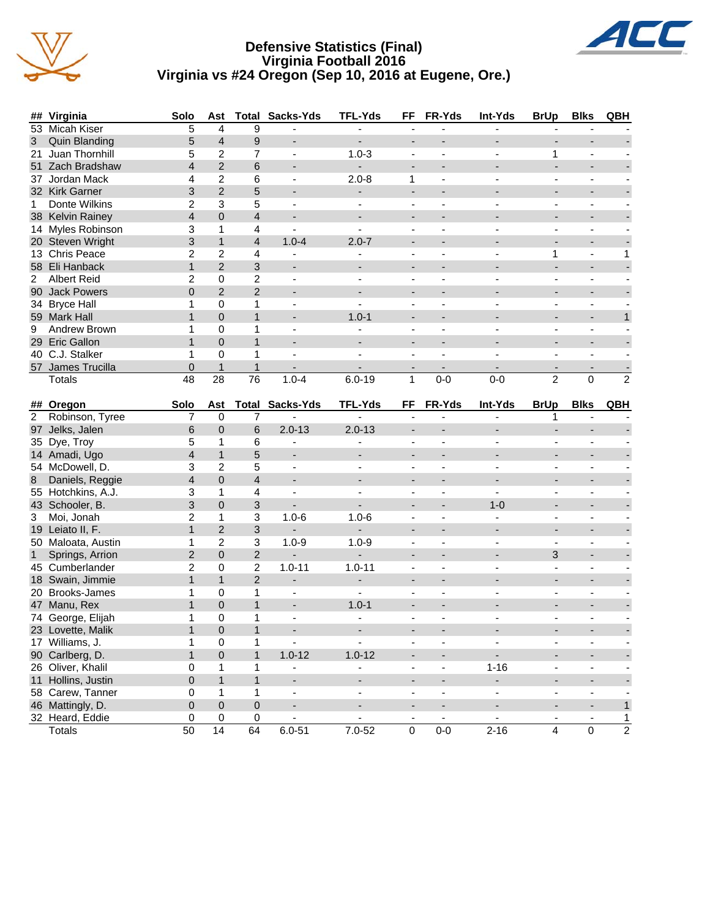# Defensive Statistics (Final)
## Virginia Football 2016
## Virginia vs #24 Oregon (Sep 10, 2016 at Eugene, Ore.)

| ## | Virginia | Solo | Ast | Total | Sacks-Yds | TFL-Yds | FF | FR-Yds | Int-Yds | BrUp | Blks | QBH |
|---|---|---|---|---|---|---|---|---|---|---|---|---|
| 53 | Micah Kiser | 5 | 4 | 9 | - | - | - | - | - | - | - | - |
| 3 | Quin Blanding | 5 | 4 | 9 | - | - | - | - | - | - | - | - |
| 21 | Juan Thornhill | 5 | 2 | 7 | - | 1.0-3 | - | - | - | 1 | - | - |
| 51 | Zach Bradshaw | 4 | 2 | 6 | - | - | - | - | - | - | - | - |
| 37 | Jordan Mack | 4 | 2 | 6 | - | 2.0-8 | 1 | - | - | - | - | - |
| 32 | Kirk Garner | 3 | 2 | 5 | - | - | - | - | - | - | - | - |
| 1 | Donte Wilkins | 2 | 3 | 5 | - | - | - | - | - | - | - | - |
| 38 | Kelvin Rainey | 4 | 0 | 4 | - | - | - | - | - | - | - | - |
| 14 | Myles Robinson | 3 | 1 | 4 | - | - | - | - | - | - | - | - |
| 20 | Steven Wright | 3 | 1 | 4 | 1.0-4 | 2.0-7 | - | - | - | - | - | - |
| 13 | Chris Peace | 2 | 2 | 4 | - | - | - | - | - | 1 | - | 1 |
| 58 | Eli Hanback | 1 | 2 | 3 | - | - | - | - | - | - | - | - |
| 2 | Albert Reid | 2 | 0 | 2 | - | - | - | - | - | - | - | - |
| 90 | Jack Powers | 0 | 2 | 2 | - | - | - | - | - | - | - | - |
| 34 | Bryce Hall | 1 | 0 | 1 | - | - | - | - | - | - | - | - |
| 59 | Mark Hall | 1 | 0 | 1 | - | 1.0-1 | - | - | - | - | - | 1 |
| 9 | Andrew Brown | 1 | 0 | 1 | - | - | - | - | - | - | - | - |
| 29 | Eric Gallon | 1 | 0 | 1 | - | - | - | - | - | - | - | - |
| 40 | C.J. Stalker | 1 | 0 | 1 | - | - | - | - | - | - | - | - |
| 57 | James Trucilla | 0 | 1 | 1 | - | - | - | - | - | - | - | - |
| | Totals | 48 | 28 | 76 | 1.0-4 | 6.0-19 | 1 | 0-0 | 0-0 | 2 | 0 | 2 |

| ## | Oregon | Solo | Ast | Total | Sacks-Yds | TFL-Yds | FF | FR-Yds | Int-Yds | BrUp | Blks | QBH |
|---|---|---|---|---|---|---|---|---|---|---|---|---|
| 2 | Robinson, Tyree | 7 | 0 | 7 | - | - | - | - | - | 1 | - | - |
| 97 | Jelks, Jalen | 6 | 0 | 6 | 2.0-13 | 2.0-13 | - | - | - | - | - | - |
| 35 | Dye, Troy | 5 | 1 | 6 | - | - | - | - | - | - | - | - |
| 14 | Amadi, Ugo | 4 | 1 | 5 | - | - | - | - | - | - | - | - |
| 54 | McDowell, D. | 3 | 2 | 5 | - | - | - | - | - | - | - | - |
| 8 | Daniels, Reggie | 4 | 0 | 4 | - | - | - | - | - | - | - | - |
| 55 | Hotchkins, A.J. | 3 | 1 | 4 | - | - | - | - | - | - | - | - |
| 43 | Schooler, B. | 3 | 0 | 3 | - | - | - | - | 1-0 | - | - | - |
| 3 | Moi, Jonah | 2 | 1 | 3 | 1.0-6 | 1.0-6 | - | - | - | - | - | - |
| 19 | Leiato II, F. | 1 | 2 | 3 | - | - | - | - | - | - | - | - |
| 50 | Maloata, Austin | 1 | 2 | 3 | 1.0-9 | 1.0-9 | - | - | - | - | - | - |
| 1 | Springs, Arrion | 2 | 0 | 2 | - | - | - | - | - | 3 | - | - |
| 45 | Cumberlander | 2 | 0 | 2 | 1.0-11 | 1.0-11 | - | - | - | - | - | - |
| 18 | Swain, Jimmie | 1 | 1 | 2 | - | - | - | - | - | - | - | - |
| 20 | Brooks-James | 1 | 0 | 1 | - | - | - | - | - | - | - | - |
| 47 | Manu, Rex | 1 | 0 | 1 | - | 1.0-1 | - | - | - | - | - | - |
| 74 | George, Elijah | 1 | 0 | 1 | - | - | - | - | - | - | - | - |
| 23 | Lovette, Malik | 1 | 0 | 1 | - | - | - | - | - | - | - | - |
| 17 | Williams, J. | 1 | 0 | 1 | - | - | - | - | - | - | - | - |
| 90 | Carlberg, D. | 1 | 0 | 1 | 1.0-12 | 1.0-12 | - | - | - | - | - | - |
| 26 | Oliver, Khalil | 0 | 1 | 1 | - | - | - | - | 1-16 | - | - | - |
| 11 | Hollins, Justin | 0 | 1 | 1 | - | - | - | - | - | - | - | - |
| 58 | Carew, Tanner | 0 | 1 | 1 | - | - | - | - | - | - | - | - |
| 46 | Mattingly, D. | 0 | 0 | 0 | - | - | - | - | - | - | - | 1 |
| 32 | Heard, Eddie | 0 | 0 | 0 | - | - | - | - | - | - | - | 1 |
| | Totals | 50 | 14 | 64 | 6.0-51 | 7.0-52 | 0 | 0-0 | 2-16 | 4 | 0 | 2 |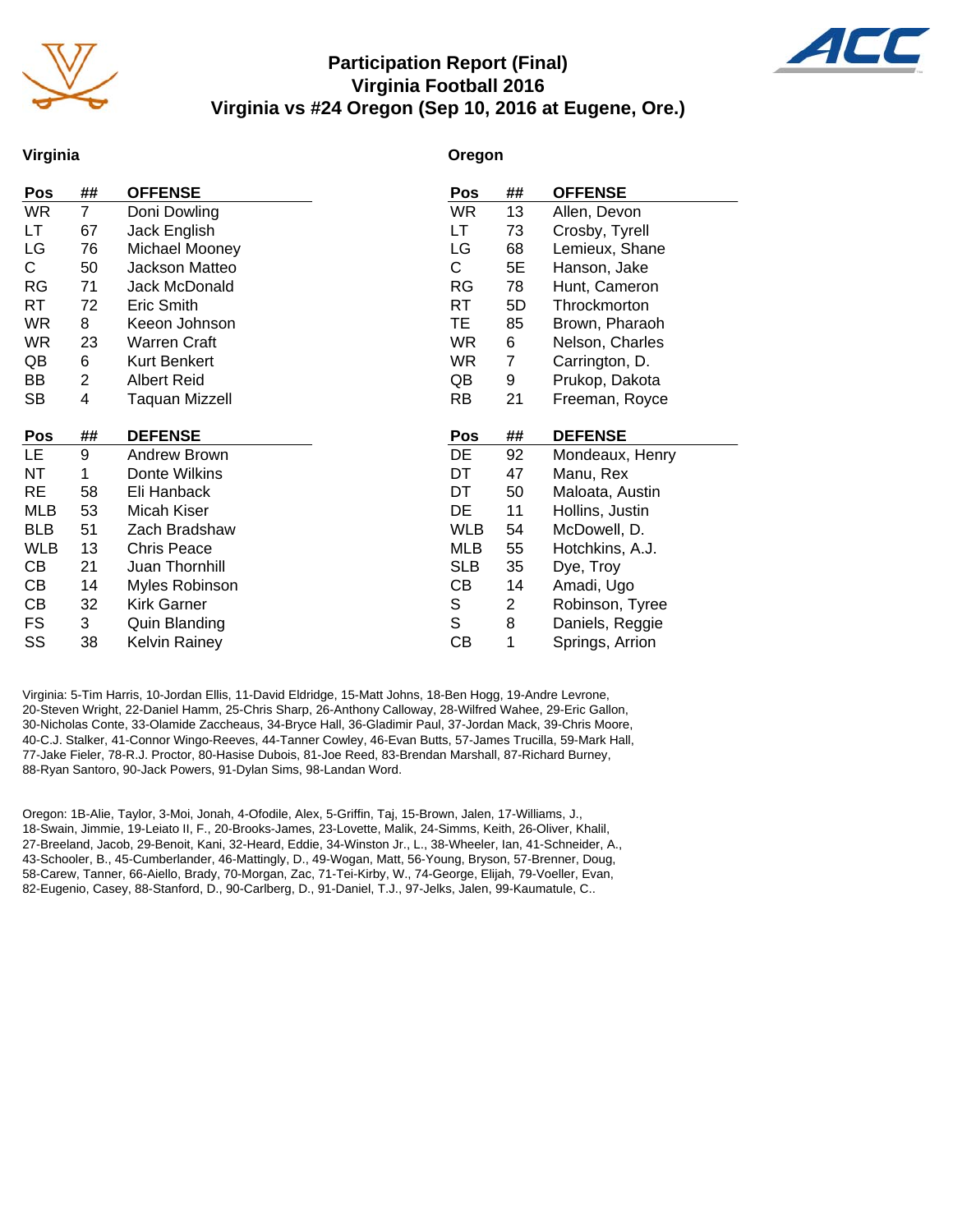# Participation Report (Final)
## Virginia Football 2016
## Virginia vs #24 Oregon (Sep 10, 2016 at Eugene, Ore.)

### Virginia

| Pos | ## | OFFENSE |
|---|---|---|
| WR | 7 | Doni Dowling |
| LT | 67 | Jack English |
| LG | 76 | Michael Mooney |
| C | 50 | Jackson Matteo |
| RG | 71 | Jack McDonald |
| RT | 72 | Eric Smith |
| WR | 8 | Keeon Johnson |
| WR | 23 | Warren Craft |
| QB | 6 | Kurt Benkert |
| BB | 2 | Albert Reid |
| SB | 4 | Taquan Mizzell |

| Pos | ## | DEFENSE |
|---|---|---|
| LE | 9 | Andrew Brown |
| NT | 1 | Donte Wilkins |
| RE | 58 | Eli Hanback |
| MLB | 53 | Micah Kiser |
| BLB | 51 | Zach Bradshaw |
| WLB | 13 | Chris Peace |
| CB | 21 | Juan Thornhill |
| CB | 14 | Myles Robinson |
| CB | 32 | Kirk Garner |
| FS | 3 | Quin Blanding |
| SS | 38 | Kelvin Rainey |

### Oregon

| Pos | ## | OFFENSE |
|---|---|---|
| WR | 13 | Allen, Devon |
| LT | 73 | Crosby, Tyrell |
| LG | 68 | Lemieux, Shane |
| C | 5E | Hanson, Jake |
| RG | 78 | Hunt, Cameron |
| RT | 5D | Throckmorton |
| TE | 85 | Brown, Pharaoh |
| WR | 6 | Nelson, Charles |
| WR | 7 | Carrington, D. |
| QB | 9 | Prukop, Dakota |
| RB | 21 | Freeman, Royce |

| Pos | ## | DEFENSE |
|---|---|---|
| DE | 92 | Mondeaux, Henry |
| DT | 47 | Manu, Rex |
| DT | 50 | Maloata, Austin |
| DE | 11 | Hollins, Justin |
| WLB | 54 | McDowell, D. |
| MLB | 55 | Hotchkins, A.J. |
| SLB | 35 | Dye, Troy |
| CB | 14 | Amadi, Ugo |
| S | 2 | Robinson, Tyree |
| S | 8 | Daniels, Reggie |
| CB | 1 | Springs, Arrion |

Virginia: 5-Tim Harris, 10-Jordan Ellis, 11-David Eldridge, 15-Matt Johns, 18-Ben Hogg, 19-Andre Levrone, 20-Steven Wright, 22-Daniel Hamm, 25-Chris Sharp, 26-Anthony Calloway, 28-Wilfred Wahee, 29-Eric Gallon, 30-Nicholas Conte, 33-Olamide Zaccheaus, 34-Bryce Hall, 36-Gladimir Paul, 37-Jordan Mack, 39-Chris Moore, 40-C.J. Stalker, 41-Connor Wingo-Reeves, 44-Tanner Cowley, 46-Evan Butts, 57-James Trucilla, 59-Mark Hall, 77-Jake Fieler, 78-R.J. Proctor, 80-Hasise Dubois, 81-Joe Reed, 83-Brendan Marshall, 87-Richard Burney, 88-Ryan Santoro, 90-Jack Powers, 91-Dylan Sims, 98-Landan Word.

Oregon: 1B-Alie, Taylor, 3-Moi, Jonah, 4-Ofodile, Alex, 5-Griffin, Taj, 15-Brown, Jalen, 17-Williams, J., 18-Swain, Jimmie, 19-Leiato II, F., 20-Brooks-James, 23-Lovette, Malik, 24-Simms, Keith, 26-Oliver, Khalil, 27-Breeland, Jacob, 29-Benoit, Kani, 32-Heard, Eddie, 34-Winston Jr., L., 38-Wheeler, Ian, 41-Schneider, A., 43-Schooler, B., 45-Cumberlander, 46-Mattingly, D., 49-Wogan, Matt, 56-Young, Bryson, 57-Brenner, Doug, 58-Carew, Tanner, 66-Aiello, Brady, 70-Morgan, Zac, 71-Tei-Kirby, W., 74-George, Elijah, 79-Voeller, Evan, 82-Eugenio, Casey, 88-Stanford, D., 90-Carlberg, D., 91-Daniel, T.J., 97-Jelks, Jalen, 99-Kaumatule, C..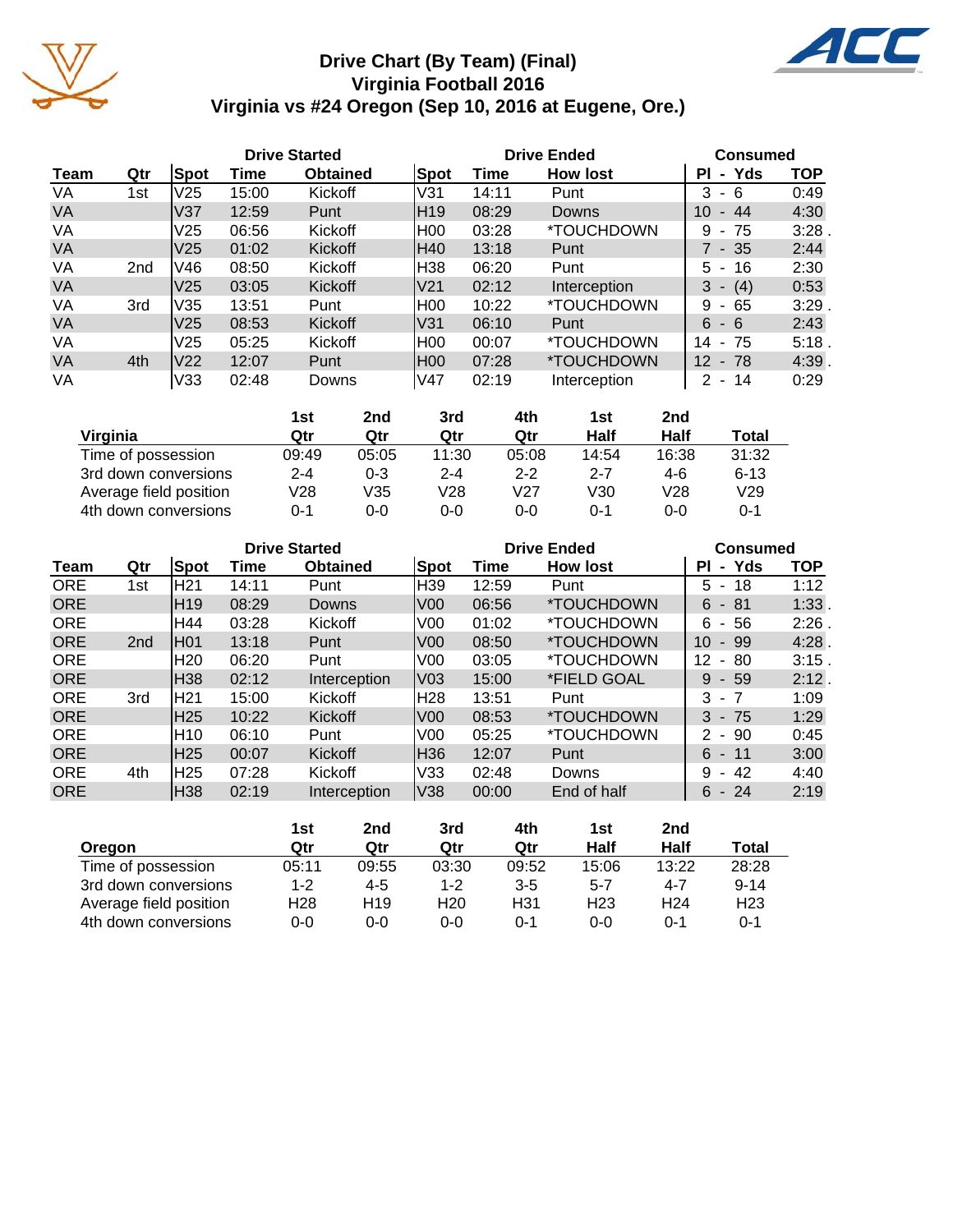# Drive Chart (By Team) (Final)
## Virginia Football 2016
## Virginia vs #24 Oregon (Sep 10, 2016 at Eugene, Ore.)

| | | Drive Started | | | Drive Ended | | | Consumed | |
|---|---|---|---|---|---|---|---|---|---|
| Team | Qtr | Spot | Time | Obtained | Spot | Time | How lost | Pl - Yds | TOP |
| VA | 1st | V25 | 15:00 | Kickoff | V31 | 14:11 | Punt | 3 - 6 | 0:49 |
| VA | | V37 | 12:59 | Punt | H19 | 08:29 | Downs | 10 - 44 | 4:30 |
| VA | | V25 | 06:56 | Kickoff | H00 | 03:28 | *TOUCHDOWN | 9 - 75 | 3:28 . |
| VA | | V25 | 01:02 | Kickoff | H40 | 13:18 | Punt | 7 - 35 | 2:44 |
| VA | 2nd | V46 | 08:50 | Kickoff | H38 | 06:20 | Punt | 5 - 16 | 2:30 |
| VA | | V25 | 03:05 | Kickoff | V21 | 02:12 | Interception | 3 - (4) | 0:53 |
| VA | 3rd | V35 | 13:51 | Punt | H00 | 10:22 | *TOUCHDOWN | 9 - 65 | 3:29 . |
| VA | | V25 | 08:53 | Kickoff | V31 | 06:10 | Punt | 6 - 6 | 2:43 |
| VA | | V25 | 05:25 | Kickoff | H00 | 00:07 | *TOUCHDOWN | 14 - 75 | 5:18 . |
| VA | 4th | V22 | 12:07 | Punt | H00 | 07:28 | *TOUCHDOWN | 12 - 78 | 4:39 . |
| VA | | V33 | 02:48 | Downs | V47 | 02:19 | Interception | 2 - 14 | 0:29 |

| Virginia | 1st Qtr | 2nd Qtr | 3rd Qtr | 4th Qtr | 1st Half | 2nd Half | Total |
|---|---|---|---|---|---|---|---|
| Time of possession | 09:49 | 05:05 | 11:30 | 05:08 | 14:54 | 16:38 | 31:32 |
| 3rd down conversions | 2-4 | 0-3 | 2-4 | 2-2 | 2-7 | 4-6 | 6-13 |
| Average field position | V28 | V35 | V28 | V27 | V30 | V28 | V29 |
| 4th down conversions | 0-1 | 0-0 | 0-0 | 0-0 | 0-1 | 0-0 | 0-1 |

| | | Drive Started | | | Drive Ended | | | Consumed | |
|---|---|---|---|---|---|---|---|---|---|
| Team | Qtr | Spot | Time | Obtained | Spot | Time | How lost | Pl - Yds | TOP |
| ORE | 1st | H21 | 14:11 | Punt | H39 | 12:59 | Punt | 5 - 18 | 1:12 |
| ORE | | H19 | 08:29 | Downs | V00 | 06:56 | *TOUCHDOWN | 6 - 81 | 1:33 . |
| ORE | | H44 | 03:28 | Kickoff | V00 | 01:02 | *TOUCHDOWN | 6 - 56 | 2:26 . |
| ORE | 2nd | H01 | 13:18 | Punt | V00 | 08:50 | *TOUCHDOWN | 10 - 99 | 4:28 . |
| ORE | | H20 | 06:20 | Punt | V00 | 03:05 | *TOUCHDOWN | 12 - 80 | 3:15 . |
| ORE | | H38 | 02:12 | Interception | V03 | 15:00 | *FIELD GOAL | 9 - 59 | 2:12 . |
| ORE | 3rd | H21 | 15:00 | Kickoff | H28 | 13:51 | Punt | 3 - 7 | 1:09 |
| ORE | | H25 | 10:22 | Kickoff | V00 | 08:53 | *TOUCHDOWN | 3 - 75 | 1:29 |
| ORE | | H10 | 06:10 | Punt | V00 | 05:25 | *TOUCHDOWN | 2 - 90 | 0:45 |
| ORE | | H25 | 00:07 | Kickoff | H36 | 12:07 | Punt | 6 - 11 | 3:00 |
| ORE | 4th | H25 | 07:28 | Kickoff | V33 | 02:48 | Downs | 9 - 42 | 4:40 |
| ORE | | H38 | 02:19 | Interception | V38 | 00:00 | End of half | 6 - 24 | 2:19 |

| Oregon | 1st Qtr | 2nd Qtr | 3rd Qtr | 4th Qtr | 1st Half | 2nd Half | Total |
|---|---|---|---|---|---|---|---|
| Time of possession | 05:11 | 09:55 | 03:30 | 09:52 | 15:06 | 13:22 | 28:28 |
| 3rd down conversions | 1-2 | 4-5 | 1-2 | 3-5 | 5-7 | 4-7 | 9-14 |
| Average field position | H28 | H19 | H20 | H31 | H23 | H24 | H23 |
| 4th down conversions | 0-0 | 0-0 | 0-0 | 0-1 | 0-0 | 0-1 | 0-1 |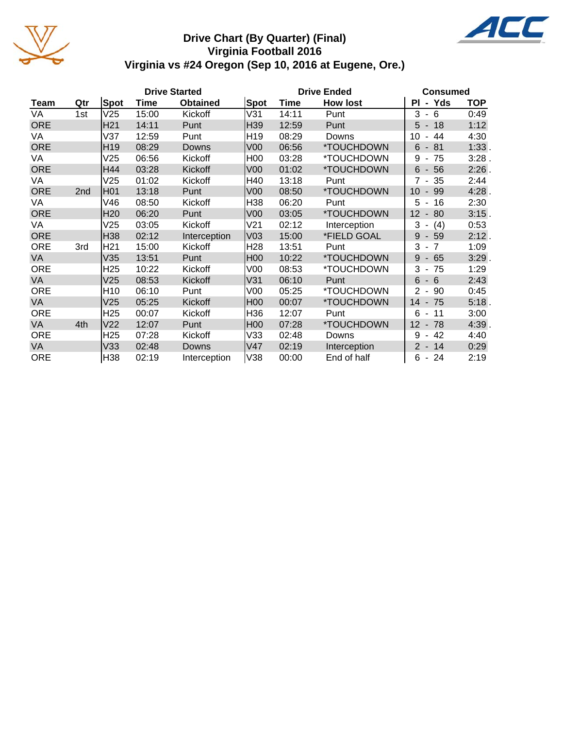# Drive Chart (By Quarter) (Final)
## Virginia Football 2016
## Virginia vs #24 Oregon (Sep 10, 2016 at Eugene, Ore.)

| | | Drive Started | | | Drive Ended | | | Consumed | |
|---|---|---|---|---|---|---|---|---|---|
| Team | Qtr | Spot | Time | Obtained | Spot | Time | How lost | Pl - Yds | TOP |
| VA | 1st | V25 | 15:00 | Kickoff | V31 | 14:11 | Punt | 3 - 6 | 0:49 |
| ORE | | H21 | 14:11 | Punt | H39 | 12:59 | Punt | 5 - 18 | 1:12 |
| VA | | V37 | 12:59 | Punt | H19 | 08:29 | Downs | 10 - 44 | 4:30 |
| ORE | | H19 | 08:29 | Downs | V00 | 06:56 | *TOUCHDOWN | 6 - 81 | 1:33 . |
| VA | | V25 | 06:56 | Kickoff | H00 | 03:28 | *TOUCHDOWN | 9 - 75 | 3:28 . |
| ORE | | H44 | 03:28 | Kickoff | V00 | 01:02 | *TOUCHDOWN | 6 - 56 | 2:26 . |
| VA | | V25 | 01:02 | Kickoff | H40 | 13:18 | Punt | 7 - 35 | 2:44 |
| ORE | 2nd | H01 | 13:18 | Punt | V00 | 08:50 | *TOUCHDOWN | 10 - 99 | 4:28 . |
| VA | | V46 | 08:50 | Kickoff | H38 | 06:20 | Punt | 5 - 16 | 2:30 |
| ORE | | H20 | 06:20 | Punt | V00 | 03:05 | *TOUCHDOWN | 12 - 80 | 3:15 . |
| VA | | V25 | 03:05 | Kickoff | V21 | 02:12 | Interception | 3 - (4) | 0:53 |
| ORE | | H38 | 02:12 | Interception | V03 | 15:00 | *FIELD GOAL | 9 - 59 | 2:12 . |
| ORE | 3rd | H21 | 15:00 | Kickoff | H28 | 13:51 | Punt | 3 - 7 | 1:09 |
| VA | | V35 | 13:51 | Punt | H00 | 10:22 | *TOUCHDOWN | 9 - 65 | 3:29 . |
| ORE | | H25 | 10:22 | Kickoff | V00 | 08:53 | *TOUCHDOWN | 3 - 75 | 1:29 |
| VA | | V25 | 08:53 | Kickoff | V31 | 06:10 | Punt | 6 - 6 | 2:43 |
| ORE | | H10 | 06:10 | Punt | V00 | 05:25 | *TOUCHDOWN | 2 - 90 | 0:45 |
| VA | | V25 | 05:25 | Kickoff | H00 | 00:07 | *TOUCHDOWN | 14 - 75 | 5:18 . |
| ORE | | H25 | 00:07 | Kickoff | H36 | 12:07 | Punt | 6 - 11 | 3:00 |
| VA | 4th | V22 | 12:07 | Punt | H00 | 07:28 | *TOUCHDOWN | 12 - 78 | 4:39 . |
| ORE | | H25 | 07:28 | Kickoff | V33 | 02:48 | Downs | 9 - 42 | 4:40 |
| VA | | V33 | 02:48 | Downs | V47 | 02:19 | Interception | 2 - 14 | 0:29 |
| ORE | | H38 | 02:19 | Interception | V38 | 00:00 | End of half | 6 - 24 | 2:19 |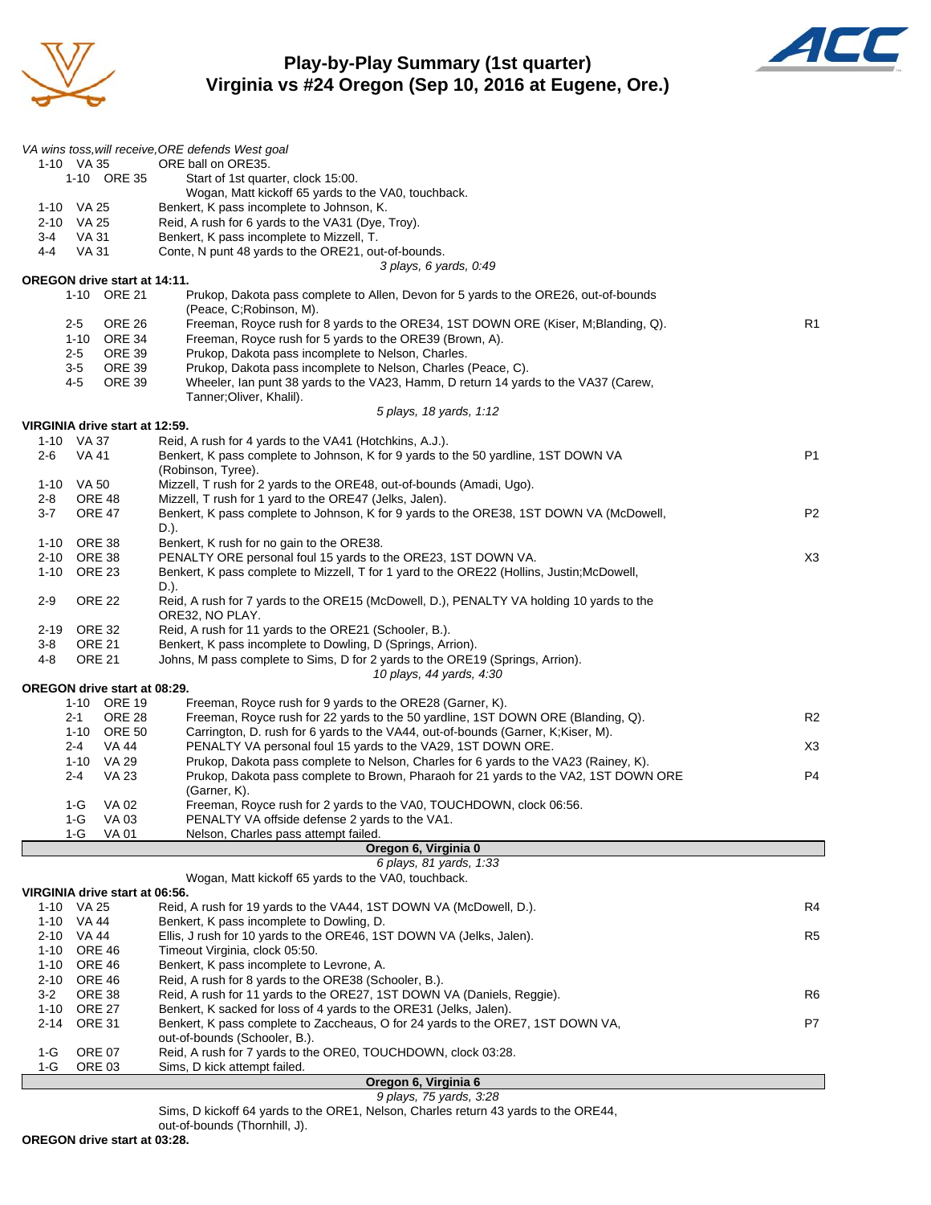# Play-by-Play Summary (1st quarter)
## Virginia vs #24 Oregon (Sep 10, 2016 at Eugene, Ore.)

*VA wins toss,will receive,ORE defends West goal*

| Down | Spot | Play | |
|---|---|---|---|
| 1-10 | VA 35 | ORE ball on ORE35. | |
| 1-10 | ORE 35 | Start of 1st quarter, clock 15:00. | |
| | | Wogan, Matt kickoff 65 yards to the VA0, touchback. | |
| 1-10 | VA 25 | Benkert, K pass incomplete to Johnson, K. | |
| 2-10 | VA 25 | Reid, A rush for 6 yards to the VA31 (Dye, Troy). | |
| 3-4 | VA 31 | Benkert, K pass incomplete to Mizzell, T. | |
| 4-4 | VA 31 | Conte, N punt 48 yards to the ORE21, out-of-bounds. | |
| | | *3 plays, 6 yards, 0:49* | |

**OREGON drive start at 14:11.**

| Down | Spot | Play | |
|---|---|---|---|
| 1-10 | ORE 21 | Prukop, Dakota pass complete to Allen, Devon for 5 yards to the ORE26, out-of-bounds (Peace, C;Robinson, M). | |
| 2-5 | ORE 26 | Freeman, Royce rush for 8 yards to the ORE34, 1ST DOWN ORE (Kiser, M;Blanding, Q). | R1 |
| 1-10 | ORE 34 | Freeman, Royce rush for 5 yards to the ORE39 (Brown, A). | |
| 2-5 | ORE 39 | Prukop, Dakota pass incomplete to Nelson, Charles. | |
| 3-5 | ORE 39 | Prukop, Dakota pass incomplete to Nelson, Charles (Peace, C). | |
| 4-5 | ORE 39 | Wheeler, Ian punt 38 yards to the VA23, Hamm, D return 14 yards to the VA37 (Carew, Tanner;Oliver, Khalil). | |
| | | *5 plays, 18 yards, 1:12* | |

**VIRGINIA drive start at 12:59.**

| Down | Spot | Play | |
|---|---|---|---|
| 1-10 | VA 37 | Reid, A rush for 4 yards to the VA41 (Hotchkins, A.J.). | |
| 2-6 | VA 41 | Benkert, K pass complete to Johnson, K for 9 yards to the 50 yardline, 1ST DOWN VA (Robinson, Tyree). | P1 |
| 1-10 | VA 50 | Mizzell, T rush for 2 yards to the ORE48, out-of-bounds (Amadi, Ugo). | |
| 2-8 | ORE 48 | Mizzell, T rush for 1 yard to the ORE47 (Jelks, Jalen). | |
| 3-7 | ORE 47 | Benkert, K pass complete to Johnson, K for 9 yards to the ORE38, 1ST DOWN VA (McDowell, D.). | P2 |
| 1-10 | ORE 38 | Benkert, K rush for no gain to the ORE38. | |
| 2-10 | ORE 38 | PENALTY ORE personal foul 15 yards to the ORE23, 1ST DOWN VA. | X3 |
| 1-10 | ORE 23 | Benkert, K pass complete to Mizzell, T for 1 yard to the ORE22 (Hollins, Justin;McDowell, D.). | |
| 2-9 | ORE 22 | Reid, A rush for 7 yards to the ORE15 (McDowell, D.), PENALTY VA holding 10 yards to the ORE32, NO PLAY. | |
| 2-19 | ORE 32 | Reid, A rush for 11 yards to the ORE21 (Schooler, B.). | |
| 3-8 | ORE 21 | Benkert, K pass incomplete to Dowling, D (Springs, Arrion). | |
| 4-8 | ORE 21 | Johns, M pass complete to Sims, D for 2 yards to the ORE19 (Springs, Arrion). | |
| | | *10 plays, 44 yards, 4:30* | |

**OREGON drive start at 08:29.**

| Down | Spot | Play | |
|---|---|---|---|
| 1-10 | ORE 19 | Freeman, Royce rush for 9 yards to the ORE28 (Garner, K). | |
| 2-1 | ORE 28 | Freeman, Royce rush for 22 yards to the 50 yardline, 1ST DOWN ORE (Blanding, Q). | R2 |
| 1-10 | ORE 50 | Carrington, D. rush for 6 yards to the VA44, out-of-bounds (Garner, K;Kiser, M). | |
| 2-4 | VA 44 | PENALTY VA personal foul 15 yards to the VA29, 1ST DOWN ORE. | X3 |
| 1-10 | VA 29 | Prukop, Dakota pass complete to Nelson, Charles for 6 yards to the VA23 (Rainey, K). | |
| 2-4 | VA 23 | Prukop, Dakota pass complete to Brown, Pharaoh for 21 yards to the VA2, 1ST DOWN ORE (Garner, K). | P4 |
| 1-G | VA 02 | Freeman, Royce rush for 2 yards to the VA0, TOUCHDOWN, clock 06:56. | |
| 1-G | VA 03 | PENALTY VA offside defense 2 yards to the VA1. | |
| 1-G | VA 01 | Nelson, Charles pass attempt failed. | |
| | | **Oregon 6, Virginia 0** | |
| | | *6 plays, 81 yards, 1:33* | |
| | | Wogan, Matt kickoff 65 yards to the VA0, touchback. | |

**VIRGINIA drive start at 06:56.**

| Down | Spot | Play | |
|---|---|---|---|
| 1-10 | VA 25 | Reid, A rush for 19 yards to the VA44, 1ST DOWN VA (McDowell, D.). | R4 |
| 1-10 | VA 44 | Benkert, K pass incomplete to Dowling, D. | |
| 2-10 | VA 44 | Ellis, J rush for 10 yards to the ORE46, 1ST DOWN VA (Jelks, Jalen). | R5 |
| 1-10 | ORE 46 | Timeout Virginia, clock 05:50. | |
| 1-10 | ORE 46 | Benkert, K pass incomplete to Levrone, A. | |
| 2-10 | ORE 46 | Reid, A rush for 8 yards to the ORE38 (Schooler, B.). | |
| 3-2 | ORE 38 | Reid, A rush for 11 yards to the ORE27, 1ST DOWN VA (Daniels, Reggie). | R6 |
| 1-10 | ORE 27 | Benkert, K sacked for loss of 4 yards to the ORE31 (Jelks, Jalen). | |
| 2-14 | ORE 31 | Benkert, K pass complete to Zaccheaus, O for 24 yards to the ORE7, 1ST DOWN VA, out-of-bounds (Schooler, B.). | P7 |
| 1-G | ORE 07 | Reid, A rush for 7 yards to the ORE0, TOUCHDOWN, clock 03:28. | |
| 1-G | ORE 03 | Sims, D kick attempt failed. | |
| | | **Oregon 6, Virginia 6** | |
| | | *9 plays, 75 yards, 3:28* | |
| | | Sims, D kickoff 64 yards to the ORE1, Nelson, Charles return 43 yards to the ORE44, out-of-bounds (Thornhill, J). | |

**OREGON drive start at 03:28.**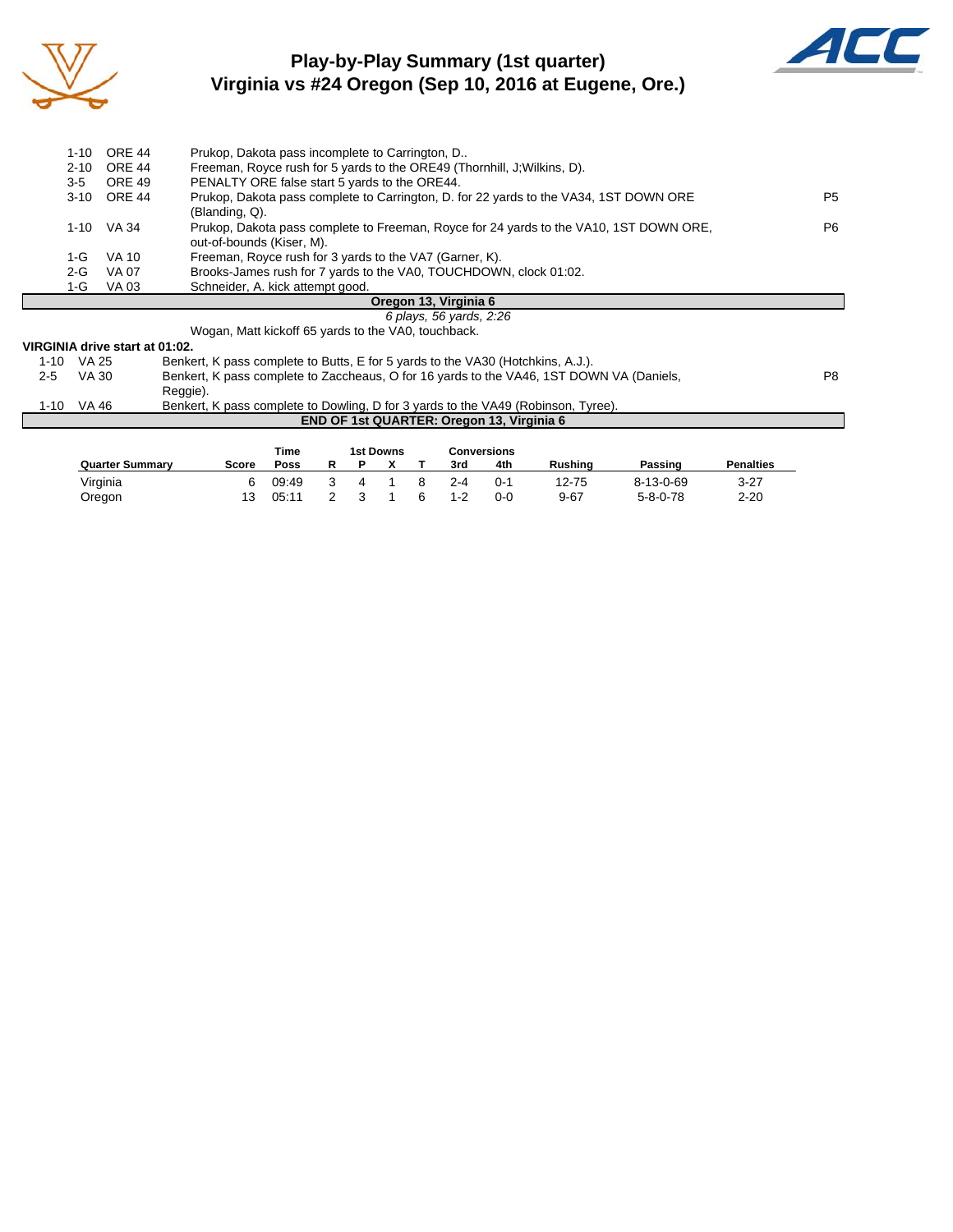# Play-by-Play Summary (1st quarter)
## Virginia vs #24 Oregon (Sep 10, 2016 at Eugene, Ore.)

| Down | Spot | Play | |
|---|---|---|---|
| 1-10 | ORE 44 | Prukop, Dakota pass incomplete to Carrington, D.. | |
| 2-10 | ORE 44 | Freeman, Royce rush for 5 yards to the ORE49 (Thornhill, J;Wilkins, D). | |
| 3-5 | ORE 49 | PENALTY ORE false start 5 yards to the ORE44. | |
| 3-10 | ORE 44 | Prukop, Dakota pass complete to Carrington, D. for 22 yards to the VA34, 1ST DOWN ORE (Blanding, Q). | P5 |
| 1-10 | VA 34 | Prukop, Dakota pass complete to Freeman, Royce for 24 yards to the VA10, 1ST DOWN ORE, out-of-bounds (Kiser, M). | P6 |
| 1-G | VA 10 | Freeman, Royce rush for 3 yards to the VA7 (Garner, K). | |
| 2-G | VA 07 | Brooks-James rush for 7 yards to the VA0, TOUCHDOWN, clock 01:02. | |
| 1-G | VA 03 | Schneider, A. kick attempt good. | |

**Oregon 13, Virginia 6**

*6 plays, 56 yards, 2:26*

Wogan, Matt kickoff 65 yards to the VA0, touchback.

**VIRGINIA drive start at 01:02.**

| Down | Spot | Play | |
|---|---|---|---|
| 1-10 | VA 25 | Benkert, K pass complete to Butts, E for 5 yards to the VA30 (Hotchkins, A.J.). | |
| 2-5 | VA 30 | Benkert, K pass complete to Zaccheaus, O for 16 yards to the VA46, 1ST DOWN VA (Daniels, Reggie). | P8 |
| 1-10 | VA 46 | Benkert, K pass complete to Dowling, D for 3 yards to the VA49 (Robinson, Tyree). | |

**END OF 1st QUARTER: Oregon 13, Virginia 6**

| Quarter Summary | Score | Time Poss | 1st Downs R | P | X | T | Conversions 3rd | 4th | Rushing | Passing | Penalties |
|---|---|---|---|---|---|---|---|---|---|---|---|
| Virginia | 6 | 09:49 | 3 | 4 | 1 | 8 | 2-4 | 0-1 | 12-75 | 8-13-0-69 | 3-27 |
| Oregon | 13 | 05:11 | 2 | 3 | 1 | 6 | 1-2 | 0-0 | 9-67 | 5-8-0-78 | 2-20 |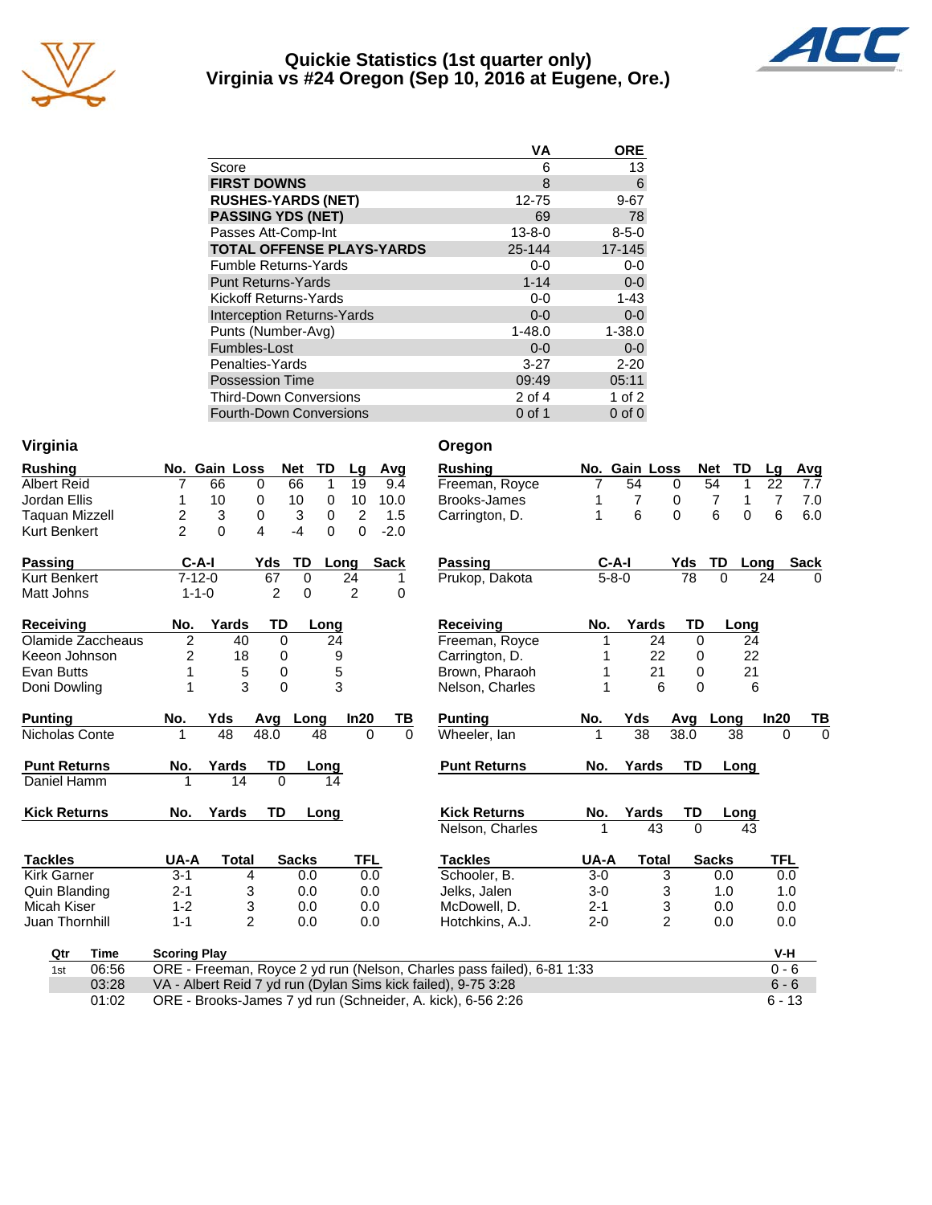# Quickie Statistics (1st quarter only)
## Virginia vs #24 Oregon (Sep 10, 2016 at Eugene, Ore.)

| | VA | ORE |
|---|---|---|
| Score | 6 | 13 |
| **FIRST DOWNS** | 8 | 6 |
| **RUSHES-YARDS (NET)** | 12-75 | 9-67 |
| **PASSING YDS (NET)** | 69 | 78 |
| Passes Att-Comp-Int | 13-8-0 | 8-5-0 |
| **TOTAL OFFENSE PLAYS-YARDS** | 25-144 | 17-145 |
| Fumble Returns-Yards | 0-0 | 0-0 |
| Punt Returns-Yards | 1-14 | 0-0 |
| Kickoff Returns-Yards | 0-0 | 1-43 |
| Interception Returns-Yards | 0-0 | 0-0 |
| Punts (Number-Avg) | 1-48.0 | 1-38.0 |
| Fumbles-Lost | 0-0 | 0-0 |
| Penalties-Yards | 3-27 | 2-20 |
| Possession Time | 09:49 | 05:11 |
| Third-Down Conversions | 2 of 4 | 1 of 2 |
| Fourth-Down Conversions | 0 of 1 | 0 of 0 |

## Virginia

| Rushing | No. | Gain | Loss | Net | TD | Lg | Avg |
|---|---|---|---|---|---|---|---|
| Albert Reid | 7 | 66 | 0 | 66 | 1 | 19 | 9.4 |
| Jordan Ellis | 1 | 10 | 0 | 10 | 0 | 10 | 10.0 |
| Taquan Mizzell | 2 | 3 | 0 | 3 | 0 | 2 | 1.5 |
| Kurt Benkert | 2 | 0 | 4 | -4 | 0 | 0 | -2.0 |

| Passing | C-A-I | Yds | TD | Long | Sack |
|---|---|---|---|---|---|
| Kurt Benkert | 7-12-0 | 67 | 0 | 24 | 1 |
| Matt Johns | 1-1-0 | 2 | 0 | 2 | 0 |

| Receiving | No. | Yards | TD | Long |
|---|---|---|---|---|
| Olamide Zaccheaus | 2 | 40 | 0 | 24 |
| Keeon Johnson | 2 | 18 | 0 | 9 |
| Evan Butts | 1 | 5 | 0 | 5 |
| Doni Dowling | 1 | 3 | 0 | 3 |

| Punting | No. | Yds | Avg | Long | In20 | TB |
|---|---|---|---|---|---|---|
| Nicholas Conte | 1 | 48 | 48.0 | 48 | 0 | 0 |

| Punt Returns | No. | Yards | TD | Long |
|---|---|---|---|---|
| Daniel Hamm | 1 | 14 | 0 | 14 |

| Kick Returns | No. | Yards | TD | Long |
|---|---|---|---|---|

| Tackles | UA-A | Total | Sacks | TFL |
|---|---|---|---|---|
| Kirk Garner | 3-1 | 4 | 0.0 | 0.0 |
| Quin Blanding | 2-1 | 3 | 0.0 | 0.0 |
| Micah Kiser | 1-2 | 3 | 0.0 | 0.0 |
| Juan Thornhill | 1-1 | 2 | 0.0 | 0.0 |

## Oregon

| Rushing | No. | Gain | Loss | Net | TD | Lg | Avg |
|---|---|---|---|---|---|---|---|
| Freeman, Royce | 7 | 54 | 0 | 54 | 1 | 22 | 7.7 |
| Brooks-James | 1 | 7 | 0 | 7 | 1 | 7 | 7.0 |
| Carrington, D. | 1 | 6 | 0 | 6 | 0 | 6 | 6.0 |

| Passing | C-A-I | Yds | TD | Long | Sack |
|---|---|---|---|---|---|
| Prukop, Dakota | 5-8-0 | 78 | 0 | 24 | 0 |

| Receiving | No. | Yards | TD | Long |
|---|---|---|---|---|
| Freeman, Royce | 1 | 24 | 0 | 24 |
| Carrington, D. | 1 | 22 | 0 | 22 |
| Brown, Pharaoh | 1 | 21 | 0 | 21 |
| Nelson, Charles | 1 | 6 | 0 | 6 |

| Punting | No. | Yds | Avg | Long | In20 | TB |
|---|---|---|---|---|---|---|
| Wheeler, Ian | 1 | 38 | 38.0 | 38 | 0 | 0 |

| Punt Returns | No. | Yards | TD | Long |
|---|---|---|---|---|

| Kick Returns | No. | Yards | TD | Long |
|---|---|---|---|---|
| Nelson, Charles | 1 | 43 | 0 | 43 |

| Tackles | UA-A | Total | Sacks | TFL |
|---|---|---|---|---|
| Schooler, B. | 3-0 | 3 | 0.0 | 0.0 |
| Jelks, Jalen | 3-0 | 3 | 1.0 | 1.0 |
| McDowell, D. | 2-1 | 3 | 0.0 | 0.0 |
| Hotchkins, A.J. | 2-0 | 2 | 0.0 | 0.0 |

## Scoring Summary

| Qtr | Time | Scoring Play | V-H |
|---|---|---|---|
| 1st | 06:56 | ORE - Freeman, Royce 2 yd run (Nelson, Charles pass failed), 6-81 1:33 | 0 - 6 |
| | 03:28 | VA - Albert Reid 7 yd run (Dylan Sims kick failed), 9-75 3:28 | 6 - 6 |
| | 01:02 | ORE - Brooks-James 7 yd run (Schneider, A. kick), 6-56 2:26 | 6 - 13 |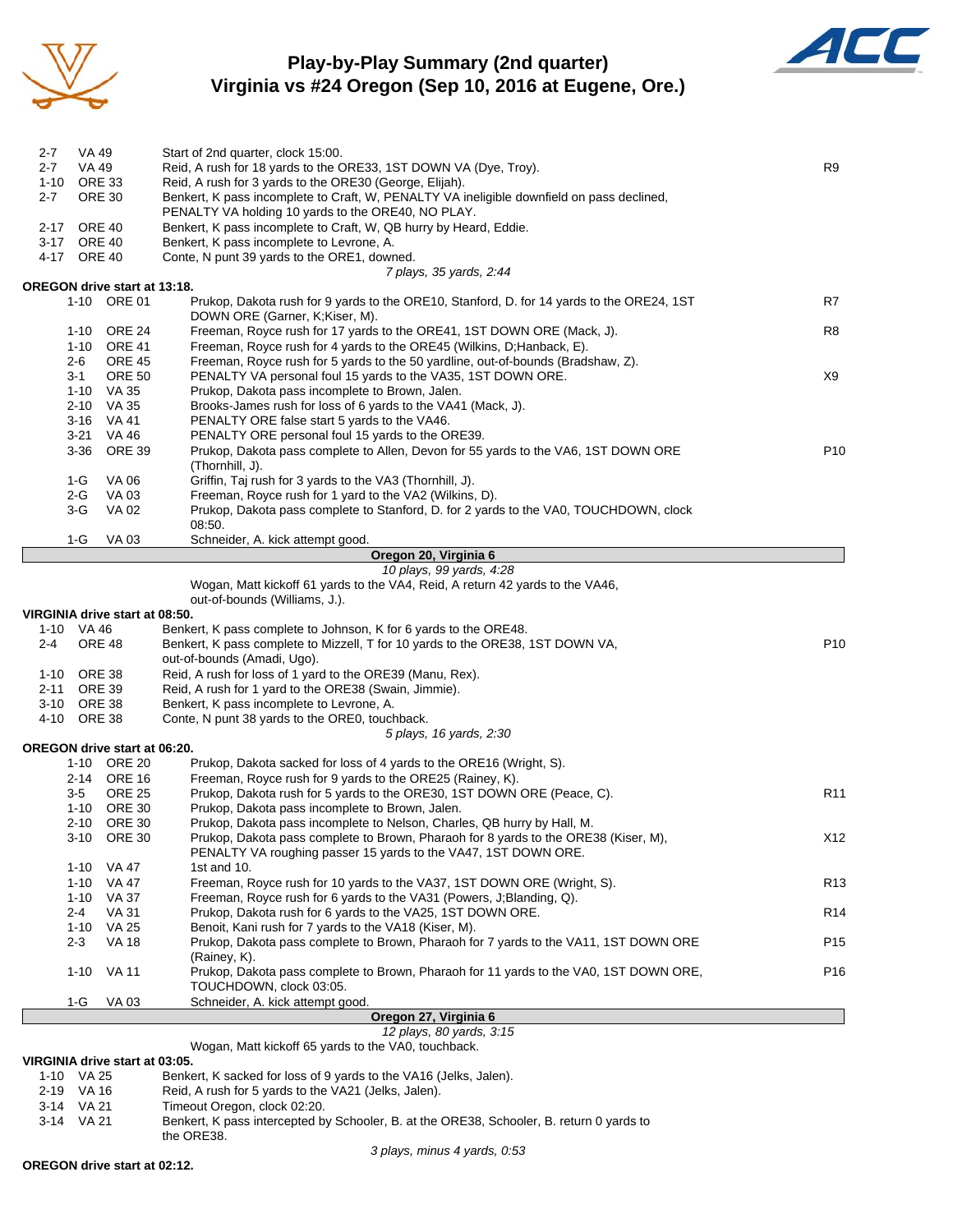# Play-by-Play Summary (2nd quarter)
## Virginia vs #24 Oregon (Sep 10, 2016 at Eugene, Ore.)

| Down | Spot | Play | |
|---|---|---|---|
| 2-7 | VA 49 | Start of 2nd quarter, clock 15:00. | |
| 2-7 | VA 49 | Reid, A rush for 18 yards to the ORE33, 1ST DOWN VA (Dye, Troy). | R9 |
| 1-10 | ORE 33 | Reid, A rush for 3 yards to the ORE30 (George, Elijah). | |
| 2-7 | ORE 30 | Benkert, K pass incomplete to Craft, W, PENALTY VA ineligible downfield on pass declined, PENALTY VA holding 10 yards to the ORE40, NO PLAY. | |
| 2-17 | ORE 40 | Benkert, K pass incomplete to Craft, W, QB hurry by Heard, Eddie. | |
| 3-17 | ORE 40 | Benkert, K pass incomplete to Levrone, A. | |
| 4-17 | ORE 40 | Conte, N punt 39 yards to the ORE1, downed. | |
| | | *7 plays, 35 yards, 2:44* | |

**OREGON drive start at 13:18.**

| Down | Spot | Play | |
|---|---|---|---|
| 1-10 | ORE 01 | Prukop, Dakota rush for 9 yards to the ORE10, Stanford, D. for 14 yards to the ORE24, 1ST DOWN ORE (Garner, K;Kiser, M). | R7 |
| 1-10 | ORE 24 | Freeman, Royce rush for 17 yards to the ORE41, 1ST DOWN ORE (Mack, J). | R8 |
| 1-10 | ORE 41 | Freeman, Royce rush for 4 yards to the ORE45 (Wilkins, D;Hanback, E). | |
| 2-6 | ORE 45 | Freeman, Royce rush for 5 yards to the 50 yardline, out-of-bounds (Bradshaw, Z). | |
| 3-1 | ORE 50 | PENALTY VA personal foul 15 yards to the VA35, 1ST DOWN ORE. | X9 |
| 1-10 | VA 35 | Prukop, Dakota pass incomplete to Brown, Jalen. | |
| 2-10 | VA 35 | Brooks-James rush for loss of 6 yards to the VA41 (Mack, J). | |
| 3-16 | VA 41 | PENALTY ORE false start 5 yards to the VA46. | |
| 3-21 | VA 46 | PENALTY ORE personal foul 15 yards to the ORE39. | |
| 3-36 | ORE 39 | Prukop, Dakota pass complete to Allen, Devon for 55 yards to the VA6, 1ST DOWN ORE (Thornhill, J). | P10 |
| 1-G | VA 06 | Griffin, Taj rush for 3 yards to the VA3 (Thornhill, J). | |
| 2-G | VA 03 | Freeman, Royce rush for 1 yard to the VA2 (Wilkins, D). | |
| 3-G | VA 02 | Prukop, Dakota pass complete to Stanford, D. for 2 yards to the VA0, TOUCHDOWN, clock 08:50. | |
| 1-G | VA 03 | Schneider, A. kick attempt good. | |

**Oregon 20, Virginia 6**

*10 plays, 99 yards, 4:28*

Wogan, Matt kickoff 61 yards to the VA4, Reid, A return 42 yards to the VA46, out-of-bounds (Williams, J.).

**VIRGINIA drive start at 08:50.**

| Down | Spot | Play | |
|---|---|---|---|
| 1-10 | VA 46 | Benkert, K pass complete to Johnson, K for 6 yards to the ORE48. | |
| 2-4 | ORE 48 | Benkert, K pass complete to Mizzell, T for 10 yards to the ORE38, 1ST DOWN VA, out-of-bounds (Amadi, Ugo). | P10 |
| 1-10 | ORE 38 | Reid, A rush for loss of 1 yard to the ORE39 (Manu, Rex). | |
| 2-11 | ORE 39 | Reid, A rush for 1 yard to the ORE38 (Swain, Jimmie). | |
| 3-10 | ORE 38 | Benkert, K pass incomplete to Levrone, A. | |
| 4-10 | ORE 38 | Conte, N punt 38 yards to the ORE0, touchback. | |
| | | *5 plays, 16 yards, 2:30* | |

**OREGON drive start at 06:20.**

| Down | Spot | Play | |
|---|---|---|---|
| 1-10 | ORE 20 | Prukop, Dakota sacked for loss of 4 yards to the ORE16 (Wright, S). | |
| 2-14 | ORE 16 | Freeman, Royce rush for 9 yards to the ORE25 (Rainey, K). | |
| 3-5 | ORE 25 | Prukop, Dakota rush for 5 yards to the ORE30, 1ST DOWN ORE (Peace, C). | R11 |
| 1-10 | ORE 30 | Prukop, Dakota pass incomplete to Brown, Jalen. | |
| 2-10 | ORE 30 | Prukop, Dakota pass incomplete to Nelson, Charles, QB hurry by Hall, M. | |
| 3-10 | ORE 30 | Prukop, Dakota pass complete to Brown, Pharaoh for 8 yards to the ORE38 (Kiser, M), PENALTY VA roughing passer 15 yards to the VA47, 1ST DOWN ORE. | X12 |
| 1-10 | VA 47 | 1st and 10. | |
| 1-10 | VA 47 | Freeman, Royce rush for 10 yards to the VA37, 1ST DOWN ORE (Wright, S). | R13 |
| 1-10 | VA 37 | Freeman, Royce rush for 6 yards to the VA31 (Powers, J;Blanding, Q). | |
| 2-4 | VA 31 | Prukop, Dakota rush for 6 yards to the VA25, 1ST DOWN ORE. | R14 |
| 1-10 | VA 25 | Benoit, Kani rush for 7 yards to the VA18 (Kiser, M). | |
| 2-3 | VA 18 | Prukop, Dakota pass complete to Brown, Pharaoh for 7 yards to the VA11, 1ST DOWN ORE (Rainey, K). | P15 |
| 1-10 | VA 11 | Prukop, Dakota pass complete to Brown, Pharaoh for 11 yards to the VA0, 1ST DOWN ORE, TOUCHDOWN, clock 03:05. | P16 |
| 1-G | VA 03 | Schneider, A. kick attempt good. | |

**Oregon 27, Virginia 6**

*12 plays, 80 yards, 3:15*

Wogan, Matt kickoff 65 yards to the VA0, touchback.

**VIRGINIA drive start at 03:05.**

| Down | Spot | Play |
|---|---|---|
| 1-10 | VA 25 | Benkert, K sacked for loss of 9 yards to the VA16 (Jelks, Jalen). |
| 2-19 | VA 16 | Reid, A rush for 5 yards to the VA21 (Jelks, Jalen). |
| 3-14 | VA 21 | Timeout Oregon, clock 02:20. |
| 3-14 | VA 21 | Benkert, K pass intercepted by Schooler, B. at the ORE38, Schooler, B. return 0 yards to the ORE38. |
| | | *3 plays, minus 4 yards, 0:53* |

**OREGON drive start at 02:12.**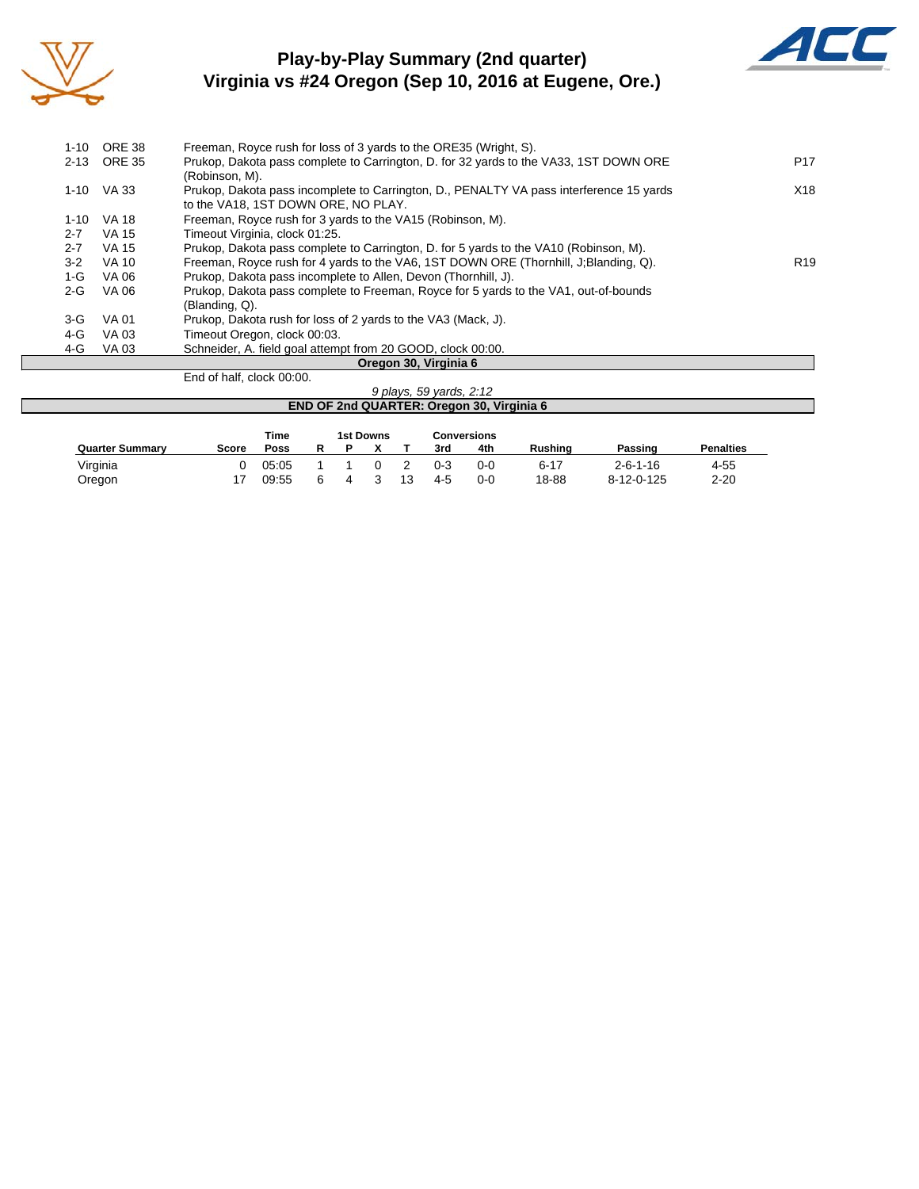# Play-by-Play Summary (2nd quarter)
## Virginia vs #24 Oregon (Sep 10, 2016 at Eugene, Ore.)

| Down | Spot | Play | |
|---|---|---|---|
| 1-10 | ORE 38 | Freeman, Royce rush for loss of 3 yards to the ORE35 (Wright, S). | |
| 2-13 | ORE 35 | Prukop, Dakota pass complete to Carrington, D. for 32 yards to the VA33, 1ST DOWN ORE (Robinson, M). | P17 |
| 1-10 | VA 33 | Prukop, Dakota pass incomplete to Carrington, D., PENALTY VA pass interference 15 yards to the VA18, 1ST DOWN ORE, NO PLAY. | X18 |
| 1-10 | VA 18 | Freeman, Royce rush for 3 yards to the VA15 (Robinson, M). | |
| 2-7 | VA 15 | Timeout Virginia, clock 01:25. | |
| 2-7 | VA 15 | Prukop, Dakota pass complete to Carrington, D. for 5 yards to the VA10 (Robinson, M). | |
| 3-2 | VA 10 | Freeman, Royce rush for 4 yards to the VA6, 1ST DOWN ORE (Thornhill, J;Blanding, Q). | R19 |
| 1-G | VA 06 | Prukop, Dakota pass incomplete to Allen, Devon (Thornhill, J). | |
| 2-G | VA 06 | Prukop, Dakota pass complete to Freeman, Royce for 5 yards to the VA1, out-of-bounds (Blanding, Q). | |
| 3-G | VA 01 | Prukop, Dakota rush for loss of 2 yards to the VA3 (Mack, J). | |
| 4-G | VA 03 | Timeout Oregon, clock 00:03. | |
| 4-G | VA 03 | Schneider, A. field goal attempt from 20 GOOD, clock 00:00. | |

**Oregon 30, Virginia 6**

End of half, clock 00:00.

*9 plays, 59 yards, 2:12*

**END OF 2nd QUARTER: Oregon 30, Virginia 6**

| Quarter Summary | Score | Time Poss | 1st Downs R | 1st Downs P | 1st Downs X | 1st Downs T | Conversions 3rd | Conversions 4th | Rushing | Passing | Penalties |
|---|---|---|---|---|---|---|---|---|---|---|---|
| Virginia | 0 | 05:05 | 1 | 1 | 0 | 2 | 0-3 | 0-0 | 6-17 | 2-6-1-16 | 4-55 |
| Oregon | 17 | 09:55 | 6 | 4 | 3 | 13 | 4-5 | 0-0 | 18-88 | 8-12-0-125 | 2-20 |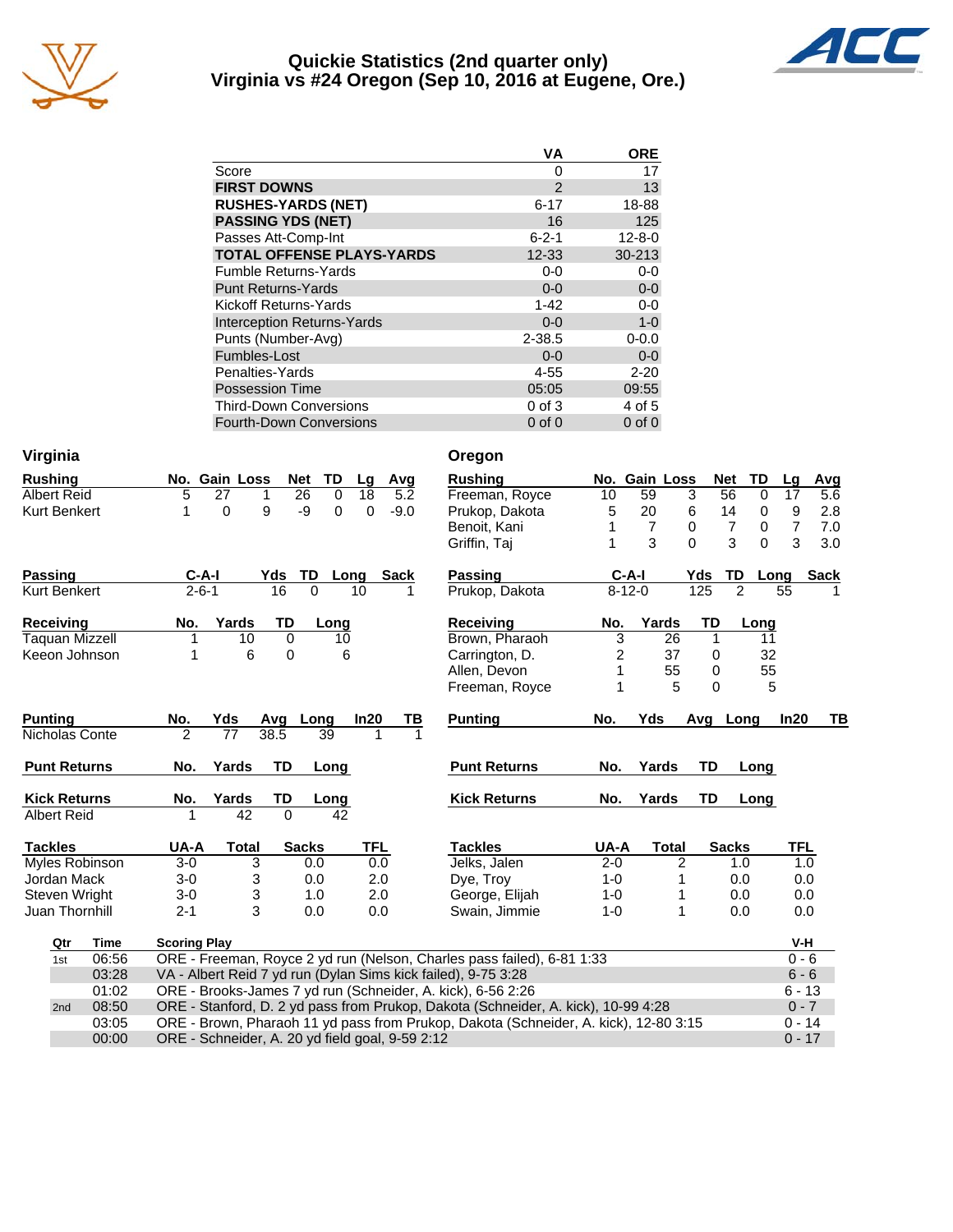# Quickie Statistics (2nd quarter only)
## Virginia vs #24 Oregon (Sep 10, 2016 at Eugene, Ore.)

| | VA | ORE |
|---|---|---|
| Score | 0 | 17 |
| **FIRST DOWNS** | 2 | 13 |
| **RUSHES-YARDS (NET)** | 6-17 | 18-88 |
| **PASSING YDS (NET)** | 16 | 125 |
| Passes Att-Comp-Int | 6-2-1 | 12-8-0 |
| **TOTAL OFFENSE PLAYS-YARDS** | 12-33 | 30-213 |
| Fumble Returns-Yards | 0-0 | 0-0 |
| Punt Returns-Yards | 0-0 | 0-0 |
| Kickoff Returns-Yards | 1-42 | 0-0 |
| Interception Returns-Yards | 0-0 | 1-0 |
| Punts (Number-Avg) | 2-38.5 | 0-0.0 |
| Fumbles-Lost | 0-0 | 0-0 |
| Penalties-Yards | 4-55 | 2-20 |
| Possession Time | 05:05 | 09:55 |
| Third-Down Conversions | 0 of 3 | 4 of 5 |
| Fourth-Down Conversions | 0 of 0 | 0 of 0 |

## Virginia

| Rushing | No. | Gain | Loss | Net | TD | Lg | Avg |
|---|---|---|---|---|---|---|---|
| Albert Reid | 5 | 27 | 1 | 26 | 0 | 18 | 5.2 |
| Kurt Benkert | 1 | 0 | 9 | -9 | 0 | 0 | -9.0 |

| Passing | C-A-I | Yds | TD | Long | Sack |
|---|---|---|---|---|---|
| Kurt Benkert | 2-6-1 | 16 | 0 | 10 | 1 |

| Receiving | No. | Yards | TD | Long |
|---|---|---|---|---|
| Taquan Mizzell | 1 | 10 | 0 | 10 |
| Keeon Johnson | 1 | 6 | 0 | 6 |

| Punting | No. | Yds | Avg | Long | In20 | TB |
|---|---|---|---|---|---|---|
| Nicholas Conte | 2 | 77 | 38.5 | 39 | 1 | 1 |

| Punt Returns | No. | Yards | TD | Long |
|---|---|---|---|---|

| Kick Returns | No. | Yards | TD | Long |
|---|---|---|---|---|
| Albert Reid | 1 | 42 | 0 | 42 |

| Tackles | UA-A | Total | Sacks | TFL |
|---|---|---|---|---|
| Myles Robinson | 3-0 | 3 | 0.0 | 0.0 |
| Jordan Mack | 3-0 | 3 | 0.0 | 2.0 |
| Steven Wright | 3-0 | 3 | 1.0 | 2.0 |
| Juan Thornhill | 2-1 | 3 | 0.0 | 0.0 |

## Oregon

| Rushing | No. | Gain | Loss | Net | TD | Lg | Avg |
|---|---|---|---|---|---|---|---|
| Freeman, Royce | 10 | 59 | 3 | 56 | 0 | 17 | 5.6 |
| Prukop, Dakota | 5 | 20 | 6 | 14 | 0 | 9 | 2.8 |
| Benoit, Kani | 1 | 7 | 0 | 7 | 0 | 7 | 7.0 |
| Griffin, Taj | 1 | 3 | 0 | 3 | 0 | 3 | 3.0 |

| Passing | C-A-I | Yds | TD | Long | Sack |
|---|---|---|---|---|---|
| Prukop, Dakota | 8-12-0 | 125 | 2 | 55 | 1 |

| Receiving | No. | Yards | TD | Long |
|---|---|---|---|---|
| Brown, Pharaoh | 3 | 26 | 1 | 11 |
| Carrington, D. | 2 | 37 | 0 | 32 |
| Allen, Devon | 1 | 55 | 0 | 55 |
| Freeman, Royce | 1 | 5 | 0 | 5 |

| Punting | No. | Yds | Avg | Long | In20 | TB |
|---|---|---|---|---|---|---|

| Punt Returns | No. | Yards | TD | Long |
|---|---|---|---|---|

| Kick Returns | No. | Yards | TD | Long |
|---|---|---|---|---|

| Tackles | UA-A | Total | Sacks | TFL |
|---|---|---|---|---|
| Jelks, Jalen | 2-0 | 2 | 1.0 | 1.0 |
| Dye, Troy | 1-0 | 1 | 0.0 | 0.0 |
| George, Elijah | 1-0 | 1 | 0.0 | 0.0 |
| Swain, Jimmie | 1-0 | 1 | 0.0 | 0.0 |

## Scoring

| Qtr | Time | Scoring Play | V-H |
|---|---|---|---|
| 1st | 06:56 | ORE - Freeman, Royce 2 yd run (Nelson, Charles pass failed), 6-81 1:33 | 0 - 6 |
| | 03:28 | VA - Albert Reid 7 yd run (Dylan Sims kick failed), 9-75 3:28 | 6 - 6 |
| | 01:02 | ORE - Brooks-James 7 yd run (Schneider, A. kick), 6-56 2:26 | 6 - 13 |
| 2nd | 08:50 | ORE - Stanford, D. 2 yd pass from Prukop, Dakota (Schneider, A. kick), 10-99 4:28 | 0 - 7 |
| | 03:05 | ORE - Brown, Pharaoh 11 yd pass from Prukop, Dakota (Schneider, A. kick), 12-80 3:15 | 0 - 14 |
| | 00:00 | ORE - Schneider, A. 20 yd field goal, 9-59 2:12 | 0 - 17 |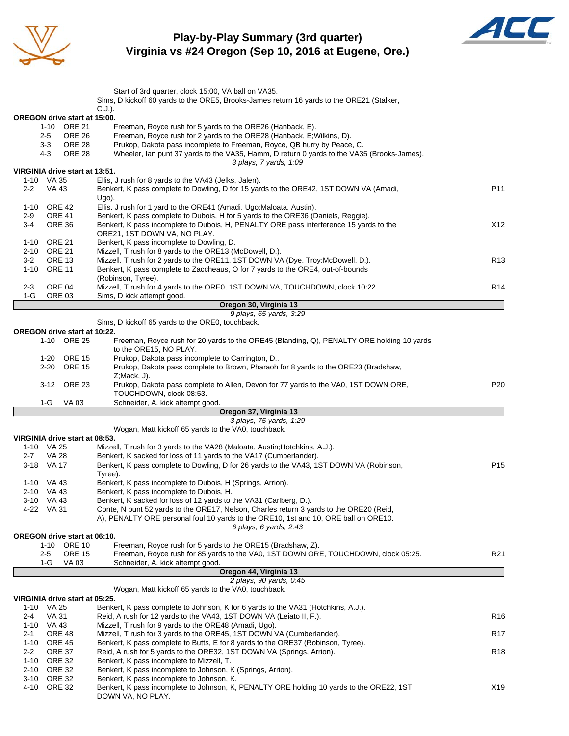# Play-by-Play Summary (3rd quarter)
## Virginia vs #24 Oregon (Sep 10, 2016 at Eugene, Ore.)

Start of 3rd quarter, clock 15:00, VA ball on VA35.
Sims, D kickoff 60 yards to the ORE5, Brooks-James return 16 yards to the ORE21 (Stalker, C.J.).

**OREGON drive start at 15:00.**

| Down | Spot | Play | |
|---|---|---|---|
| 1-10 | ORE 21 | Freeman, Royce rush for 5 yards to the ORE26 (Hanback, E). | |
| 2-5 | ORE 26 | Freeman, Royce rush for 2 yards to the ORE28 (Hanback, E;Wilkins, D). | |
| 3-3 | ORE 28 | Prukop, Dakota pass incomplete to Freeman, Royce, QB hurry by Peace, C. | |
| 4-3 | ORE 28 | Wheeler, Ian punt 37 yards to the VA35, Hamm, D return 0 yards to the VA35 (Brooks-James). | |

*3 plays, 7 yards, 1:09*

**VIRGINIA drive start at 13:51.**

| Down | Spot | Play | |
|---|---|---|---|
| 1-10 | VA 35 | Ellis, J rush for 8 yards to the VA43 (Jelks, Jalen). | |
| 2-2 | VA 43 | Benkert, K pass complete to Dowling, D for 15 yards to the ORE42, 1ST DOWN VA (Amadi, Ugo). | P11 |
| 1-10 | ORE 42 | Ellis, J rush for 1 yard to the ORE41 (Amadi, Ugo;Maloata, Austin). | |
| 2-9 | ORE 41 | Benkert, K pass complete to Dubois, H for 5 yards to the ORE36 (Daniels, Reggie). | |
| 3-4 | ORE 36 | Benkert, K pass incomplete to Dubois, H, PENALTY ORE pass interference 15 yards to the ORE21, 1ST DOWN VA, NO PLAY. | X12 |
| 1-10 | ORE 21 | Benkert, K pass incomplete to Dowling, D. | |
| 2-10 | ORE 21 | Mizzell, T rush for 8 yards to the ORE13 (McDowell, D.). | |
| 3-2 | ORE 13 | Mizzell, T rush for 2 yards to the ORE11, 1ST DOWN VA (Dye, Troy;McDowell, D.). | R13 |
| 1-10 | ORE 11 | Benkert, K pass complete to Zaccheaus, O for 7 yards to the ORE4, out-of-bounds (Robinson, Tyree). | |
| 2-3 | ORE 04 | Mizzell, T rush for 4 yards to the ORE0, 1ST DOWN VA, TOUCHDOWN, clock 10:22. | R14 |
| 1-G | ORE 03 | Sims, D kick attempt good. | |

**Oregon 30, Virginia 13**

*9 plays, 65 yards, 3:29*

Sims, D kickoff 65 yards to the ORE0, touchback.

**OREGON drive start at 10:22.**

| Down | Spot | Play | |
|---|---|---|---|
| 1-10 | ORE 25 | Freeman, Royce rush for 20 yards to the ORE45 (Blanding, Q), PENALTY ORE holding 10 yards to the ORE15, NO PLAY. | |
| 1-20 | ORE 15 | Prukop, Dakota pass incomplete to Carrington, D.. | |
| 2-20 | ORE 15 | Prukop, Dakota pass complete to Brown, Pharaoh for 8 yards to the ORE23 (Bradshaw, Z;Mack, J). | |
| 3-12 | ORE 23 | Prukop, Dakota pass complete to Allen, Devon for 77 yards to the VA0, 1ST DOWN ORE, TOUCHDOWN, clock 08:53. | P20 |
| 1-G | VA 03 | Schneider, A. kick attempt good. | |

**Oregon 37, Virginia 13**

*3 plays, 75 yards, 1:29*

Wogan, Matt kickoff 65 yards to the VA0, touchback.

**VIRGINIA drive start at 08:53.**

| Down | Spot | Play | |
|---|---|---|---|
| 1-10 | VA 25 | Mizzell, T rush for 3 yards to the VA28 (Maloata, Austin;Hotchkins, A.J.). | |
| 2-7 | VA 28 | Benkert, K sacked for loss of 11 yards to the VA17 (Cumberlander). | |
| 3-18 | VA 17 | Benkert, K pass complete to Dowling, D for 26 yards to the VA43, 1ST DOWN VA (Robinson, Tyree). | P15 |
| 1-10 | VA 43 | Benkert, K pass incomplete to Dubois, H (Springs, Arrion). | |
| 2-10 | VA 43 | Benkert, K pass incomplete to Dubois, H. | |
| 3-10 | VA 43 | Benkert, K sacked for loss of 12 yards to the VA31 (Carlberg, D.). | |
| 4-22 | VA 31 | Conte, N punt 52 yards to the ORE17, Nelson, Charles return 3 yards to the ORE20 (Reid, A), PENALTY ORE personal foul 10 yards to the ORE10, 1st and 10, ORE ball on ORE10. | |

*6 plays, 6 yards, 2:43*

**OREGON drive start at 06:10.**

| Down | Spot | Play | |
|---|---|---|---|
| 1-10 | ORE 10 | Freeman, Royce rush for 5 yards to the ORE15 (Bradshaw, Z). | |
| 2-5 | ORE 15 | Freeman, Royce rush for 85 yards to the VA0, 1ST DOWN ORE, TOUCHDOWN, clock 05:25. | R21 |
| 1-G | VA 03 | Schneider, A. kick attempt good. | |

**Oregon 44, Virginia 13**

*2 plays, 90 yards, 0:45*

Wogan, Matt kickoff 65 yards to the VA0, touchback.

**VIRGINIA drive start at 05:25.**

| Down | Spot | Play | |
|---|---|---|---|
| 1-10 | VA 25 | Benkert, K pass complete to Johnson, K for 6 yards to the VA31 (Hotchkins, A.J.). | |
| 2-4 | VA 31 | Reid, A rush for 12 yards to the VA43, 1ST DOWN VA (Leiato II, F.). | R16 |
| 1-10 | VA 43 | Mizzell, T rush for 9 yards to the ORE48 (Amadi, Ugo). | |
| 2-1 | ORE 48 | Mizzell, T rush for 3 yards to the ORE45, 1ST DOWN VA (Cumberlander). | R17 |
| 1-10 | ORE 45 | Benkert, K pass complete to Butts, E for 8 yards to the ORE37 (Robinson, Tyree). | |
| 2-2 | ORE 37 | Reid, A rush for 5 yards to the ORE32, 1ST DOWN VA (Springs, Arrion). | R18 |
| 1-10 | ORE 32 | Benkert, K pass incomplete to Mizzell, T. | |
| 2-10 | ORE 32 | Benkert, K pass incomplete to Johnson, K (Springs, Arrion). | |
| 3-10 | ORE 32 | Benkert, K pass incomplete to Johnson, K. | |
| 4-10 | ORE 32 | Benkert, K pass incomplete to Johnson, K, PENALTY ORE holding 10 yards to the ORE22, 1ST DOWN VA, NO PLAY. | X19 |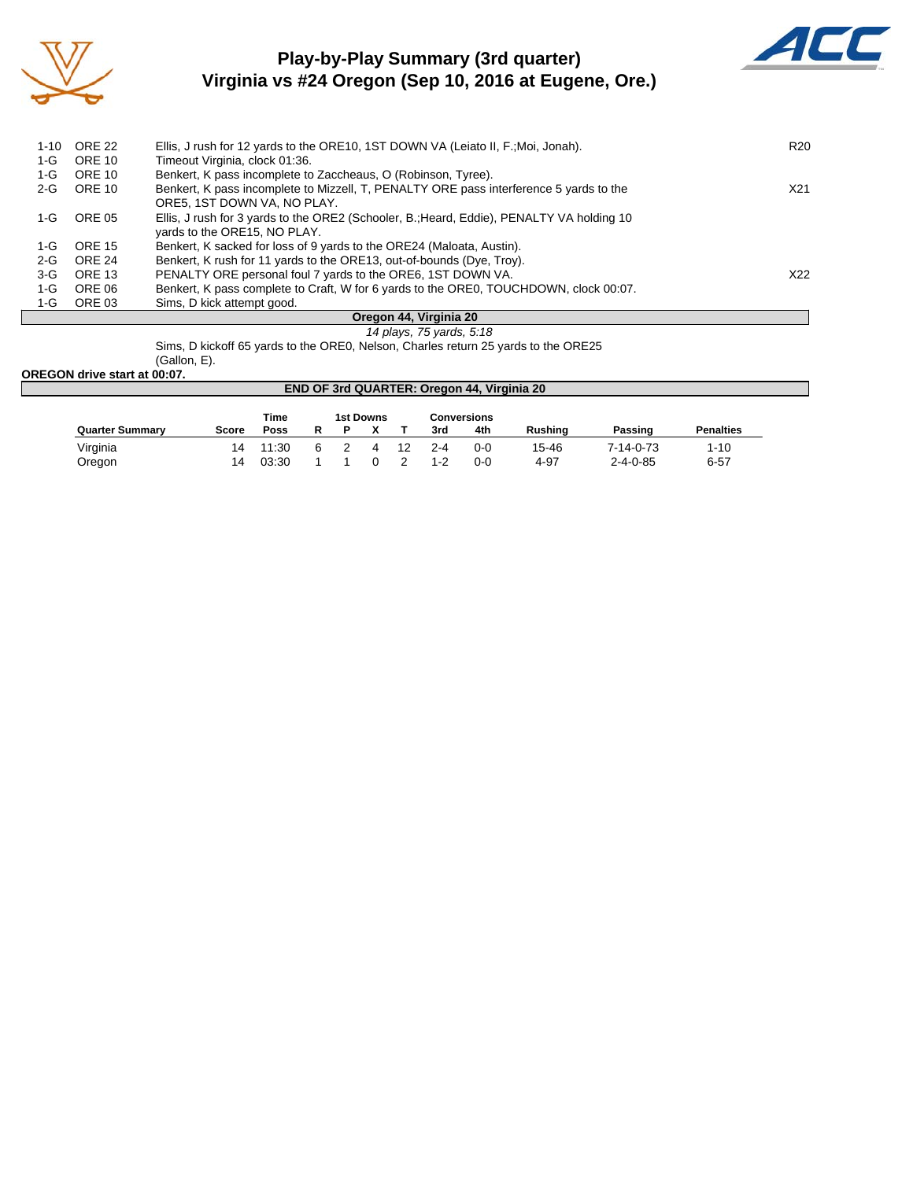# Play-by-Play Summary (3rd quarter)
## Virginia vs #24 Oregon (Sep 10, 2016 at Eugene, Ore.)

| Down | Spot | Play | |
|---|---|---|---|
| 1-10 | ORE 22 | Ellis, J rush for 12 yards to the ORE10, 1ST DOWN VA (Leiato II, F.;Moi, Jonah). | R20 |
| 1-G | ORE 10 | Timeout Virginia, clock 01:36. | |
| 1-G | ORE 10 | Benkert, K pass incomplete to Zaccheaus, O (Robinson, Tyree). | |
| 2-G | ORE 10 | Benkert, K pass incomplete to Mizzell, T, PENALTY ORE pass interference 5 yards to the ORE5, 1ST DOWN VA, NO PLAY. | X21 |
| 1-G | ORE 05 | Ellis, J rush for 3 yards to the ORE2 (Schooler, B.;Heard, Eddie), PENALTY VA holding 10 yards to the ORE15, NO PLAY. | |
| 1-G | ORE 15 | Benkert, K sacked for loss of 9 yards to the ORE24 (Maloata, Austin). | |
| 2-G | ORE 24 | Benkert, K rush for 11 yards to the ORE13, out-of-bounds (Dye, Troy). | |
| 3-G | ORE 13 | PENALTY ORE personal foul 7 yards to the ORE6, 1ST DOWN VA. | X22 |
| 1-G | ORE 06 | Benkert, K pass complete to Craft, W for 6 yards to the ORE0, TOUCHDOWN, clock 00:07. | |
| 1-G | ORE 03 | Sims, D kick attempt good. | |

**Oregon 44, Virginia 20**

*14 plays, 75 yards, 5:18*

Sims, D kickoff 65 yards to the ORE0, Nelson, Charles return 25 yards to the ORE25 (Gallon, E).

**OREGON drive start at 00:07.**

**END OF 3rd QUARTER: Oregon 44, Virginia 20**

| Quarter Summary | Score | Time Poss | 1st Downs R | 1st Downs P | 1st Downs X | 1st Downs T | Conversions 3rd | Conversions 4th | Rushing | Passing | Penalties |
|---|---|---|---|---|---|---|---|---|---|---|---|
| Virginia | 14 | 11:30 | 6 | 2 | 4 | 12 | 2-4 | 0-0 | 15-46 | 7-14-0-73 | 1-10 |
| Oregon | 14 | 03:30 | 1 | 1 | 0 | 2 | 1-2 | 0-0 | 4-97 | 2-4-0-85 | 6-57 |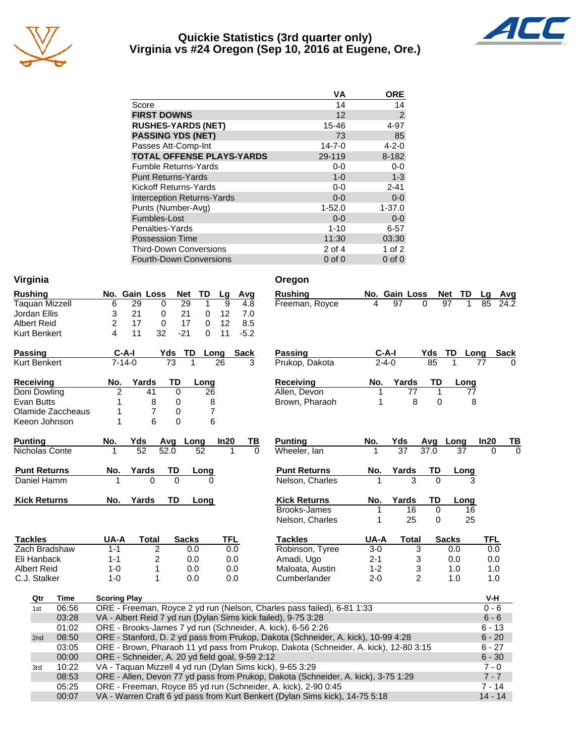# Quickie Statistics (3rd quarter only)
## Virginia vs #24 Oregon (Sep 10, 2016 at Eugene, Ore.)

| | VA | ORE |
|---|---|---|
| Score | 14 | 14 |
| **FIRST DOWNS** | 12 | 2 |
| **RUSHES-YARDS (NET)** | 15-46 | 4-97 |
| **PASSING YDS (NET)** | 73 | 85 |
| Passes Att-Comp-Int | 14-7-0 | 4-2-0 |
| **TOTAL OFFENSE PLAYS-YARDS** | 29-119 | 8-182 |
| Fumble Returns-Yards | 0-0 | 0-0 |
| Punt Returns-Yards | 1-0 | 1-3 |
| Kickoff Returns-Yards | 0-0 | 2-41 |
| Interception Returns-Yards | 0-0 | 0-0 |
| Punts (Number-Avg) | 1-52.0 | 1-37.0 |
| Fumbles-Lost | 0-0 | 0-0 |
| Penalties-Yards | 1-10 | 6-57 |
| Possession Time | 11:30 | 03:30 |
| Third-Down Conversions | 2 of 4 | 1 of 2 |
| Fourth-Down Conversions | 0 of 0 | 0 of 0 |

## Virginia

| Rushing | No. | Gain | Loss | Net | TD | Lg | Avg |
|---|---|---|---|---|---|---|---|
| Taquan Mizzell | 6 | 29 | 0 | 29 | 1 | 9 | 4.8 |
| Jordan Ellis | 3 | 21 | 0 | 21 | 0 | 12 | 7.0 |
| Albert Reid | 2 | 17 | 0 | 17 | 0 | 12 | 8.5 |
| Kurt Benkert | 4 | 11 | 32 | -21 | 0 | 11 | -5.2 |

| Passing | C-A-I | Yds | TD | Long | Sack |
|---|---|---|---|---|---|
| Kurt Benkert | 7-14-0 | 73 | 1 | 26 | 3 |

| Receiving | No. | Yards | TD | Long |
|---|---|---|---|---|
| Doni Dowling | 2 | 41 | 0 | 26 |
| Evan Butts | 1 | 8 | 0 | 8 |
| Olamide Zaccheaus | 1 | 7 | 0 | 7 |
| Keeon Johnson | 1 | 6 | 0 | 6 |

| Punting | No. | Yds | Avg | Long | In20 | TB |
|---|---|---|---|---|---|---|
| Nicholas Conte | 1 | 52 | 52.0 | 52 | 1 | 0 |

| Punt Returns | No. | Yards | TD | Long |
|---|---|---|---|---|
| Daniel Hamm | 1 | 0 | 0 | 0 |

| Kick Returns | No. | Yards | TD | Long |
|---|---|---|---|---|

| Tackles | UA-A | Total | Sacks | TFL |
|---|---|---|---|---|
| Zach Bradshaw | 1-1 | 2 | 0.0 | 0.0 |
| Eli Hanback | 1-1 | 2 | 0.0 | 0.0 |
| Albert Reid | 1-0 | 1 | 0.0 | 0.0 |
| C.J. Stalker | 1-0 | 1 | 0.0 | 0.0 |

## Oregon

| Rushing | No. | Gain | Loss | Net | TD | Lg | Avg |
|---|---|---|---|---|---|---|---|
| Freeman, Royce | 4 | 97 | 0 | 97 | 1 | 85 | 24.2 |

| Passing | C-A-I | Yds | TD | Long | Sack |
|---|---|---|---|---|---|
| Prukop, Dakota | 2-4-0 | 85 | 1 | 77 | 0 |

| Receiving | No. | Yards | TD | Long |
|---|---|---|---|---|
| Allen, Devon | 1 | 77 | 1 | 77 |
| Brown, Pharaoh | 1 | 8 | 0 | 8 |

| Punting | No. | Yds | Avg | Long | In20 | TB |
|---|---|---|---|---|---|---|
| Wheeler, Ian | 1 | 37 | 37.0 | 37 | 0 | 0 |

| Punt Returns | No. | Yards | TD | Long |
|---|---|---|---|---|
| Nelson, Charles | 1 | 3 | 0 | 3 |

| Kick Returns | No. | Yards | TD | Long |
|---|---|---|---|---|
| Brooks-James | 1 | 16 | 0 | 16 |
| Nelson, Charles | 1 | 25 | 0 | 25 |

| Tackles | UA-A | Total | Sacks | TFL |
|---|---|---|---|---|
| Robinson, Tyree | 3-0 | 3 | 0.0 | 0.0 |
| Amadi, Ugo | 2-1 | 3 | 0.0 | 0.0 |
| Maloata, Austin | 1-2 | 3 | 1.0 | 1.0 |
| Cumberlander | 2-0 | 2 | 1.0 | 1.0 |

## Scoring Summary

| Qtr | Time | Scoring Play | V-H |
|---|---|---|---|
| 1st | 06:56 | ORE - Freeman, Royce 2 yd run (Nelson, Charles pass failed), 6-81 1:33 | 0 - 6 |
| | 03:28 | VA - Albert Reid 7 yd run (Dylan Sims kick failed), 9-75 3:28 | 6 - 6 |
| | 01:02 | ORE - Brooks-James 7 yd run (Schneider, A. kick), 6-56 2:26 | 6 - 13 |
| 2nd | 08:50 | ORE - Stanford, D. 2 yd pass from Prukop, Dakota (Schneider, A. kick), 10-99 4:28 | 6 - 20 |
| | 03:05 | ORE - Brown, Pharaoh 11 yd pass from Prukop, Dakota (Schneider, A. kick), 12-80 3:15 | 6 - 27 |
| | 00:00 | ORE - Schneider, A. 20 yd field goal, 9-59 2:12 | 6 - 30 |
| 3rd | 10:22 | VA - Taquan Mizzell 4 yd run (Dylan Sims kick), 9-65 3:29 | 7 - 0 |
| | 08:53 | ORE - Allen, Devon 77 yd pass from Prukop, Dakota (Schneider, A. kick), 3-75 1:29 | 7 - 7 |
| | 05:25 | ORE - Freeman, Royce 85 yd run (Schneider, A. kick), 2-90 0:45 | 7 - 14 |
| | 00:07 | VA - Warren Craft 6 yd pass from Kurt Benkert (Dylan Sims kick), 14-75 5:18 | 14 - 14 |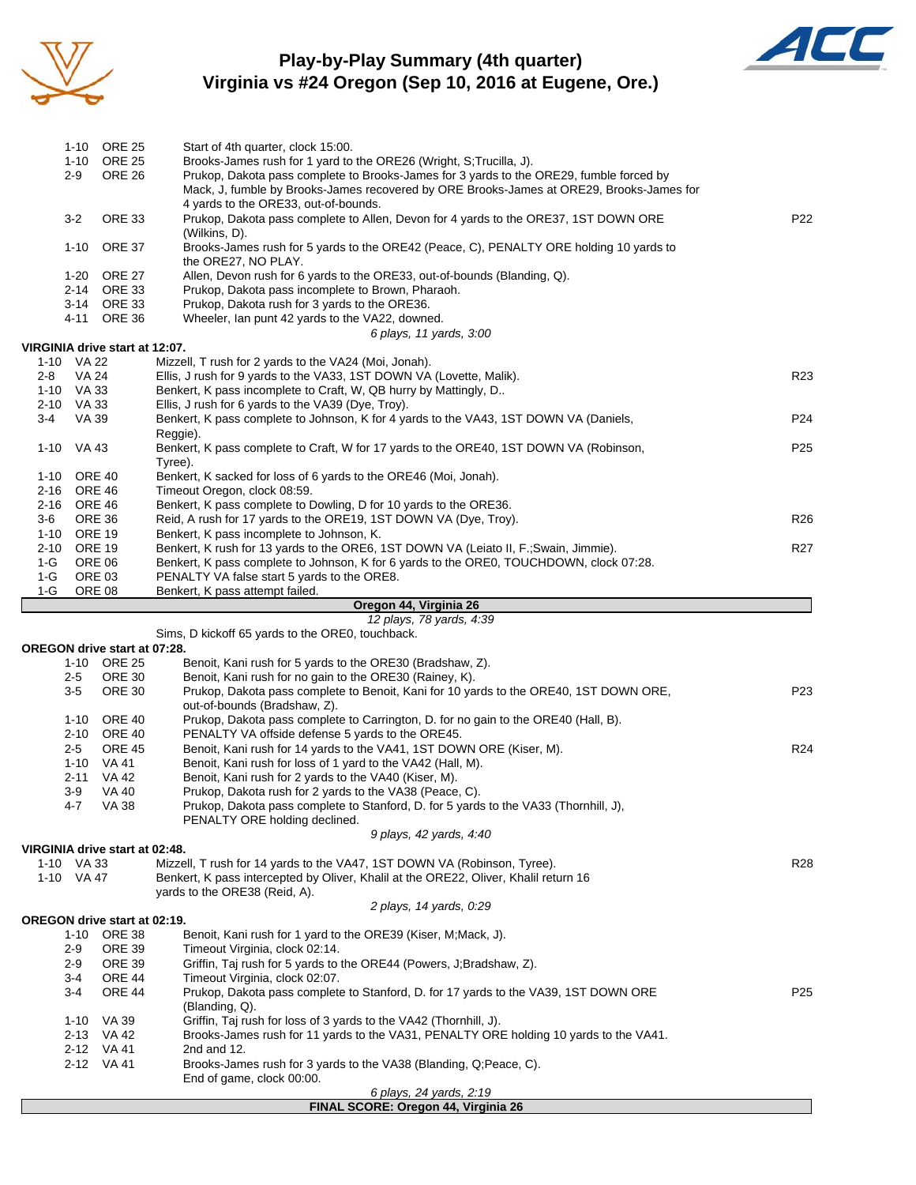# Play-by-Play Summary (4th quarter)
## Virginia vs #24 Oregon (Sep 10, 2016 at Eugene, Ore.)

| Down | Spot | Play | |
|---|---|---|---|
| 1-10 | ORE 25 | Start of 4th quarter, clock 15:00. | |
| 1-10 | ORE 25 | Brooks-James rush for 1 yard to the ORE26 (Wright, S;Trucilla, J). | |
| 2-9 | ORE 26 | Prukop, Dakota pass complete to Brooks-James for 3 yards to the ORE29, fumble forced by Mack, J, fumble by Brooks-James recovered by ORE Brooks-James at ORE29, Brooks-James for 4 yards to the ORE33, out-of-bounds. | |
| 3-2 | ORE 33 | Prukop, Dakota pass complete to Allen, Devon for 4 yards to the ORE37, 1ST DOWN ORE (Wilkins, D). | P22 |
| 1-10 | ORE 37 | Brooks-James rush for 5 yards to the ORE42 (Peace, C), PENALTY ORE holding 10 yards to the ORE27, NO PLAY. | |
| 1-20 | ORE 27 | Allen, Devon rush for 6 yards to the ORE33, out-of-bounds (Blanding, Q). | |
| 2-14 | ORE 33 | Prukop, Dakota pass incomplete to Brown, Pharaoh. | |
| 3-14 | ORE 33 | Prukop, Dakota rush for 3 yards to the ORE36. | |
| 4-11 | ORE 36 | Wheeler, Ian punt 42 yards to the VA22, downed. | |
| | | *6 plays, 11 yards, 3:00* | |

**VIRGINIA drive start at 12:07.**

| Down | Spot | Play | |
|---|---|---|---|
| 1-10 | VA 22 | Mizzell, T rush for 2 yards to the VA24 (Moi, Jonah). | |
| 2-8 | VA 24 | Ellis, J rush for 9 yards to the VA33, 1ST DOWN VA (Lovette, Malik). | R23 |
| 1-10 | VA 33 | Benkert, K pass incomplete to Craft, W, QB hurry by Mattingly, D.. | |
| 2-10 | VA 33 | Ellis, J rush for 6 yards to the VA39 (Dye, Troy). | |
| 3-4 | VA 39 | Benkert, K pass complete to Johnson, K for 4 yards to the VA43, 1ST DOWN VA (Daniels, Reggie). | P24 |
| 1-10 | VA 43 | Benkert, K pass complete to Craft, W for 17 yards to the ORE40, 1ST DOWN VA (Robinson, Tyree). | P25 |
| 1-10 | ORE 40 | Benkert, K sacked for loss of 6 yards to the ORE46 (Moi, Jonah). | |
| 2-16 | ORE 46 | Timeout Oregon, clock 08:59. | |
| 2-16 | ORE 46 | Benkert, K pass complete to Dowling, D for 10 yards to the ORE36. | |
| 3-6 | ORE 36 | Reid, A rush for 17 yards to the ORE19, 1ST DOWN VA (Dye, Troy). | R26 |
| 1-10 | ORE 19 | Benkert, K pass incomplete to Johnson, K. | |
| 2-10 | ORE 19 | Benkert, K rush for 13 yards to the ORE6, 1ST DOWN VA (Leiato II, F.;Swain, Jimmie). | R27 |
| 1-G | ORE 06 | Benkert, K pass complete to Johnson, K for 6 yards to the ORE0, TOUCHDOWN, clock 07:28. | |
| 1-G | ORE 03 | PENALTY VA false start 5 yards to the ORE8. | |
| 1-G | ORE 08 | Benkert, K pass attempt failed. | |
| | | **Oregon 44, Virginia 26** | |
| | | *12 plays, 78 yards, 4:39* | |
| | | Sims, D kickoff 65 yards to the ORE0, touchback. | |

**OREGON drive start at 07:28.**

| Down | Spot | Play | |
|---|---|---|---|
| 1-10 | ORE 25 | Benoit, Kani rush for 5 yards to the ORE30 (Bradshaw, Z). | |
| 2-5 | ORE 30 | Benoit, Kani rush for no gain to the ORE30 (Rainey, K). | |
| 3-5 | ORE 30 | Prukop, Dakota pass complete to Benoit, Kani for 10 yards to the ORE40, 1ST DOWN ORE, out-of-bounds (Bradshaw, Z). | P23 |
| 1-10 | ORE 40 | Prukop, Dakota pass complete to Carrington, D. for no gain to the ORE40 (Hall, B). | |
| 2-10 | ORE 40 | PENALTY VA offside defense 5 yards to the ORE45. | |
| 2-5 | ORE 45 | Benoit, Kani rush for 14 yards to the VA41, 1ST DOWN ORE (Kiser, M). | R24 |
| 1-10 | VA 41 | Benoit, Kani rush for loss of 1 yard to the VA42 (Hall, M). | |
| 2-11 | VA 42 | Benoit, Kani rush for 2 yards to the VA40 (Kiser, M). | |
| 3-9 | VA 40 | Prukop, Dakota rush for 2 yards to the VA38 (Peace, C). | |
| 4-7 | VA 38 | Prukop, Dakota pass complete to Stanford, D. for 5 yards to the VA33 (Thornhill, J), PENALTY ORE holding declined. | |
| | | *9 plays, 42 yards, 4:40* | |

**VIRGINIA drive start at 02:48.**

| Down | Spot | Play | |
|---|---|---|---|
| 1-10 | VA 33 | Mizzell, T rush for 14 yards to the VA47, 1ST DOWN VA (Robinson, Tyree). | R28 |
| 1-10 | VA 47 | Benkert, K pass intercepted by Oliver, Khalil at the ORE22, Oliver, Khalil return 16 yards to the ORE38 (Reid, A). | |
| | | *2 plays, 14 yards, 0:29* | |

**OREGON drive start at 02:19.**

| Down | Spot | Play | |
|---|---|---|---|
| 1-10 | ORE 38 | Benoit, Kani rush for 1 yard to the ORE39 (Kiser, M;Mack, J). | |
| 2-9 | ORE 39 | Timeout Virginia, clock 02:14. | |
| 2-9 | ORE 39 | Griffin, Taj rush for 5 yards to the ORE44 (Powers, J;Bradshaw, Z). | |
| 3-4 | ORE 44 | Timeout Virginia, clock 02:07. | |
| 3-4 | ORE 44 | Prukop, Dakota pass complete to Stanford, D. for 17 yards to the VA39, 1ST DOWN ORE (Blanding, Q). | P25 |
| 1-10 | VA 39 | Griffin, Taj rush for loss of 3 yards to the VA42 (Thornhill, J). | |
| 2-13 | VA 42 | Brooks-James rush for 11 yards to the VA31, PENALTY ORE holding 10 yards to the VA41. | |
| 2-12 | VA 41 | 2nd and 12. | |
| 2-12 | VA 41 | Brooks-James rush for 3 yards to the VA38 (Blanding, Q;Peace, C). | |
| | | End of game, clock 00:00. | |
| | | *6 plays, 24 yards, 2:19* | |

**FINAL SCORE: Oregon 44, Virginia 26**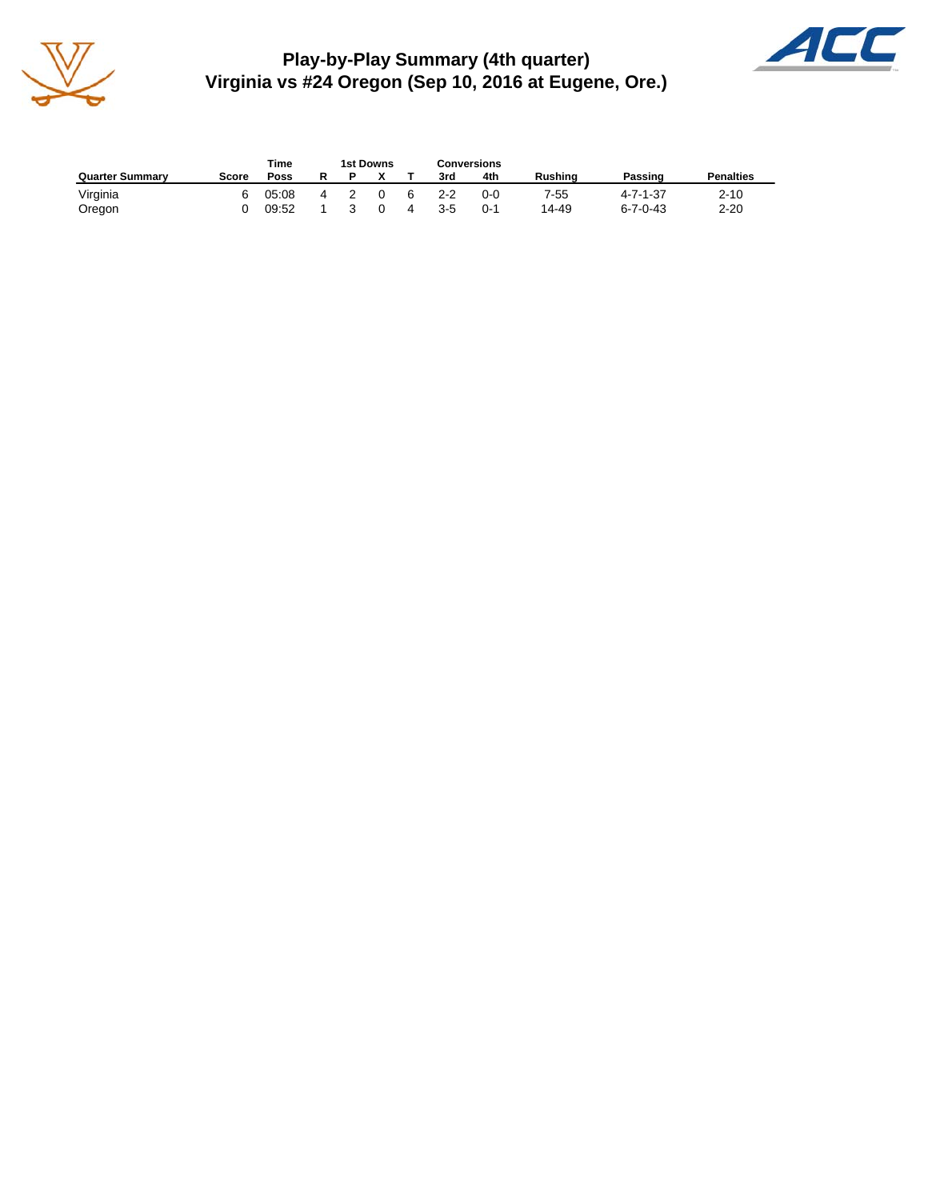# Play-by-Play Summary (4th quarter)
## Virginia vs #24 Oregon (Sep 10, 2016 at Eugene, Ore.)

| Quarter Summary | Score | Time Poss | 1st Downs R | 1st Downs P | 1st Downs X | 1st Downs T | Conversions 3rd | Conversions 4th | Rushing | Passing | Penalties |
|---|---|---|---|---|---|---|---|---|---|---|---|
| Virginia | 6 | 05:08 | 4 | 2 | 0 | 6 | 2-2 | 0-0 | 7-55 | 4-7-1-37 | 2-10 |
| Oregon | 0 | 09:52 | 1 | 3 | 0 | 4 | 3-5 | 0-1 | 14-49 | 6-7-0-43 | 2-20 |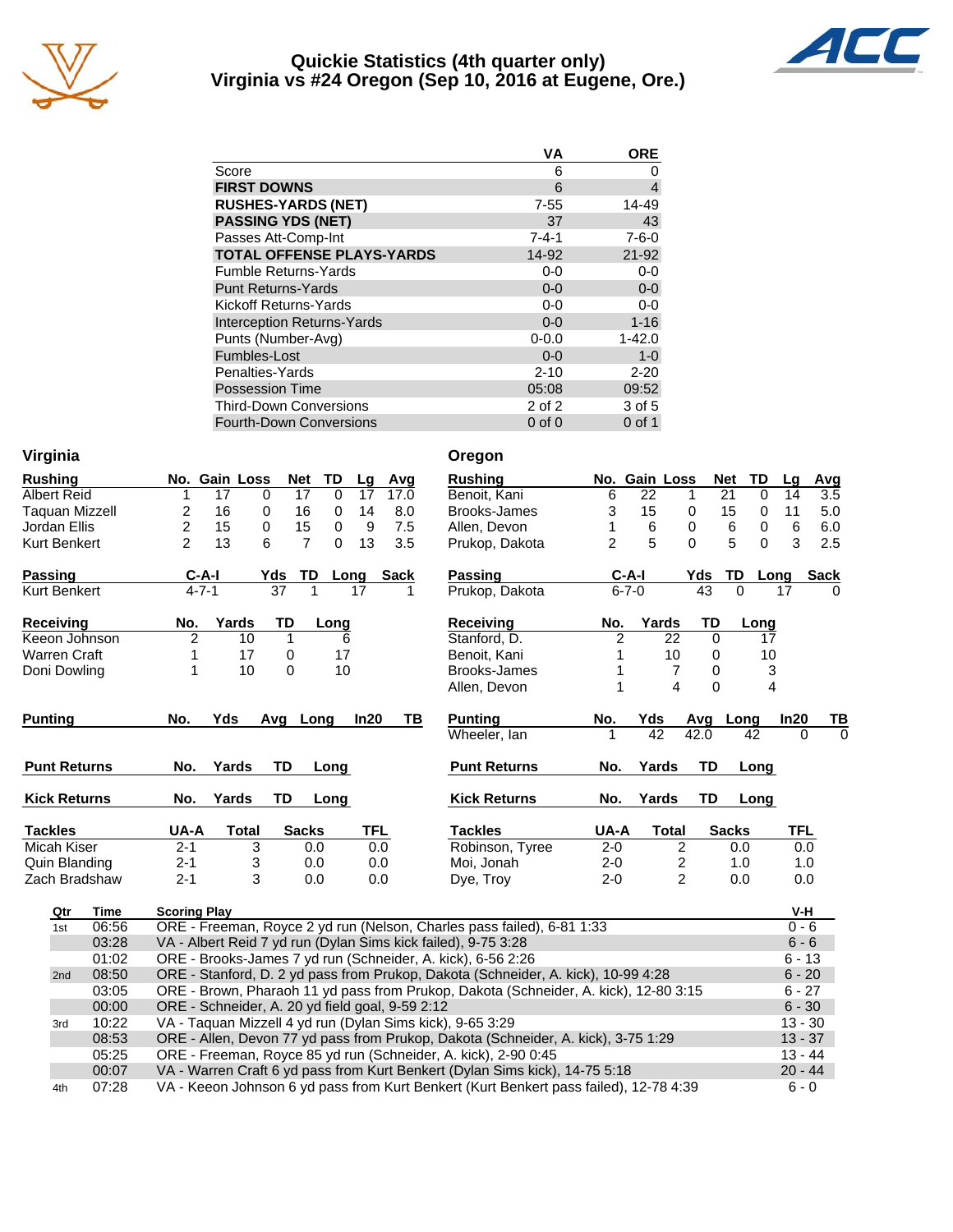# Quickie Statistics (4th quarter only)
## Virginia vs #24 Oregon (Sep 10, 2016 at Eugene, Ore.)

| | VA | ORE |
|---|---|---|
| Score | 6 | 0 |
| **FIRST DOWNS** | 6 | 4 |
| **RUSHES-YARDS (NET)** | 7-55 | 14-49 |
| **PASSING YDS (NET)** | 37 | 43 |
| Passes Att-Comp-Int | 7-4-1 | 7-6-0 |
| **TOTAL OFFENSE PLAYS-YARDS** | 14-92 | 21-92 |
| Fumble Returns-Yards | 0-0 | 0-0 |
| Punt Returns-Yards | 0-0 | 0-0 |
| Kickoff Returns-Yards | 0-0 | 0-0 |
| Interception Returns-Yards | 0-0 | 1-16 |
| Punts (Number-Avg) | 0-0.0 | 1-42.0 |
| Fumbles-Lost | 0-0 | 1-0 |
| Penalties-Yards | 2-10 | 2-20 |
| Possession Time | 05:08 | 09:52 |
| Third-Down Conversions | 2 of 2 | 3 of 5 |
| Fourth-Down Conversions | 0 of 0 | 0 of 1 |

## Virginia

| Rushing | No. | Gain | Loss | Net | TD | Lg | Avg |
|---|---|---|---|---|---|---|---|
| Albert Reid | 1 | 17 | 0 | 17 | 0 | 17 | 17.0 |
| Taquan Mizzell | 2 | 16 | 0 | 16 | 0 | 14 | 8.0 |
| Jordan Ellis | 2 | 15 | 0 | 15 | 0 | 9 | 7.5 |
| Kurt Benkert | 2 | 13 | 6 | 7 | 0 | 13 | 3.5 |

| Passing | C-A-I | Yds | TD | Long | Sack |
|---|---|---|---|---|---|
| Kurt Benkert | 4-7-1 | 37 | 1 | 17 | 1 |

| Receiving | No. | Yards | TD | Long |
|---|---|---|---|---|
| Keeon Johnson | 2 | 10 | 1 | 6 |
| Warren Craft | 1 | 17 | 0 | 17 |
| Doni Dowling | 1 | 10 | 0 | 10 |

| Punting | No. | Yds | Avg | Long | In20 | TB |
|---|---|---|---|---|---|---|

| Punt Returns | No. | Yards | TD | Long |
|---|---|---|---|---|

| Kick Returns | No. | Yards | TD | Long |
|---|---|---|---|---|

| Tackles | UA-A | Total | Sacks | TFL |
|---|---|---|---|---|
| Micah Kiser | 2-1 | 3 | 0.0 | 0.0 |
| Quin Blanding | 2-1 | 3 | 0.0 | 0.0 |
| Zach Bradshaw | 2-1 | 3 | 0.0 | 0.0 |

## Oregon

| Rushing | No. | Gain | Loss | Net | TD | Lg | Avg |
|---|---|---|---|---|---|---|---|
| Benoit, Kani | 6 | 22 | 1 | 21 | 0 | 14 | 3.5 |
| Brooks-James | 3 | 15 | 0 | 15 | 0 | 11 | 5.0 |
| Allen, Devon | 1 | 6 | 0 | 6 | 0 | 6 | 6.0 |
| Prukop, Dakota | 2 | 5 | 0 | 5 | 0 | 3 | 2.5 |

| Passing | C-A-I | Yds | TD | Long | Sack |
|---|---|---|---|---|---|
| Prukop, Dakota | 6-7-0 | 43 | 0 | 17 | 0 |

| Receiving | No. | Yards | TD | Long |
|---|---|---|---|---|
| Stanford, D. | 2 | 22 | 0 | 17 |
| Benoit, Kani | 1 | 10 | 0 | 10 |
| Brooks-James | 1 | 7 | 0 | 3 |
| Allen, Devon | 1 | 4 | 0 | 4 |

| Punting | No. | Yds | Avg | Long | In20 | TB |
|---|---|---|---|---|---|---|
| Wheeler, Ian | 1 | 42 | 42.0 | 42 | 0 | 0 |

| Punt Returns | No. | Yards | TD | Long |
|---|---|---|---|---|

| Kick Returns | No. | Yards | TD | Long |
|---|---|---|---|---|

| Tackles | UA-A | Total | Sacks | TFL |
|---|---|---|---|---|
| Robinson, Tyree | 2-0 | 2 | 0.0 | 0.0 |
| Moi, Jonah | 2-0 | 2 | 1.0 | 1.0 |
| Dye, Troy | 2-0 | 2 | 0.0 | 0.0 |

| Qtr | Time | Scoring Play | V-H |
|---|---|---|---|
| 1st | 06:56 | ORE - Freeman, Royce 2 yd run (Nelson, Charles pass failed), 6-81 1:33 | 0 - 6 |
| | 03:28 | VA - Albert Reid 7 yd run (Dylan Sims kick failed), 9-75 3:28 | 6 - 6 |
| | 01:02 | ORE - Brooks-James 7 yd run (Schneider, A. kick), 6-56 2:26 | 6 - 13 |
| 2nd | 08:50 | ORE - Stanford, D. 2 yd pass from Prukop, Dakota (Schneider, A. kick), 10-99 4:28 | 6 - 20 |
| | 03:05 | ORE - Brown, Pharaoh 11 yd pass from Prukop, Dakota (Schneider, A. kick), 12-80 3:15 | 6 - 27 |
| | 00:00 | ORE - Schneider, A. 20 yd field goal, 9-59 2:12 | 6 - 30 |
| 3rd | 10:22 | VA - Taquan Mizzell 4 yd run (Dylan Sims kick), 9-65 3:29 | 13 - 30 |
| | 08:53 | ORE - Allen, Devon 77 yd pass from Prukop, Dakota (Schneider, A. kick), 3-75 1:29 | 13 - 37 |
| | 05:25 | ORE - Freeman, Royce 85 yd run (Schneider, A. kick), 2-90 0:45 | 13 - 44 |
| | 00:07 | VA - Warren Craft 6 yd pass from Kurt Benkert (Dylan Sims kick), 14-75 5:18 | 20 - 44 |
| 4th | 07:28 | VA - Keeon Johnson 6 yd pass from Kurt Benkert (Kurt Benkert pass failed), 12-78 4:39 | 6 - 0 |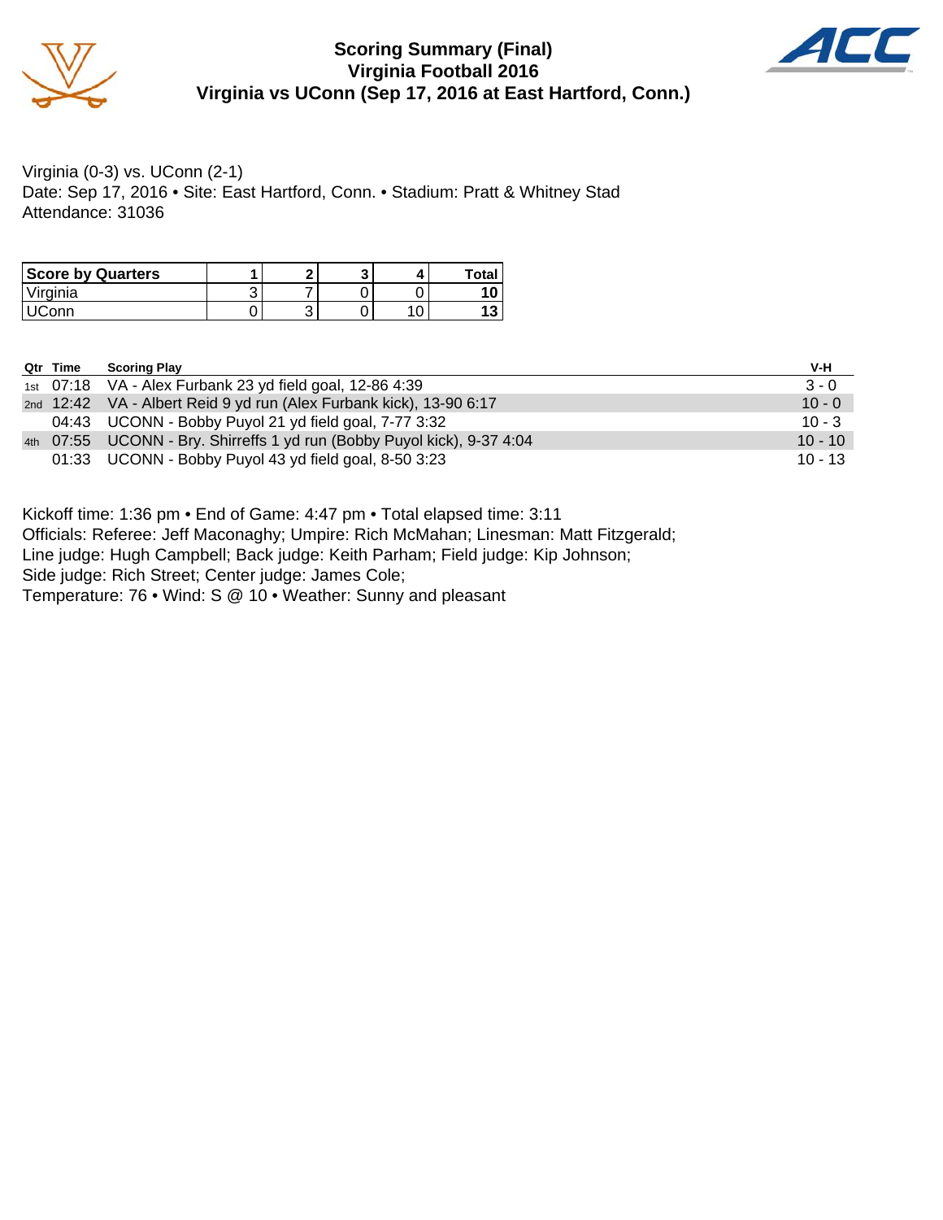# Scoring Summary (Final)
## Virginia Football 2016
## Virginia vs UConn (Sep 17, 2016 at East Hartford, Conn.)

Virginia (0-3) vs. UConn (2-1)
Date: Sep 17, 2016 • Site: East Hartford, Conn. • Stadium: Pratt & Whitney Stad
Attendance: 31036

| Score by Quarters | 1 | 2 | 3 | 4 | Total |
|---|---|---|---|---|---|
| Virginia | 3 | 7 | 0 | 0 | **10** |
| UConn | 0 | 3 | 0 | 10 | **13** |

| Qtr | Time | Scoring Play | V-H |
|---|---|---|---|
| 1st | 07:18 | VA - Alex Furbank 23 yd field goal, 12-86 4:39 | 3 - 0 |
| 2nd | 12:42 | VA - Albert Reid 9 yd run (Alex Furbank kick), 13-90 6:17 | 10 - 0 |
| | 04:43 | UCONN - Bobby Puyol 21 yd field goal, 7-77 3:32 | 10 - 3 |
| 4th | 07:55 | UCONN - Bry. Shirreffs 1 yd run (Bobby Puyol kick), 9-37 4:04 | 10 - 10 |
| | 01:33 | UCONN - Bobby Puyol 43 yd field goal, 8-50 3:23 | 10 - 13 |

Kickoff time: 1:36 pm • End of Game: 4:47 pm • Total elapsed time: 3:11
Officials: Referee: Jeff Maconaghy; Umpire: Rich McMahan; Linesman: Matt Fitzgerald;
Line judge: Hugh Campbell; Back judge: Keith Parham; Field judge: Kip Johnson;
Side judge: Rich Street; Center judge: James Cole;
Temperature: 76 • Wind: S @ 10 • Weather: Sunny and pleasant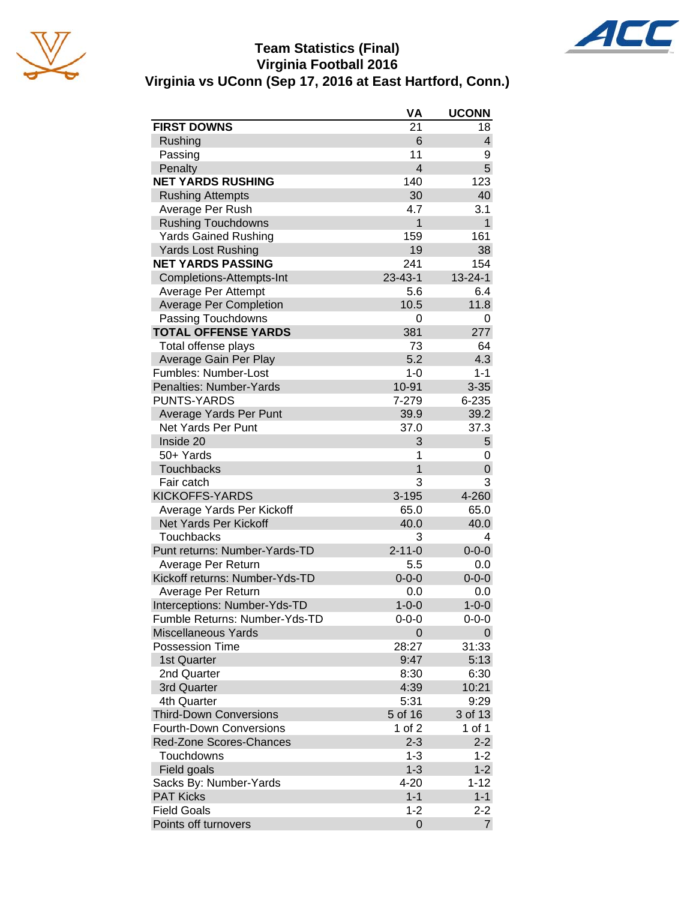# Team Statistics (Final)
## Virginia Football 2016
## Virginia vs UConn (Sep 17, 2016 at East Hartford, Conn.)

| | VA | UCONN |
|---|---|---|
| **FIRST DOWNS** | 21 | 18 |
| Rushing | 6 | 4 |
| Passing | 11 | 9 |
| Penalty | 4 | 5 |
| **NET YARDS RUSHING** | 140 | 123 |
| Rushing Attempts | 30 | 40 |
| Average Per Rush | 4.7 | 3.1 |
| Rushing Touchdowns | 1 | 1 |
| Yards Gained Rushing | 159 | 161 |
| Yards Lost Rushing | 19 | 38 |
| **NET YARDS PASSING** | 241 | 154 |
| Completions-Attempts-Int | 23-43-1 | 13-24-1 |
| Average Per Attempt | 5.6 | 6.4 |
| Average Per Completion | 10.5 | 11.8 |
| Passing Touchdowns | 0 | 0 |
| **TOTAL OFFENSE YARDS** | 381 | 277 |
| Total offense plays | 73 | 64 |
| Average Gain Per Play | 5.2 | 4.3 |
| Fumbles: Number-Lost | 1-0 | 1-1 |
| Penalties: Number-Yards | 10-91 | 3-35 |
| PUNTS-YARDS | 7-279 | 6-235 |
| Average Yards Per Punt | 39.9 | 39.2 |
| Net Yards Per Punt | 37.0 | 37.3 |
| Inside 20 | 3 | 5 |
| 50+ Yards | 1 | 0 |
| Touchbacks | 1 | 0 |
| Fair catch | 3 | 3 |
| KICKOFFS-YARDS | 3-195 | 4-260 |
| Average Yards Per Kickoff | 65.0 | 65.0 |
| Net Yards Per Kickoff | 40.0 | 40.0 |
| Touchbacks | 3 | 4 |
| Punt returns: Number-Yards-TD | 2-11-0 | 0-0-0 |
| Average Per Return | 5.5 | 0.0 |
| Kickoff returns: Number-Yds-TD | 0-0-0 | 0-0-0 |
| Average Per Return | 0.0 | 0.0 |
| Interceptions: Number-Yds-TD | 1-0-0 | 1-0-0 |
| Fumble Returns: Number-Yds-TD | 0-0-0 | 0-0-0 |
| Miscellaneous Yards | 0 | 0 |
| Possession Time | 28:27 | 31:33 |
| 1st Quarter | 9:47 | 5:13 |
| 2nd Quarter | 8:30 | 6:30 |
| 3rd Quarter | 4:39 | 10:21 |
| 4th Quarter | 5:31 | 9:29 |
| Third-Down Conversions | 5 of 16 | 3 of 13 |
| Fourth-Down Conversions | 1 of 2 | 1 of 1 |
| Red-Zone Scores-Chances | 2-3 | 2-2 |
| Touchdowns | 1-3 | 1-2 |
| Field goals | 1-3 | 1-2 |
| Sacks By: Number-Yards | 4-20 | 1-12 |
| PAT Kicks | 1-1 | 1-1 |
| Field Goals | 1-2 | 2-2 |
| Points off turnovers | 0 | 7 |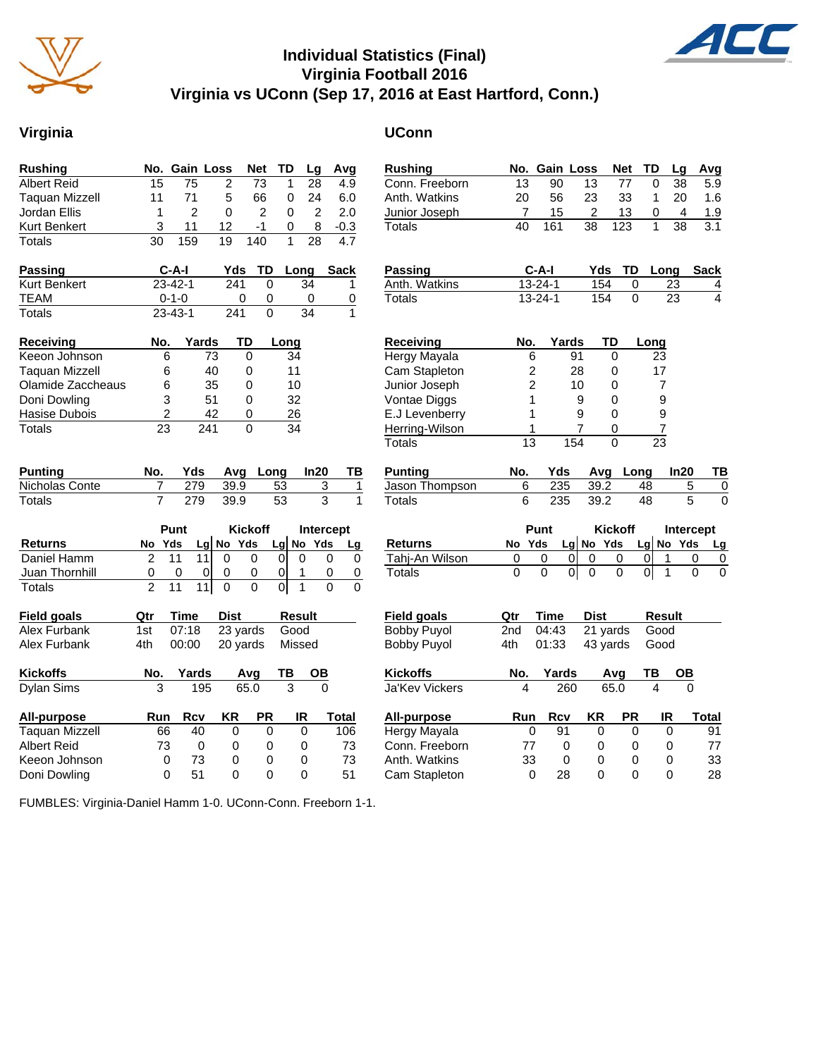# Individual Statistics (Final)
## Virginia Football 2016
## Virginia vs UConn (Sep 17, 2016 at East Hartford, Conn.)

## Virginia

| Rushing | No. | Gain | Loss | Net | TD | Lg | Avg |
|---|---|---|---|---|---|---|---|
| Albert Reid | 15 | 75 | 2 | 73 | 1 | 28 | 4.9 |
| Taquan Mizzell | 11 | 71 | 5 | 66 | 0 | 24 | 6.0 |
| Jordan Ellis | 1 | 2 | 0 | 2 | 0 | 2 | 2.0 |
| Kurt Benkert | 3 | 11 | 12 | -1 | 0 | 8 | -0.3 |
| Totals | 30 | 159 | 19 | 140 | 1 | 28 | 4.7 |

| Passing | C-A-I | Yds | TD | Long | Sack |
|---|---|---|---|---|---|
| Kurt Benkert | 23-42-1 | 241 | 0 | 34 | 1 |
| TEAM | 0-1-0 | 0 | 0 | 0 | 0 |
| Totals | 23-43-1 | 241 | 0 | 34 | 1 |

| Receiving | No. | Yards | TD | Long |
|---|---|---|---|---|
| Keeon Johnson | 6 | 73 | 0 | 34 |
| Taquan Mizzell | 6 | 40 | 0 | 11 |
| Olamide Zaccheaus | 6 | 35 | 0 | 10 |
| Doni Dowling | 3 | 51 | 0 | 32 |
| Hasise Dubois | 2 | 42 | 0 | 26 |
| Totals | 23 | 241 | 0 | 34 |

| Punting | No. | Yds | Avg | Long | In20 | TB |
|---|---|---|---|---|---|---|
| Nicholas Conte | 7 | 279 | 39.9 | 53 | 3 | 1 |
| Totals | 7 | 279 | 39.9 | 53 | 3 | 1 |

| | Punt | | | Kickoff | | | Intercept | | |
|---|---|---|---|---|---|---|---|---|---|
| Returns | No | Yds | Lg | No | Yds | Lg | No | Yds | Lg |
| Daniel Hamm | 2 | 11 | 11 | 0 | 0 | 0 | 0 | 0 | 0 |
| Juan Thornhill | 0 | 0 | 0 | 0 | 0 | 0 | 1 | 0 | 0 |
| Totals | 2 | 11 | 11 | 0 | 0 | 0 | 1 | 0 | 0 |

| Field goals | Qtr | Time | Dist | Result |
|---|---|---|---|---|
| Alex Furbank | 1st | 07:18 | 23 yards | Good |
| Alex Furbank | 4th | 00:00 | 20 yards | Missed |

| Kickoffs | No. | Yards | Avg | TB | OB |
|---|---|---|---|---|---|
| Dylan Sims | 3 | 195 | 65.0 | 3 | 0 |

| All-purpose | Run | Rcv | KR | PR | IR | Total |
|---|---|---|---|---|---|---|
| Taquan Mizzell | 66 | 40 | 0 | 0 | 0 | 106 |
| Albert Reid | 73 | 0 | 0 | 0 | 0 | 73 |
| Keeon Johnson | 0 | 73 | 0 | 0 | 0 | 73 |
| Doni Dowling | 0 | 51 | 0 | 0 | 0 | 51 |

## UConn

| Rushing | No. | Gain | Loss | Net | TD | Lg | Avg |
|---|---|---|---|---|---|---|---|
| Conn. Freeborn | 13 | 90 | 13 | 77 | 0 | 38 | 5.9 |
| Anth. Watkins | 20 | 56 | 23 | 33 | 1 | 20 | 1.6 |
| Junior Joseph | 7 | 15 | 2 | 13 | 0 | 4 | 1.9 |
| Totals | 40 | 161 | 38 | 123 | 1 | 38 | 3.1 |

| Passing | C-A-I | Yds | TD | Long | Sack |
|---|---|---|---|---|---|
| Anth. Watkins | 13-24-1 | 154 | 0 | 23 | 4 |
| Totals | 13-24-1 | 154 | 0 | 23 | 4 |

| Receiving | No. | Yards | TD | Long |
|---|---|---|---|---|
| Hergy Mayala | 6 | 91 | 0 | 23 |
| Cam Stapleton | 2 | 28 | 0 | 17 |
| Junior Joseph | 2 | 10 | 0 | 7 |
| Vontae Diggs | 1 | 9 | 0 | 9 |
| E.J Levenberry | 1 | 9 | 0 | 9 |
| Herring-Wilson | 1 | 7 | 0 | 7 |
| Totals | 13 | 154 | 0 | 23 |

| Punting | No. | Yds | Avg | Long | In20 | TB |
|---|---|---|---|---|---|---|
| Jason Thompson | 6 | 235 | 39.2 | 48 | 5 | 0 |
| Totals | 6 | 235 | 39.2 | 48 | 5 | 0 |

| | Punt | | | Kickoff | | | Intercept | | |
|---|---|---|---|---|---|---|---|---|---|
| Returns | No | Yds | Lg | No | Yds | Lg | No | Yds | Lg |
| Tahj-An Wilson | 0 | 0 | 0 | 0 | 0 | 0 | 1 | 0 | 0 |
| Totals | 0 | 0 | 0 | 0 | 0 | 0 | 1 | 0 | 0 |

| Field goals | Qtr | Time | Dist | Result |
|---|---|---|---|---|
| Bobby Puyol | 2nd | 04:43 | 21 yards | Good |
| Bobby Puyol | 4th | 01:33 | 43 yards | Good |

| Kickoffs | No. | Yards | Avg | TB | OB |
|---|---|---|---|---|---|
| Ja'Kev Vickers | 4 | 260 | 65.0 | 4 | 0 |

| All-purpose | Run | Rcv | KR | PR | IR | Total |
|---|---|---|---|---|---|---|
| Hergy Mayala | 0 | 91 | 0 | 0 | 0 | 91 |
| Conn. Freeborn | 77 | 0 | 0 | 0 | 0 | 77 |
| Anth. Watkins | 33 | 0 | 0 | 0 | 0 | 33 |
| Cam Stapleton | 0 | 28 | 0 | 0 | 0 | 28 |

FUMBLES: Virginia-Daniel Hamm 1-0. UConn-Conn. Freeborn 1-1.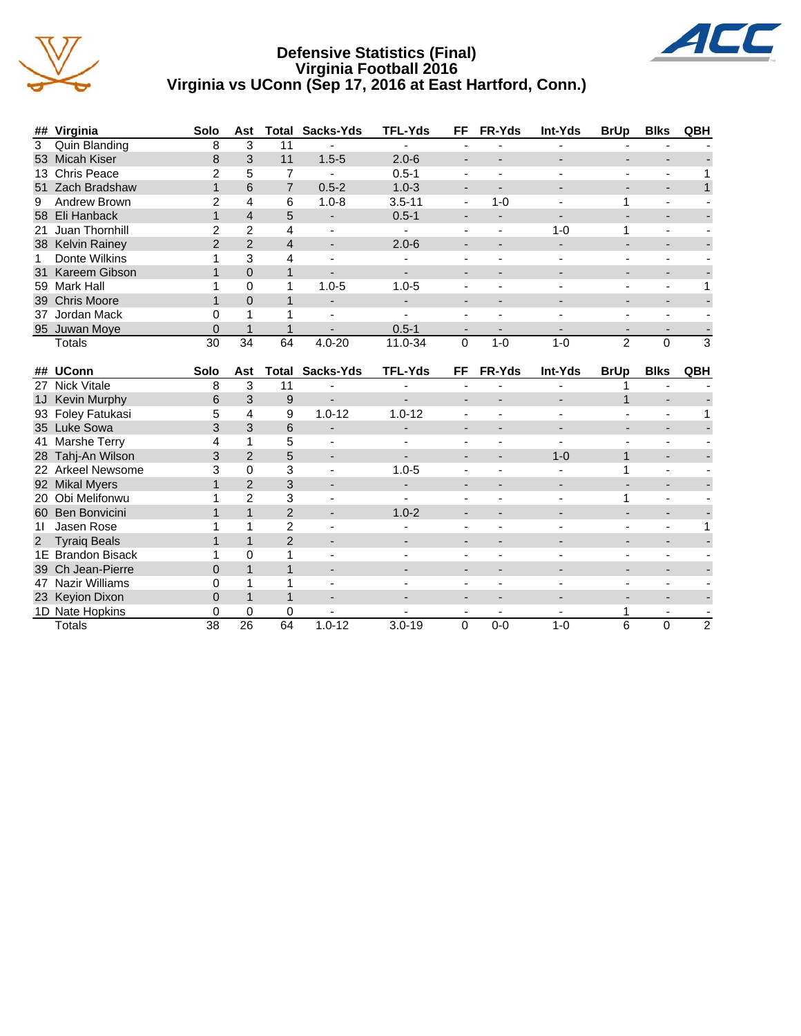# Defensive Statistics (Final)
## Virginia Football 2016
## Virginia vs UConn (Sep 17, 2016 at East Hartford, Conn.)

| ## | Virginia | Solo | Ast | Total | Sacks-Yds | TFL-Yds | FF | FR-Yds | Int-Yds | BrUp | Blks | QBH |
|---|---|---|---|---|---|---|---|---|---|---|---|---|
| 3 | Quin Blanding | 8 | 3 | 11 | - | - | - | - | - | - | - | - |
| 53 | Micah Kiser | 8 | 3 | 11 | 1.5-5 | 2.0-6 | - | - | - | - | - | - |
| 13 | Chris Peace | 2 | 5 | 7 | - | 0.5-1 | - | - | - | - | - | 1 |
| 51 | Zach Bradshaw | 1 | 6 | 7 | 0.5-2 | 1.0-3 | - | - | - | - | - | 1 |
| 9 | Andrew Brown | 2 | 4 | 6 | 1.0-8 | 3.5-11 | - | 1-0 | - | 1 | - | - |
| 58 | Eli Hanback | 1 | 4 | 5 | - | 0.5-1 | - | - | - | - | - | - |
| 21 | Juan Thornhill | 2 | 2 | 4 | - | - | - | - | 1-0 | 1 | - | - |
| 38 | Kelvin Rainey | 2 | 2 | 4 | - | 2.0-6 | - | - | - | - | - | - |
| 1 | Donte Wilkins | 1 | 3 | 4 | - | - | - | - | - | - | - | - |
| 31 | Kareem Gibson | 1 | 0 | 1 | - | - | - | - | - | - | - | - |
| 59 | Mark Hall | 1 | 0 | 1 | 1.0-5 | 1.0-5 | - | - | - | - | - | 1 |
| 39 | Chris Moore | 1 | 0 | 1 | - | - | - | - | - | - | - | - |
| 37 | Jordan Mack | 0 | 1 | 1 | - | - | - | - | - | - | - | - |
| 95 | Juwan Moye | 0 | 1 | 1 | - | 0.5-1 | - | - | - | - | - | - |
| | Totals | 30 | 34 | 64 | 4.0-20 | 11.0-34 | 0 | 1-0 | 1-0 | 2 | 0 | 3 |

| ## | UConn | Solo | Ast | Total | Sacks-Yds | TFL-Yds | FF | FR-Yds | Int-Yds | BrUp | Blks | QBH |
|---|---|---|---|---|---|---|---|---|---|---|---|---|
| 27 | Nick Vitale | 8 | 3 | 11 | - | - | - | - | - | 1 | - | - |
| 1J | Kevin Murphy | 6 | 3 | 9 | - | - | - | - | - | 1 | - | - |
| 93 | Foley Fatukasi | 5 | 4 | 9 | 1.0-12 | 1.0-12 | - | - | - | - | - | 1 |
| 35 | Luke Sowa | 3 | 3 | 6 | - | - | - | - | - | - | - | - |
| 41 | Marshe Terry | 4 | 1 | 5 | - | - | - | - | - | - | - | - |
| 28 | Tahj-An Wilson | 3 | 2 | 5 | - | - | - | - | 1-0 | 1 | - | - |
| 22 | Arkeel Newsome | 3 | 0 | 3 | - | 1.0-5 | - | - | - | 1 | - | - |
| 92 | Mikal Myers | 1 | 2 | 3 | - | - | - | - | - | - | - | - |
| 20 | Obi Melifonwu | 1 | 2 | 3 | - | - | - | - | - | 1 | - | - |
| 60 | Ben Bonvicini | 1 | 1 | 2 | - | 1.0-2 | - | - | - | - | - | - |
| 1I | Jasen Rose | 1 | 1 | 2 | - | - | - | - | - | - | - | 1 |
| 2 | Tyraiq Beals | 1 | 1 | 2 | - | - | - | - | - | - | - | - |
| 1E | Brandon Bisack | 1 | 0 | 1 | - | - | - | - | - | - | - | - |
| 39 | Ch Jean-Pierre | 0 | 1 | 1 | - | - | - | - | - | - | - | - |
| 47 | Nazir Williams | 0 | 1 | 1 | - | - | - | - | - | - | - | - |
| 23 | Keyion Dixon | 0 | 1 | 1 | - | - | - | - | - | - | - | - |
| 1D | Nate Hopkins | 0 | 0 | 0 | - | - | - | - | - | 1 | - | - |
| | Totals | 38 | 26 | 64 | 1.0-12 | 3.0-19 | 0 | 0-0 | 1-0 | 6 | 0 | 2 |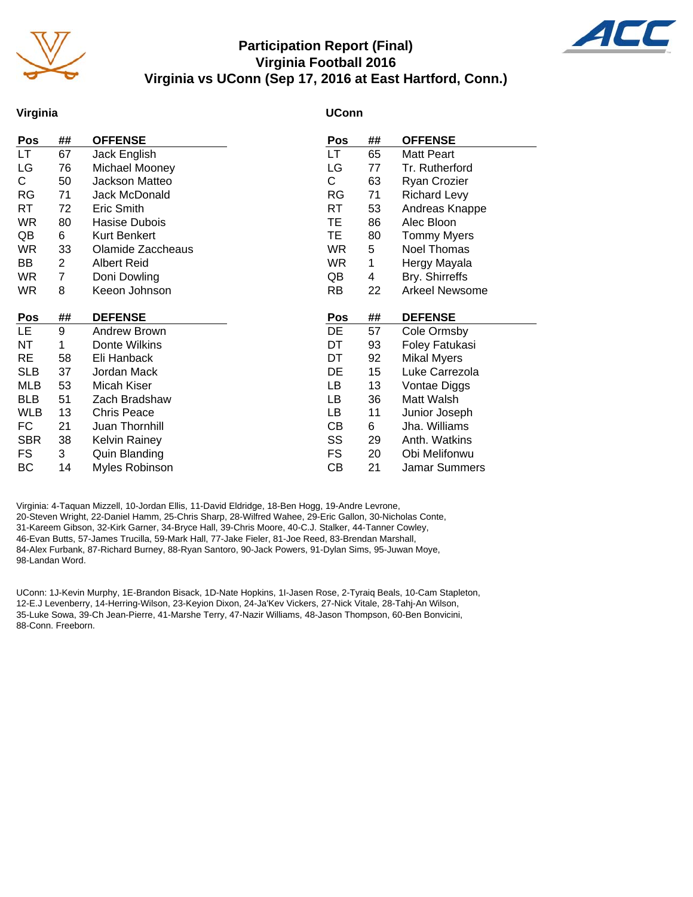# Participation Report (Final)
## Virginia Football 2016
## Virginia vs UConn (Sep 17, 2016 at East Hartford, Conn.)

### Virginia

| Pos | ## | OFFENSE |
|---|---|---|
| LT | 67 | Jack English |
| LG | 76 | Michael Mooney |
| C | 50 | Jackson Matteo |
| RG | 71 | Jack McDonald |
| RT | 72 | Eric Smith |
| WR | 80 | Hasise Dubois |
| QB | 6 | Kurt Benkert |
| WR | 33 | Olamide Zaccheaus |
| BB | 2 | Albert Reid |
| WR | 7 | Doni Dowling |
| WR | 8 | Keeon Johnson |

| Pos | ## | DEFENSE |
|---|---|---|
| LE | 9 | Andrew Brown |
| NT | 1 | Donte Wilkins |
| RE | 58 | Eli Hanback |
| SLB | 37 | Jordan Mack |
| MLB | 53 | Micah Kiser |
| BLB | 51 | Zach Bradshaw |
| WLB | 13 | Chris Peace |
| FC | 21 | Juan Thornhill |
| SBR | 38 | Kelvin Rainey |
| FS | 3 | Quin Blanding |
| BC | 14 | Myles Robinson |

### UConn

| Pos | ## | OFFENSE |
|---|---|---|
| LT | 65 | Matt Peart |
| LG | 77 | Tr. Rutherford |
| C | 63 | Ryan Crozier |
| RG | 71 | Richard Levy |
| RT | 53 | Andreas Knappe |
| TE | 86 | Alec Bloon |
| TE | 80 | Tommy Myers |
| WR | 5 | Noel Thomas |
| WR | 1 | Hergy Mayala |
| QB | 4 | Bry. Shirreffs |
| RB | 22 | Arkeel Newsome |

| Pos | ## | DEFENSE |
|---|---|---|
| DE | 57 | Cole Ormsby |
| DT | 93 | Foley Fatukasi |
| DT | 92 | Mikal Myers |
| DE | 15 | Luke Carrezola |
| LB | 13 | Vontae Diggs |
| LB | 36 | Matt Walsh |
| LB | 11 | Junior Joseph |
| CB | 6 | Jha. Williams |
| SS | 29 | Anth. Watkins |
| FS | 20 | Obi Melifonwu |
| CB | 21 | Jamar Summers |

Virginia: 4-Taquan Mizzell, 10-Jordan Ellis, 11-David Eldridge, 18-Ben Hogg, 19-Andre Levrone, 20-Steven Wright, 22-Daniel Hamm, 25-Chris Sharp, 28-Wilfred Wahee, 29-Eric Gallon, 30-Nicholas Conte, 31-Kareem Gibson, 32-Kirk Garner, 34-Bryce Hall, 39-Chris Moore, 40-C.J. Stalker, 44-Tanner Cowley, 46-Evan Butts, 57-James Trucilla, 59-Mark Hall, 77-Jake Fieler, 81-Joe Reed, 83-Brendan Marshall, 84-Alex Furbank, 87-Richard Burney, 88-Ryan Santoro, 90-Jack Powers, 91-Dylan Sims, 95-Juwan Moye, 98-Landan Word.

UConn: 1J-Kevin Murphy, 1E-Brandon Bisack, 1D-Nate Hopkins, 1I-Jasen Rose, 2-Tyraiq Beals, 10-Cam Stapleton, 12-E.J Levenberry, 14-Herring-Wilson, 23-Keyion Dixon, 24-Ja'Kev Vickers, 27-Nick Vitale, 28-Tahj-An Wilson, 35-Luke Sowa, 39-Ch Jean-Pierre, 41-Marshe Terry, 47-Nazir Williams, 48-Jason Thompson, 60-Ben Bonvicini, 88-Conn. Freeborn.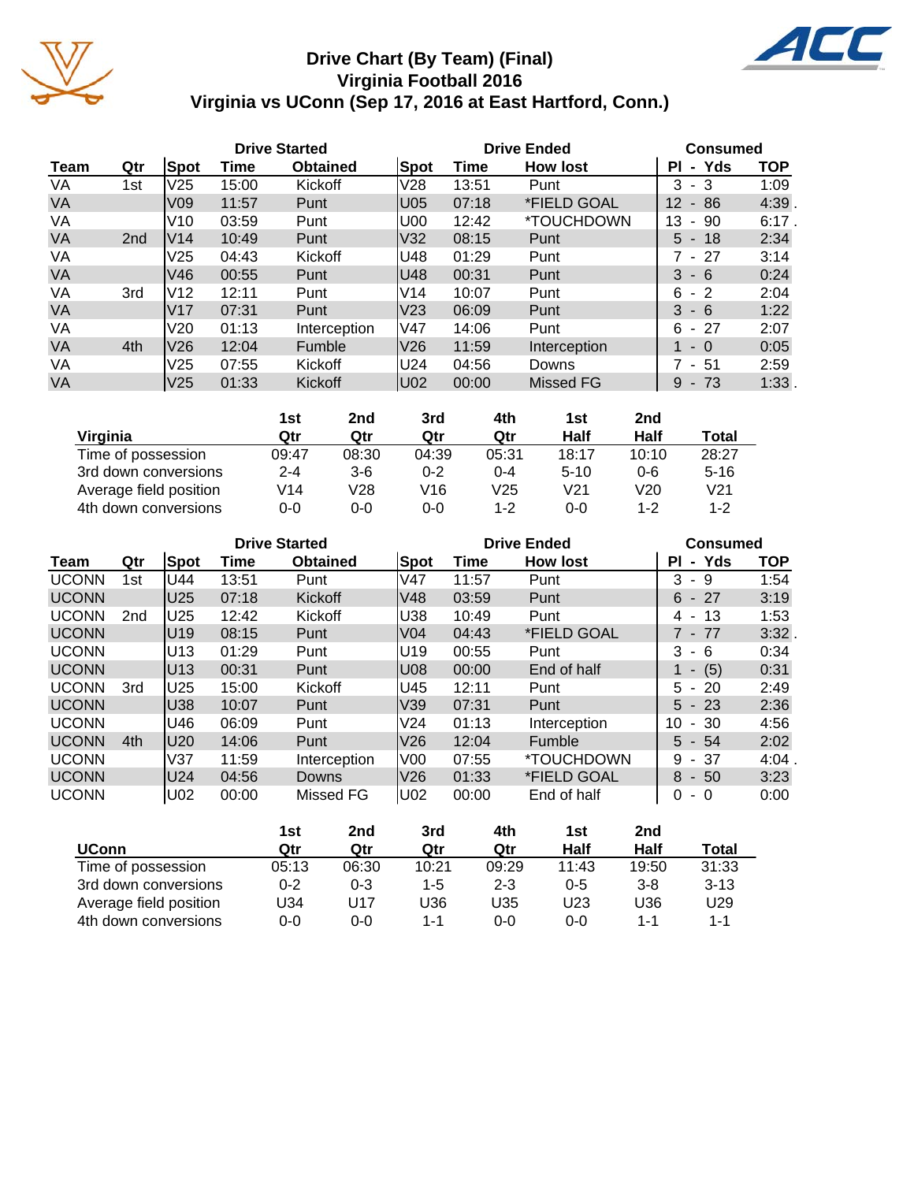# Drive Chart (By Team) (Final)
## Virginia Football 2016
## Virginia vs UConn (Sep 17, 2016 at East Hartford, Conn.)

| | | Drive Started | | | Drive Ended | | | Consumed | |
|---|---|---|---|---|---|---|---|---|---|
| Team | Qtr | Spot | Time | Obtained | Spot | Time | How lost | Pl - Yds | TOP |
| VA | 1st | V25 | 15:00 | Kickoff | V28 | 13:51 | Punt | 3 - 3 | 1:09 |
| VA | | V09 | 11:57 | Punt | U05 | 07:18 | *FIELD GOAL | 12 - 86 | 4:39 . |
| VA | | V10 | 03:59 | Punt | U00 | 12:42 | *TOUCHDOWN | 13 - 90 | 6:17 . |
| VA | 2nd | V14 | 10:49 | Punt | V32 | 08:15 | Punt | 5 - 18 | 2:34 |
| VA | | V25 | 04:43 | Kickoff | U48 | 01:29 | Punt | 7 - 27 | 3:14 |
| VA | | V46 | 00:55 | Punt | U48 | 00:31 | Punt | 3 - 6 | 0:24 |
| VA | 3rd | V12 | 12:11 | Punt | V14 | 10:07 | Punt | 6 - 2 | 2:04 |
| VA | | V17 | 07:31 | Punt | V23 | 06:09 | Punt | 3 - 6 | 1:22 |
| VA | | V20 | 01:13 | Interception | V47 | 14:06 | Punt | 6 - 27 | 2:07 |
| VA | 4th | V26 | 12:04 | Fumble | V26 | 11:59 | Interception | 1 - 0 | 0:05 |
| VA | | V25 | 07:55 | Kickoff | U24 | 04:56 | Downs | 7 - 51 | 2:59 |
| VA | | V25 | 01:33 | Kickoff | U02 | 00:00 | Missed FG | 9 - 73 | 1:33 . |

| Virginia | 1st Qtr | 2nd Qtr | 3rd Qtr | 4th Qtr | 1st Half | 2nd Half | Total |
|---|---|---|---|---|---|---|---|
| Time of possession | 09:47 | 08:30 | 04:39 | 05:31 | 18:17 | 10:10 | 28:27 |
| 3rd down conversions | 2-4 | 3-6 | 0-2 | 0-4 | 5-10 | 0-6 | 5-16 |
| Average field position | V14 | V28 | V16 | V25 | V21 | V20 | V21 |
| 4th down conversions | 0-0 | 0-0 | 0-0 | 1-2 | 0-0 | 1-2 | 1-2 |

| | | Drive Started | | | Drive Ended | | | Consumed | |
|---|---|---|---|---|---|---|---|---|---|
| Team | Qtr | Spot | Time | Obtained | Spot | Time | How lost | Pl - Yds | TOP |
| UCONN | 1st | U44 | 13:51 | Punt | V47 | 11:57 | Punt | 3 - 9 | 1:54 |
| UCONN | | U25 | 07:18 | Kickoff | V48 | 03:59 | Punt | 6 - 27 | 3:19 |
| UCONN | 2nd | U25 | 12:42 | Kickoff | U38 | 10:49 | Punt | 4 - 13 | 1:53 |
| UCONN | | U19 | 08:15 | Punt | V04 | 04:43 | *FIELD GOAL | 7 - 77 | 3:32 . |
| UCONN | | U13 | 01:29 | Punt | U19 | 00:55 | Punt | 3 - 6 | 0:34 |
| UCONN | | U13 | 00:31 | Punt | U08 | 00:00 | End of half | 1 - (5) | 0:31 |
| UCONN | 3rd | U25 | 15:00 | Kickoff | U45 | 12:11 | Punt | 5 - 20 | 2:49 |
| UCONN | | U38 | 10:07 | Punt | V39 | 07:31 | Punt | 5 - 23 | 2:36 |
| UCONN | | U46 | 06:09 | Punt | V24 | 01:13 | Interception | 10 - 30 | 4:56 |
| UCONN | 4th | U20 | 14:06 | Punt | V26 | 12:04 | Fumble | 5 - 54 | 2:02 |
| UCONN | | V37 | 11:59 | Interception | V00 | 07:55 | *TOUCHDOWN | 9 - 37 | 4:04 . |
| UCONN | | U24 | 04:56 | Downs | V26 | 01:33 | *FIELD GOAL | 8 - 50 | 3:23 |
| UCONN | | U02 | 00:00 | Missed FG | U02 | 00:00 | End of half | 0 - 0 | 0:00 |

| UConn | 1st Qtr | 2nd Qtr | 3rd Qtr | 4th Qtr | 1st Half | 2nd Half | Total |
|---|---|---|---|---|---|---|---|
| Time of possession | 05:13 | 06:30 | 10:21 | 09:29 | 11:43 | 19:50 | 31:33 |
| 3rd down conversions | 0-2 | 0-3 | 1-5 | 2-3 | 0-5 | 3-8 | 3-13 |
| Average field position | U34 | U17 | U36 | U35 | U23 | U36 | U29 |
| 4th down conversions | 0-0 | 0-0 | 1-1 | 0-0 | 0-0 | 1-1 | 1-1 |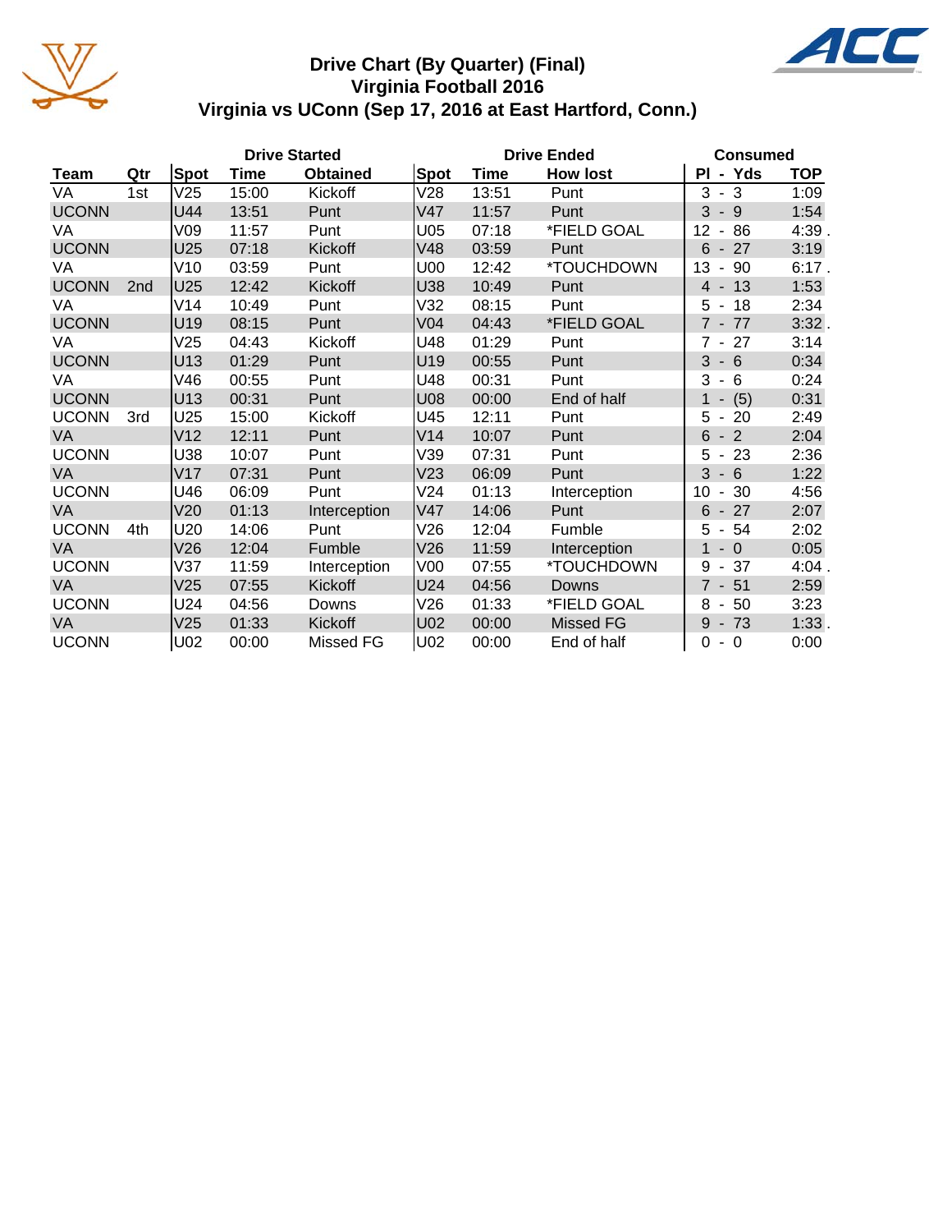# Drive Chart (By Quarter) (Final)
## Virginia Football 2016
## Virginia vs UConn (Sep 17, 2016 at East Hartford, Conn.)

| Team | Qtr | Drive Started Spot | Time | Obtained | Drive Ended Spot | Time | How lost | Consumed Pl - Yds | TOP |
|---|---|---|---|---|---|---|---|---|---|
| VA | 1st | V25 | 15:00 | Kickoff | V28 | 13:51 | Punt | 3 - 3 | 1:09 |
| UCONN | | U44 | 13:51 | Punt | V47 | 11:57 | Punt | 3 - 9 | 1:54 |
| VA | | V09 | 11:57 | Punt | U05 | 07:18 | *FIELD GOAL | 12 - 86 | 4:39 . |
| UCONN | | U25 | 07:18 | Kickoff | V48 | 03:59 | Punt | 6 - 27 | 3:19 |
| VA | | V10 | 03:59 | Punt | U00 | 12:42 | *TOUCHDOWN | 13 - 90 | 6:17 . |
| UCONN | 2nd | U25 | 12:42 | Kickoff | U38 | 10:49 | Punt | 4 - 13 | 1:53 |
| VA | | V14 | 10:49 | Punt | V32 | 08:15 | Punt | 5 - 18 | 2:34 |
| UCONN | | U19 | 08:15 | Punt | V04 | 04:43 | *FIELD GOAL | 7 - 77 | 3:32 . |
| VA | | V25 | 04:43 | Kickoff | U48 | 01:29 | Punt | 7 - 27 | 3:14 |
| UCONN | | U13 | 01:29 | Punt | U19 | 00:55 | Punt | 3 - 6 | 0:34 |
| VA | | V46 | 00:55 | Punt | U48 | 00:31 | Punt | 3 - 6 | 0:24 |
| UCONN | | U13 | 00:31 | Punt | U08 | 00:00 | End of half | 1 - (5) | 0:31 |
| UCONN | 3rd | U25 | 15:00 | Kickoff | U45 | 12:11 | Punt | 5 - 20 | 2:49 |
| VA | | V12 | 12:11 | Punt | V14 | 10:07 | Punt | 6 - 2 | 2:04 |
| UCONN | | U38 | 10:07 | Punt | V39 | 07:31 | Punt | 5 - 23 | 2:36 |
| VA | | V17 | 07:31 | Punt | V23 | 06:09 | Punt | 3 - 6 | 1:22 |
| UCONN | | U46 | 06:09 | Punt | V24 | 01:13 | Interception | 10 - 30 | 4:56 |
| VA | | V20 | 01:13 | Interception | V47 | 14:06 | Punt | 6 - 27 | 2:07 |
| UCONN | 4th | U20 | 14:06 | Punt | V26 | 12:04 | Fumble | 5 - 54 | 2:02 |
| VA | | V26 | 12:04 | Fumble | V26 | 11:59 | Interception | 1 - 0 | 0:05 |
| UCONN | | V37 | 11:59 | Interception | V00 | 07:55 | *TOUCHDOWN | 9 - 37 | 4:04 . |
| VA | | V25 | 07:55 | Kickoff | U24 | 04:56 | Downs | 7 - 51 | 2:59 |
| UCONN | | U24 | 04:56 | Downs | V26 | 01:33 | *FIELD GOAL | 8 - 50 | 3:23 |
| VA | | V25 | 01:33 | Kickoff | U02 | 00:00 | Missed FG | 9 - 73 | 1:33 . |
| UCONN | | U02 | 00:00 | Missed FG | U02 | 00:00 | End of half | 0 - 0 | 0:00 |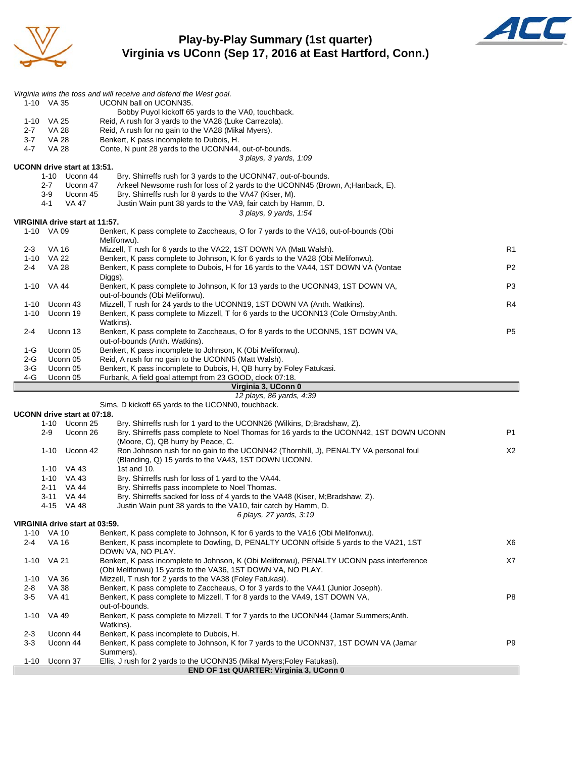# Play-by-Play Summary (1st quarter)
## Virginia vs UConn (Sep 17, 2016 at East Hartford, Conn.)

*Virginia wins the toss and will receive and defend the West goal.*

| Down | Spot | Play | |
|---|---|---|---|
| 1-10 | VA 35 | UCONN ball on UCONN35. | |
| | | Bobby Puyol kickoff 65 yards to the VA0, touchback. | |
| 1-10 | VA 25 | Reid, A rush for 3 yards to the VA28 (Luke Carrezola). | |
| 2-7 | VA 28 | Reid, A rush for no gain to the VA28 (Mikal Myers). | |
| 3-7 | VA 28 | Benkert, K pass incomplete to Dubois, H. | |
| 4-7 | VA 28 | Conte, N punt 28 yards to the UCONN44, out-of-bounds. | |
| | | *3 plays, 3 yards, 1:09* | |

**UCONN drive start at 13:51.**

| Down | Spot | Play | |
|---|---|---|---|
| 1-10 | Uconn 44 | Bry. Shirreffs rush for 3 yards to the UCONN47, out-of-bounds. | |
| 2-7 | Uconn 47 | Arkeel Newsome rush for loss of 2 yards to the UCONN45 (Brown, A;Hanback, E). | |
| 3-9 | Uconn 45 | Bry. Shirreffs rush for 8 yards to the VA47 (Kiser, M). | |
| 4-1 | VA 47 | Justin Wain punt 38 yards to the VA9, fair catch by Hamm, D. | |
| | | *3 plays, 9 yards, 1:54* | |

**VIRGINIA drive start at 11:57.**

| Down | Spot | Play | |
|---|---|---|---|
| 1-10 | VA 09 | Benkert, K pass complete to Zaccheaus, O for 7 yards to the VA16, out-of-bounds (Obi Melifonwu). | |
| 2-3 | VA 16 | Mizzell, T rush for 6 yards to the VA22, 1ST DOWN VA (Matt Walsh). | R1 |
| 1-10 | VA 22 | Benkert, K pass complete to Johnson, K for 6 yards to the VA28 (Obi Melifonwu). | |
| 2-4 | VA 28 | Benkert, K pass complete to Dubois, H for 16 yards to the VA44, 1ST DOWN VA (Vontae Diggs). | P2 |
| 1-10 | VA 44 | Benkert, K pass complete to Johnson, K for 13 yards to the UCONN43, 1ST DOWN VA, out-of-bounds (Obi Melifonwu). | P3 |
| 1-10 | Uconn 43 | Mizzell, T rush for 24 yards to the UCONN19, 1ST DOWN VA (Anth. Watkins). | R4 |
| 1-10 | Uconn 19 | Benkert, K pass complete to Mizzell, T for 6 yards to the UCONN13 (Cole Ormsby;Anth. Watkins). | |
| 2-4 | Uconn 13 | Benkert, K pass complete to Zaccheaus, O for 8 yards to the UCONN5, 1ST DOWN VA, out-of-bounds (Anth. Watkins). | P5 |
| 1-G | Uconn 05 | Benkert, K pass incomplete to Johnson, K (Obi Melifonwu). | |
| 2-G | Uconn 05 | Reid, A rush for no gain to the UCONN5 (Matt Walsh). | |
| 3-G | Uconn 05 | Benkert, K pass incomplete to Dubois, H, QB hurry by Foley Fatukasi. | |
| 4-G | Uconn 05 | Furbank, A field goal attempt from 23 GOOD, clock 07:18. | |
| | | **Virginia 3, UConn 0** | |
| | | *12 plays, 86 yards, 4:39* | |
| | | Sims, D kickoff 65 yards to the UCONN0, touchback. | |

**UCONN drive start at 07:18.**

| Down | Spot | Play | |
|---|---|---|---|
| 1-10 | Uconn 25 | Bry. Shirreffs rush for 1 yard to the UCONN26 (Wilkins, D;Bradshaw, Z). | |
| 2-9 | Uconn 26 | Bry. Shirreffs pass complete to Noel Thomas for 16 yards to the UCONN42, 1ST DOWN UCONN (Moore, C), QB hurry by Peace, C. | P1 |
| 1-10 | Uconn 42 | Ron Johnson rush for no gain to the UCONN42 (Thornhill, J), PENALTY VA personal foul (Blanding, Q) 15 yards to the VA43, 1ST DOWN UCONN. | X2 |
| 1-10 | VA 43 | 1st and 10. | |
| 1-10 | VA 43 | Bry. Shirreffs rush for loss of 1 yard to the VA44. | |
| 2-11 | VA 44 | Bry. Shirreffs pass incomplete to Noel Thomas. | |
| 3-11 | VA 44 | Bry. Shirreffs sacked for loss of 4 yards to the VA48 (Kiser, M;Bradshaw, Z). | |
| 4-15 | VA 48 | Justin Wain punt 38 yards to the VA10, fair catch by Hamm, D. | |
| | | *6 plays, 27 yards, 3:19* | |

**VIRGINIA drive start at 03:59.**

| Down | Spot | Play | |
|---|---|---|---|
| 1-10 | VA 10 | Benkert, K pass complete to Johnson, K for 6 yards to the VA16 (Obi Melifonwu). | |
| 2-4 | VA 16 | Benkert, K pass incomplete to Dowling, D, PENALTY UCONN offside 5 yards to the VA21, 1ST DOWN VA, NO PLAY. | X6 |
| 1-10 | VA 21 | Benkert, K pass incomplete to Johnson, K (Obi Melifonwu), PENALTY UCONN pass interference (Obi Melifonwu) 15 yards to the VA36, 1ST DOWN VA, NO PLAY. | X7 |
| 1-10 | VA 36 | Mizzell, T rush for 2 yards to the VA38 (Foley Fatukasi). | |
| 2-8 | VA 38 | Benkert, K pass complete to Zaccheaus, O for 3 yards to the VA41 (Junior Joseph). | |
| 3-5 | VA 41 | Benkert, K pass complete to Mizzell, T for 8 yards to the VA49, 1ST DOWN VA, out-of-bounds. | P8 |
| 1-10 | VA 49 | Benkert, K pass complete to Mizzell, T for 7 yards to the UCONN44 (Jamar Summers;Anth. Watkins). | |
| 2-3 | Uconn 44 | Benkert, K pass incomplete to Dubois, H. | |
| 3-3 | Uconn 44 | Benkert, K pass complete to Johnson, K for 7 yards to the UCONN37, 1ST DOWN VA (Jamar Summers). | P9 |
| 1-10 | Uconn 37 | Ellis, J rush for 2 yards to the UCONN35 (Mikal Myers;Foley Fatukasi). | |
| | | **END OF 1st QUARTER: Virginia 3, UConn 0** | |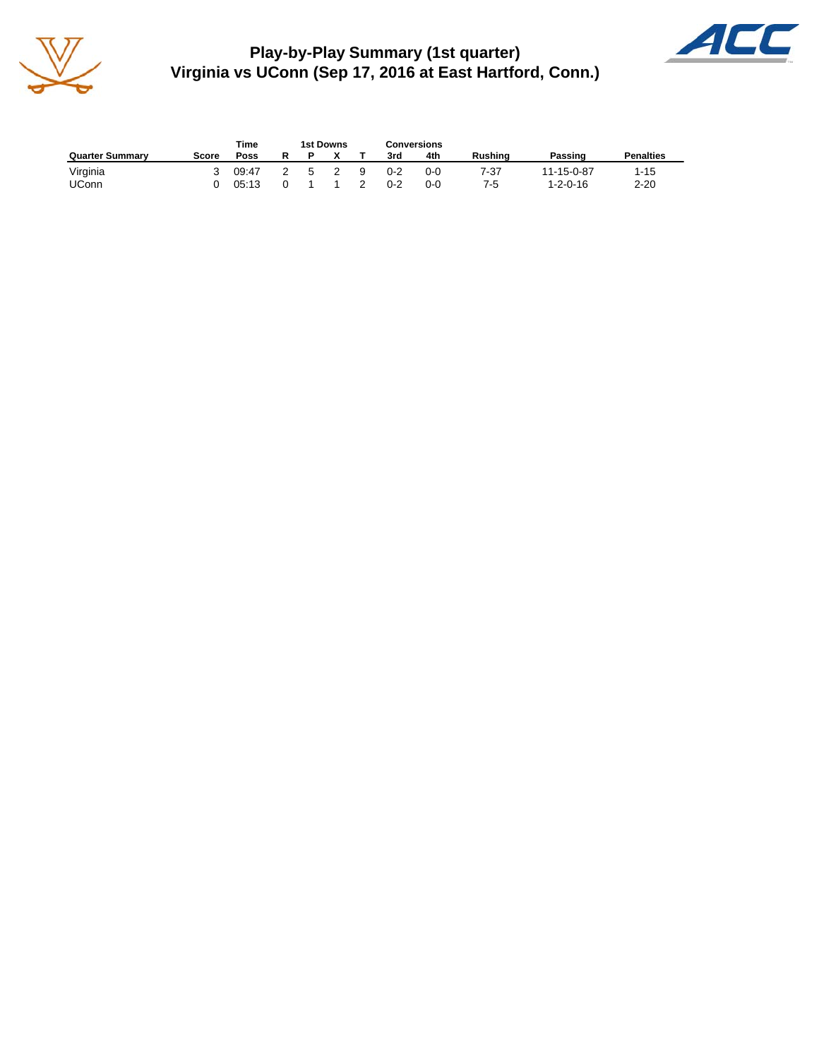# Play-by-Play Summary (1st quarter)
# Virginia vs UConn (Sep 17, 2016 at East Hartford, Conn.)

| Quarter Summary | Score | Time Poss | 1st Downs R | P | X | T | Conversions 3rd | 4th | Rushing | Passing | Penalties |
|---|---|---|---|---|---|---|---|---|---|---|---|
| Virginia | 3 | 09:47 | 2 | 5 | 2 | 9 | 0-2 | 0-0 | 7-37 | 11-15-0-87 | 1-15 |
| UConn | 0 | 05:13 | 0 | 1 | 1 | 2 | 0-2 | 0-0 | 7-5 | 1-2-0-16 | 2-20 |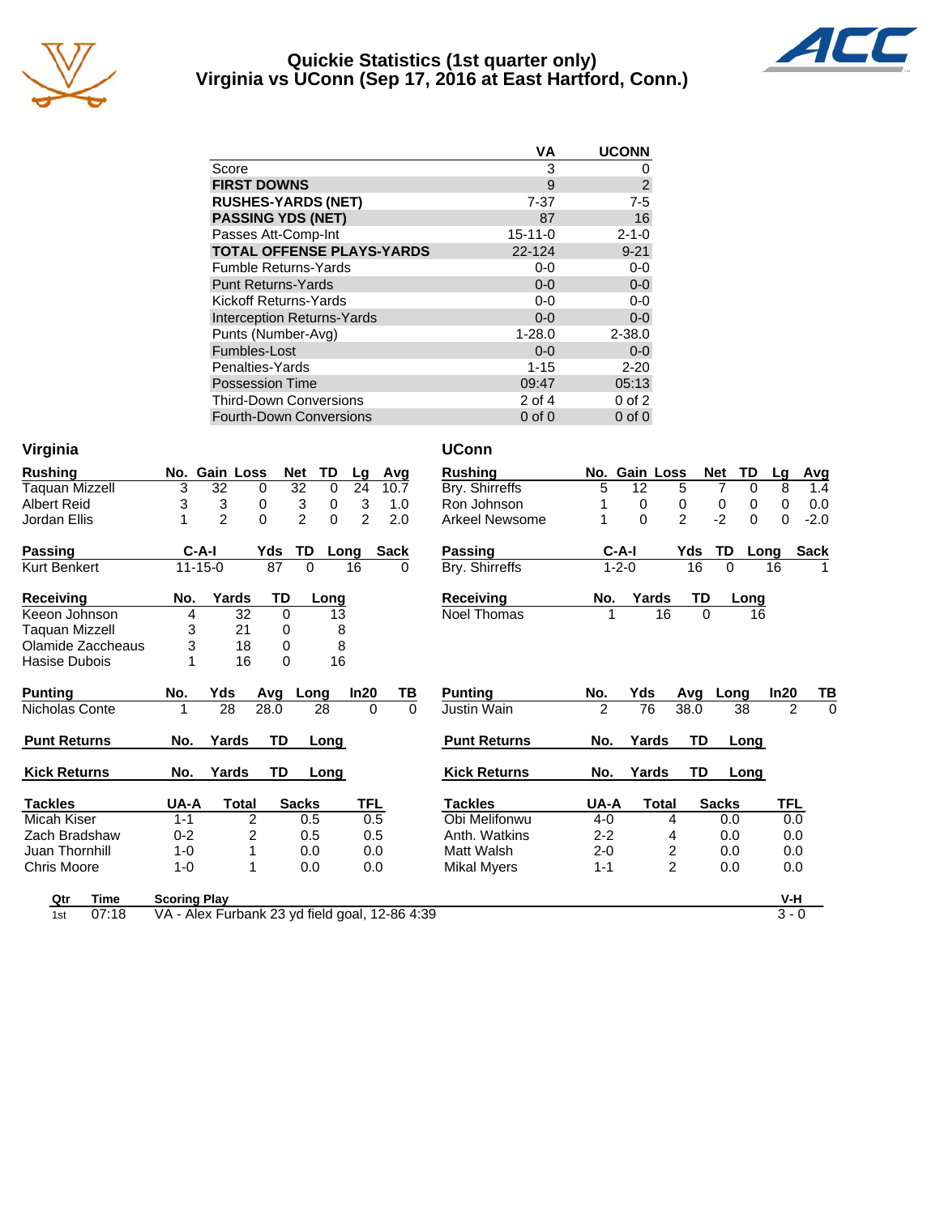# Quickie Statistics (1st quarter only)
## Virginia vs UConn (Sep 17, 2016 at East Hartford, Conn.)

| | VA | UCONN |
|---|---|---|
| Score | 3 | 0 |
| **FIRST DOWNS** | 9 | 2 |
| **RUSHES-YARDS (NET)** | 7-37 | 7-5 |
| **PASSING YDS (NET)** | 87 | 16 |
| Passes Att-Comp-Int | 15-11-0 | 2-1-0 |
| **TOTAL OFFENSE PLAYS-YARDS** | 22-124 | 9-21 |
| Fumble Returns-Yards | 0-0 | 0-0 |
| Punt Returns-Yards | 0-0 | 0-0 |
| Kickoff Returns-Yards | 0-0 | 0-0 |
| Interception Returns-Yards | 0-0 | 0-0 |
| Punts (Number-Avg) | 1-28.0 | 2-38.0 |
| Fumbles-Lost | 0-0 | 0-0 |
| Penalties-Yards | 1-15 | 2-20 |
| Possession Time | 09:47 | 05:13 |
| Third-Down Conversions | 2 of 4 | 0 of 2 |
| Fourth-Down Conversions | 0 of 0 | 0 of 0 |

### Virginia

| Rushing | No. | Gain | Loss | Net | TD | Lg | Avg |
|---|---|---|---|---|---|---|---|
| Taquan Mizzell | 3 | 32 | 0 | 32 | 0 | 24 | 10.7 |
| Albert Reid | 3 | 3 | 0 | 3 | 0 | 3 | 1.0 |
| Jordan Ellis | 1 | 2 | 0 | 2 | 0 | 2 | 2.0 |

| Passing | C-A-I | Yds | TD | Long | Sack |
|---|---|---|---|---|---|
| Kurt Benkert | 11-15-0 | 87 | 0 | 16 | 0 |

| Receiving | No. | Yards | TD | Long |
|---|---|---|---|---|
| Keeon Johnson | 4 | 32 | 0 | 13 |
| Taquan Mizzell | 3 | 21 | 0 | 8 |
| Olamide Zaccheaus | 3 | 18 | 0 | 8 |
| Hasise Dubois | 1 | 16 | 0 | 16 |

| Punting | No. | Yds | Avg | Long | In20 | TB |
|---|---|---|---|---|---|---|
| Nicholas Conte | 1 | 28 | 28.0 | 28 | 0 | 0 |

| Punt Returns | No. | Yards | TD | Long |
|---|---|---|---|---|

| Kick Returns | No. | Yards | TD | Long |
|---|---|---|---|---|

| Tackles | UA-A | Total | Sacks | TFL |
|---|---|---|---|---|
| Micah Kiser | 1-1 | 2 | 0.5 | 0.5 |
| Zach Bradshaw | 0-2 | 2 | 0.5 | 0.5 |
| Juan Thornhill | 1-0 | 1 | 0.0 | 0.0 |
| Chris Moore | 1-0 | 1 | 0.0 | 0.0 |

### UConn

| Rushing | No. | Gain | Loss | Net | TD | Lg | Avg |
|---|---|---|---|---|---|---|---|
| Bry. Shirreffs | 5 | 12 | 5 | 7 | 0 | 8 | 1.4 |
| Ron Johnson | 1 | 0 | 0 | 0 | 0 | 0 | 0.0 |
| Arkeel Newsome | 1 | 0 | 2 | -2 | 0 | 0 | -2.0 |

| Passing | C-A-I | Yds | TD | Long | Sack |
|---|---|---|---|---|---|
| Bry. Shirreffs | 1-2-0 | 16 | 0 | 16 | 1 |

| Receiving | No. | Yards | TD | Long |
|---|---|---|---|---|
| Noel Thomas | 1 | 16 | 0 | 16 |

| Punting | No. | Yds | Avg | Long | In20 | TB |
|---|---|---|---|---|---|---|
| Justin Wain | 2 | 76 | 38.0 | 38 | 2 | 0 |

| Punt Returns | No. | Yards | TD | Long |
|---|---|---|---|---|

| Kick Returns | No. | Yards | TD | Long |
|---|---|---|---|---|

| Tackles | UA-A | Total | Sacks | TFL |
|---|---|---|---|---|
| Obi Melifonwu | 4-0 | 4 | 0.0 | 0.0 |
| Anth. Watkins | 2-2 | 4 | 0.0 | 0.0 |
| Matt Walsh | 2-0 | 2 | 0.0 | 0.0 |
| Mikal Myers | 1-1 | 2 | 0.0 | 0.0 |

| Qtr | Time | Scoring Play | V-H |
|---|---|---|---|
| 1st | 07:18 | VA - Alex Furbank 23 yd field goal, 12-86 4:39 | 3 - 0 |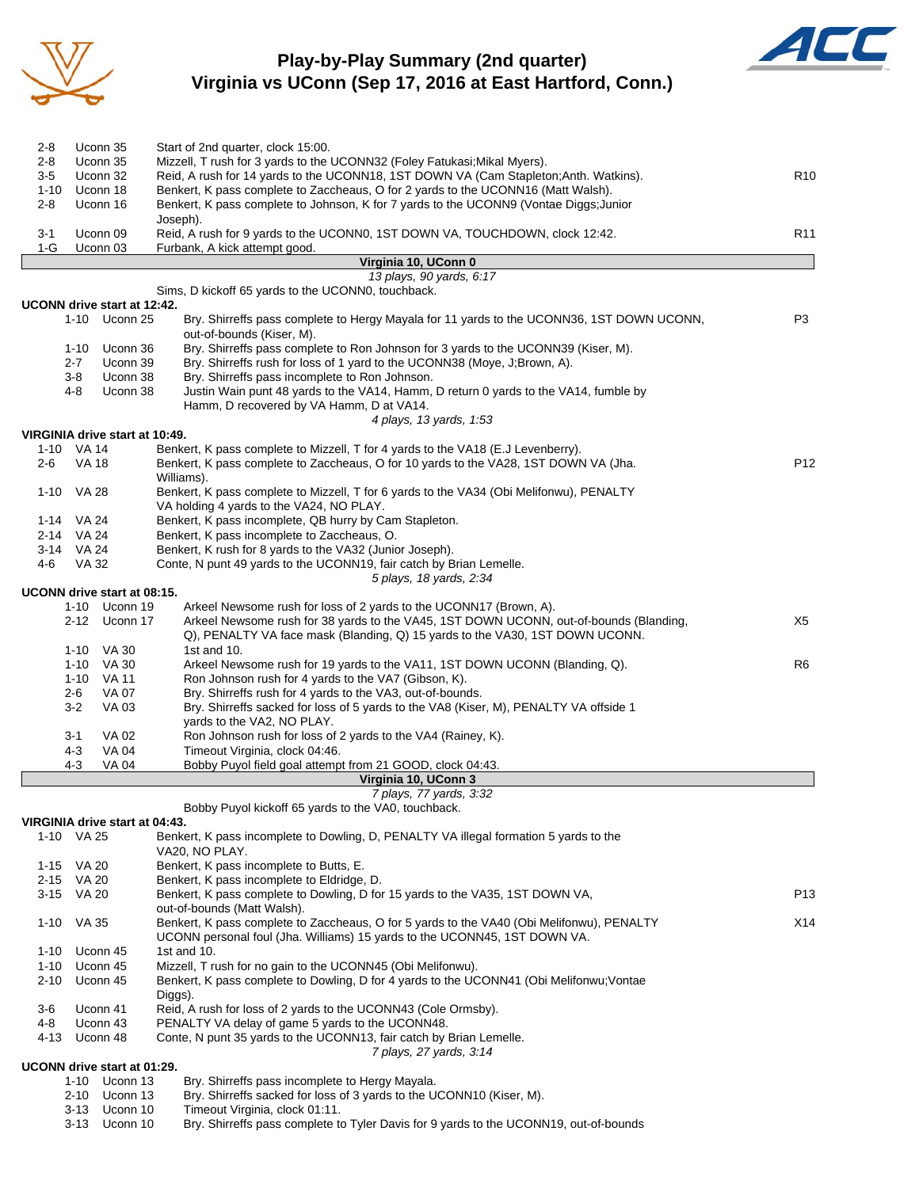# Play-by-Play Summary (2nd quarter)
## Virginia vs UConn (Sep 17, 2016 at East Hartford, Conn.)

| Down | Spot | Play | |
|---|---|---|---|
| 2-8 | Uconn 35 | Start of 2nd quarter, clock 15:00. | |
| 2-8 | Uconn 35 | Mizzell, T rush for 3 yards to the UCONN32 (Foley Fatukasi;Mikal Myers). | |
| 3-5 | Uconn 32 | Reid, A rush for 14 yards to the UCONN18, 1ST DOWN VA (Cam Stapleton;Anth. Watkins). | R10 |
| 1-10 | Uconn 18 | Benkert, K pass complete to Zaccheaus, O for 2 yards to the UCONN16 (Matt Walsh). | |
| 2-8 | Uconn 16 | Benkert, K pass complete to Johnson, K for 7 yards to the UCONN9 (Vontae Diggs;Junior Joseph). | |
| 3-1 | Uconn 09 | Reid, A rush for 9 yards to the UCONN0, 1ST DOWN VA, TOUCHDOWN, clock 12:42. | R11 |
| 1-G | Uconn 03 | Furbank, A kick attempt good. | |

**Virginia 10, UConn 0**

*13 plays, 90 yards, 6:17*

Sims, D kickoff 65 yards to the UCONN0, touchback.

**UCONN drive start at 12:42.**

| Down | Spot | Play | |
|---|---|---|---|
| 1-10 | Uconn 25 | Bry. Shirreffs pass complete to Hergy Mayala for 11 yards to the UCONN36, 1ST DOWN UCONN, out-of-bounds (Kiser, M). | P3 |
| 1-10 | Uconn 36 | Bry. Shirreffs pass complete to Ron Johnson for 3 yards to the UCONN39 (Kiser, M). | |
| 2-7 | Uconn 39 | Bry. Shirreffs rush for loss of 1 yard to the UCONN38 (Moye, J;Brown, A). | |
| 3-8 | Uconn 38 | Bry. Shirreffs pass incomplete to Ron Johnson. | |
| 4-8 | Uconn 38 | Justin Wain punt 48 yards to the VA14, Hamm, D return 0 yards to the VA14, fumble by Hamm, D recovered by VA Hamm, D at VA14. | |

*4 plays, 13 yards, 1:53*

**VIRGINIA drive start at 10:49.**

| Down | Spot | Play | |
|---|---|---|---|
| 1-10 | VA 14 | Benkert, K pass complete to Mizzell, T for 4 yards to the VA18 (E.J Levenberry). | |
| 2-6 | VA 18 | Benkert, K pass complete to Zaccheaus, O for 10 yards to the VA28, 1ST DOWN VA (Jha. Williams). | P12 |
| 1-10 | VA 28 | Benkert, K pass complete to Mizzell, T for 6 yards to the VA34 (Obi Melifonwu), PENALTY VA holding 4 yards to the VA24, NO PLAY. | |
| 1-14 | VA 24 | Benkert, K pass incomplete, QB hurry by Cam Stapleton. | |
| 2-14 | VA 24 | Benkert, K pass incomplete to Zaccheaus, O. | |
| 3-14 | VA 24 | Benkert, K rush for 8 yards to the VA32 (Junior Joseph). | |
| 4-6 | VA 32 | Conte, N punt 49 yards to the UCONN19, fair catch by Brian Lemelle. | |

*5 plays, 18 yards, 2:34*

**UCONN drive start at 08:15.**

| Down | Spot | Play | |
|---|---|---|---|
| 1-10 | Uconn 19 | Arkeel Newsome rush for loss of 2 yards to the UCONN17 (Brown, A). | |
| 2-12 | Uconn 17 | Arkeel Newsome rush for 38 yards to the VA45, 1ST DOWN UCONN, out-of-bounds (Blanding, Q), PENALTY VA face mask (Blanding, Q) 15 yards to the VA30, 1ST DOWN UCONN. | X5 |
| 1-10 | VA 30 | 1st and 10. | |
| 1-10 | VA 30 | Arkeel Newsome rush for 19 yards to the VA11, 1ST DOWN UCONN (Blanding, Q). | R6 |
| 1-10 | VA 11 | Ron Johnson rush for 4 yards to the VA7 (Gibson, K). | |
| 2-6 | VA 07 | Bry. Shirreffs rush for 4 yards to the VA3, out-of-bounds. | |
| 3-2 | VA 03 | Bry. Shirreffs sacked for loss of 5 yards to the VA8 (Kiser, M), PENALTY VA offside 1 yards to the VA2, NO PLAY. | |
| 3-1 | VA 02 | Ron Johnson rush for loss of 2 yards to the VA4 (Rainey, K). | |
| 4-3 | VA 04 | Timeout Virginia, clock 04:46. | |
| 4-3 | VA 04 | Bobby Puyol field goal attempt from 21 GOOD, clock 04:43. | |

**Virginia 10, UConn 3**

*7 plays, 77 yards, 3:32*

Bobby Puyol kickoff 65 yards to the VA0, touchback.

**VIRGINIA drive start at 04:43.**

| Down | Spot | Play | |
|---|---|---|---|
| 1-10 | VA 25 | Benkert, K pass incomplete to Dowling, D, PENALTY VA illegal formation 5 yards to the VA20, NO PLAY. | |
| 1-15 | VA 20 | Benkert, K pass incomplete to Butts, E. | |
| 2-15 | VA 20 | Benkert, K pass incomplete to Eldridge, D. | |
| 3-15 | VA 20 | Benkert, K pass complete to Dowling, D for 15 yards to the VA35, 1ST DOWN VA, out-of-bounds (Matt Walsh). | P13 |
| 1-10 | VA 35 | Benkert, K pass complete to Zaccheaus, O for 5 yards to the VA40 (Obi Melifonwu), PENALTY UCONN personal foul (Jha. Williams) 15 yards to the UCONN45, 1ST DOWN VA. | X14 |
| 1-10 | Uconn 45 | 1st and 10. | |
| 1-10 | Uconn 45 | Mizzell, T rush for no gain to the UCONN45 (Obi Melifonwu). | |
| 2-10 | Uconn 45 | Benkert, K pass complete to Dowling, D for 4 yards to the UCONN41 (Obi Melifonwu;Vontae Diggs). | |
| 3-6 | Uconn 41 | Reid, A rush for loss of 2 yards to the UCONN43 (Cole Ormsby). | |
| 4-8 | Uconn 43 | PENALTY VA delay of game 5 yards to the UCONN48. | |
| 4-13 | Uconn 48 | Conte, N punt 35 yards to the UCONN13, fair catch by Brian Lemelle. | |

*7 plays, 27 yards, 3:14*

**UCONN drive start at 01:29.**

| Down | Spot | Play | |
|---|---|---|---|
| 1-10 | Uconn 13 | Bry. Shirreffs pass incomplete to Hergy Mayala. | |
| 2-10 | Uconn 13 | Bry. Shirreffs sacked for loss of 3 yards to the UCONN10 (Kiser, M). | |
| 3-13 | Uconn 10 | Timeout Virginia, clock 01:11. | |
| 3-13 | Uconn 10 | Bry. Shirreffs pass complete to Tyler Davis for 9 yards to the UCONN19, out-of-bounds | |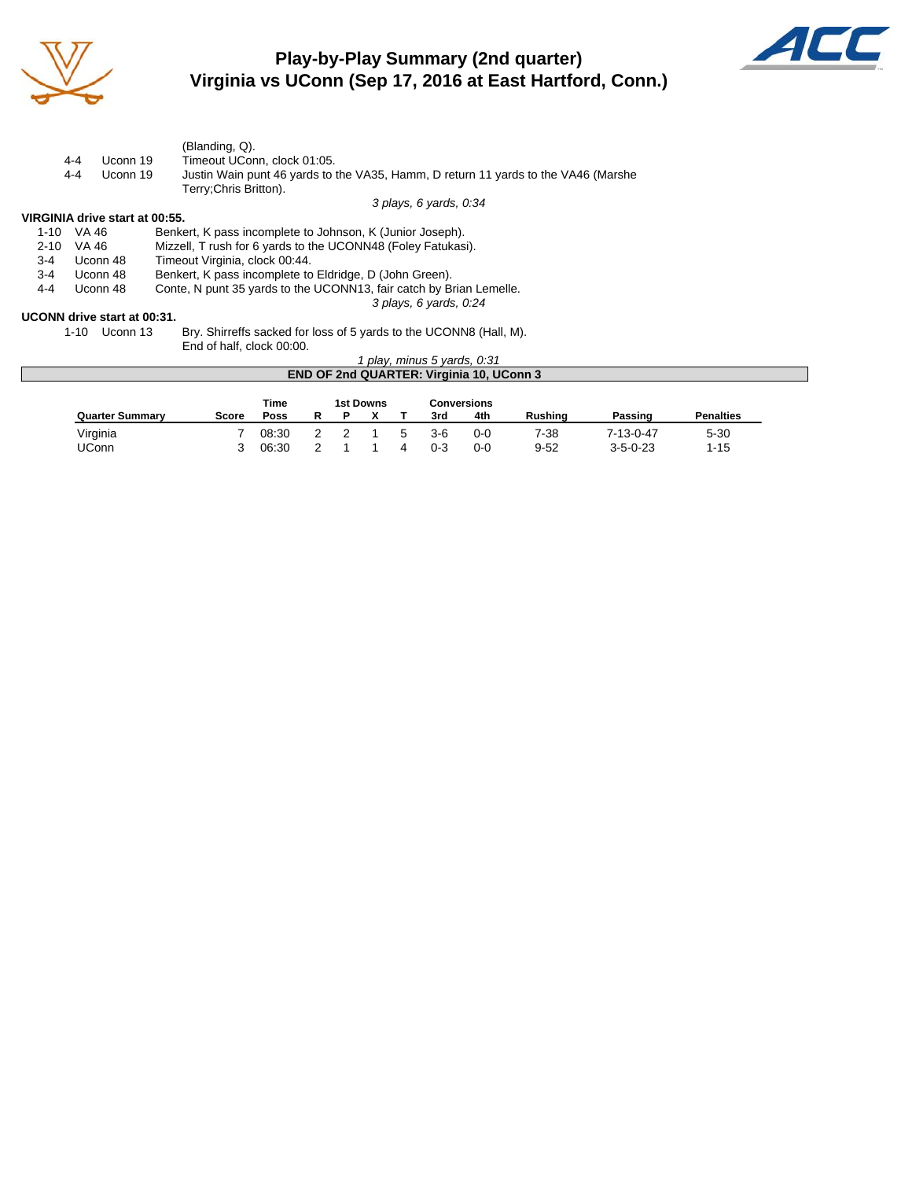# Play-by-Play Summary (2nd quarter)
## Virginia vs UConn (Sep 17, 2016 at East Hartford, Conn.)

| | | |
|---|---|---|
| | | (Blanding, Q). |
| 4-4 | Uconn 19 | Timeout UConn, clock 01:05. |
| 4-4 | Uconn 19 | Justin Wain punt 46 yards to the VA35, Hamm, D return 11 yards to the VA46 (Marshe Terry;Chris Britton). |

*3 plays, 6 yards, 0:34*

**VIRGINIA drive start at 00:55.**

| | | |
|---|---|---|
| 1-10 | VA 46 | Benkert, K pass incomplete to Johnson, K (Junior Joseph). |
| 2-10 | VA 46 | Mizzell, T rush for 6 yards to the UCONN48 (Foley Fatukasi). |
| 3-4 | Uconn 48 | Timeout Virginia, clock 00:44. |
| 3-4 | Uconn 48 | Benkert, K pass incomplete to Eldridge, D (John Green). |
| 4-4 | Uconn 48 | Conte, N punt 35 yards to the UCONN13, fair catch by Brian Lemelle. |

*3 plays, 6 yards, 0:24*

**UCONN drive start at 00:31.**

| | | |
|---|---|---|
| 1-10 | Uconn 13 | Bry. Shirreffs sacked for loss of 5 yards to the UCONN8 (Hall, M). |
| | | End of half, clock 00:00. |

*1 play, minus 5 yards, 0:31*

**END OF 2nd QUARTER: Virginia 10, UConn 3**

| Quarter Summary | Score | Time Poss | 1st Downs R | P | X | T | Conversions 3rd | 4th | Rushing | Passing | Penalties |
|---|---|---|---|---|---|---|---|---|---|---|---|
| Virginia | 7 | 08:30 | 2 | 2 | 1 | 5 | 3-6 | 0-0 | 7-38 | 7-13-0-47 | 5-30 |
| UConn | 3 | 06:30 | 2 | 1 | 1 | 4 | 0-3 | 0-0 | 9-52 | 3-5-0-23 | 1-15 |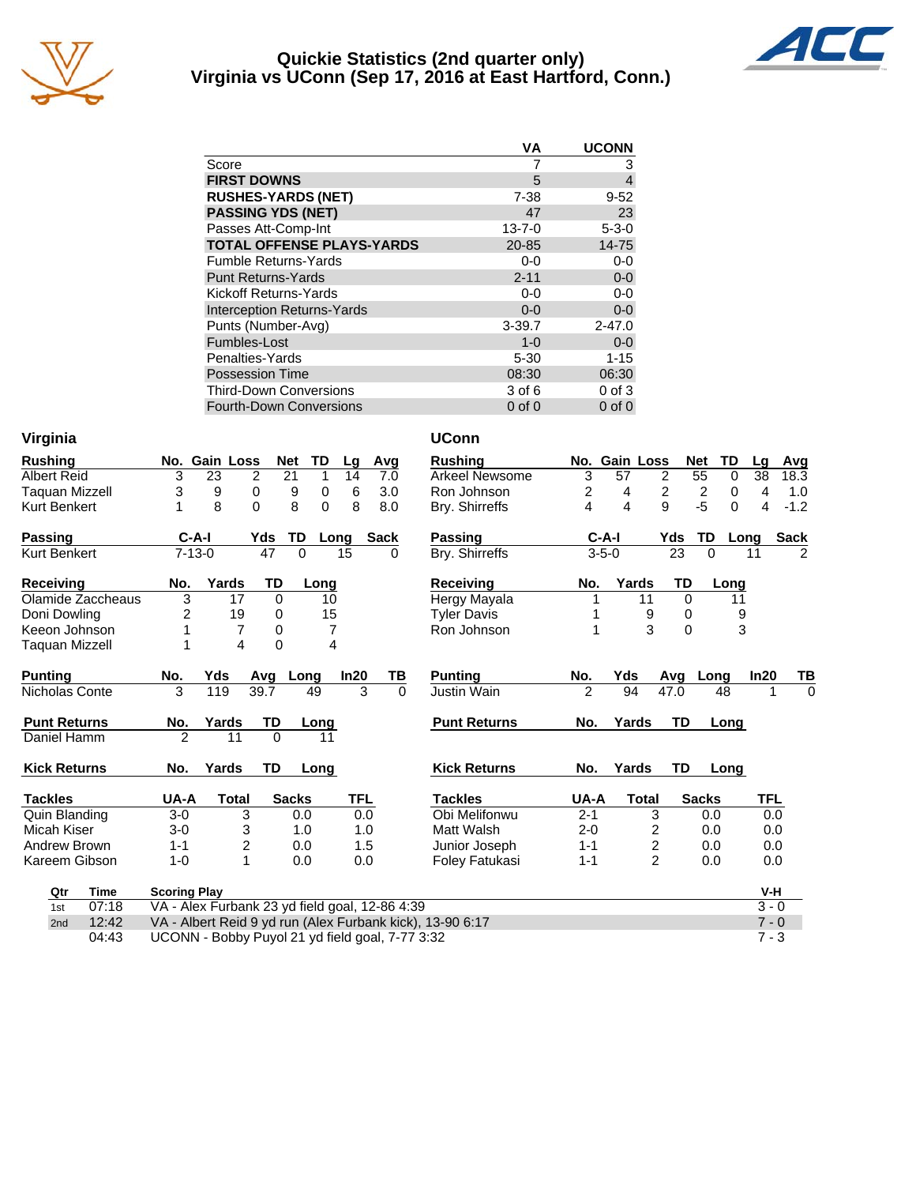# Quickie Statistics (2nd quarter only)
## Virginia vs UConn (Sep 17, 2016 at East Hartford, Conn.)

| | VA | UCONN |
|---|---|---|
| Score | 7 | 3 |
| **FIRST DOWNS** | 5 | 4 |
| **RUSHES-YARDS (NET)** | 7-38 | 9-52 |
| **PASSING YDS (NET)** | 47 | 23 |
| Passes Att-Comp-Int | 13-7-0 | 5-3-0 |
| **TOTAL OFFENSE PLAYS-YARDS** | 20-85 | 14-75 |
| Fumble Returns-Yards | 0-0 | 0-0 |
| Punt Returns-Yards | 2-11 | 0-0 |
| Kickoff Returns-Yards | 0-0 | 0-0 |
| Interception Returns-Yards | 0-0 | 0-0 |
| Punts (Number-Avg) | 3-39.7 | 2-47.0 |
| Fumbles-Lost | 1-0 | 0-0 |
| Penalties-Yards | 5-30 | 1-15 |
| Possession Time | 08:30 | 06:30 |
| Third-Down Conversions | 3 of 6 | 0 of 3 |
| Fourth-Down Conversions | 0 of 0 | 0 of 0 |

## Virginia

| Rushing | No. | Gain | Loss | Net | TD | Lg | Avg |
|---|---|---|---|---|---|---|---|
| Albert Reid | 3 | 23 | 2 | 21 | 1 | 14 | 7.0 |
| Taquan Mizzell | 3 | 9 | 0 | 9 | 0 | 6 | 3.0 |
| Kurt Benkert | 1 | 8 | 0 | 8 | 0 | 8 | 8.0 |

| Passing | C-A-I | Yds | TD | Long | Sack |
|---|---|---|---|---|---|
| Kurt Benkert | 7-13-0 | 47 | 0 | 15 | 0 |

| Receiving | No. | Yards | TD | Long |
|---|---|---|---|---|
| Olamide Zaccheaus | 3 | 17 | 0 | 10 |
| Doni Dowling | 2 | 19 | 0 | 15 |
| Keeon Johnson | 1 | 7 | 0 | 7 |
| Taquan Mizzell | 1 | 4 | 0 | 4 |

| Punting | No. | Yds | Avg | Long | In20 | TB |
|---|---|---|---|---|---|---|
| Nicholas Conte | 3 | 119 | 39.7 | 49 | 3 | 0 |

| Punt Returns | No. | Yards | TD | Long |
|---|---|---|---|---|
| Daniel Hamm | 2 | 11 | 0 | 11 |

| Kick Returns | No. | Yards | TD | Long |
|---|---|---|---|---|

| Tackles | UA-A | Total | Sacks | TFL |
|---|---|---|---|---|
| Quin Blanding | 3-0 | 3 | 0.0 | 0.0 |
| Micah Kiser | 3-0 | 3 | 1.0 | 1.0 |
| Andrew Brown | 1-1 | 2 | 0.0 | 1.5 |
| Kareem Gibson | 1-0 | 1 | 0.0 | 0.0 |

## UConn

| Rushing | No. | Gain | Loss | Net | TD | Lg | Avg |
|---|---|---|---|---|---|---|---|
| Arkeel Newsome | 3 | 57 | 2 | 55 | 0 | 38 | 18.3 |
| Ron Johnson | 2 | 4 | 2 | 2 | 0 | 4 | 1.0 |
| Bry. Shirreffs | 4 | 4 | 9 | -5 | 0 | 4 | -1.2 |

| Passing | C-A-I | Yds | TD | Long | Sack |
|---|---|---|---|---|---|
| Bry. Shirreffs | 3-5-0 | 23 | 0 | 11 | 2 |

| Receiving | No. | Yards | TD | Long |
|---|---|---|---|---|
| Hergy Mayala | 1 | 11 | 0 | 11 |
| Tyler Davis | 1 | 9 | 0 | 9 |
| Ron Johnson | 1 | 3 | 0 | 3 |

| Punting | No. | Yds | Avg | Long | In20 | TB |
|---|---|---|---|---|---|---|
| Justin Wain | 2 | 94 | 47.0 | 48 | 1 | 0 |

| Punt Returns | No. | Yards | TD | Long |
|---|---|---|---|---|

| Kick Returns | No. | Yards | TD | Long |
|---|---|---|---|---|

| Tackles | UA-A | Total | Sacks | TFL |
|---|---|---|---|---|
| Obi Melifonwu | 2-1 | 3 | 0.0 | 0.0 |
| Matt Walsh | 2-0 | 2 | 0.0 | 0.0 |
| Junior Joseph | 1-1 | 2 | 0.0 | 0.0 |
| Foley Fatukasi | 1-1 | 2 | 0.0 | 0.0 |

| Qtr | Time | Scoring Play | V-H |
|---|---|---|---|
| 1st | 07:18 | VA - Alex Furbank 23 yd field goal, 12-86 4:39 | 3 - 0 |
| 2nd | 12:42 | VA - Albert Reid 9 yd run (Alex Furbank kick), 13-90 6:17 | 7 - 0 |
| | 04:43 | UCONN - Bobby Puyol 21 yd field goal, 7-77 3:32 | 7 - 3 |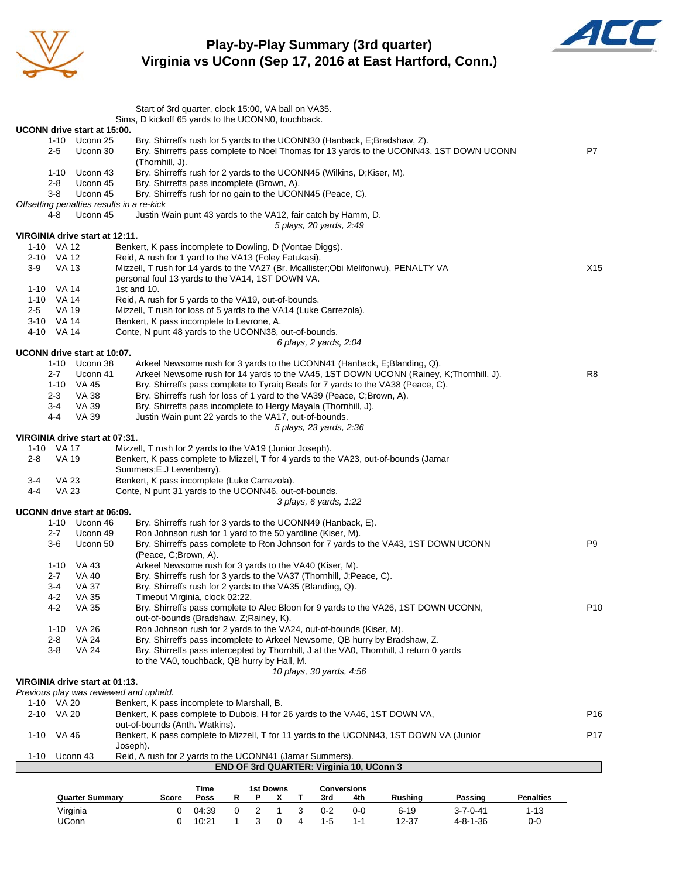# Play-by-Play Summary (3rd quarter)
## Virginia vs UConn (Sep 17, 2016 at East Hartford, Conn.)

Start of 3rd quarter, clock 15:00, VA ball on VA35.
Sims, D kickoff 65 yards to the UCONN0, touchback.

**UCONN drive start at 15:00.**

| Down | Spot | Play | |
|---|---|---|---|
| 1-10 | Uconn 25 | Bry. Shirreffs rush for 5 yards to the UCONN30 (Hanback, E;Bradshaw, Z). | |
| 2-5 | Uconn 30 | Bry. Shirreffs pass complete to Noel Thomas for 13 yards to the UCONN43, 1ST DOWN UCONN (Thornhill, J). | P7 |
| 1-10 | Uconn 43 | Bry. Shirreffs rush for 2 yards to the UCONN45 (Wilkins, D;Kiser, M). | |
| 2-8 | Uconn 45 | Bry. Shirreffs pass incomplete (Brown, A). | |
| 3-8 | Uconn 45 | Bry. Shirreffs rush for no gain to the UCONN45 (Peace, C). | |

*Offsetting penalties results in a re-kick*

| Down | Spot | Play | |
|---|---|---|---|
| 4-8 | Uconn 45 | Justin Wain punt 43 yards to the VA12, fair catch by Hamm, D. | |

*5 plays, 20 yards, 2:49*

**VIRGINIA drive start at 12:11.**

| Down | Spot | Play | |
|---|---|---|---|
| 1-10 | VA 12 | Benkert, K pass incomplete to Dowling, D (Vontae Diggs). | |
| 2-10 | VA 12 | Reid, A rush for 1 yard to the VA13 (Foley Fatukasi). | |
| 3-9 | VA 13 | Mizzell, T rush for 14 yards to the VA27 (Br. Mcallister;Obi Melifonwu), PENALTY VA personal foul 13 yards to the VA14, 1ST DOWN VA. | X15 |
| 1-10 | VA 14 | 1st and 10. | |
| 1-10 | VA 14 | Reid, A rush for 5 yards to the VA19, out-of-bounds. | |
| 2-5 | VA 19 | Mizzell, T rush for loss of 5 yards to the VA14 (Luke Carrezola). | |
| 3-10 | VA 14 | Benkert, K pass incomplete to Levrone, A. | |
| 4-10 | VA 14 | Conte, N punt 48 yards to the UCONN38, out-of-bounds. | |

*6 plays, 2 yards, 2:04*

**UCONN drive start at 10:07.**

| Down | Spot | Play | |
|---|---|---|---|
| 1-10 | Uconn 38 | Arkeel Newsome rush for 3 yards to the UCONN41 (Hanback, E;Blanding, Q). | |
| 2-7 | Uconn 41 | Arkeel Newsome rush for 14 yards to the VA45, 1ST DOWN UCONN (Rainey, K;Thornhill, J). | R8 |
| 1-10 | VA 45 | Bry. Shirreffs pass complete to Tyraiq Beals for 7 yards to the VA38 (Peace, C). | |
| 2-3 | VA 38 | Bry. Shirreffs rush for loss of 1 yard to the VA39 (Peace, C;Brown, A). | |
| 3-4 | VA 39 | Bry. Shirreffs pass incomplete to Hergy Mayala (Thornhill, J). | |
| 4-4 | VA 39 | Justin Wain punt 22 yards to the VA17, out-of-bounds. | |

*5 plays, 23 yards, 2:36*

**VIRGINIA drive start at 07:31.**

| Down | Spot | Play | |
|---|---|---|---|
| 1-10 | VA 17 | Mizzell, T rush for 2 yards to the VA19 (Junior Joseph). | |
| 2-8 | VA 19 | Benkert, K pass complete to Mizzell, T for 4 yards to the VA23, out-of-bounds (Jamar Summers;E.J Levenberry). | |
| 3-4 | VA 23 | Benkert, K pass incomplete (Luke Carrezola). | |
| 4-4 | VA 23 | Conte, N punt 31 yards to the UCONN46, out-of-bounds. | |

*3 plays, 6 yards, 1:22*

**UCONN drive start at 06:09.**

| Down | Spot | Play | |
|---|---|---|---|
| 1-10 | Uconn 46 | Bry. Shirreffs rush for 3 yards to the UCONN49 (Hanback, E). | |
| 2-7 | Uconn 49 | Ron Johnson rush for 1 yard to the 50 yardline (Kiser, M). | |
| 3-6 | Uconn 50 | Bry. Shirreffs pass complete to Ron Johnson for 7 yards to the VA43, 1ST DOWN UCONN (Peace, C;Brown, A). | P9 |
| 1-10 | VA 43 | Arkeel Newsome rush for 3 yards to the VA40 (Kiser, M). | |
| 2-7 | VA 40 | Bry. Shirreffs rush for 3 yards to the VA37 (Thornhill, J;Peace, C). | |
| 3-4 | VA 37 | Bry. Shirreffs rush for 2 yards to the VA35 (Blanding, Q). | |
| 4-2 | VA 35 | Timeout Virginia, clock 02:22. | |
| 4-2 | VA 35 | Bry. Shirreffs pass complete to Alec Bloon for 9 yards to the VA26, 1ST DOWN UCONN, out-of-bounds (Bradshaw, Z;Rainey, K). | P10 |
| 1-10 | VA 26 | Ron Johnson rush for 2 yards to the VA24, out-of-bounds (Kiser, M). | |
| 2-8 | VA 24 | Bry. Shirreffs pass incomplete to Arkeel Newsome, QB hurry by Bradshaw, Z. | |
| 3-8 | VA 24 | Bry. Shirreffs pass intercepted by Thornhill, J at the VA0, Thornhill, J return 0 yards to the VA0, touchback, QB hurry by Hall, M. | |

*10 plays, 30 yards, 4:56*

**VIRGINIA drive start at 01:13.**

*Previous play was reviewed and upheld.*

| Down | Spot | Play | |
|---|---|---|---|
| 1-10 | VA 20 | Benkert, K pass incomplete to Marshall, B. | |
| 2-10 | VA 20 | Benkert, K pass complete to Dubois, H for 26 yards to the VA46, 1ST DOWN VA, out-of-bounds (Anth. Watkins). | P16 |
| 1-10 | VA 46 | Benkert, K pass complete to Mizzell, T for 11 yards to the UCONN43, 1ST DOWN VA (Junior Joseph). | P17 |
| 1-10 | Uconn 43 | Reid, A rush for 2 yards to the UCONN41 (Jamar Summers). | |

**END OF 3rd QUARTER: Virginia 10, UConn 3**

| Quarter Summary | Score | Time Poss | 1st Downs R | P | X | T | Conversions 3rd | 4th | Rushing | Passing | Penalties |
|---|---|---|---|---|---|---|---|---|---|---|---|
| Virginia | 0 | 04:39 | 0 | 2 | 1 | 3 | 0-2 | 0-0 | 6-19 | 3-7-0-41 | 1-13 |
| UConn | 0 | 10:21 | 1 | 3 | 0 | 4 | 1-5 | 1-1 | 12-37 | 4-8-1-36 | 0-0 |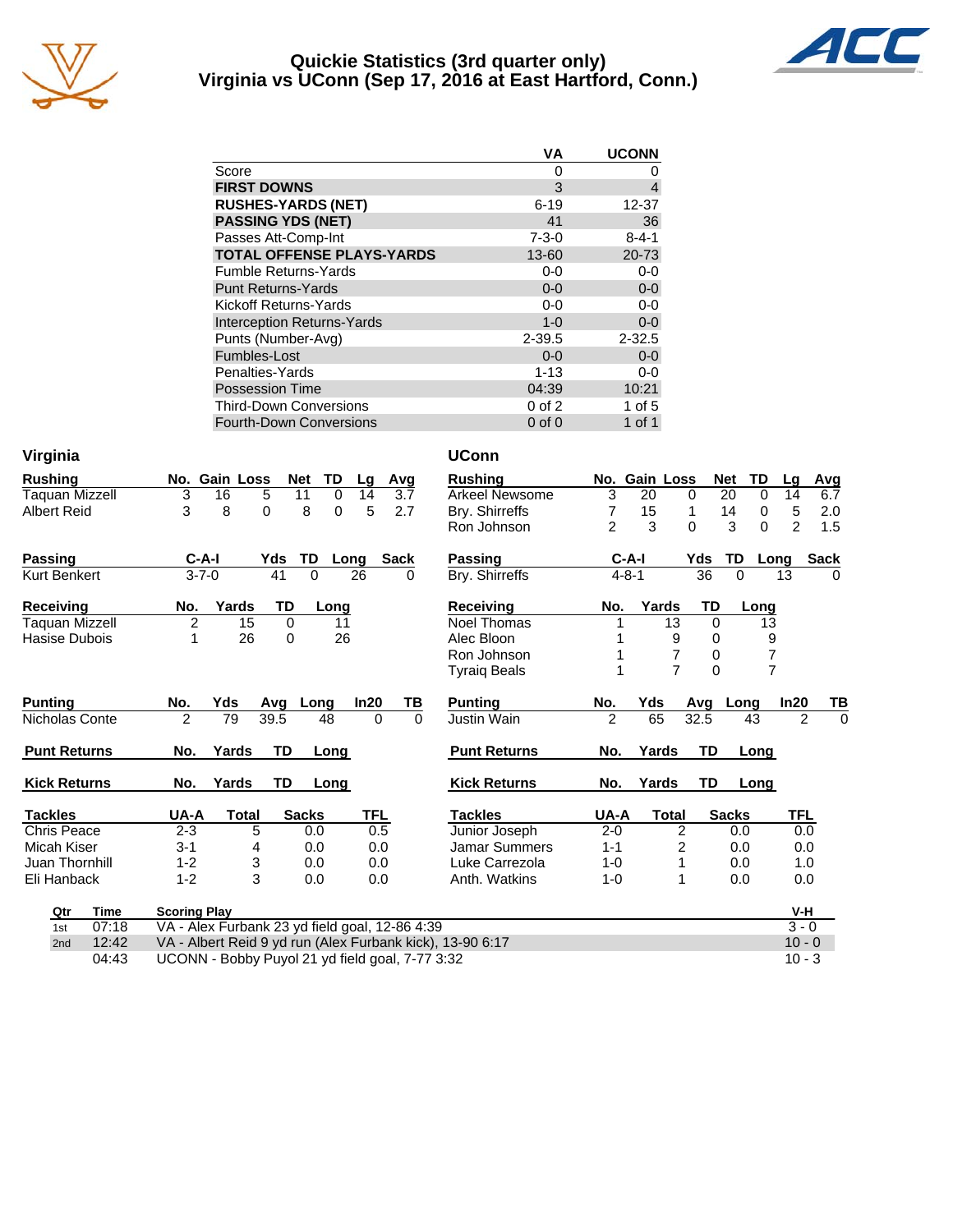# Quickie Statistics (3rd quarter only)
## Virginia vs UConn (Sep 17, 2016 at East Hartford, Conn.)

| | VA | UCONN |
|---|---|---|
| Score | 0 | 0 |
| **FIRST DOWNS** | 3 | 4 |
| **RUSHES-YARDS (NET)** | 6-19 | 12-37 |
| **PASSING YDS (NET)** | 41 | 36 |
| Passes Att-Comp-Int | 7-3-0 | 8-4-1 |
| **TOTAL OFFENSE PLAYS-YARDS** | 13-60 | 20-73 |
| Fumble Returns-Yards | 0-0 | 0-0 |
| Punt Returns-Yards | 0-0 | 0-0 |
| Kickoff Returns-Yards | 0-0 | 0-0 |
| Interception Returns-Yards | 1-0 | 0-0 |
| Punts (Number-Avg) | 2-39.5 | 2-32.5 |
| Fumbles-Lost | 0-0 | 0-0 |
| Penalties-Yards | 1-13 | 0-0 |
| Possession Time | 04:39 | 10:21 |
| Third-Down Conversions | 0 of 2 | 1 of 5 |
| Fourth-Down Conversions | 0 of 0 | 1 of 1 |

### Virginia

| Rushing | No. | Gain | Loss | Net | TD | Lg | Avg |
|---|---|---|---|---|---|---|---|
| Taquan Mizzell | 3 | 16 | 5 | 11 | 0 | 14 | 3.7 |
| Albert Reid | 3 | 8 | 0 | 8 | 0 | 5 | 2.7 |

| Passing | C-A-I | Yds | TD | Long | Sack |
|---|---|---|---|---|---|
| Kurt Benkert | 3-7-0 | 41 | 0 | 26 | 0 |

| Receiving | No. | Yards | TD | Long |
|---|---|---|---|---|
| Taquan Mizzell | 2 | 15 | 0 | 11 |
| Hasise Dubois | 1 | 26 | 0 | 26 |

| Punting | No. | Yds | Avg | Long | In20 | TB |
|---|---|---|---|---|---|---|
| Nicholas Conte | 2 | 79 | 39.5 | 48 | 0 | 0 |

| Punt Returns | No. | Yards | TD | Long |
|---|---|---|---|---|

| Kick Returns | No. | Yards | TD | Long |
|---|---|---|---|---|

| Tackles | UA-A | Total | Sacks | TFL |
|---|---|---|---|---|
| Chris Peace | 2-3 | 5 | 0.0 | 0.5 |
| Micah Kiser | 3-1 | 4 | 0.0 | 0.0 |
| Juan Thornhill | 1-2 | 3 | 0.0 | 0.0 |
| Eli Hanback | 1-2 | 3 | 0.0 | 0.0 |

### UConn

| Rushing | No. | Gain | Loss | Net | TD | Lg | Avg |
|---|---|---|---|---|---|---|---|
| Arkeel Newsome | 3 | 20 | 0 | 20 | 0 | 14 | 6.7 |
| Bry. Shirreffs | 7 | 15 | 1 | 14 | 0 | 5 | 2.0 |
| Ron Johnson | 2 | 3 | 0 | 3 | 0 | 2 | 1.5 |

| Passing | C-A-I | Yds | TD | Long | Sack |
|---|---|---|---|---|---|
| Bry. Shirreffs | 4-8-1 | 36 | 0 | 13 | 0 |

| Receiving | No. | Yards | TD | Long |
|---|---|---|---|---|
| Noel Thomas | 1 | 13 | 0 | 13 |
| Alec Bloon | 1 | 9 | 0 | 9 |
| Ron Johnson | 1 | 7 | 0 | 7 |
| Tyraiq Beals | 1 | 7 | 0 | 7 |

| Punting | No. | Yds | Avg | Long | In20 | TB |
|---|---|---|---|---|---|---|
| Justin Wain | 2 | 65 | 32.5 | 43 | 2 | 0 |

| Punt Returns | No. | Yards | TD | Long |
|---|---|---|---|---|

| Kick Returns | No. | Yards | TD | Long |
|---|---|---|---|---|

| Tackles | UA-A | Total | Sacks | TFL |
|---|---|---|---|---|
| Junior Joseph | 2-0 | 2 | 0.0 | 0.0 |
| Jamar Summers | 1-1 | 2 | 0.0 | 0.0 |
| Luke Carrezola | 1-0 | 1 | 0.0 | 1.0 |
| Anth. Watkins | 1-0 | 1 | 0.0 | 0.0 |

### Scoring

| Qtr | Time | Scoring Play | V-H |
|---|---|---|---|
| 1st | 07:18 | VA - Alex Furbank 23 yd field goal, 12-86 4:39 | 3 - 0 |
| 2nd | 12:42 | VA - Albert Reid 9 yd run (Alex Furbank kick), 13-90 6:17 | 10 - 0 |
| | 04:43 | UCONN - Bobby Puyol 21 yd field goal, 7-77 3:32 | 10 - 3 |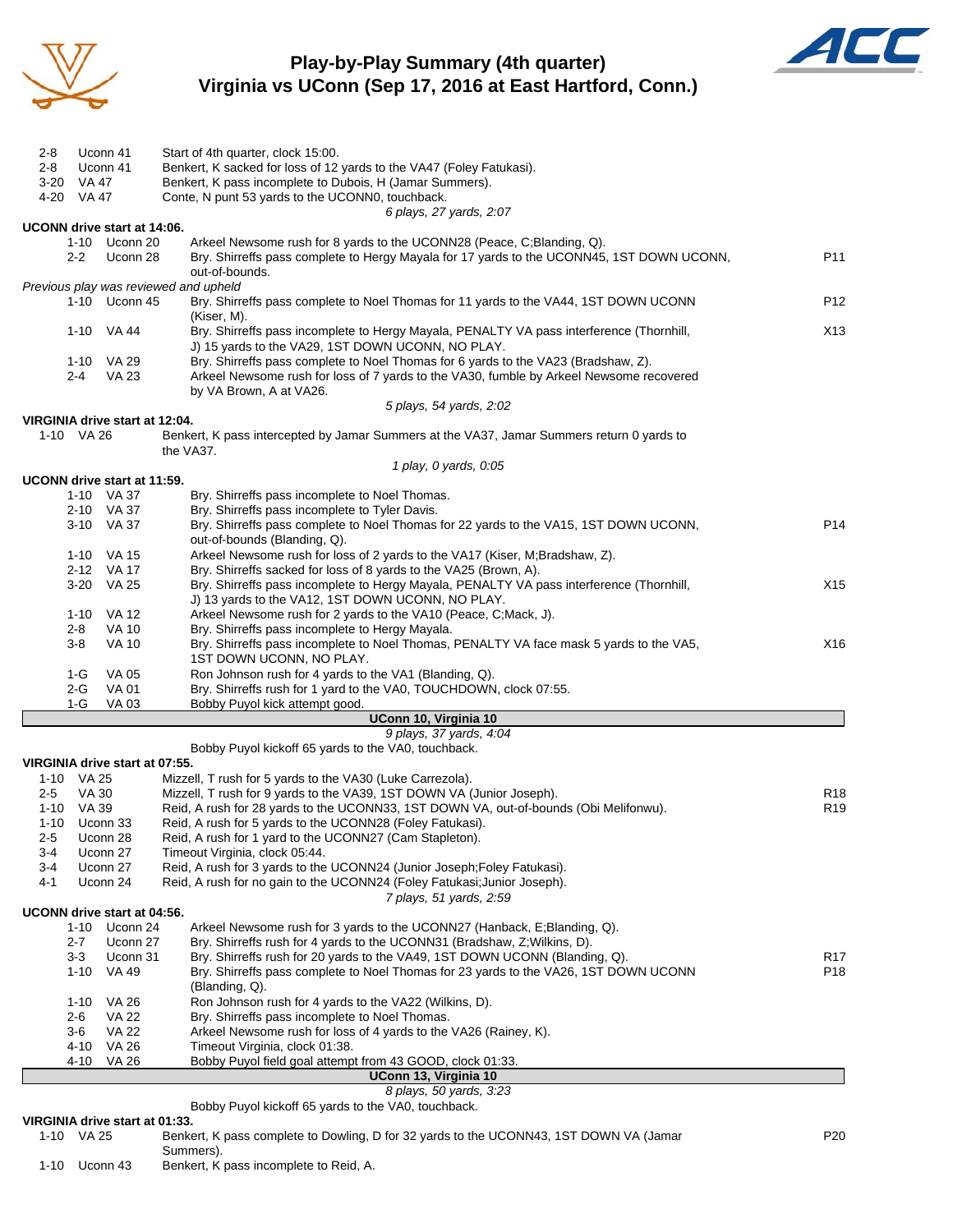# Play-by-Play Summary (4th quarter)
## Virginia vs UConn (Sep 17, 2016 at East Hartford, Conn.)

| Down | Spot | Play | |
|---|---|---|---|
| 2-8 | Uconn 41 | Start of 4th quarter, clock 15:00. | |
| 2-8 | Uconn 41 | Benkert, K sacked for loss of 12 yards to the VA47 (Foley Fatukasi). | |
| 3-20 | VA 47 | Benkert, K pass incomplete to Dubois, H (Jamar Summers). | |
| 4-20 | VA 47 | Conte, N punt 53 yards to the UCONN0, touchback. | |
| | | *6 plays, 27 yards, 2:07* | |

**UCONN drive start at 14:06.**

| Down | Spot | Play | |
|---|---|---|---|
| 1-10 | Uconn 20 | Arkeel Newsome rush for 8 yards to the UCONN28 (Peace, C;Blanding, Q). | |
| 2-2 | Uconn 28 | Bry. Shirreffs pass complete to Hergy Mayala for 17 yards to the UCONN45, 1ST DOWN UCONN, out-of-bounds. | P11 |
| | | *Previous play was reviewed and upheld* | |
| 1-10 | Uconn 45 | Bry. Shirreffs pass complete to Noel Thomas for 11 yards to the VA44, 1ST DOWN UCONN (Kiser, M). | P12 |
| 1-10 | VA 44 | Bry. Shirreffs pass incomplete to Hergy Mayala, PENALTY VA pass interference (Thornhill, J) 15 yards to the VA29, 1ST DOWN UCONN, NO PLAY. | X13 |
| 1-10 | VA 29 | Bry. Shirreffs pass complete to Noel Thomas for 6 yards to the VA23 (Bradshaw, Z). | |
| 2-4 | VA 23 | Arkeel Newsome rush for loss of 7 yards to the VA30, fumble by Arkeel Newsome recovered by VA Brown, A at VA26. | |
| | | *5 plays, 54 yards, 2:02* | |

**VIRGINIA drive start at 12:04.**

| Down | Spot | Play | |
|---|---|---|---|
| 1-10 | VA 26 | Benkert, K pass intercepted by Jamar Summers at the VA37, Jamar Summers return 0 yards to the VA37. | |
| | | *1 play, 0 yards, 0:05* | |

**UCONN drive start at 11:59.**

| Down | Spot | Play | |
|---|---|---|---|
| 1-10 | VA 37 | Bry. Shirreffs pass incomplete to Noel Thomas. | |
| 2-10 | VA 37 | Bry. Shirreffs pass incomplete to Tyler Davis. | |
| 3-10 | VA 37 | Bry. Shirreffs pass complete to Noel Thomas for 22 yards to the VA15, 1ST DOWN UCONN, out-of-bounds (Blanding, Q). | P14 |
| 1-10 | VA 15 | Arkeel Newsome rush for loss of 2 yards to the VA17 (Kiser, M;Bradshaw, Z). | |
| 2-12 | VA 17 | Bry. Shirreffs sacked for loss of 8 yards to the VA25 (Brown, A). | |
| 3-20 | VA 25 | Bry. Shirreffs pass incomplete to Hergy Mayala, PENALTY VA pass interference (Thornhill, J) 13 yards to the VA12, 1ST DOWN UCONN, NO PLAY. | X15 |
| 1-10 | VA 12 | Arkeel Newsome rush for 2 yards to the VA10 (Peace, C;Mack, J). | |
| 2-8 | VA 10 | Bry. Shirreffs pass incomplete to Hergy Mayala. | |
| 3-8 | VA 10 | Bry. Shirreffs pass incomplete to Noel Thomas, PENALTY VA face mask 5 yards to the VA5, 1ST DOWN UCONN, NO PLAY. | X16 |
| 1-G | VA 05 | Ron Johnson rush for 4 yards to the VA1 (Blanding, Q). | |
| 2-G | VA 01 | Bry. Shirreffs rush for 1 yard to the VA0, TOUCHDOWN, clock 07:55. | |
| 1-G | VA 03 | Bobby Puyol kick attempt good. | |
| | | **UConn 10, Virginia 10** | |
| | | *9 plays, 37 yards, 4:04* | |
| | | Bobby Puyol kickoff 65 yards to the VA0, touchback. | |

**VIRGINIA drive start at 07:55.**

| Down | Spot | Play | |
|---|---|---|---|
| 1-10 | VA 25 | Mizzell, T rush for 5 yards to the VA30 (Luke Carrezola). | |
| 2-5 | VA 30 | Mizzell, T rush for 9 yards to the VA39, 1ST DOWN VA (Junior Joseph). | R18 |
| 1-10 | VA 39 | Reid, A rush for 28 yards to the UCONN33, 1ST DOWN VA, out-of-bounds (Obi Melifonwu). | R19 |
| 1-10 | Uconn 33 | Reid, A rush for 5 yards to the UCONN28 (Foley Fatukasi). | |
| 2-5 | Uconn 28 | Reid, A rush for 1 yard to the UCONN27 (Cam Stapleton). | |
| 3-4 | Uconn 27 | Timeout Virginia, clock 05:44. | |
| 3-4 | Uconn 27 | Reid, A rush for 3 yards to the UCONN24 (Junior Joseph;Foley Fatukasi). | |
| 4-1 | Uconn 24 | Reid, A rush for no gain to the UCONN24 (Foley Fatukasi;Junior Joseph). | |
| | | *7 plays, 51 yards, 2:59* | |

**UCONN drive start at 04:56.**

| Down | Spot | Play | |
|---|---|---|---|
| 1-10 | Uconn 24 | Arkeel Newsome rush for 3 yards to the UCONN27 (Hanback, E;Blanding, Q). | |
| 2-7 | Uconn 27 | Bry. Shirreffs rush for 4 yards to the UCONN31 (Bradshaw, Z;Wilkins, D). | |
| 3-3 | Uconn 31 | Bry. Shirreffs rush for 20 yards to the VA49, 1ST DOWN UCONN (Blanding, Q). | R17 |
| 1-10 | VA 49 | Bry. Shirreffs pass complete to Noel Thomas for 23 yards to the VA26, 1ST DOWN UCONN (Blanding, Q). | P18 |
| 1-10 | VA 26 | Ron Johnson rush for 4 yards to the VA22 (Wilkins, D). | |
| 2-6 | VA 22 | Bry. Shirreffs pass incomplete to Noel Thomas. | |
| 3-6 | VA 22 | Arkeel Newsome rush for loss of 4 yards to the VA26 (Rainey, K). | |
| 4-10 | VA 26 | Timeout Virginia, clock 01:38. | |
| 4-10 | VA 26 | Bobby Puyol field goal attempt from 43 GOOD, clock 01:33. | |
| | | **UConn 13, Virginia 10** | |
| | | *8 plays, 50 yards, 3:23* | |
| | | Bobby Puyol kickoff 65 yards to the VA0, touchback. | |

**VIRGINIA drive start at 01:33.**

| Down | Spot | Play | |
|---|---|---|---|
| 1-10 | VA 25 | Benkert, K pass complete to Dowling, D for 32 yards to the UCONN43, 1ST DOWN VA (Jamar Summers). | P20 |
| 1-10 | Uconn 43 | Benkert, K pass incomplete to Reid, A. | |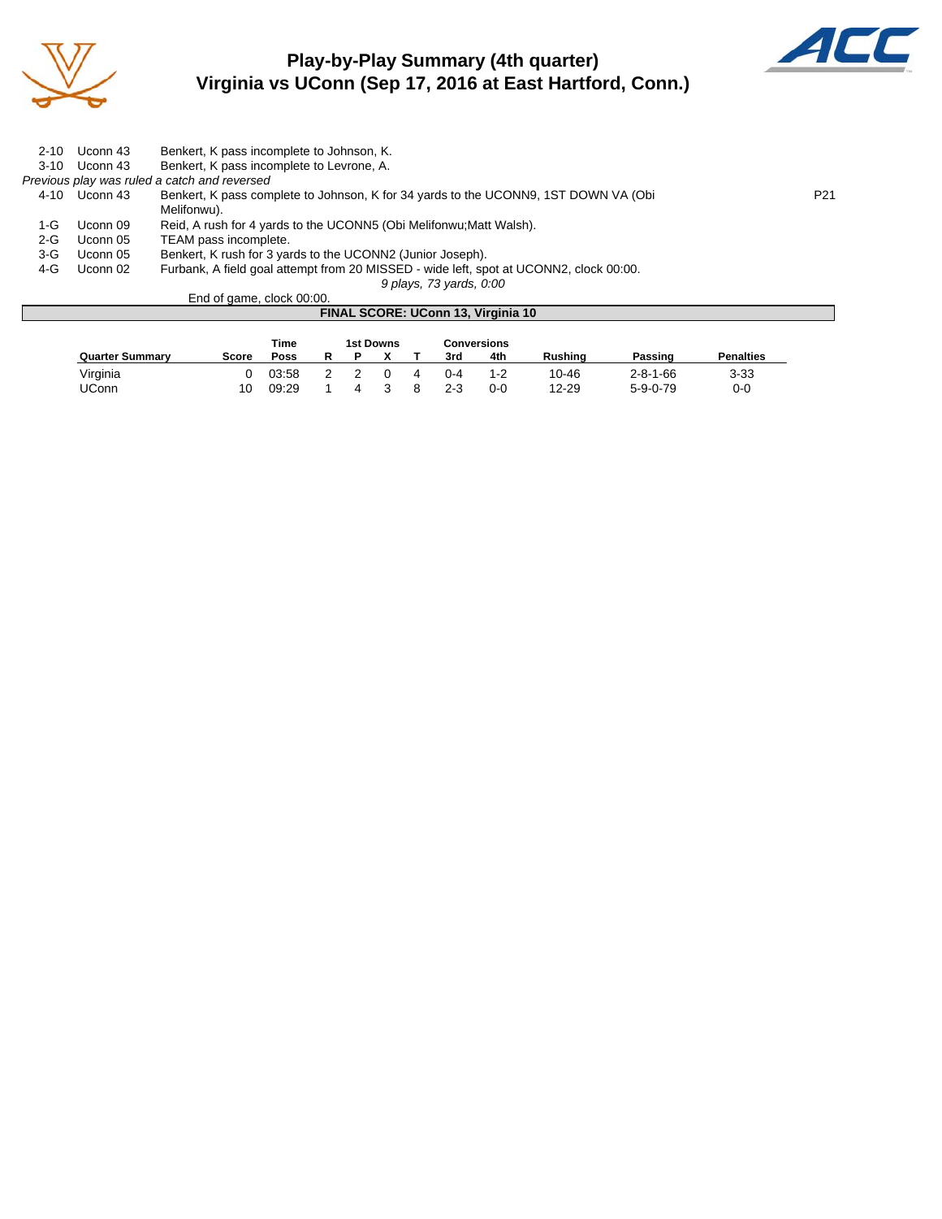# Play-by-Play Summary (4th quarter)
## Virginia vs UConn (Sep 17, 2016 at East Hartford, Conn.)

| | | | |
|---|---|---|---|
| 2-10 | Uconn 43 | Benkert, K pass incomplete to Johnson, K. | |
| 3-10 | Uconn 43 | Benkert, K pass incomplete to Levrone, A. | |

*Previous play was ruled a catch and reversed*

| | | | |
|---|---|---|---|
| 4-10 | Uconn 43 | Benkert, K pass complete to Johnson, K for 34 yards to the UCONN9, 1ST DOWN VA (Obi Melifonwu). | P21 |
| 1-G | Uconn 09 | Reid, A rush for 4 yards to the UCONN5 (Obi Melifonwu;Matt Walsh). | |
| 2-G | Uconn 05 | TEAM pass incomplete. | |
| 3-G | Uconn 05 | Benkert, K rush for 3 yards to the UCONN2 (Junior Joseph). | |
| 4-G | Uconn 02 | Furbank, A field goal attempt from 20 MISSED - wide left, spot at UCONN2, clock 00:00. | |

*9 plays, 73 yards, 0:00*

End of game, clock 00:00.

**FINAL SCORE: UConn 13, Virginia 10**

| Quarter Summary | Score | Time Poss | 1st Downs R | P | X | T | Conversions 3rd | 4th | Rushing | Passing | Penalties |
|---|---|---|---|---|---|---|---|---|---|---|---|
| Virginia | 0 | 03:58 | 2 | 2 | 0 | 4 | 0-4 | 1-2 | 10-46 | 2-8-1-66 | 3-33 |
| UConn | 10 | 09:29 | 1 | 4 | 3 | 8 | 2-3 | 0-0 | 12-29 | 5-9-0-79 | 0-0 |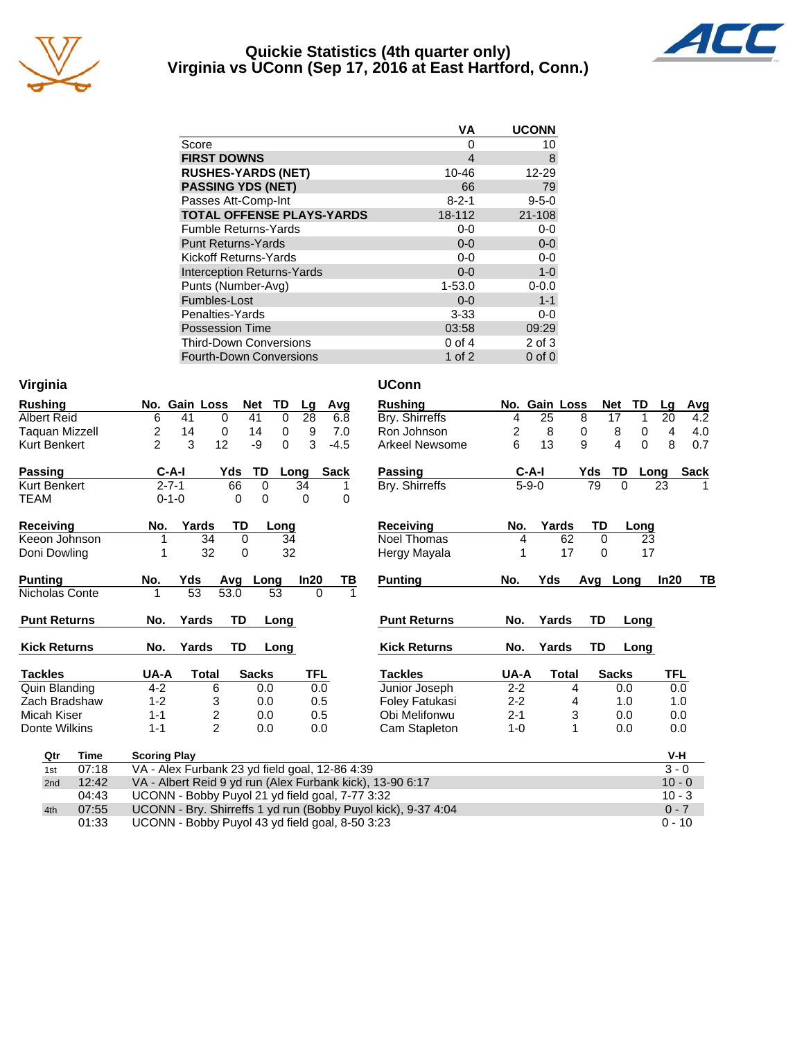# Quickie Statistics (4th quarter only)
## Virginia vs UConn (Sep 17, 2016 at East Hartford, Conn.)

| | VA | UCONN |
|---|---|---|
| Score | 0 | 10 |
| **FIRST DOWNS** | 4 | 8 |
| **RUSHES-YARDS (NET)** | 10-46 | 12-29 |
| **PASSING YDS (NET)** | 66 | 79 |
| Passes Att-Comp-Int | 8-2-1 | 9-5-0 |
| **TOTAL OFFENSE PLAYS-YARDS** | 18-112 | 21-108 |
| Fumble Returns-Yards | 0-0 | 0-0 |
| Punt Returns-Yards | 0-0 | 0-0 |
| Kickoff Returns-Yards | 0-0 | 0-0 |
| Interception Returns-Yards | 0-0 | 1-0 |
| Punts (Number-Avg) | 1-53.0 | 0-0.0 |
| Fumbles-Lost | 0-0 | 1-1 |
| Penalties-Yards | 3-33 | 0-0 |
| Possession Time | 03:58 | 09:29 |
| Third-Down Conversions | 0 of 4 | 2 of 3 |
| Fourth-Down Conversions | 1 of 2 | 0 of 0 |

### Virginia

| Rushing | No. | Gain | Loss | Net | TD | Lg | Avg |
|---|---|---|---|---|---|---|---|
| Albert Reid | 6 | 41 | 0 | 41 | 0 | 28 | 6.8 |
| Taquan Mizzell | 2 | 14 | 0 | 14 | 0 | 9 | 7.0 |
| Kurt Benkert | 2 | 3 | 12 | -9 | 0 | 3 | -4.5 |

| Passing | C-A-I | Yds | TD | Long | Sack |
|---|---|---|---|---|---|
| Kurt Benkert | 2-7-1 | 66 | 0 | 34 | 1 |
| TEAM | 0-1-0 | 0 | 0 | 0 | 0 |

| Receiving | No. | Yards | TD | Long |
|---|---|---|---|---|
| Keeon Johnson | 1 | 34 | 0 | 34 |
| Doni Dowling | 1 | 32 | 0 | 32 |

| Punting | No. | Yds | Avg | Long | In20 | TB |
|---|---|---|---|---|---|---|
| Nicholas Conte | 1 | 53 | 53.0 | 53 | 0 | 1 |

| Punt Returns | No. | Yards | TD | Long |
|---|---|---|---|---|

| Kick Returns | No. | Yards | TD | Long |
|---|---|---|---|---|

| Tackles | UA-A | Total | Sacks | TFL |
|---|---|---|---|---|
| Quin Blanding | 4-2 | 6 | 0.0 | 0.0 |
| Zach Bradshaw | 1-2 | 3 | 0.0 | 0.5 |
| Micah Kiser | 1-1 | 2 | 0.0 | 0.5 |
| Donte Wilkins | 1-1 | 2 | 0.0 | 0.0 |

### UConn

| Rushing | No. | Gain | Loss | Net | TD | Lg | Avg |
|---|---|---|---|---|---|---|---|
| Bry. Shirreffs | 4 | 25 | 8 | 17 | 1 | 20 | 4.2 |
| Ron Johnson | 2 | 8 | 0 | 8 | 0 | 4 | 4.0 |
| Arkeel Newsome | 6 | 13 | 9 | 4 | 0 | 8 | 0.7 |

| Passing | C-A-I | Yds | TD | Long | Sack |
|---|---|---|---|---|---|
| Bry. Shirreffs | 5-9-0 | 79 | 0 | 23 | 1 |

| Receiving | No. | Yards | TD | Long |
|---|---|---|---|---|
| Noel Thomas | 4 | 62 | 0 | 23 |
| Hergy Mayala | 1 | 17 | 0 | 17 |

| Punting | No. | Yds | Avg | Long | In20 | TB |
|---|---|---|---|---|---|---|

| Punt Returns | No. | Yards | TD | Long |
|---|---|---|---|---|

| Kick Returns | No. | Yards | TD | Long |
|---|---|---|---|---|

| Tackles | UA-A | Total | Sacks | TFL |
|---|---|---|---|---|
| Junior Joseph | 2-2 | 4 | 0.0 | 0.0 |
| Foley Fatukasi | 2-2 | 4 | 1.0 | 1.0 |
| Obi Melifonwu | 2-1 | 3 | 0.0 | 0.0 |
| Cam Stapleton | 1-0 | 1 | 0.0 | 0.0 |

| Qtr | Time | Scoring Play | V-H |
|---|---|---|---|
| 1st | 07:18 | VA - Alex Furbank 23 yd field goal, 12-86 4:39 | 3 - 0 |
| 2nd | 12:42 | VA - Albert Reid 9 yd run (Alex Furbank kick), 13-90 6:17 | 10 - 0 |
| | 04:43 | UCONN - Bobby Puyol 21 yd field goal, 7-77 3:32 | 10 - 3 |
| 4th | 07:55 | UCONN - Bry. Shirreffs 1 yd run (Bobby Puyol kick), 9-37 4:04 | 0 - 7 |
| | 01:33 | UCONN - Bobby Puyol 43 yd field goal, 8-50 3:23 | 0 - 10 |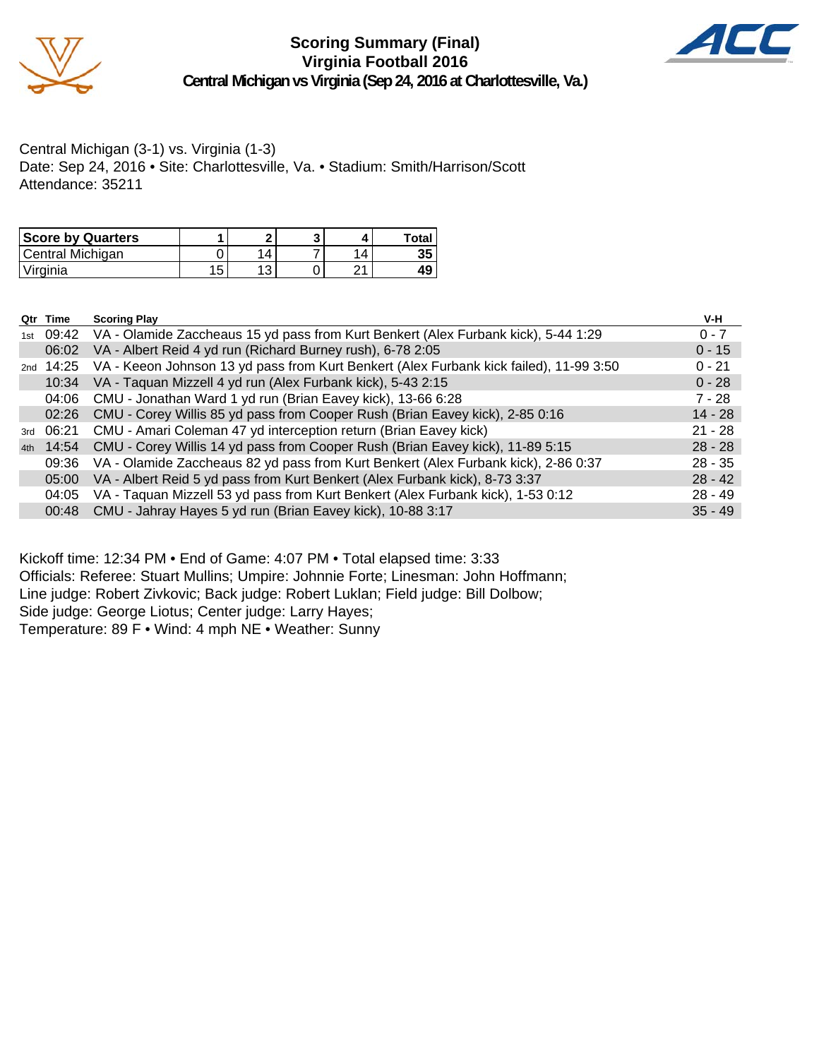# Scoring Summary (Final)
## Virginia Football 2016
### Central Michigan vs Virginia (Sep 24, 2016 at Charlottesville, Va.)

Central Michigan (3-1) vs. Virginia (1-3)
Date: Sep 24, 2016 • Site: Charlottesville, Va. • Stadium: Smith/Harrison/Scott
Attendance: 35211

| Score by Quarters | 1 | 2 | 3 | 4 | Total |
|---|---|---|---|---|---|
| Central Michigan | 0 | 14 | 7 | 14 | **35** |
| Virginia | 15 | 13 | 0 | 21 | **49** |

| Qtr | Time | Scoring Play | V-H |
|---|---|---|---|
| 1st | 09:42 | VA - Olamide Zaccheaus 15 yd pass from Kurt Benkert (Alex Furbank kick), 5-44 1:29 | 0 - 7 |
| | 06:02 | VA - Albert Reid 4 yd run (Richard Burney rush), 6-78 2:05 | 0 - 15 |
| 2nd | 14:25 | VA - Keeon Johnson 13 yd pass from Kurt Benkert (Alex Furbank kick failed), 11-99 3:50 | 0 - 21 |
| | 10:34 | VA - Taquan Mizzell 4 yd run (Alex Furbank kick), 5-43 2:15 | 0 - 28 |
| | 04:06 | CMU - Jonathan Ward 1 yd run (Brian Eavey kick), 13-66 6:28 | 7 - 28 |
| | 02:26 | CMU - Corey Willis 85 yd pass from Cooper Rush (Brian Eavey kick), 2-85 0:16 | 14 - 28 |
| 3rd | 06:21 | CMU - Amari Coleman 47 yd interception return (Brian Eavey kick) | 21 - 28 |
| 4th | 14:54 | CMU - Corey Willis 14 yd pass from Cooper Rush (Brian Eavey kick), 11-89 5:15 | 28 - 28 |
| | 09:36 | VA - Olamide Zaccheaus 82 yd pass from Kurt Benkert (Alex Furbank kick), 2-86 0:37 | 28 - 35 |
| | 05:00 | VA - Albert Reid 5 yd pass from Kurt Benkert (Alex Furbank kick), 8-73 3:37 | 28 - 42 |
| | 04:05 | VA - Taquan Mizzell 53 yd pass from Kurt Benkert (Alex Furbank kick), 1-53 0:12 | 28 - 49 |
| | 00:48 | CMU - Jahray Hayes 5 yd run (Brian Eavey kick), 10-88 3:17 | 35 - 49 |

Kickoff time: 12:34 PM • End of Game: 4:07 PM • Total elapsed time: 3:33
Officials: Referee: Stuart Mullins; Umpire: Johnnie Forte; Linesman: John Hoffmann;
Line judge: Robert Zivkovic; Back judge: Robert Luklan; Field judge: Bill Dolbow;
Side judge: George Liotus; Center judge: Larry Hayes;
Temperature: 89 F • Wind: 4 mph NE • Weather: Sunny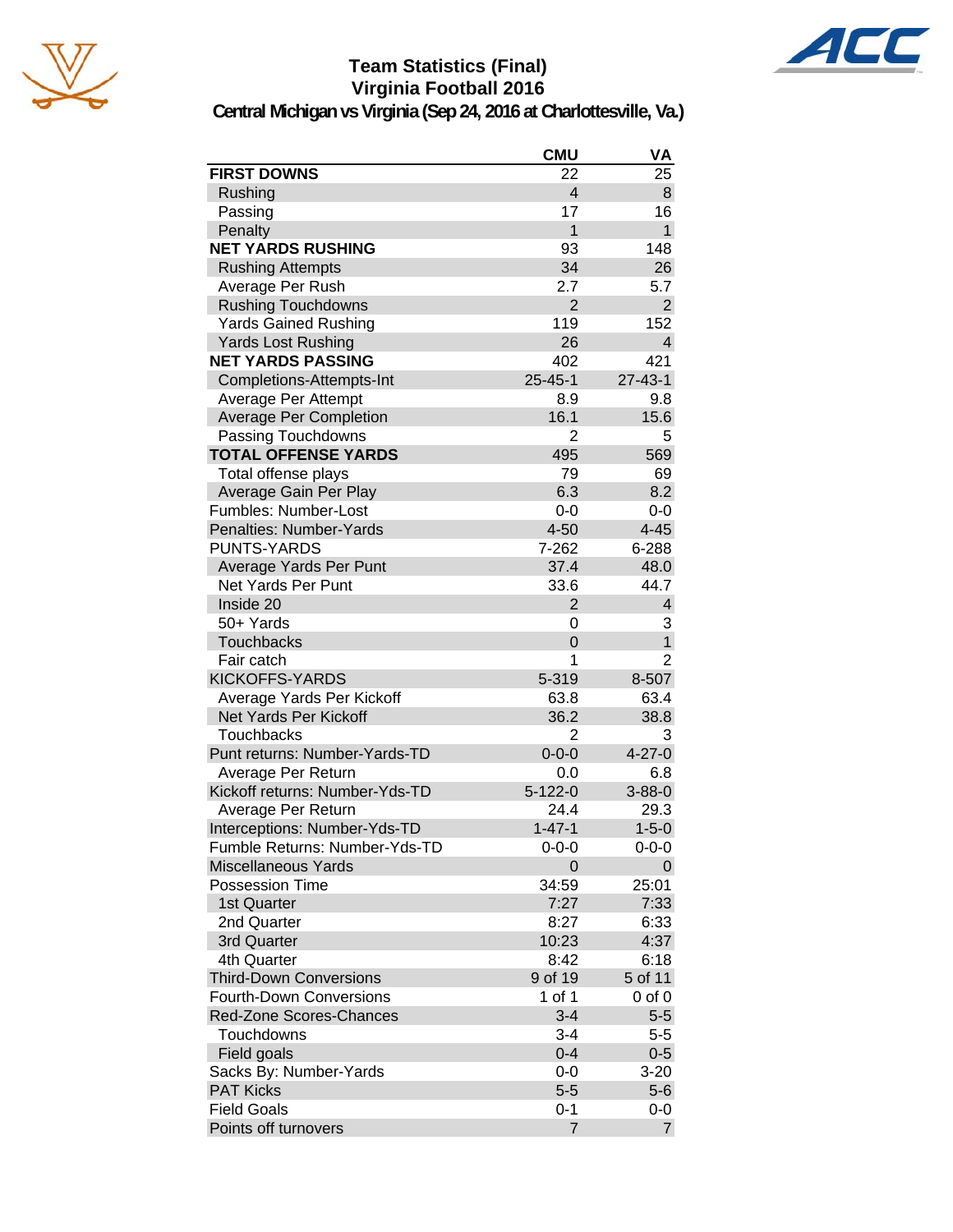# Team Statistics (Final)
## Virginia Football 2016
### Central Michigan vs Virginia (Sep 24, 2016 at Charlottesville, Va.)

| | CMU | VA |
|---|---|---|
| **FIRST DOWNS** | 22 | 25 |
| Rushing | 4 | 8 |
| Passing | 17 | 16 |
| Penalty | 1 | 1 |
| **NET YARDS RUSHING** | 93 | 148 |
| Rushing Attempts | 34 | 26 |
| Average Per Rush | 2.7 | 5.7 |
| Rushing Touchdowns | 2 | 2 |
| Yards Gained Rushing | 119 | 152 |
| Yards Lost Rushing | 26 | 4 |
| **NET YARDS PASSING** | 402 | 421 |
| Completions-Attempts-Int | 25-45-1 | 27-43-1 |
| Average Per Attempt | 8.9 | 9.8 |
| Average Per Completion | 16.1 | 15.6 |
| Passing Touchdowns | 2 | 5 |
| **TOTAL OFFENSE YARDS** | 495 | 569 |
| Total offense plays | 79 | 69 |
| Average Gain Per Play | 6.3 | 8.2 |
| Fumbles: Number-Lost | 0-0 | 0-0 |
| Penalties: Number-Yards | 4-50 | 4-45 |
| PUNTS-YARDS | 7-262 | 6-288 |
| Average Yards Per Punt | 37.4 | 48.0 |
| Net Yards Per Punt | 33.6 | 44.7 |
| Inside 20 | 2 | 4 |
| 50+ Yards | 0 | 3 |
| Touchbacks | 0 | 1 |
| Fair catch | 1 | 2 |
| KICKOFFS-YARDS | 5-319 | 8-507 |
| Average Yards Per Kickoff | 63.8 | 63.4 |
| Net Yards Per Kickoff | 36.2 | 38.8 |
| Touchbacks | 2 | 3 |
| Punt returns: Number-Yards-TD | 0-0-0 | 4-27-0 |
| Average Per Return | 0.0 | 6.8 |
| Kickoff returns: Number-Yds-TD | 5-122-0 | 3-88-0 |
| Average Per Return | 24.4 | 29.3 |
| Interceptions: Number-Yds-TD | 1-47-1 | 1-5-0 |
| Fumble Returns: Number-Yds-TD | 0-0-0 | 0-0-0 |
| Miscellaneous Yards | 0 | 0 |
| Possession Time | 34:59 | 25:01 |
| 1st Quarter | 7:27 | 7:33 |
| 2nd Quarter | 8:27 | 6:33 |
| 3rd Quarter | 10:23 | 4:37 |
| 4th Quarter | 8:42 | 6:18 |
| Third-Down Conversions | 9 of 19 | 5 of 11 |
| Fourth-Down Conversions | 1 of 1 | 0 of 0 |
| Red-Zone Scores-Chances | 3-4 | 5-5 |
| Touchdowns | 3-4 | 5-5 |
| Field goals | 0-4 | 0-5 |
| Sacks By: Number-Yards | 0-0 | 3-20 |
| PAT Kicks | 5-5 | 5-6 |
| Field Goals | 0-1 | 0-0 |
| Points off turnovers | 7 | 7 |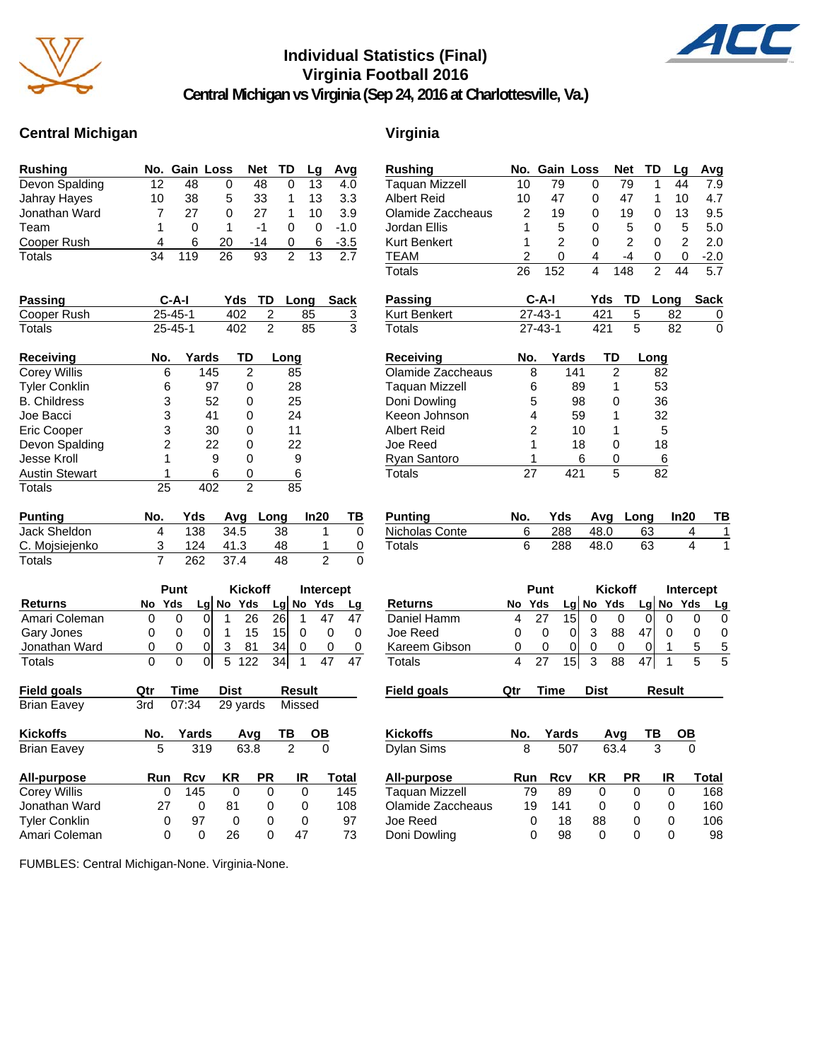# Individual Statistics (Final)
## Virginia Football 2016
### Central Michigan vs Virginia (Sep 24, 2016 at Charlottesville, Va.)

## Central Michigan

| Rushing | No. | Gain | Loss | Net | TD | Lg | Avg |
|---|---|---|---|---|---|---|---|
| Devon Spalding | 12 | 48 | 0 | 48 | 0 | 13 | 4.0 |
| Jahray Hayes | 10 | 38 | 5 | 33 | 1 | 13 | 3.3 |
| Jonathan Ward | 7 | 27 | 0 | 27 | 1 | 10 | 3.9 |
| Team | 1 | 0 | 1 | -1 | 0 | 0 | -1.0 |
| Cooper Rush | 4 | 6 | 20 | -14 | 0 | 6 | -3.5 |
| Totals | 34 | 119 | 26 | 93 | 2 | 13 | 2.7 |

| Passing | C-A-I | Yds | TD | Long | Sack |
|---|---|---|---|---|---|
| Cooper Rush | 25-45-1 | 402 | 2 | 85 | 3 |
| Totals | 25-45-1 | 402 | 2 | 85 | 3 |

| Receiving | No. | Yards | TD | Long |
|---|---|---|---|---|
| Corey Willis | 6 | 145 | 2 | 85 |
| Tyler Conklin | 6 | 97 | 0 | 28 |
| B. Childress | 3 | 52 | 0 | 25 |
| Joe Bacci | 3 | 41 | 0 | 24 |
| Eric Cooper | 3 | 30 | 0 | 11 |
| Devon Spalding | 2 | 22 | 0 | 22 |
| Jesse Kroll | 1 | 9 | 0 | 9 |
| Austin Stewart | 1 | 6 | 0 | 6 |
| Totals | 25 | 402 | 2 | 85 |

| Punting | No. | Yds | Avg | Long | In20 | TB |
|---|---|---|---|---|---|---|
| Jack Sheldon | 4 | 138 | 34.5 | 38 | 1 | 0 |
| C. Mojsiejenko | 3 | 124 | 41.3 | 48 | 1 | 0 |
| Totals | 7 | 262 | 37.4 | 48 | 2 | 0 |

| | Punt | | | Kickoff | | | Intercept | | |
|---|---|---|---|---|---|---|---|---|---|
| Returns | No | Yds | Lg | No | Yds | Lg | No | Yds | Lg |
| Amari Coleman | 0 | 0 | 0 | 1 | 26 | 26 | 1 | 47 | 47 |
| Gary Jones | 0 | 0 | 0 | 1 | 15 | 15 | 0 | 0 | 0 |
| Jonathan Ward | 0 | 0 | 0 | 3 | 81 | 34 | 0 | 0 | 0 |
| Totals | 0 | 0 | 0 | 5 | 122 | 34 | 1 | 47 | 47 |

| Field goals | Qtr | Time | Dist | Result |
|---|---|---|---|---|
| Brian Eavey | 3rd | 07:34 | 29 yards | Missed |

| Kickoffs | No. | Yards | Avg | TB | OB |
|---|---|---|---|---|---|
| Brian Eavey | 5 | 319 | 63.8 | 2 | 0 |

| All-purpose | Run | Rcv | KR | PR | IR | Total |
|---|---|---|---|---|---|---|
| Corey Willis | 0 | 145 | 0 | 0 | 0 | 145 |
| Jonathan Ward | 27 | 0 | 81 | 0 | 0 | 108 |
| Tyler Conklin | 0 | 97 | 0 | 0 | 0 | 97 |
| Amari Coleman | 0 | 0 | 26 | 0 | 47 | 73 |

## Virginia

| Rushing | No. | Gain | Loss | Net | TD | Lg | Avg |
|---|---|---|---|---|---|---|---|
| Taquan Mizzell | 10 | 79 | 0 | 79 | 1 | 44 | 7.9 |
| Albert Reid | 10 | 47 | 0 | 47 | 1 | 10 | 4.7 |
| Olamide Zaccheaus | 2 | 19 | 0 | 19 | 0 | 13 | 9.5 |
| Jordan Ellis | 1 | 5 | 0 | 5 | 0 | 5 | 5.0 |
| Kurt Benkert | 1 | 2 | 0 | 2 | 0 | 2 | 2.0 |
| TEAM | 2 | 0 | 4 | -4 | 0 | 0 | -2.0 |
| Totals | 26 | 152 | 4 | 148 | 2 | 44 | 5.7 |

| Passing | C-A-I | Yds | TD | Long | Sack |
|---|---|---|---|---|---|
| Kurt Benkert | 27-43-1 | 421 | 5 | 82 | 0 |
| Totals | 27-43-1 | 421 | 5 | 82 | 0 |

| Receiving | No. | Yards | TD | Long |
|---|---|---|---|---|
| Olamide Zaccheaus | 8 | 141 | 2 | 82 |
| Taquan Mizzell | 6 | 89 | 1 | 53 |
| Doni Dowling | 5 | 98 | 0 | 36 |
| Keeon Johnson | 4 | 59 | 1 | 32 |
| Albert Reid | 2 | 10 | 1 | 5 |
| Joe Reed | 1 | 18 | 0 | 18 |
| Ryan Santoro | 1 | 6 | 0 | 6 |
| Totals | 27 | 421 | 5 | 82 |

| Punting | No. | Yds | Avg | Long | In20 | TB |
|---|---|---|---|---|---|---|
| Nicholas Conte | 6 | 288 | 48.0 | 63 | 4 | 1 |
| Totals | 6 | 288 | 48.0 | 63 | 4 | 1 |

| | Punt | | | Kickoff | | | Intercept | | |
|---|---|---|---|---|---|---|---|---|---|
| Returns | No | Yds | Lg | No | Yds | Lg | No | Yds | Lg |
| Daniel Hamm | 4 | 27 | 15 | 0 | 0 | 0 | 0 | 0 | 0 |
| Joe Reed | 0 | 0 | 0 | 3 | 88 | 47 | 0 | 0 | 0 |
| Kareem Gibson | 0 | 0 | 0 | 0 | 0 | 0 | 1 | 5 | 5 |
| Totals | 4 | 27 | 15 | 3 | 88 | 47 | 1 | 5 | 5 |

| Field goals | Qtr | Time | Dist | Result |
|---|---|---|---|---|

| Kickoffs | No. | Yards | Avg | TB | OB |
|---|---|---|---|---|---|
| Dylan Sims | 8 | 507 | 63.4 | 3 | 0 |

| All-purpose | Run | Rcv | KR | PR | IR | Total |
|---|---|---|---|---|---|---|
| Taquan Mizzell | 79 | 89 | 0 | 0 | 0 | 168 |
| Olamide Zaccheaus | 19 | 141 | 0 | 0 | 0 | 160 |
| Joe Reed | 0 | 18 | 88 | 0 | 0 | 106 |
| Doni Dowling | 0 | 98 | 0 | 0 | 0 | 98 |

FUMBLES: Central Michigan-None. Virginia-None.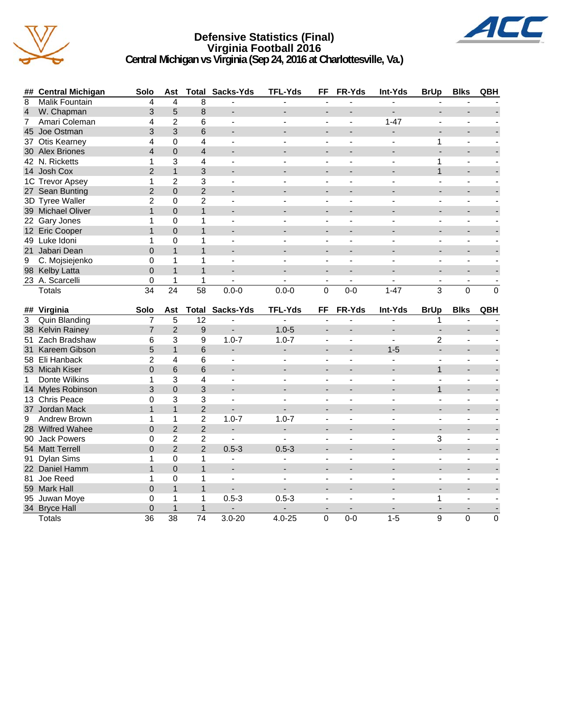# Defensive Statistics (Final)
## Virginia Football 2016
### Central Michigan vs Virginia (Sep 24, 2016 at Charlottesville, Va.)

| ## | Central Michigan | Solo | Ast | Total | Sacks-Yds | TFL-Yds | FF | FR-Yds | Int-Yds | BrUp | Blks | QBH |
|---|---|---|---|---|---|---|---|---|---|---|---|---|
| 8 | Malik Fountain | 4 | 4 | 8 | - | - | - | - | - | - | - | - |
| 4 | W. Chapman | 3 | 5 | 8 | - | - | - | - | - | - | - | - |
| 7 | Amari Coleman | 4 | 2 | 6 | - | - | - | - | 1-47 | - | - | - |
| 45 | Joe Ostman | 3 | 3 | 6 | - | - | - | - | - | - | - | - |
| 37 | Otis Kearney | 4 | 0 | 4 | - | - | - | - | - | 1 | - | - |
| 30 | Alex Briones | 4 | 0 | 4 | - | - | - | - | - | - | - | - |
| 42 | N. Ricketts | 1 | 3 | 4 | - | - | - | - | - | 1 | - | - |
| 14 | Josh Cox | 2 | 1 | 3 | - | - | - | - | - | 1 | - | - |
| 1C | Trevor Apsey | 1 | 2 | 3 | - | - | - | - | - | - | - | - |
| 27 | Sean Bunting | 2 | 0 | 2 | - | - | - | - | - | - | - | - |
| 3D | Tyree Waller | 2 | 0 | 2 | - | - | - | - | - | - | - | - |
| 39 | Michael Oliver | 1 | 0 | 1 | - | - | - | - | - | - | - | - |
| 22 | Gary Jones | 1 | 0 | 1 | - | - | - | - | - | - | - | - |
| 12 | Eric Cooper | 1 | 0 | 1 | - | - | - | - | - | - | - | - |
| 49 | Luke Idoni | 1 | 0 | 1 | - | - | - | - | - | - | - | - |
| 21 | Jabari Dean | 0 | 1 | 1 | - | - | - | - | - | - | - | - |
| 9 | C. Mojsiejenko | 0 | 1 | 1 | - | - | - | - | - | - | - | - |
| 98 | Kelby Latta | 0 | 1 | 1 | - | - | - | - | - | - | - | - |
| 23 | A. Scarcelli | 0 | 1 | 1 | - | - | - | - | - | - | - | - |
| | Totals | 34 | 24 | 58 | 0.0-0 | 0.0-0 | 0 | 0-0 | 1-47 | 3 | 0 | 0 |

| ## | Virginia | Solo | Ast | Total | Sacks-Yds | TFL-Yds | FF | FR-Yds | Int-Yds | BrUp | Blks | QBH |
|---|---|---|---|---|---|---|---|---|---|---|---|---|
| 3 | Quin Blanding | 7 | 5 | 12 | - | - | - | - | - | 1 | - | - |
| 38 | Kelvin Rainey | 7 | 2 | 9 | - | 1.0-5 | - | - | - | - | - | - |
| 51 | Zach Bradshaw | 6 | 3 | 9 | 1.0-7 | 1.0-7 | - | - | - | 2 | - | - |
| 31 | Kareem Gibson | 5 | 1 | 6 | - | - | - | - | 1-5 | - | - | - |
| 58 | Eli Hanback | 2 | 4 | 6 | - | - | - | - | - | - | - | - |
| 53 | Micah Kiser | 0 | 6 | 6 | - | - | - | - | - | 1 | - | - |
| 1 | Donte Wilkins | 1 | 3 | 4 | - | - | - | - | - | - | - | - |
| 14 | Myles Robinson | 3 | 0 | 3 | - | - | - | - | - | 1 | - | - |
| 13 | Chris Peace | 0 | 3 | 3 | - | - | - | - | - | - | - | - |
| 37 | Jordan Mack | 1 | 1 | 2 | - | - | - | - | - | - | - | - |
| 9 | Andrew Brown | 1 | 1 | 2 | 1.0-7 | 1.0-7 | - | - | - | - | - | - |
| 28 | Wilfred Wahee | 0 | 2 | 2 | - | - | - | - | - | - | - | - |
| 90 | Jack Powers | 0 | 2 | 2 | - | - | - | - | - | 3 | - | - |
| 54 | Matt Terrell | 0 | 2 | 2 | 0.5-3 | 0.5-3 | - | - | - | - | - | - |
| 91 | Dylan Sims | 1 | 0 | 1 | - | - | - | - | - | - | - | - |
| 22 | Daniel Hamm | 1 | 0 | 1 | - | - | - | - | - | - | - | - |
| 81 | Joe Reed | 1 | 0 | 1 | - | - | - | - | - | - | - | - |
| 59 | Mark Hall | 0 | 1 | 1 | - | - | - | - | - | - | - | - |
| 95 | Juwan Moye | 0 | 1 | 1 | 0.5-3 | 0.5-3 | - | - | - | 1 | - | - |
| 34 | Bryce Hall | 0 | 1 | 1 | - | - | - | - | - | - | - | - |
| | Totals | 36 | 38 | 74 | 3.0-20 | 4.0-25 | 0 | 0-0 | 1-5 | 9 | 0 | 0 |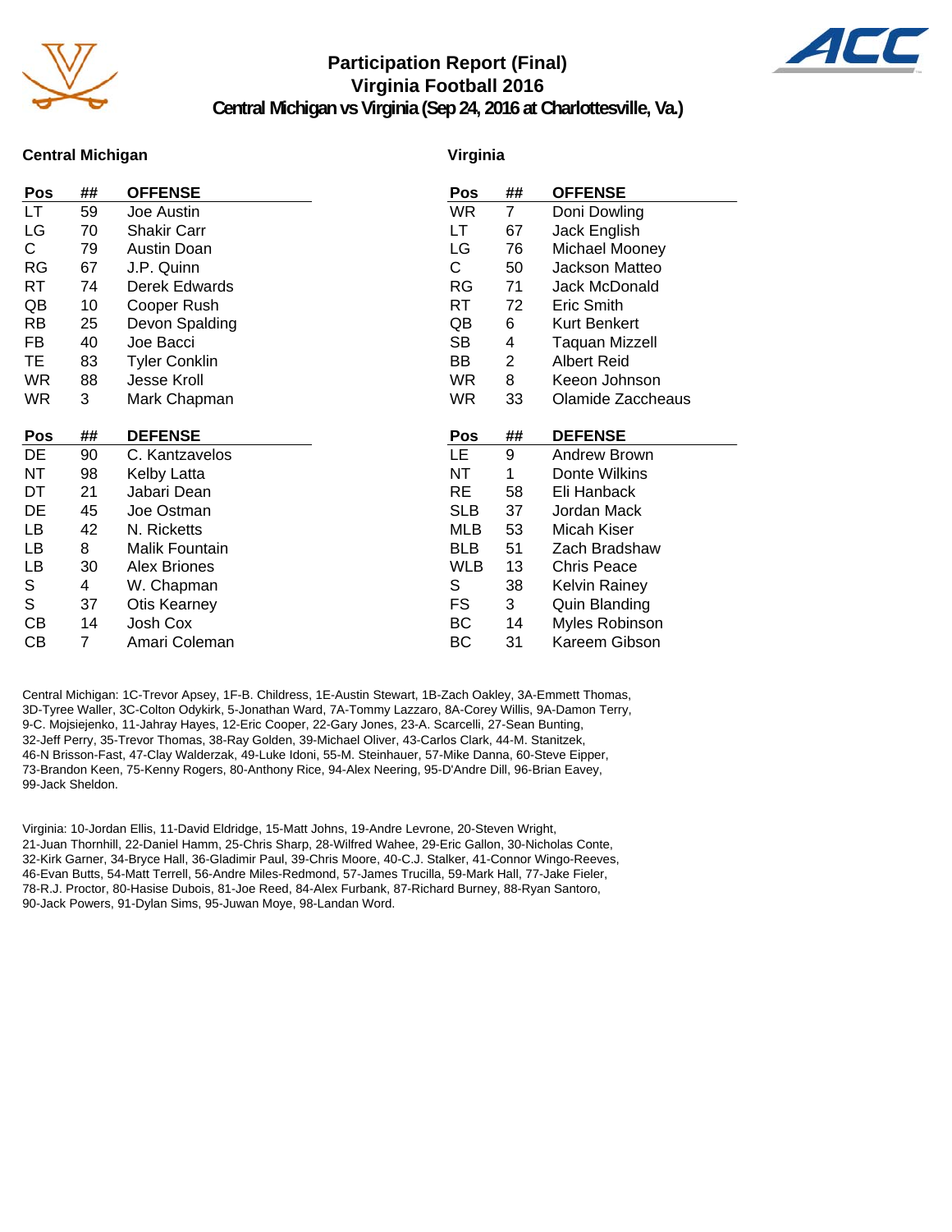# Participation Report (Final)
## Virginia Football 2016
### Central Michigan vs Virginia (Sep 24, 2016 at Charlottesville, Va.)

**Central Michigan**

| Pos | ## | OFFENSE |
|---|---|---|
| LT | 59 | Joe Austin |
| LG | 70 | Shakir Carr |
| C | 79 | Austin Doan |
| RG | 67 | J.P. Quinn |
| RT | 74 | Derek Edwards |
| QB | 10 | Cooper Rush |
| RB | 25 | Devon Spalding |
| FB | 40 | Joe Bacci |
| TE | 83 | Tyler Conklin |
| WR | 88 | Jesse Kroll |
| WR | 3 | Mark Chapman |

| Pos | ## | DEFENSE |
|---|---|---|
| DE | 90 | C. Kantzavelos |
| NT | 98 | Kelby Latta |
| DT | 21 | Jabari Dean |
| DE | 45 | Joe Ostman |
| LB | 42 | N. Ricketts |
| LB | 8 | Malik Fountain |
| LB | 30 | Alex Briones |
| S | 4 | W. Chapman |
| S | 37 | Otis Kearney |
| CB | 14 | Josh Cox |
| CB | 7 | Amari Coleman |

**Virginia**

| Pos | ## | OFFENSE |
|---|---|---|
| WR | 7 | Doni Dowling |
| LT | 67 | Jack English |
| LG | 76 | Michael Mooney |
| C | 50 | Jackson Matteo |
| RG | 71 | Jack McDonald |
| RT | 72 | Eric Smith |
| QB | 6 | Kurt Benkert |
| SB | 4 | Taquan Mizzell |
| BB | 2 | Albert Reid |
| WR | 8 | Keeon Johnson |
| WR | 33 | Olamide Zaccheaus |

| Pos | ## | DEFENSE |
|---|---|---|
| LE | 9 | Andrew Brown |
| NT | 1 | Donte Wilkins |
| RE | 58 | Eli Hanback |
| SLB | 37 | Jordan Mack |
| MLB | 53 | Micah Kiser |
| BLB | 51 | Zach Bradshaw |
| WLB | 13 | Chris Peace |
| S | 38 | Kelvin Rainey |
| FS | 3 | Quin Blanding |
| BC | 14 | Myles Robinson |
| BC | 31 | Kareem Gibson |

Central Michigan: 1C-Trevor Apsey, 1F-B. Childress, 1E-Austin Stewart, 1B-Zach Oakley, 3A-Emmett Thomas, 3D-Tyree Waller, 3C-Colton Odykirk, 5-Jonathan Ward, 7A-Tommy Lazzaro, 8A-Corey Willis, 9A-Damon Terry, 9-C. Mojsiejenko, 11-Jahray Hayes, 12-Eric Cooper, 22-Gary Jones, 23-A. Scarcelli, 27-Sean Bunting, 32-Jeff Perry, 35-Trevor Thomas, 38-Ray Golden, 39-Michael Oliver, 43-Carlos Clark, 44-M. Stanitzek, 46-N Brisson-Fast, 47-Clay Walderzak, 49-Luke Idoni, 55-M. Steinhauer, 57-Mike Danna, 60-Steve Eipper, 73-Brandon Keen, 75-Kenny Rogers, 80-Anthony Rice, 94-Alex Neering, 95-D'Andre Dill, 96-Brian Eavey, 99-Jack Sheldon.

Virginia: 10-Jordan Ellis, 11-David Eldridge, 15-Matt Johns, 19-Andre Levrone, 20-Steven Wright, 21-Juan Thornhill, 22-Daniel Hamm, 25-Chris Sharp, 28-Wilfred Wahee, 29-Eric Gallon, 30-Nicholas Conte, 32-Kirk Garner, 34-Bryce Hall, 36-Gladimir Paul, 39-Chris Moore, 40-C.J. Stalker, 41-Connor Wingo-Reeves, 46-Evan Butts, 54-Matt Terrell, 56-Andre Miles-Redmond, 57-James Trucilla, 59-Mark Hall, 77-Jake Fieler, 78-R.J. Proctor, 80-Hasise Dubois, 81-Joe Reed, 84-Alex Furbank, 87-Richard Burney, 88-Ryan Santoro, 90-Jack Powers, 91-Dylan Sims, 95-Juwan Moye, 98-Landan Word.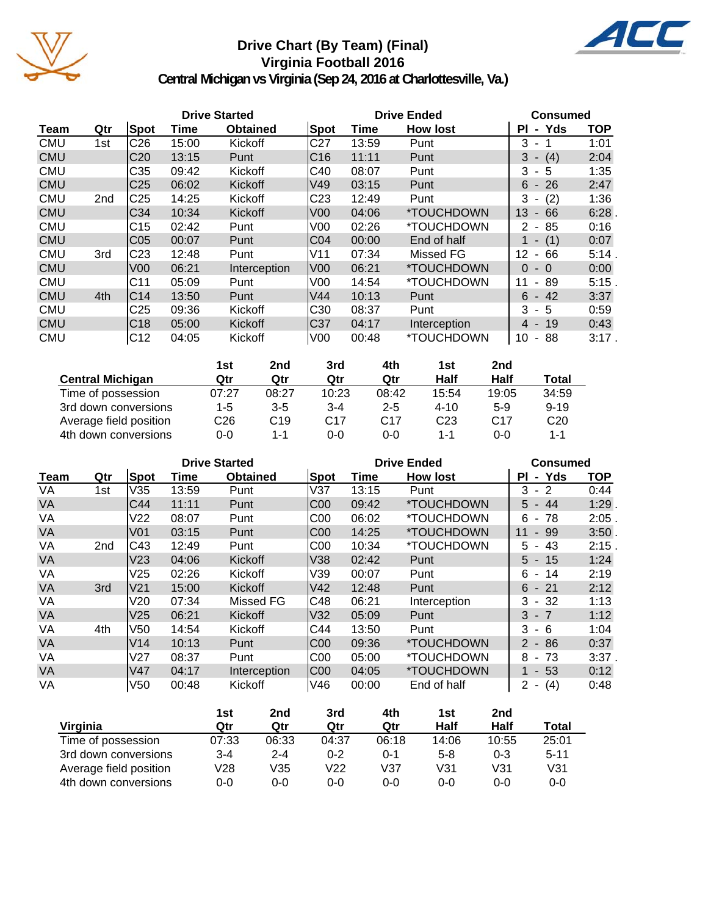# Drive Chart (By Team) (Final)
## Virginia Football 2016
### Central Michigan vs Virginia (Sep 24, 2016 at Charlottesville, Va.)

| | | Drive Started | | | Drive Ended | | | Consumed | |
|---|---|---|---|---|---|---|---|---|---|
| Team | Qtr | Spot | Time | Obtained | Spot | Time | How lost | Pl - Yds | TOP |
| CMU | 1st | C26 | 15:00 | Kickoff | C27 | 13:59 | Punt | 3 - 1 | 1:01 |
| CMU | | C20 | 13:15 | Punt | C16 | 11:11 | Punt | 3 - (4) | 2:04 |
| CMU | | C35 | 09:42 | Kickoff | C40 | 08:07 | Punt | 3 - 5 | 1:35 |
| CMU | | C25 | 06:02 | Kickoff | V49 | 03:15 | Punt | 6 - 26 | 2:47 |
| CMU | 2nd | C25 | 14:25 | Kickoff | C23 | 12:49 | Punt | 3 - (2) | 1:36 |
| CMU | | C34 | 10:34 | Kickoff | V00 | 04:06 | *TOUCHDOWN | 13 - 66 | 6:28 . |
| CMU | | C15 | 02:42 | Punt | V00 | 02:26 | *TOUCHDOWN | 2 - 85 | 0:16 |
| CMU | | C05 | 00:07 | Punt | C04 | 00:00 | End of half | 1 - (1) | 0:07 |
| CMU | 3rd | C23 | 12:48 | Punt | V11 | 07:34 | Missed FG | 12 - 66 | 5:14 . |
| CMU | | V00 | 06:21 | Interception | V00 | 06:21 | *TOUCHDOWN | 0 - 0 | 0:00 |
| CMU | | C11 | 05:09 | Punt | V00 | 14:54 | *TOUCHDOWN | 11 - 89 | 5:15 . |
| CMU | 4th | C14 | 13:50 | Punt | V44 | 10:13 | Punt | 6 - 42 | 3:37 |
| CMU | | C25 | 09:36 | Kickoff | C30 | 08:37 | Punt | 3 - 5 | 0:59 |
| CMU | | C18 | 05:00 | Kickoff | C37 | 04:17 | Interception | 4 - 19 | 0:43 |
| CMU | | C12 | 04:05 | Kickoff | V00 | 00:48 | *TOUCHDOWN | 10 - 88 | 3:17 . |

| Central Michigan | 1st Qtr | 2nd Qtr | 3rd Qtr | 4th Qtr | 1st Half | 2nd Half | Total |
|---|---|---|---|---|---|---|---|
| Time of possession | 07:27 | 08:27 | 10:23 | 08:42 | 15:54 | 19:05 | 34:59 |
| 3rd down conversions | 1-5 | 3-5 | 3-4 | 2-5 | 4-10 | 5-9 | 9-19 |
| Average field position | C26 | C19 | C17 | C17 | C23 | C17 | C20 |
| 4th down conversions | 0-0 | 1-1 | 0-0 | 0-0 | 1-1 | 0-0 | 1-1 |

| | | Drive Started | | | Drive Ended | | | Consumed | |
|---|---|---|---|---|---|---|---|---|---|
| Team | Qtr | Spot | Time | Obtained | Spot | Time | How lost | Pl - Yds | TOP |
| VA | 1st | V35 | 13:59 | Punt | V37 | 13:15 | Punt | 3 - 2 | 0:44 |
| VA | | C44 | 11:11 | Punt | C00 | 09:42 | *TOUCHDOWN | 5 - 44 | 1:29 . |
| VA | | V22 | 08:07 | Punt | C00 | 06:02 | *TOUCHDOWN | 6 - 78 | 2:05 . |
| VA | | V01 | 03:15 | Punt | C00 | 14:25 | *TOUCHDOWN | 11 - 99 | 3:50 . |
| VA | 2nd | C43 | 12:49 | Punt | C00 | 10:34 | *TOUCHDOWN | 5 - 43 | 2:15 . |
| VA | | V23 | 04:06 | Kickoff | V38 | 02:42 | Punt | 5 - 15 | 1:24 |
| VA | | V25 | 02:26 | Kickoff | V39 | 00:07 | Punt | 6 - 14 | 2:19 |
| VA | 3rd | V21 | 15:00 | Kickoff | V42 | 12:48 | Punt | 6 - 21 | 2:12 |
| VA | | V20 | 07:34 | Missed FG | C48 | 06:21 | Interception | 3 - 32 | 1:13 |
| VA | | V25 | 06:21 | Kickoff | V32 | 05:09 | Punt | 3 - 7 | 1:12 |
| VA | 4th | V50 | 14:54 | Kickoff | C44 | 13:50 | Punt | 3 - 6 | 1:04 |
| VA | | V14 | 10:13 | Punt | C00 | 09:36 | *TOUCHDOWN | 2 - 86 | 0:37 |
| VA | | V27 | 08:37 | Punt | C00 | 05:00 | *TOUCHDOWN | 8 - 73 | 3:37 . |
| VA | | V47 | 04:17 | Interception | C00 | 04:05 | *TOUCHDOWN | 1 - 53 | 0:12 |
| VA | | V50 | 00:48 | Kickoff | V46 | 00:00 | End of half | 2 - (4) | 0:48 |

| Virginia | 1st Qtr | 2nd Qtr | 3rd Qtr | 4th Qtr | 1st Half | 2nd Half | Total |
|---|---|---|---|---|---|---|---|
| Time of possession | 07:33 | 06:33 | 04:37 | 06:18 | 14:06 | 10:55 | 25:01 |
| 3rd down conversions | 3-4 | 2-4 | 0-2 | 0-1 | 5-8 | 0-3 | 5-11 |
| Average field position | V28 | V35 | V22 | V37 | V31 | V31 | V31 |
| 4th down conversions | 0-0 | 0-0 | 0-0 | 0-0 | 0-0 | 0-0 | 0-0 |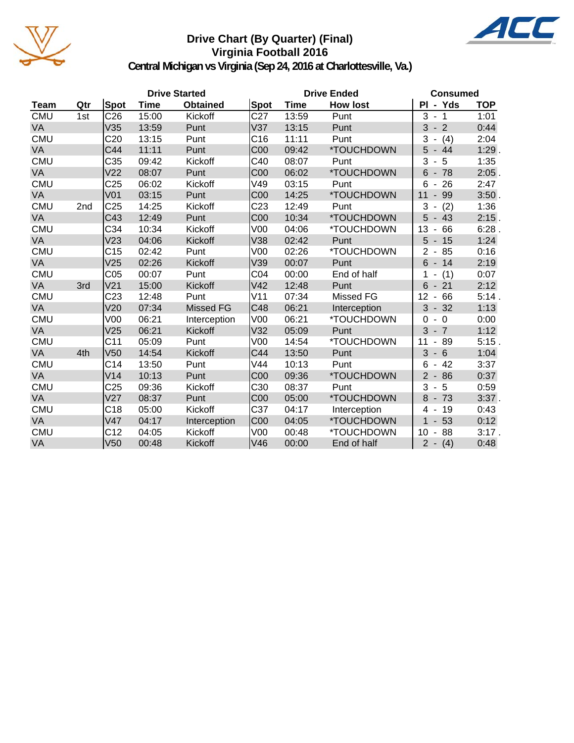# Drive Chart (By Quarter) (Final)
## Virginia Football 2016
### Central Michigan vs Virginia (Sep 24, 2016 at Charlottesville, Va.)

| Team | Qtr | Drive Started Spot | Drive Started Time | Drive Started Obtained | Drive Ended Spot | Drive Ended Time | Drive Ended How lost | Consumed Pl - Yds | Consumed TOP |
|---|---|---|---|---|---|---|---|---|---|
| CMU | 1st | C26 | 15:00 | Kickoff | C27 | 13:59 | Punt | 3 - 1 | 1:01 |
| VA | | V35 | 13:59 | Punt | V37 | 13:15 | Punt | 3 - 2 | 0:44 |
| CMU | | C20 | 13:15 | Punt | C16 | 11:11 | Punt | 3 - (4) | 2:04 |
| VA | | C44 | 11:11 | Punt | C00 | 09:42 | *TOUCHDOWN | 5 - 44 | 1:29 . |
| CMU | | C35 | 09:42 | Kickoff | C40 | 08:07 | Punt | 3 - 5 | 1:35 |
| VA | | V22 | 08:07 | Punt | C00 | 06:02 | *TOUCHDOWN | 6 - 78 | 2:05 . |
| CMU | | C25 | 06:02 | Kickoff | V49 | 03:15 | Punt | 6 - 26 | 2:47 |
| VA | | V01 | 03:15 | Punt | C00 | 14:25 | *TOUCHDOWN | 11 - 99 | 3:50 . |
| CMU | 2nd | C25 | 14:25 | Kickoff | C23 | 12:49 | Punt | 3 - (2) | 1:36 |
| VA | | C43 | 12:49 | Punt | C00 | 10:34 | *TOUCHDOWN | 5 - 43 | 2:15 . |
| CMU | | C34 | 10:34 | Kickoff | V00 | 04:06 | *TOUCHDOWN | 13 - 66 | 6:28 . |
| VA | | V23 | 04:06 | Kickoff | V38 | 02:42 | Punt | 5 - 15 | 1:24 |
| CMU | | C15 | 02:42 | Punt | V00 | 02:26 | *TOUCHDOWN | 2 - 85 | 0:16 |
| VA | | V25 | 02:26 | Kickoff | V39 | 00:07 | Punt | 6 - 14 | 2:19 |
| CMU | | C05 | 00:07 | Punt | C04 | 00:00 | End of half | 1 - (1) | 0:07 |
| VA | 3rd | V21 | 15:00 | Kickoff | V42 | 12:48 | Punt | 6 - 21 | 2:12 |
| CMU | | C23 | 12:48 | Punt | V11 | 07:34 | Missed FG | 12 - 66 | 5:14 . |
| VA | | V20 | 07:34 | Missed FG | C48 | 06:21 | Interception | 3 - 32 | 1:13 |
| CMU | | V00 | 06:21 | Interception | V00 | 06:21 | *TOUCHDOWN | 0 - 0 | 0:00 |
| VA | | V25 | 06:21 | Kickoff | V32 | 05:09 | Punt | 3 - 7 | 1:12 |
| CMU | | C11 | 05:09 | Punt | V00 | 14:54 | *TOUCHDOWN | 11 - 89 | 5:15 . |
| VA | 4th | V50 | 14:54 | Kickoff | C44 | 13:50 | Punt | 3 - 6 | 1:04 |
| CMU | | C14 | 13:50 | Punt | V44 | 10:13 | Punt | 6 - 42 | 3:37 |
| VA | | V14 | 10:13 | Punt | C00 | 09:36 | *TOUCHDOWN | 2 - 86 | 0:37 |
| CMU | | C25 | 09:36 | Kickoff | C30 | 08:37 | Punt | 3 - 5 | 0:59 |
| VA | | V27 | 08:37 | Punt | C00 | 05:00 | *TOUCHDOWN | 8 - 73 | 3:37 . |
| CMU | | C18 | 05:00 | Kickoff | C37 | 04:17 | Interception | 4 - 19 | 0:43 |
| VA | | V47 | 04:17 | Interception | C00 | 04:05 | *TOUCHDOWN | 1 - 53 | 0:12 |
| CMU | | C12 | 04:05 | Kickoff | V00 | 00:48 | *TOUCHDOWN | 10 - 88 | 3:17 . |
| VA | | V50 | 00:48 | Kickoff | V46 | 00:00 | End of half | 2 - (4) | 0:48 |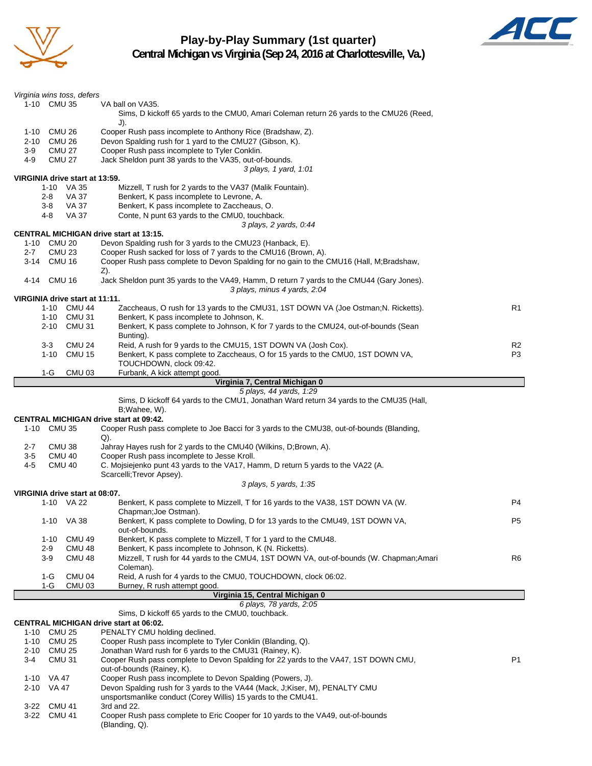# Play-by-Play Summary (1st quarter)
## Central Michigan vs Virginia (Sep 24, 2016 at Charlottesville, Va.)

*Virginia wins toss, defers*

| Down | Spot | Play | |
|---|---|---|---|
| 1-10 | CMU 35 | VA ball on VA35. | |
| | | Sims, D kickoff 65 yards to the CMU0, Amari Coleman return 26 yards to the CMU26 (Reed, J). | |
| 1-10 | CMU 26 | Cooper Rush pass incomplete to Anthony Rice (Bradshaw, Z). | |
| 2-10 | CMU 26 | Devon Spalding rush for 1 yard to the CMU27 (Gibson, K). | |
| 3-9 | CMU 27 | Cooper Rush pass incomplete to Tyler Conklin. | |
| 4-9 | CMU 27 | Jack Sheldon punt 38 yards to the VA35, out-of-bounds. | |
| | | *3 plays, 1 yard, 1:01* | |

**VIRGINIA drive start at 13:59.**

| Down | Spot | Play | |
|---|---|---|---|
| 1-10 | VA 35 | Mizzell, T rush for 2 yards to the VA37 (Malik Fountain). | |
| 2-8 | VA 37 | Benkert, K pass incomplete to Levrone, A. | |
| 3-8 | VA 37 | Benkert, K pass incomplete to Zaccheaus, O. | |
| 4-8 | VA 37 | Conte, N punt 63 yards to the CMU0, touchback. | |
| | | *3 plays, 2 yards, 0:44* | |

**CENTRAL MICHIGAN drive start at 13:15.**

| Down | Spot | Play | |
|---|---|---|---|
| 1-10 | CMU 20 | Devon Spalding rush for 3 yards to the CMU23 (Hanback, E). | |
| 2-7 | CMU 23 | Cooper Rush sacked for loss of 7 yards to the CMU16 (Brown, A). | |
| 3-14 | CMU 16 | Cooper Rush pass complete to Devon Spalding for no gain to the CMU16 (Hall, M;Bradshaw, Z). | |
| 4-14 | CMU 16 | Jack Sheldon punt 35 yards to the VA49, Hamm, D return 7 yards to the CMU44 (Gary Jones). | |
| | | *3 plays, minus 4 yards, 2:04* | |

**VIRGINIA drive start at 11:11.**

| Down | Spot | Play | |
|---|---|---|---|
| 1-10 | CMU 44 | Zaccheaus, O rush for 13 yards to the CMU31, 1ST DOWN VA (Joe Ostman;N. Ricketts). | R1 |
| 1-10 | CMU 31 | Benkert, K pass incomplete to Johnson, K. | |
| 2-10 | CMU 31 | Benkert, K pass complete to Johnson, K for 7 yards to the CMU24, out-of-bounds (Sean Bunting). | |
| 3-3 | CMU 24 | Reid, A rush for 9 yards to the CMU15, 1ST DOWN VA (Josh Cox). | R2 |
| 1-10 | CMU 15 | Benkert, K pass complete to Zaccheaus, O for 15 yards to the CMU0, 1ST DOWN VA, TOUCHDOWN, clock 09:42. | P3 |
| 1-G | CMU 03 | Furbank, A kick attempt good. | |
| | | **Virginia 7, Central Michigan 0** | |
| | | *5 plays, 44 yards, 1:29* | |
| | | Sims, D kickoff 64 yards to the CMU1, Jonathan Ward return 34 yards to the CMU35 (Hall, B;Wahee, W). | |

**CENTRAL MICHIGAN drive start at 09:42.**

| Down | Spot | Play | |
|---|---|---|---|
| 1-10 | CMU 35 | Cooper Rush pass complete to Joe Bacci for 3 yards to the CMU38, out-of-bounds (Blanding, Q). | |
| 2-7 | CMU 38 | Jahray Hayes rush for 2 yards to the CMU40 (Wilkins, D;Brown, A). | |
| 3-5 | CMU 40 | Cooper Rush pass incomplete to Jesse Kroll. | |
| 4-5 | CMU 40 | C. Mojsiejenko punt 43 yards to the VA17, Hamm, D return 5 yards to the VA22 (A. Scarcelli;Trevor Apsey). | |
| | | *3 plays, 5 yards, 1:35* | |

**VIRGINIA drive start at 08:07.**

| Down | Spot | Play | |
|---|---|---|---|
| 1-10 | VA 22 | Benkert, K pass complete to Mizzell, T for 16 yards to the VA38, 1ST DOWN VA (W. Chapman;Joe Ostman). | P4 |
| 1-10 | VA 38 | Benkert, K pass complete to Dowling, D for 13 yards to the CMU49, 1ST DOWN VA, out-of-bounds. | P5 |
| 1-10 | CMU 49 | Benkert, K pass complete to Mizzell, T for 1 yard to the CMU48. | |
| 2-9 | CMU 48 | Benkert, K pass incomplete to Johnson, K (N. Ricketts). | |
| 3-9 | CMU 48 | Mizzell, T rush for 44 yards to the CMU4, 1ST DOWN VA, out-of-bounds (W. Chapman;Amari Coleman). | R6 |
| 1-G | CMU 04 | Reid, A rush for 4 yards to the CMU0, TOUCHDOWN, clock 06:02. | |
| 1-G | CMU 03 | Burney, R rush attempt good. | |
| | | **Virginia 15, Central Michigan 0** | |
| | | *6 plays, 78 yards, 2:05* | |
| | | Sims, D kickoff 65 yards to the CMU0, touchback. | |

**CENTRAL MICHIGAN drive start at 06:02.**

| Down | Spot | Play | |
|---|---|---|---|
| 1-10 | CMU 25 | PENALTY CMU holding declined. | |
| 1-10 | CMU 25 | Cooper Rush pass incomplete to Tyler Conklin (Blanding, Q). | |
| 2-10 | CMU 25 | Jonathan Ward rush for 6 yards to the CMU31 (Rainey, K). | |
| 3-4 | CMU 31 | Cooper Rush pass complete to Devon Spalding for 22 yards to the VA47, 1ST DOWN CMU, out-of-bounds (Rainey, K). | P1 |
| 1-10 | VA 47 | Cooper Rush pass incomplete to Devon Spalding (Powers, J). | |
| 2-10 | VA 47 | Devon Spalding rush for 3 yards to the VA44 (Mack, J;Kiser, M), PENALTY CMU unsportsmanlike conduct (Corey Willis) 15 yards to the CMU41. | |
| 3-22 | CMU 41 | 3rd and 22. | |
| 3-22 | CMU 41 | Cooper Rush pass complete to Eric Cooper for 10 yards to the VA49, out-of-bounds (Blanding, Q). | |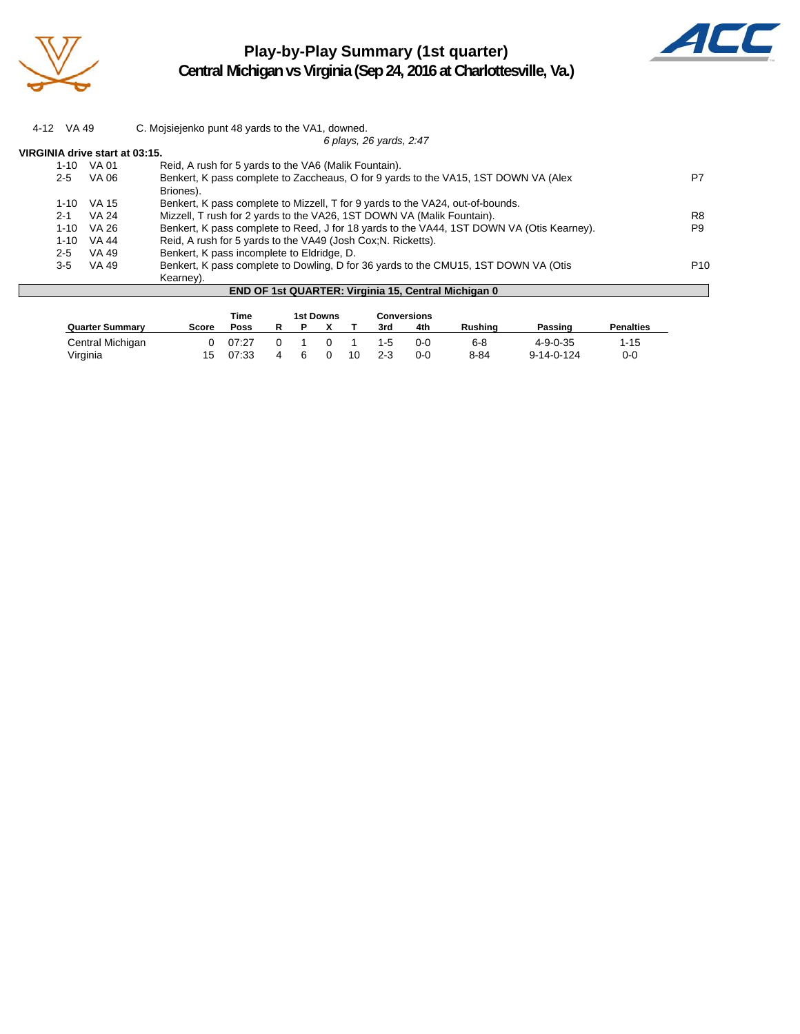# Play-by-Play Summary (1st quarter)
## Central Michigan vs Virginia (Sep 24, 2016 at Charlottesville, Va.)

| | | | |
|---|---|---|---|
| 4-12 | VA 49 | C. Mojsiejenko punt 48 yards to the VA1, downed. | |
| | | *6 plays, 26 yards, 2:47* | |

**VIRGINIA drive start at 03:15.**

| | | | |
|---|---|---|---|
| 1-10 | VA 01 | Reid, A rush for 5 yards to the VA6 (Malik Fountain). | |
| 2-5 | VA 06 | Benkert, K pass complete to Zaccheaus, O for 9 yards to the VA15, 1ST DOWN VA (Alex Briones). | P7 |
| 1-10 | VA 15 | Benkert, K pass complete to Mizzell, T for 9 yards to the VA24, out-of-bounds. | |
| 2-1 | VA 24 | Mizzell, T rush for 2 yards to the VA26, 1ST DOWN VA (Malik Fountain). | R8 |
| 1-10 | VA 26 | Benkert, K pass complete to Reed, J for 18 yards to the VA44, 1ST DOWN VA (Otis Kearney). | P9 |
| 1-10 | VA 44 | Reid, A rush for 5 yards to the VA49 (Josh Cox;N. Ricketts). | |
| 2-5 | VA 49 | Benkert, K pass incomplete to Eldridge, D. | |
| 3-5 | VA 49 | Benkert, K pass complete to Dowling, D for 36 yards to the CMU15, 1ST DOWN VA (Otis Kearney). | P10 |

**END OF 1st QUARTER: Virginia 15, Central Michigan 0**

| Quarter Summary | Score | Time Poss | 1st Downs R | P | X | T | Conversions 3rd | 4th | Rushing | Passing | Penalties |
|---|---|---|---|---|---|---|---|---|---|---|---|
| Central Michigan | 0 | 07:27 | 0 | 1 | 0 | 1 | 1-5 | 0-0 | 6-8 | 4-9-0-35 | 1-15 |
| Virginia | 15 | 07:33 | 4 | 6 | 0 | 10 | 2-3 | 0-0 | 8-84 | 9-14-0-124 | 0-0 |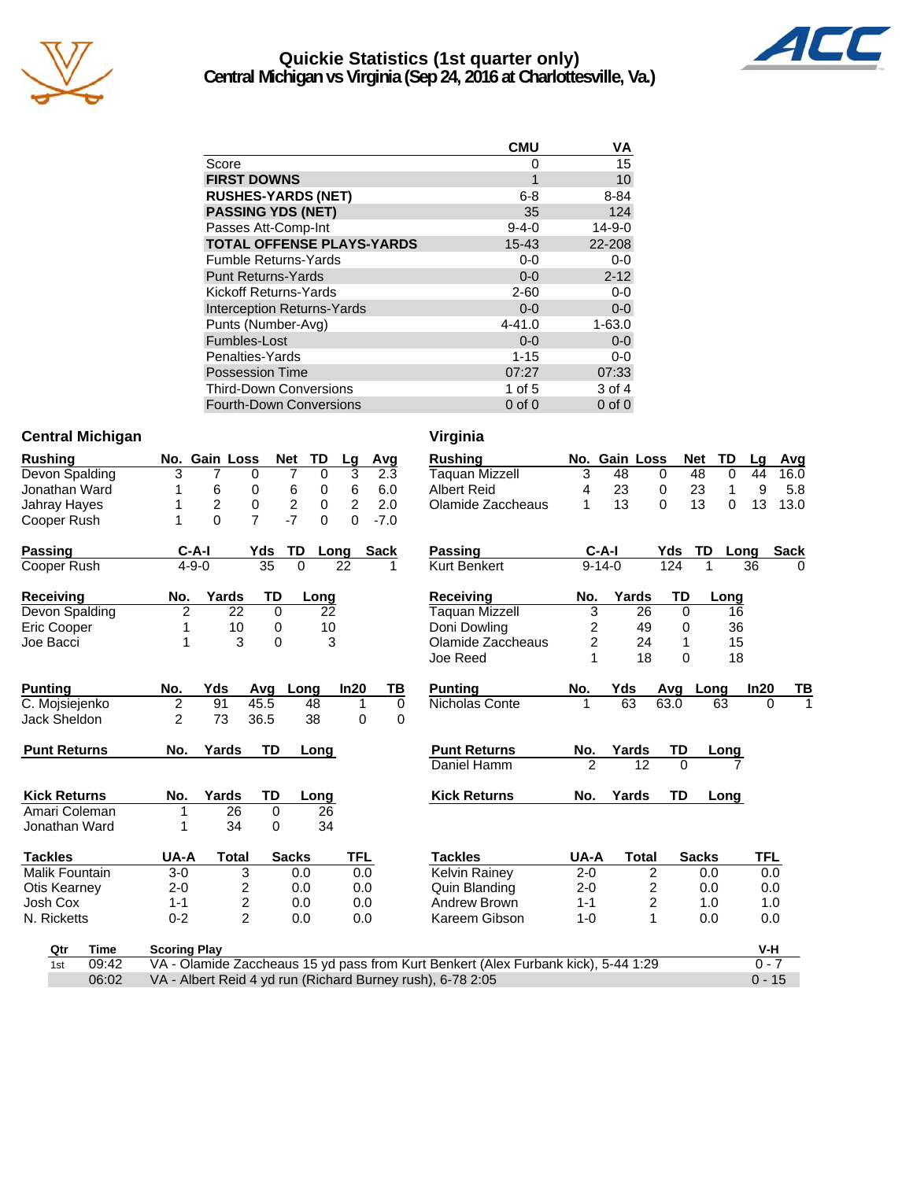# Quickie Statistics (1st quarter only)
## Central Michigan vs Virginia (Sep 24, 2016 at Charlottesville, Va.)

| | CMU | VA |
|---|---|---|
| Score | 0 | 15 |
| **FIRST DOWNS** | 1 | 10 |
| **RUSHES-YARDS (NET)** | 6-8 | 8-84 |
| **PASSING YDS (NET)** | 35 | 124 |
| Passes Att-Comp-Int | 9-4-0 | 14-9-0 |
| **TOTAL OFFENSE PLAYS-YARDS** | 15-43 | 22-208 |
| Fumble Returns-Yards | 0-0 | 0-0 |
| Punt Returns-Yards | 0-0 | 2-12 |
| Kickoff Returns-Yards | 2-60 | 0-0 |
| Interception Returns-Yards | 0-0 | 0-0 |
| Punts (Number-Avg) | 4-41.0 | 1-63.0 |
| Fumbles-Lost | 0-0 | 0-0 |
| Penalties-Yards | 1-15 | 0-0 |
| Possession Time | 07:27 | 07:33 |
| Third-Down Conversions | 1 of 5 | 3 of 4 |
| Fourth-Down Conversions | 0 of 0 | 0 of 0 |

## Central Michigan

| Rushing | No. | Gain | Loss | Net | TD | Lg | Avg |
|---|---|---|---|---|---|---|---|
| Devon Spalding | 3 | 7 | 0 | 7 | 0 | 3 | 2.3 |
| Jonathan Ward | 1 | 6 | 0 | 6 | 0 | 6 | 6.0 |
| Jahray Hayes | 1 | 2 | 0 | 2 | 0 | 2 | 2.0 |
| Cooper Rush | 1 | 0 | 7 | -7 | 0 | 0 | -7.0 |

| Passing | C-A-I | Yds | TD | Long | Sack |
|---|---|---|---|---|---|
| Cooper Rush | 4-9-0 | 35 | 0 | 22 | 1 |

| Receiving | No. | Yards | TD | Long |
|---|---|---|---|---|
| Devon Spalding | 2 | 22 | 0 | 22 |
| Eric Cooper | 1 | 10 | 0 | 10 |
| Joe Bacci | 1 | 3 | 0 | 3 |

| Punting | No. | Yds | Avg | Long | In20 | TB |
|---|---|---|---|---|---|---|
| C. Mojsiejenko | 2 | 91 | 45.5 | 48 | 1 | 0 |
| Jack Sheldon | 2 | 73 | 36.5 | 38 | 0 | 0 |

| Punt Returns | No. | Yards | TD | Long |
|---|---|---|---|---|

| Kick Returns | No. | Yards | TD | Long |
|---|---|---|---|---|
| Amari Coleman | 1 | 26 | 0 | 26 |
| Jonathan Ward | 1 | 34 | 0 | 34 |

| Tackles | UA-A | Total | Sacks | TFL |
|---|---|---|---|---|
| Malik Fountain | 3-0 | 3 | 0.0 | 0.0 |
| Otis Kearney | 2-0 | 2 | 0.0 | 0.0 |
| Josh Cox | 1-1 | 2 | 0.0 | 0.0 |
| N. Ricketts | 0-2 | 2 | 0.0 | 0.0 |

## Virginia

| Rushing | No. | Gain | Loss | Net | TD | Lg | Avg |
|---|---|---|---|---|---|---|---|
| Taquan Mizzell | 3 | 48 | 0 | 48 | 0 | 44 | 16.0 |
| Albert Reid | 4 | 23 | 0 | 23 | 1 | 9 | 5.8 |
| Olamide Zaccheaus | 1 | 13 | 0 | 13 | 0 | 13 | 13.0 |

| Passing | C-A-I | Yds | TD | Long | Sack |
|---|---|---|---|---|---|
| Kurt Benkert | 9-14-0 | 124 | 1 | 36 | 0 |

| Receiving | No. | Yards | TD | Long |
|---|---|---|---|---|
| Taquan Mizzell | 3 | 26 | 0 | 16 |
| Doni Dowling | 2 | 49 | 0 | 36 |
| Olamide Zaccheaus | 2 | 24 | 1 | 15 |
| Joe Reed | 1 | 18 | 0 | 18 |

| Punting | No. | Yds | Avg | Long | In20 | TB |
|---|---|---|---|---|---|---|
| Nicholas Conte | 1 | 63 | 63.0 | 63 | 0 | 1 |

| Punt Returns | No. | Yards | TD | Long |
|---|---|---|---|---|
| Daniel Hamm | 2 | 12 | 0 | 7 |

| Kick Returns | No. | Yards | TD | Long |
|---|---|---|---|---|

| Tackles | UA-A | Total | Sacks | TFL |
|---|---|---|---|---|
| Kelvin Rainey | 2-0 | 2 | 0.0 | 0.0 |
| Quin Blanding | 2-0 | 2 | 0.0 | 0.0 |
| Andrew Brown | 1-1 | 2 | 1.0 | 1.0 |
| Kareem Gibson | 1-0 | 1 | 0.0 | 0.0 |

## Scoring

| Qtr | Time | Scoring Play | V-H |
|---|---|---|---|
| 1st | 09:42 | VA - Olamide Zaccheaus 15 yd pass from Kurt Benkert (Alex Furbank kick), 5-44 1:29 | 0 - 7 |
| | 06:02 | VA - Albert Reid 4 yd run (Richard Burney rush), 6-78 2:05 | 0 - 15 |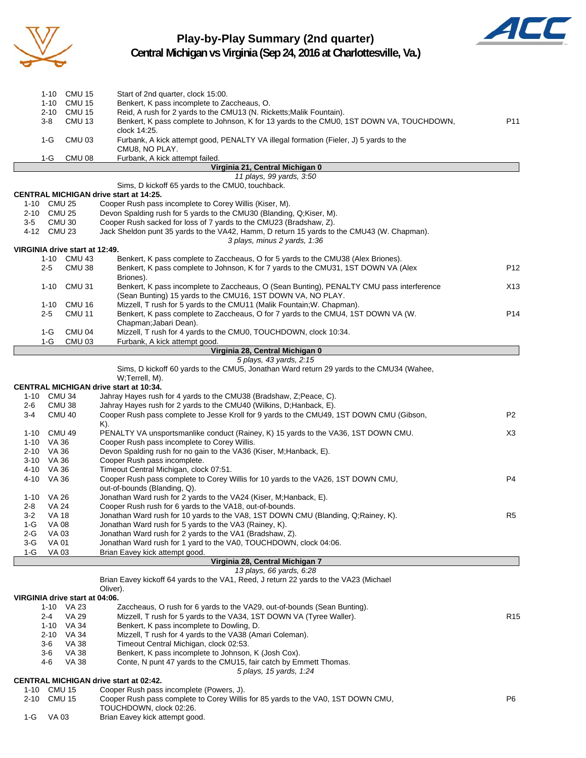# Play-by-Play Summary (2nd quarter)
## Central Michigan vs Virginia (Sep 24, 2016 at Charlottesville, Va.)

| Down | Spot | Play | |
|---|---|---|---|
| 1-10 | CMU 15 | Start of 2nd quarter, clock 15:00. | |
| 1-10 | CMU 15 | Benkert, K pass incomplete to Zaccheaus, O. | |
| 2-10 | CMU 15 | Reid, A rush for 2 yards to the CMU13 (N. Ricketts;Malik Fountain). | |
| 3-8 | CMU 13 | Benkert, K pass complete to Johnson, K for 13 yards to the CMU0, 1ST DOWN VA, TOUCHDOWN, clock 14:25. | P11 |
| 1-G | CMU 03 | Furbank, A kick attempt good, PENALTY VA illegal formation (Fieler, J) 5 yards to the CMU8, NO PLAY. | |
| 1-G | CMU 08 | Furbank, A kick attempt failed. | |

**Virginia 21, Central Michigan 0**
*11 plays, 99 yards, 3:50*

Sims, D kickoff 65 yards to the CMU0, touchback.

**CENTRAL MICHIGAN drive start at 14:25.**

| Down | Spot | Play | |
|---|---|---|---|
| 1-10 | CMU 25 | Cooper Rush pass incomplete to Corey Willis (Kiser, M). | |
| 2-10 | CMU 25 | Devon Spalding rush for 5 yards to the CMU30 (Blanding, Q;Kiser, M). | |
| 3-5 | CMU 30 | Cooper Rush sacked for loss of 7 yards to the CMU23 (Bradshaw, Z). | |
| 4-12 | CMU 23 | Jack Sheldon punt 35 yards to the VA42, Hamm, D return 15 yards to the CMU43 (W. Chapman). | |

*3 plays, minus 2 yards, 1:36*

**VIRGINIA drive start at 12:49.**

| Down | Spot | Play | |
|---|---|---|---|
| 1-10 | CMU 43 | Benkert, K pass complete to Zaccheaus, O for 5 yards to the CMU38 (Alex Briones). | |
| 2-5 | CMU 38 | Benkert, K pass complete to Johnson, K for 7 yards to the CMU31, 1ST DOWN VA (Alex Briones). | P12 |
| 1-10 | CMU 31 | Benkert, K pass incomplete to Zaccheaus, O (Sean Bunting), PENALTY CMU pass interference (Sean Bunting) 15 yards to the CMU16, 1ST DOWN VA, NO PLAY. | X13 |
| 1-10 | CMU 16 | Mizzell, T rush for 5 yards to the CMU11 (Malik Fountain;W. Chapman). | |
| 2-5 | CMU 11 | Benkert, K pass complete to Zaccheaus, O for 7 yards to the CMU4, 1ST DOWN VA (W. Chapman;Jabari Dean). | P14 |
| 1-G | CMU 04 | Mizzell, T rush for 4 yards to the CMU0, TOUCHDOWN, clock 10:34. | |
| 1-G | CMU 03 | Furbank, A kick attempt good. | |

**Virginia 28, Central Michigan 0**
*5 plays, 43 yards, 2:15*

Sims, D kickoff 60 yards to the CMU5, Jonathan Ward return 29 yards to the CMU34 (Wahee, W;Terrell, M).

**CENTRAL MICHIGAN drive start at 10:34.**

| Down | Spot | Play | |
|---|---|---|---|
| 1-10 | CMU 34 | Jahray Hayes rush for 4 yards to the CMU38 (Bradshaw, Z;Peace, C). | |
| 2-6 | CMU 38 | Jahray Hayes rush for 2 yards to the CMU40 (Wilkins, D;Hanback, E). | |
| 3-4 | CMU 40 | Cooper Rush pass complete to Jesse Kroll for 9 yards to the CMU49, 1ST DOWN CMU (Gibson, K). | P2 |
| 1-10 | CMU 49 | PENALTY VA unsportsmanlike conduct (Rainey, K) 15 yards to the VA36, 1ST DOWN CMU. | X3 |
| 1-10 | VA 36 | Cooper Rush pass incomplete to Corey Willis. | |
| 2-10 | VA 36 | Devon Spalding rush for no gain to the VA36 (Kiser, M;Hanback, E). | |
| 3-10 | VA 36 | Cooper Rush pass incomplete. | |
| 4-10 | VA 36 | Timeout Central Michigan, clock 07:51. | |
| 4-10 | VA 36 | Cooper Rush pass complete to Corey Willis for 10 yards to the VA26, 1ST DOWN CMU, out-of-bounds (Blanding, Q). | P4 |
| 1-10 | VA 26 | Jonathan Ward rush for 2 yards to the VA24 (Kiser, M;Hanback, E). | |
| 2-8 | VA 24 | Cooper Rush rush for 6 yards to the VA18, out-of-bounds. | |
| 3-2 | VA 18 | Jonathan Ward rush for 10 yards to the VA8, 1ST DOWN CMU (Blanding, Q;Rainey, K). | R5 |
| 1-G | VA 08 | Jonathan Ward rush for 5 yards to the VA3 (Rainey, K). | |
| 2-G | VA 03 | Jonathan Ward rush for 2 yards to the VA1 (Bradshaw, Z). | |
| 3-G | VA 01 | Jonathan Ward rush for 1 yard to the VA0, TOUCHDOWN, clock 04:06. | |
| 1-G | VA 03 | Brian Eavey kick attempt good. | |

**Virginia 28, Central Michigan 7**
*13 plays, 66 yards, 6:28*

Brian Eavey kickoff 64 yards to the VA1, Reed, J return 22 yards to the VA23 (Michael Oliver).

**VIRGINIA drive start at 04:06.**

| Down | Spot | Play | |
|---|---|---|---|
| 1-10 | VA 23 | Zaccheaus, O rush for 6 yards to the VA29, out-of-bounds (Sean Bunting). | |
| 2-4 | VA 29 | Mizzell, T rush for 5 yards to the VA34, 1ST DOWN VA (Tyree Waller). | R15 |
| 1-10 | VA 34 | Benkert, K pass incomplete to Dowling, D. | |
| 2-10 | VA 34 | Mizzell, T rush for 4 yards to the VA38 (Amari Coleman). | |
| 3-6 | VA 38 | Timeout Central Michigan, clock 02:53. | |
| 3-6 | VA 38 | Benkert, K pass incomplete to Johnson, K (Josh Cox). | |
| 4-6 | VA 38 | Conte, N punt 47 yards to the CMU15, fair catch by Emmett Thomas. | |

*5 plays, 15 yards, 1:24*

**CENTRAL MICHIGAN drive start at 02:42.**

| Down | Spot | Play | |
|---|---|---|---|
| 1-10 | CMU 15 | Cooper Rush pass incomplete (Powers, J). | |
| 2-10 | CMU 15 | Cooper Rush pass complete to Corey Willis for 85 yards to the VA0, 1ST DOWN CMU, TOUCHDOWN, clock 02:26. | P6 |
| 1-G | VA 03 | Brian Eavey kick attempt good. | |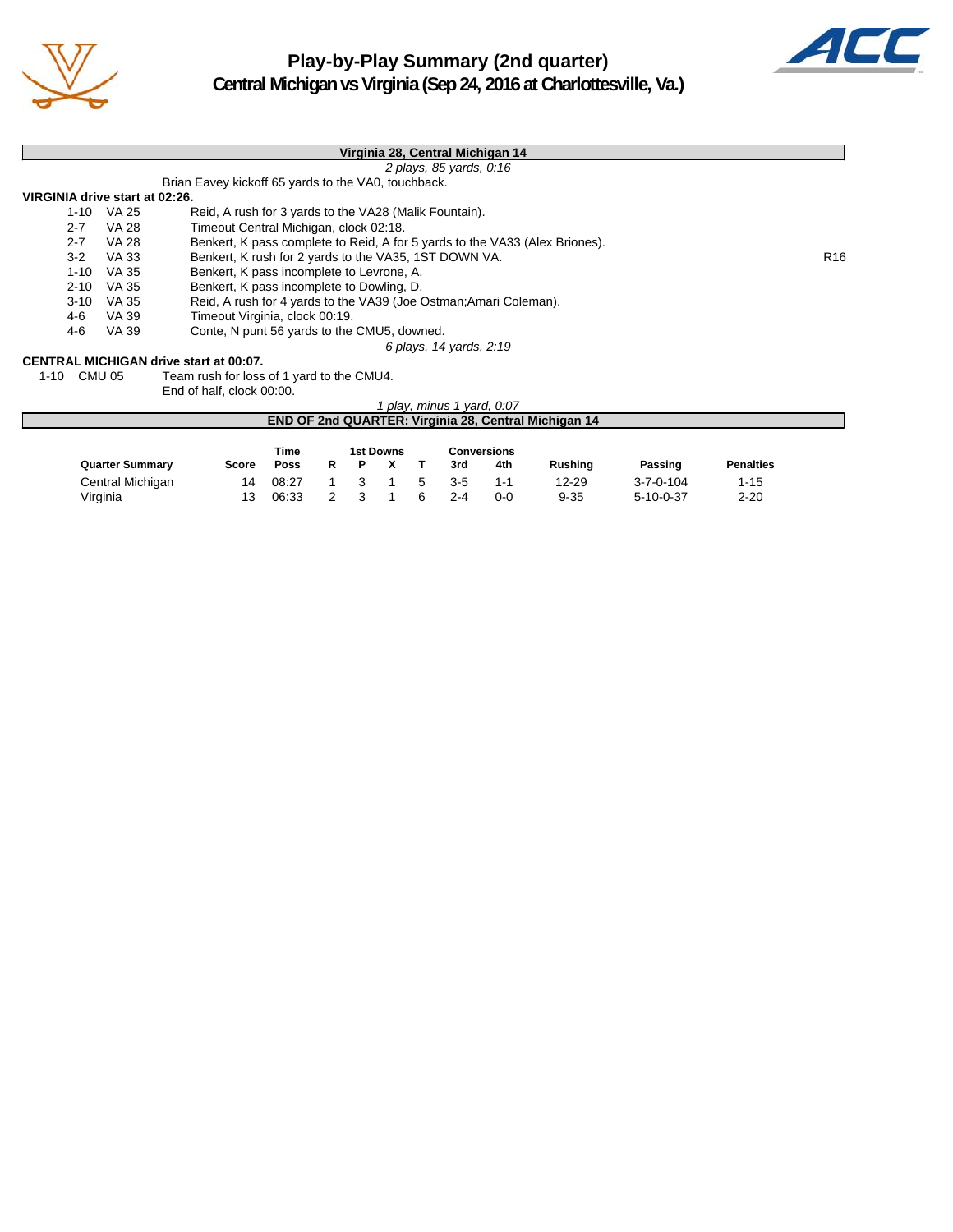# Play-by-Play Summary (2nd quarter)

## Central Michigan vs Virginia (Sep 24, 2016 at Charlottesville, Va.)

**Virginia 28, Central Michigan 14**

*2 plays, 85 yards, 0:16*

Brian Eavey kickoff 65 yards to the VA0, touchback.

**VIRGINIA drive start at 02:26.**

| Down | Spot | Play | |
|---|---|---|---|
| 1-10 | VA 25 | Reid, A rush for 3 yards to the VA28 (Malik Fountain). | |
| 2-7 | VA 28 | Timeout Central Michigan, clock 02:18. | |
| 2-7 | VA 28 | Benkert, K pass complete to Reid, A for 5 yards to the VA33 (Alex Briones). | |
| 3-2 | VA 33 | Benkert, K rush for 2 yards to the VA35, 1ST DOWN VA. | R16 |
| 1-10 | VA 35 | Benkert, K pass incomplete to Levrone, A. | |
| 2-10 | VA 35 | Benkert, K pass incomplete to Dowling, D. | |
| 3-10 | VA 35 | Reid, A rush for 4 yards to the VA39 (Joe Ostman;Amari Coleman). | |
| 4-6 | VA 39 | Timeout Virginia, clock 00:19. | |
| 4-6 | VA 39 | Conte, N punt 56 yards to the CMU5, downed. | |

*6 plays, 14 yards, 2:19*

**CENTRAL MICHIGAN drive start at 00:07.**

| Down | Spot | Play |
|---|---|---|
| 1-10 | CMU 05 | Team rush for loss of 1 yard to the CMU4. |
| | | End of half, clock 00:00. |

*1 play, minus 1 yard, 0:07*

**END OF 2nd QUARTER: Virginia 28, Central Michigan 14**

| Quarter Summary | Score | Time Poss | 1st Downs R | P | X | T | Conversions 3rd | 4th | Rushing | Passing | Penalties |
|---|---|---|---|---|---|---|---|---|---|---|---|
| Central Michigan | 14 | 08:27 | 1 | 3 | 1 | 5 | 3-5 | 1-1 | 12-29 | 3-7-0-104 | 1-15 |
| Virginia | 13 | 06:33 | 2 | 3 | 1 | 6 | 2-4 | 0-0 | 9-35 | 5-10-0-37 | 2-20 |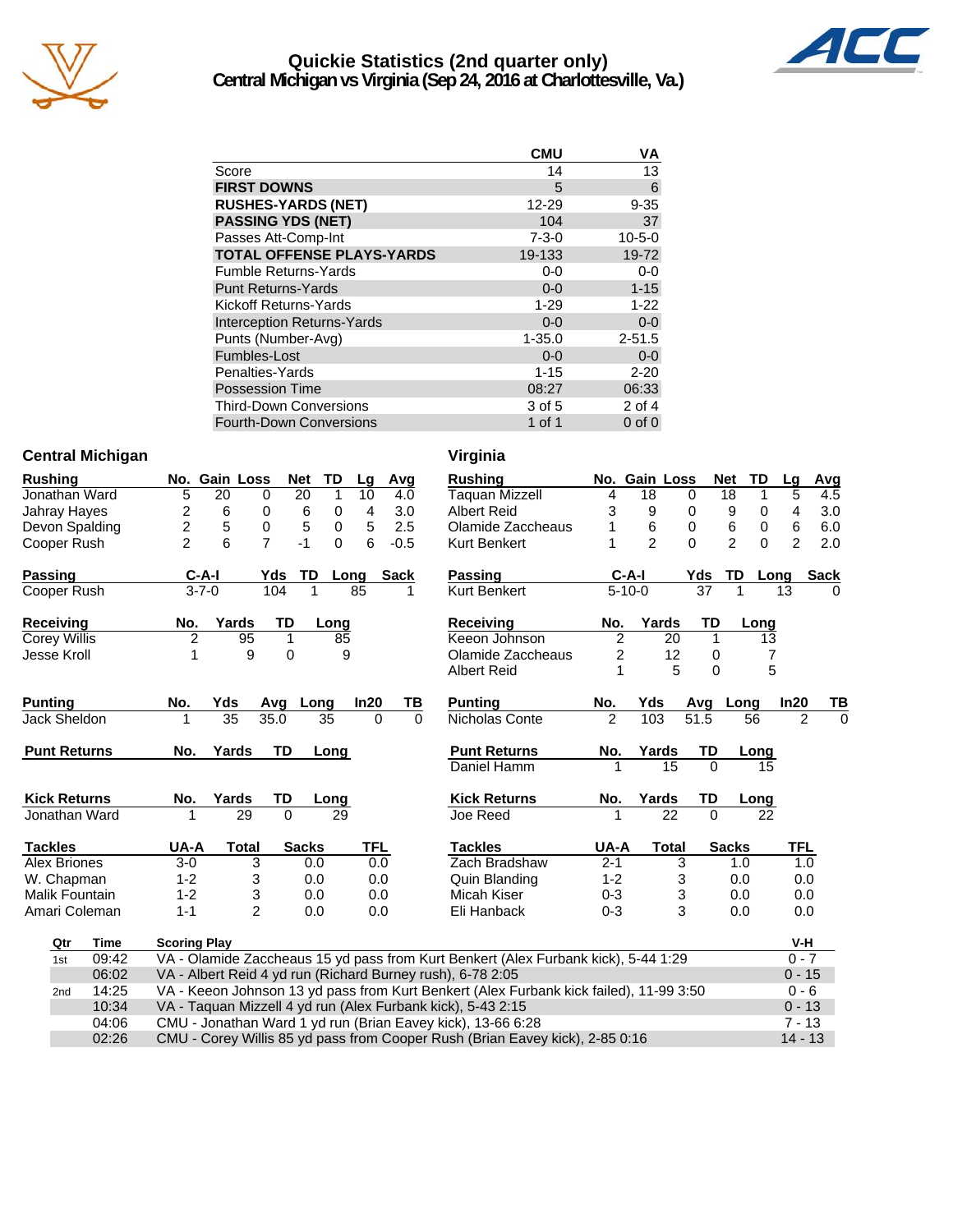# Quickie Statistics (2nd quarter only)
## Central Michigan vs Virginia (Sep 24, 2016 at Charlottesville, Va.)

| | CMU | VA |
|---|---|---|
| Score | 14 | 13 |
| **FIRST DOWNS** | 5 | 6 |
| **RUSHES-YARDS (NET)** | 12-29 | 9-35 |
| **PASSING YDS (NET)** | 104 | 37 |
| Passes Att-Comp-Int | 7-3-0 | 10-5-0 |
| **TOTAL OFFENSE PLAYS-YARDS** | 19-133 | 19-72 |
| Fumble Returns-Yards | 0-0 | 0-0 |
| Punt Returns-Yards | 0-0 | 1-15 |
| Kickoff Returns-Yards | 1-29 | 1-22 |
| Interception Returns-Yards | 0-0 | 0-0 |
| Punts (Number-Avg) | 1-35.0 | 2-51.5 |
| Fumbles-Lost | 0-0 | 0-0 |
| Penalties-Yards | 1-15 | 2-20 |
| Possession Time | 08:27 | 06:33 |
| Third-Down Conversions | 3 of 5 | 2 of 4 |
| Fourth-Down Conversions | 1 of 1 | 0 of 0 |

## Central Michigan

| Rushing | No. | Gain | Loss | Net | TD | Lg | Avg |
|---|---|---|---|---|---|---|---|
| Jonathan Ward | 5 | 20 | 0 | 20 | 1 | 10 | 4.0 |
| Jahray Hayes | 2 | 6 | 0 | 6 | 0 | 4 | 3.0 |
| Devon Spalding | 2 | 5 | 0 | 5 | 0 | 5 | 2.5 |
| Cooper Rush | 2 | 6 | 7 | -1 | 0 | 6 | -0.5 |

| Passing | C-A-I | Yds | TD | Long | Sack |
|---|---|---|---|---|---|
| Cooper Rush | 3-7-0 | 104 | 1 | 85 | 1 |

| Receiving | No. | Yards | TD | Long |
|---|---|---|---|---|
| Corey Willis | 2 | 95 | 1 | 85 |
| Jesse Kroll | 1 | 9 | 0 | 9 |

| Punting | No. | Yds | Avg | Long | In20 | TB |
|---|---|---|---|---|---|---|
| Jack Sheldon | 1 | 35 | 35.0 | 35 | 0 | 0 |

| Punt Returns | No. | Yards | TD | Long |
|---|---|---|---|---|

| Kick Returns | No. | Yards | TD | Long |
|---|---|---|---|---|
| Jonathan Ward | 1 | 29 | 0 | 29 |

| Tackles | UA-A | Total | Sacks | TFL |
|---|---|---|---|---|
| Alex Briones | 3-0 | 3 | 0.0 | 0.0 |
| W. Chapman | 1-2 | 3 | 0.0 | 0.0 |
| Malik Fountain | 1-2 | 3 | 0.0 | 0.0 |
| Amari Coleman | 1-1 | 2 | 0.0 | 0.0 |

## Virginia

| Rushing | No. | Gain | Loss | Net | TD | Lg | Avg |
|---|---|---|---|---|---|---|---|
| Taquan Mizzell | 4 | 18 | 0 | 18 | 1 | 5 | 4.5 |
| Albert Reid | 3 | 9 | 0 | 9 | 0 | 4 | 3.0 |
| Olamide Zaccheaus | 1 | 6 | 0 | 6 | 0 | 6 | 6.0 |
| Kurt Benkert | 1 | 2 | 0 | 2 | 0 | 2 | 2.0 |

| Passing | C-A-I | Yds | TD | Long | Sack |
|---|---|---|---|---|---|
| Kurt Benkert | 5-10-0 | 37 | 1 | 13 | 0 |

| Receiving | No. | Yards | TD | Long |
|---|---|---|---|---|
| Keeon Johnson | 2 | 20 | 1 | 13 |
| Olamide Zaccheaus | 2 | 12 | 0 | 7 |
| Albert Reid | 1 | 5 | 0 | 5 |

| Punting | No. | Yds | Avg | Long | In20 | TB |
|---|---|---|---|---|---|---|
| Nicholas Conte | 2 | 103 | 51.5 | 56 | 2 | 0 |

| Punt Returns | No. | Yards | TD | Long |
|---|---|---|---|---|
| Daniel Hamm | 1 | 15 | 0 | 15 |

| Kick Returns | No. | Yards | TD | Long |
|---|---|---|---|---|
| Joe Reed | 1 | 22 | 0 | 22 |

| Tackles | UA-A | Total | Sacks | TFL |
|---|---|---|---|---|
| Zach Bradshaw | 2-1 | 3 | 1.0 | 1.0 |
| Quin Blanding | 1-2 | 3 | 0.0 | 0.0 |
| Micah Kiser | 0-3 | 3 | 0.0 | 0.0 |
| Eli Hanback | 0-3 | 3 | 0.0 | 0.0 |

## Scoring Summary

| Qtr | Time | Scoring Play | V-H |
|---|---|---|---|
| 1st | 09:42 | VA - Olamide Zaccheaus 15 yd pass from Kurt Benkert (Alex Furbank kick), 5-44 1:29 | 0 - 7 |
| | 06:02 | VA - Albert Reid 4 yd run (Richard Burney rush), 6-78 2:05 | 0 - 15 |
| 2nd | 14:25 | VA - Keeon Johnson 13 yd pass from Kurt Benkert (Alex Furbank kick failed), 11-99 3:50 | 0 - 6 |
| | 10:34 | VA - Taquan Mizzell 4 yd run (Alex Furbank kick), 5-43 2:15 | 0 - 13 |
| | 04:06 | CMU - Jonathan Ward 1 yd run (Brian Eavey kick), 13-66 6:28 | 7 - 13 |
| | 02:26 | CMU - Corey Willis 85 yd pass from Cooper Rush (Brian Eavey kick), 2-85 0:16 | 14 - 13 |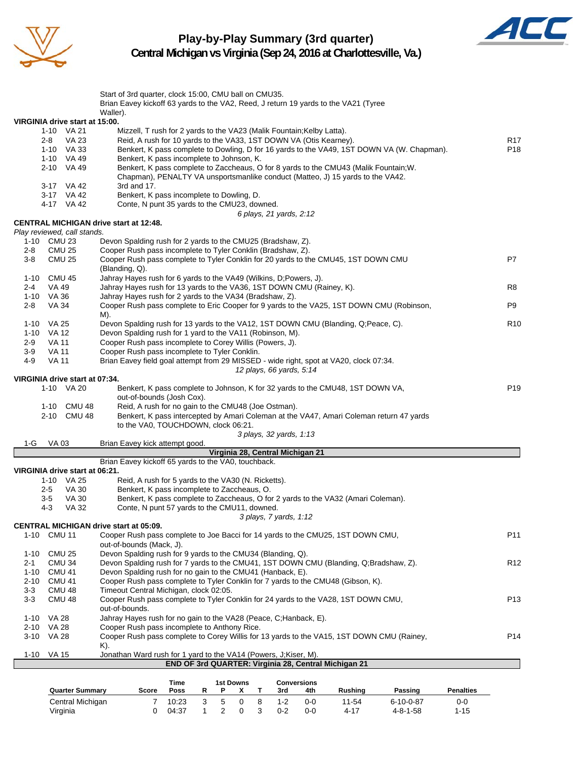# Play-by-Play Summary (3rd quarter)

## Central Michigan vs Virginia (Sep 24, 2016 at Charlottesville, Va.)

Start of 3rd quarter, clock 15:00, CMU ball on CMU35.
Brian Eavey kickoff 63 yards to the VA2, Reed, J return 19 yards to the VA21 (Tyree Waller).

**VIRGINIA drive start at 15:00.**

| Down | Spot | Play | |
|---|---|---|---|
| 1-10 | VA 21 | Mizzell, T rush for 2 yards to the VA23 (Malik Fountain;Kelby Latta). | |
| 2-8 | VA 23 | Reid, A rush for 10 yards to the VA33, 1ST DOWN VA (Otis Kearney). | R17 |
| 1-10 | VA 33 | Benkert, K pass complete to Dowling, D for 16 yards to the VA49, 1ST DOWN VA (W. Chapman). | P18 |
| 1-10 | VA 49 | Benkert, K pass incomplete to Johnson, K. | |
| 2-10 | VA 49 | Benkert, K pass complete to Zaccheaus, O for 8 yards to the CMU43 (Malik Fountain;W. Chapman), PENALTY VA unsportsmanlike conduct (Matteo, J) 15 yards to the VA42. | |
| 3-17 | VA 42 | 3rd and 17. | |
| 3-17 | VA 42 | Benkert, K pass incomplete to Dowling, D. | |
| 4-17 | VA 42 | Conte, N punt 35 yards to the CMU23, downed. | |

*6 plays, 21 yards, 2:12*

**CENTRAL MICHIGAN drive start at 12:48.**

*Play reviewed, call stands.*

| Down | Spot | Play | |
|---|---|---|---|
| 1-10 | CMU 23 | Devon Spalding rush for 2 yards to the CMU25 (Bradshaw, Z). | |
| 2-8 | CMU 25 | Cooper Rush pass incomplete to Tyler Conklin (Bradshaw, Z). | |
| 3-8 | CMU 25 | Cooper Rush pass complete to Tyler Conklin for 20 yards to the CMU45, 1ST DOWN CMU (Blanding, Q). | P7 |
| 1-10 | CMU 45 | Jahray Hayes rush for 6 yards to the VA49 (Wilkins, D;Powers, J). | |
| 2-4 | VA 49 | Jahray Hayes rush for 13 yards to the VA36, 1ST DOWN CMU (Rainey, K). | R8 |
| 1-10 | VA 36 | Jahray Hayes rush for 2 yards to the VA34 (Bradshaw, Z). | |
| 2-8 | VA 34 | Cooper Rush pass complete to Eric Cooper for 9 yards to the VA25, 1ST DOWN CMU (Robinson, M). | P9 |
| 1-10 | VA 25 | Devon Spalding rush for 13 yards to the VA12, 1ST DOWN CMU (Blanding, Q;Peace, C). | R10 |
| 1-10 | VA 12 | Devon Spalding rush for 1 yard to the VA11 (Robinson, M). | |
| 2-9 | VA 11 | Cooper Rush pass incomplete to Corey Willis (Powers, J). | |
| 3-9 | VA 11 | Cooper Rush pass incomplete to Tyler Conklin. | |
| 4-9 | VA 11 | Brian Eavey field goal attempt from 29 MISSED - wide right, spot at VA20, clock 07:34. | |

*12 plays, 66 yards, 5:14*

**VIRGINIA drive start at 07:34.**

| Down | Spot | Play | |
|---|---|---|---|
| 1-10 | VA 20 | Benkert, K pass complete to Johnson, K for 32 yards to the CMU48, 1ST DOWN VA, out-of-bounds (Josh Cox). | P19 |
| 1-10 | CMU 48 | Reid, A rush for no gain to the CMU48 (Joe Ostman). | |
| 2-10 | CMU 48 | Benkert, K pass intercepted by Amari Coleman at the VA47, Amari Coleman return 47 yards to the VA0, TOUCHDOWN, clock 06:21. | |

*3 plays, 32 yards, 1:13*

| Down | Spot | Play |
|---|---|---|
| 1-G | VA 03 | Brian Eavey kick attempt good. |

**Virginia 28, Central Michigan 21**

Brian Eavey kickoff 65 yards to the VA0, touchback.

**VIRGINIA drive start at 06:21.**

| Down | Spot | Play |
|---|---|---|
| 1-10 | VA 25 | Reid, A rush for 5 yards to the VA30 (N. Ricketts). |
| 2-5 | VA 30 | Benkert, K pass incomplete to Zaccheaus, O. |
| 3-5 | VA 30 | Benkert, K pass complete to Zaccheaus, O for 2 yards to the VA32 (Amari Coleman). |
| 4-3 | VA 32 | Conte, N punt 57 yards to the CMU11, downed. |

*3 plays, 7 yards, 1:12*

**CENTRAL MICHIGAN drive start at 05:09.**

| Down | Spot | Play | |
|---|---|---|---|
| 1-10 | CMU 11 | Cooper Rush pass complete to Joe Bacci for 14 yards to the CMU25, 1ST DOWN CMU, out-of-bounds (Mack, J). | P11 |
| 1-10 | CMU 25 | Devon Spalding rush for 9 yards to the CMU34 (Blanding, Q). | |
| 2-1 | CMU 34 | Devon Spalding rush for 7 yards to the CMU41, 1ST DOWN CMU (Blanding, Q;Bradshaw, Z). | R12 |
| 1-10 | CMU 41 | Devon Spalding rush for no gain to the CMU41 (Hanback, E). | |
| 2-10 | CMU 41 | Cooper Rush pass complete to Tyler Conklin for 7 yards to the CMU48 (Gibson, K). | |
| 3-3 | CMU 48 | Timeout Central Michigan, clock 02:05. | |
| 3-3 | CMU 48 | Cooper Rush pass complete to Tyler Conklin for 24 yards to the VA28, 1ST DOWN CMU, out-of-bounds. | P13 |
| 1-10 | VA 28 | Jahray Hayes rush for no gain to the VA28 (Peace, C;Hanback, E). | |
| 2-10 | VA 28 | Cooper Rush pass incomplete to Anthony Rice. | |
| 3-10 | VA 28 | Cooper Rush pass complete to Corey Willis for 13 yards to the VA15, 1ST DOWN CMU (Rainey, K). | P14 |
| 1-10 | VA 15 | Jonathan Ward rush for 1 yard to the VA14 (Powers, J;Kiser, M). | |

**END OF 3rd QUARTER: Virginia 28, Central Michigan 21**

| Quarter Summary | Score | Time Poss | 1st Downs R | 1st Downs P | 1st Downs X | 1st Downs T | Conversions 3rd | Conversions 4th | Rushing | Passing | Penalties |
|---|---|---|---|---|---|---|---|---|---|---|---|
| Central Michigan | 7 | 10:23 | 3 | 5 | 0 | 8 | 1-2 | 0-0 | 11-54 | 6-10-0-87 | 0-0 |
| Virginia | 0 | 04:37 | 1 | 2 | 0 | 3 | 0-2 | 0-0 | 4-17 | 4-8-1-58 | 1-15 |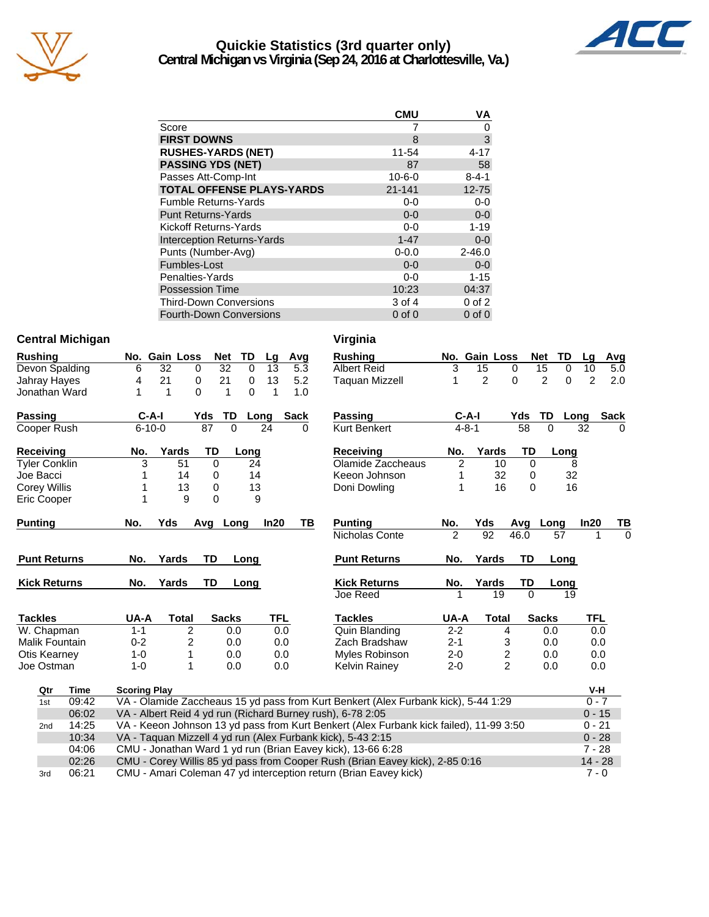# Quickie Statistics (3rd quarter only)
## Central Michigan vs Virginia (Sep 24, 2016 at Charlottesville, Va.)

| | CMU | VA |
|---|---|---|
| Score | 7 | 0 |
| **FIRST DOWNS** | 8 | 3 |
| **RUSHES-YARDS (NET)** | 11-54 | 4-17 |
| **PASSING YDS (NET)** | 87 | 58 |
| Passes Att-Comp-Int | 10-6-0 | 8-4-1 |
| **TOTAL OFFENSE PLAYS-YARDS** | 21-141 | 12-75 |
| Fumble Returns-Yards | 0-0 | 0-0 |
| Punt Returns-Yards | 0-0 | 0-0 |
| Kickoff Returns-Yards | 0-0 | 1-19 |
| Interception Returns-Yards | 1-47 | 0-0 |
| Punts (Number-Avg) | 0-0.0 | 2-46.0 |
| Fumbles-Lost | 0-0 | 0-0 |
| Penalties-Yards | 0-0 | 1-15 |
| Possession Time | 10:23 | 04:37 |
| Third-Down Conversions | 3 of 4 | 0 of 2 |
| Fourth-Down Conversions | 0 of 0 | 0 of 0 |

## Central Michigan

| Rushing | No. | Gain | Loss | Net | TD | Lg | Avg |
|---|---|---|---|---|---|---|---|
| Devon Spalding | 6 | 32 | 0 | 32 | 0 | 13 | 5.3 |
| Jahray Hayes | 4 | 21 | 0 | 21 | 0 | 13 | 5.2 |
| Jonathan Ward | 1 | 1 | 0 | 1 | 0 | 1 | 1.0 |

| Passing | C-A-I | Yds | TD | Long | Sack |
|---|---|---|---|---|---|
| Cooper Rush | 6-10-0 | 87 | 0 | 24 | 0 |

| Receiving | No. | Yards | TD | Long |
|---|---|---|---|---|
| Tyler Conklin | 3 | 51 | 0 | 24 |
| Joe Bacci | 1 | 14 | 0 | 14 |
| Corey Willis | 1 | 13 | 0 | 13 |
| Eric Cooper | 1 | 9 | 0 | 9 |

| Punting | No. | Yds | Avg | Long | In20 | TB |
|---|---|---|---|---|---|---|

| Punt Returns | No. | Yards | TD | Long |
|---|---|---|---|---|

| Kick Returns | No. | Yards | TD | Long |
|---|---|---|---|---|

| Tackles | UA-A | Total | Sacks | TFL |
|---|---|---|---|---|
| W. Chapman | 1-1 | 2 | 0.0 | 0.0 |
| Malik Fountain | 0-2 | 2 | 0.0 | 0.0 |
| Otis Kearney | 1-0 | 1 | 0.0 | 0.0 |
| Joe Ostman | 1-0 | 1 | 0.0 | 0.0 |

## Virginia

| Rushing | No. | Gain | Loss | Net | TD | Lg | Avg |
|---|---|---|---|---|---|---|---|
| Albert Reid | 3 | 15 | 0 | 15 | 0 | 10 | 5.0 |
| Taquan Mizzell | 1 | 2 | 0 | 2 | 0 | 2 | 2.0 |

| Passing | C-A-I | Yds | TD | Long | Sack |
|---|---|---|---|---|---|
| Kurt Benkert | 4-8-1 | 58 | 0 | 32 | 0 |

| Receiving | No. | Yards | TD | Long |
|---|---|---|---|---|
| Olamide Zaccheaus | 2 | 10 | 0 | 8 |
| Keeon Johnson | 1 | 32 | 0 | 32 |
| Doni Dowling | 1 | 16 | 0 | 16 |

| Punting | No. | Yds | Avg | Long | In20 | TB |
|---|---|---|---|---|---|---|
| Nicholas Conte | 2 | 92 | 46.0 | 57 | 1 | 0 |

| Punt Returns | No. | Yards | TD | Long |
|---|---|---|---|---|

| Kick Returns | No. | Yards | TD | Long |
|---|---|---|---|---|
| Joe Reed | 1 | 19 | 0 | 19 |

| Tackles | UA-A | Total | Sacks | TFL |
|---|---|---|---|---|
| Quin Blanding | 2-2 | 4 | 0.0 | 0.0 |
| Zach Bradshaw | 2-1 | 3 | 0.0 | 0.0 |
| Myles Robinson | 2-0 | 2 | 0.0 | 0.0 |
| Kelvin Rainey | 2-0 | 2 | 0.0 | 0.0 |

| Qtr | Time | Scoring Play | V-H |
|---|---|---|---|
| 1st | 09:42 | VA - Olamide Zaccheaus 15 yd pass from Kurt Benkert (Alex Furbank kick), 5-44 1:29 | 0 - 7 |
| | 06:02 | VA - Albert Reid 4 yd run (Richard Burney rush), 6-78 2:05 | 0 - 15 |
| 2nd | 14:25 | VA - Keeon Johnson 13 yd pass from Kurt Benkert (Alex Furbank kick failed), 11-99 3:50 | 0 - 21 |
| | 10:34 | VA - Taquan Mizzell 4 yd run (Alex Furbank kick), 5-43 2:15 | 0 - 28 |
| | 04:06 | CMU - Jonathan Ward 1 yd run (Brian Eavey kick), 13-66 6:28 | 7 - 28 |
| | 02:26 | CMU - Corey Willis 85 yd pass from Cooper Rush (Brian Eavey kick), 2-85 0:16 | 14 - 28 |
| 3rd | 06:21 | CMU - Amari Coleman 47 yd interception return (Brian Eavey kick) | 7 - 0 |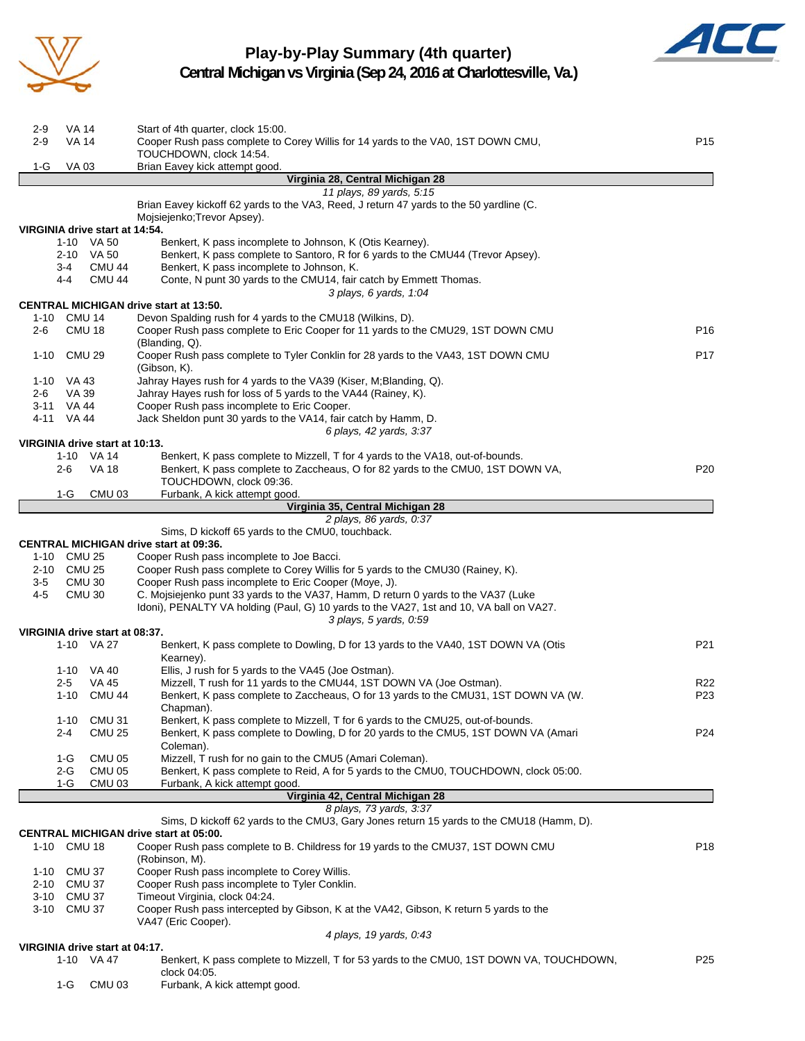# Play-by-Play Summary (4th quarter)

## Central Michigan vs Virginia (Sep 24, 2016 at Charlottesville, Va.)

| Down | Spot | Play | |
|---|---|---|---|
| 2-9 | VA 14 | Start of 4th quarter, clock 15:00. | |
| 2-9 | VA 14 | Cooper Rush pass complete to Corey Willis for 14 yards to the VA0, 1ST DOWN CMU, TOUCHDOWN, clock 14:54. | P15 |
| 1-G | VA 03 | Brian Eavey kick attempt good. | |

**Virginia 28, Central Michigan 28**

*11 plays, 89 yards, 5:15*

Brian Eavey kickoff 62 yards to the VA3, Reed, J return 47 yards to the 50 yardline (C. Mojsiejenko;Trevor Apsey).

**VIRGINIA drive start at 14:54.**

| Down | Spot | Play | |
|---|---|---|---|
| 1-10 | VA 50 | Benkert, K pass incomplete to Johnson, K (Otis Kearney). | |
| 2-10 | VA 50 | Benkert, K pass complete to Santoro, R for 6 yards to the CMU44 (Trevor Apsey). | |
| 3-4 | CMU 44 | Benkert, K pass incomplete to Johnson, K. | |
| 4-4 | CMU 44 | Conte, N punt 30 yards to the CMU14, fair catch by Emmett Thomas. | |

*3 plays, 6 yards, 1:04*

**CENTRAL MICHIGAN drive start at 13:50.**

| Down | Spot | Play | |
|---|---|---|---|
| 1-10 | CMU 14 | Devon Spalding rush for 4 yards to the CMU18 (Wilkins, D). | |
| 2-6 | CMU 18 | Cooper Rush pass complete to Eric Cooper for 11 yards to the CMU29, 1ST DOWN CMU (Blanding, Q). | P16 |
| 1-10 | CMU 29 | Cooper Rush pass complete to Tyler Conklin for 28 yards to the VA43, 1ST DOWN CMU (Gibson, K). | P17 |
| 1-10 | VA 43 | Jahray Hayes rush for 4 yards to the VA39 (Kiser, M;Blanding, Q). | |
| 2-6 | VA 39 | Jahray Hayes rush for loss of 5 yards to the VA44 (Rainey, K). | |
| 3-11 | VA 44 | Cooper Rush pass incomplete to Eric Cooper. | |
| 4-11 | VA 44 | Jack Sheldon punt 30 yards to the VA14, fair catch by Hamm, D. | |

*6 plays, 42 yards, 3:37*

**VIRGINIA drive start at 10:13.**

| Down | Spot | Play | |
|---|---|---|---|
| 1-10 | VA 14 | Benkert, K pass complete to Mizzell, T for 4 yards to the VA18, out-of-bounds. | |
| 2-6 | VA 18 | Benkert, K pass complete to Zaccheaus, O for 82 yards to the CMU0, 1ST DOWN VA, TOUCHDOWN, clock 09:36. | P20 |
| 1-G | CMU 03 | Furbank, A kick attempt good. | |

**Virginia 35, Central Michigan 28**

*2 plays, 86 yards, 0:37*

Sims, D kickoff 65 yards to the CMU0, touchback.

**CENTRAL MICHIGAN drive start at 09:36.**

| Down | Spot | Play | |
|---|---|---|---|
| 1-10 | CMU 25 | Cooper Rush pass incomplete to Joe Bacci. | |
| 2-10 | CMU 25 | Cooper Rush pass complete to Corey Willis for 5 yards to the CMU30 (Rainey, K). | |
| 3-5 | CMU 30 | Cooper Rush pass incomplete to Eric Cooper (Moye, J). | |
| 4-5 | CMU 30 | C. Mojsiejenko punt 33 yards to the VA37, Hamm, D return 0 yards to the VA37 (Luke Idoni), PENALTY VA holding (Paul, G) 10 yards to the VA27, 1st and 10, VA ball on VA27. | |

*3 plays, 5 yards, 0:59*

**VIRGINIA drive start at 08:37.**

| Down | Spot | Play | |
|---|---|---|---|
| 1-10 | VA 27 | Benkert, K pass complete to Dowling, D for 13 yards to the VA40, 1ST DOWN VA (Otis Kearney). | P21 |
| 1-10 | VA 40 | Ellis, J rush for 5 yards to the VA45 (Joe Ostman). | |
| 2-5 | VA 45 | Mizzell, T rush for 11 yards to the CMU44, 1ST DOWN VA (Joe Ostman). | R22 |
| 1-10 | CMU 44 | Benkert, K pass complete to Zaccheaus, O for 13 yards to the CMU31, 1ST DOWN VA (W. Chapman). | P23 |
| 1-10 | CMU 31 | Benkert, K pass complete to Mizzell, T for 6 yards to the CMU25, out-of-bounds. | |
| 2-4 | CMU 25 | Benkert, K pass complete to Dowling, D for 20 yards to the CMU5, 1ST DOWN VA (Amari Coleman). | P24 |
| 1-G | CMU 05 | Mizzell, T rush for no gain to the CMU5 (Amari Coleman). | |
| 2-G | CMU 05 | Benkert, K pass complete to Reid, A for 5 yards to the CMU0, TOUCHDOWN, clock 05:00. | |
| 1-G | CMU 03 | Furbank, A kick attempt good. | |

**Virginia 42, Central Michigan 28**

*8 plays, 73 yards, 3:37*

Sims, D kickoff 62 yards to the CMU3, Gary Jones return 15 yards to the CMU18 (Hamm, D).

**CENTRAL MICHIGAN drive start at 05:00.**

| Down | Spot | Play | |
|---|---|---|---|
| 1-10 | CMU 18 | Cooper Rush pass complete to B. Childress for 19 yards to the CMU37, 1ST DOWN CMU (Robinson, M). | P18 |
| 1-10 | CMU 37 | Cooper Rush pass incomplete to Corey Willis. | |
| 2-10 | CMU 37 | Cooper Rush pass incomplete to Tyler Conklin. | |
| 3-10 | CMU 37 | Timeout Virginia, clock 04:24. | |
| 3-10 | CMU 37 | Cooper Rush pass intercepted by Gibson, K at the VA42, Gibson, K return 5 yards to the VA47 (Eric Cooper). | |

*4 plays, 19 yards, 0:43*

**VIRGINIA drive start at 04:17.**

| Down | Spot | Play | |
|---|---|---|---|
| 1-10 | VA 47 | Benkert, K pass complete to Mizzell, T for 53 yards to the CMU0, 1ST DOWN VA, TOUCHDOWN, clock 04:05. | P25 |
| 1-G | CMU 03 | Furbank, A kick attempt good. | |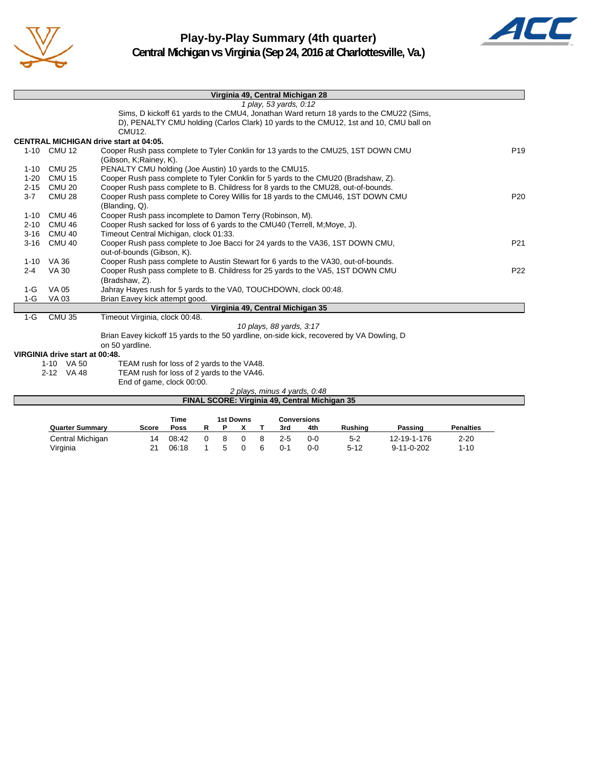# Play-by-Play Summary (4th quarter)
## Central Michigan vs Virginia (Sep 24, 2016 at Charlottesville, Va.)

**Virginia 49, Central Michigan 28**

*1 play, 53 yards, 0:12*

Sims, D kickoff 61 yards to the CMU4, Jonathan Ward return 18 yards to the CMU22 (Sims, D), PENALTY CMU holding (Carlos Clark) 10 yards to the CMU12, 1st and 10, CMU ball on CMU12.

**CENTRAL MICHIGAN drive start at 04:05.**

| Down | Spot | Play | |
|---|---|---|---|
| 1-10 | CMU 12 | Cooper Rush pass complete to Tyler Conklin for 13 yards to the CMU25, 1ST DOWN CMU (Gibson, K;Rainey, K). | P19 |
| 1-10 | CMU 25 | PENALTY CMU holding (Joe Austin) 10 yards to the CMU15. | |
| 1-20 | CMU 15 | Cooper Rush pass complete to Tyler Conklin for 5 yards to the CMU20 (Bradshaw, Z). | |
| 2-15 | CMU 20 | Cooper Rush pass complete to B. Childress for 8 yards to the CMU28, out-of-bounds. | |
| 3-7 | CMU 28 | Cooper Rush pass complete to Corey Willis for 18 yards to the CMU46, 1ST DOWN CMU (Blanding, Q). | P20 |
| 1-10 | CMU 46 | Cooper Rush pass incomplete to Damon Terry (Robinson, M). | |
| 2-10 | CMU 46 | Cooper Rush sacked for loss of 6 yards to the CMU40 (Terrell, M;Moye, J). | |
| 3-16 | CMU 40 | Timeout Central Michigan, clock 01:33. | |
| 3-16 | CMU 40 | Cooper Rush pass complete to Joe Bacci for 24 yards to the VA36, 1ST DOWN CMU, out-of-bounds (Gibson, K). | P21 |
| 1-10 | VA 36 | Cooper Rush pass complete to Austin Stewart for 6 yards to the VA30, out-of-bounds. | |
| 2-4 | VA 30 | Cooper Rush pass complete to B. Childress for 25 yards to the VA5, 1ST DOWN CMU (Bradshaw, Z). | P22 |
| 1-G | VA 05 | Jahray Hayes rush for 5 yards to the VA0, TOUCHDOWN, clock 00:48. | |
| 1-G | VA 03 | Brian Eavey kick attempt good. | |

**Virginia 49, Central Michigan 35**

| Down | Spot | Play |
|---|---|---|
| 1-G | CMU 35 | Timeout Virginia, clock 00:48. |

*10 plays, 88 yards, 3:17*

Brian Eavey kickoff 15 yards to the 50 yardline, on-side kick, recovered by VA Dowling, D on 50 yardline.

**VIRGINIA drive start at 00:48.**

| Down | Spot | Play |
|---|---|---|
| 1-10 | VA 50 | TEAM rush for loss of 2 yards to the VA48. |
| 2-12 | VA 48 | TEAM rush for loss of 2 yards to the VA46. |
| | | End of game, clock 00:00. |

*2 plays, minus 4 yards, 0:48*

**FINAL SCORE: Virginia 49, Central Michigan 35**

| Quarter Summary | Score | Time Poss | 1st Downs R | P | X | T | Conversions 3rd | 4th | Rushing | Passing | Penalties |
|---|---|---|---|---|---|---|---|---|---|---|---|
| Central Michigan | 14 | 08:42 | 0 | 8 | 0 | 8 | 2-5 | 0-0 | 5-2 | 12-19-1-176 | 2-20 |
| Virginia | 21 | 06:18 | 1 | 5 | 0 | 6 | 0-1 | 0-0 | 5-12 | 9-11-0-202 | 1-10 |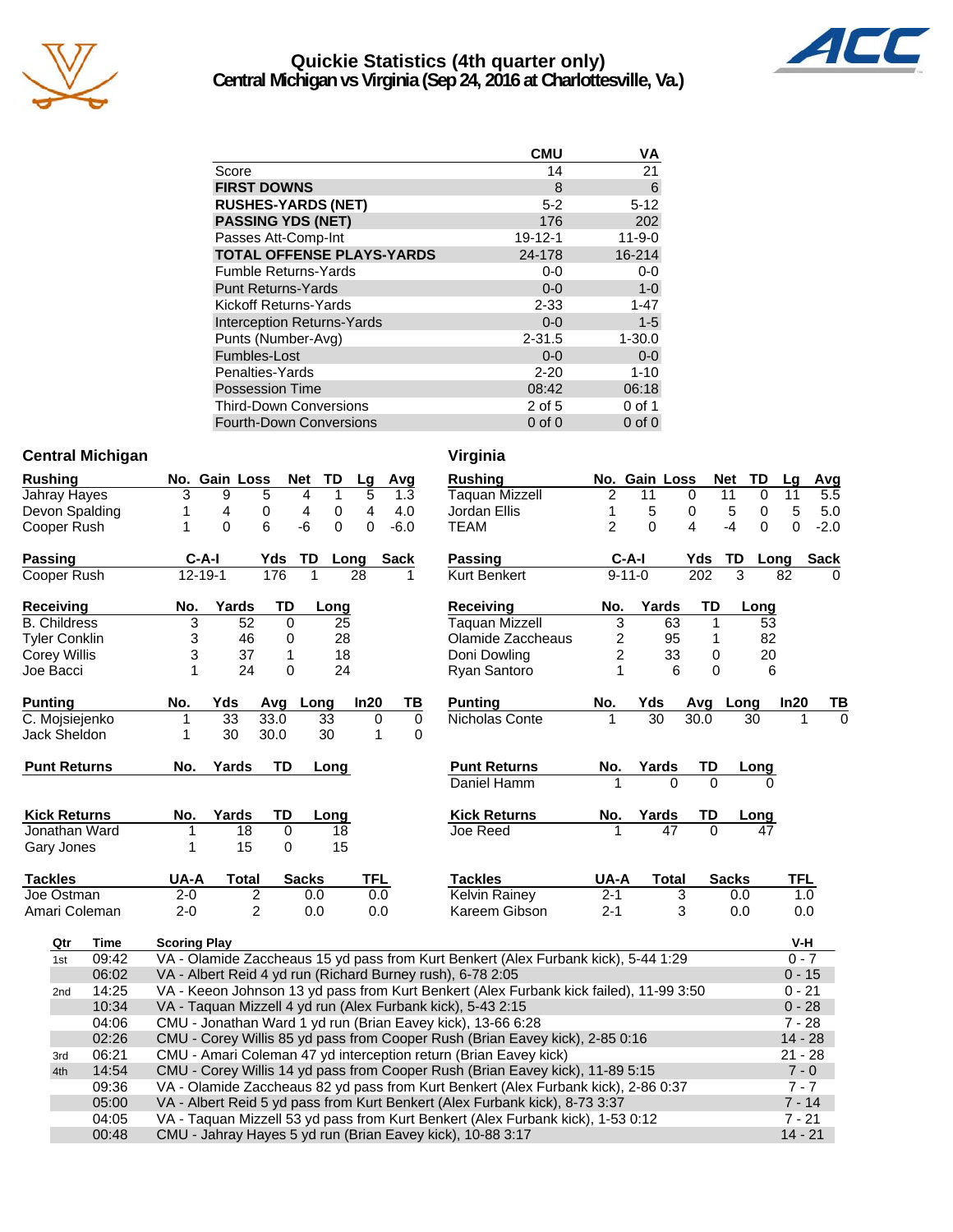# Quickie Statistics (4th quarter only)
## Central Michigan vs Virginia (Sep 24, 2016 at Charlottesville, Va.)

| | CMU | VA |
|---|---|---|
| Score | 14 | 21 |
| **FIRST DOWNS** | 8 | 6 |
| **RUSHES-YARDS (NET)** | 5-2 | 5-12 |
| **PASSING YDS (NET)** | 176 | 202 |
| Passes Att-Comp-Int | 19-12-1 | 11-9-0 |
| **TOTAL OFFENSE PLAYS-YARDS** | 24-178 | 16-214 |
| Fumble Returns-Yards | 0-0 | 0-0 |
| Punt Returns-Yards | 0-0 | 1-0 |
| Kickoff Returns-Yards | 2-33 | 1-47 |
| Interception Returns-Yards | 0-0 | 1-5 |
| Punts (Number-Avg) | 2-31.5 | 1-30.0 |
| Fumbles-Lost | 0-0 | 0-0 |
| Penalties-Yards | 2-20 | 1-10 |
| Possession Time | 08:42 | 06:18 |
| Third-Down Conversions | 2 of 5 | 0 of 1 |
| Fourth-Down Conversions | 0 of 0 | 0 of 0 |

## Central Michigan

| Rushing | No. | Gain | Loss | Net | TD | Lg | Avg |
|---|---|---|---|---|---|---|---|
| Jahray Hayes | 3 | 9 | 5 | 4 | 1 | 5 | 1.3 |
| Devon Spalding | 1 | 4 | 0 | 4 | 0 | 4 | 4.0 |
| Cooper Rush | 1 | 0 | 6 | -6 | 0 | 0 | -6.0 |

| Passing | C-A-I | Yds | TD | Long | Sack |
|---|---|---|---|---|---|
| Cooper Rush | 12-19-1 | 176 | 1 | 28 | 1 |

| Receiving | No. | Yards | TD | Long |
|---|---|---|---|---|
| B. Childress | 3 | 52 | 0 | 25 |
| Tyler Conklin | 3 | 46 | 0 | 28 |
| Corey Willis | 3 | 37 | 1 | 18 |
| Joe Bacci | 1 | 24 | 0 | 24 |

| Punting | No. | Yds | Avg | Long | In20 | TB |
|---|---|---|---|---|---|---|
| C. Mojsiejenko | 1 | 33 | 33.0 | 33 | 0 | 0 |
| Jack Sheldon | 1 | 30 | 30.0 | 30 | 1 | 0 |

| Punt Returns | No. | Yards | TD | Long |
|---|---|---|---|---|

| Kick Returns | No. | Yards | TD | Long |
|---|---|---|---|---|
| Jonathan Ward | 1 | 18 | 0 | 18 |
| Gary Jones | 1 | 15 | 0 | 15 |

| Tackles | UA-A | Total | Sacks | TFL |
|---|---|---|---|---|
| Joe Ostman | 2-0 | 2 | 0.0 | 0.0 |
| Amari Coleman | 2-0 | 2 | 0.0 | 0.0 |

## Virginia

| Rushing | No. | Gain | Loss | Net | TD | Lg | Avg |
|---|---|---|---|---|---|---|---|
| Taquan Mizzell | 2 | 11 | 0 | 11 | 0 | 11 | 5.5 |
| Jordan Ellis | 1 | 5 | 0 | 5 | 0 | 5 | 5.0 |
| TEAM | 2 | 0 | 4 | -4 | 0 | 0 | -2.0 |

| Passing | C-A-I | Yds | TD | Long | Sack |
|---|---|---|---|---|---|
| Kurt Benkert | 9-11-0 | 202 | 3 | 82 | 0 |

| Receiving | No. | Yards | TD | Long |
|---|---|---|---|---|
| Taquan Mizzell | 3 | 63 | 1 | 53 |
| Olamide Zaccheaus | 2 | 95 | 1 | 82 |
| Doni Dowling | 2 | 33 | 0 | 20 |
| Ryan Santoro | 1 | 6 | 0 | 6 |

| Punting | No. | Yds | Avg | Long | In20 | TB |
|---|---|---|---|---|---|---|
| Nicholas Conte | 1 | 30 | 30.0 | 30 | 1 | 0 |

| Punt Returns | No. | Yards | TD | Long |
|---|---|---|---|---|
| Daniel Hamm | 1 | 0 | 0 | 0 |

| Kick Returns | No. | Yards | TD | Long |
|---|---|---|---|---|
| Joe Reed | 1 | 47 | 0 | 47 |

| Tackles | UA-A | Total | Sacks | TFL |
|---|---|---|---|---|
| Kelvin Rainey | 2-1 | 3 | 0.0 | 1.0 |
| Kareem Gibson | 2-1 | 3 | 0.0 | 0.0 |

| Qtr | Time | Scoring Play | V-H |
|---|---|---|---|
| 1st | 09:42 | VA - Olamide Zaccheaus 15 yd pass from Kurt Benkert (Alex Furbank kick), 5-44 1:29 | 0 - 7 |
| | 06:02 | VA - Albert Reid 4 yd run (Richard Burney rush), 6-78 2:05 | 0 - 15 |
| 2nd | 14:25 | VA - Keeon Johnson 13 yd pass from Kurt Benkert (Alex Furbank kick failed), 11-99 3:50 | 0 - 21 |
| | 10:34 | VA - Taquan Mizzell 4 yd run (Alex Furbank kick), 5-43 2:15 | 0 - 28 |
| | 04:06 | CMU - Jonathan Ward 1 yd run (Brian Eavey kick), 13-66 6:28 | 7 - 28 |
| | 02:26 | CMU - Corey Willis 85 yd pass from Cooper Rush (Brian Eavey kick), 2-85 0:16 | 14 - 28 |
| 3rd | 06:21 | CMU - Amari Coleman 47 yd interception return (Brian Eavey kick) | 21 - 28 |
| 4th | 14:54 | CMU - Corey Willis 14 yd pass from Cooper Rush (Brian Eavey kick), 11-89 5:15 | 7 - 0 |
| | 09:36 | VA - Olamide Zaccheaus 82 yd pass from Kurt Benkert (Alex Furbank kick), 2-86 0:37 | 7 - 7 |
| | 05:00 | VA - Albert Reid 5 yd pass from Kurt Benkert (Alex Furbank kick), 8-73 3:37 | 7 - 14 |
| | 04:05 | VA - Taquan Mizzell 53 yd pass from Kurt Benkert (Alex Furbank kick), 1-53 0:12 | 7 - 21 |
| | 00:48 | CMU - Jahray Hayes 5 yd run (Brian Eavey kick), 10-88 3:17 | 14 - 21 |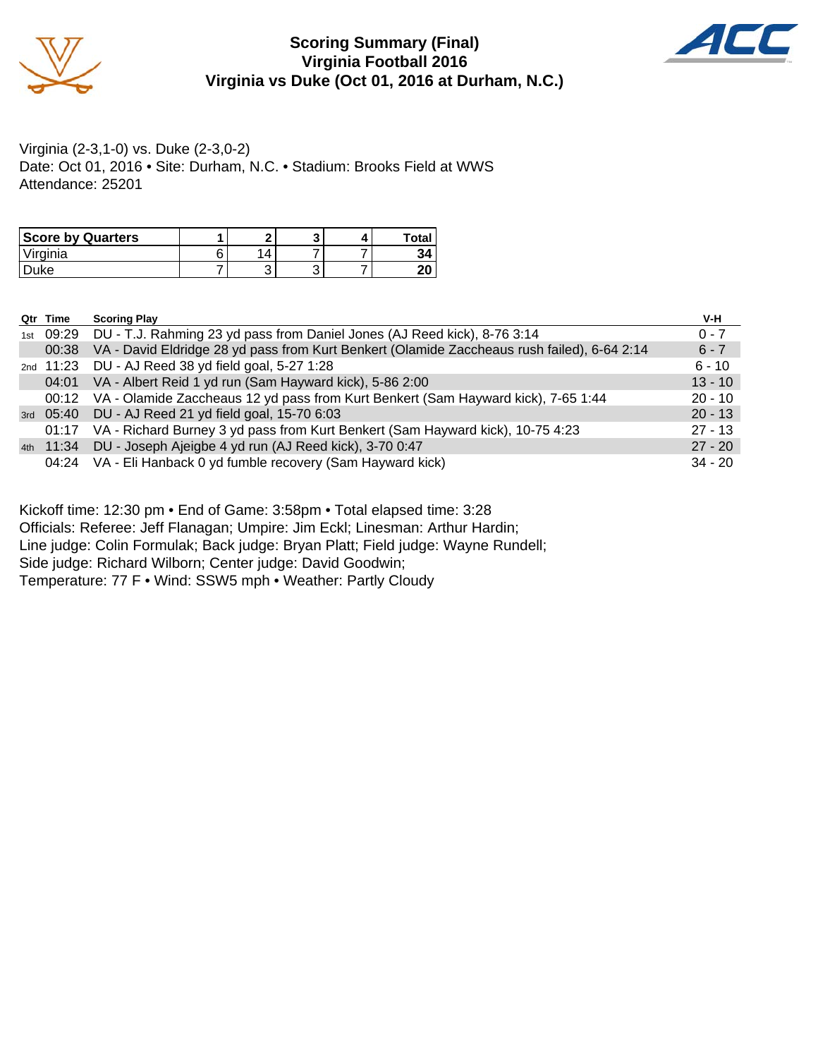# Scoring Summary (Final)
## Virginia Football 2016
## Virginia vs Duke (Oct 01, 2016 at Durham, N.C.)

Virginia (2-3,1-0) vs. Duke (2-3,0-2)
Date: Oct 01, 2016 • Site: Durham, N.C. • Stadium: Brooks Field at WWS
Attendance: 25201

| Score by Quarters | 1 | 2 | 3 | 4 | Total |
|---|---|---|---|---|---|
| Virginia | 6 | 14 | 7 | 7 | **34** |
| Duke | 7 | 3 | 3 | 7 | **20** |

| Qtr | Time | Scoring Play | V-H |
|---|---|---|---|
| 1st | 09:29 | DU - T.J. Rahming 23 yd pass from Daniel Jones (AJ Reed kick), 8-76 3:14 | 0 - 7 |
| | 00:38 | VA - David Eldridge 28 yd pass from Kurt Benkert (Olamide Zaccheaus rush failed), 6-64 2:14 | 6 - 7 |
| 2nd | 11:23 | DU - AJ Reed 38 yd field goal, 5-27 1:28 | 6 - 10 |
| | 04:01 | VA - Albert Reid 1 yd run (Sam Hayward kick), 5-86 2:00 | 13 - 10 |
| | 00:12 | VA - Olamide Zaccheaus 12 yd pass from Kurt Benkert (Sam Hayward kick), 7-65 1:44 | 20 - 10 |
| 3rd | 05:40 | DU - AJ Reed 21 yd field goal, 15-70 6:03 | 20 - 13 |
| | 01:17 | VA - Richard Burney 3 yd pass from Kurt Benkert (Sam Hayward kick), 10-75 4:23 | 27 - 13 |
| 4th | 11:34 | DU - Joseph Ajeigbe 4 yd run (AJ Reed kick), 3-70 0:47 | 27 - 20 |
| | 04:24 | VA - Eli Hanback 0 yd fumble recovery (Sam Hayward kick) | 34 - 20 |

Kickoff time: 12:30 pm • End of Game: 3:58pm • Total elapsed time: 3:28
Officials: Referee: Jeff Flanagan; Umpire: Jim Eckl; Linesman: Arthur Hardin;
Line judge: Colin Formulak; Back judge: Bryan Platt; Field judge: Wayne Rundell;
Side judge: Richard Wilborn; Center judge: David Goodwin;
Temperature: 77 F • Wind: SSW5 mph • Weather: Partly Cloudy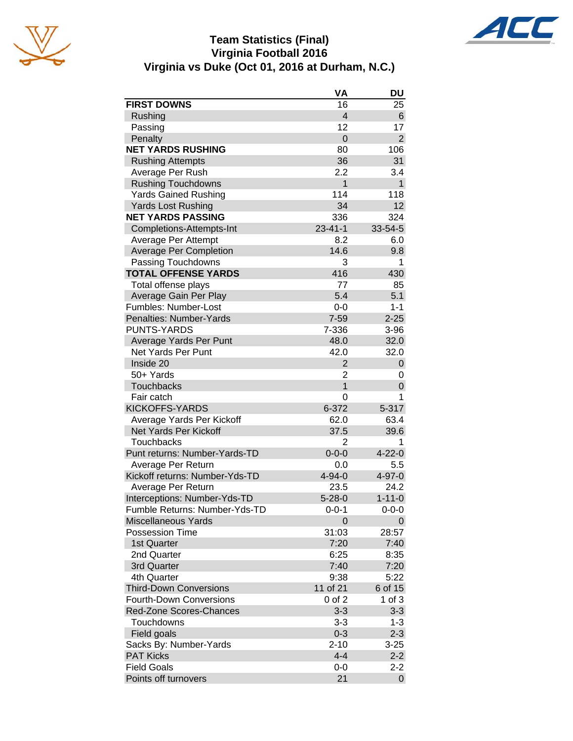# Team Statistics (Final)
## Virginia Football 2016
## Virginia vs Duke (Oct 01, 2016 at Durham, N.C.)

| | VA | DU |
|---|---|---|
| **FIRST DOWNS** | 16 | 25 |
| Rushing | 4 | 6 |
| Passing | 12 | 17 |
| Penalty | 0 | 2 |
| **NET YARDS RUSHING** | 80 | 106 |
| Rushing Attempts | 36 | 31 |
| Average Per Rush | 2.2 | 3.4 |
| Rushing Touchdowns | 1 | 1 |
| Yards Gained Rushing | 114 | 118 |
| Yards Lost Rushing | 34 | 12 |
| **NET YARDS PASSING** | 336 | 324 |
| Completions-Attempts-Int | 23-41-1 | 33-54-5 |
| Average Per Attempt | 8.2 | 6.0 |
| Average Per Completion | 14.6 | 9.8 |
| Passing Touchdowns | 3 | 1 |
| **TOTAL OFFENSE YARDS** | 416 | 430 |
| Total offense plays | 77 | 85 |
| Average Gain Per Play | 5.4 | 5.1 |
| Fumbles: Number-Lost | 0-0 | 1-1 |
| Penalties: Number-Yards | 7-59 | 2-25 |
| PUNTS-YARDS | 7-336 | 3-96 |
| Average Yards Per Punt | 48.0 | 32.0 |
| Net Yards Per Punt | 42.0 | 32.0 |
| Inside 20 | 2 | 0 |
| 50+ Yards | 2 | 0 |
| Touchbacks | 1 | 0 |
| Fair catch | 0 | 1 |
| KICKOFFS-YARDS | 6-372 | 5-317 |
| Average Yards Per Kickoff | 62.0 | 63.4 |
| Net Yards Per Kickoff | 37.5 | 39.6 |
| Touchbacks | 2 | 1 |
| Punt returns: Number-Yards-TD | 0-0-0 | 4-22-0 |
| Average Per Return | 0.0 | 5.5 |
| Kickoff returns: Number-Yds-TD | 4-94-0 | 4-97-0 |
| Average Per Return | 23.5 | 24.2 |
| Interceptions: Number-Yds-TD | 5-28-0 | 1-11-0 |
| Fumble Returns: Number-Yds-TD | 0-0-1 | 0-0-0 |
| Miscellaneous Yards | 0 | 0 |
| Possession Time | 31:03 | 28:57 |
| 1st Quarter | 7:20 | 7:40 |
| 2nd Quarter | 6:25 | 8:35 |
| 3rd Quarter | 7:40 | 7:20 |
| 4th Quarter | 9:38 | 5:22 |
| Third-Down Conversions | 11 of 21 | 6 of 15 |
| Fourth-Down Conversions | 0 of 2 | 1 of 3 |
| Red-Zone Scores-Chances | 3-3 | 3-3 |
| Touchdowns | 3-3 | 1-3 |
| Field goals | 0-3 | 2-3 |
| Sacks By: Number-Yards | 2-10 | 3-25 |
| PAT Kicks | 4-4 | 2-2 |
| Field Goals | 0-0 | 2-2 |
| Points off turnovers | 21 | 0 |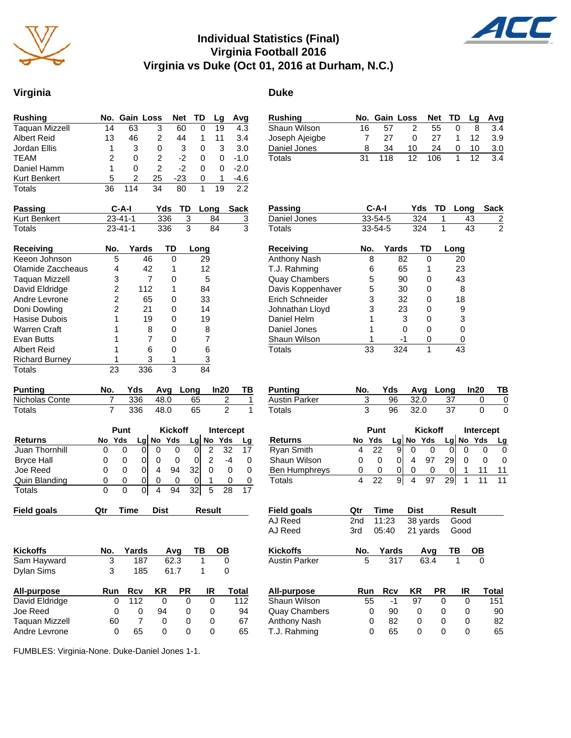# Individual Statistics (Final)
# Virginia Football 2016
# Virginia vs Duke (Oct 01, 2016 at Durham, N.C.)

## Virginia

| Rushing | No. | Gain | Loss | Net | TD | Lg | Avg |
|---|---|---|---|---|---|---|---|
| Taquan Mizzell | 14 | 63 | 3 | 60 | 0 | 19 | 4.3 |
| Albert Reid | 13 | 46 | 2 | 44 | 1 | 11 | 3.4 |
| Jordan Ellis | 1 | 3 | 0 | 3 | 0 | 3 | 3.0 |
| TEAM | 2 | 0 | 2 | -2 | 0 | 0 | -1.0 |
| Daniel Hamm | 1 | 0 | 2 | -2 | 0 | 0 | -2.0 |
| Kurt Benkert | 5 | 2 | 25 | -23 | 0 | 1 | -4.6 |
| Totals | 36 | 114 | 34 | 80 | 1 | 19 | 2.2 |

| Passing | C-A-I | Yds | TD | Long | Sack |
|---|---|---|---|---|---|
| Kurt Benkert | 23-41-1 | 336 | 3 | 84 | 3 |
| Totals | 23-41-1 | 336 | 3 | 84 | 3 |

| Receiving | No. | Yards | TD | Long |
|---|---|---|---|---|
| Keeon Johnson | 5 | 46 | 0 | 29 |
| Olamide Zaccheaus | 4 | 42 | 1 | 12 |
| Taquan Mizzell | 3 | 7 | 0 | 5 |
| David Eldridge | 2 | 112 | 1 | 84 |
| Andre Levrone | 2 | 65 | 0 | 33 |
| Doni Dowling | 2 | 21 | 0 | 14 |
| Hasise Dubois | 1 | 19 | 0 | 19 |
| Warren Craft | 1 | 8 | 0 | 8 |
| Evan Butts | 1 | 7 | 0 | 7 |
| Albert Reid | 1 | 6 | 0 | 6 |
| Richard Burney | 1 | 3 | 1 | 3 |
| Totals | 23 | 336 | 3 | 84 |

| Punting | No. | Yds | Avg | Long | In20 | TB |
|---|---|---|---|---|---|---|
| Nicholas Conte | 7 | 336 | 48.0 | 65 | 2 | 1 |
| Totals | 7 | 336 | 48.0 | 65 | 2 | 1 |

| | Punt | | | Kickoff | | | Intercept | | |
|---|---|---|---|---|---|---|---|---|---|
| Returns | No | Yds | Lg | No | Yds | Lg | No | Yds | Lg |
| Juan Thornhill | 0 | 0 | 0 | 0 | 0 | 0 | 2 | 32 | 17 |
| Bryce Hall | 0 | 0 | 0 | 0 | 0 | 0 | 2 | -4 | 0 |
| Joe Reed | 0 | 0 | 0 | 4 | 94 | 32 | 0 | 0 | 0 |
| Quin Blanding | 0 | 0 | 0 | 0 | 0 | 0 | 1 | 0 | 0 |
| Totals | 0 | 0 | 0 | 4 | 94 | 32 | 5 | 28 | 17 |

| Field goals | Qtr | Time | Dist | Result |
|---|---|---|---|---|

| Kickoffs | No. | Yards | Avg | TB | OB |
|---|---|---|---|---|---|
| Sam Hayward | 3 | 187 | 62.3 | 1 | 0 |
| Dylan Sims | 3 | 185 | 61.7 | 1 | 0 |

| All-purpose | Run | Rcv | KR | PR | IR | Total |
|---|---|---|---|---|---|---|
| David Eldridge | 0 | 112 | 0 | 0 | 0 | 112 |
| Joe Reed | 0 | 0 | 94 | 0 | 0 | 94 |
| Taquan Mizzell | 60 | 7 | 0 | 0 | 0 | 67 |
| Andre Levrone | 0 | 65 | 0 | 0 | 0 | 65 |

## Duke

| Rushing | No. | Gain | Loss | Net | TD | Lg | Avg |
|---|---|---|---|---|---|---|---|
| Shaun Wilson | 16 | 57 | 2 | 55 | 0 | 8 | 3.4 |
| Joseph Ajeigbe | 7 | 27 | 0 | 27 | 1 | 12 | 3.9 |
| Daniel Jones | 8 | 34 | 10 | 24 | 0 | 10 | 3.0 |
| Totals | 31 | 118 | 12 | 106 | 1 | 12 | 3.4 |

| Passing | C-A-I | Yds | TD | Long | Sack |
|---|---|---|---|---|---|
| Daniel Jones | 33-54-5 | 324 | 1 | 43 | 2 |
| Totals | 33-54-5 | 324 | 1 | 43 | 2 |

| Receiving | No. | Yards | TD | Long |
|---|---|---|---|---|
| Anthony Nash | 8 | 82 | 0 | 20 |
| T.J. Rahming | 6 | 65 | 1 | 23 |
| Quay Chambers | 5 | 90 | 0 | 43 |
| Davis Koppenhaver | 5 | 30 | 0 | 8 |
| Erich Schneider | 3 | 32 | 0 | 18 |
| Johnathan Lloyd | 3 | 23 | 0 | 9 |
| Daniel Helm | 1 | 3 | 0 | 3 |
| Daniel Jones | 1 | 0 | 0 | 0 |
| Shaun Wilson | 1 | -1 | 0 | 0 |
| Totals | 33 | 324 | 1 | 43 |

| Punting | No. | Yds | Avg | Long | In20 | TB |
|---|---|---|---|---|---|---|
| Austin Parker | 3 | 96 | 32.0 | 37 | 0 | 0 |
| Totals | 3 | 96 | 32.0 | 37 | 0 | 0 |

| | Punt | | | Kickoff | | | Intercept | | |
|---|---|---|---|---|---|---|---|---|---|
| Returns | No | Yds | Lg | No | Yds | Lg | No | Yds | Lg |
| Ryan Smith | 4 | 22 | 9 | 0 | 0 | 0 | 0 | 0 | 0 |
| Shaun Wilson | 0 | 0 | 0 | 4 | 97 | 29 | 0 | 0 | 0 |
| Ben Humphreys | 0 | 0 | 0 | 0 | 0 | 0 | 1 | 11 | 11 |
| Totals | 4 | 22 | 9 | 4 | 97 | 29 | 1 | 11 | 11 |

| Field goals | Qtr | Time | Dist | Result |
|---|---|---|---|---|
| AJ Reed | 2nd | 11:23 | 38 yards | Good |
| AJ Reed | 3rd | 05:40 | 21 yards | Good |

| Kickoffs | No. | Yards | Avg | TB | OB |
|---|---|---|---|---|---|
| Austin Parker | 5 | 317 | 63.4 | 1 | 0 |

| All-purpose | Run | Rcv | KR | PR | IR | Total |
|---|---|---|---|---|---|---|
| Shaun Wilson | 55 | -1 | 97 | 0 | 0 | 151 |
| Quay Chambers | 0 | 90 | 0 | 0 | 0 | 90 |
| Anthony Nash | 0 | 82 | 0 | 0 | 0 | 82 |
| T.J. Rahming | 0 | 65 | 0 | 0 | 0 | 65 |

FUMBLES: Virginia-None. Duke-Daniel Jones 1-1.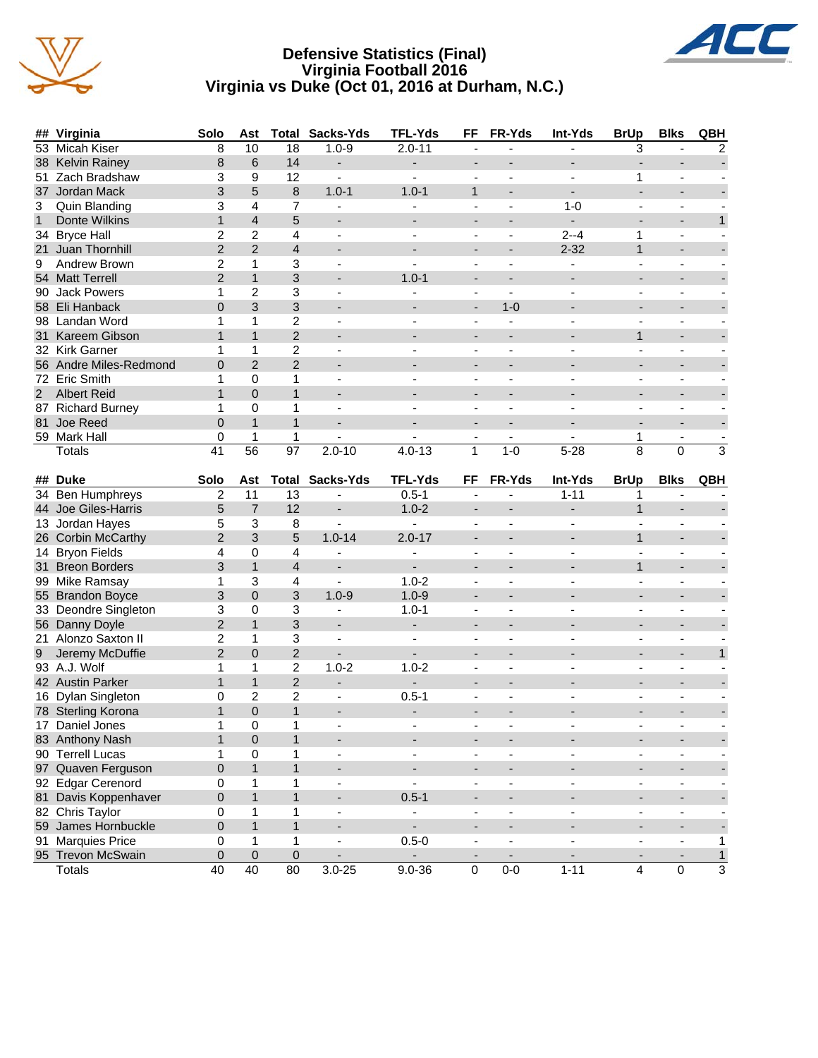# Defensive Statistics (Final)
## Virginia Football 2016
## Virginia vs Duke (Oct 01, 2016 at Durham, N.C.)

| ## | Virginia | Solo | Ast | Total | Sacks-Yds | TFL-Yds | FF | FR-Yds | Int-Yds | BrUp | Blks | QBH |
|---|---|---|---|---|---|---|---|---|---|---|---|---|
| 53 | Micah Kiser | 8 | 10 | 18 | 1.0-9 | 2.0-11 | - | - | - | 3 | - | 2 |
| 38 | Kelvin Rainey | 8 | 6 | 14 | - | - | - | - | - | - | - | - |
| 51 | Zach Bradshaw | 3 | 9 | 12 | - | - | - | - | - | 1 | - | - |
| 37 | Jordan Mack | 3 | 5 | 8 | 1.0-1 | 1.0-1 | 1 | - | - | - | - | - |
| 3 | Quin Blanding | 3 | 4 | 7 | - | - | - | - | 1-0 | - | - | - |
| 1 | Donte Wilkins | 1 | 4 | 5 | - | - | - | - | - | - | - | 1 |
| 34 | Bryce Hall | 2 | 2 | 4 | - | - | - | - | 2--4 | 1 | - | - |
| 21 | Juan Thornhill | 2 | 2 | 4 | - | - | - | - | 2-32 | 1 | - | - |
| 9 | Andrew Brown | 2 | 1 | 3 | - | - | - | - | - | - | - | - |
| 54 | Matt Terrell | 2 | 1 | 3 | - | 1.0-1 | - | - | - | - | - | - |
| 90 | Jack Powers | 1 | 2 | 3 | - | - | - | - | - | - | - | - |
| 58 | Eli Hanback | 0 | 3 | 3 | - | - | - | 1-0 | - | - | - | - |
| 98 | Landan Word | 1 | 1 | 2 | - | - | - | - | - | - | - | - |
| 31 | Kareem Gibson | 1 | 1 | 2 | - | - | - | - | - | 1 | - | - |
| 32 | Kirk Garner | 1 | 1 | 2 | - | - | - | - | - | - | - | - |
| 56 | Andre Miles-Redmond | 0 | 2 | 2 | - | - | - | - | - | - | - | - |
| 72 | Eric Smith | 1 | 0 | 1 | - | - | - | - | - | - | - | - |
| 2 | Albert Reid | 1 | 0 | 1 | - | - | - | - | - | - | - | - |
| 87 | Richard Burney | 1 | 0 | 1 | - | - | - | - | - | - | - | - |
| 81 | Joe Reed | 0 | 1 | 1 | - | - | - | - | - | - | - | - |
| 59 | Mark Hall | 0 | 1 | 1 | - | - | - | - | - | 1 | - | - |
| | Totals | 41 | 56 | 97 | 2.0-10 | 4.0-13 | 1 | 1-0 | 5-28 | 8 | 0 | 3 |

| ## | Duke | Solo | Ast | Total | Sacks-Yds | TFL-Yds | FF | FR-Yds | Int-Yds | BrUp | Blks | QBH |
|---|---|---|---|---|---|---|---|---|---|---|---|---|
| 34 | Ben Humphreys | 2 | 11 | 13 | - | 0.5-1 | - | - | 1-11 | 1 | - | - |
| 44 | Joe Giles-Harris | 5 | 7 | 12 | - | 1.0-2 | - | - | - | 1 | - | - |
| 13 | Jordan Hayes | 5 | 3 | 8 | - | - | - | - | - | - | - | - |
| 26 | Corbin McCarthy | 2 | 3 | 5 | 1.0-14 | 2.0-17 | - | - | - | 1 | - | - |
| 14 | Bryon Fields | 4 | 0 | 4 | - | - | - | - | - | - | - | - |
| 31 | Breon Borders | 3 | 1 | 4 | - | - | - | - | - | 1 | - | - |
| 99 | Mike Ramsay | 1 | 3 | 4 | - | 1.0-2 | - | - | - | - | - | - |
| 55 | Brandon Boyce | 3 | 0 | 3 | 1.0-9 | 1.0-9 | - | - | - | - | - | - |
| 33 | Deondre Singleton | 3 | 0 | 3 | - | 1.0-1 | - | - | - | - | - | - |
| 56 | Danny Doyle | 2 | 1 | 3 | - | - | - | - | - | - | - | - |
| 21 | Alonzo Saxton II | 2 | 1 | 3 | - | - | - | - | - | - | - | - |
| 9 | Jeremy McDuffie | 2 | 0 | 2 | - | - | - | - | - | - | - | 1 |
| 93 | A.J. Wolf | 1 | 1 | 2 | 1.0-2 | 1.0-2 | - | - | - | - | - | - |
| 42 | Austin Parker | 1 | 1 | 2 | - | - | - | - | - | - | - | - |
| 16 | Dylan Singleton | 0 | 2 | 2 | - | 0.5-1 | - | - | - | - | - | - |
| 78 | Sterling Korona | 1 | 0 | 1 | - | - | - | - | - | - | - | - |
| 17 | Daniel Jones | 1 | 0 | 1 | - | - | - | - | - | - | - | - |
| 83 | Anthony Nash | 1 | 0 | 1 | - | - | - | - | - | - | - | - |
| 90 | Terrell Lucas | 1 | 0 | 1 | - | - | - | - | - | - | - | - |
| 97 | Quaven Ferguson | 0 | 1 | 1 | - | - | - | - | - | - | - | - |
| 92 | Edgar Cerenord | 0 | 1 | 1 | - | - | - | - | - | - | - | - |
| 81 | Davis Koppenhaver | 0 | 1 | 1 | - | 0.5-1 | - | - | - | - | - | - |
| 82 | Chris Taylor | 0 | 1 | 1 | - | - | - | - | - | - | - | - |
| 59 | James Hornbuckle | 0 | 1 | 1 | - | - | - | - | - | - | - | - |
| 91 | Marquies Price | 0 | 1 | 1 | - | 0.5-0 | - | - | - | - | - | 1 |
| 95 | Trevon McSwain | 0 | 0 | 0 | - | - | - | - | - | - | - | 1 |
| | Totals | 40 | 40 | 80 | 3.0-25 | 9.0-36 | 0 | 0-0 | 1-11 | 4 | 0 | 3 |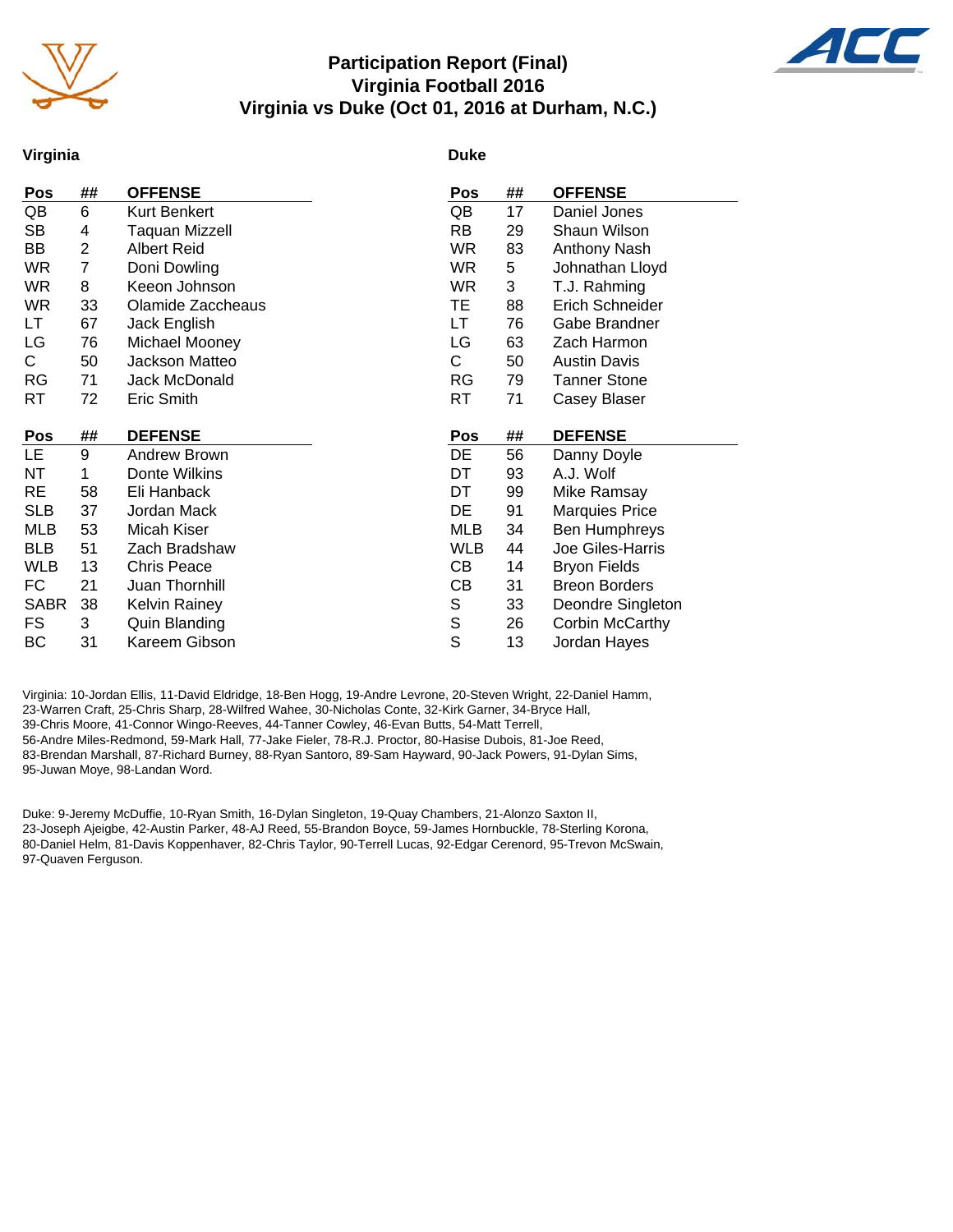# Participation Report (Final)
## Virginia Football 2016
## Virginia vs Duke (Oct 01, 2016 at Durham, N.C.)

### Virginia

| Pos | ## | OFFENSE |
|---|---|---|
| QB | 6 | Kurt Benkert |
| SB | 4 | Taquan Mizzell |
| BB | 2 | Albert Reid |
| WR | 7 | Doni Dowling |
| WR | 8 | Keeon Johnson |
| WR | 33 | Olamide Zaccheaus |
| LT | 67 | Jack English |
| LG | 76 | Michael Mooney |
| C | 50 | Jackson Matteo |
| RG | 71 | Jack McDonald |
| RT | 72 | Eric Smith |

| Pos | ## | DEFENSE |
|---|---|---|
| LE | 9 | Andrew Brown |
| NT | 1 | Donte Wilkins |
| RE | 58 | Eli Hanback |
| SLB | 37 | Jordan Mack |
| MLB | 53 | Micah Kiser |
| BLB | 51 | Zach Bradshaw |
| WLB | 13 | Chris Peace |
| FC | 21 | Juan Thornhill |
| SABR | 38 | Kelvin Rainey |
| FS | 3 | Quin Blanding |
| BC | 31 | Kareem Gibson |

### Duke

| Pos | ## | OFFENSE |
|---|---|---|
| QB | 17 | Daniel Jones |
| RB | 29 | Shaun Wilson |
| WR | 83 | Anthony Nash |
| WR | 5 | Johnathan Lloyd |
| WR | 3 | T.J. Rahming |
| TE | 88 | Erich Schneider |
| LT | 76 | Gabe Brandner |
| LG | 63 | Zach Harmon |
| C | 50 | Austin Davis |
| RG | 79 | Tanner Stone |
| RT | 71 | Casey Blaser |

| Pos | ## | DEFENSE |
|---|---|---|
| DE | 56 | Danny Doyle |
| DT | 93 | A.J. Wolf |
| DT | 99 | Mike Ramsay |
| DE | 91 | Marquies Price |
| MLB | 34 | Ben Humphreys |
| WLB | 44 | Joe Giles-Harris |
| CB | 14 | Bryon Fields |
| CB | 31 | Breon Borders |
| S | 33 | Deondre Singleton |
| S | 26 | Corbin McCarthy |
| S | 13 | Jordan Hayes |

Virginia: 10-Jordan Ellis, 11-David Eldridge, 18-Ben Hogg, 19-Andre Levrone, 20-Steven Wright, 22-Daniel Hamm, 23-Warren Craft, 25-Chris Sharp, 28-Wilfred Wahee, 30-Nicholas Conte, 32-Kirk Garner, 34-Bryce Hall, 39-Chris Moore, 41-Connor Wingo-Reeves, 44-Tanner Cowley, 46-Evan Butts, 54-Matt Terrell, 56-Andre Miles-Redmond, 59-Mark Hall, 77-Jake Fieler, 78-R.J. Proctor, 80-Hasise Dubois, 81-Joe Reed, 83-Brendan Marshall, 87-Richard Burney, 88-Ryan Santoro, 89-Sam Hayward, 90-Jack Powers, 91-Dylan Sims, 95-Juwan Moye, 98-Landan Word.

Duke: 9-Jeremy McDuffie, 10-Ryan Smith, 16-Dylan Singleton, 19-Quay Chambers, 21-Alonzo Saxton II, 23-Joseph Ajeigbe, 42-Austin Parker, 48-AJ Reed, 55-Brandon Boyce, 59-James Hornbuckle, 78-Sterling Korona, 80-Daniel Helm, 81-Davis Koppenhaver, 82-Chris Taylor, 90-Terrell Lucas, 92-Edgar Cerenord, 95-Trevon McSwain, 97-Quaven Ferguson.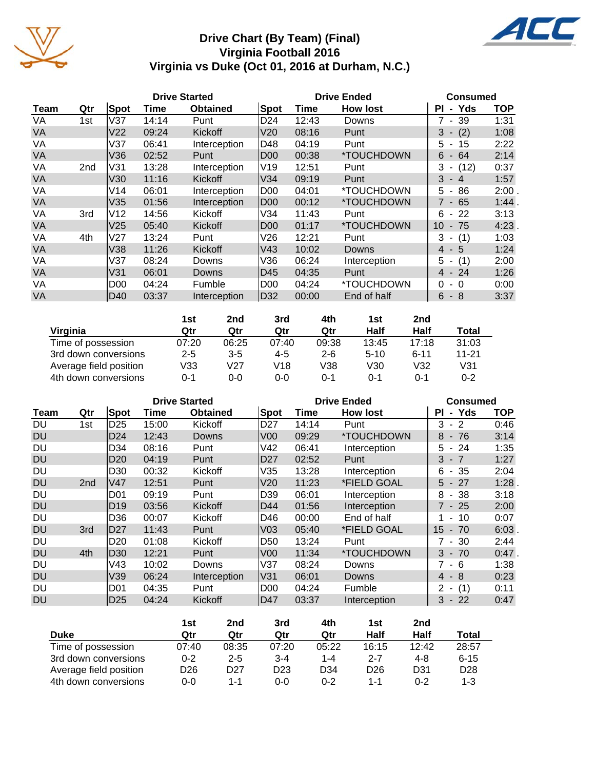# Drive Chart (By Team) (Final)
## Virginia Football 2016
## Virginia vs Duke (Oct 01, 2016 at Durham, N.C.)

| | | Drive Started | | | Drive Ended | | | Consumed | |
|---|---|---|---|---|---|---|---|---|---|
| Team | Qtr | Spot | Time | Obtained | Spot | Time | How lost | Pl - Yds | TOP |
| VA | 1st | V37 | 14:14 | Punt | D24 | 12:43 | Downs | 7 - 39 | 1:31 |
| VA | | V22 | 09:24 | Kickoff | V20 | 08:16 | Punt | 3 - (2) | 1:08 |
| VA | | V37 | 06:41 | Interception | D48 | 04:19 | Punt | 5 - 15 | 2:22 |
| VA | | V36 | 02:52 | Punt | D00 | 00:38 | *TOUCHDOWN | 6 - 64 | 2:14 |
| VA | 2nd | V31 | 13:28 | Interception | V19 | 12:51 | Punt | 3 - (12) | 0:37 |
| VA | | V30 | 11:16 | Kickoff | V34 | 09:19 | Punt | 3 - 4 | 1:57 |
| VA | | V14 | 06:01 | Interception | D00 | 04:01 | *TOUCHDOWN | 5 - 86 | 2:00 . |
| VA | | V35 | 01:56 | Interception | D00 | 00:12 | *TOUCHDOWN | 7 - 65 | 1:44 . |
| VA | 3rd | V12 | 14:56 | Kickoff | V34 | 11:43 | Punt | 6 - 22 | 3:13 |
| VA | | V25 | 05:40 | Kickoff | D00 | 01:17 | *TOUCHDOWN | 10 - 75 | 4:23 . |
| VA | 4th | V27 | 13:24 | Punt | V26 | 12:21 | Punt | 3 - (1) | 1:03 |
| VA | | V38 | 11:26 | Kickoff | V43 | 10:02 | Downs | 4 - 5 | 1:24 |
| VA | | V37 | 08:24 | Downs | V36 | 06:24 | Interception | 5 - (1) | 2:00 |
| VA | | V31 | 06:01 | Downs | D45 | 04:35 | Punt | 4 - 24 | 1:26 |
| VA | | D00 | 04:24 | Fumble | D00 | 04:24 | *TOUCHDOWN | 0 - 0 | 0:00 |
| VA | | D40 | 03:37 | Interception | D32 | 00:00 | End of half | 6 - 8 | 3:37 |

| Virginia | 1st Qtr | 2nd Qtr | 3rd Qtr | 4th Qtr | 1st Half | 2nd Half | Total |
|---|---|---|---|---|---|---|---|
| Time of possession | 07:20 | 06:25 | 07:40 | 09:38 | 13:45 | 17:18 | 31:03 |
| 3rd down conversions | 2-5 | 3-5 | 4-5 | 2-6 | 5-10 | 6-11 | 11-21 |
| Average field position | V33 | V27 | V18 | V38 | V30 | V32 | V31 |
| 4th down conversions | 0-1 | 0-0 | 0-0 | 0-1 | 0-1 | 0-1 | 0-2 |

| | | Drive Started | | | Drive Ended | | | Consumed | |
|---|---|---|---|---|---|---|---|---|---|
| Team | Qtr | Spot | Time | Obtained | Spot | Time | How lost | Pl - Yds | TOP |
| DU | 1st | D25 | 15:00 | Kickoff | D27 | 14:14 | Punt | 3 - 2 | 0:46 |
| DU | | D24 | 12:43 | Downs | V00 | 09:29 | *TOUCHDOWN | 8 - 76 | 3:14 |
| DU | | D34 | 08:16 | Punt | V42 | 06:41 | Interception | 5 - 24 | 1:35 |
| DU | | D20 | 04:19 | Punt | D27 | 02:52 | Punt | 3 - 7 | 1:27 |
| DU | | D30 | 00:32 | Kickoff | V35 | 13:28 | Interception | 6 - 35 | 2:04 |
| DU | 2nd | V47 | 12:51 | Punt | V20 | 11:23 | *FIELD GOAL | 5 - 27 | 1:28 . |
| DU | | D01 | 09:19 | Punt | D39 | 06:01 | Interception | 8 - 38 | 3:18 |
| DU | | D19 | 03:56 | Kickoff | D44 | 01:56 | Interception | 7 - 25 | 2:00 |
| DU | | D36 | 00:07 | Kickoff | D46 | 00:00 | End of half | 1 - 10 | 0:07 |
| DU | 3rd | D27 | 11:43 | Punt | V03 | 05:40 | *FIELD GOAL | 15 - 70 | 6:03 . |
| DU | | D20 | 01:08 | Kickoff | D50 | 13:24 | Punt | 7 - 30 | 2:44 |
| DU | 4th | D30 | 12:21 | Punt | V00 | 11:34 | *TOUCHDOWN | 3 - 70 | 0:47 . |
| DU | | V43 | 10:02 | Downs | V37 | 08:24 | Downs | 7 - 6 | 1:38 |
| DU | | V39 | 06:24 | Interception | V31 | 06:01 | Downs | 4 - 8 | 0:23 |
| DU | | D01 | 04:35 | Punt | D00 | 04:24 | Fumble | 2 - (1) | 0:11 |
| DU | | D25 | 04:24 | Kickoff | D47 | 03:37 | Interception | 3 - 22 | 0:47 |

| Duke | 1st Qtr | 2nd Qtr | 3rd Qtr | 4th Qtr | 1st Half | 2nd Half | Total |
|---|---|---|---|---|---|---|---|
| Time of possession | 07:40 | 08:35 | 07:20 | 05:22 | 16:15 | 12:42 | 28:57 |
| 3rd down conversions | 0-2 | 2-5 | 3-4 | 1-4 | 2-7 | 4-8 | 6-15 |
| Average field position | D26 | D27 | D23 | D34 | D26 | D31 | D28 |
| 4th down conversions | 0-0 | 1-1 | 0-0 | 0-2 | 1-1 | 0-2 | 1-3 |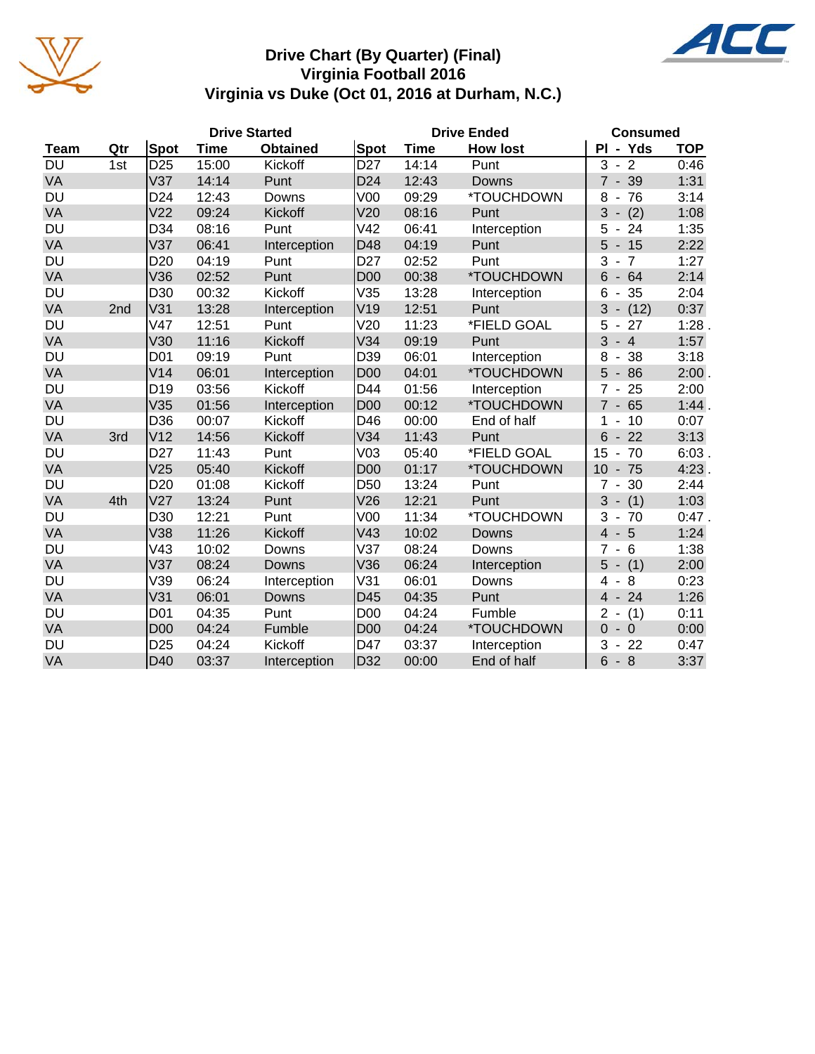# Drive Chart (By Quarter) (Final)
## Virginia Football 2016
## Virginia vs Duke (Oct 01, 2016 at Durham, N.C.)

| | | Drive Started | | | Drive Ended | | | Consumed | |
|---|---|---|---|---|---|---|---|---|---|
| Team | Qtr | Spot | Time | Obtained | Spot | Time | How lost | Pl - Yds | TOP |
| DU | 1st | D25 | 15:00 | Kickoff | D27 | 14:14 | Punt | 3 - 2 | 0:46 |
| VA | | V37 | 14:14 | Punt | D24 | 12:43 | Downs | 7 - 39 | 1:31 |
| DU | | D24 | 12:43 | Downs | V00 | 09:29 | *TOUCHDOWN | 8 - 76 | 3:14 |
| VA | | V22 | 09:24 | Kickoff | V20 | 08:16 | Punt | 3 - (2) | 1:08 |
| DU | | D34 | 08:16 | Punt | V42 | 06:41 | Interception | 5 - 24 | 1:35 |
| VA | | V37 | 06:41 | Interception | D48 | 04:19 | Punt | 5 - 15 | 2:22 |
| DU | | D20 | 04:19 | Punt | D27 | 02:52 | Punt | 3 - 7 | 1:27 |
| VA | | V36 | 02:52 | Punt | D00 | 00:38 | *TOUCHDOWN | 6 - 64 | 2:14 |
| DU | | D30 | 00:32 | Kickoff | V35 | 13:28 | Interception | 6 - 35 | 2:04 |
| VA | 2nd | V31 | 13:28 | Interception | V19 | 12:51 | Punt | 3 - (12) | 0:37 |
| DU | | V47 | 12:51 | Punt | V20 | 11:23 | *FIELD GOAL | 5 - 27 | 1:28 . |
| VA | | V30 | 11:16 | Kickoff | V34 | 09:19 | Punt | 3 - 4 | 1:57 |
| DU | | D01 | 09:19 | Punt | D39 | 06:01 | Interception | 8 - 38 | 3:18 |
| VA | | V14 | 06:01 | Interception | D00 | 04:01 | *TOUCHDOWN | 5 - 86 | 2:00 . |
| DU | | D19 | 03:56 | Kickoff | D44 | 01:56 | Interception | 7 - 25 | 2:00 |
| VA | | V35 | 01:56 | Interception | D00 | 00:12 | *TOUCHDOWN | 7 - 65 | 1:44 . |
| DU | | D36 | 00:07 | Kickoff | D46 | 00:00 | End of half | 1 - 10 | 0:07 |
| VA | 3rd | V12 | 14:56 | Kickoff | V34 | 11:43 | Punt | 6 - 22 | 3:13 |
| DU | | D27 | 11:43 | Punt | V03 | 05:40 | *FIELD GOAL | 15 - 70 | 6:03 . |
| VA | | V25 | 05:40 | Kickoff | D00 | 01:17 | *TOUCHDOWN | 10 - 75 | 4:23 . |
| DU | | D20 | 01:08 | Kickoff | D50 | 13:24 | Punt | 7 - 30 | 2:44 |
| VA | 4th | V27 | 13:24 | Punt | V26 | 12:21 | Punt | 3 - (1) | 1:03 |
| DU | | D30 | 12:21 | Punt | V00 | 11:34 | *TOUCHDOWN | 3 - 70 | 0:47 . |
| VA | | V38 | 11:26 | Kickoff | V43 | 10:02 | Downs | 4 - 5 | 1:24 |
| DU | | V43 | 10:02 | Downs | V37 | 08:24 | Downs | 7 - 6 | 1:38 |
| VA | | V37 | 08:24 | Downs | V36 | 06:24 | Interception | 5 - (1) | 2:00 |
| DU | | V39 | 06:24 | Interception | V31 | 06:01 | Downs | 4 - 8 | 0:23 |
| VA | | V31 | 06:01 | Downs | D45 | 04:35 | Punt | 4 - 24 | 1:26 |
| DU | | D01 | 04:35 | Punt | D00 | 04:24 | Fumble | 2 - (1) | 0:11 |
| VA | | D00 | 04:24 | Fumble | D00 | 04:24 | *TOUCHDOWN | 0 - 0 | 0:00 |
| DU | | D25 | 04:24 | Kickoff | D47 | 03:37 | Interception | 3 - 22 | 0:47 |
| VA | | D40 | 03:37 | Interception | D32 | 00:00 | End of half | 6 - 8 | 3:37 |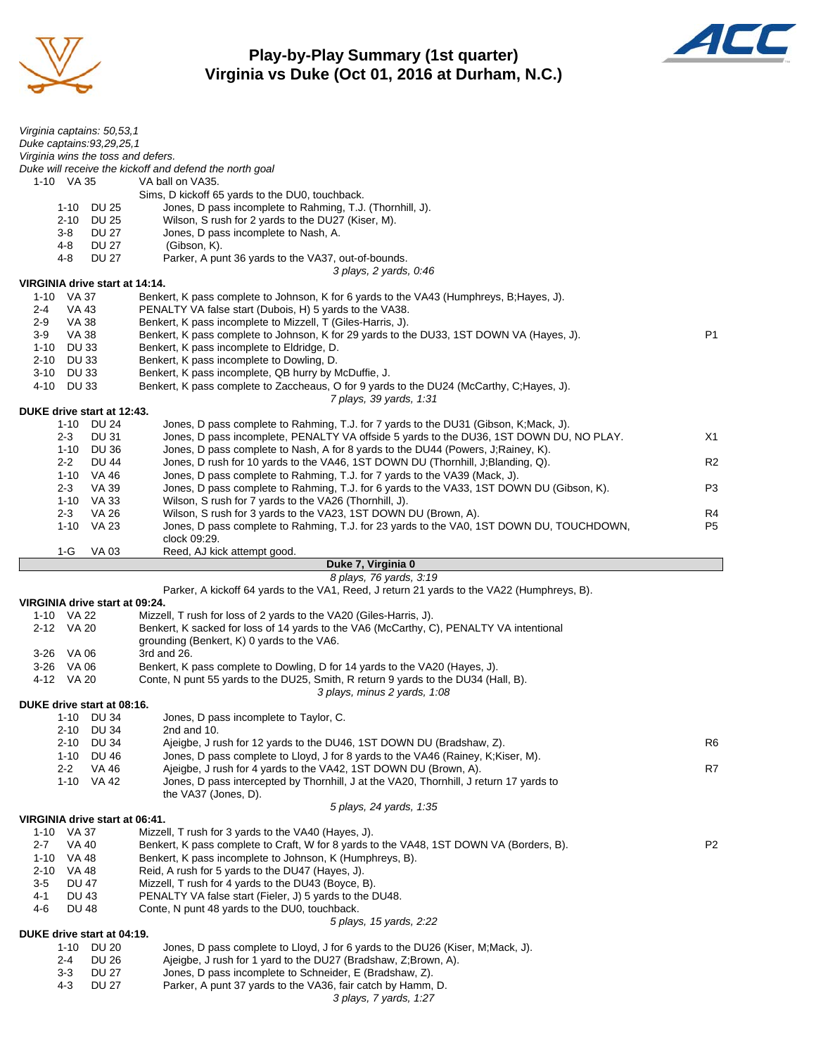# Play-by-Play Summary (1st quarter)
## Virginia vs Duke (Oct 01, 2016 at Durham, N.C.)

*Virginia captains: 50,53,1*
*Duke captains:93,29,25,1*
*Virginia wins the toss and defers.*
*Duke will receive the kickoff and defend the north goal*

| Down | Spot | Play | |
|---|---|---|---|
| 1-10 | VA 35 | VA ball on VA35. | |
| | | Sims, D kickoff 65 yards to the DU0, touchback. | |
| 1-10 | DU 25 | Jones, D pass incomplete to Rahming, T.J. (Thornhill, J). | |
| 2-10 | DU 25 | Wilson, S rush for 2 yards to the DU27 (Kiser, M). | |
| 3-8 | DU 27 | Jones, D pass incomplete to Nash, A. | |
| 4-8 | DU 27 | (Gibson, K). | |
| 4-8 | DU 27 | Parker, A punt 36 yards to the VA37, out-of-bounds. | |
| | | *3 plays, 2 yards, 0:46* | |

**VIRGINIA drive start at 14:14.**

| Down | Spot | Play | |
|---|---|---|---|
| 1-10 | VA 37 | Benkert, K pass complete to Johnson, K for 6 yards to the VA43 (Humphreys, B;Hayes, J). | |
| 2-4 | VA 43 | PENALTY VA false start (Dubois, H) 5 yards to the VA38. | |
| 2-9 | VA 38 | Benkert, K pass incomplete to Mizzell, T (Giles-Harris, J). | |
| 3-9 | VA 38 | Benkert, K pass complete to Johnson, K for 29 yards to the DU33, 1ST DOWN VA (Hayes, J). | P1 |
| 1-10 | DU 33 | Benkert, K pass incomplete to Eldridge, D. | |
| 2-10 | DU 33 | Benkert, K pass incomplete to Dowling, D. | |
| 3-10 | DU 33 | Benkert, K pass incomplete, QB hurry by McDuffie, J. | |
| 4-10 | DU 33 | Benkert, K pass complete to Zaccheaus, O for 9 yards to the DU24 (McCarthy, C;Hayes, J). | |
| | | *7 plays, 39 yards, 1:31* | |

**DUKE drive start at 12:43.**

| Down | Spot | Play | |
|---|---|---|---|
| 1-10 | DU 24 | Jones, D pass complete to Rahming, T.J. for 7 yards to the DU31 (Gibson, K;Mack, J). | |
| 2-3 | DU 31 | Jones, D pass incomplete, PENALTY VA offside 5 yards to the DU36, 1ST DOWN DU, NO PLAY. | X1 |
| 1-10 | DU 36 | Jones, D pass complete to Nash, A for 8 yards to the DU44 (Powers, J;Rainey, K). | |
| 2-2 | DU 44 | Jones, D rush for 10 yards to the VA46, 1ST DOWN DU (Thornhill, J;Blanding, Q). | R2 |
| 1-10 | VA 46 | Jones, D pass complete to Rahming, T.J. for 7 yards to the VA39 (Mack, J). | |
| 2-3 | VA 39 | Jones, D pass complete to Rahming, T.J. for 6 yards to the VA33, 1ST DOWN DU (Gibson, K). | P3 |
| 1-10 | VA 33 | Wilson, S rush for 7 yards to the VA26 (Thornhill, J). | |
| 2-3 | VA 26 | Wilson, S rush for 3 yards to the VA23, 1ST DOWN DU (Brown, A). | R4 |
| 1-10 | VA 23 | Jones, D pass complete to Rahming, T.J. for 23 yards to the VA0, 1ST DOWN DU, TOUCHDOWN, clock 09:29. | P5 |
| 1-G | VA 03 | Reed, AJ kick attempt good. | |

**Duke 7, Virginia 0**

*8 plays, 76 yards, 3:19*

Parker, A kickoff 64 yards to the VA1, Reed, J return 21 yards to the VA22 (Humphreys, B).

**VIRGINIA drive start at 09:24.**

| Down | Spot | Play | |
|---|---|---|---|
| 1-10 | VA 22 | Mizzell, T rush for loss of 2 yards to the VA20 (Giles-Harris, J). | |
| 2-12 | VA 20 | Benkert, K sacked for loss of 14 yards to the VA6 (McCarthy, C), PENALTY VA intentional grounding (Benkert, K) 0 yards to the VA6. | |
| 3-26 | VA 06 | 3rd and 26. | |
| 3-26 | VA 06 | Benkert, K pass complete to Dowling, D for 14 yards to the VA20 (Hayes, J). | |
| 4-12 | VA 20 | Conte, N punt 55 yards to the DU25, Smith, R return 9 yards to the DU34 (Hall, B). | |
| | | *3 plays, minus 2 yards, 1:08* | |

**DUKE drive start at 08:16.**

| Down | Spot | Play | |
|---|---|---|---|
| 1-10 | DU 34 | Jones, D pass incomplete to Taylor, C. | |
| 2-10 | DU 34 | 2nd and 10. | |
| 2-10 | DU 34 | Ajeigbe, J rush for 12 yards to the DU46, 1ST DOWN DU (Bradshaw, Z). | R6 |
| 1-10 | DU 46 | Jones, D pass complete to Lloyd, J for 8 yards to the VA46 (Rainey, K;Kiser, M). | |
| 2-2 | VA 46 | Ajeigbe, J rush for 4 yards to the VA42, 1ST DOWN DU (Brown, A). | R7 |
| 1-10 | VA 42 | Jones, D pass intercepted by Thornhill, J at the VA20, Thornhill, J return 17 yards to the VA37 (Jones, D). | |
| | | *5 plays, 24 yards, 1:35* | |

**VIRGINIA drive start at 06:41.**

| Down | Spot | Play | |
|---|---|---|---|
| 1-10 | VA 37 | Mizzell, T rush for 3 yards to the VA40 (Hayes, J). | |
| 2-7 | VA 40 | Benkert, K pass complete to Craft, W for 8 yards to the VA48, 1ST DOWN VA (Borders, B). | P2 |
| 1-10 | VA 48 | Benkert, K pass incomplete to Johnson, K (Humphreys, B). | |
| 2-10 | VA 48 | Reid, A rush for 5 yards to the DU47 (Hayes, J). | |
| 3-5 | DU 47 | Mizzell, T rush for 4 yards to the DU43 (Boyce, B). | |
| 4-1 | DU 43 | PENALTY VA false start (Fieler, J) 5 yards to the DU48. | |
| 4-6 | DU 48 | Conte, N punt 48 yards to the DU0, touchback. | |
| | | *5 plays, 15 yards, 2:22* | |

**DUKE drive start at 04:19.**

| Down | Spot | Play | |
|---|---|---|---|
| 1-10 | DU 20 | Jones, D pass complete to Lloyd, J for 6 yards to the DU26 (Kiser, M;Mack, J). | |
| 2-4 | DU 26 | Ajeigbe, J rush for 1 yard to the DU27 (Bradshaw, Z;Brown, A). | |
| 3-3 | DU 27 | Jones, D pass incomplete to Schneider, E (Bradshaw, Z). | |
| 4-3 | DU 27 | Parker, A punt 37 yards to the VA36, fair catch by Hamm, D. | |
| | | *3 plays, 7 yards, 1:27* | |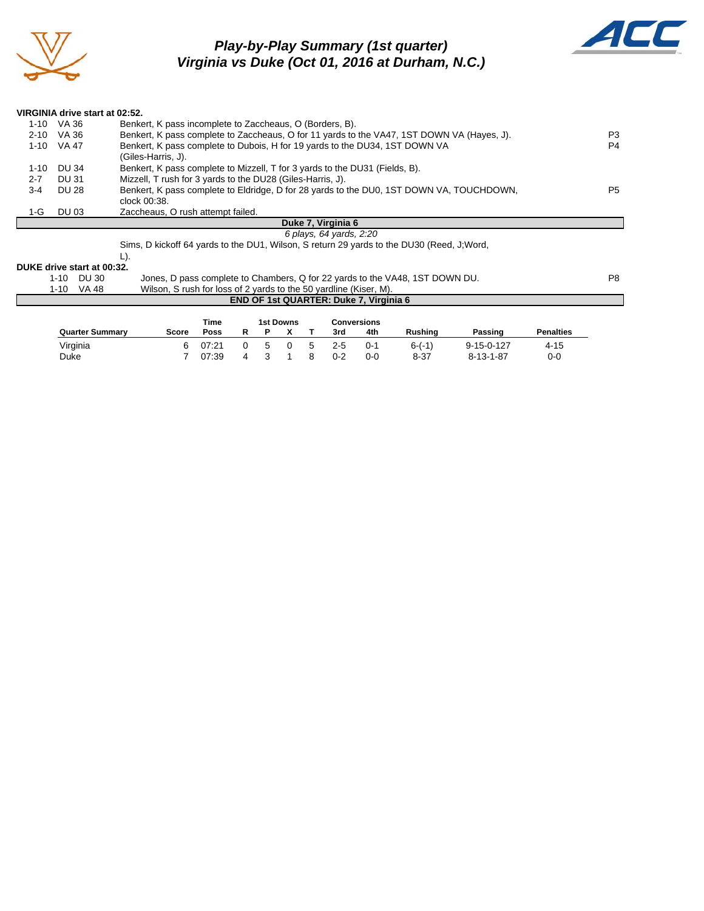# Play-by-Play Summary (1st quarter)
## Virginia vs Duke (Oct 01, 2016 at Durham, N.C.)

**VIRGINIA drive start at 02:52.**

| Down | Spot | Play | |
|---|---|---|---|
| 1-10 | VA 36 | Benkert, K pass incomplete to Zaccheaus, O (Borders, B). | |
| 2-10 | VA 36 | Benkert, K pass complete to Zaccheaus, O for 11 yards to the VA47, 1ST DOWN VA (Hayes, J). | P3 |
| 1-10 | VA 47 | Benkert, K pass complete to Dubois, H for 19 yards to the DU34, 1ST DOWN VA (Giles-Harris, J). | P4 |
| 1-10 | DU 34 | Benkert, K pass complete to Mizzell, T for 3 yards to the DU31 (Fields, B). | |
| 2-7 | DU 31 | Mizzell, T rush for 3 yards to the DU28 (Giles-Harris, J). | |
| 3-4 | DU 28 | Benkert, K pass complete to Eldridge, D for 28 yards to the DU0, 1ST DOWN VA, TOUCHDOWN, clock 00:38. | P5 |
| 1-G | DU 03 | Zaccheaus, O rush attempt failed. | |

**Duke 7, Virginia 6**

*6 plays, 64 yards, 2:20*

Sims, D kickoff 64 yards to the DU1, Wilson, S return 29 yards to the DU30 (Reed, J;Word, L).

**DUKE drive start at 00:32.**

| Down | Spot | Play | |
|---|---|---|---|
| 1-10 | DU 30 | Jones, D pass complete to Chambers, Q for 22 yards to the VA48, 1ST DOWN DU. | P8 |
| 1-10 | VA 48 | Wilson, S rush for loss of 2 yards to the 50 yardline (Kiser, M). | |

**END OF 1st QUARTER: Duke 7, Virginia 6**

| Quarter Summary | Score | Time Poss | 1st Downs R | P | X | T | Conversions 3rd | 4th | Rushing | Passing | Penalties |
|---|---|---|---|---|---|---|---|---|---|---|---|
| Virginia | 6 | 07:21 | 0 | 5 | 0 | 5 | 2-5 | 0-1 | 6-(-1) | 9-15-0-127 | 4-15 |
| Duke | 7 | 07:39 | 4 | 3 | 1 | 8 | 0-2 | 0-0 | 8-37 | 8-13-1-87 | 0-0 |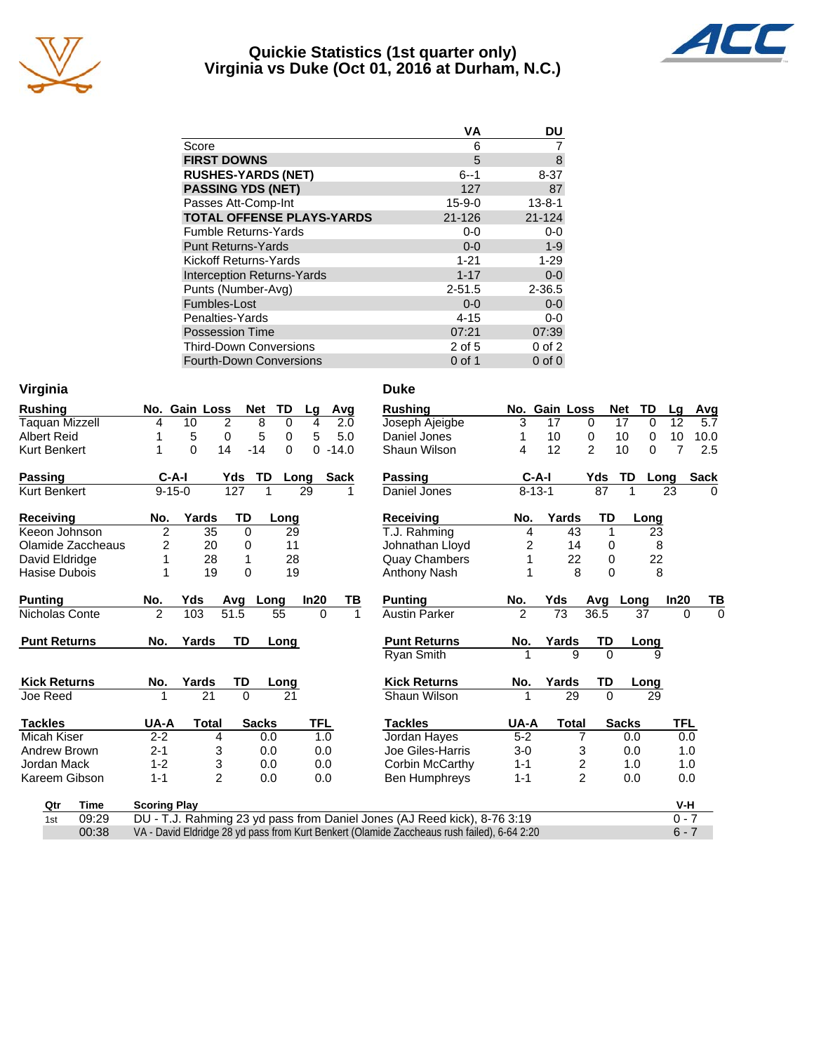# Quickie Statistics (1st quarter only)
## Virginia vs Duke (Oct 01, 2016 at Durham, N.C.)

| | VA | DU |
|---|---|---|
| Score | 6 | 7 |
| **FIRST DOWNS** | 5 | 8 |
| **RUSHES-YARDS (NET)** | 6--1 | 8-37 |
| **PASSING YDS (NET)** | 127 | 87 |
| Passes Att-Comp-Int | 15-9-0 | 13-8-1 |
| **TOTAL OFFENSE PLAYS-YARDS** | 21-126 | 21-124 |
| Fumble Returns-Yards | 0-0 | 0-0 |
| Punt Returns-Yards | 0-0 | 1-9 |
| Kickoff Returns-Yards | 1-21 | 1-29 |
| Interception Returns-Yards | 1-17 | 0-0 |
| Punts (Number-Avg) | 2-51.5 | 2-36.5 |
| Fumbles-Lost | 0-0 | 0-0 |
| Penalties-Yards | 4-15 | 0-0 |
| Possession Time | 07:21 | 07:39 |
| Third-Down Conversions | 2 of 5 | 0 of 2 |
| Fourth-Down Conversions | 0 of 1 | 0 of 0 |

## Virginia

| Rushing | No. | Gain | Loss | Net | TD | Lg | Avg |
|---|---|---|---|---|---|---|---|
| Taquan Mizzell | 4 | 10 | 2 | 8 | 0 | 4 | 2.0 |
| Albert Reid | 1 | 5 | 0 | 5 | 0 | 5 | 5.0 |
| Kurt Benkert | 1 | 0 | 14 | -14 | 0 | 0 | -14.0 |

| Passing | C-A-I | Yds | TD | Long | Sack |
|---|---|---|---|---|---|
| Kurt Benkert | 9-15-0 | 127 | 1 | 29 | 1 |

| Receiving | No. | Yards | TD | Long |
|---|---|---|---|---|
| Keeon Johnson | 2 | 35 | 0 | 29 |
| Olamide Zaccheaus | 2 | 20 | 0 | 11 |
| David Eldridge | 1 | 28 | 1 | 28 |
| Hasise Dubois | 1 | 19 | 0 | 19 |

| Punting | No. | Yds | Avg | Long | In20 | TB |
|---|---|---|---|---|---|---|
| Nicholas Conte | 2 | 103 | 51.5 | 55 | 0 | 1 |

| Punt Returns | No. | Yards | TD | Long |
|---|---|---|---|---|

| Kick Returns | No. | Yards | TD | Long |
|---|---|---|---|---|
| Joe Reed | 1 | 21 | 0 | 21 |

| Tackles | UA-A | Total | Sacks | TFL |
|---|---|---|---|---|
| Micah Kiser | 2-2 | 4 | 0.0 | 1.0 |
| Andrew Brown | 2-1 | 3 | 0.0 | 0.0 |
| Jordan Mack | 1-2 | 3 | 0.0 | 0.0 |
| Kareem Gibson | 1-1 | 2 | 0.0 | 0.0 |

## Duke

| Rushing | No. | Gain | Loss | Net | TD | Lg | Avg |
|---|---|---|---|---|---|---|---|
| Joseph Ajeigbe | 3 | 17 | 0 | 17 | 0 | 12 | 5.7 |
| Daniel Jones | 1 | 10 | 0 | 10 | 0 | 10 | 10.0 |
| Shaun Wilson | 4 | 12 | 2 | 10 | 0 | 7 | 2.5 |

| Passing | C-A-I | Yds | TD | Long | Sack |
|---|---|---|---|---|---|
| Daniel Jones | 8-13-1 | 87 | 1 | 23 | 0 |

| Receiving | No. | Yards | TD | Long |
|---|---|---|---|---|
| T.J. Rahming | 4 | 43 | 1 | 23 |
| Johnathan Lloyd | 2 | 14 | 0 | 8 |
| Quay Chambers | 1 | 22 | 0 | 22 |
| Anthony Nash | 1 | 8 | 0 | 8 |

| Punting | No. | Yds | Avg | Long | In20 | TB |
|---|---|---|---|---|---|---|
| Austin Parker | 2 | 73 | 36.5 | 37 | 0 | 0 |

| Punt Returns | No. | Yards | TD | Long |
|---|---|---|---|---|
| Ryan Smith | 1 | 9 | 0 | 9 |

| Kick Returns | No. | Yards | TD | Long |
|---|---|---|---|---|
| Shaun Wilson | 1 | 29 | 0 | 29 |

| Tackles | UA-A | Total | Sacks | TFL |
|---|---|---|---|---|
| Jordan Hayes | 5-2 | 7 | 0.0 | 0.0 |
| Joe Giles-Harris | 3-0 | 3 | 0.0 | 1.0 |
| Corbin McCarthy | 1-1 | 2 | 1.0 | 1.0 |
| Ben Humphreys | 1-1 | 2 | 0.0 | 0.0 |

## Scoring Summary

| Qtr | Time | Scoring Play | V-H |
|---|---|---|---|
| 1st | 09:29 | DU - T.J. Rahming 23 yd pass from Daniel Jones (AJ Reed kick), 8-76 3:19 | 0 - 7 |
| | 00:38 | VA - David Eldridge 28 yd pass from Kurt Benkert (Olamide Zaccheaus rush failed), 6-64 2:20 | 6 - 7 |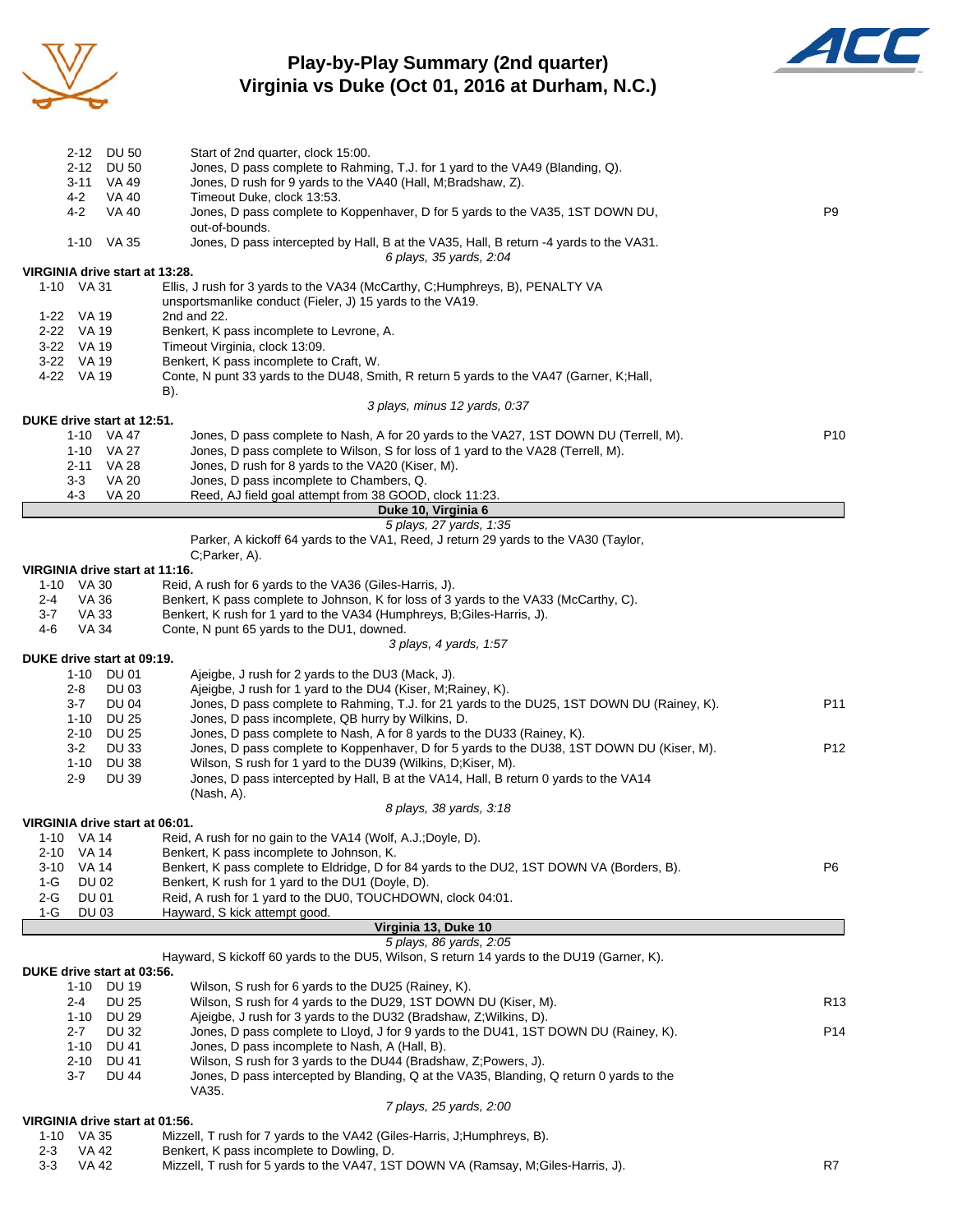# Play-by-Play Summary (2nd quarter)
## Virginia vs Duke (Oct 01, 2016 at Durham, N.C.)

| Down | Spot | Play | |
|---|---|---|---|
| 2-12 | DU 50 | Start of 2nd quarter, clock 15:00. | |
| 2-12 | DU 50 | Jones, D pass complete to Rahming, T.J. for 1 yard to the VA49 (Blanding, Q). | |
| 3-11 | VA 49 | Jones, D rush for 9 yards to the VA40 (Hall, M;Bradshaw, Z). | |
| 4-2 | VA 40 | Timeout Duke, clock 13:53. | |
| 4-2 | VA 40 | Jones, D pass complete to Koppenhaver, D for 5 yards to the VA35, 1ST DOWN DU, out-of-bounds. | P9 |
| 1-10 | VA 35 | Jones, D pass intercepted by Hall, B at the VA35, Hall, B return -4 yards to the VA31. | |
| | | *6 plays, 35 yards, 2:04* | |

**VIRGINIA drive start at 13:28.**

| Down | Spot | Play | |
|---|---|---|---|
| 1-10 | VA 31 | Ellis, J rush for 3 yards to the VA34 (McCarthy, C;Humphreys, B), PENALTY VA unsportsmanlike conduct (Fieler, J) 15 yards to the VA19. | |
| 1-22 | VA 19 | 2nd and 22. | |
| 2-22 | VA 19 | Benkert, K pass incomplete to Levrone, A. | |
| 3-22 | VA 19 | Timeout Virginia, clock 13:09. | |
| 3-22 | VA 19 | Benkert, K pass incomplete to Craft, W. | |
| 4-22 | VA 19 | Conte, N punt 33 yards to the DU48, Smith, R return 5 yards to the VA47 (Garner, K;Hall, B). | |
| | | *3 plays, minus 12 yards, 0:37* | |

**DUKE drive start at 12:51.**

| Down | Spot | Play | |
|---|---|---|---|
| 1-10 | VA 47 | Jones, D pass complete to Nash, A for 20 yards to the VA27, 1ST DOWN DU (Terrell, M). | P10 |
| 1-10 | VA 27 | Jones, D pass complete to Wilson, S for loss of 1 yard to the VA28 (Terrell, M). | |
| 2-11 | VA 28 | Jones, D rush for 8 yards to the VA20 (Kiser, M). | |
| 3-3 | VA 20 | Jones, D pass incomplete to Chambers, Q. | |
| 4-3 | VA 20 | Reed, AJ field goal attempt from 38 GOOD, clock 11:23. | |
| | | **Duke 10, Virginia 6** | |
| | | *5 plays, 27 yards, 1:35* | |
| | | Parker, A kickoff 64 yards to the VA1, Reed, J return 29 yards to the VA30 (Taylor, C;Parker, A). | |

**VIRGINIA drive start at 11:16.**

| Down | Spot | Play | |
|---|---|---|---|
| 1-10 | VA 30 | Reid, A rush for 6 yards to the VA36 (Giles-Harris, J). | |
| 2-4 | VA 36 | Benkert, K pass complete to Johnson, K for loss of 3 yards to the VA33 (McCarthy, C). | |
| 3-7 | VA 33 | Benkert, K rush for 1 yard to the VA34 (Humphreys, B;Giles-Harris, J). | |
| 4-6 | VA 34 | Conte, N punt 65 yards to the DU1, downed. | |
| | | *3 plays, 4 yards, 1:57* | |

**DUKE drive start at 09:19.**

| Down | Spot | Play | |
|---|---|---|---|
| 1-10 | DU 01 | Ajeigbe, J rush for 2 yards to the DU3 (Mack, J). | |
| 2-8 | DU 03 | Ajeigbe, J rush for 1 yard to the DU4 (Kiser, M;Rainey, K). | |
| 3-7 | DU 04 | Jones, D pass complete to Rahming, T.J. for 21 yards to the DU25, 1ST DOWN DU (Rainey, K). | P11 |
| 1-10 | DU 25 | Jones, D pass incomplete, QB hurry by Wilkins, D. | |
| 2-10 | DU 25 | Jones, D pass complete to Nash, A for 8 yards to the DU33 (Rainey, K). | |
| 3-2 | DU 33 | Jones, D pass complete to Koppenhaver, D for 5 yards to the DU38, 1ST DOWN DU (Kiser, M). | P12 |
| 1-10 | DU 38 | Wilson, S rush for 1 yard to the DU39 (Wilkins, D;Kiser, M). | |
| 2-9 | DU 39 | Jones, D pass intercepted by Hall, B at the VA14, Hall, B return 0 yards to the VA14 (Nash, A). | |
| | | *8 plays, 38 yards, 3:18* | |

**VIRGINIA drive start at 06:01.**

| Down | Spot | Play | |
|---|---|---|---|
| 1-10 | VA 14 | Reid, A rush for no gain to the VA14 (Wolf, A.J.;Doyle, D). | |
| 2-10 | VA 14 | Benkert, K pass incomplete to Johnson, K. | |
| 3-10 | VA 14 | Benkert, K pass complete to Eldridge, D for 84 yards to the DU2, 1ST DOWN VA (Borders, B). | P6 |
| 1-G | DU 02 | Benkert, K rush for 1 yard to the DU1 (Doyle, D). | |
| 2-G | DU 01 | Reid, A rush for 1 yard to the DU0, TOUCHDOWN, clock 04:01. | |
| 1-G | DU 03 | Hayward, S kick attempt good. | |
| | | **Virginia 13, Duke 10** | |
| | | *5 plays, 86 yards, 2:05* | |
| | | Hayward, S kickoff 60 yards to the DU5, Wilson, S return 14 yards to the DU19 (Garner, K). | |

**DUKE drive start at 03:56.**

| Down | Spot | Play | |
|---|---|---|---|
| 1-10 | DU 19 | Wilson, S rush for 6 yards to the DU25 (Rainey, K). | |
| 2-4 | DU 25 | Wilson, S rush for 4 yards to the DU29, 1ST DOWN DU (Kiser, M). | R13 |
| 1-10 | DU 29 | Ajeigbe, J rush for 3 yards to the DU32 (Bradshaw, Z;Wilkins, D). | |
| 2-7 | DU 32 | Jones, D pass complete to Lloyd, J for 9 yards to the DU41, 1ST DOWN DU (Rainey, K). | P14 |
| 1-10 | DU 41 | Jones, D pass incomplete to Nash, A (Hall, B). | |
| 2-10 | DU 41 | Wilson, S rush for 3 yards to the DU44 (Bradshaw, Z;Powers, J). | |
| 3-7 | DU 44 | Jones, D pass intercepted by Blanding, Q at the VA35, Blanding, Q return 0 yards to the VA35. | |
| | | *7 plays, 25 yards, 2:00* | |

**VIRGINIA drive start at 01:56.**

| Down | Spot | Play | |
|---|---|---|---|
| 1-10 | VA 35 | Mizzell, T rush for 7 yards to the VA42 (Giles-Harris, J;Humphreys, B). | |
| 2-3 | VA 42 | Benkert, K pass incomplete to Dowling, D. | |
| 3-3 | VA 42 | Mizzell, T rush for 5 yards to the VA47, 1ST DOWN VA (Ramsay, M;Giles-Harris, J). | R7 |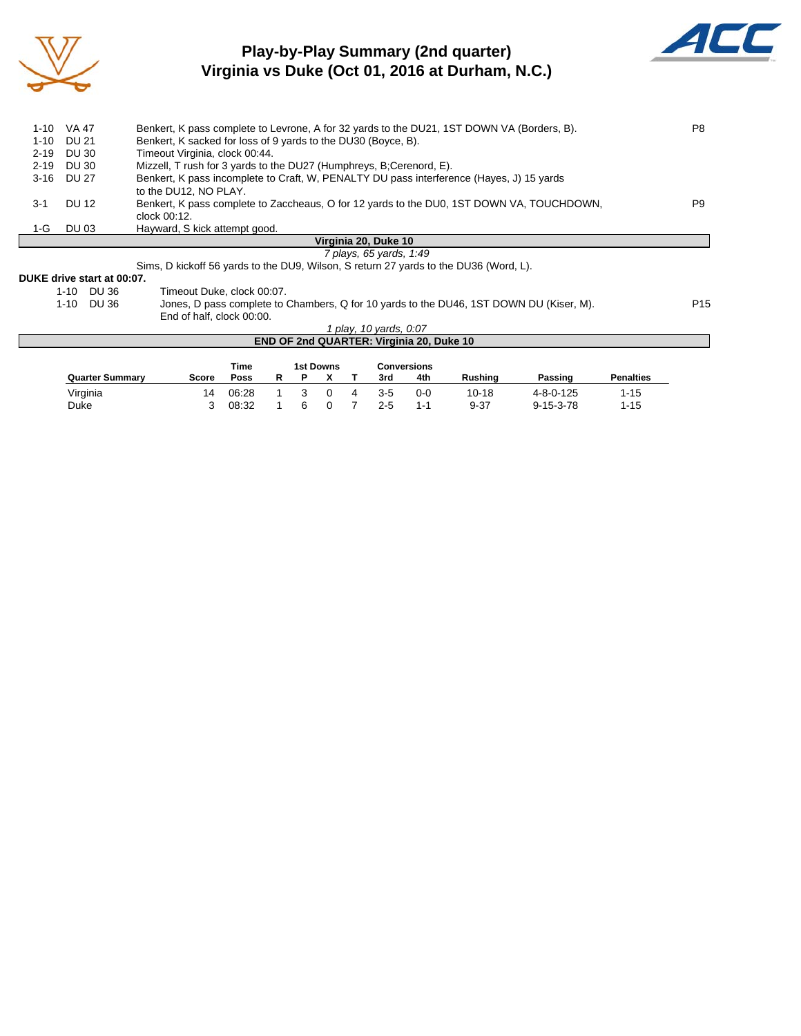# Play-by-Play Summary (2nd quarter)
# Virginia vs Duke (Oct 01, 2016 at Durham, N.C.)

| Down | Spot | Play | |
|---|---|---|---|
| 1-10 | VA 47 | Benkert, K pass complete to Levrone, A for 32 yards to the DU21, 1ST DOWN VA (Borders, B). | P8 |
| 1-10 | DU 21 | Benkert, K sacked for loss of 9 yards to the DU30 (Boyce, B). | |
| 2-19 | DU 30 | Timeout Virginia, clock 00:44. | |
| 2-19 | DU 30 | Mizzell, T rush for 3 yards to the DU27 (Humphreys, B;Cerenord, E). | |
| 3-16 | DU 27 | Benkert, K pass incomplete to Craft, W, PENALTY DU pass interference (Hayes, J) 15 yards to the DU12, NO PLAY. | |
| 3-1 | DU 12 | Benkert, K pass complete to Zaccheaus, O for 12 yards to the DU0, 1ST DOWN VA, TOUCHDOWN, clock 00:12. | P9 |
| 1-G | DU 03 | Hayward, S kick attempt good. | |

**Virginia 20, Duke 10**

*7 plays, 65 yards, 1:49*

Sims, D kickoff 56 yards to the DU9, Wilson, S return 27 yards to the DU36 (Word, L).

**DUKE drive start at 00:07.**

| Down | Spot | Play | |
|---|---|---|---|
| 1-10 | DU 36 | Timeout Duke, clock 00:07. | |
| 1-10 | DU 36 | Jones, D pass complete to Chambers, Q for 10 yards to the DU46, 1ST DOWN DU (Kiser, M). End of half, clock 00:00. | P15 |

*1 play, 10 yards, 0:07*

**END OF 2nd QUARTER: Virginia 20, Duke 10**

| Quarter Summary | Score | Time Poss | 1st Downs R | P | X | T | Conversions 3rd | 4th | Rushing | Passing | Penalties |
|---|---|---|---|---|---|---|---|---|---|---|---|
| Virginia | 14 | 06:28 | 1 | 3 | 0 | 4 | 3-5 | 0-0 | 10-18 | 4-8-0-125 | 1-15 |
| Duke | 3 | 08:32 | 1 | 6 | 0 | 7 | 2-5 | 1-1 | 9-37 | 9-15-3-78 | 1-15 |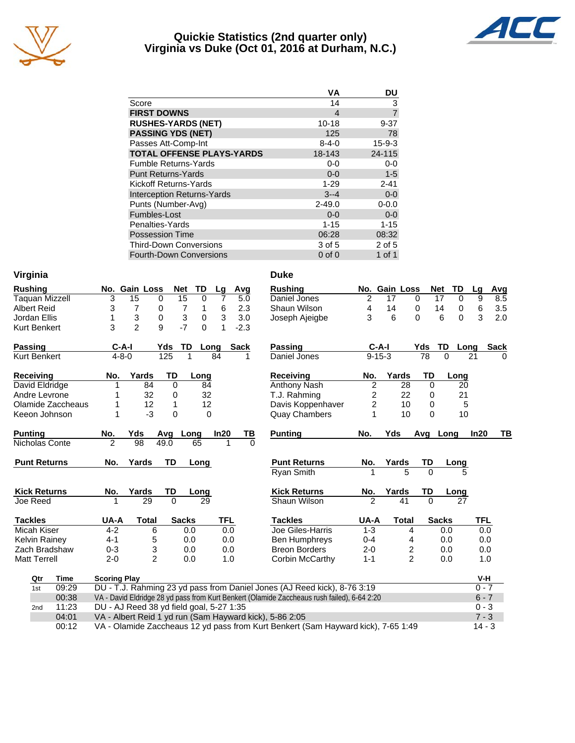# Quickie Statistics (2nd quarter only)
## Virginia vs Duke (Oct 01, 2016 at Durham, N.C.)

| | VA | DU |
|---|---|---|
| Score | 14 | 3 |
| **FIRST DOWNS** | 4 | 7 |
| **RUSHES-YARDS (NET)** | 10-18 | 9-37 |
| **PASSING YDS (NET)** | 125 | 78 |
| Passes Att-Comp-Int | 8-4-0 | 15-9-3 |
| **TOTAL OFFENSE PLAYS-YARDS** | 18-143 | 24-115 |
| Fumble Returns-Yards | 0-0 | 0-0 |
| Punt Returns-Yards | 0-0 | 1-5 |
| Kickoff Returns-Yards | 1-29 | 2-41 |
| Interception Returns-Yards | 3--4 | 0-0 |
| Punts (Number-Avg) | 2-49.0 | 0-0.0 |
| Fumbles-Lost | 0-0 | 0-0 |
| Penalties-Yards | 1-15 | 1-15 |
| Possession Time | 06:28 | 08:32 |
| Third-Down Conversions | 3 of 5 | 2 of 5 |
| Fourth-Down Conversions | 0 of 0 | 1 of 1 |

### Virginia

| Rushing | No. | Gain | Loss | Net | TD | Lg | Avg |
|---|---|---|---|---|---|---|---|
| Taquan Mizzell | 3 | 15 | 0 | 15 | 0 | 7 | 5.0 |
| Albert Reid | 3 | 7 | 0 | 7 | 1 | 6 | 2.3 |
| Jordan Ellis | 1 | 3 | 0 | 3 | 0 | 3 | 3.0 |
| Kurt Benkert | 3 | 2 | 9 | -7 | 0 | 1 | -2.3 |

| Passing | C-A-I | Yds | TD | Long | Sack |
|---|---|---|---|---|---|
| Kurt Benkert | 4-8-0 | 125 | 1 | 84 | 1 |

| Receiving | No. | Yards | TD | Long |
|---|---|---|---|---|
| David Eldridge | 1 | 84 | 0 | 84 |
| Andre Levrone | 1 | 32 | 0 | 32 |
| Olamide Zaccheaus | 1 | 12 | 1 | 12 |
| Keeon Johnson | 1 | -3 | 0 | 0 |

| Punting | No. | Yds | Avg | Long | In20 | TB |
|---|---|---|---|---|---|---|
| Nicholas Conte | 2 | 98 | 49.0 | 65 | 1 | 0 |

| Punt Returns | No. | Yards | TD | Long |
|---|---|---|---|---|

| Kick Returns | No. | Yards | TD | Long |
|---|---|---|---|---|
| Joe Reed | 1 | 29 | 0 | 29 |

| Tackles | UA-A | Total | Sacks | TFL |
|---|---|---|---|---|
| Micah Kiser | 4-2 | 6 | 0.0 | 0.0 |
| Kelvin Rainey | 4-1 | 5 | 0.0 | 0.0 |
| Zach Bradshaw | 0-3 | 3 | 0.0 | 0.0 |
| Matt Terrell | 2-0 | 2 | 0.0 | 1.0 |

### Duke

| Rushing | No. | Gain | Loss | Net | TD | Lg | Avg |
|---|---|---|---|---|---|---|---|
| Daniel Jones | 2 | 17 | 0 | 17 | 0 | 9 | 8.5 |
| Shaun Wilson | 4 | 14 | 0 | 14 | 0 | 6 | 3.5 |
| Joseph Ajeigbe | 3 | 6 | 0 | 6 | 0 | 3 | 2.0 |

| Passing | C-A-I | Yds | TD | Long | Sack |
|---|---|---|---|---|---|
| Daniel Jones | 9-15-3 | 78 | 0 | 21 | 0 |

| Receiving | No. | Yards | TD | Long |
|---|---|---|---|---|
| Anthony Nash | 2 | 28 | 0 | 20 |
| T.J. Rahming | 2 | 22 | 0 | 21 |
| Davis Koppenhaver | 2 | 10 | 0 | 5 |
| Quay Chambers | 1 | 10 | 0 | 10 |

| Punting | No. | Yds | Avg | Long | In20 | TB |
|---|---|---|---|---|---|---|

| Punt Returns | No. | Yards | TD | Long |
|---|---|---|---|---|
| Ryan Smith | 1 | 5 | 0 | 5 |

| Kick Returns | No. | Yards | TD | Long |
|---|---|---|---|---|
| Shaun Wilson | 2 | 41 | 0 | 27 |

| Tackles | UA-A | Total | Sacks | TFL |
|---|---|---|---|---|
| Joe Giles-Harris | 1-3 | 4 | 0.0 | 0.0 |
| Ben Humphreys | 0-4 | 4 | 0.0 | 0.0 |
| Breon Borders | 2-0 | 2 | 0.0 | 0.0 |
| Corbin McCarthy | 1-1 | 2 | 0.0 | 1.0 |

| Qtr | Time | Scoring Play | V-H |
|---|---|---|---|
| 1st | 09:29 | DU - T.J. Rahming 23 yd pass from Daniel Jones (AJ Reed kick), 8-76 3:19 | 0 - 7 |
| | 00:38 | VA - David Eldridge 28 yd pass from Kurt Benkert (Olamide Zaccheaus rush failed), 6-64 2:20 | 6 - 7 |
| 2nd | 11:23 | DU - AJ Reed 38 yd field goal, 5-27 1:35 | 0 - 3 |
| | 04:01 | VA - Albert Reid 1 yd run (Sam Hayward kick), 5-86 2:05 | 7 - 3 |
| | 00:12 | VA - Olamide Zaccheaus 12 yd pass from Kurt Benkert (Sam Hayward kick), 7-65 1:49 | 14 - 3 |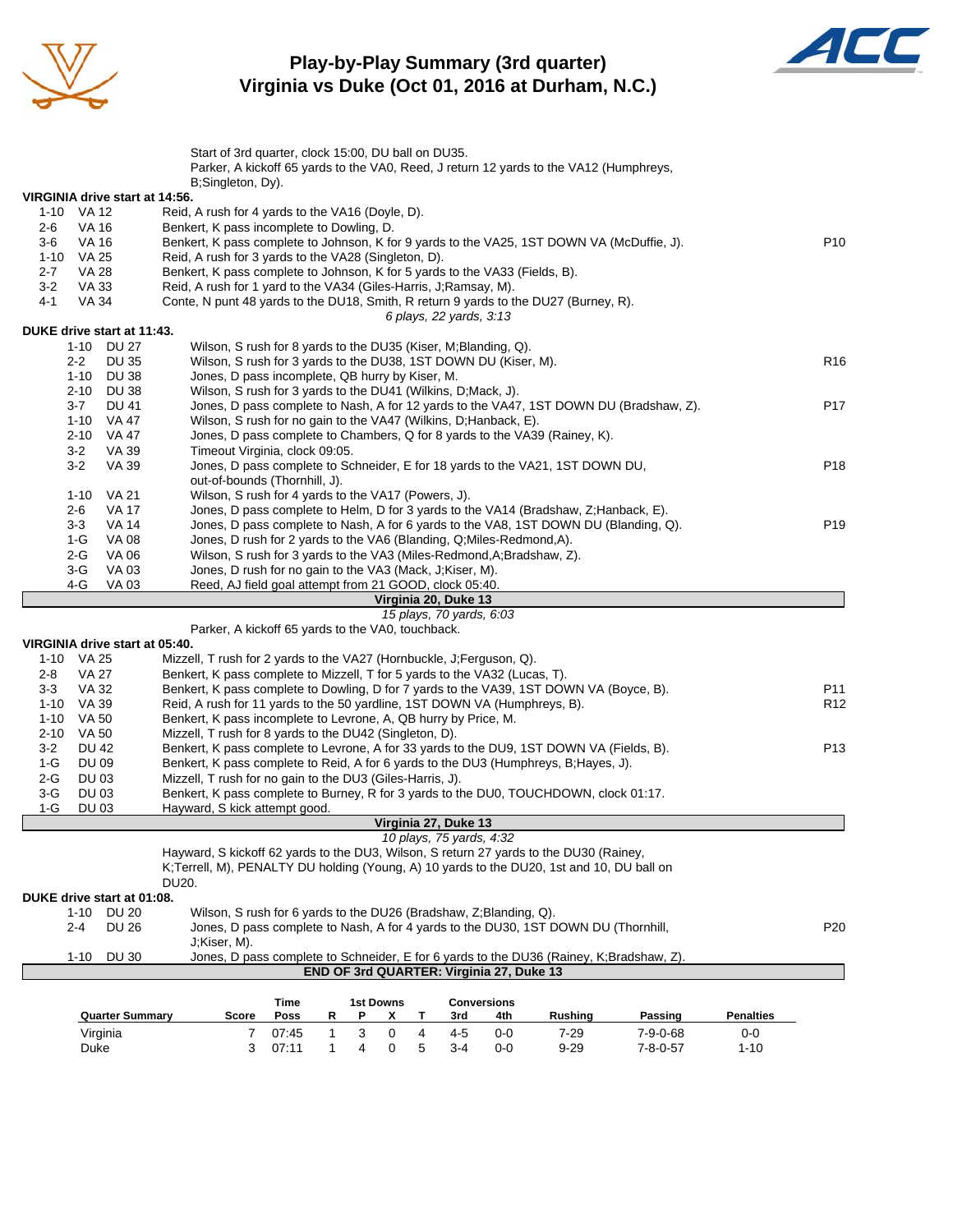# Play-by-Play Summary (3rd quarter)
## Virginia vs Duke (Oct 01, 2016 at Durham, N.C.)

Start of 3rd quarter, clock 15:00, DU ball on DU35.
Parker, A kickoff 65 yards to the VA0, Reed, J return 12 yards to the VA12 (Humphreys, B;Singleton, Dy).

**VIRGINIA drive start at 14:56.**

| Down | Spot | Play | |
|---|---|---|---|
| 1-10 | VA 12 | Reid, A rush for 4 yards to the VA16 (Doyle, D). | |
| 2-6 | VA 16 | Benkert, K pass incomplete to Dowling, D. | |
| 3-6 | VA 16 | Benkert, K pass complete to Johnson, K for 9 yards to the VA25, 1ST DOWN VA (McDuffie, J). | P10 |
| 1-10 | VA 25 | Reid, A rush for 3 yards to the VA28 (Singleton, D). | |
| 2-7 | VA 28 | Benkert, K pass complete to Johnson, K for 5 yards to the VA33 (Fields, B). | |
| 3-2 | VA 33 | Reid, A rush for 1 yard to the VA34 (Giles-Harris, J;Ramsay, M). | |
| 4-1 | VA 34 | Conte, N punt 48 yards to the DU18, Smith, R return 9 yards to the DU27 (Burney, R). | |

*6 plays, 22 yards, 3:13*

**DUKE drive start at 11:43.**

| Down | Spot | Play | |
|---|---|---|---|
| 1-10 | DU 27 | Wilson, S rush for 8 yards to the DU35 (Kiser, M;Blanding, Q). | |
| 2-2 | DU 35 | Wilson, S rush for 3 yards to the DU38, 1ST DOWN DU (Kiser, M). | R16 |
| 1-10 | DU 38 | Jones, D pass incomplete, QB hurry by Kiser, M. | |
| 2-10 | DU 38 | Wilson, S rush for 3 yards to the DU41 (Wilkins, D;Mack, J). | |
| 3-7 | DU 41 | Jones, D pass complete to Nash, A for 12 yards to the VA47, 1ST DOWN DU (Bradshaw, Z). | P17 |
| 1-10 | VA 47 | Wilson, S rush for no gain to the VA47 (Wilkins, D;Hanback, E). | |
| 2-10 | VA 47 | Jones, D pass complete to Chambers, Q for 8 yards to the VA39 (Rainey, K). | |
| 3-2 | VA 39 | Timeout Virginia, clock 09:05. | |
| 3-2 | VA 39 | Jones, D pass complete to Schneider, E for 18 yards to the VA21, 1ST DOWN DU, out-of-bounds (Thornhill, J). | P18 |
| 1-10 | VA 21 | Wilson, S rush for 4 yards to the VA17 (Powers, J). | |
| 2-6 | VA 17 | Jones, D pass complete to Helm, D for 3 yards to the VA14 (Bradshaw, Z;Hanback, E). | |
| 3-3 | VA 14 | Jones, D pass complete to Nash, A for 6 yards to the VA8, 1ST DOWN DU (Blanding, Q). | P19 |
| 1-G | VA 08 | Jones, D rush for 2 yards to the VA6 (Blanding, Q;Miles-Redmond,A). | |
| 2-G | VA 06 | Wilson, S rush for 3 yards to the VA3 (Miles-Redmond,A;Bradshaw, Z). | |
| 3-G | VA 03 | Jones, D rush for no gain to the VA3 (Mack, J;Kiser, M). | |
| 4-G | VA 03 | Reed, AJ field goal attempt from 21 GOOD, clock 05:40. | |

**Virginia 20, Duke 13**

*15 plays, 70 yards, 6:03*

Parker, A kickoff 65 yards to the VA0, touchback.

**VIRGINIA drive start at 05:40.**

| Down | Spot | Play | |
|---|---|---|---|
| 1-10 | VA 25 | Mizzell, T rush for 2 yards to the VA27 (Hornbuckle, J;Ferguson, Q). | |
| 2-8 | VA 27 | Benkert, K pass complete to Mizzell, T for 5 yards to the VA32 (Lucas, T). | |
| 3-3 | VA 32 | Benkert, K pass complete to Dowling, D for 7 yards to the VA39, 1ST DOWN VA (Boyce, B). | P11 |
| 1-10 | VA 39 | Reid, A rush for 11 yards to the 50 yardline, 1ST DOWN VA (Humphreys, B). | R12 |
| 1-10 | VA 50 | Benkert, K pass incomplete to Levrone, A, QB hurry by Price, M. | |
| 2-10 | VA 50 | Mizzell, T rush for 8 yards to the DU42 (Singleton, D). | |
| 3-2 | DU 42 | Benkert, K pass complete to Levrone, A for 33 yards to the DU9, 1ST DOWN VA (Fields, B). | P13 |
| 1-G | DU 09 | Benkert, K pass complete to Reid, A for 6 yards to the DU3 (Humphreys, B;Hayes, J). | |
| 2-G | DU 03 | Mizzell, T rush for no gain to the DU3 (Giles-Harris, J). | |
| 3-G | DU 03 | Benkert, K pass complete to Burney, R for 3 yards to the DU0, TOUCHDOWN, clock 01:17. | |
| 1-G | DU 03 | Hayward, S kick attempt good. | |

**Virginia 27, Duke 13**

*10 plays, 75 yards, 4:32*

Hayward, S kickoff 62 yards to the DU3, Wilson, S return 27 yards to the DU30 (Rainey, K;Terrell, M), PENALTY DU holding (Young, A) 10 yards to the DU20, 1st and 10, DU ball on DU20.

**DUKE drive start at 01:08.**

| Down | Spot | Play | |
|---|---|---|---|
| 1-10 | DU 20 | Wilson, S rush for 6 yards to the DU26 (Bradshaw, Z;Blanding, Q). | |
| 2-4 | DU 26 | Jones, D pass complete to Nash, A for 4 yards to the DU30, 1ST DOWN DU (Thornhill, J;Kiser, M). | P20 |
| 1-10 | DU 30 | Jones, D pass complete to Schneider, E for 6 yards to the DU36 (Rainey, K;Bradshaw, Z). | |

**END OF 3rd QUARTER: Virginia 27, Duke 13**

| Quarter Summary | Score | Time Poss | 1st Downs R | P | X | T | Conversions 3rd | 4th | Rushing | Passing | Penalties |
|---|---|---|---|---|---|---|---|---|---|---|---|
| Virginia | 7 | 07:45 | 1 | 3 | 0 | 4 | 4-5 | 0-0 | 7-29 | 7-9-0-68 | 0-0 |
| Duke | 3 | 07:11 | 1 | 4 | 0 | 5 | 3-4 | 0-0 | 9-29 | 7-8-0-57 | 1-10 |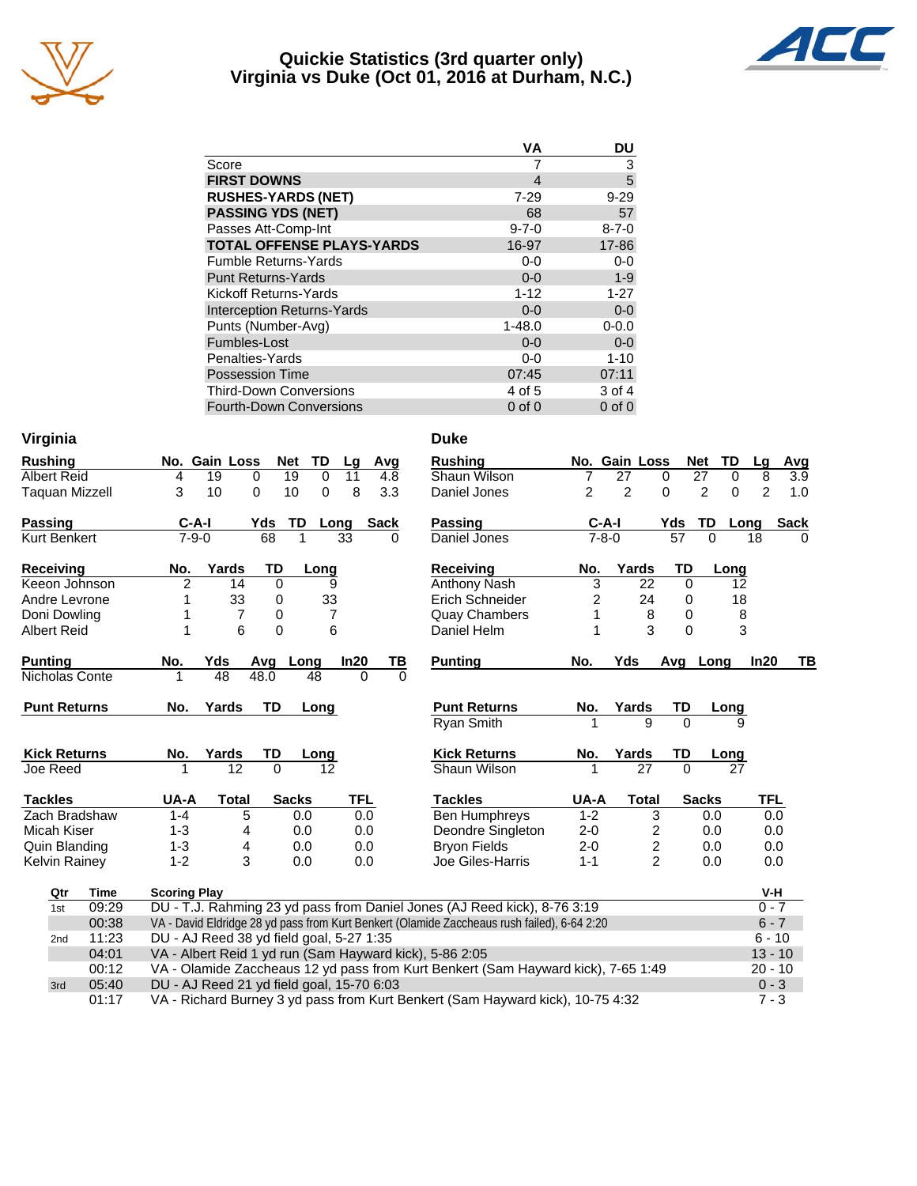# Quickie Statistics (3rd quarter only)
## Virginia vs Duke (Oct 01, 2016 at Durham, N.C.)

| | VA | DU |
|---|---|---|
| Score | 7 | 3 |
| **FIRST DOWNS** | 4 | 5 |
| **RUSHES-YARDS (NET)** | 7-29 | 9-29 |
| **PASSING YDS (NET)** | 68 | 57 |
| Passes Att-Comp-Int | 9-7-0 | 8-7-0 |
| **TOTAL OFFENSE PLAYS-YARDS** | 16-97 | 17-86 |
| Fumble Returns-Yards | 0-0 | 0-0 |
| Punt Returns-Yards | 0-0 | 1-9 |
| Kickoff Returns-Yards | 1-12 | 1-27 |
| Interception Returns-Yards | 0-0 | 0-0 |
| Punts (Number-Avg) | 1-48.0 | 0-0.0 |
| Fumbles-Lost | 0-0 | 0-0 |
| Penalties-Yards | 0-0 | 1-10 |
| Possession Time | 07:45 | 07:11 |
| Third-Down Conversions | 4 of 5 | 3 of 4 |
| Fourth-Down Conversions | 0 of 0 | 0 of 0 |

### Virginia

| Rushing | No. | Gain | Loss | Net | TD | Lg | Avg |
|---|---|---|---|---|---|---|---|
| Albert Reid | 4 | 19 | 0 | 19 | 0 | 11 | 4.8 |
| Taquan Mizzell | 3 | 10 | 0 | 10 | 0 | 8 | 3.3 |

| Passing | C-A-I | Yds | TD | Long | Sack |
|---|---|---|---|---|---|
| Kurt Benkert | 7-9-0 | 68 | 1 | 33 | 0 |

| Receiving | No. | Yards | TD | Long |
|---|---|---|---|---|
| Keeon Johnson | 2 | 14 | 0 | 9 |
| Andre Levrone | 1 | 33 | 0 | 33 |
| Doni Dowling | 1 | 7 | 0 | 7 |
| Albert Reid | 1 | 6 | 0 | 6 |

| Punting | No. | Yds | Avg | Long | In20 | TB |
|---|---|---|---|---|---|---|
| Nicholas Conte | 1 | 48 | 48.0 | 48 | 0 | 0 |

| Punt Returns | No. | Yards | TD | Long |
|---|---|---|---|---|

| Kick Returns | No. | Yards | TD | Long |
|---|---|---|---|---|
| Joe Reed | 1 | 12 | 0 | 12 |

| Tackles | UA-A | Total | Sacks | TFL |
|---|---|---|---|---|
| Zach Bradshaw | 1-4 | 5 | 0.0 | 0.0 |
| Micah Kiser | 1-3 | 4 | 0.0 | 0.0 |
| Quin Blanding | 1-3 | 4 | 0.0 | 0.0 |
| Kelvin Rainey | 1-2 | 3 | 0.0 | 0.0 |

### Duke

| Rushing | No. | Gain | Loss | Net | TD | Lg | Avg |
|---|---|---|---|---|---|---|---|
| Shaun Wilson | 7 | 27 | 0 | 27 | 0 | 8 | 3.9 |
| Daniel Jones | 2 | 2 | 0 | 2 | 0 | 2 | 1.0 |

| Passing | C-A-I | Yds | TD | Long | Sack |
|---|---|---|---|---|---|
| Daniel Jones | 7-8-0 | 57 | 0 | 18 | 0 |

| Receiving | No. | Yards | TD | Long |
|---|---|---|---|---|
| Anthony Nash | 3 | 22 | 0 | 12 |
| Erich Schneider | 2 | 24 | 0 | 18 |
| Quay Chambers | 1 | 8 | 0 | 8 |
| Daniel Helm | 1 | 3 | 0 | 3 |

| Punting | No. | Yds | Avg | Long | In20 | TB |
|---|---|---|---|---|---|---|

| Punt Returns | No. | Yards | TD | Long |
|---|---|---|---|---|
| Ryan Smith | 1 | 9 | 0 | 9 |

| Kick Returns | No. | Yards | TD | Long |
|---|---|---|---|---|
| Shaun Wilson | 1 | 27 | 0 | 27 |

| Tackles | UA-A | Total | Sacks | TFL |
|---|---|---|---|---|
| Ben Humphreys | 1-2 | 3 | 0.0 | 0.0 |
| Deondre Singleton | 2-0 | 2 | 0.0 | 0.0 |
| Bryon Fields | 2-0 | 2 | 0.0 | 0.0 |
| Joe Giles-Harris | 1-1 | 2 | 0.0 | 0.0 |

### Scoring

| Qtr | Time | Scoring Play | V-H |
|---|---|---|---|
| 1st | 09:29 | DU - T.J. Rahming 23 yd pass from Daniel Jones (AJ Reed kick), 8-76 3:19 | 0 - 7 |
| | 00:38 | VA - David Eldridge 28 yd pass from Kurt Benkert (Olamide Zaccheaus rush failed), 6-64 2:20 | 6 - 7 |
| 2nd | 11:23 | DU - AJ Reed 38 yd field goal, 5-27 1:35 | 6 - 10 |
| | 04:01 | VA - Albert Reid 1 yd run (Sam Hayward kick), 5-86 2:05 | 13 - 10 |
| | 00:12 | VA - Olamide Zaccheaus 12 yd pass from Kurt Benkert (Sam Hayward kick), 7-65 1:49 | 20 - 10 |
| 3rd | 05:40 | DU - AJ Reed 21 yd field goal, 15-70 6:03 | 0 - 3 |
| | 01:17 | VA - Richard Burney 3 yd pass from Kurt Benkert (Sam Hayward kick), 10-75 4:32 | 7 - 3 |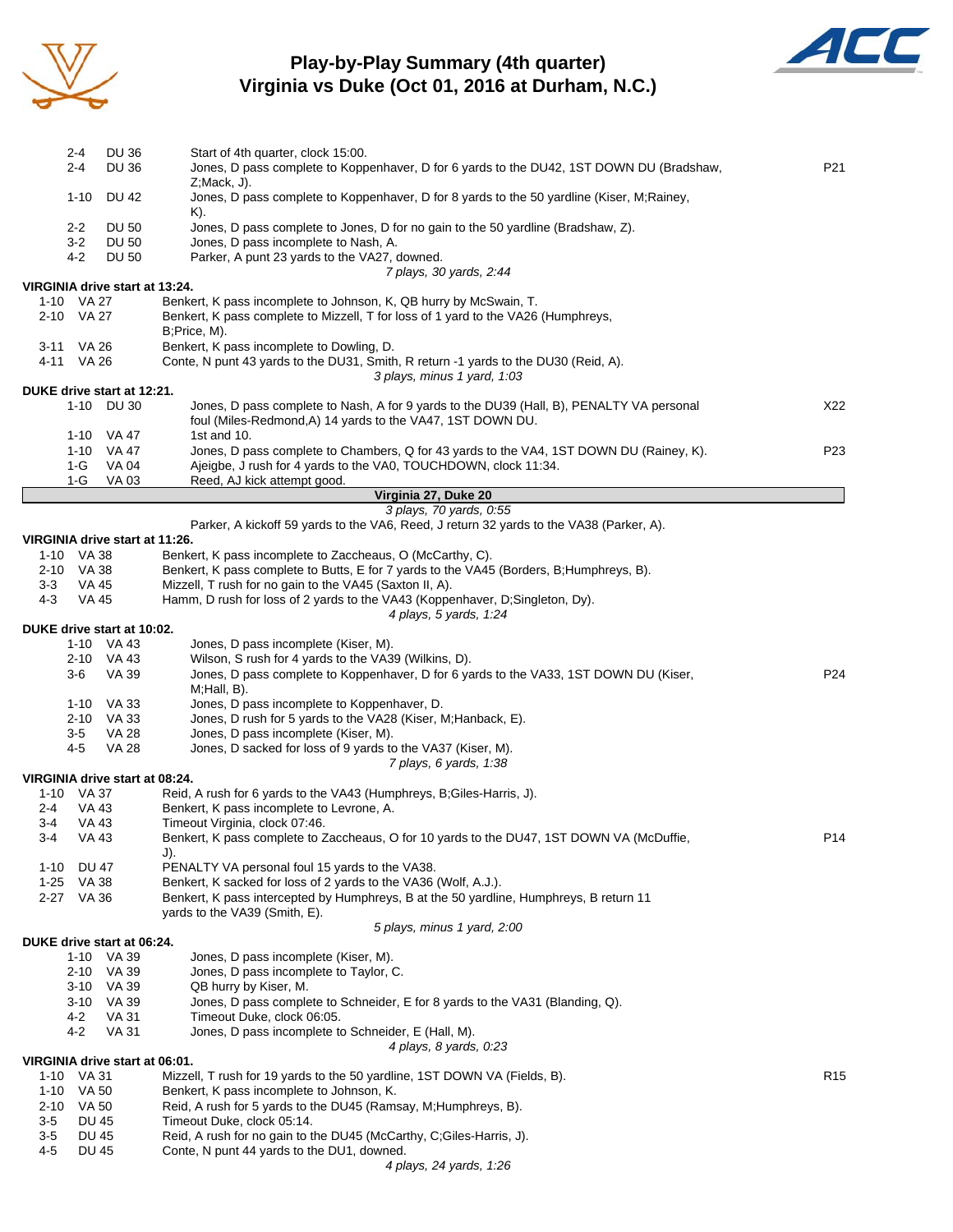# Play-by-Play Summary (4th quarter)
## Virginia vs Duke (Oct 01, 2016 at Durham, N.C.)

| Down | Spot | Play | |
|---|---|---|---|
| 2-4 | DU 36 | Start of 4th quarter, clock 15:00. | |
| 2-4 | DU 36 | Jones, D pass complete to Koppenhaver, D for 6 yards to the DU42, 1ST DOWN DU (Bradshaw, Z;Mack, J). | P21 |
| 1-10 | DU 42 | Jones, D pass complete to Koppenhaver, D for 8 yards to the 50 yardline (Kiser, M;Rainey, K). | |
| 2-2 | DU 50 | Jones, D pass complete to Jones, D for no gain to the 50 yardline (Bradshaw, Z). | |
| 3-2 | DU 50 | Jones, D pass incomplete to Nash, A. | |
| 4-2 | DU 50 | Parker, A punt 23 yards to the VA27, downed. | |
| | | *7 plays, 30 yards, 2:44* | |

**VIRGINIA drive start at 13:24.**

| Down | Spot | Play | |
|---|---|---|---|
| 1-10 | VA 27 | Benkert, K pass incomplete to Johnson, K, QB hurry by McSwain, T. | |
| 2-10 | VA 27 | Benkert, K pass complete to Mizzell, T for loss of 1 yard to the VA26 (Humphreys, B;Price, M). | |
| 3-11 | VA 26 | Benkert, K pass incomplete to Dowling, D. | |
| 4-11 | VA 26 | Conte, N punt 43 yards to the DU31, Smith, R return -1 yards to the DU30 (Reid, A). | |
| | | *3 plays, minus 1 yard, 1:03* | |

**DUKE drive start at 12:21.**

| Down | Spot | Play | |
|---|---|---|---|
| 1-10 | DU 30 | Jones, D pass complete to Nash, A for 9 yards to the DU39 (Hall, B), PENALTY VA personal foul (Miles-Redmond,A) 14 yards to the VA47, 1ST DOWN DU. | X22 |
| 1-10 | VA 47 | 1st and 10. | |
| 1-10 | VA 47 | Jones, D pass complete to Chambers, Q for 43 yards to the VA4, 1ST DOWN DU (Rainey, K). | P23 |
| 1-G | VA 04 | Ajeigbe, J rush for 4 yards to the VA0, TOUCHDOWN, clock 11:34. | |
| 1-G | VA 03 | Reed, AJ kick attempt good. | |

**Virginia 27, Duke 20**

*3 plays, 70 yards, 0:55*

Parker, A kickoff 59 yards to the VA6, Reed, J return 32 yards to the VA38 (Parker, A).

**VIRGINIA drive start at 11:26.**

| Down | Spot | Play | |
|---|---|---|---|
| 1-10 | VA 38 | Benkert, K pass incomplete to Zaccheaus, O (McCarthy, C). | |
| 2-10 | VA 38 | Benkert, K pass complete to Butts, E for 7 yards to the VA45 (Borders, B;Humphreys, B). | |
| 3-3 | VA 45 | Mizzell, T rush for no gain to the VA45 (Saxton II, A). | |
| 4-3 | VA 45 | Hamm, D rush for loss of 2 yards to the VA43 (Koppenhaver, D;Singleton, Dy). | |
| | | *4 plays, 5 yards, 1:24* | |

**DUKE drive start at 10:02.**

| Down | Spot | Play | |
|---|---|---|---|
| 1-10 | VA 43 | Jones, D pass incomplete (Kiser, M). | |
| 2-10 | VA 43 | Wilson, S rush for 4 yards to the VA39 (Wilkins, D). | |
| 3-6 | VA 39 | Jones, D pass complete to Koppenhaver, D for 6 yards to the VA33, 1ST DOWN DU (Kiser, M;Hall, B). | P24 |
| 1-10 | VA 33 | Jones, D pass incomplete to Koppenhaver, D. | |
| 2-10 | VA 33 | Jones, D rush for 5 yards to the VA28 (Kiser, M;Hanback, E). | |
| 3-5 | VA 28 | Jones, D pass incomplete (Kiser, M). | |
| 4-5 | VA 28 | Jones, D sacked for loss of 9 yards to the VA37 (Kiser, M). | |
| | | *7 plays, 6 yards, 1:38* | |

**VIRGINIA drive start at 08:24.**

| Down | Spot | Play | |
|---|---|---|---|
| 1-10 | VA 37 | Reid, A rush for 6 yards to the VA43 (Humphreys, B;Giles-Harris, J). | |
| 2-4 | VA 43 | Benkert, K pass incomplete to Levrone, A. | |
| 3-4 | VA 43 | Timeout Virginia, clock 07:46. | |
| 3-4 | VA 43 | Benkert, K pass complete to Zaccheaus, O for 10 yards to the DU47, 1ST DOWN VA (McDuffie, J). | P14 |
| 1-10 | DU 47 | PENALTY VA personal foul 15 yards to the VA38. | |
| 1-25 | VA 38 | Benkert, K sacked for loss of 2 yards to the VA36 (Wolf, A.J.). | |
| 2-27 | VA 36 | Benkert, K pass intercepted by Humphreys, B at the 50 yardline, Humphreys, B return 11 yards to the VA39 (Smith, E). | |
| | | *5 plays, minus 1 yard, 2:00* | |

**DUKE drive start at 06:24.**

| Down | Spot | Play | |
|---|---|---|---|
| 1-10 | VA 39 | Jones, D pass incomplete (Kiser, M). | |
| 2-10 | VA 39 | Jones, D pass incomplete to Taylor, C. | |
| 3-10 | VA 39 | QB hurry by Kiser, M. | |
| 3-10 | VA 39 | Jones, D pass complete to Schneider, E for 8 yards to the VA31 (Blanding, Q). | |
| 4-2 | VA 31 | Timeout Duke, clock 06:05. | |
| 4-2 | VA 31 | Jones, D pass incomplete to Schneider, E (Hall, M). | |
| | | *4 plays, 8 yards, 0:23* | |

**VIRGINIA drive start at 06:01.**

| Down | Spot | Play | |
|---|---|---|---|
| 1-10 | VA 31 | Mizzell, T rush for 19 yards to the 50 yardline, 1ST DOWN VA (Fields, B). | R15 |
| 1-10 | VA 50 | Benkert, K pass incomplete to Johnson, K. | |
| 2-10 | VA 50 | Reid, A rush for 5 yards to the DU45 (Ramsay, M;Humphreys, B). | |
| 3-5 | DU 45 | Timeout Duke, clock 05:14. | |
| 3-5 | DU 45 | Reid, A rush for no gain to the DU45 (McCarthy, C;Giles-Harris, J). | |
| 4-5 | DU 45 | Conte, N punt 44 yards to the DU1, downed. | |
| | | *4 plays, 24 yards, 1:26* | |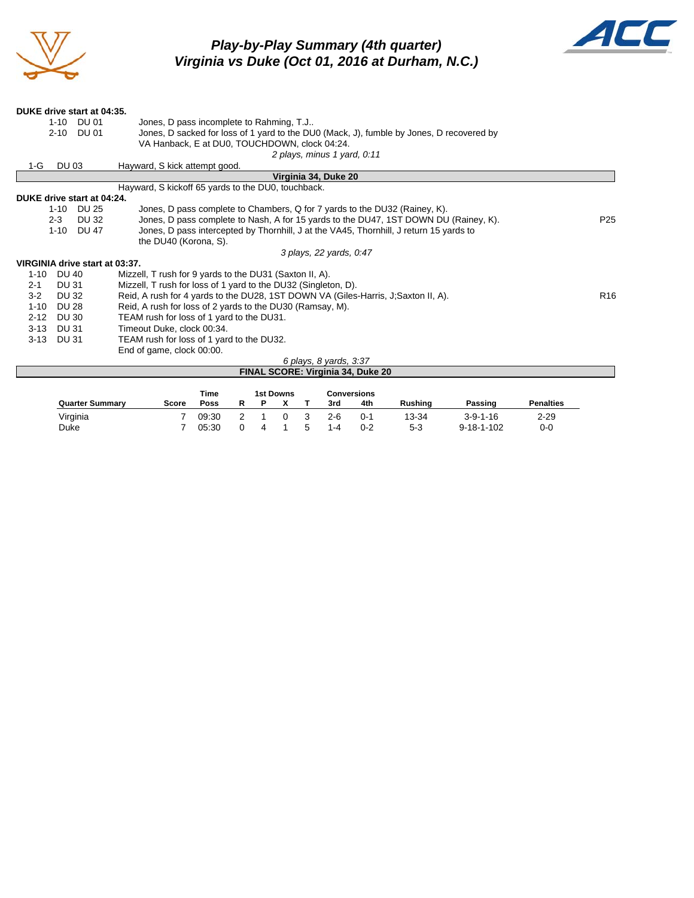# Play-by-Play Summary (4th quarter)
## Virginia vs Duke (Oct 01, 2016 at Durham, N.C.)

**DUKE drive start at 04:35.**

| Down | Spot | Play | |
|---|---|---|---|
| 1-10 | DU 01 | Jones, D pass incomplete to Rahming, T.J.. | |
| 2-10 | DU 01 | Jones, D sacked for loss of 1 yard to the DU0 (Mack, J), fumble by Jones, D recovered by VA Hanback, E at DU0, TOUCHDOWN, clock 04:24. | |
| | | *2 plays, minus 1 yard, 0:11* | |
| 1-G | DU 03 | Hayward, S kick attempt good. | |

**Virginia 34, Duke 20**

Hayward, S kickoff 65 yards to the DU0, touchback.

**DUKE drive start at 04:24.**

| Down | Spot | Play | |
|---|---|---|---|
| 1-10 | DU 25 | Jones, D pass complete to Chambers, Q for 7 yards to the DU32 (Rainey, K). | |
| 2-3 | DU 32 | Jones, D pass complete to Nash, A for 15 yards to the DU47, 1ST DOWN DU (Rainey, K). | P25 |
| 1-10 | DU 47 | Jones, D pass intercepted by Thornhill, J at the VA45, Thornhill, J return 15 yards to the DU40 (Korona, S). | |
| | | *3 plays, 22 yards, 0:47* | |

**VIRGINIA drive start at 03:37.**

| Down | Spot | Play | |
|---|---|---|---|
| 1-10 | DU 40 | Mizzell, T rush for 9 yards to the DU31 (Saxton II, A). | |
| 2-1 | DU 31 | Mizzell, T rush for loss of 1 yard to the DU32 (Singleton, D). | |
| 3-2 | DU 32 | Reid, A rush for 4 yards to the DU28, 1ST DOWN VA (Giles-Harris, J;Saxton II, A). | R16 |
| 1-10 | DU 28 | Reid, A rush for loss of 2 yards to the DU30 (Ramsay, M). | |
| 2-12 | DU 30 | TEAM rush for loss of 1 yard to the DU31. | |
| 3-13 | DU 31 | Timeout Duke, clock 00:34. | |
| 3-13 | DU 31 | TEAM rush for loss of 1 yard to the DU32. | |
| | | End of game, clock 00:00. | |
| | | *6 plays, 8 yards, 3:37* | |

**FINAL SCORE: Virginia 34, Duke 20**

| Quarter Summary | Score | Time Poss | 1st Downs R | 1st Downs P | 1st Downs X | 1st Downs T | Conversions 3rd | Conversions 4th | Rushing | Passing | Penalties |
|---|---|---|---|---|---|---|---|---|---|---|---|
| Virginia | 7 | 09:30 | 2 | 1 | 0 | 3 | 2-6 | 0-1 | 13-34 | 3-9-1-16 | 2-29 |
| Duke | 7 | 05:30 | 0 | 4 | 1 | 5 | 1-4 | 0-2 | 5-3 | 9-18-1-102 | 0-0 |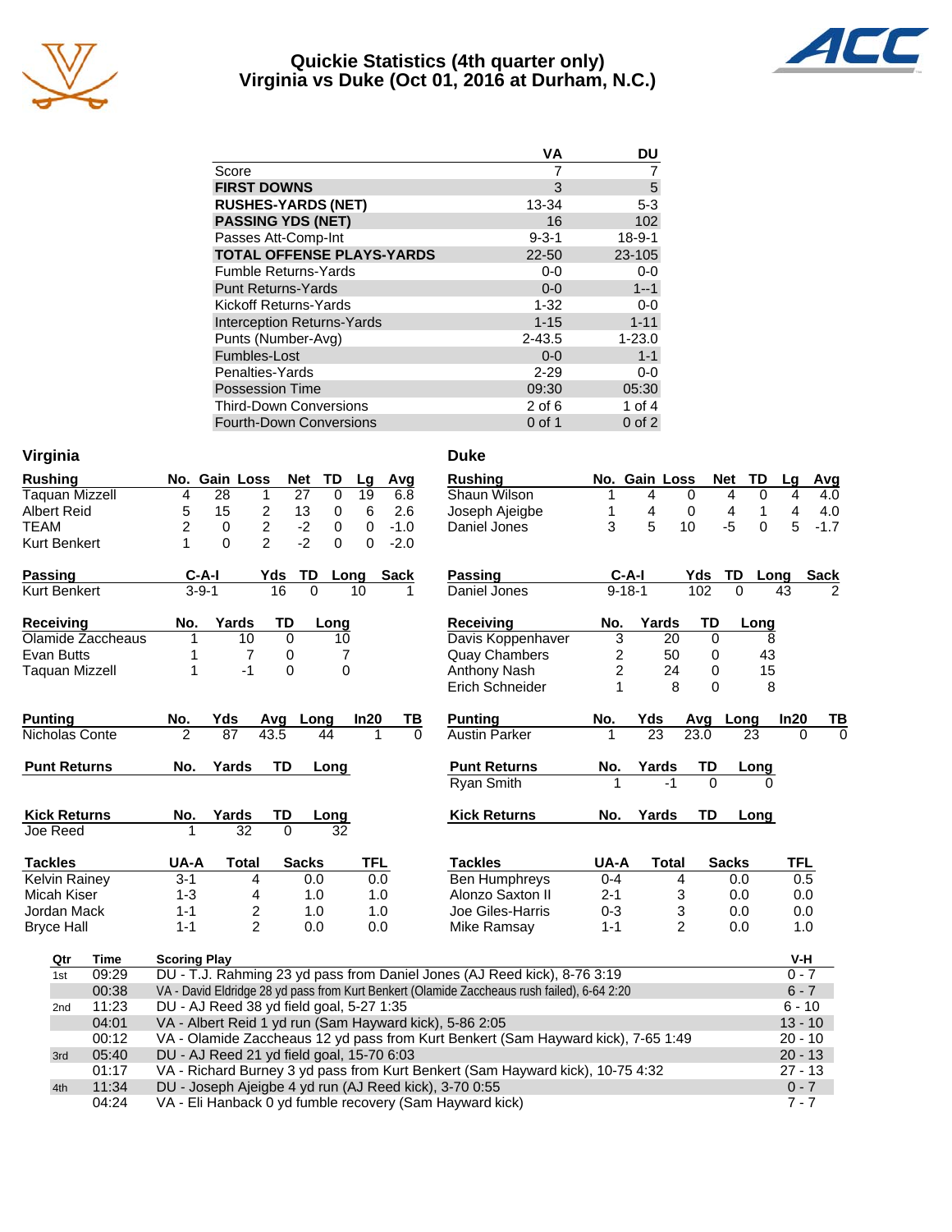# Quickie Statistics (4th quarter only)
## Virginia vs Duke (Oct 01, 2016 at Durham, N.C.)

| | VA | DU |
|---|---|---|
| Score | 7 | 7 |
| **FIRST DOWNS** | 3 | 5 |
| **RUSHES-YARDS (NET)** | 13-34 | 5-3 |
| **PASSING YDS (NET)** | 16 | 102 |
| Passes Att-Comp-Int | 9-3-1 | 18-9-1 |
| **TOTAL OFFENSE PLAYS-YARDS** | 22-50 | 23-105 |
| Fumble Returns-Yards | 0-0 | 0-0 |
| Punt Returns-Yards | 0-0 | 1--1 |
| Kickoff Returns-Yards | 1-32 | 0-0 |
| Interception Returns-Yards | 1-15 | 1-11 |
| Punts (Number-Avg) | 2-43.5 | 1-23.0 |
| Fumbles-Lost | 0-0 | 1-1 |
| Penalties-Yards | 2-29 | 0-0 |
| Possession Time | 09:30 | 05:30 |
| Third-Down Conversions | 2 of 6 | 1 of 4 |
| Fourth-Down Conversions | 0 of 1 | 0 of 2 |

## Virginia

| Rushing | No. | Gain | Loss | Net | TD | Lg | Avg |
|---|---|---|---|---|---|---|---|
| Taquan Mizzell | 4 | 28 | 1 | 27 | 0 | 19 | 6.8 |
| Albert Reid | 5 | 15 | 2 | 13 | 0 | 6 | 2.6 |
| TEAM | 2 | 0 | 2 | -2 | 0 | 0 | -1.0 |
| Kurt Benkert | 1 | 0 | 2 | -2 | 0 | 0 | -2.0 |

| Passing | C-A-I | Yds | TD | Long | Sack |
|---|---|---|---|---|---|
| Kurt Benkert | 3-9-1 | 16 | 0 | 10 | 1 |

| Receiving | No. | Yards | TD | Long |
|---|---|---|---|---|
| Olamide Zaccheaus | 1 | 10 | 0 | 10 |
| Evan Butts | 1 | 7 | 0 | 7 |
| Taquan Mizzell | 1 | -1 | 0 | 0 |

| Punting | No. | Yds | Avg | Long | In20 | TB |
|---|---|---|---|---|---|---|
| Nicholas Conte | 2 | 87 | 43.5 | 44 | 1 | 0 |

| Punt Returns | No. | Yards | TD | Long |
|---|---|---|---|---|

| Kick Returns | No. | Yards | TD | Long |
|---|---|---|---|---|
| Joe Reed | 1 | 32 | 0 | 32 |

| Tackles | UA-A | Total | Sacks | TFL |
|---|---|---|---|---|
| Kelvin Rainey | 3-1 | 4 | 0.0 | 0.0 |
| Micah Kiser | 1-3 | 4 | 1.0 | 1.0 |
| Jordan Mack | 1-1 | 2 | 1.0 | 1.0 |
| Bryce Hall | 1-1 | 2 | 0.0 | 0.0 |

## Duke

| Rushing | No. | Gain | Loss | Net | TD | Lg | Avg |
|---|---|---|---|---|---|---|---|
| Shaun Wilson | 1 | 4 | 0 | 4 | 0 | 4 | 4.0 |
| Joseph Ajeigbe | 1 | 4 | 0 | 4 | 1 | 4 | 4.0 |
| Daniel Jones | 3 | 5 | 10 | -5 | 0 | 5 | -1.7 |

| Passing | C-A-I | Yds | TD | Long | Sack |
|---|---|---|---|---|---|
| Daniel Jones | 9-18-1 | 102 | 0 | 43 | 2 |

| Receiving | No. | Yards | TD | Long |
|---|---|---|---|---|
| Davis Koppenhaver | 3 | 20 | 0 | 8 |
| Quay Chambers | 2 | 50 | 0 | 43 |
| Anthony Nash | 2 | 24 | 0 | 15 |
| Erich Schneider | 1 | 8 | 0 | 8 |

| Punting | No. | Yds | Avg | Long | In20 | TB |
|---|---|---|---|---|---|---|
| Austin Parker | 1 | 23 | 23.0 | 23 | 0 | 0 |

| Punt Returns | No. | Yards | TD | Long |
|---|---|---|---|---|
| Ryan Smith | 1 | -1 | 0 | 0 |

| Kick Returns | No. | Yards | TD | Long |
|---|---|---|---|---|

| Tackles | UA-A | Total | Sacks | TFL |
|---|---|---|---|---|
| Ben Humphreys | 0-4 | 4 | 0.0 | 0.5 |
| Alonzo Saxton II | 2-1 | 3 | 0.0 | 0.0 |
| Joe Giles-Harris | 0-3 | 3 | 0.0 | 0.0 |
| Mike Ramsay | 1-1 | 2 | 0.0 | 1.0 |

| Qtr | Time | Scoring Play | V-H |
|---|---|---|---|
| 1st | 09:29 | DU - T.J. Rahming 23 yd pass from Daniel Jones (AJ Reed kick), 8-76 3:19 | 0 - 7 |
| | 00:38 | VA - David Eldridge 28 yd pass from Kurt Benkert (Olamide Zaccheaus rush failed), 6-64 2:20 | 6 - 7 |
| 2nd | 11:23 | DU - AJ Reed 38 yd field goal, 5-27 1:35 | 6 - 10 |
| | 04:01 | VA - Albert Reid 1 yd run (Sam Hayward kick), 5-86 2:05 | 13 - 10 |
| | 00:12 | VA - Olamide Zaccheaus 12 yd pass from Kurt Benkert (Sam Hayward kick), 7-65 1:49 | 20 - 10 |
| 3rd | 05:40 | DU - AJ Reed 21 yd field goal, 15-70 6:03 | 20 - 13 |
| | 01:17 | VA - Richard Burney 3 yd pass from Kurt Benkert (Sam Hayward kick), 10-75 4:32 | 27 - 13 |
| 4th | 11:34 | DU - Joseph Ajeigbe 4 yd run (AJ Reed kick), 3-70 0:55 | 0 - 7 |
| | 04:24 | VA - Eli Hanback 0 yd fumble recovery (Sam Hayward kick) | 7 - 7 |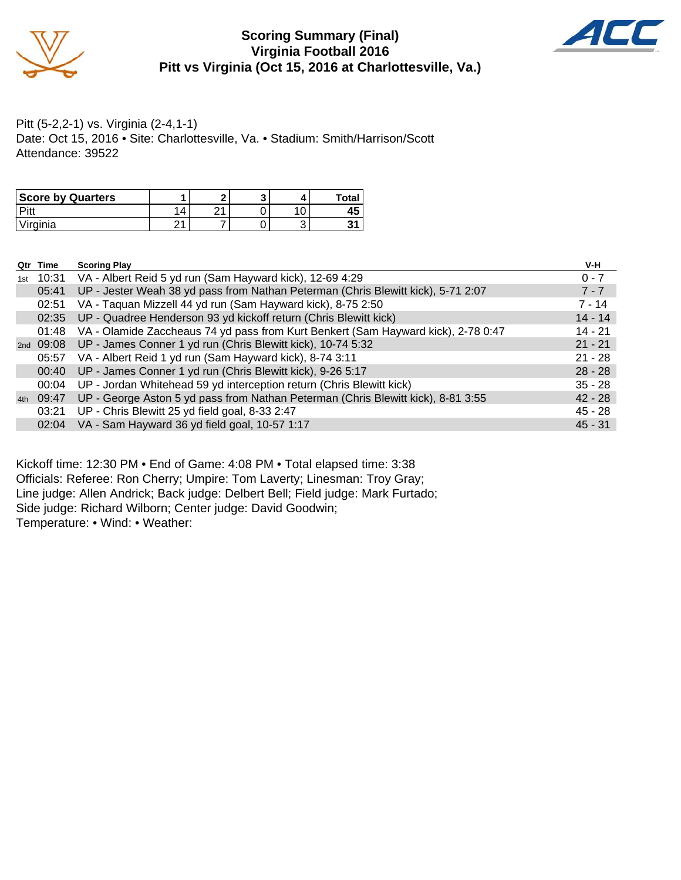# Scoring Summary (Final)
## Virginia Football 2016
## Pitt vs Virginia (Oct 15, 2016 at Charlottesville, Va.)

Pitt (5-2,2-1) vs. Virginia (2-4,1-1)
Date: Oct 15, 2016 • Site: Charlottesville, Va. • Stadium: Smith/Harrison/Scott
Attendance: 39522

| Score by Quarters | 1 | 2 | 3 | 4 | Total |
|---|---|---|---|---|---|
| Pitt | 14 | 21 | 0 | 10 | **45** |
| Virginia | 21 | 7 | 0 | 3 | **31** |

| Qtr | Time | Scoring Play | V-H |
|---|---|---|---|
| 1st | 10:31 | VA - Albert Reid 5 yd run (Sam Hayward kick), 12-69 4:29 | 0 - 7 |
| | 05:41 | UP - Jester Weah 38 yd pass from Nathan Peterman (Chris Blewitt kick), 5-71 2:07 | 7 - 7 |
| | 02:51 | VA - Taquan Mizzell 44 yd run (Sam Hayward kick), 8-75 2:50 | 7 - 14 |
| | 02:35 | UP - Quadree Henderson 93 yd kickoff return (Chris Blewitt kick) | 14 - 14 |
| | 01:48 | VA - Olamide Zaccheaus 74 yd pass from Kurt Benkert (Sam Hayward kick), 2-78 0:47 | 14 - 21 |
| 2nd | 09:08 | UP - James Conner 1 yd run (Chris Blewitt kick), 10-74 5:32 | 21 - 21 |
| | 05:57 | VA - Albert Reid 1 yd run (Sam Hayward kick), 8-74 3:11 | 21 - 28 |
| | 00:40 | UP - James Conner 1 yd run (Chris Blewitt kick), 9-26 5:17 | 28 - 28 |
| | 00:04 | UP - Jordan Whitehead 59 yd interception return (Chris Blewitt kick) | 35 - 28 |
| 4th | 09:47 | UP - George Aston 5 yd pass from Nathan Peterman (Chris Blewitt kick), 8-81 3:55 | 42 - 28 |
| | 03:21 | UP - Chris Blewitt 25 yd field goal, 8-33 2:47 | 45 - 28 |
| | 02:04 | VA - Sam Hayward 36 yd field goal, 10-57 1:17 | 45 - 31 |

Kickoff time: 12:30 PM • End of Game: 4:08 PM • Total elapsed time: 3:38
Officials: Referee: Ron Cherry; Umpire: Tom Laverty; Linesman: Troy Gray;
Line judge: Allen Andrick; Back judge: Delbert Bell; Field judge: Mark Furtado;
Side judge: Richard Wilborn; Center judge: David Goodwin;
Temperature: • Wind: • Weather: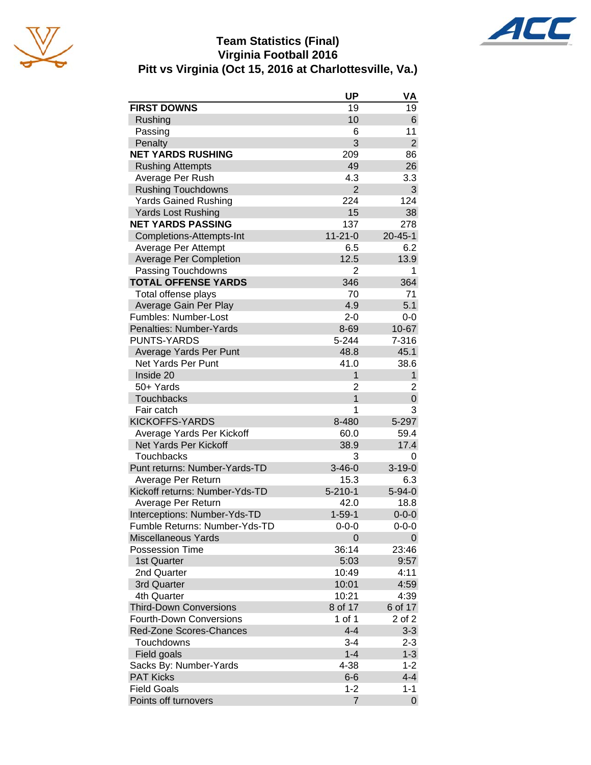# Team Statistics (Final)
## Virginia Football 2016
## Pitt vs Virginia (Oct 15, 2016 at Charlottesville, Va.)

| | UP | VA |
|---|---|---|
| **FIRST DOWNS** | 19 | 19 |
| Rushing | 10 | 6 |
| Passing | 6 | 11 |
| Penalty | 3 | 2 |
| **NET YARDS RUSHING** | 209 | 86 |
| Rushing Attempts | 49 | 26 |
| Average Per Rush | 4.3 | 3.3 |
| Rushing Touchdowns | 2 | 3 |
| Yards Gained Rushing | 224 | 124 |
| Yards Lost Rushing | 15 | 38 |
| **NET YARDS PASSING** | 137 | 278 |
| Completions-Attempts-Int | 11-21-0 | 20-45-1 |
| Average Per Attempt | 6.5 | 6.2 |
| Average Per Completion | 12.5 | 13.9 |
| Passing Touchdowns | 2 | 1 |
| **TOTAL OFFENSE YARDS** | 346 | 364 |
| Total offense plays | 70 | 71 |
| Average Gain Per Play | 4.9 | 5.1 |
| Fumbles: Number-Lost | 2-0 | 0-0 |
| Penalties: Number-Yards | 8-69 | 10-67 |
| PUNTS-YARDS | 5-244 | 7-316 |
| Average Yards Per Punt | 48.8 | 45.1 |
| Net Yards Per Punt | 41.0 | 38.6 |
| Inside 20 | 1 | 1 |
| 50+ Yards | 2 | 2 |
| Touchbacks | 1 | 0 |
| Fair catch | 1 | 3 |
| KICKOFFS-YARDS | 8-480 | 5-297 |
| Average Yards Per Kickoff | 60.0 | 59.4 |
| Net Yards Per Kickoff | 38.9 | 17.4 |
| Touchbacks | 3 | 0 |
| Punt returns: Number-Yards-TD | 3-46-0 | 3-19-0 |
| Average Per Return | 15.3 | 6.3 |
| Kickoff returns: Number-Yds-TD | 5-210-1 | 5-94-0 |
| Average Per Return | 42.0 | 18.8 |
| Interceptions: Number-Yds-TD | 1-59-1 | 0-0-0 |
| Fumble Returns: Number-Yds-TD | 0-0-0 | 0-0-0 |
| Miscellaneous Yards | 0 | 0 |
| Possession Time | 36:14 | 23:46 |
| 1st Quarter | 5:03 | 9:57 |
| 2nd Quarter | 10:49 | 4:11 |
| 3rd Quarter | 10:01 | 4:59 |
| 4th Quarter | 10:21 | 4:39 |
| Third-Down Conversions | 8 of 17 | 6 of 17 |
| Fourth-Down Conversions | 1 of 1 | 2 of 2 |
| Red-Zone Scores-Chances | 4-4 | 3-3 |
| Touchdowns | 3-4 | 2-3 |
| Field goals | 1-4 | 1-3 |
| Sacks By: Number-Yards | 4-38 | 1-2 |
| PAT Kicks | 6-6 | 4-4 |
| Field Goals | 1-2 | 1-1 |
| Points off turnovers | 7 | 0 |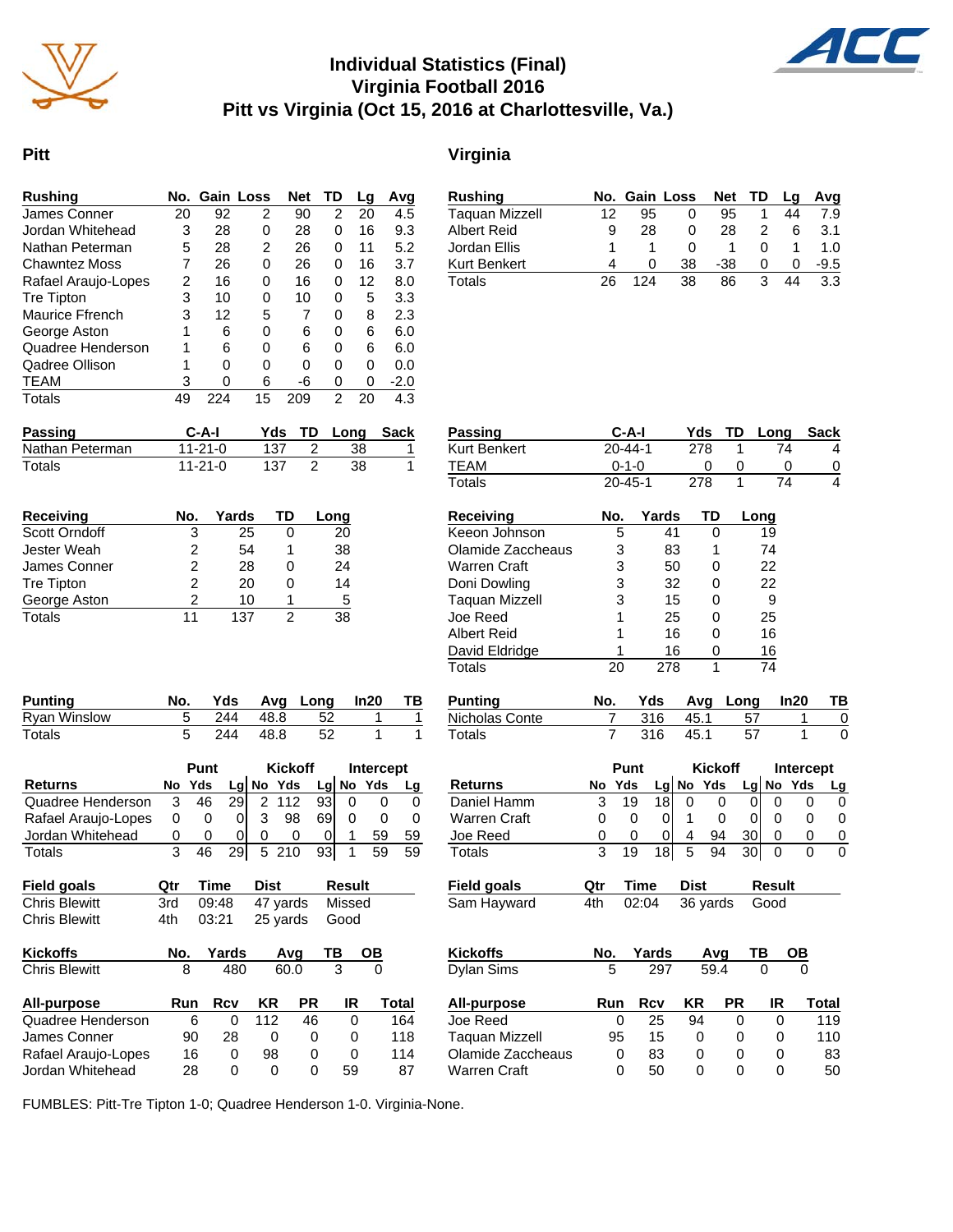# Individual Statistics (Final)
## Virginia Football 2016
## Pitt vs Virginia (Oct 15, 2016 at Charlottesville, Va.)

## Pitt

| Rushing | No. | Gain | Loss | Net | TD | Lg | Avg |
|---|---|---|---|---|---|---|---|
| James Conner | 20 | 92 | 2 | 90 | 2 | 20 | 4.5 |
| Jordan Whitehead | 3 | 28 | 0 | 28 | 0 | 16 | 9.3 |
| Nathan Peterman | 5 | 28 | 2 | 26 | 0 | 11 | 5.2 |
| Chawntez Moss | 7 | 26 | 0 | 26 | 0 | 16 | 3.7 |
| Rafael Araujo-Lopes | 2 | 16 | 0 | 16 | 0 | 12 | 8.0 |
| Tre Tipton | 3 | 10 | 0 | 10 | 0 | 5 | 3.3 |
| Maurice Ffrench | 3 | 12 | 5 | 7 | 0 | 8 | 2.3 |
| George Aston | 1 | 6 | 0 | 6 | 0 | 6 | 6.0 |
| Quadree Henderson | 1 | 6 | 0 | 6 | 0 | 6 | 6.0 |
| Qadree Ollison | 1 | 0 | 0 | 0 | 0 | 0 | 0.0 |
| TEAM | 3 | 0 | 6 | -6 | 0 | 0 | -2.0 |
| Totals | 49 | 224 | 15 | 209 | 2 | 20 | 4.3 |

| Passing | C-A-I | Yds | TD | Long | Sack |
|---|---|---|---|---|---|
| Nathan Peterman | 11-21-0 | 137 | 2 | 38 | 1 |
| Totals | 11-21-0 | 137 | 2 | 38 | 1 |

| Receiving | No. | Yards | TD | Long |
|---|---|---|---|---|
| Scott Orndoff | 3 | 25 | 0 | 20 |
| Jester Weah | 2 | 54 | 1 | 38 |
| James Conner | 2 | 28 | 0 | 24 |
| Tre Tipton | 2 | 20 | 0 | 14 |
| George Aston | 2 | 10 | 1 | 5 |
| Totals | 11 | 137 | 2 | 38 |

| Punting | No. | Yds | Avg | Long | In20 | TB |
|---|---|---|---|---|---|---|
| Ryan Winslow | 5 | 244 | 48.8 | 52 | 1 | 1 |
| Totals | 5 | 244 | 48.8 | 52 | 1 | 1 |

| | Punt | | | Kickoff | | | Intercept | | |
|---|---|---|---|---|---|---|---|---|---|
| Returns | No | Yds | Lg | No | Yds | Lg | No | Yds | Lg |
| Quadree Henderson | 3 | 46 | 29 | 2 | 112 | 93 | 0 | 0 | 0 |
| Rafael Araujo-Lopes | 0 | 0 | 0 | 3 | 98 | 69 | 0 | 0 | 0 |
| Jordan Whitehead | 0 | 0 | 0 | 0 | 0 | 0 | 1 | 59 | 59 |
| Totals | 3 | 46 | 29 | 5 | 210 | 93 | 1 | 59 | 59 |

| Field goals | Qtr | Time | Dist | Result |
|---|---|---|---|---|
| Chris Blewitt | 3rd | 09:48 | 47 yards | Missed |
| Chris Blewitt | 4th | 03:21 | 25 yards | Good |

| Kickoffs | No. | Yards | Avg | TB | OB |
|---|---|---|---|---|---|
| Chris Blewitt | 8 | 480 | 60.0 | 3 | 0 |

| All-purpose | Run | Rcv | KR | PR | IR | Total |
|---|---|---|---|---|---|---|
| Quadree Henderson | 6 | 0 | 112 | 46 | 0 | 164 |
| James Conner | 90 | 28 | 0 | 0 | 0 | 118 |
| Rafael Araujo-Lopes | 16 | 0 | 98 | 0 | 0 | 114 |
| Jordan Whitehead | 28 | 0 | 0 | 0 | 59 | 87 |

## Virginia

| Rushing | No. | Gain | Loss | Net | TD | Lg | Avg |
|---|---|---|---|---|---|---|---|
| Taquan Mizzell | 12 | 95 | 0 | 95 | 1 | 44 | 7.9 |
| Albert Reid | 9 | 28 | 0 | 28 | 2 | 6 | 3.1 |
| Jordan Ellis | 1 | 1 | 0 | 1 | 0 | 1 | 1.0 |
| Kurt Benkert | 4 | 0 | 38 | -38 | 0 | 0 | -9.5 |
| Totals | 26 | 124 | 38 | 86 | 3 | 44 | 3.3 |

| Passing | C-A-I | Yds | TD | Long | Sack |
|---|---|---|---|---|---|
| Kurt Benkert | 20-44-1 | 278 | 1 | 74 | 4 |
| TEAM | 0-1-0 | 0 | 0 | 0 | 0 |
| Totals | 20-45-1 | 278 | 1 | 74 | 4 |

| Receiving | No. | Yards | TD | Long |
|---|---|---|---|---|
| Keeon Johnson | 5 | 41 | 0 | 19 |
| Olamide Zaccheaus | 3 | 83 | 1 | 74 |
| Warren Craft | 3 | 50 | 0 | 22 |
| Doni Dowling | 3 | 32 | 0 | 22 |
| Taquan Mizzell | 3 | 15 | 0 | 9 |
| Joe Reed | 1 | 25 | 0 | 25 |
| Albert Reid | 1 | 16 | 0 | 16 |
| David Eldridge | 1 | 16 | 0 | 16 |
| Totals | 20 | 278 | 1 | 74 |

| Punting | No. | Yds | Avg | Long | In20 | TB |
|---|---|---|---|---|---|---|
| Nicholas Conte | 7 | 316 | 45.1 | 57 | 1 | 0 |
| Totals | 7 | 316 | 45.1 | 57 | 1 | 0 |

| | Punt | | | Kickoff | | | Intercept | | |
|---|---|---|---|---|---|---|---|---|---|
| Returns | No | Yds | Lg | No | Yds | Lg | No | Yds | Lg |
| Daniel Hamm | 3 | 19 | 18 | 0 | 0 | 0 | 0 | 0 | 0 |
| Warren Craft | 0 | 0 | 0 | 1 | 0 | 0 | 0 | 0 | 0 |
| Joe Reed | 0 | 0 | 0 | 4 | 94 | 30 | 0 | 0 | 0 |
| Totals | 3 | 19 | 18 | 5 | 94 | 30 | 0 | 0 | 0 |

| Field goals | Qtr | Time | Dist | Result |
|---|---|---|---|---|
| Sam Hayward | 4th | 02:04 | 36 yards | Good |

| Kickoffs | No. | Yards | Avg | TB | OB |
|---|---|---|---|---|---|
| Dylan Sims | 5 | 297 | 59.4 | 0 | 0 |

| All-purpose | Run | Rcv | KR | PR | IR | Total |
|---|---|---|---|---|---|---|
| Joe Reed | 0 | 25 | 94 | 0 | 0 | 119 |
| Taquan Mizzell | 95 | 15 | 0 | 0 | 0 | 110 |
| Olamide Zaccheaus | 0 | 83 | 0 | 0 | 0 | 83 |
| Warren Craft | 0 | 50 | 0 | 0 | 0 | 50 |

FUMBLES: Pitt-Tre Tipton 1-0; Quadree Henderson 1-0. Virginia-None.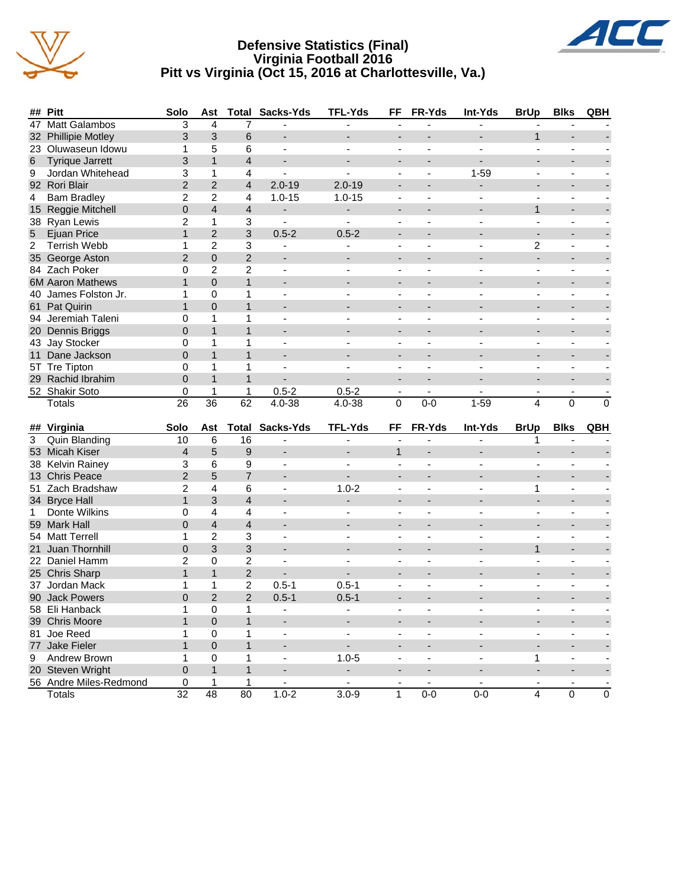# Defensive Statistics (Final)
## Virginia Football 2016
## Pitt vs Virginia (Oct 15, 2016 at Charlottesville, Va.)

| ## | Pitt | Solo | Ast | Total | Sacks-Yds | TFL-Yds | FF | FR-Yds | Int-Yds | BrUp | Blks | QBH |
|---|---|---|---|---|---|---|---|---|---|---|---|---|
| 47 | Matt Galambos | 3 | 4 | 7 | - | - | - | - | - | - | - | - |
| 32 | Phillipie Motley | 3 | 3 | 6 | - | - | - | - | - | 1 | - | - |
| 23 | Oluwaseun Idowu | 1 | 5 | 6 | - | - | - | - | - | - | - | - |
| 6 | Tyrique Jarrett | 3 | 1 | 4 | - | - | - | - | - | - | - | - |
| 9 | Jordan Whitehead | 3 | 1 | 4 | - | - | - | - | 1-59 | - | - | - |
| 92 | Rori Blair | 2 | 2 | 4 | 2.0-19 | 2.0-19 | - | - | - | - | - | - |
| 4 | Bam Bradley | 2 | 2 | 4 | 1.0-15 | 1.0-15 | - | - | - | - | - | - |
| 15 | Reggie Mitchell | 0 | 4 | 4 | - | - | - | - | - | 1 | - | - |
| 38 | Ryan Lewis | 2 | 1 | 3 | - | - | - | - | - | - | - | - |
| 5 | Ejuan Price | 1 | 2 | 3 | 0.5-2 | 0.5-2 | - | - | - | - | - | - |
| 2 | Terrish Webb | 1 | 2 | 3 | - | - | - | - | - | 2 | - | - |
| 35 | George Aston | 2 | 0 | 2 | - | - | - | - | - | - | - | - |
| 84 | Zach Poker | 0 | 2 | 2 | - | - | - | - | - | - | - | - |
| 6M | Aaron Mathews | 1 | 0 | 1 | - | - | - | - | - | - | - | - |
| 40 | James Folston Jr. | 1 | 0 | 1 | - | - | - | - | - | - | - | - |
| 61 | Pat Quirin | 1 | 0 | 1 | - | - | - | - | - | - | - | - |
| 94 | Jeremiah Taleni | 0 | 1 | 1 | - | - | - | - | - | - | - | - |
| 20 | Dennis Briggs | 0 | 1 | 1 | - | - | - | - | - | - | - | - |
| 43 | Jay Stocker | 0 | 1 | 1 | - | - | - | - | - | - | - | - |
| 11 | Dane Jackson | 0 | 1 | 1 | - | - | - | - | - | - | - | - |
| 5T | Tre Tipton | 0 | 1 | 1 | - | - | - | - | - | - | - | - |
| 29 | Rachid Ibrahim | 0 | 1 | 1 | - | - | - | - | - | - | - | - |
| 52 | Shakir Soto | 0 | 1 | 1 | 0.5-2 | 0.5-2 | - | - | - | - | - | - |
| | Totals | 26 | 36 | 62 | 4.0-38 | 4.0-38 | 0 | 0-0 | 1-59 | 4 | 0 | 0 |

| ## | Virginia | Solo | Ast | Total | Sacks-Yds | TFL-Yds | FF | FR-Yds | Int-Yds | BrUp | Blks | QBH |
|---|---|---|---|---|---|---|---|---|---|---|---|---|
| 3 | Quin Blanding | 10 | 6 | 16 | - | - | - | - | - | 1 | - | - |
| 53 | Micah Kiser | 4 | 5 | 9 | - | - | 1 | - | - | - | - | - |
| 38 | Kelvin Rainey | 3 | 6 | 9 | - | - | - | - | - | - | - | - |
| 13 | Chris Peace | 2 | 5 | 7 | - | - | - | - | - | - | - | - |
| 51 | Zach Bradshaw | 2 | 4 | 6 | - | 1.0-2 | - | - | - | 1 | - | - |
| 34 | Bryce Hall | 1 | 3 | 4 | - | - | - | - | - | - | - | - |
| 1 | Donte Wilkins | 0 | 4 | 4 | - | - | - | - | - | - | - | - |
| 59 | Mark Hall | 0 | 4 | 4 | - | - | - | - | - | - | - | - |
| 54 | Matt Terrell | 1 | 2 | 3 | - | - | - | - | - | - | - | - |
| 21 | Juan Thornhill | 0 | 3 | 3 | - | - | - | - | - | 1 | - | - |
| 22 | Daniel Hamm | 2 | 0 | 2 | - | - | - | - | - | - | - | - |
| 25 | Chris Sharp | 1 | 1 | 2 | - | - | - | - | - | - | - | - |
| 37 | Jordan Mack | 1 | 1 | 2 | 0.5-1 | 0.5-1 | - | - | - | - | - | - |
| 90 | Jack Powers | 0 | 2 | 2 | 0.5-1 | 0.5-1 | - | - | - | - | - | - |
| 58 | Eli Hanback | 1 | 0 | 1 | - | - | - | - | - | - | - | - |
| 39 | Chris Moore | 1 | 0 | 1 | - | - | - | - | - | - | - | - |
| 81 | Joe Reed | 1 | 0 | 1 | - | - | - | - | - | - | - | - |
| 77 | Jake Fieler | 1 | 0 | 1 | - | - | - | - | - | - | - | - |
| 9 | Andrew Brown | 1 | 0 | 1 | - | 1.0-5 | - | - | - | 1 | - | - |
| 20 | Steven Wright | 0 | 1 | 1 | - | - | - | - | - | - | - | - |
| 56 | Andre Miles-Redmond | 0 | 1 | 1 | - | - | - | - | - | - | - | - |
| | Totals | 32 | 48 | 80 | 1.0-2 | 3.0-9 | 1 | 0-0 | 0-0 | 4 | 0 | 0 |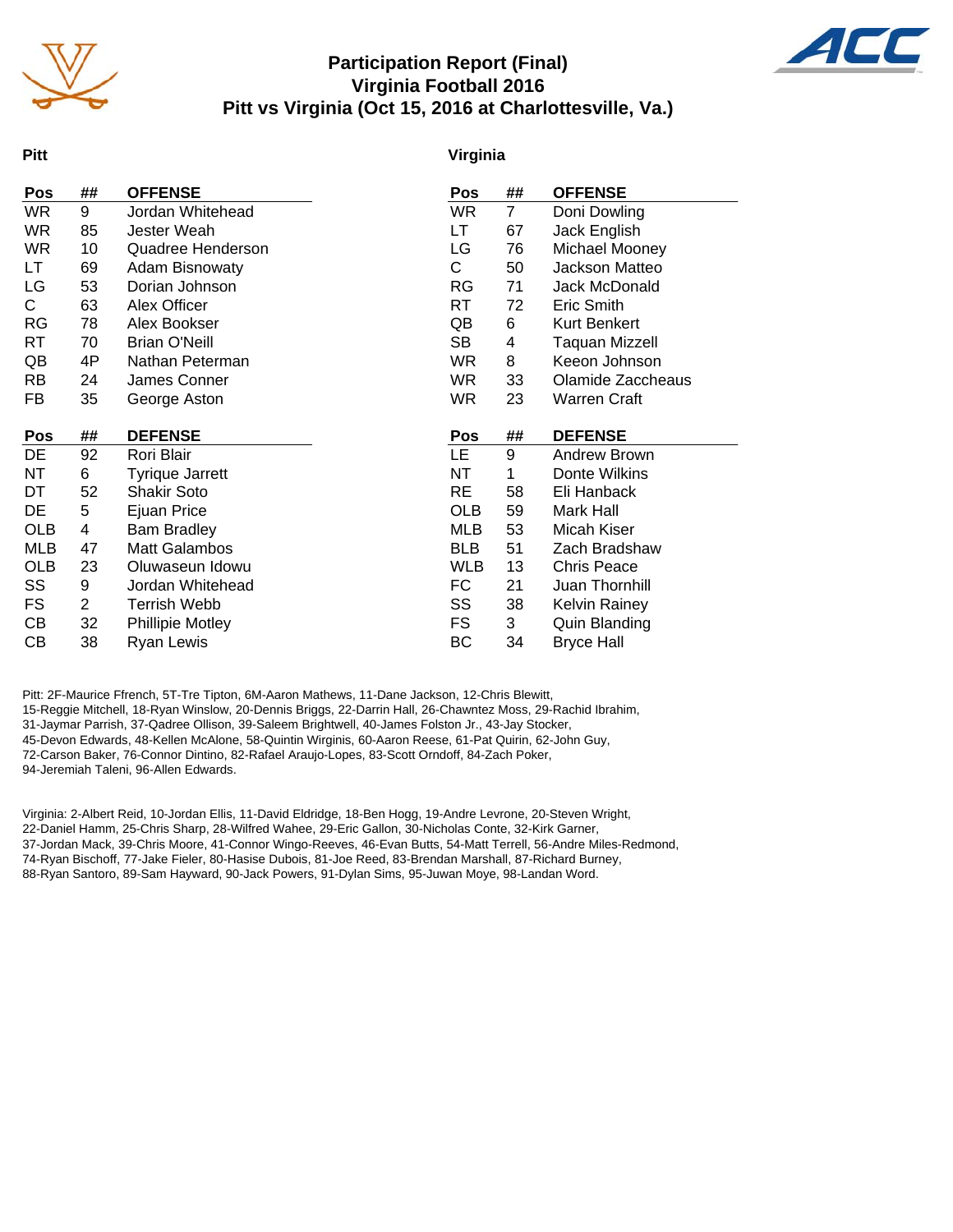# Participation Report (Final)
## Virginia Football 2016
## Pitt vs Virginia (Oct 15, 2016 at Charlottesville, Va.)

### Pitt

| Pos | ## | OFFENSE |
|---|---|---|
| WR | 9 | Jordan Whitehead |
| WR | 85 | Jester Weah |
| WR | 10 | Quadree Henderson |
| LT | 69 | Adam Bisnowaty |
| LG | 53 | Dorian Johnson |
| C | 63 | Alex Officer |
| RG | 78 | Alex Bookser |
| RT | 70 | Brian O'Neill |
| QB | 4P | Nathan Peterman |
| RB | 24 | James Conner |
| FB | 35 | George Aston |

| Pos | ## | DEFENSE |
|---|---|---|
| DE | 92 | Rori Blair |
| NT | 6 | Tyrique Jarrett |
| DT | 52 | Shakir Soto |
| DE | 5 | Ejuan Price |
| OLB | 4 | Bam Bradley |
| MLB | 47 | Matt Galambos |
| OLB | 23 | Oluwaseun Idowu |
| SS | 9 | Jordan Whitehead |
| FS | 2 | Terrish Webb |
| CB | 32 | Phillipie Motley |
| CB | 38 | Ryan Lewis |

### Virginia

| Pos | ## | OFFENSE |
|---|---|---|
| WR | 7 | Doni Dowling |
| LT | 67 | Jack English |
| LG | 76 | Michael Mooney |
| C | 50 | Jackson Matteo |
| RG | 71 | Jack McDonald |
| RT | 72 | Eric Smith |
| QB | 6 | Kurt Benkert |
| SB | 4 | Taquan Mizzell |
| WR | 8 | Keeon Johnson |
| WR | 33 | Olamide Zaccheaus |
| WR | 23 | Warren Craft |

| Pos | ## | DEFENSE |
|---|---|---|
| LE | 9 | Andrew Brown |
| NT | 1 | Donte Wilkins |
| RE | 58 | Eli Hanback |
| OLB | 59 | Mark Hall |
| MLB | 53 | Micah Kiser |
| BLB | 51 | Zach Bradshaw |
| WLB | 13 | Chris Peace |
| FC | 21 | Juan Thornhill |
| SS | 38 | Kelvin Rainey |
| FS | 3 | Quin Blanding |
| BC | 34 | Bryce Hall |

Pitt: 2F-Maurice Ffrench, 5T-Tre Tipton, 6M-Aaron Mathews, 11-Dane Jackson, 12-Chris Blewitt, 15-Reggie Mitchell, 18-Ryan Winslow, 20-Dennis Briggs, 22-Darrin Hall, 26-Chawntez Moss, 29-Rachid Ibrahim, 31-Jaymar Parrish, 37-Qadree Ollison, 39-Saleem Brightwell, 40-James Folston Jr., 43-Jay Stocker, 45-Devon Edwards, 48-Kellen McAlone, 58-Quintin Wirginis, 60-Aaron Reese, 61-Pat Quirin, 62-John Guy, 72-Carson Baker, 76-Connor Dintino, 82-Rafael Araujo-Lopes, 83-Scott Orndoff, 84-Zach Poker, 94-Jeremiah Taleni, 96-Allen Edwards.

Virginia: 2-Albert Reid, 10-Jordan Ellis, 11-David Eldridge, 18-Ben Hogg, 19-Andre Levrone, 20-Steven Wright, 22-Daniel Hamm, 25-Chris Sharp, 28-Wilfred Wahee, 29-Eric Gallon, 30-Nicholas Conte, 32-Kirk Garner, 37-Jordan Mack, 39-Chris Moore, 41-Connor Wingo-Reeves, 46-Evan Butts, 54-Matt Terrell, 56-Andre Miles-Redmond, 74-Ryan Bischoff, 77-Jake Fieler, 80-Hasise Dubois, 81-Joe Reed, 83-Brendan Marshall, 87-Richard Burney, 88-Ryan Santoro, 89-Sam Hayward, 90-Jack Powers, 91-Dylan Sims, 95-Juwan Moye, 98-Landan Word.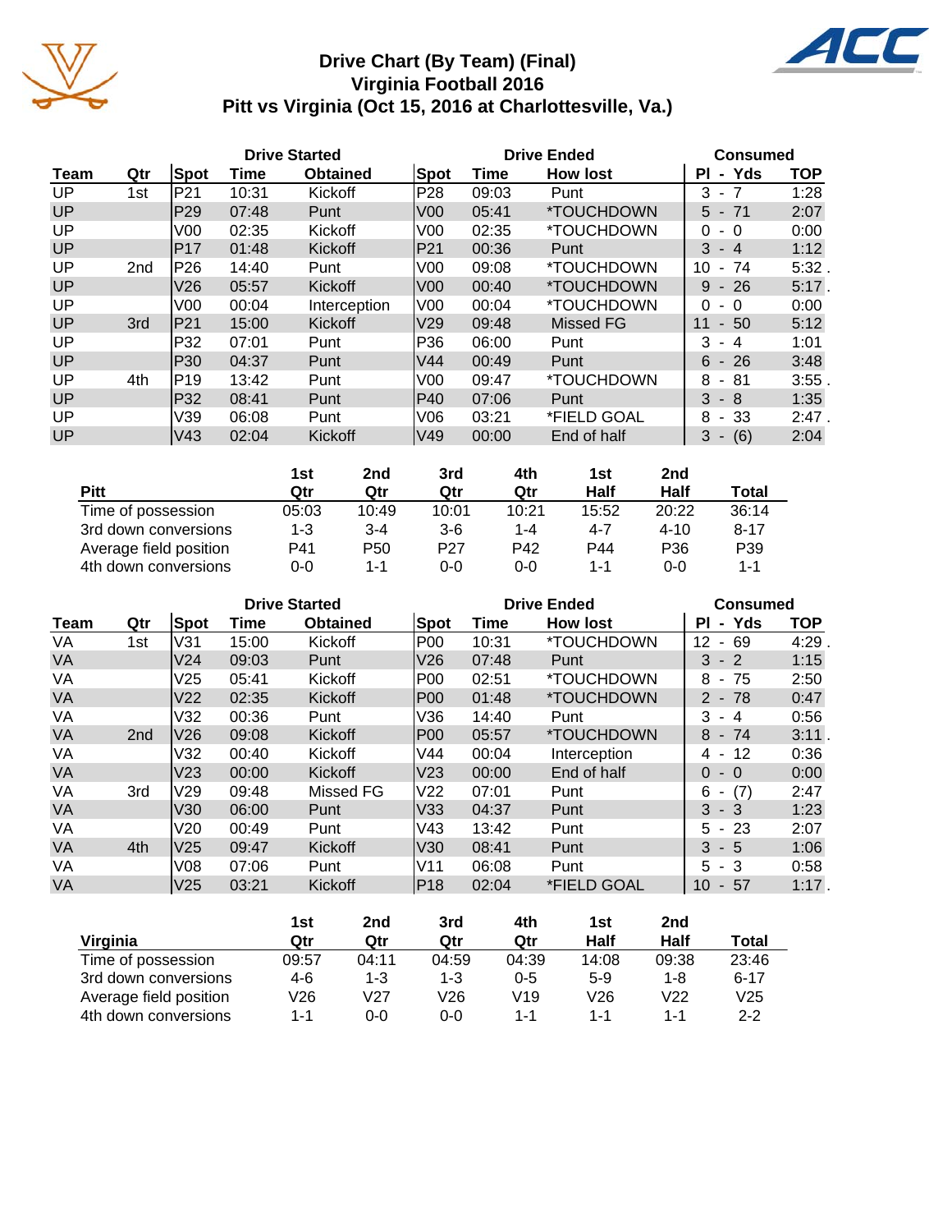# Drive Chart (By Team) (Final)
## Virginia Football 2016
## Pitt vs Virginia (Oct 15, 2016 at Charlottesville, Va.)

| | | Drive Started | | | Drive Ended | | | Consumed | |
|---|---|---|---|---|---|---|---|---|---|
| Team | Qtr | Spot | Time | Obtained | Spot | Time | How lost | Pl - Yds | TOP |
| UP | 1st | P21 | 10:31 | Kickoff | P28 | 09:03 | Punt | 3 - 7 | 1:28 |
| UP | | P29 | 07:48 | Punt | V00 | 05:41 | *TOUCHDOWN | 5 - 71 | 2:07 |
| UP | | V00 | 02:35 | Kickoff | V00 | 02:35 | *TOUCHDOWN | 0 - 0 | 0:00 |
| UP | | P17 | 01:48 | Kickoff | P21 | 00:36 | Punt | 3 - 4 | 1:12 |
| UP | 2nd | P26 | 14:40 | Punt | V00 | 09:08 | *TOUCHDOWN | 10 - 74 | 5:32 . |
| UP | | V26 | 05:57 | Kickoff | V00 | 00:40 | *TOUCHDOWN | 9 - 26 | 5:17 . |
| UP | | V00 | 00:04 | Interception | V00 | 00:04 | *TOUCHDOWN | 0 - 0 | 0:00 |
| UP | 3rd | P21 | 15:00 | Kickoff | V29 | 09:48 | Missed FG | 11 - 50 | 5:12 |
| UP | | P32 | 07:01 | Punt | P36 | 06:00 | Punt | 3 - 4 | 1:01 |
| UP | | P30 | 04:37 | Punt | V44 | 00:49 | Punt | 6 - 26 | 3:48 |
| UP | 4th | P19 | 13:42 | Punt | V00 | 09:47 | *TOUCHDOWN | 8 - 81 | 3:55 . |
| UP | | P32 | 08:41 | Punt | P40 | 07:06 | Punt | 3 - 8 | 1:35 |
| UP | | V39 | 06:08 | Punt | V06 | 03:21 | *FIELD GOAL | 8 - 33 | 2:47 . |
| UP | | V43 | 02:04 | Kickoff | V49 | 00:00 | End of half | 3 - (6) | 2:04 |

| Pitt | 1st Qtr | 2nd Qtr | 3rd Qtr | 4th Qtr | 1st Half | 2nd Half | Total |
|---|---|---|---|---|---|---|---|
| Time of possession | 05:03 | 10:49 | 10:01 | 10:21 | 15:52 | 20:22 | 36:14 |
| 3rd down conversions | 1-3 | 3-4 | 3-6 | 1-4 | 4-7 | 4-10 | 8-17 |
| Average field position | P41 | P50 | P27 | P42 | P44 | P36 | P39 |
| 4th down conversions | 0-0 | 1-1 | 0-0 | 0-0 | 1-1 | 0-0 | 1-1 |

| | | Drive Started | | | Drive Ended | | | Consumed | |
|---|---|---|---|---|---|---|---|---|---|
| Team | Qtr | Spot | Time | Obtained | Spot | Time | How lost | Pl - Yds | TOP |
| VA | 1st | V31 | 15:00 | Kickoff | P00 | 10:31 | *TOUCHDOWN | 12 - 69 | 4:29 . |
| VA | | V24 | 09:03 | Punt | V26 | 07:48 | Punt | 3 - 2 | 1:15 |
| VA | | V25 | 05:41 | Kickoff | P00 | 02:51 | *TOUCHDOWN | 8 - 75 | 2:50 |
| VA | | V22 | 02:35 | Kickoff | P00 | 01:48 | *TOUCHDOWN | 2 - 78 | 0:47 |
| VA | | V32 | 00:36 | Punt | V36 | 14:40 | Punt | 3 - 4 | 0:56 |
| VA | 2nd | V26 | 09:08 | Kickoff | P00 | 05:57 | *TOUCHDOWN | 8 - 74 | 3:11 . |
| VA | | V32 | 00:40 | Kickoff | V44 | 00:04 | Interception | 4 - 12 | 0:36 |
| VA | | V23 | 00:00 | Kickoff | V23 | 00:00 | End of half | 0 - 0 | 0:00 |
| VA | 3rd | V29 | 09:48 | Missed FG | V22 | 07:01 | Punt | 6 - (7) | 2:47 |
| VA | | V30 | 06:00 | Punt | V33 | 04:37 | Punt | 3 - 3 | 1:23 |
| VA | | V20 | 00:49 | Punt | V43 | 13:42 | Punt | 5 - 23 | 2:07 |
| VA | 4th | V25 | 09:47 | Kickoff | V30 | 08:41 | Punt | 3 - 5 | 1:06 |
| VA | | V08 | 07:06 | Punt | V11 | 06:08 | Punt | 5 - 3 | 0:58 |
| VA | | V25 | 03:21 | Kickoff | P18 | 02:04 | *FIELD GOAL | 10 - 57 | 1:17 . |

| Virginia | 1st Qtr | 2nd Qtr | 3rd Qtr | 4th Qtr | 1st Half | 2nd Half | Total |
|---|---|---|---|---|---|---|---|
| Time of possession | 09:57 | 04:11 | 04:59 | 04:39 | 14:08 | 09:38 | 23:46 |
| 3rd down conversions | 4-6 | 1-3 | 1-3 | 0-5 | 5-9 | 1-8 | 6-17 |
| Average field position | V26 | V27 | V26 | V19 | V26 | V22 | V25 |
| 4th down conversions | 1-1 | 0-0 | 0-0 | 1-1 | 1-1 | 1-1 | 2-2 |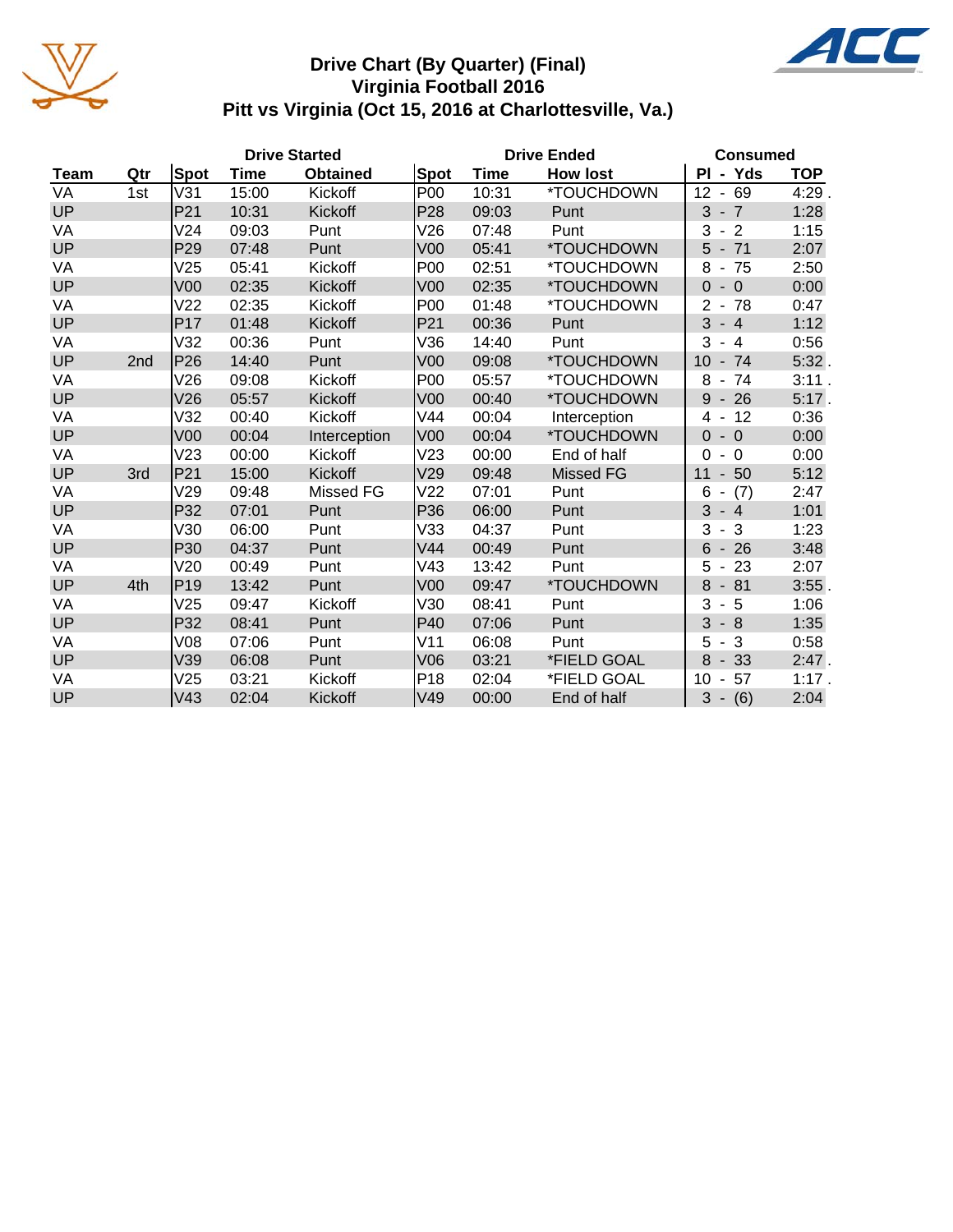# Drive Chart (By Quarter) (Final)
## Virginia Football 2016
## Pitt vs Virginia (Oct 15, 2016 at Charlottesville, Va.)

| | | Drive Started | | | Drive Ended | | | Consumed | |
|---|---|---|---|---|---|---|---|---|---|
| **Team** | **Qtr** | **Spot** | **Time** | **Obtained** | **Spot** | **Time** | **How lost** | **Pl - Yds** | **TOP** |
| VA | 1st | V31 | 15:00 | Kickoff | P00 | 10:31 | *TOUCHDOWN | 12 - 69 | 4:29 . |
| UP | | P21 | 10:31 | Kickoff | P28 | 09:03 | Punt | 3 - 7 | 1:28 |
| VA | | V24 | 09:03 | Punt | V26 | 07:48 | Punt | 3 - 2 | 1:15 |
| UP | | P29 | 07:48 | Punt | V00 | 05:41 | *TOUCHDOWN | 5 - 71 | 2:07 |
| VA | | V25 | 05:41 | Kickoff | P00 | 02:51 | *TOUCHDOWN | 8 - 75 | 2:50 |
| UP | | V00 | 02:35 | Kickoff | V00 | 02:35 | *TOUCHDOWN | 0 - 0 | 0:00 |
| VA | | V22 | 02:35 | Kickoff | P00 | 01:48 | *TOUCHDOWN | 2 - 78 | 0:47 |
| UP | | P17 | 01:48 | Kickoff | P21 | 00:36 | Punt | 3 - 4 | 1:12 |
| VA | | V32 | 00:36 | Punt | V36 | 14:40 | Punt | 3 - 4 | 0:56 |
| UP | 2nd | P26 | 14:40 | Punt | V00 | 09:08 | *TOUCHDOWN | 10 - 74 | 5:32 . |
| VA | | V26 | 09:08 | Kickoff | P00 | 05:57 | *TOUCHDOWN | 8 - 74 | 3:11 . |
| UP | | V26 | 05:57 | Kickoff | V00 | 00:40 | *TOUCHDOWN | 9 - 26 | 5:17 . |
| VA | | V32 | 00:40 | Kickoff | V44 | 00:04 | Interception | 4 - 12 | 0:36 |
| UP | | V00 | 00:04 | Interception | V00 | 00:04 | *TOUCHDOWN | 0 - 0 | 0:00 |
| VA | | V23 | 00:00 | Kickoff | V23 | 00:00 | End of half | 0 - 0 | 0:00 |
| UP | 3rd | P21 | 15:00 | Kickoff | V29 | 09:48 | Missed FG | 11 - 50 | 5:12 |
| VA | | V29 | 09:48 | Missed FG | V22 | 07:01 | Punt | 6 - (7) | 2:47 |
| UP | | P32 | 07:01 | Punt | P36 | 06:00 | Punt | 3 - 4 | 1:01 |
| VA | | V30 | 06:00 | Punt | V33 | 04:37 | Punt | 3 - 3 | 1:23 |
| UP | | P30 | 04:37 | Punt | V44 | 00:49 | Punt | 6 - 26 | 3:48 |
| VA | | V20 | 00:49 | Punt | V43 | 13:42 | Punt | 5 - 23 | 2:07 |
| UP | 4th | P19 | 13:42 | Punt | V00 | 09:47 | *TOUCHDOWN | 8 - 81 | 3:55 . |
| VA | | V25 | 09:47 | Kickoff | V30 | 08:41 | Punt | 3 - 5 | 1:06 |
| UP | | P32 | 08:41 | Punt | P40 | 07:06 | Punt | 3 - 8 | 1:35 |
| VA | | V08 | 07:06 | Punt | V11 | 06:08 | Punt | 5 - 3 | 0:58 |
| UP | | V39 | 06:08 | Punt | V06 | 03:21 | *FIELD GOAL | 8 - 33 | 2:47 . |
| VA | | V25 | 03:21 | Kickoff | P18 | 02:04 | *FIELD GOAL | 10 - 57 | 1:17 . |
| UP | | V43 | 02:04 | Kickoff | V49 | 00:00 | End of half | 3 - (6) | 2:04 |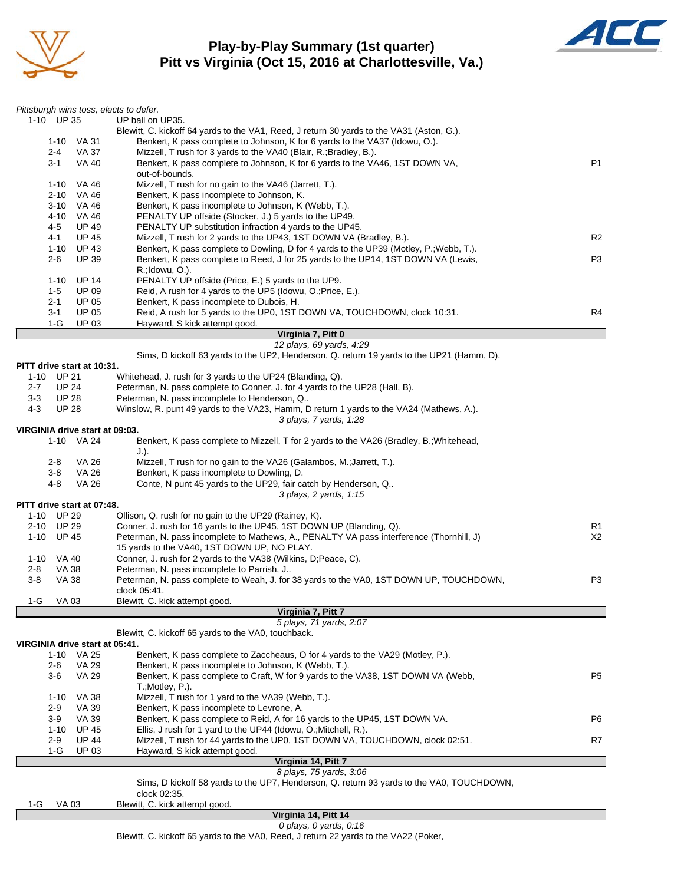# Play-by-Play Summary (1st quarter)
## Pitt vs Virginia (Oct 15, 2016 at Charlottesville, Va.)

*Pittsburgh wins toss, elects to defer.*

| Down | Spot | Play | |
|---|---|---|---|
| 1-10 | UP 35 | UP ball on UP35. | |
| | | Blewitt, C. kickoff 64 yards to the VA1, Reed, J return 30 yards to the VA31 (Aston, G.). | |
| 1-10 | VA 31 | Benkert, K pass complete to Johnson, K for 6 yards to the VA37 (Idowu, O.). | |
| 2-4 | VA 37 | Mizzell, T rush for 3 yards to the VA40 (Blair, R.;Bradley, B.). | |
| 3-1 | VA 40 | Benkert, K pass complete to Johnson, K for 6 yards to the VA46, 1ST DOWN VA, out-of-bounds. | P1 |
| 1-10 | VA 46 | Mizzell, T rush for no gain to the VA46 (Jarrett, T.). | |
| 2-10 | VA 46 | Benkert, K pass incomplete to Johnson, K. | |
| 3-10 | VA 46 | Benkert, K pass incomplete to Johnson, K (Webb, T.). | |
| 4-10 | VA 46 | PENALTY UP offside (Stocker, J.) 5 yards to the UP49. | |
| 4-5 | UP 49 | PENALTY UP substitution infraction 4 yards to the UP45. | |
| 4-1 | UP 45 | Mizzell, T rush for 2 yards to the UP43, 1ST DOWN VA (Bradley, B.). | R2 |
| 1-10 | UP 43 | Benkert, K pass complete to Dowling, D for 4 yards to the UP39 (Motley, P.;Webb, T.). | |
| 2-6 | UP 39 | Benkert, K pass complete to Reed, J for 25 yards to the UP14, 1ST DOWN VA (Lewis, R.;Idowu, O.). | P3 |
| 1-10 | UP 14 | PENALTY UP offside (Price, E.) 5 yards to the UP9. | |
| 1-5 | UP 09 | Reid, A rush for 4 yards to the UP5 (Idowu, O.;Price, E.). | |
| 2-1 | UP 05 | Benkert, K pass incomplete to Dubois, H. | |
| 3-1 | UP 05 | Reid, A rush for 5 yards to the UP0, 1ST DOWN VA, TOUCHDOWN, clock 10:31. | R4 |
| 1-G | UP 03 | Hayward, S kick attempt good. | |

**Virginia 7, Pitt 0**

*12 plays, 69 yards, 4:29*

Sims, D kickoff 63 yards to the UP2, Henderson, Q. return 19 yards to the UP21 (Hamm, D).

**PITT drive start at 10:31.**

| Down | Spot | Play | |
|---|---|---|---|
| 1-10 | UP 21 | Whitehead, J. rush for 3 yards to the UP24 (Blanding, Q). | |
| 2-7 | UP 24 | Peterman, N. pass complete to Conner, J. for 4 yards to the UP28 (Hall, B). | |
| 3-3 | UP 28 | Peterman, N. pass incomplete to Henderson, Q.. | |
| 4-3 | UP 28 | Winslow, R. punt 49 yards to the VA23, Hamm, D return 1 yards to the VA24 (Mathews, A.). | |

*3 plays, 7 yards, 1:28*

**VIRGINIA drive start at 09:03.**

| Down | Spot | Play | |
|---|---|---|---|
| 1-10 | VA 24 | Benkert, K pass complete to Mizzell, T for 2 yards to the VA26 (Bradley, B.;Whitehead, J.). | |
| 2-8 | VA 26 | Mizzell, T rush for no gain to the VA26 (Galambos, M.;Jarrett, T.). | |
| 3-8 | VA 26 | Benkert, K pass incomplete to Dowling, D. | |
| 4-8 | VA 26 | Conte, N punt 45 yards to the UP29, fair catch by Henderson, Q.. | |

*3 plays, 2 yards, 1:15*

**PITT drive start at 07:48.**

| Down | Spot | Play | |
|---|---|---|---|
| 1-10 | UP 29 | Ollison, Q. rush for no gain to the UP29 (Rainey, K). | |
| 2-10 | UP 29 | Conner, J. rush for 16 yards to the UP45, 1ST DOWN UP (Blanding, Q). | R1 |
| 1-10 | UP 45 | Peterman, N. pass incomplete to Mathews, A., PENALTY VA pass interference (Thornhill, J) 15 yards to the VA40, 1ST DOWN UP, NO PLAY. | X2 |
| 1-10 | VA 40 | Conner, J. rush for 2 yards to the VA38 (Wilkins, D;Peace, C). | |
| 2-8 | VA 38 | Peterman, N. pass incomplete to Parrish, J.. | |
| 3-8 | VA 38 | Peterman, N. pass complete to Weah, J. for 38 yards to the VA0, 1ST DOWN UP, TOUCHDOWN, clock 05:41. | P3 |
| 1-G | VA 03 | Blewitt, C. kick attempt good. | |

**Virginia 7, Pitt 7**

*5 plays, 71 yards, 2:07*

Blewitt, C. kickoff 65 yards to the VA0, touchback.

**VIRGINIA drive start at 05:41.**

| Down | Spot | Play | |
|---|---|---|---|
| 1-10 | VA 25 | Benkert, K pass complete to Zaccheaus, O for 4 yards to the VA29 (Motley, P.). | |
| 2-6 | VA 29 | Benkert, K pass incomplete to Johnson, K (Webb, T.). | |
| 3-6 | VA 29 | Benkert, K pass complete to Craft, W for 9 yards to the VA38, 1ST DOWN VA (Webb, T.;Motley, P.). | P5 |
| 1-10 | VA 38 | Mizzell, T rush for 1 yard to the VA39 (Webb, T.). | |
| 2-9 | VA 39 | Benkert, K pass incomplete to Levrone, A. | |
| 3-9 | VA 39 | Benkert, K pass complete to Reid, A for 16 yards to the UP45, 1ST DOWN VA. | P6 |
| 1-10 | UP 45 | Ellis, J rush for 1 yard to the UP44 (Idowu, O.;Mitchell, R.). | |
| 2-9 | UP 44 | Mizzell, T rush for 44 yards to the UP0, 1ST DOWN VA, TOUCHDOWN, clock 02:51. | R7 |
| 1-G | UP 03 | Hayward, S kick attempt good. | |

**Virginia 14, Pitt 7**

*8 plays, 75 yards, 3:06*

Sims, D kickoff 58 yards to the UP7, Henderson, Q. return 93 yards to the VA0, TOUCHDOWN, clock 02:35.

| Down | Spot | Play | |
|---|---|---|---|
| 1-G | VA 03 | Blewitt, C. kick attempt good. | |

**Virginia 14, Pitt 14**

*0 plays, 0 yards, 0:16*

Blewitt, C. kickoff 65 yards to the VA0, Reed, J return 22 yards to the VA22 (Poker,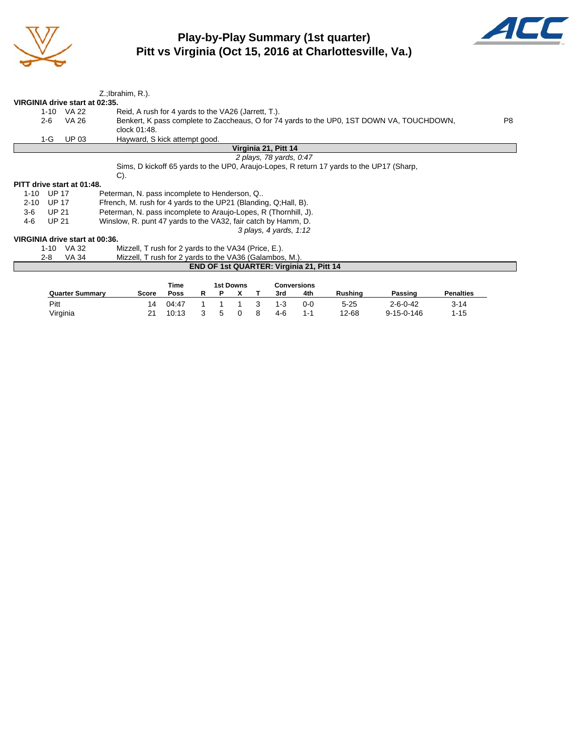# Play-by-Play Summary (1st quarter)
## Pitt vs Virginia (Oct 15, 2016 at Charlottesville, Va.)

Z.;Ibrahim, R.).

**VIRGINIA drive start at 02:35.**

| | | | |
|---|---|---|---|
| 1-10 | VA 22 | Reid, A rush for 4 yards to the VA26 (Jarrett, T.). | |
| 2-6 | VA 26 | Benkert, K pass complete to Zaccheaus, O for 74 yards to the UP0, 1ST DOWN VA, TOUCHDOWN, clock 01:48. | P8 |
| 1-G | UP 03 | Hayward, S kick attempt good. | |

**Virginia 21, Pitt 14**

*2 plays, 78 yards, 0:47*

Sims, D kickoff 65 yards to the UP0, Araujo-Lopes, R return 17 yards to the UP17 (Sharp, C).

**PITT drive start at 01:48.**

| | | |
|---|---|---|
| 1-10 | UP 17 | Peterman, N. pass incomplete to Henderson, Q.. |
| 2-10 | UP 17 | Ffrench, M. rush for 4 yards to the UP21 (Blanding, Q;Hall, B). |
| 3-6 | UP 21 | Peterman, N. pass incomplete to Araujo-Lopes, R (Thornhill, J). |
| 4-6 | UP 21 | Winslow, R. punt 47 yards to the VA32, fair catch by Hamm, D. |

*3 plays, 4 yards, 1:12*

**VIRGINIA drive start at 00:36.**

| | | |
|---|---|---|
| 1-10 | VA 32 | Mizzell, T rush for 2 yards to the VA34 (Price, E.). |
| 2-8 | VA 34 | Mizzell, T rush for 2 yards to the VA36 (Galambos, M.). |

**END OF 1st QUARTER: Virginia 21, Pitt 14**

| Quarter Summary | Score | Time Poss | 1st Downs R | P | X | T | Conversions 3rd | 4th | Rushing | Passing | Penalties |
|---|---|---|---|---|---|---|---|---|---|---|---|
| Pitt | 14 | 04:47 | 1 | 1 | 1 | 3 | 1-3 | 0-0 | 5-25 | 2-6-0-42 | 3-14 |
| Virginia | 21 | 10:13 | 3 | 5 | 0 | 8 | 4-6 | 1-1 | 12-68 | 9-15-0-146 | 1-15 |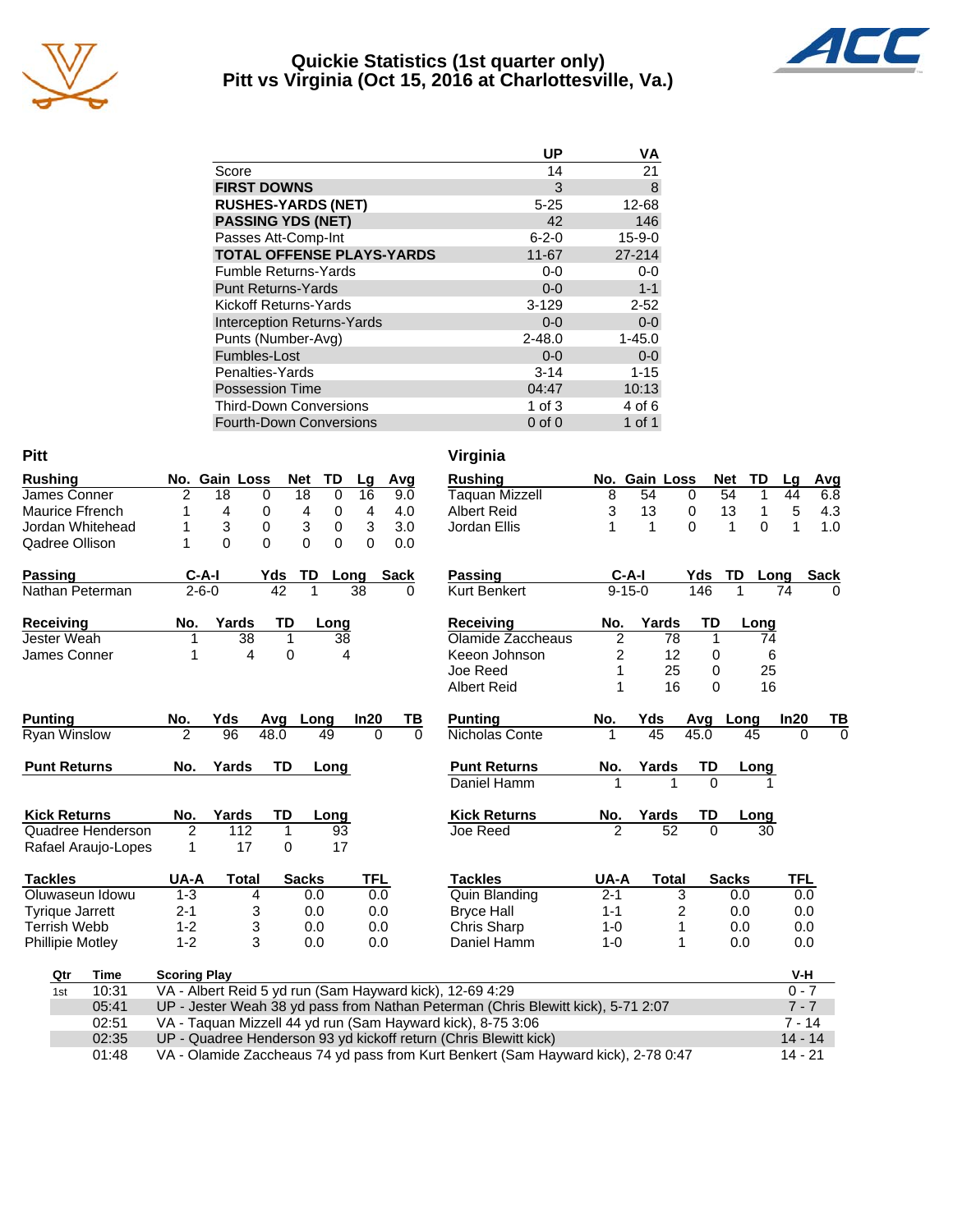# Quickie Statistics (1st quarter only)
## Pitt vs Virginia (Oct 15, 2016 at Charlottesville, Va.)

| | UP | VA |
|---|---|---|
| Score | 14 | 21 |
| **FIRST DOWNS** | 3 | 8 |
| **RUSHES-YARDS (NET)** | 5-25 | 12-68 |
| **PASSING YDS (NET)** | 42 | 146 |
| Passes Att-Comp-Int | 6-2-0 | 15-9-0 |
| **TOTAL OFFENSE PLAYS-YARDS** | 11-67 | 27-214 |
| Fumble Returns-Yards | 0-0 | 0-0 |
| Punt Returns-Yards | 0-0 | 1-1 |
| Kickoff Returns-Yards | 3-129 | 2-52 |
| Interception Returns-Yards | 0-0 | 0-0 |
| Punts (Number-Avg) | 2-48.0 | 1-45.0 |
| Fumbles-Lost | 0-0 | 0-0 |
| Penalties-Yards | 3-14 | 1-15 |
| Possession Time | 04:47 | 10:13 |
| Third-Down Conversions | 1 of 3 | 4 of 6 |
| Fourth-Down Conversions | 0 of 0 | 1 of 1 |

## Pitt

| Rushing | No. | Gain | Loss | Net | TD | Lg | Avg |
|---|---|---|---|---|---|---|---|
| James Conner | 2 | 18 | 0 | 18 | 0 | 16 | 9.0 |
| Maurice Ffrench | 1 | 4 | 0 | 4 | 0 | 4 | 4.0 |
| Jordan Whitehead | 1 | 3 | 0 | 3 | 0 | 3 | 3.0 |
| Qadree Ollison | 1 | 0 | 0 | 0 | 0 | 0 | 0.0 |

| Passing | C-A-I | Yds | TD | Long | Sack |
|---|---|---|---|---|---|
| Nathan Peterman | 2-6-0 | 42 | 1 | 38 | 0 |

| Receiving | No. | Yards | TD | Long |
|---|---|---|---|---|
| Jester Weah | 1 | 38 | 1 | 38 |
| James Conner | 1 | 4 | 0 | 4 |

| Punting | No. | Yds | Avg | Long | In20 | TB |
|---|---|---|---|---|---|---|
| Ryan Winslow | 2 | 96 | 48.0 | 49 | 0 | 0 |

| Punt Returns | No. | Yards | TD | Long |
|---|---|---|---|---|

| Kick Returns | No. | Yards | TD | Long |
|---|---|---|---|---|
| Quadree Henderson | 2 | 112 | 1 | 93 |
| Rafael Araujo-Lopes | 1 | 17 | 0 | 17 |

| Tackles | UA-A | Total | Sacks | TFL |
|---|---|---|---|---|
| Oluwaseun Idowu | 1-3 | 4 | 0.0 | 0.0 |
| Tyrique Jarrett | 2-1 | 3 | 0.0 | 0.0 |
| Terrish Webb | 1-2 | 3 | 0.0 | 0.0 |
| Phillipie Motley | 1-2 | 3 | 0.0 | 0.0 |

## Virginia

| Rushing | No. | Gain | Loss | Net | TD | Lg | Avg |
|---|---|---|---|---|---|---|---|
| Taquan Mizzell | 8 | 54 | 0 | 54 | 1 | 44 | 6.8 |
| Albert Reid | 3 | 13 | 0 | 13 | 1 | 5 | 4.3 |
| Jordan Ellis | 1 | 1 | 0 | 1 | 0 | 1 | 1.0 |

| Passing | C-A-I | Yds | TD | Long | Sack |
|---|---|---|---|---|---|
| Kurt Benkert | 9-15-0 | 146 | 1 | 74 | 0 |

| Receiving | No. | Yards | TD | Long |
|---|---|---|---|---|
| Olamide Zaccheaus | 2 | 78 | 1 | 74 |
| Keeon Johnson | 2 | 12 | 0 | 6 |
| Joe Reed | 1 | 25 | 0 | 25 |
| Albert Reid | 1 | 16 | 0 | 16 |

| Punting | No. | Yds | Avg | Long | In20 | TB |
|---|---|---|---|---|---|---|
| Nicholas Conte | 1 | 45 | 45.0 | 45 | 0 | 0 |

| Punt Returns | No. | Yards | TD | Long |
|---|---|---|---|---|
| Daniel Hamm | 1 | 1 | 0 | 1 |

| Kick Returns | No. | Yards | TD | Long |
|---|---|---|---|---|
| Joe Reed | 2 | 52 | 0 | 30 |

| Tackles | UA-A | Total | Sacks | TFL |
|---|---|---|---|---|
| Quin Blanding | 2-1 | 3 | 0.0 | 0.0 |
| Bryce Hall | 1-1 | 2 | 0.0 | 0.0 |
| Chris Sharp | 1-0 | 1 | 0.0 | 0.0 |
| Daniel Hamm | 1-0 | 1 | 0.0 | 0.0 |

## Scoring Summary

| Qtr | Time | Scoring Play | V-H |
|---|---|---|---|
| 1st | 10:31 | VA - Albert Reid 5 yd run (Sam Hayward kick), 12-69 4:29 | 0 - 7 |
| | 05:41 | UP - Jester Weah 38 yd pass from Nathan Peterman (Chris Blewitt kick), 5-71 2:07 | 7 - 7 |
| | 02:51 | VA - Taquan Mizzell 44 yd run (Sam Hayward kick), 8-75 3:06 | 7 - 14 |
| | 02:35 | UP - Quadree Henderson 93 yd kickoff return (Chris Blewitt kick) | 14 - 14 |
| | 01:48 | VA - Olamide Zaccheaus 74 yd pass from Kurt Benkert (Sam Hayward kick), 2-78 0:47 | 14 - 21 |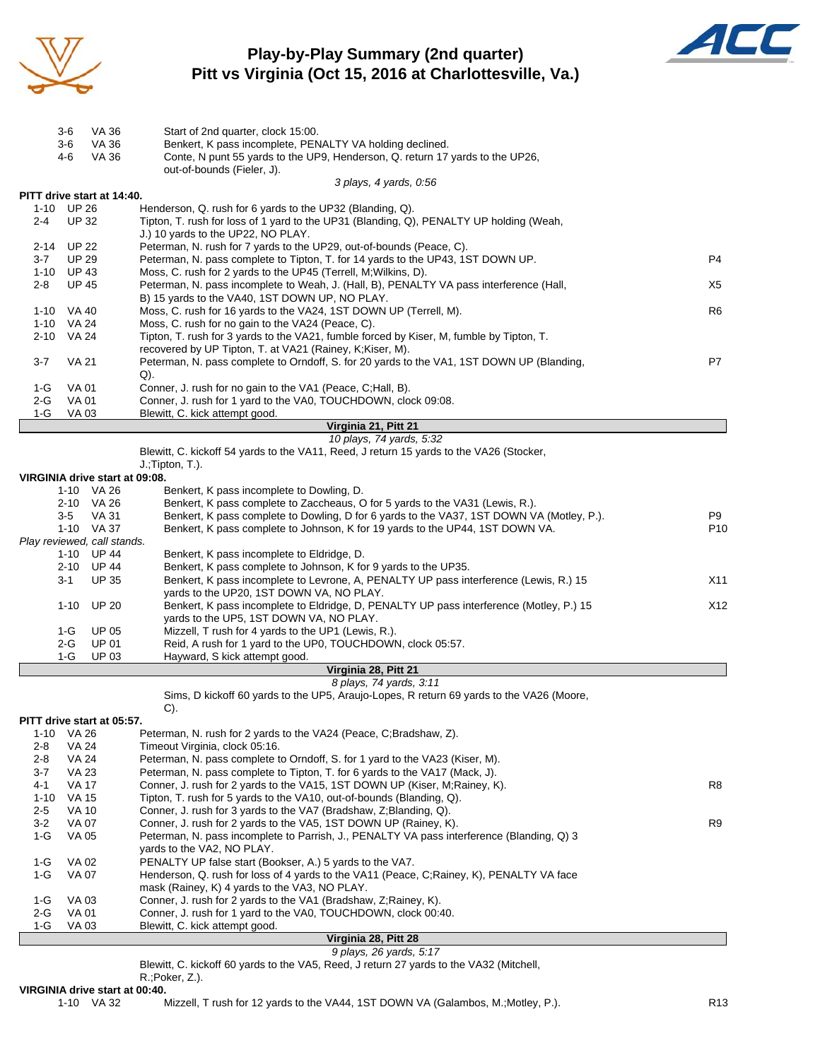# Play-by-Play Summary (2nd quarter)
## Pitt vs Virginia (Oct 15, 2016 at Charlottesville, Va.)

| Down | Spot | Play | |
|---|---|---|---|
| 3-6 | VA 36 | Start of 2nd quarter, clock 15:00. | |
| 3-6 | VA 36 | Benkert, K pass incomplete, PENALTY VA holding declined. | |
| 4-6 | VA 36 | Conte, N punt 55 yards to the UP9, Henderson, Q. return 17 yards to the UP26, out-of-bounds (Fieler, J). | |
| | | *3 plays, 4 yards, 0:56* | |

**PITT drive start at 14:40.**

| Down | Spot | Play | |
|---|---|---|---|
| 1-10 | UP 26 | Henderson, Q. rush for 6 yards to the UP32 (Blanding, Q). | |
| 2-4 | UP 32 | Tipton, T. rush for loss of 1 yard to the UP31 (Blanding, Q), PENALTY UP holding (Weah, J.) 10 yards to the UP22, NO PLAY. | |
| 2-14 | UP 22 | Peterman, N. rush for 7 yards to the UP29, out-of-bounds (Peace, C). | |
| 3-7 | UP 29 | Peterman, N. pass complete to Tipton, T. for 14 yards to the UP43, 1ST DOWN UP. | P4 |
| 1-10 | UP 43 | Moss, C. rush for 2 yards to the UP45 (Terrell, M;Wilkins, D). | |
| 2-8 | UP 45 | Peterman, N. pass incomplete to Weah, J. (Hall, B), PENALTY VA pass interference (Hall, B) 15 yards to the VA40, 1ST DOWN UP, NO PLAY. | X5 |
| 1-10 | VA 40 | Moss, C. rush for 16 yards to the VA24, 1ST DOWN UP (Terrell, M). | R6 |
| 1-10 | VA 24 | Moss, C. rush for no gain to the VA24 (Peace, C). | |
| 2-10 | VA 24 | Tipton, T. rush for 3 yards to the VA21, fumble forced by Kiser, M, fumble by Tipton, T. recovered by UP Tipton, T. at VA21 (Rainey, K;Kiser, M). | |
| 3-7 | VA 21 | Peterman, N. pass complete to Orndoff, S. for 20 yards to the VA1, 1ST DOWN UP (Blanding, Q). | P7 |
| 1-G | VA 01 | Conner, J. rush for no gain to the VA1 (Peace, C;Hall, B). | |
| 2-G | VA 01 | Conner, J. rush for 1 yard to the VA0, TOUCHDOWN, clock 09:08. | |
| 1-G | VA 03 | Blewitt, C. kick attempt good. | |

**Virginia 21, Pitt 21**

*10 plays, 74 yards, 5:32*

Blewitt, C. kickoff 54 yards to the VA11, Reed, J return 15 yards to the VA26 (Stocker, J.;Tipton, T.).

**VIRGINIA drive start at 09:08.**

| Down | Spot | Play | |
|---|---|---|---|
| 1-10 | VA 26 | Benkert, K pass incomplete to Dowling, D. | |
| 2-10 | VA 26 | Benkert, K pass complete to Zaccheaus, O for 5 yards to the VA31 (Lewis, R.). | |
| 3-5 | VA 31 | Benkert, K pass complete to Dowling, D for 6 yards to the VA37, 1ST DOWN VA (Motley, P.). | P9 |
| 1-10 | VA 37 | Benkert, K pass complete to Johnson, K for 19 yards to the UP44, 1ST DOWN VA. | P10 |
| *Play reviewed, call stands.* | | | |
| 1-10 | UP 44 | Benkert, K pass incomplete to Eldridge, D. | |
| 2-10 | UP 44 | Benkert, K pass complete to Johnson, K for 9 yards to the UP35. | |
| 3-1 | UP 35 | Benkert, K pass incomplete to Levrone, A, PENALTY UP pass interference (Lewis, R.) 15 yards to the UP20, 1ST DOWN VA, NO PLAY. | X11 |
| 1-10 | UP 20 | Benkert, K pass incomplete to Eldridge, D, PENALTY UP pass interference (Motley, P.) 15 yards to the UP5, 1ST DOWN VA, NO PLAY. | X12 |
| 1-G | UP 05 | Mizzell, T rush for 4 yards to the UP1 (Lewis, R.). | |
| 2-G | UP 01 | Reid, A rush for 1 yard to the UP0, TOUCHDOWN, clock 05:57. | |
| 1-G | UP 03 | Hayward, S kick attempt good. | |

**Virginia 28, Pitt 21**

*8 plays, 74 yards, 3:11*

Sims, D kickoff 60 yards to the UP5, Araujo-Lopes, R return 69 yards to the VA26 (Moore, C).

**PITT drive start at 05:57.**

| Down | Spot | Play | |
|---|---|---|---|
| 1-10 | VA 26 | Peterman, N. rush for 2 yards to the VA24 (Peace, C;Bradshaw, Z). | |
| 2-8 | VA 24 | Timeout Virginia, clock 05:16. | |
| 2-8 | VA 24 | Peterman, N. pass complete to Orndoff, S. for 1 yard to the VA23 (Kiser, M). | |
| 3-7 | VA 23 | Peterman, N. pass complete to Tipton, T. for 6 yards to the VA17 (Mack, J). | |
| 4-1 | VA 17 | Conner, J. rush for 2 yards to the VA15, 1ST DOWN UP (Kiser, M;Rainey, K). | R8 |
| 1-10 | VA 15 | Tipton, T. rush for 5 yards to the VA10, out-of-bounds (Blanding, Q). | |
| 2-5 | VA 10 | Conner, J. rush for 3 yards to the VA7 (Bradshaw, Z;Blanding, Q). | |
| 3-2 | VA 07 | Conner, J. rush for 2 yards to the VA5, 1ST DOWN UP (Rainey, K). | R9 |
| 1-G | VA 05 | Peterman, N. pass incomplete to Parrish, J., PENALTY VA pass interference (Blanding, Q) 3 yards to the VA2, NO PLAY. | |
| 1-G | VA 02 | PENALTY UP false start (Booker, A.) 5 yards to the VA7. | |
| 1-G | VA 07 | Henderson, Q. rush for loss of 4 yards to the VA11 (Peace, C;Rainey, K), PENALTY VA face mask (Rainey, K) 4 yards to the VA3, NO PLAY. | |
| 1-G | VA 03 | Conner, J. rush for 2 yards to the VA1 (Bradshaw, Z;Rainey, K). | |
| 2-G | VA 01 | Conner, J. rush for 1 yard to the VA0, TOUCHDOWN, clock 00:40. | |
| 1-G | VA 03 | Blewitt, C. kick attempt good. | |

**Virginia 28, Pitt 28**

*9 plays, 26 yards, 5:17*

Blewitt, C. kickoff 60 yards to the VA5, Reed, J return 27 yards to the VA32 (Mitchell, R.;Poker, Z.).

**VIRGINIA drive start at 00:40.**

| Down | Spot | Play | |
|---|---|---|---|
| 1-10 | VA 32 | Mizzell, T rush for 12 yards to the VA44, 1ST DOWN VA (Galambos, M.;Motley, P.). | R13 |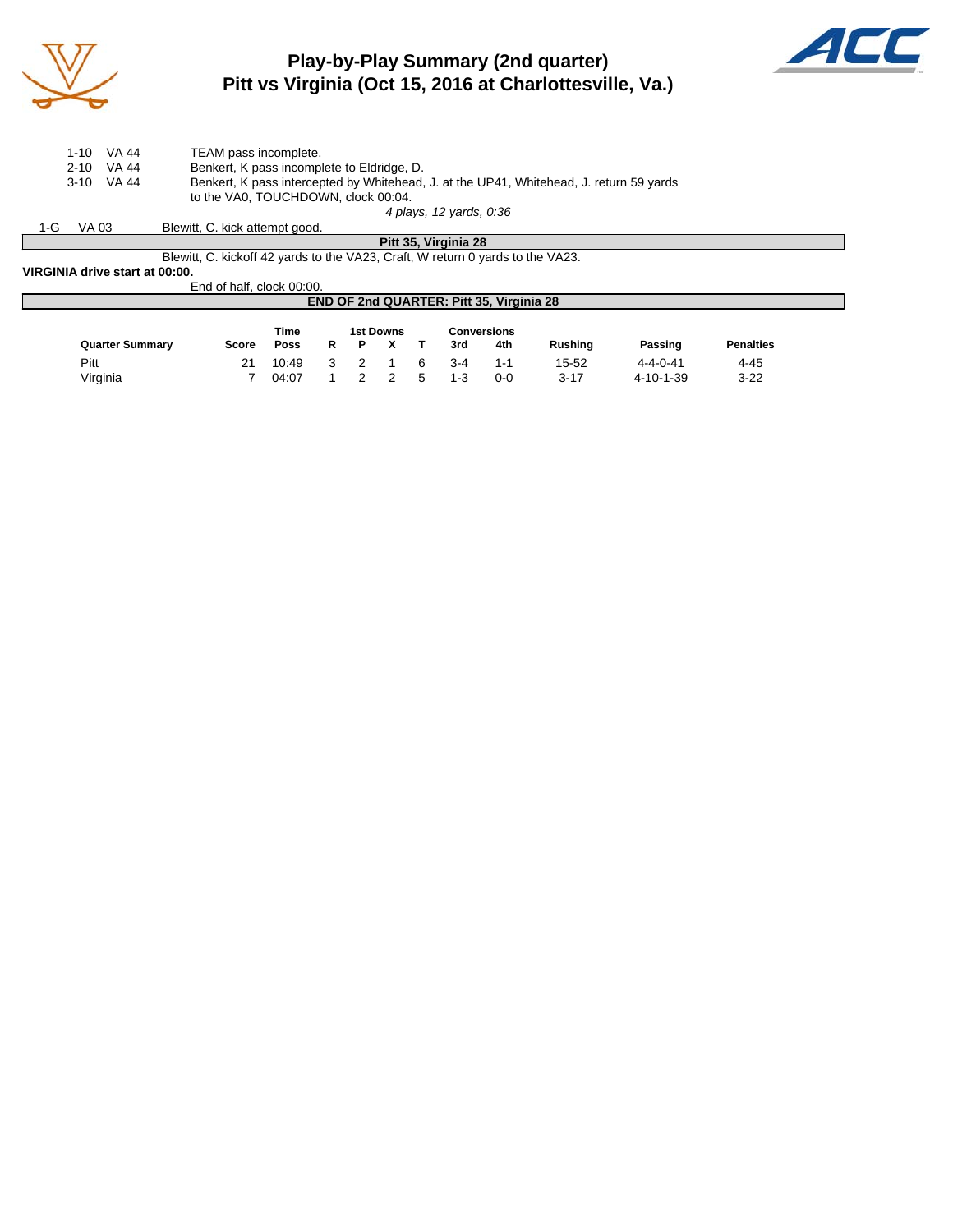# Play-by-Play Summary (2nd quarter)
## Pitt vs Virginia (Oct 15, 2016 at Charlottesville, Va.)

| | | |
|---|---|---|
| 1-10 | VA 44 | TEAM pass incomplete. |
| 2-10 | VA 44 | Benkert, K pass incomplete to Eldridge, D. |
| 3-10 | VA 44 | Benkert, K pass intercepted by Whitehead, J. at the UP41, Whitehead, J. return 59 yards to the VA0, TOUCHDOWN, clock 00:04. |

*4 plays, 12 yards, 0:36*

| | | |
|---|---|---|
| 1-G | VA 03 | Blewitt, C. kick attempt good. |

**Pitt 35, Virginia 28**

Blewitt, C. kickoff 42 yards to the VA23, Craft, W return 0 yards to the VA23.

**VIRGINIA drive start at 00:00.**

End of half, clock 00:00.

**END OF 2nd QUARTER: Pitt 35, Virginia 28**

| Quarter Summary | Score | Time Poss | 1st Downs R | P | X | T | Conversions 3rd | 4th | Rushing | Passing | Penalties |
|---|---|---|---|---|---|---|---|---|---|---|---|
| Pitt | 21 | 10:49 | 3 | 2 | 1 | 6 | 3-4 | 1-1 | 15-52 | 4-4-0-41 | 4-45 |
| Virginia | 7 | 04:07 | 1 | 2 | 2 | 5 | 1-3 | 0-0 | 3-17 | 4-10-1-39 | 3-22 |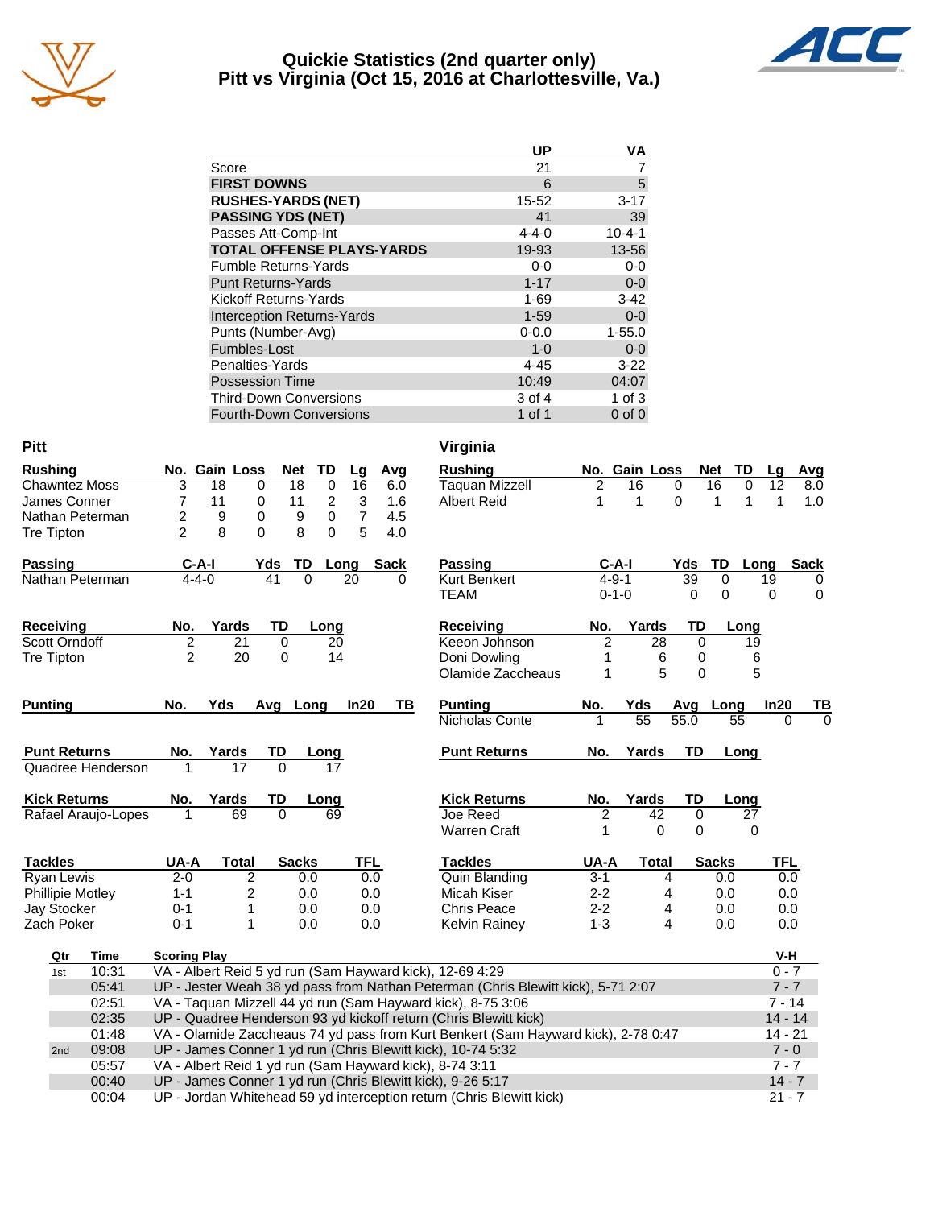# Quickie Statistics (2nd quarter only)
## Pitt vs Virginia (Oct 15, 2016 at Charlottesville, Va.)

| | UP | VA |
|---|---|---|
| Score | 21 | 7 |
| **FIRST DOWNS** | 6 | 5 |
| **RUSHES-YARDS (NET)** | 15-52 | 3-17 |
| **PASSING YDS (NET)** | 41 | 39 |
| Passes Att-Comp-Int | 4-4-0 | 10-4-1 |
| **TOTAL OFFENSE PLAYS-YARDS** | 19-93 | 13-56 |
| Fumble Returns-Yards | 0-0 | 0-0 |
| Punt Returns-Yards | 1-17 | 0-0 |
| Kickoff Returns-Yards | 1-69 | 3-42 |
| Interception Returns-Yards | 1-59 | 0-0 |
| Punts (Number-Avg) | 0-0.0 | 1-55.0 |
| Fumbles-Lost | 1-0 | 0-0 |
| Penalties-Yards | 4-45 | 3-22 |
| Possession Time | 10:49 | 04:07 |
| Third-Down Conversions | 3 of 4 | 1 of 3 |
| Fourth-Down Conversions | 1 of 1 | 0 of 0 |

## Pitt

| Rushing | No. | Gain | Loss | Net | TD | Lg | Avg |
|---|---|---|---|---|---|---|---|
| Chawntez Moss | 3 | 18 | 0 | 18 | 0 | 16 | 6.0 |
| James Conner | 7 | 11 | 0 | 11 | 2 | 3 | 1.6 |
| Nathan Peterman | 2 | 9 | 0 | 9 | 0 | 7 | 4.5 |
| Tre Tipton | 2 | 8 | 0 | 8 | 0 | 5 | 4.0 |

| Passing | C-A-I | Yds | TD | Long | Sack |
|---|---|---|---|---|---|
| Nathan Peterman | 4-4-0 | 41 | 0 | 20 | 0 |

| Receiving | No. | Yards | TD | Long |
|---|---|---|---|---|
| Scott Orndoff | 2 | 21 | 0 | 20 |
| Tre Tipton | 2 | 20 | 0 | 14 |

| Punting | No. | Yds | Avg | Long | In20 | TB |
|---|---|---|---|---|---|---|

| Punt Returns | No. | Yards | TD | Long |
|---|---|---|---|---|
| Quadree Henderson | 1 | 17 | 0 | 17 |

| Kick Returns | No. | Yards | TD | Long |
|---|---|---|---|---|
| Rafael Araujo-Lopes | 1 | 69 | 0 | 69 |

| Tackles | UA-A | Total | Sacks | TFL |
|---|---|---|---|---|
| Ryan Lewis | 2-0 | 2 | 0.0 | 0.0 |
| Phillipie Motley | 1-1 | 2 | 0.0 | 0.0 |
| Jay Stocker | 0-1 | 1 | 0.0 | 0.0 |
| Zach Poker | 0-1 | 1 | 0.0 | 0.0 |

## Virginia

| Rushing | No. | Gain | Loss | Net | TD | Lg | Avg |
|---|---|---|---|---|---|---|---|
| Taquan Mizzell | 2 | 16 | 0 | 16 | 0 | 12 | 8.0 |
| Albert Reid | 1 | 1 | 0 | 1 | 1 | 1 | 1.0 |

| Passing | C-A-I | Yds | TD | Long | Sack |
|---|---|---|---|---|---|
| Kurt Benkert | 4-9-1 | 39 | 0 | 19 | 0 |
| TEAM | 0-1-0 | 0 | 0 | 0 | 0 |

| Receiving | No. | Yards | TD | Long |
|---|---|---|---|---|
| Keeon Johnson | 2 | 28 | 0 | 19 |
| Doni Dowling | 1 | 6 | 0 | 6 |
| Olamide Zaccheaus | 1 | 5 | 0 | 5 |

| Punting | No. | Yds | Avg | Long | In20 | TB |
|---|---|---|---|---|---|---|
| Nicholas Conte | 1 | 55 | 55.0 | 55 | 0 | 0 |

| Punt Returns | No. | Yards | TD | Long |
|---|---|---|---|---|

| Kick Returns | No. | Yards | TD | Long |
|---|---|---|---|---|
| Joe Reed | 2 | 42 | 0 | 27 |
| Warren Craft | 1 | 0 | 0 | 0 |

| Tackles | UA-A | Total | Sacks | TFL |
|---|---|---|---|---|
| Quin Blanding | 3-1 | 4 | 0.0 | 0.0 |
| Micah Kiser | 2-2 | 4 | 0.0 | 0.0 |
| Chris Peace | 2-2 | 4 | 0.0 | 0.0 |
| Kelvin Rainey | 1-3 | 4 | 0.0 | 0.0 |

## Scoring

| Qtr | Time | Scoring Play | V-H |
|---|---|---|---|
| 1st | 10:31 | VA - Albert Reid 5 yd run (Sam Hayward kick), 12-69 4:29 | 0 - 7 |
| | 05:41 | UP - Jester Weah 38 yd pass from Nathan Peterman (Chris Blewitt kick), 5-71 2:07 | 7 - 7 |
| | 02:51 | VA - Taquan Mizzell 44 yd run (Sam Hayward kick), 8-75 3:06 | 7 - 14 |
| | 02:35 | UP - Quadree Henderson 93 yd kickoff return (Chris Blewitt kick) | 14 - 14 |
| | 01:48 | VA - Olamide Zaccheaus 74 yd pass from Kurt Benkert (Sam Hayward kick), 2-78 0:47 | 14 - 21 |
| 2nd | 09:08 | UP - James Conner 1 yd run (Chris Blewitt kick), 10-74 5:32 | 7 - 0 |
| | 05:57 | VA - Albert Reid 1 yd run (Sam Hayward kick), 8-74 3:11 | 7 - 7 |
| | 00:40 | UP - James Conner 1 yd run (Chris Blewitt kick), 9-26 5:17 | 14 - 7 |
| | 00:04 | UP - Jordan Whitehead 59 yd interception return (Chris Blewitt kick) | 21 - 7 |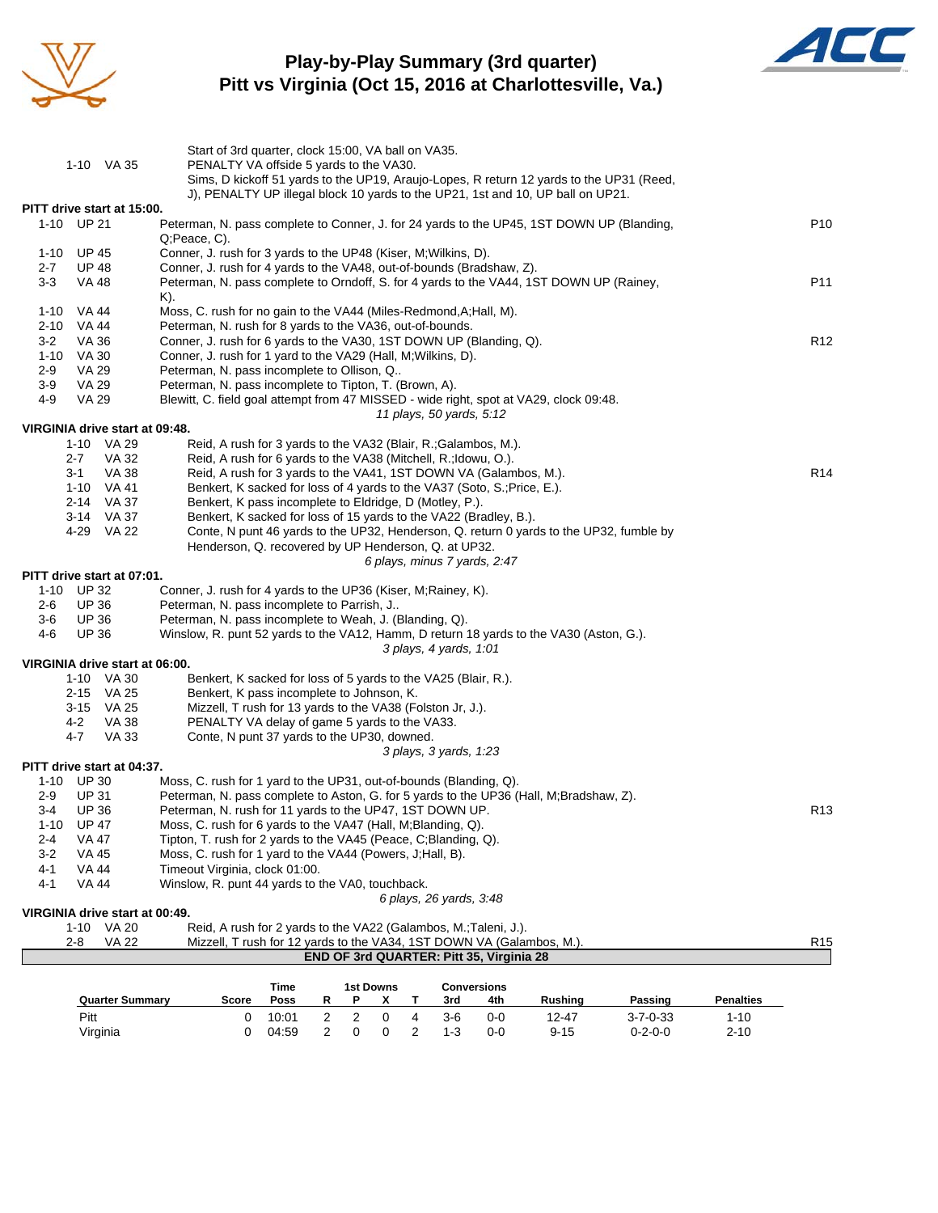# Play-by-Play Summary (3rd quarter)
## Pitt vs Virginia (Oct 15, 2016 at Charlottesville, Va.)

Start of 3rd quarter, clock 15:00, VA ball on VA35.

1-10 VA 35 — PENALTY VA offside 5 yards to the VA30.

Sims, D kickoff 51 yards to the UP19, Araujo-Lopes, R return 12 yards to the UP31 (Reed, J), PENALTY UP illegal block 10 yards to the UP21, 1st and 10, UP ball on UP21.

**PITT drive start at 15:00.**

| Down | Spot | Play | |
|---|---|---|---|
| 1-10 | UP 21 | Peterman, N. pass complete to Conner, J. for 24 yards to the UP45, 1ST DOWN UP (Blanding, Q;Peace, C). | P10 |
| 1-10 | UP 45 | Conner, J. rush for 3 yards to the UP48 (Kiser, M;Wilkins, D). | |
| 2-7 | UP 48 | Conner, J. rush for 4 yards to the VA48, out-of-bounds (Bradshaw, Z). | |
| 3-3 | VA 48 | Peterman, N. pass complete to Orndoff, S. for 4 yards to the VA44, 1ST DOWN UP (Rainey, K). | P11 |
| 1-10 | VA 44 | Moss, C. rush for no gain to the VA44 (Miles-Redmond,A;Hall, M). | |
| 2-10 | VA 44 | Peterman, N. rush for 8 yards to the VA36, out-of-bounds. | |
| 3-2 | VA 36 | Conner, J. rush for 6 yards to the VA30, 1ST DOWN UP (Blanding, Q). | R12 |
| 1-10 | VA 30 | Conner, J. rush for 1 yard to the VA29 (Hall, M;Wilkins, D). | |
| 2-9 | VA 29 | Peterman, N. pass incomplete to Ollison, Q.. | |
| 3-9 | VA 29 | Peterman, N. pass incomplete to Tipton, T. (Brown, A). | |
| 4-9 | VA 29 | Blewitt, C. field goal attempt from 47 MISSED - wide right, spot at VA29, clock 09:48. | |

*11 plays, 50 yards, 5:12*

**VIRGINIA drive start at 09:48.**

| Down | Spot | Play | |
|---|---|---|---|
| 1-10 | VA 29 | Reid, A rush for 3 yards to the VA32 (Blair, R.;Galambos, M.). | |
| 2-7 | VA 32 | Reid, A rush for 6 yards to the VA38 (Mitchell, R.;Idowu, O.). | |
| 3-1 | VA 38 | Reid, A rush for 3 yards to the VA41, 1ST DOWN VA (Galambos, M.). | R14 |
| 1-10 | VA 41 | Benkert, K sacked for loss of 4 yards to the VA37 (Soto, S.;Price, E.). | |
| 2-14 | VA 37 | Benkert, K pass incomplete to Eldridge, D (Motley, P.). | |
| 3-14 | VA 37 | Benkert, K sacked for loss of 15 yards to the VA22 (Bradley, B.). | |
| 4-29 | VA 22 | Conte, N punt 46 yards to the UP32, Henderson, Q. return 0 yards to the UP32, fumble by Henderson, Q. recovered by UP Henderson, Q. at UP32. | |

*6 plays, minus 7 yards, 2:47*

**PITT drive start at 07:01.**

| Down | Spot | Play | |
|---|---|---|---|
| 1-10 | UP 32 | Conner, J. rush for 4 yards to the UP36 (Kiser, M;Rainey, K). | |
| 2-6 | UP 36 | Peterman, N. pass incomplete to Parrish, J.. | |
| 3-6 | UP 36 | Peterman, N. pass incomplete to Weah, J. (Blanding, Q). | |
| 4-6 | UP 36 | Winslow, R. punt 52 yards to the VA12, Hamm, D return 18 yards to the VA30 (Aston, G.). | |

*3 plays, 4 yards, 1:01*

**VIRGINIA drive start at 06:00.**

| Down | Spot | Play | |
|---|---|---|---|
| 1-10 | VA 30 | Benkert, K sacked for loss of 5 yards to the VA25 (Blair, R.). | |
| 2-15 | VA 25 | Benkert, K pass incomplete to Johnson, K. | |
| 3-15 | VA 25 | Mizzell, T rush for 13 yards to the VA38 (Folston Jr, J.). | |
| 4-2 | VA 38 | PENALTY VA delay of game 5 yards to the VA33. | |
| 4-7 | VA 33 | Conte, N punt 37 yards to the UP30, downed. | |

*3 plays, 3 yards, 1:23*

**PITT drive start at 04:37.**

| Down | Spot | Play | |
|---|---|---|---|
| 1-10 | UP 30 | Moss, C. rush for 1 yard to the UP31, out-of-bounds (Blanding, Q). | |
| 2-9 | UP 31 | Peterman, N. pass complete to Aston, G. for 5 yards to the UP36 (Hall, M;Bradshaw, Z). | |
| 3-4 | UP 36 | Peterman, N. rush for 11 yards to the UP47, 1ST DOWN UP. | R13 |
| 1-10 | UP 47 | Moss, C. rush for 6 yards to the VA47 (Hall, M;Blanding, Q). | |
| 2-4 | VA 47 | Tipton, T. rush for 2 yards to the VA45 (Peace, C;Blanding, Q). | |
| 3-2 | VA 45 | Moss, C. rush for 1 yard to the VA44 (Powers, J;Hall, B). | |
| 4-1 | VA 44 | Timeout Virginia, clock 01:00. | |
| 4-1 | VA 44 | Winslow, R. punt 44 yards to the VA0, touchback. | |

*6 plays, 26 yards, 3:48*

**VIRGINIA drive start at 00:49.**

| Down | Spot | Play | |
|---|---|---|---|
| 1-10 | VA 20 | Reid, A rush for 2 yards to the VA22 (Galambos, M.;Taleni, J.). | |
| 2-8 | VA 22 | Mizzell, T rush for 12 yards to the VA34, 1ST DOWN VA (Galambos, M.). | R15 |

**END OF 3rd QUARTER: Pitt 35, Virginia 28**

| Quarter Summary | Score | Time Poss | 1st Downs R | P | X | T | Conversions 3rd | 4th | Rushing | Passing | Penalties |
|---|---|---|---|---|---|---|---|---|---|---|---|
| Pitt | 0 | 10:01 | 2 | 2 | 0 | 4 | 3-6 | 0-0 | 12-47 | 3-7-0-33 | 1-10 |
| Virginia | 0 | 04:59 | 2 | 0 | 0 | 2 | 1-3 | 0-0 | 9-15 | 0-2-0-0 | 2-10 |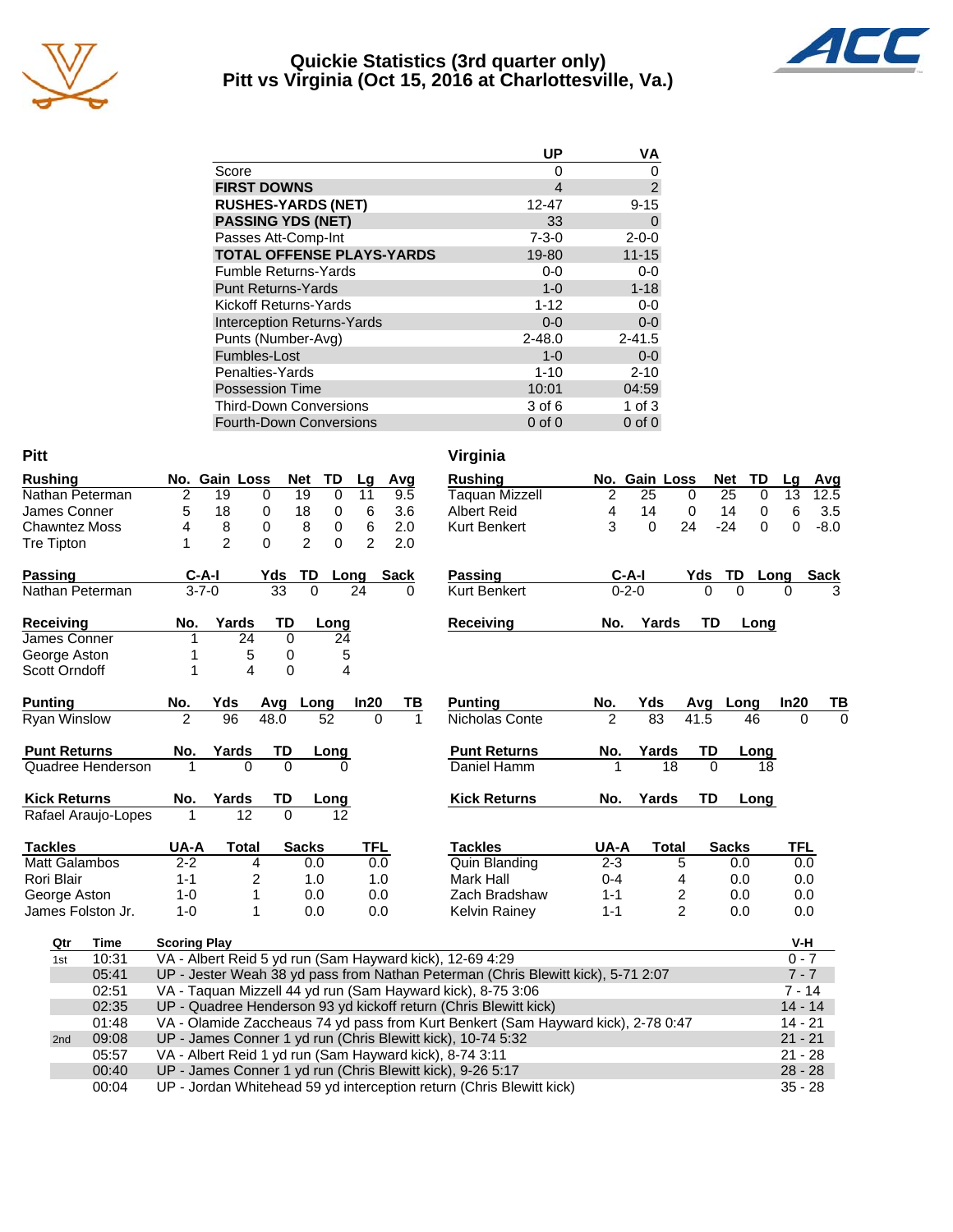# Quickie Statistics (3rd quarter only)
## Pitt vs Virginia (Oct 15, 2016 at Charlottesville, Va.)

| | UP | VA |
|---|---|---|
| Score | 0 | 0 |
| **FIRST DOWNS** | 4 | 2 |
| **RUSHES-YARDS (NET)** | 12-47 | 9-15 |
| **PASSING YDS (NET)** | 33 | 0 |
| Passes Att-Comp-Int | 7-3-0 | 2-0-0 |
| **TOTAL OFFENSE PLAYS-YARDS** | 19-80 | 11-15 |
| Fumble Returns-Yards | 0-0 | 0-0 |
| Punt Returns-Yards | 1-0 | 1-18 |
| Kickoff Returns-Yards | 1-12 | 0-0 |
| Interception Returns-Yards | 0-0 | 0-0 |
| Punts (Number-Avg) | 2-48.0 | 2-41.5 |
| Fumbles-Lost | 1-0 | 0-0 |
| Penalties-Yards | 1-10 | 2-10 |
| Possession Time | 10:01 | 04:59 |
| Third-Down Conversions | 3 of 6 | 1 of 3 |
| Fourth-Down Conversions | 0 of 0 | 0 of 0 |

### Pitt

| Rushing | No. | Gain | Loss | Net | TD | Lg | Avg |
|---|---|---|---|---|---|---|---|
| Nathan Peterman | 2 | 19 | 0 | 19 | 0 | 11 | 9.5 |
| James Conner | 5 | 18 | 0 | 18 | 0 | 6 | 3.6 |
| Chawntez Moss | 4 | 8 | 0 | 8 | 0 | 6 | 2.0 |
| Tre Tipton | 1 | 2 | 0 | 2 | 0 | 2 | 2.0 |

| Passing | C-A-I | Yds | TD | Long | Sack |
|---|---|---|---|---|---|
| Nathan Peterman | 3-7-0 | 33 | 0 | 24 | 0 |

| Receiving | No. | Yards | TD | Long |
|---|---|---|---|---|
| James Conner | 1 | 24 | 0 | 24 |
| George Aston | 1 | 5 | 0 | 5 |
| Scott Orndoff | 1 | 4 | 0 | 4 |

| Punting | No. | Yds | Avg | Long | In20 | TB |
|---|---|---|---|---|---|---|
| Ryan Winslow | 2 | 96 | 48.0 | 52 | 0 | 1 |

| Punt Returns | No. | Yards | TD | Long |
|---|---|---|---|---|
| Quadree Henderson | 1 | 0 | 0 | 0 |

| Kick Returns | No. | Yards | TD | Long |
|---|---|---|---|---|
| Rafael Araujo-Lopes | 1 | 12 | 0 | 12 |

| Tackles | UA-A | Total | Sacks | TFL |
|---|---|---|---|---|
| Matt Galambos | 2-2 | 4 | 0.0 | 0.0 |
| Rori Blair | 1-1 | 2 | 1.0 | 1.0 |
| George Aston | 1-0 | 1 | 0.0 | 0.0 |
| James Folston Jr. | 1-0 | 1 | 0.0 | 0.0 |

### Virginia

| Rushing | No. | Gain | Loss | Net | TD | Lg | Avg |
|---|---|---|---|---|---|---|---|
| Taquan Mizzell | 2 | 25 | 0 | 25 | 0 | 13 | 12.5 |
| Albert Reid | 4 | 14 | 0 | 14 | 0 | 6 | 3.5 |
| Kurt Benkert | 3 | 0 | 24 | -24 | 0 | 0 | -8.0 |

| Passing | C-A-I | Yds | TD | Long | Sack |
|---|---|---|---|---|---|
| Kurt Benkert | 0-2-0 | 0 | 0 | 0 | 3 |

| Receiving | No. | Yards | TD | Long |
|---|---|---|---|---|

| Punting | No. | Yds | Avg | Long | In20 | TB |
|---|---|---|---|---|---|---|
| Nicholas Conte | 2 | 83 | 41.5 | 46 | 0 | 0 |

| Punt Returns | No. | Yards | TD | Long |
|---|---|---|---|---|
| Daniel Hamm | 1 | 18 | 0 | 18 |

| Kick Returns | No. | Yards | TD | Long |
|---|---|---|---|---|

| Tackles | UA-A | Total | Sacks | TFL |
|---|---|---|---|---|
| Quin Blanding | 2-3 | 5 | 0.0 | 0.0 |
| Mark Hall | 0-4 | 4 | 0.0 | 0.0 |
| Zach Bradshaw | 1-1 | 2 | 0.0 | 0.0 |
| Kelvin Rainey | 1-1 | 2 | 0.0 | 0.0 |

### Scoring Summary

| Qtr | Time | Scoring Play | V-H |
|---|---|---|---|
| 1st | 10:31 | VA - Albert Reid 5 yd run (Sam Hayward kick), 12-69 4:29 | 0 - 7 |
| | 05:41 | UP - Jester Weah 38 yd pass from Nathan Peterman (Chris Blewitt kick), 5-71 2:07 | 7 - 7 |
| | 02:51 | VA - Taquan Mizzell 44 yd run (Sam Hayward kick), 8-75 3:06 | 7 - 14 |
| | 02:35 | UP - Quadree Henderson 93 yd kickoff return (Chris Blewitt kick) | 14 - 14 |
| | 01:48 | VA - Olamide Zaccheaus 74 yd pass from Kurt Benkert (Sam Hayward kick), 2-78 0:47 | 14 - 21 |
| 2nd | 09:08 | UP - James Conner 1 yd run (Chris Blewitt kick), 10-74 5:32 | 21 - 21 |
| | 05:57 | VA - Albert Reid 1 yd run (Sam Hayward kick), 8-74 3:11 | 21 - 28 |
| | 00:40 | UP - James Conner 1 yd run (Chris Blewitt kick), 9-26 5:17 | 28 - 28 |
| | 00:04 | UP - Jordan Whitehead 59 yd interception return (Chris Blewitt kick) | 35 - 28 |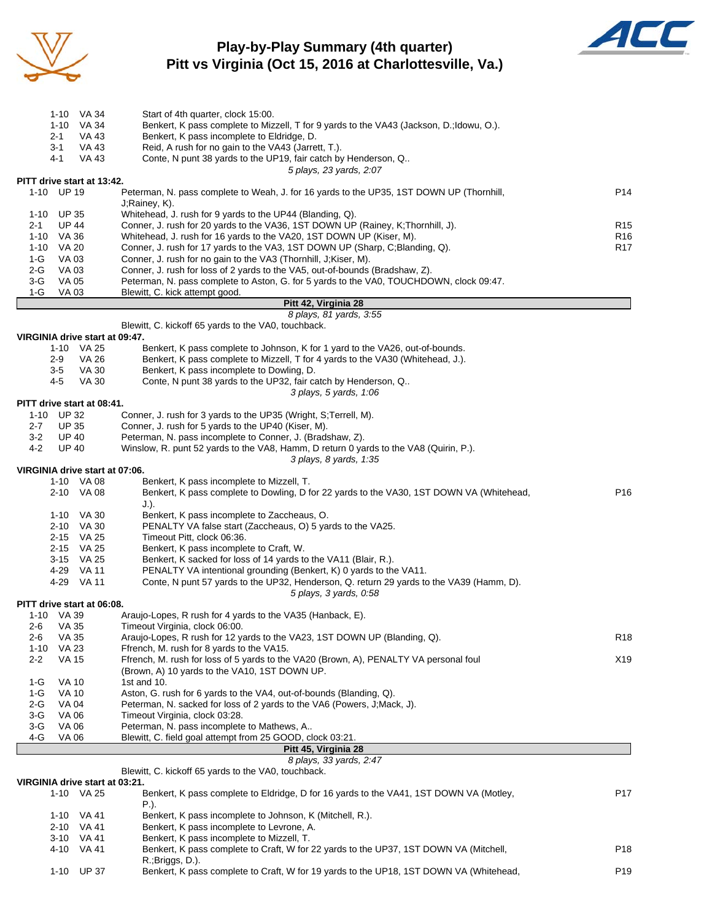# Play-by-Play Summary (4th quarter)
## Pitt vs Virginia (Oct 15, 2016 at Charlottesville, Va.)

| Down | Spot | Play | |
|---|---|---|---|
| 1-10 | VA 34 | Start of 4th quarter, clock 15:00. | |
| 1-10 | VA 34 | Benkert, K pass complete to Mizzell, T for 9 yards to the VA43 (Jackson, D.;Idowu, O.). | |
| 2-1 | VA 43 | Benkert, K pass incomplete to Eldridge, D. | |
| 3-1 | VA 43 | Reid, A rush for no gain to the VA43 (Jarrett, T.). | |
| 4-1 | VA 43 | Conte, N punt 38 yards to the UP19, fair catch by Henderson, Q.. | |
| | | *5 plays, 23 yards, 2:07* | |

**PITT drive start at 13:42.**

| Down | Spot | Play | |
|---|---|---|---|
| 1-10 | UP 19 | Peterman, N. pass complete to Weah, J. for 16 yards to the UP35, 1ST DOWN UP (Thornhill, J;Rainey, K). | P14 |
| 1-10 | UP 35 | Whitehead, J. rush for 9 yards to the UP44 (Blanding, Q). | |
| 2-1 | UP 44 | Conner, J. rush for 20 yards to the VA36, 1ST DOWN UP (Rainey, K;Thornhill, J). | R15 |
| 1-10 | VA 36 | Whitehead, J. rush for 16 yards to the VA20, 1ST DOWN UP (Kiser, M). | R16 |
| 1-10 | VA 20 | Conner, J. rush for 17 yards to the VA3, 1ST DOWN UP (Sharp, C;Blanding, Q). | R17 |
| 1-G | VA 03 | Conner, J. rush for no gain to the VA3 (Thornhill, J;Kiser, M). | |
| 2-G | VA 03 | Conner, J. rush for loss of 2 yards to the VA5, out-of-bounds (Bradshaw, Z). | |
| 3-G | VA 05 | Peterman, N. pass complete to Aston, G. for 5 yards to the VA0, TOUCHDOWN, clock 09:47. | |
| 1-G | VA 03 | Blewitt, C. kick attempt good. | |

**Pitt 42, Virginia 28**

*8 plays, 81 yards, 3:55*

Blewitt, C. kickoff 65 yards to the VA0, touchback.

**VIRGINIA drive start at 09:47.**

| Down | Spot | Play | |
|---|---|---|---|
| 1-10 | VA 25 | Benkert, K pass complete to Johnson, K for 1 yard to the VA26, out-of-bounds. | |
| 2-9 | VA 26 | Benkert, K pass complete to Mizzell, T for 4 yards to the VA30 (Whitehead, J.). | |
| 3-5 | VA 30 | Benkert, K pass incomplete to Dowling, D. | |
| 4-5 | VA 30 | Conte, N punt 38 yards to the UP32, fair catch by Henderson, Q.. | |
| | | *3 plays, 5 yards, 1:06* | |

**PITT drive start at 08:41.**

| Down | Spot | Play | |
|---|---|---|---|
| 1-10 | UP 32 | Conner, J. rush for 3 yards to the UP35 (Wright, S;Terrell, M). | |
| 2-7 | UP 35 | Conner, J. rush for 5 yards to the UP40 (Kiser, M). | |
| 3-2 | UP 40 | Peterman, N. pass incomplete to Conner, J. (Bradshaw, Z). | |
| 4-2 | UP 40 | Winslow, R. punt 52 yards to the VA8, Hamm, D return 0 yards to the VA8 (Quirin, P.). | |
| | | *3 plays, 8 yards, 1:35* | |

**VIRGINIA drive start at 07:06.**

| Down | Spot | Play | |
|---|---|---|---|
| 1-10 | VA 08 | Benkert, K pass incomplete to Mizzell, T. | |
| 2-10 | VA 08 | Benkert, K pass complete to Dowling, D for 22 yards to the VA30, 1ST DOWN VA (Whitehead, J.). | P16 |
| 1-10 | VA 30 | Benkert, K pass incomplete to Zaccheaus, O. | |
| 2-10 | VA 30 | PENALTY VA false start (Zaccheaus, O) 5 yards to the VA25. | |
| 2-15 | VA 25 | Timeout Pitt, clock 06:36. | |
| 2-15 | VA 25 | Benkert, K pass incomplete to Craft, W. | |
| 3-15 | VA 25 | Benkert, K sacked for loss of 14 yards to the VA11 (Blair, R.). | |
| 4-29 | VA 11 | PENALTY VA intentional grounding (Benkert, K) 0 yards to the VA11. | |
| 4-29 | VA 11 | Conte, N punt 57 yards to the UP32, Henderson, Q. return 29 yards to the VA39 (Hamm, D). | |
| | | *5 plays, 3 yards, 0:58* | |

**PITT drive start at 06:08.**

| Down | Spot | Play | |
|---|---|---|---|
| 1-10 | VA 39 | Araujo-Lopes, R rush for 4 yards to the VA35 (Hanback, E). | |
| 2-6 | VA 35 | Timeout Virginia, clock 06:00. | |
| 2-6 | VA 35 | Araujo-Lopes, R rush for 12 yards to the VA23, 1ST DOWN UP (Blanding, Q). | R18 |
| 1-10 | VA 23 | Ffrench, M. rush for 8 yards to the VA15. | |
| 2-2 | VA 15 | Ffrench, M. rush for loss of 5 yards to the VA20 (Brown, A), PENALTY VA personal foul (Brown, A) 10 yards to the VA10, 1ST DOWN UP. | X19 |
| 1-G | VA 10 | 1st and 10. | |
| 1-G | VA 10 | Aston, G. rush for 6 yards to the VA4, out-of-bounds (Blanding, Q). | |
| 2-G | VA 04 | Peterman, N. sacked for loss of 2 yards to the VA6 (Powers, J;Mack, J). | |
| 3-G | VA 06 | Timeout Virginia, clock 03:28. | |
| 3-G | VA 06 | Peterman, N. pass incomplete to Mathews, A.. | |
| 4-G | VA 06 | Blewitt, C. field goal attempt from 25 GOOD, clock 03:21. | |

**Pitt 45, Virginia 28**

*8 plays, 33 yards, 2:47*

Blewitt, C. kickoff 65 yards to the VA0, touchback.

**VIRGINIA drive start at 03:21.**

| Down | Spot | Play | |
|---|---|---|---|
| 1-10 | VA 25 | Benkert, K pass complete to Eldridge, D for 16 yards to the VA41, 1ST DOWN VA (Motley, P.). | P17 |
| 1-10 | VA 41 | Benkert, K pass incomplete to Johnson, K (Mitchell, R.). | |
| 2-10 | VA 41 | Benkert, K pass incomplete to Levrone, A. | |
| 3-10 | VA 41 | Benkert, K pass incomplete to Mizzell, T. | |
| 4-10 | VA 41 | Benkert, K pass complete to Craft, W for 22 yards to the UP37, 1ST DOWN VA (Mitchell, R.;Briggs, D.). | P18 |
| 1-10 | UP 37 | Benkert, K pass complete to Craft, W for 19 yards to the UP18, 1ST DOWN VA (Whitehead, | P19 |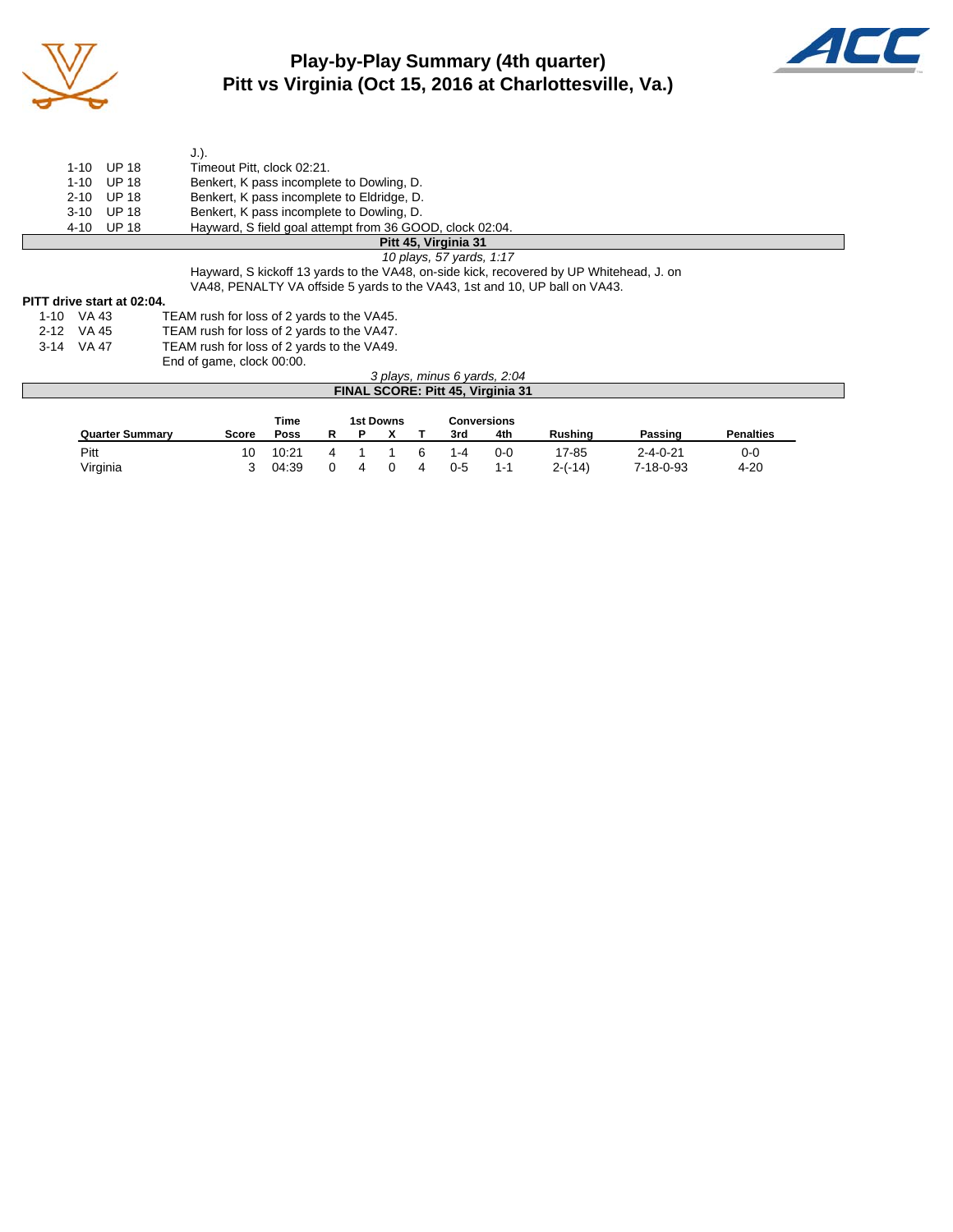# Play-by-Play Summary (4th quarter)
# Pitt vs Virginia (Oct 15, 2016 at Charlottesville, Va.)

J.).

| | | |
|---|---|---|
| 1-10 | UP 18 | Timeout Pitt, clock 02:21. |
| 1-10 | UP 18 | Benkert, K pass incomplete to Dowling, D. |
| 2-10 | UP 18 | Benkert, K pass incomplete to Eldridge, D. |
| 3-10 | UP 18 | Benkert, K pass incomplete to Dowling, D. |
| 4-10 | UP 18 | Hayward, S field goal attempt from 36 GOOD, clock 02:04. |

**Pitt 45, Virginia 31**

*10 plays, 57 yards, 1:17*

Hayward, S kickoff 13 yards to the VA48, on-side kick, recovered by UP Whitehead, J. on VA48, PENALTY VA offside 5 yards to the VA43, 1st and 10, UP ball on VA43.

**PITT drive start at 02:04.**

| | | |
|---|---|---|
| 1-10 | VA 43 | TEAM rush for loss of 2 yards to the VA45. |
| 2-12 | VA 45 | TEAM rush for loss of 2 yards to the VA47. |
| 3-14 | VA 47 | TEAM rush for loss of 2 yards to the VA49. |
| | | End of game, clock 00:00. |

*3 plays, minus 6 yards, 2:04*

**FINAL SCORE: Pitt 45, Virginia 31**

| Quarter Summary | Score | Time Poss | 1st Downs R | P | X | T | Conversions 3rd | 4th | Rushing | Passing | Penalties |
|---|---|---|---|---|---|---|---|---|---|---|---|
| Pitt | 10 | 10:21 | 4 | 1 | 1 | 6 | 1-4 | 0-0 | 17-85 | 2-4-0-21 | 0-0 |
| Virginia | 3 | 04:39 | 0 | 4 | 0 | 4 | 0-5 | 1-1 | 2-(-14) | 7-18-0-93 | 4-20 |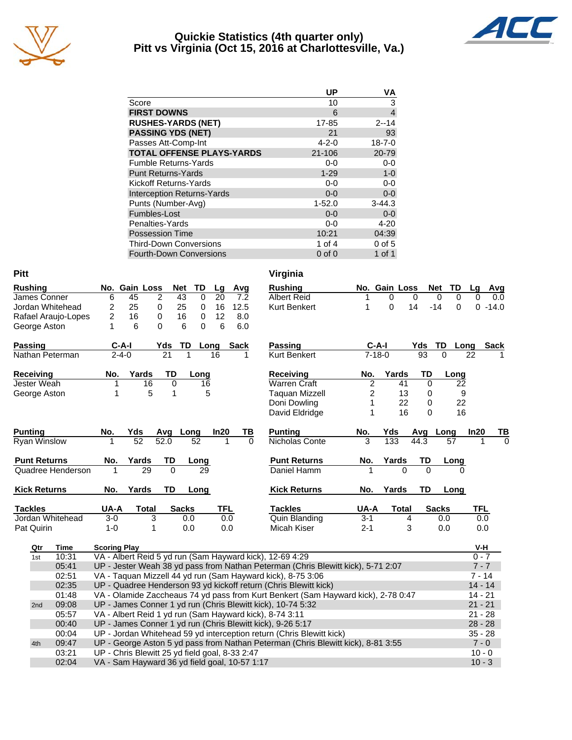# Quickie Statistics (4th quarter only)
## Pitt vs Virginia (Oct 15, 2016 at Charlottesville, Va.)

| | UP | VA |
|---|---|---|
| Score | 10 | 3 |
| **FIRST DOWNS** | 6 | 4 |
| **RUSHES-YARDS (NET)** | 17-85 | 2--14 |
| **PASSING YDS (NET)** | 21 | 93 |
| Passes Att-Comp-Int | 4-2-0 | 18-7-0 |
| **TOTAL OFFENSE PLAYS-YARDS** | 21-106 | 20-79 |
| Fumble Returns-Yards | 0-0 | 0-0 |
| Punt Returns-Yards | 1-29 | 1-0 |
| Kickoff Returns-Yards | 0-0 | 0-0 |
| Interception Returns-Yards | 0-0 | 0-0 |
| Punts (Number-Avg) | 1-52.0 | 3-44.3 |
| Fumbles-Lost | 0-0 | 0-0 |
| Penalties-Yards | 0-0 | 4-20 |
| Possession Time | 10:21 | 04:39 |
| Third-Down Conversions | 1 of 4 | 0 of 5 |
| Fourth-Down Conversions | 0 of 0 | 1 of 1 |

## Pitt

| Rushing | No. | Gain | Loss | Net | TD | Lg | Avg |
|---|---|---|---|---|---|---|---|
| James Conner | 6 | 45 | 2 | 43 | 0 | 20 | 7.2 |
| Jordan Whitehead | 2 | 25 | 0 | 25 | 0 | 16 | 12.5 |
| Rafael Araujo-Lopes | 2 | 16 | 0 | 16 | 0 | 12 | 8.0 |
| George Aston | 1 | 6 | 0 | 6 | 0 | 6 | 6.0 |

| Passing | C-A-I | Yds | TD | Long | Sack |
|---|---|---|---|---|---|
| Nathan Peterman | 2-4-0 | 21 | 1 | 16 | 1 |

| Receiving | No. | Yards | TD | Long |
|---|---|---|---|---|
| Jester Weah | 1 | 16 | 0 | 16 |
| George Aston | 1 | 5 | 1 | 5 |

| Punting | No. | Yds | Avg | Long | In20 | TB |
|---|---|---|---|---|---|---|
| Ryan Winslow | 1 | 52 | 52.0 | 52 | 1 | 0 |

| Punt Returns | No. | Yards | TD | Long |
|---|---|---|---|---|
| Quadree Henderson | 1 | 29 | 0 | 29 |

| Kick Returns | No. | Yards | TD | Long |
|---|---|---|---|---|

| Tackles | UA-A | Total | Sacks | TFL |
|---|---|---|---|---|
| Jordan Whitehead | 3-0 | 3 | 0.0 | 0.0 |
| Pat Quirin | 1-0 | 1 | 0.0 | 0.0 |

## Virginia

| Rushing | No. | Gain | Loss | Net | TD | Lg | Avg |
|---|---|---|---|---|---|---|---|
| Albert Reid | 1 | 0 | 0 | 0 | 0 | 0 | 0.0 |
| Kurt Benkert | 1 | 0 | 14 | -14 | 0 | 0 | -14.0 |

| Passing | C-A-I | Yds | TD | Long | Sack |
|---|---|---|---|---|---|
| Kurt Benkert | 7-18-0 | 93 | 0 | 22 | 1 |

| Receiving | No. | Yards | TD | Long |
|---|---|---|---|---|
| Warren Craft | 2 | 41 | 0 | 22 |
| Taquan Mizzell | 2 | 13 | 0 | 9 |
| Doni Dowling | 1 | 22 | 0 | 22 |
| David Eldridge | 1 | 16 | 0 | 16 |

| Punting | No. | Yds | Avg | Long | In20 | TB |
|---|---|---|---|---|---|---|
| Nicholas Conte | 3 | 133 | 44.3 | 57 | 1 | 0 |

| Punt Returns | No. | Yards | TD | Long |
|---|---|---|---|---|
| Daniel Hamm | 1 | 0 | 0 | 0 |

| Kick Returns | No. | Yards | TD | Long |
|---|---|---|---|---|

| Tackles | UA-A | Total | Sacks | TFL |
|---|---|---|---|---|
| Quin Blanding | 3-1 | 4 | 0.0 | 0.0 |
| Micah Kiser | 2-1 | 3 | 0.0 | 0.0 |

## Scoring Plays

| Qtr | Time | Scoring Play | V-H |
|---|---|---|---|
| 1st | 10:31 | VA - Albert Reid 5 yd run (Sam Hayward kick), 12-69 4:29 | 0 - 7 |
| | 05:41 | UP - Jester Weah 38 yd pass from Nathan Peterman (Chris Blewitt kick), 5-71 2:07 | 7 - 7 |
| | 02:51 | VA - Taquan Mizzell 44 yd run (Sam Hayward kick), 8-75 3:06 | 7 - 14 |
| | 02:35 | UP - Quadree Henderson 93 yd kickoff return (Chris Blewitt kick) | 14 - 14 |
| | 01:48 | VA - Olamide Zaccheaus 74 yd pass from Kurt Benkert (Sam Hayward kick), 2-78 0:47 | 14 - 21 |
| 2nd | 09:08 | UP - James Conner 1 yd run (Chris Blewitt kick), 10-74 5:32 | 21 - 21 |
| | 05:57 | VA - Albert Reid 1 yd run (Sam Hayward kick), 8-74 3:11 | 21 - 28 |
| | 00:40 | UP - James Conner 1 yd run (Chris Blewitt kick), 9-26 5:17 | 28 - 28 |
| | 00:04 | UP - Jordan Whitehead 59 yd interception return (Chris Blewitt kick) | 35 - 28 |
| 4th | 09:47 | UP - George Aston 5 yd pass from Nathan Peterman (Chris Blewitt kick), 8-81 3:55 | 7 - 0 |
| | 03:21 | UP - Chris Blewitt 25 yd field goal, 8-33 2:47 | 10 - 0 |
| | 02:04 | VA - Sam Hayward 36 yd field goal, 10-57 1:17 | 10 - 3 |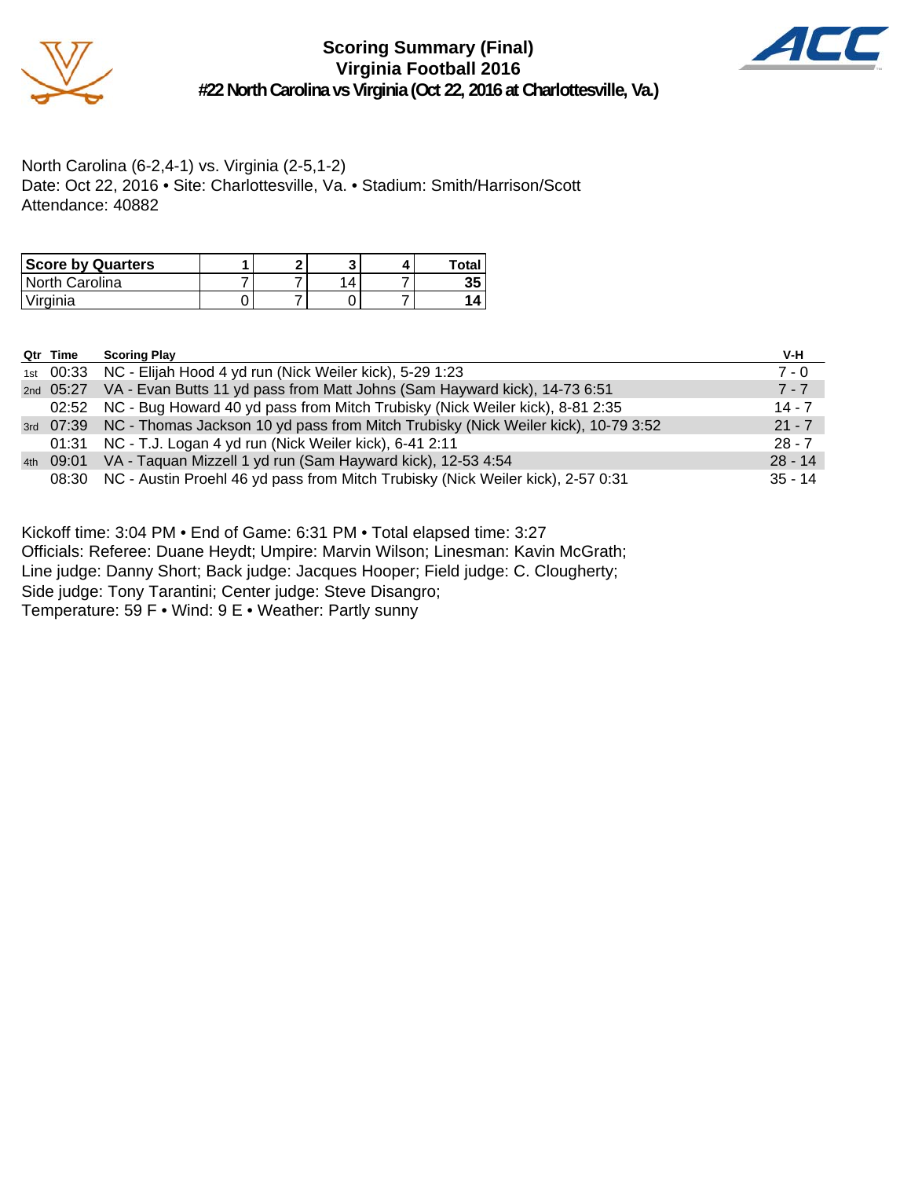# Scoring Summary (Final)
## Virginia Football 2016
### #22 North Carolina vs Virginia (Oct 22, 2016 at Charlottesville, Va.)

North Carolina (6-2,4-1) vs. Virginia (2-5,1-2)
Date: Oct 22, 2016 • Site: Charlottesville, Va. • Stadium: Smith/Harrison/Scott
Attendance: 40882

| Score by Quarters | 1 | 2 | 3 | 4 | Total |
|---|---|---|---|---|---|
| North Carolina | 7 | 7 | 14 | 7 | **35** |
| Virginia | 0 | 7 | 0 | 7 | **14** |

| Qtr | Time | Scoring Play | V-H |
|---|---|---|---|
| 1st | 00:33 | NC - Elijah Hood 4 yd run (Nick Weiler kick), 5-29 1:23 | 7 - 0 |
| 2nd | 05:27 | VA - Evan Butts 11 yd pass from Matt Johns (Sam Hayward kick), 14-73 6:51 | 7 - 7 |
| | 02:52 | NC - Bug Howard 40 yd pass from Mitch Trubisky (Nick Weiler kick), 8-81 2:35 | 14 - 7 |
| 3rd | 07:39 | NC - Thomas Jackson 10 yd pass from Mitch Trubisky (Nick Weiler kick), 10-79 3:52 | 21 - 7 |
| | 01:31 | NC - T.J. Logan 4 yd run (Nick Weiler kick), 6-41 2:11 | 28 - 7 |
| 4th | 09:01 | VA - Taquan Mizzell 1 yd run (Sam Hayward kick), 12-53 4:54 | 28 - 14 |
| | 08:30 | NC - Austin Proehl 46 yd pass from Mitch Trubisky (Nick Weiler kick), 2-57 0:31 | 35 - 14 |

Kickoff time: 3:04 PM • End of Game: 6:31 PM • Total elapsed time: 3:27
Officials: Referee: Duane Heydt; Umpire: Marvin Wilson; Linesman: Kavin McGrath;
Line judge: Danny Short; Back judge: Jacques Hooper; Field judge: C. Clougherty;
Side judge: Tony Tarantini; Center judge: Steve Disangro;
Temperature: 59 F • Wind: 9 E • Weather: Partly sunny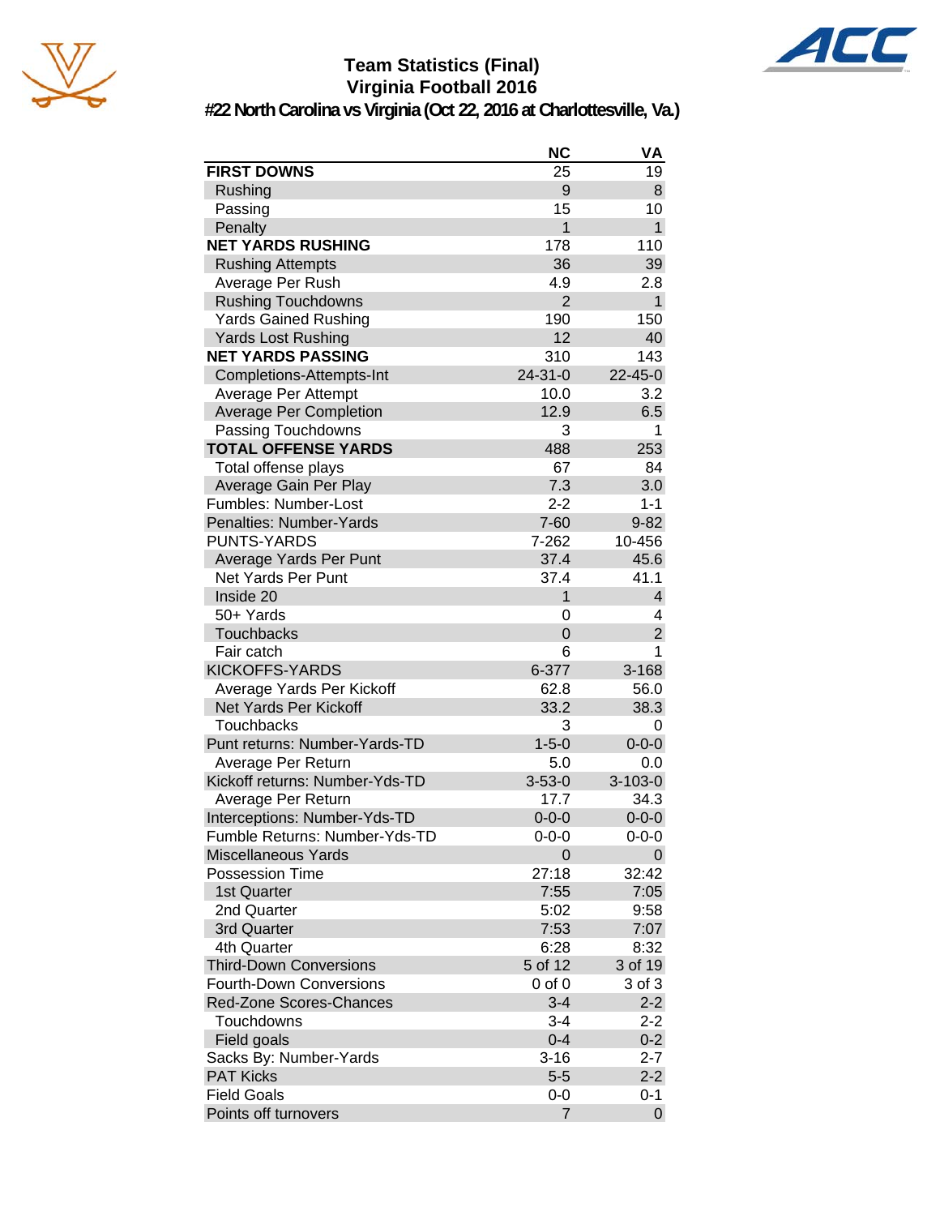# Team Statistics (Final)
## Virginia Football 2016
### #22 North Carolina vs Virginia (Oct 22, 2016 at Charlottesville, Va.)

| | NC | VA |
|---|---|---|
| **FIRST DOWNS** | 25 | 19 |
| Rushing | 9 | 8 |
| Passing | 15 | 10 |
| Penalty | 1 | 1 |
| **NET YARDS RUSHING** | 178 | 110 |
| Rushing Attempts | 36 | 39 |
| Average Per Rush | 4.9 | 2.8 |
| Rushing Touchdowns | 2 | 1 |
| Yards Gained Rushing | 190 | 150 |
| Yards Lost Rushing | 12 | 40 |
| **NET YARDS PASSING** | 310 | 143 |
| Completions-Attempts-Int | 24-31-0 | 22-45-0 |
| Average Per Attempt | 10.0 | 3.2 |
| Average Per Completion | 12.9 | 6.5 |
| Passing Touchdowns | 3 | 1 |
| **TOTAL OFFENSE YARDS** | 488 | 253 |
| Total offense plays | 67 | 84 |
| Average Gain Per Play | 7.3 | 3.0 |
| Fumbles: Number-Lost | 2-2 | 1-1 |
| Penalties: Number-Yards | 7-60 | 9-82 |
| PUNTS-YARDS | 7-262 | 10-456 |
| Average Yards Per Punt | 37.4 | 45.6 |
| Net Yards Per Punt | 37.4 | 41.1 |
| Inside 20 | 1 | 4 |
| 50+ Yards | 0 | 4 |
| Touchbacks | 0 | 2 |
| Fair catch | 6 | 1 |
| KICKOFFS-YARDS | 6-377 | 3-168 |
| Average Yards Per Kickoff | 62.8 | 56.0 |
| Net Yards Per Kickoff | 33.2 | 38.3 |
| Touchbacks | 3 | 0 |
| Punt returns: Number-Yards-TD | 1-5-0 | 0-0-0 |
| Average Per Return | 5.0 | 0.0 |
| Kickoff returns: Number-Yds-TD | 3-53-0 | 3-103-0 |
| Average Per Return | 17.7 | 34.3 |
| Interceptions: Number-Yds-TD | 0-0-0 | 0-0-0 |
| Fumble Returns: Number-Yds-TD | 0-0-0 | 0-0-0 |
| Miscellaneous Yards | 0 | 0 |
| Possession Time | 27:18 | 32:42 |
| 1st Quarter | 7:55 | 7:05 |
| 2nd Quarter | 5:02 | 9:58 |
| 3rd Quarter | 7:53 | 7:07 |
| 4th Quarter | 6:28 | 8:32 |
| Third-Down Conversions | 5 of 12 | 3 of 19 |
| Fourth-Down Conversions | 0 of 0 | 3 of 3 |
| Red-Zone Scores-Chances | 3-4 | 2-2 |
| Touchdowns | 3-4 | 2-2 |
| Field goals | 0-4 | 0-2 |
| Sacks By: Number-Yards | 3-16 | 2-7 |
| PAT Kicks | 5-5 | 2-2 |
| Field Goals | 0-0 | 0-1 |
| Points off turnovers | 7 | 0 |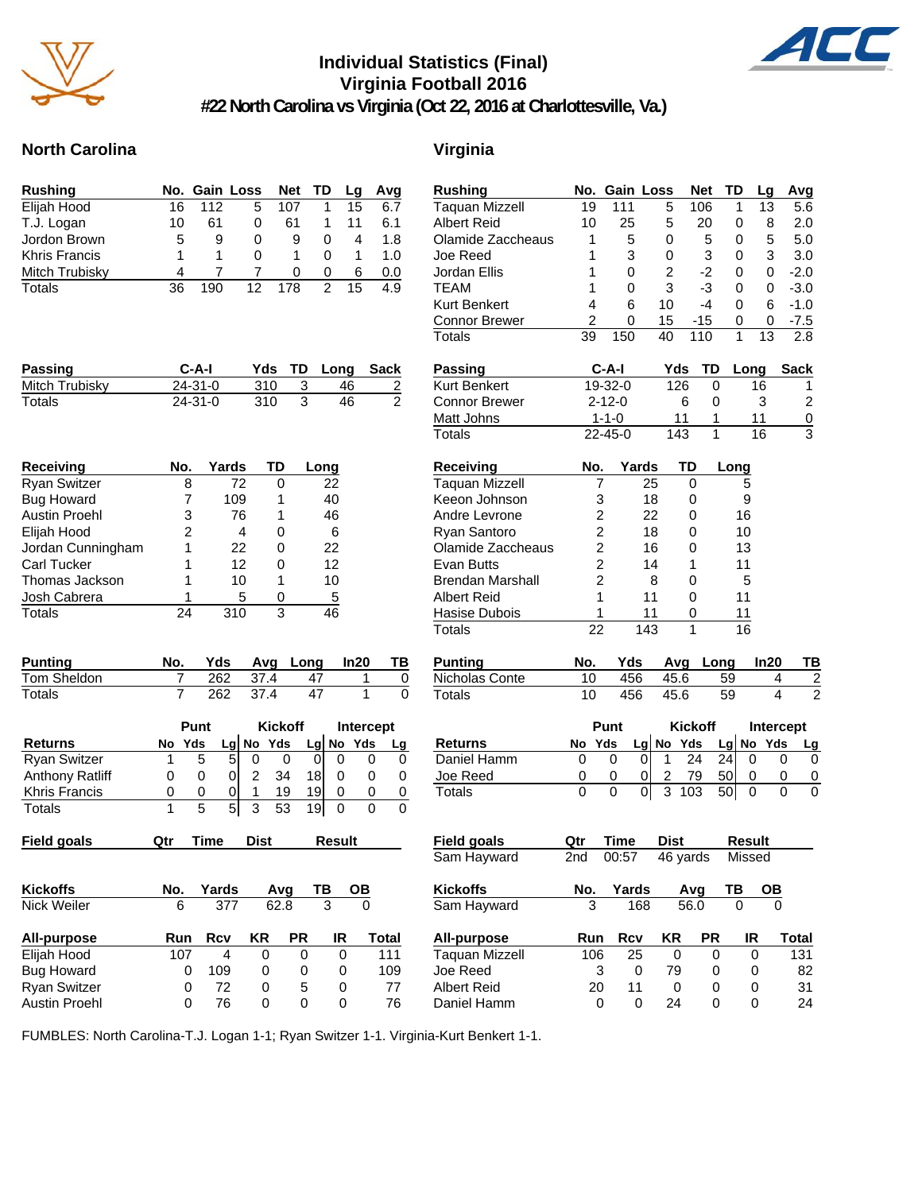# Individual Statistics (Final)
## Virginia Football 2016
### #22 North Carolina vs Virginia (Oct 22, 2016 at Charlottesville, Va.)

## North Carolina

| Rushing | No. | Gain | Loss | Net | TD | Lg | Avg |
|---|---|---|---|---|---|---|---|
| Elijah Hood | 16 | 112 | 5 | 107 | 1 | 15 | 6.7 |
| T.J. Logan | 10 | 61 | 0 | 61 | 1 | 11 | 6.1 |
| Jordon Brown | 5 | 9 | 0 | 9 | 0 | 4 | 1.8 |
| Khris Francis | 1 | 1 | 0 | 1 | 0 | 1 | 1.0 |
| Mitch Trubisky | 4 | 7 | 7 | 0 | 0 | 6 | 0.0 |
| Totals | 36 | 190 | 12 | 178 | 2 | 15 | 4.9 |

| Passing | C-A-I | Yds | TD | Long | Sack |
|---|---|---|---|---|---|
| Mitch Trubisky | 24-31-0 | 310 | 3 | 46 | 2 |
| Totals | 24-31-0 | 310 | 3 | 46 | 2 |

| Receiving | No. | Yards | TD | Long |
|---|---|---|---|---|
| Ryan Switzer | 8 | 72 | 0 | 22 |
| Bug Howard | 7 | 109 | 1 | 40 |
| Austin Proehl | 3 | 76 | 1 | 46 |
| Elijah Hood | 2 | 4 | 0 | 6 |
| Jordan Cunningham | 1 | 22 | 0 | 22 |
| Carl Tucker | 1 | 12 | 0 | 12 |
| Thomas Jackson | 1 | 10 | 1 | 10 |
| Josh Cabrera | 1 | 5 | 0 | 5 |
| Totals | 24 | 310 | 3 | 46 |

| Punting | No. | Yds | Avg | Long | In20 | TB |
|---|---|---|---|---|---|---|
| Tom Sheldon | 7 | 262 | 37.4 | 47 | 1 | 0 |
| Totals | 7 | 262 | 37.4 | 47 | 1 | 0 |

| | Punt | | | Kickoff | | | Intercept | | |
|---|---|---|---|---|---|---|---|---|---|
| Returns | No | Yds | Lg | No | Yds | Lg | No | Yds | Lg |
| Ryan Switzer | 1 | 5 | 5 | 0 | 0 | 0 | 0 | 0 | 0 |
| Anthony Ratliff | 0 | 0 | 0 | 2 | 34 | 18 | 0 | 0 | 0 |
| Khris Francis | 0 | 0 | 0 | 1 | 19 | 19 | 0 | 0 | 0 |
| Totals | 1 | 5 | 5 | 3 | 53 | 19 | 0 | 0 | 0 |

| Field goals | Qtr | Time | Dist | Result |
|---|---|---|---|---|

| Kickoffs | No. | Yards | Avg | TB | OB |
|---|---|---|---|---|---|
| Nick Weiler | 6 | 377 | 62.8 | 3 | 0 |

| All-purpose | Run | Rcv | KR | PR | IR | Total |
|---|---|---|---|---|---|---|
| Elijah Hood | 107 | 4 | 0 | 0 | 0 | 111 |
| Bug Howard | 0 | 109 | 0 | 0 | 0 | 109 |
| Ryan Switzer | 0 | 72 | 0 | 5 | 0 | 77 |
| Austin Proehl | 0 | 76 | 0 | 0 | 0 | 76 |

## Virginia

| Rushing | No. | Gain | Loss | Net | TD | Lg | Avg |
|---|---|---|---|---|---|---|---|
| Taquan Mizzell | 19 | 111 | 5 | 106 | 1 | 13 | 5.6 |
| Albert Reid | 10 | 25 | 5 | 20 | 0 | 8 | 2.0 |
| Olamide Zaccheaus | 1 | 5 | 0 | 5 | 0 | 5 | 5.0 |
| Joe Reed | 1 | 3 | 0 | 3 | 0 | 3 | 3.0 |
| Jordan Ellis | 1 | 0 | 2 | -2 | 0 | 0 | -2.0 |
| TEAM | 1 | 0 | 3 | -3 | 0 | 0 | -3.0 |
| Kurt Benkert | 4 | 6 | 10 | -4 | 0 | 6 | -1.0 |
| Connor Brewer | 2 | 0 | 15 | -15 | 0 | 0 | -7.5 |
| Totals | 39 | 150 | 40 | 110 | 1 | 13 | 2.8 |

| Passing | C-A-I | Yds | TD | Long | Sack |
|---|---|---|---|---|---|
| Kurt Benkert | 19-32-0 | 126 | 0 | 16 | 1 |
| Connor Brewer | 2-12-0 | 6 | 0 | 3 | 2 |
| Matt Johns | 1-1-0 | 11 | 1 | 11 | 0 |
| Totals | 22-45-0 | 143 | 1 | 16 | 3 |

| Receiving | No. | Yards | TD | Long |
|---|---|---|---|---|
| Taquan Mizzell | 7 | 25 | 0 | 5 |
| Keeon Johnson | 3 | 18 | 0 | 9 |
| Andre Levrone | 2 | 22 | 0 | 16 |
| Ryan Santoro | 2 | 18 | 0 | 10 |
| Olamide Zaccheaus | 2 | 16 | 0 | 13 |
| Evan Butts | 2 | 14 | 1 | 11 |
| Brendan Marshall | 2 | 8 | 0 | 5 |
| Albert Reid | 1 | 11 | 0 | 11 |
| Hasise Dubois | 1 | 11 | 0 | 11 |
| Totals | 22 | 143 | 1 | 16 |

| Punting | No. | Yds | Avg | Long | In20 | TB |
|---|---|---|---|---|---|---|
| Nicholas Conte | 10 | 456 | 45.6 | 59 | 4 | 2 |
| Totals | 10 | 456 | 45.6 | 59 | 4 | 2 |

| | Punt | | | Kickoff | | | Intercept | | |
|---|---|---|---|---|---|---|---|---|---|
| Returns | No | Yds | Lg | No | Yds | Lg | No | Yds | Lg |
| Daniel Hamm | 0 | 0 | 0 | 1 | 24 | 24 | 0 | 0 | 0 |
| Joe Reed | 0 | 0 | 0 | 2 | 79 | 50 | 0 | 0 | 0 |
| Totals | 0 | 0 | 0 | 3 | 103 | 50 | 0 | 0 | 0 |

| Field goals | Qtr | Time | Dist | Result |
|---|---|---|---|---|
| Sam Hayward | 2nd | 00:57 | 46 yards | Missed |

| Kickoffs | No. | Yards | Avg | TB | OB |
|---|---|---|---|---|---|
| Sam Hayward | 3 | 168 | 56.0 | 0 | 0 |

| All-purpose | Run | Rcv | KR | PR | IR | Total |
|---|---|---|---|---|---|---|
| Taquan Mizzell | 106 | 25 | 0 | 0 | 0 | 131 |
| Joe Reed | 3 | 0 | 79 | 0 | 0 | 82 |
| Albert Reid | 20 | 11 | 0 | 0 | 0 | 31 |
| Daniel Hamm | 0 | 0 | 24 | 0 | 0 | 24 |

FUMBLES: North Carolina-T.J. Logan 1-1; Ryan Switzer 1-1. Virginia-Kurt Benkert 1-1.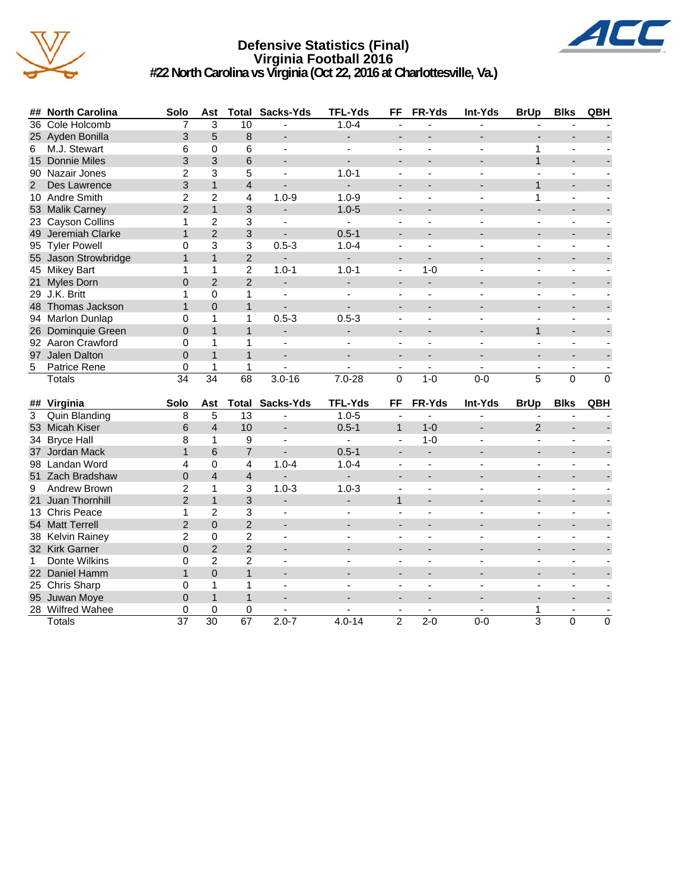# Defensive Statistics (Final)
## Virginia Football 2016
### #22 North Carolina vs Virginia (Oct 22, 2016 at Charlottesville, Va.)

| ## | North Carolina | Solo | Ast | Total | Sacks-Yds | TFL-Yds | FF | FR-Yds | Int-Yds | BrUp | Blks | QBH |
|---|---|---|---|---|---|---|---|---|---|---|---|---|
| 36 | Cole Holcomb | 7 | 3 | 10 | - | 1.0-4 | - | - | - | - | - | - |
| 25 | Ayden Bonilla | 3 | 5 | 8 | - | - | - | - | - | - | - | - |
| 6 | M.J. Stewart | 6 | 0 | 6 | - | - | - | - | - | 1 | - | - |
| 15 | Donnie Miles | 3 | 3 | 6 | - | - | - | - | - | 1 | - | - |
| 90 | Nazair Jones | 2 | 3 | 5 | - | 1.0-1 | - | - | - | - | - | - |
| 2 | Des Lawrence | 3 | 1 | 4 | - | - | - | - | - | 1 | - | - |
| 10 | Andre Smith | 2 | 2 | 4 | 1.0-9 | 1.0-9 | - | - | - | 1 | - | - |
| 53 | Malik Carney | 2 | 1 | 3 | - | 1.0-5 | - | - | - | - | - | - |
| 23 | Cayson Collins | 1 | 2 | 3 | - | - | - | - | - | - | - | - |
| 49 | Jeremiah Clarke | 1 | 2 | 3 | - | 0.5-1 | - | - | - | - | - | - |
| 95 | Tyler Powell | 0 | 3 | 3 | 0.5-3 | 1.0-4 | - | - | - | - | - | - |
| 55 | Jason Strowbridge | 1 | 1 | 2 | - | - | - | - | - | - | - | - |
| 45 | Mikey Bart | 1 | 1 | 2 | 1.0-1 | 1.0-1 | - | 1-0 | - | - | - | - |
| 21 | Myles Dorn | 0 | 2 | 2 | - | - | - | - | - | - | - | - |
| 29 | J.K. Britt | 1 | 0 | 1 | - | - | - | - | - | - | - | - |
| 48 | Thomas Jackson | 1 | 0 | 1 | - | - | - | - | - | - | - | - |
| 94 | Marlon Dunlap | 0 | 1 | 1 | 0.5-3 | 0.5-3 | - | - | - | - | - | - |
| 26 | Dominquie Green | 0 | 1 | 1 | - | - | - | - | - | 1 | - | - |
| 92 | Aaron Crawford | 0 | 1 | 1 | - | - | - | - | - | - | - | - |
| 97 | Jalen Dalton | 0 | 1 | 1 | - | - | - | - | - | - | - | - |
| 5 | Patrice Rene | 0 | 1 | 1 | - | - | - | - | - | - | - | - |
| | Totals | 34 | 34 | 68 | 3.0-16 | 7.0-28 | 0 | 1-0 | 0-0 | 5 | 0 | 0 |

| ## | Virginia | Solo | Ast | Total | Sacks-Yds | TFL-Yds | FF | FR-Yds | Int-Yds | BrUp | Blks | QBH |
|---|---|---|---|---|---|---|---|---|---|---|---|---|
| 3 | Quin Blanding | 8 | 5 | 13 | - | 1.0-5 | - | - | - | - | - | - |
| 53 | Micah Kiser | 6 | 4 | 10 | - | 0.5-1 | 1 | 1-0 | - | 2 | - | - |
| 34 | Bryce Hall | 8 | 1 | 9 | - | - | - | 1-0 | - | - | - | - |
| 37 | Jordan Mack | 1 | 6 | 7 | - | 0.5-1 | - | - | - | - | - | - |
| 98 | Landan Word | 4 | 0 | 4 | 1.0-4 | 1.0-4 | - | - | - | - | - | - |
| 51 | Zach Bradshaw | 0 | 4 | 4 | - | - | - | - | - | - | - | - |
| 9 | Andrew Brown | 2 | 1 | 3 | 1.0-3 | 1.0-3 | - | - | - | - | - | - |
| 21 | Juan Thornhill | 2 | 1 | 3 | - | - | 1 | - | - | - | - | - |
| 13 | Chris Peace | 1 | 2 | 3 | - | - | - | - | - | - | - | - |
| 54 | Matt Terrell | 2 | 0 | 2 | - | - | - | - | - | - | - | - |
| 38 | Kelvin Rainey | 2 | 0 | 2 | - | - | - | - | - | - | - | - |
| 32 | Kirk Garner | 0 | 2 | 2 | - | - | - | - | - | - | - | - |
| 1 | Donte Wilkins | 0 | 2 | 2 | - | - | - | - | - | - | - | - |
| 22 | Daniel Hamm | 1 | 0 | 1 | - | - | - | - | - | - | - | - |
| 25 | Chris Sharp | 0 | 1 | 1 | - | - | - | - | - | - | - | - |
| 95 | Juwan Moye | 0 | 1 | 1 | - | - | - | - | - | - | - | - |
| 28 | Wilfred Wahee | 0 | 0 | 0 | - | - | - | - | - | 1 | - | - |
| | Totals | 37 | 30 | 67 | 2.0-7 | 4.0-14 | 2 | 2-0 | 0-0 | 3 | 0 | 0 |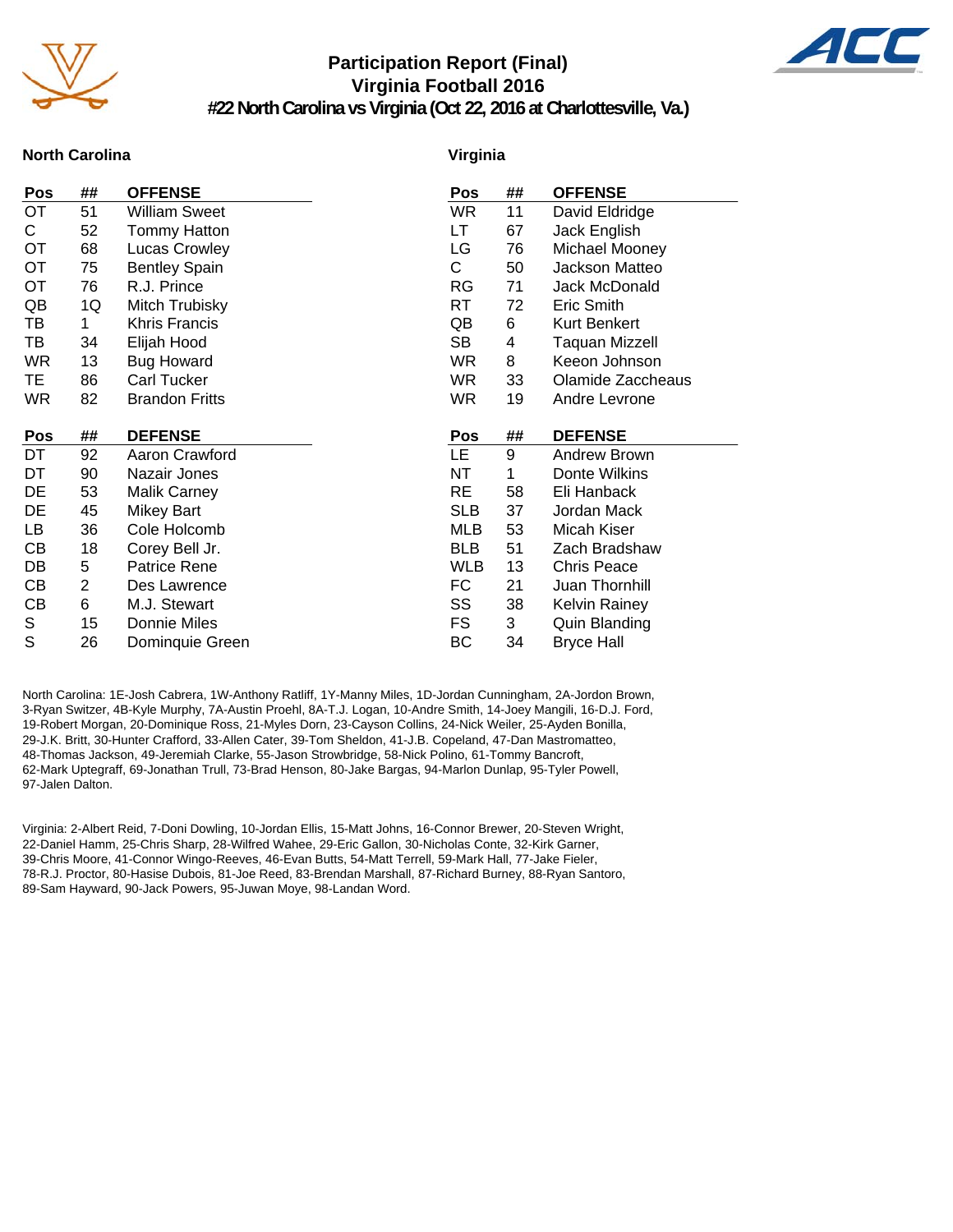# Participation Report (Final)
## Virginia Football 2016
### #22 North Carolina vs Virginia (Oct 22, 2016 at Charlottesville, Va.)

**North Carolina**

| Pos | ## | OFFENSE |
|---|---|---|
| OT | 51 | William Sweet |
| C | 52 | Tommy Hatton |
| OT | 68 | Lucas Crowley |
| OT | 75 | Bentley Spain |
| OT | 76 | R.J. Prince |
| QB | 1Q | Mitch Trubisky |
| TB | 1 | Khris Francis |
| TB | 34 | Elijah Hood |
| WR | 13 | Bug Howard |
| TE | 86 | Carl Tucker |
| WR | 82 | Brandon Fritts |

| Pos | ## | DEFENSE |
|---|---|---|
| DT | 92 | Aaron Crawford |
| DT | 90 | Nazair Jones |
| DE | 53 | Malik Carney |
| DE | 45 | Mikey Bart |
| LB | 36 | Cole Holcomb |
| CB | 18 | Corey Bell Jr. |
| DB | 5 | Patrice Rene |
| CB | 2 | Des Lawrence |
| CB | 6 | M.J. Stewart |
| S | 15 | Donnie Miles |
| S | 26 | Dominquie Green |

**Virginia**

| Pos | ## | OFFENSE |
|---|---|---|
| WR | 11 | David Eldridge |
| LT | 67 | Jack English |
| LG | 76 | Michael Mooney |
| C | 50 | Jackson Matteo |
| RG | 71 | Jack McDonald |
| RT | 72 | Eric Smith |
| QB | 6 | Kurt Benkert |
| SB | 4 | Taquan Mizzell |
| WR | 8 | Keeon Johnson |
| WR | 33 | Olamide Zaccheaus |
| WR | 19 | Andre Levrone |

| Pos | ## | DEFENSE |
|---|---|---|
| LE | 9 | Andrew Brown |
| NT | 1 | Donte Wilkins |
| RE | 58 | Eli Hanback |
| SLB | 37 | Jordan Mack |
| MLB | 53 | Micah Kiser |
| BLB | 51 | Zach Bradshaw |
| WLB | 13 | Chris Peace |
| FC | 21 | Juan Thornhill |
| SS | 38 | Kelvin Rainey |
| FS | 3 | Quin Blanding |
| BC | 34 | Bryce Hall |

North Carolina: 1E-Josh Cabrera, 1W-Anthony Ratliff, 1Y-Manny Miles, 1D-Jordan Cunningham, 2A-Jordon Brown, 3-Ryan Switzer, 4B-Kyle Murphy, 7A-Austin Proehl, 8A-T.J. Logan, 10-Andre Smith, 14-Joey Mangili, 16-D.J. Ford, 19-Robert Morgan, 20-Dominique Ross, 21-Myles Dorn, 23-Cayson Collins, 24-Nick Weiler, 25-Ayden Bonilla, 29-J.K. Britt, 30-Hunter Crafford, 33-Allen Cater, 39-Tom Sheldon, 41-J.B. Copeland, 47-Dan Mastromatteo, 48-Thomas Jackson, 49-Jeremiah Clarke, 55-Jason Strowbridge, 58-Nick Polino, 61-Tommy Bancroft, 62-Mark Uptegraff, 69-Jonathan Trull, 73-Brad Henson, 80-Jake Bargas, 94-Marlon Dunlap, 95-Tyler Powell, 97-Jalen Dalton.

Virginia: 2-Albert Reid, 7-Doni Dowling, 10-Jordan Ellis, 15-Matt Johns, 16-Connor Brewer, 20-Steven Wright, 22-Daniel Hamm, 25-Chris Sharp, 28-Wilfred Wahee, 29-Eric Gallon, 30-Nicholas Conte, 32-Kirk Garner, 39-Chris Moore, 41-Connor Wingo-Reeves, 46-Evan Butts, 54-Matt Terrell, 59-Mark Hall, 77-Jake Fieler, 78-R.J. Proctor, 80-Hasise Dubois, 81-Joe Reed, 83-Brendan Marshall, 87-Richard Burney, 88-Ryan Santoro, 89-Sam Hayward, 90-Jack Powers, 95-Juwan Moye, 98-Landan Word.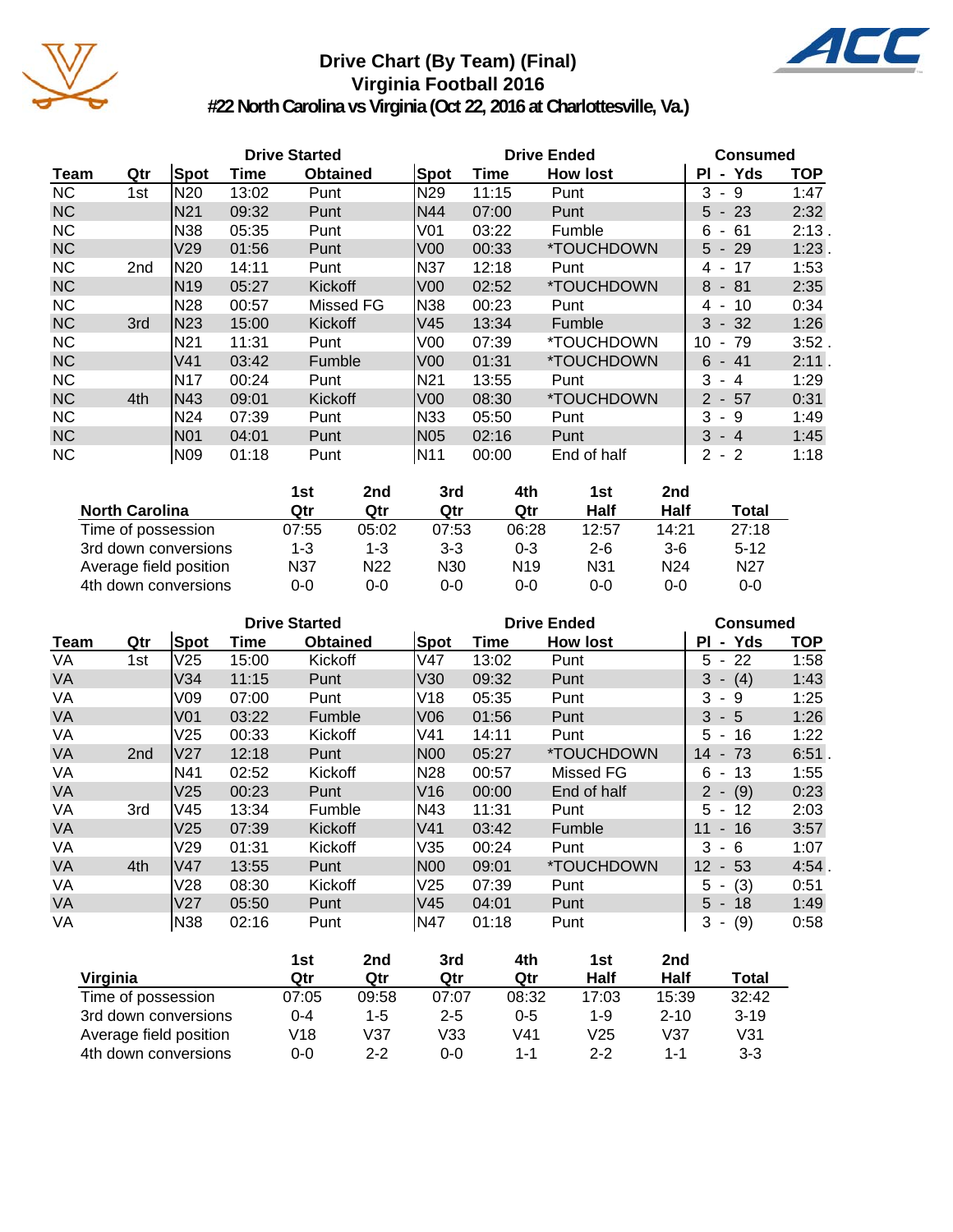# Drive Chart (By Team) (Final)
## Virginia Football 2016
### #22 North Carolina vs Virginia (Oct 22, 2016 at Charlottesville, Va.)

| | | Drive Started | | | Drive Ended | | | Consumed | |
|---|---|---|---|---|---|---|---|---|---|
| **Team** | **Qtr** | **Spot** | **Time** | **Obtained** | **Spot** | **Time** | **How lost** | **Pl - Yds** | **TOP** |
| NC | 1st | N20 | 13:02 | Punt | N29 | 11:15 | Punt | 3 - 9 | 1:47 |
| NC | | N21 | 09:32 | Punt | N44 | 07:00 | Punt | 5 - 23 | 2:32 |
| NC | | N38 | 05:35 | Punt | V01 | 03:22 | Fumble | 6 - 61 | 2:13 . |
| NC | | V29 | 01:56 | Punt | V00 | 00:33 | *TOUCHDOWN | 5 - 29 | 1:23 . |
| NC | 2nd | N20 | 14:11 | Punt | N37 | 12:18 | Punt | 4 - 17 | 1:53 |
| NC | | N19 | 05:27 | Kickoff | V00 | 02:52 | *TOUCHDOWN | 8 - 81 | 2:35 |
| NC | | N28 | 00:57 | Missed FG | N38 | 00:23 | Punt | 4 - 10 | 0:34 |
| NC | 3rd | N23 | 15:00 | Kickoff | V45 | 13:34 | Fumble | 3 - 32 | 1:26 |
| NC | | N21 | 11:31 | Punt | V00 | 07:39 | *TOUCHDOWN | 10 - 79 | 3:52 . |
| NC | | V41 | 03:42 | Fumble | V00 | 01:31 | *TOUCHDOWN | 6 - 41 | 2:11 . |
| NC | | N17 | 00:24 | Punt | N21 | 13:55 | Punt | 3 - 4 | 1:29 |
| NC | 4th | N43 | 09:01 | Kickoff | V00 | 08:30 | *TOUCHDOWN | 2 - 57 | 0:31 |
| NC | | N24 | 07:39 | Punt | N33 | 05:50 | Punt | 3 - 9 | 1:49 |
| NC | | N01 | 04:01 | Punt | N05 | 02:16 | Punt | 3 - 4 | 1:45 |
| NC | | N09 | 01:18 | Punt | N11 | 00:00 | End of half | 2 - 2 | 1:18 |

| North Carolina | 1st Qtr | 2nd Qtr | 3rd Qtr | 4th Qtr | 1st Half | 2nd Half | Total |
|---|---|---|---|---|---|---|---|
| Time of possession | 07:55 | 05:02 | 07:53 | 06:28 | 12:57 | 14:21 | 27:18 |
| 3rd down conversions | 1-3 | 1-3 | 3-3 | 0-3 | 2-6 | 3-6 | 5-12 |
| Average field position | N37 | N22 | N30 | N19 | N31 | N24 | N27 |
| 4th down conversions | 0-0 | 0-0 | 0-0 | 0-0 | 0-0 | 0-0 | 0-0 |

| | | Drive Started | | | Drive Ended | | | Consumed | |
|---|---|---|---|---|---|---|---|---|---|
| **Team** | **Qtr** | **Spot** | **Time** | **Obtained** | **Spot** | **Time** | **How lost** | **Pl - Yds** | **TOP** |
| VA | 1st | V25 | 15:00 | Kickoff | V47 | 13:02 | Punt | 5 - 22 | 1:58 |
| VA | | V34 | 11:15 | Punt | V30 | 09:32 | Punt | 3 - (4) | 1:43 |
| VA | | V09 | 07:00 | Punt | V18 | 05:35 | Punt | 3 - 9 | 1:25 |
| VA | | V01 | 03:22 | Fumble | V06 | 01:56 | Punt | 3 - 5 | 1:26 |
| VA | | V25 | 00:33 | Kickoff | V41 | 14:11 | Punt | 5 - 16 | 1:22 |
| VA | 2nd | V27 | 12:18 | Punt | N00 | 05:27 | *TOUCHDOWN | 14 - 73 | 6:51 . |
| VA | | N41 | 02:52 | Kickoff | N28 | 00:57 | Missed FG | 6 - 13 | 1:55 |
| VA | | V25 | 00:23 | Punt | V16 | 00:00 | End of half | 2 - (9) | 0:23 |
| VA | 3rd | V45 | 13:34 | Fumble | N43 | 11:31 | Punt | 5 - 12 | 2:03 |
| VA | | V25 | 07:39 | Kickoff | V41 | 03:42 | Fumble | 11 - 16 | 3:57 |
| VA | | V29 | 01:31 | Kickoff | V35 | 00:24 | Punt | 3 - 6 | 1:07 |
| VA | 4th | V47 | 13:55 | Punt | N00 | 09:01 | *TOUCHDOWN | 12 - 53 | 4:54 . |
| VA | | V28 | 08:30 | Kickoff | V25 | 07:39 | Punt | 5 - (3) | 0:51 |
| VA | | V27 | 05:50 | Punt | V45 | 04:01 | Punt | 5 - 18 | 1:49 |
| VA | | N38 | 02:16 | Punt | N47 | 01:18 | Punt | 3 - (9) | 0:58 |

| Virginia | 1st Qtr | 2nd Qtr | 3rd Qtr | 4th Qtr | 1st Half | 2nd Half | Total |
|---|---|---|---|---|---|---|---|
| Time of possession | 07:05 | 09:58 | 07:07 | 08:32 | 17:03 | 15:39 | 32:42 |
| 3rd down conversions | 0-4 | 1-5 | 2-5 | 0-5 | 1-9 | 2-10 | 3-19 |
| Average field position | V18 | V37 | V33 | V41 | V25 | V37 | V31 |
| 4th down conversions | 0-0 | 2-2 | 0-0 | 1-1 | 2-2 | 1-1 | 3-3 |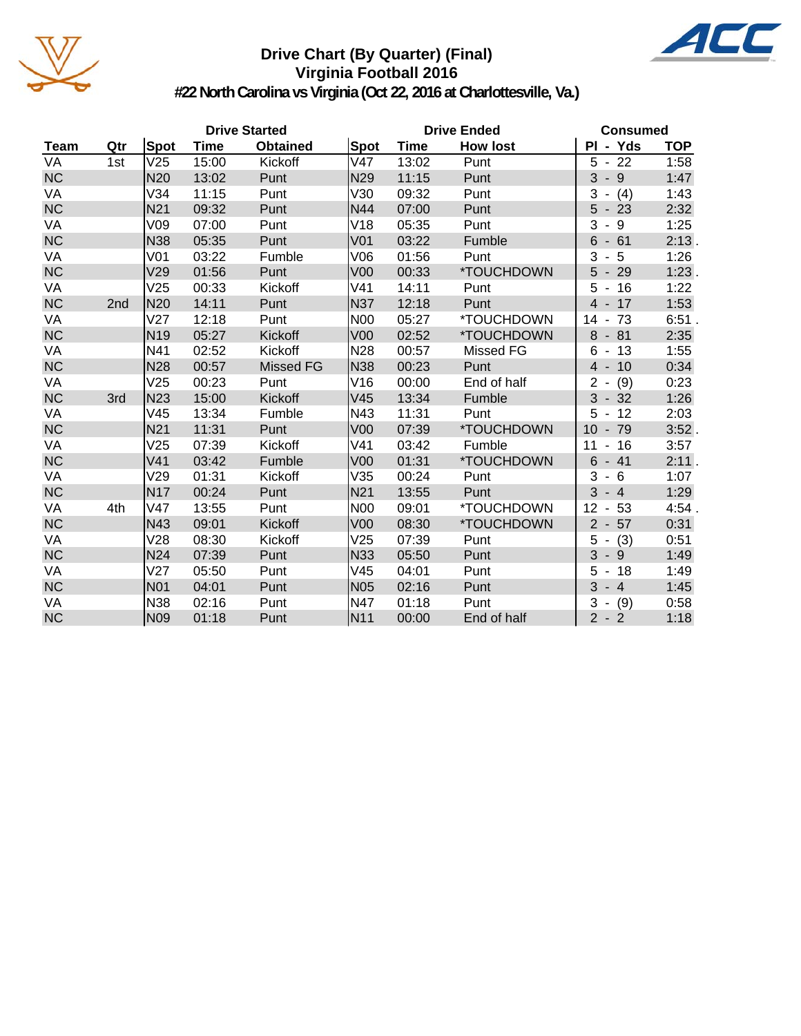# Drive Chart (By Quarter) (Final)
## Virginia Football 2016
### #22 North Carolina vs Virginia (Oct 22, 2016 at Charlottesville, Va.)

| | | Drive Started | | | Drive Ended | | | Consumed | |
|---|---|---|---|---|---|---|---|---|---|
| Team | Qtr | Spot | Time | Obtained | Spot | Time | How lost | Pl - Yds | TOP |
| VA | 1st | V25 | 15:00 | Kickoff | V47 | 13:02 | Punt | 5 - 22 | 1:58 |
| NC | | N20 | 13:02 | Punt | N29 | 11:15 | Punt | 3 - 9 | 1:47 |
| VA | | V34 | 11:15 | Punt | V30 | 09:32 | Punt | 3 - (4) | 1:43 |
| NC | | N21 | 09:32 | Punt | N44 | 07:00 | Punt | 5 - 23 | 2:32 |
| VA | | V09 | 07:00 | Punt | V18 | 05:35 | Punt | 3 - 9 | 1:25 |
| NC | | N38 | 05:35 | Punt | V01 | 03:22 | Fumble | 6 - 61 | 2:13 . |
| VA | | V01 | 03:22 | Fumble | V06 | 01:56 | Punt | 3 - 5 | 1:26 |
| NC | | V29 | 01:56 | Punt | V00 | 00:33 | *TOUCHDOWN | 5 - 29 | 1:23 . |
| VA | | V25 | 00:33 | Kickoff | V41 | 14:11 | Punt | 5 - 16 | 1:22 |
| NC | 2nd | N20 | 14:11 | Punt | N37 | 12:18 | Punt | 4 - 17 | 1:53 |
| VA | | V27 | 12:18 | Punt | N00 | 05:27 | *TOUCHDOWN | 14 - 73 | 6:51 . |
| NC | | N19 | 05:27 | Kickoff | V00 | 02:52 | *TOUCHDOWN | 8 - 81 | 2:35 |
| VA | | N41 | 02:52 | Kickoff | N28 | 00:57 | Missed FG | 6 - 13 | 1:55 |
| NC | | N28 | 00:57 | Missed FG | N38 | 00:23 | Punt | 4 - 10 | 0:34 |
| VA | | V25 | 00:23 | Punt | V16 | 00:00 | End of half | 2 - (9) | 0:23 |
| NC | 3rd | N23 | 15:00 | Kickoff | V45 | 13:34 | Fumble | 3 - 32 | 1:26 |
| VA | | V45 | 13:34 | Fumble | N43 | 11:31 | Punt | 5 - 12 | 2:03 |
| NC | | N21 | 11:31 | Punt | V00 | 07:39 | *TOUCHDOWN | 10 - 79 | 3:52 . |
| VA | | V25 | 07:39 | Kickoff | V41 | 03:42 | Fumble | 11 - 16 | 3:57 |
| NC | | V41 | 03:42 | Fumble | V00 | 01:31 | *TOUCHDOWN | 6 - 41 | 2:11 . |
| VA | | V29 | 01:31 | Kickoff | V35 | 00:24 | Punt | 3 - 6 | 1:07 |
| NC | | N17 | 00:24 | Punt | N21 | 13:55 | Punt | 3 - 4 | 1:29 |
| VA | 4th | V47 | 13:55 | Punt | N00 | 09:01 | *TOUCHDOWN | 12 - 53 | 4:54 . |
| NC | | N43 | 09:01 | Kickoff | V00 | 08:30 | *TOUCHDOWN | 2 - 57 | 0:31 |
| VA | | V28 | 08:30 | Kickoff | V25 | 07:39 | Punt | 5 - (3) | 0:51 |
| NC | | N24 | 07:39 | Punt | N33 | 05:50 | Punt | 3 - 9 | 1:49 |
| VA | | V27 | 05:50 | Punt | V45 | 04:01 | Punt | 5 - 18 | 1:49 |
| NC | | N01 | 04:01 | Punt | N05 | 02:16 | Punt | 3 - 4 | 1:45 |
| VA | | N38 | 02:16 | Punt | N47 | 01:18 | Punt | 3 - (9) | 0:58 |
| NC | | N09 | 01:18 | Punt | N11 | 00:00 | End of half | 2 - 2 | 1:18 |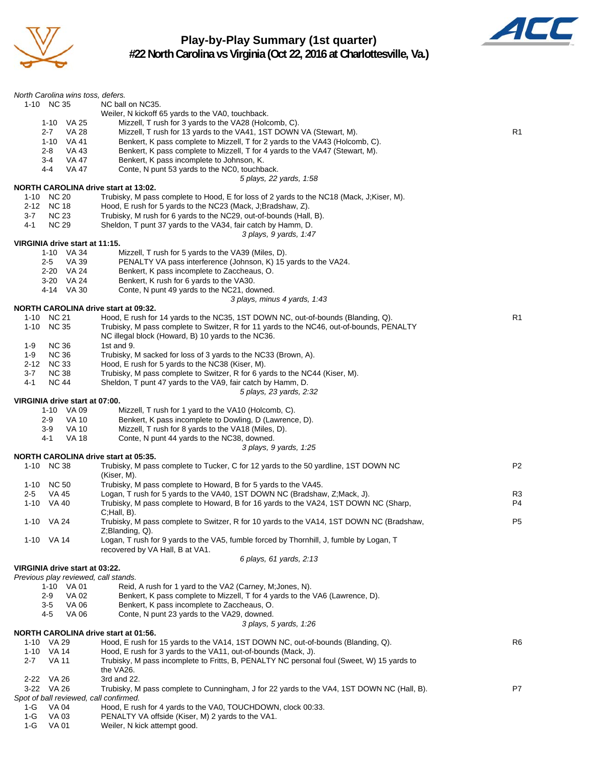# Play-by-Play Summary (1st quarter)
## #22 North Carolina vs Virginia (Oct 22, 2016 at Charlottesville, Va.)

*North Carolina wins toss, defers.*

| Down | Spot | Play | |
|---|---|---|---|
| 1-10 | NC 35 | NC ball on NC35. | |
| | | Weiler, N kickoff 65 yards to the VA0, touchback. | |
| 1-10 | VA 25 | Mizzell, T rush for 3 yards to the VA28 (Holcomb, C). | |
| 2-7 | VA 28 | Mizzell, T rush for 13 yards to the VA41, 1ST DOWN VA (Stewart, M). | R1 |
| 1-10 | VA 41 | Benkert, K pass complete to Mizzell, T for 2 yards to the VA43 (Holcomb, C). | |
| 2-8 | VA 43 | Benkert, K pass complete to Mizzell, T for 4 yards to the VA47 (Stewart, M). | |
| 3-4 | VA 47 | Benkert, K pass incomplete to Johnson, K. | |
| 4-4 | VA 47 | Conte, N punt 53 yards to the NC0, touchback. | |
| | | *5 plays, 22 yards, 1:58* | |

**NORTH CAROLINA drive start at 13:02.**

| Down | Spot | Play | |
|---|---|---|---|
| 1-10 | NC 20 | Trubisky, M pass complete to Hood, E for loss of 2 yards to the NC18 (Mack, J;Kiser, M). | |
| 2-12 | NC 18 | Hood, E rush for 5 yards to the NC23 (Mack, J;Bradshaw, Z). | |
| 3-7 | NC 23 | Trubisky, M rush for 6 yards to the NC29, out-of-bounds (Hall, B). | |
| 4-1 | NC 29 | Sheldon, T punt 37 yards to the VA34, fair catch by Hamm, D. | |
| | | *3 plays, 9 yards, 1:47* | |

**VIRGINIA drive start at 11:15.**

| Down | Spot | Play | |
|---|---|---|---|
| 1-10 | VA 34 | Mizzell, T rush for 5 yards to the VA39 (Miles, D). | |
| 2-5 | VA 39 | PENALTY VA pass interference (Johnson, K) 15 yards to the VA24. | |
| 2-20 | VA 24 | Benkert, K pass incomplete to Zaccheaus, O. | |
| 3-20 | VA 24 | Benkert, K rush for 6 yards to the VA30. | |
| 4-14 | VA 30 | Conte, N punt 49 yards to the NC21, downed. | |
| | | *3 plays, minus 4 yards, 1:43* | |

**NORTH CAROLINA drive start at 09:32.**

| Down | Spot | Play | |
|---|---|---|---|
| 1-10 | NC 21 | Hood, E rush for 14 yards to the NC35, 1ST DOWN NC, out-of-bounds (Blanding, Q). | R1 |
| 1-10 | NC 35 | Trubisky, M pass complete to Switzer, R for 11 yards to the NC46, out-of-bounds, PENALTY NC illegal block (Howard, B) 10 yards to the NC36. | |
| 1-9 | NC 36 | 1st and 9. | |
| 1-9 | NC 36 | Trubisky, M sacked for loss of 3 yards to the NC33 (Brown, A). | |
| 2-12 | NC 33 | Hood, E rush for 5 yards to the NC38 (Kiser, M). | |
| 3-7 | NC 38 | Trubisky, M pass complete to Switzer, R for 6 yards to the NC44 (Kiser, M). | |
| 4-1 | NC 44 | Sheldon, T punt 47 yards to the VA9, fair catch by Hamm, D. | |
| | | *5 plays, 23 yards, 2:32* | |

**VIRGINIA drive start at 07:00.**

| Down | Spot | Play | |
|---|---|---|---|
| 1-10 | VA 09 | Mizzell, T rush for 1 yard to the VA10 (Holcomb, C). | |
| 2-9 | VA 10 | Benkert, K pass incomplete to Dowling, D (Lawrence, D). | |
| 3-9 | VA 10 | Mizzell, T rush for 8 yards to the VA18 (Miles, D). | |
| 4-1 | VA 18 | Conte, N punt 44 yards to the NC38, downed. | |
| | | *3 plays, 9 yards, 1:25* | |

**NORTH CAROLINA drive start at 05:35.**

| Down | Spot | Play | |
|---|---|---|---|
| 1-10 | NC 38 | Trubisky, M pass complete to Tucker, C for 12 yards to the 50 yardline, 1ST DOWN NC (Kiser, M). | P2 |
| 1-10 | NC 50 | Trubisky, M pass complete to Howard, B for 5 yards to the VA45. | |
| 2-5 | VA 45 | Logan, T rush for 5 yards to the VA40, 1ST DOWN NC (Bradshaw, Z;Mack, J). | R3 |
| 1-10 | VA 40 | Trubisky, M pass complete to Howard, B for 16 yards to the VA24, 1ST DOWN NC (Sharp, C;Hall, B). | P4 |
| 1-10 | VA 24 | Trubisky, M pass complete to Switzer, R for 10 yards to the VA14, 1ST DOWN NC (Bradshaw, Z;Blanding, Q). | P5 |
| 1-10 | VA 14 | Logan, T rush for 9 yards to the VA5, fumble forced by Thornhill, J, fumble by Logan, T recovered by VA Hall, B at VA1. | |
| | | *6 plays, 61 yards, 2:13* | |

**VIRGINIA drive start at 03:22.**

*Previous play reviewed, call stands.*

| Down | Spot | Play | |
|---|---|---|---|
| 1-10 | VA 01 | Reid, A rush for 1 yard to the VA2 (Carney, M;Jones, N). | |
| 2-9 | VA 02 | Benkert, K pass complete to Mizzell, T for 4 yards to the VA6 (Lawrence, D). | |
| 3-5 | VA 06 | Benkert, K pass incomplete to Zaccheaus, O. | |
| 4-5 | VA 06 | Conte, N punt 23 yards to the VA29, downed. | |
| | | *3 plays, 5 yards, 1:26* | |

**NORTH CAROLINA drive start at 01:56.**

| Down | Spot | Play | |
|---|---|---|---|
| 1-10 | VA 29 | Hood, E rush for 15 yards to the VA14, 1ST DOWN NC, out-of-bounds (Blanding, Q). | R6 |
| 1-10 | VA 14 | Hood, E rush for 3 yards to the VA11, out-of-bounds (Mack, J). | |
| 2-7 | VA 11 | Trubisky, M pass incomplete to Fritts, B, PENALTY NC personal foul (Sweet, W) 15 yards to the VA26. | |
| 2-22 | VA 26 | 3rd and 22. | |
| 3-22 | VA 26 | Trubisky, M pass complete to Cunningham, J for 22 yards to the VA4, 1ST DOWN NC (Hall, B). | P7 |

*Spot of ball reviewed, call confirmed.*

| Down | Spot | Play | |
|---|---|---|---|
| 1-G | VA 04 | Hood, E rush for 4 yards to the VA0, TOUCHDOWN, clock 00:33. | |
| 1-G | VA 03 | PENALTY VA offside (Kiser, M) 2 yards to the VA1. | |
| 1-G | VA 01 | Weiler, N kick attempt good. | |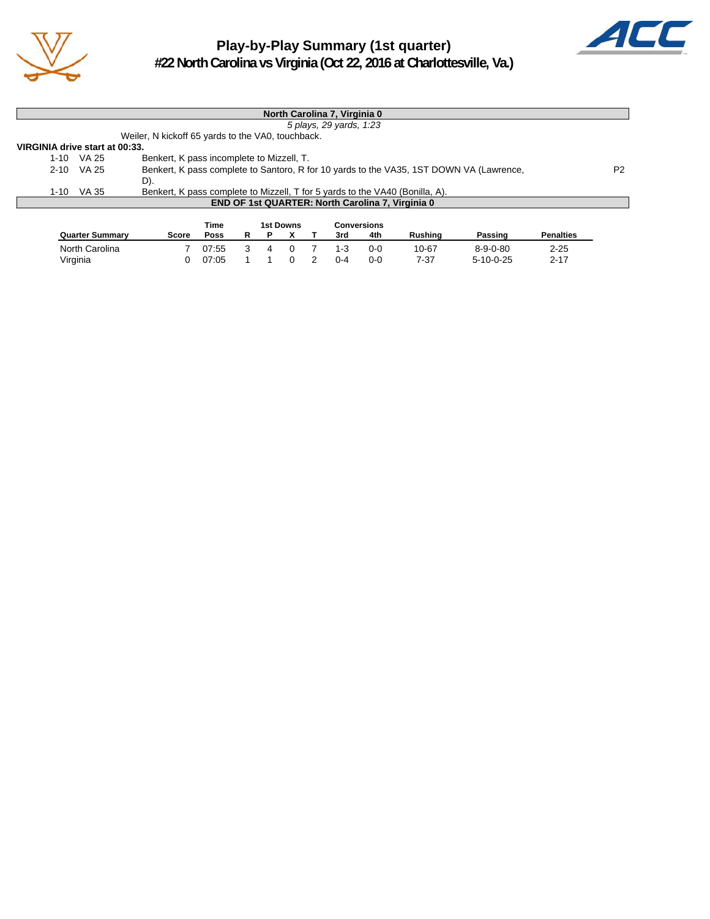# Play-by-Play Summary (1st quarter)
## #22 North Carolina vs Virginia (Oct 22, 2016 at Charlottesville, Va.)

**North Carolina 7, Virginia 0**

*5 plays, 29 yards, 1:23*

Weiler, N kickoff 65 yards to the VA0, touchback.

**VIRGINIA drive start at 00:33.**

| | | | |
|---|---|---|---|
| 1-10 | VA 25 | Benkert, K pass incomplete to Mizzell, T. | |
| 2-10 | VA 25 | Benkert, K pass complete to Santoro, R for 10 yards to the VA35, 1ST DOWN VA (Lawrence, D). | P2 |
| 1-10 | VA 35 | Benkert, K pass complete to Mizzell, T for 5 yards to the VA40 (Bonilla, A). | |

**END OF 1st QUARTER: North Carolina 7, Virginia 0**

| Quarter Summary | Score | Time Poss | 1st Downs R | P | X | T | Conversions 3rd | 4th | Rushing | Passing | Penalties |
|---|---|---|---|---|---|---|---|---|---|---|---|
| North Carolina | 7 | 07:55 | 3 | 4 | 0 | 7 | 1-3 | 0-0 | 10-67 | 8-9-0-80 | 2-25 |
| Virginia | 0 | 07:05 | 1 | 1 | 0 | 2 | 0-4 | 0-0 | 7-37 | 5-10-0-25 | 2-17 |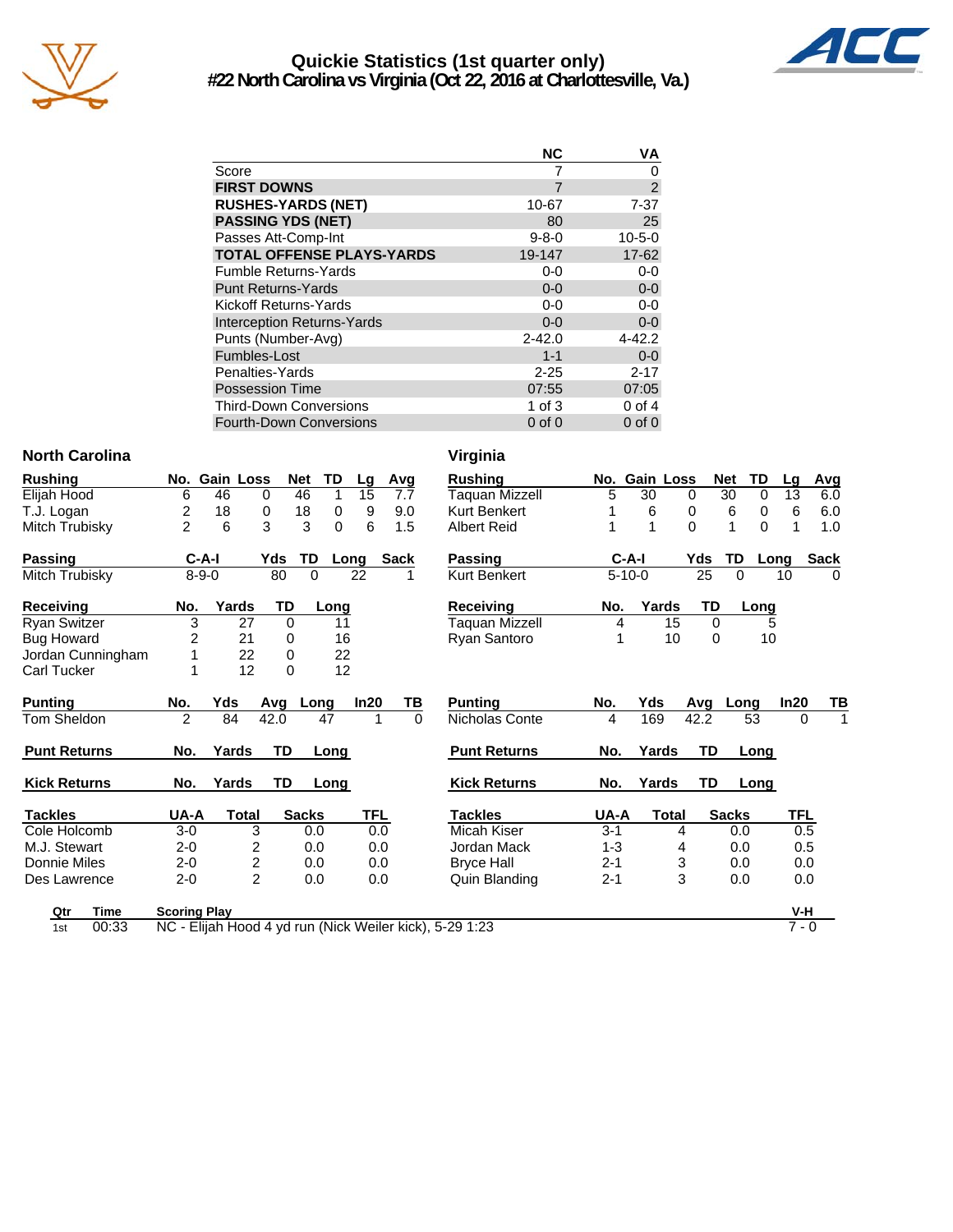# Quickie Statistics (1st quarter only)
## #22 North Carolina vs Virginia (Oct 22, 2016 at Charlottesville, Va.)

| | NC | VA |
|---|---|---|
| Score | 7 | 0 |
| **FIRST DOWNS** | 7 | 2 |
| **RUSHES-YARDS (NET)** | 10-67 | 7-37 |
| **PASSING YDS (NET)** | 80 | 25 |
| Passes Att-Comp-Int | 9-8-0 | 10-5-0 |
| **TOTAL OFFENSE PLAYS-YARDS** | 19-147 | 17-62 |
| Fumble Returns-Yards | 0-0 | 0-0 |
| Punt Returns-Yards | 0-0 | 0-0 |
| Kickoff Returns-Yards | 0-0 | 0-0 |
| Interception Returns-Yards | 0-0 | 0-0 |
| Punts (Number-Avg) | 2-42.0 | 4-42.2 |
| Fumbles-Lost | 1-1 | 0-0 |
| Penalties-Yards | 2-25 | 2-17 |
| Possession Time | 07:55 | 07:05 |
| Third-Down Conversions | 1 of 3 | 0 of 4 |
| Fourth-Down Conversions | 0 of 0 | 0 of 0 |

## North Carolina

| Rushing | No. | Gain | Loss | Net | TD | Lg | Avg |
|---|---|---|---|---|---|---|---|
| Elijah Hood | 6 | 46 | 0 | 46 | 1 | 15 | 7.7 |
| T.J. Logan | 2 | 18 | 0 | 18 | 0 | 9 | 9.0 |
| Mitch Trubisky | 2 | 6 | 3 | 3 | 0 | 6 | 1.5 |

| Passing | C-A-I | Yds | TD | Long | Sack |
|---|---|---|---|---|---|
| Mitch Trubisky | 8-9-0 | 80 | 0 | 22 | 1 |

| Receiving | No. | Yards | TD | Long |
|---|---|---|---|---|
| Ryan Switzer | 3 | 27 | 0 | 11 |
| Bug Howard | 2 | 21 | 0 | 16 |
| Jordan Cunningham | 1 | 22 | 0 | 22 |
| Carl Tucker | 1 | 12 | 0 | 12 |

| Punting | No. | Yds | Avg | Long | In20 | TB |
|---|---|---|---|---|---|---|
| Tom Sheldon | 2 | 84 | 42.0 | 47 | 1 | 0 |

| Punt Returns | No. | Yards | TD | Long |
|---|---|---|---|---|

| Kick Returns | No. | Yards | TD | Long |
|---|---|---|---|---|

| Tackles | UA-A | Total | Sacks | TFL |
|---|---|---|---|---|
| Cole Holcomb | 3-0 | 3 | 0.0 | 0.0 |
| M.J. Stewart | 2-0 | 2 | 0.0 | 0.0 |
| Donnie Miles | 2-0 | 2 | 0.0 | 0.0 |
| Des Lawrence | 2-0 | 2 | 0.0 | 0.0 |

## Virginia

| Rushing | No. | Gain | Loss | Net | TD | Lg | Avg |
|---|---|---|---|---|---|---|---|
| Taquan Mizzell | 5 | 30 | 0 | 30 | 0 | 13 | 6.0 |
| Kurt Benkert | 1 | 6 | 0 | 6 | 0 | 6 | 6.0 |
| Albert Reid | 1 | 1 | 0 | 1 | 0 | 1 | 1.0 |

| Passing | C-A-I | Yds | TD | Long | Sack |
|---|---|---|---|---|---|
| Kurt Benkert | 5-10-0 | 25 | 0 | 10 | 0 |

| Receiving | No. | Yards | TD | Long |
|---|---|---|---|---|
| Taquan Mizzell | 4 | 15 | 0 | 5 |
| Ryan Santoro | 1 | 10 | 0 | 10 |

| Punting | No. | Yds | Avg | Long | In20 | TB |
|---|---|---|---|---|---|---|
| Nicholas Conte | 4 | 169 | 42.2 | 53 | 0 | 1 |

| Punt Returns | No. | Yards | TD | Long |
|---|---|---|---|---|

| Kick Returns | No. | Yards | TD | Long |
|---|---|---|---|---|

| Tackles | UA-A | Total | Sacks | TFL |
|---|---|---|---|---|
| Micah Kiser | 3-1 | 4 | 0.0 | 0.5 |
| Jordan Mack | 1-3 | 4 | 0.0 | 0.5 |
| Bryce Hall | 2-1 | 3 | 0.0 | 0.0 |
| Quin Blanding | 2-1 | 3 | 0.0 | 0.0 |

| Qtr | Time | Scoring Play | V-H |
|---|---|---|---|
| 1st | 00:33 | NC - Elijah Hood 4 yd run (Nick Weiler kick), 5-29 1:23 | 7 - 0 |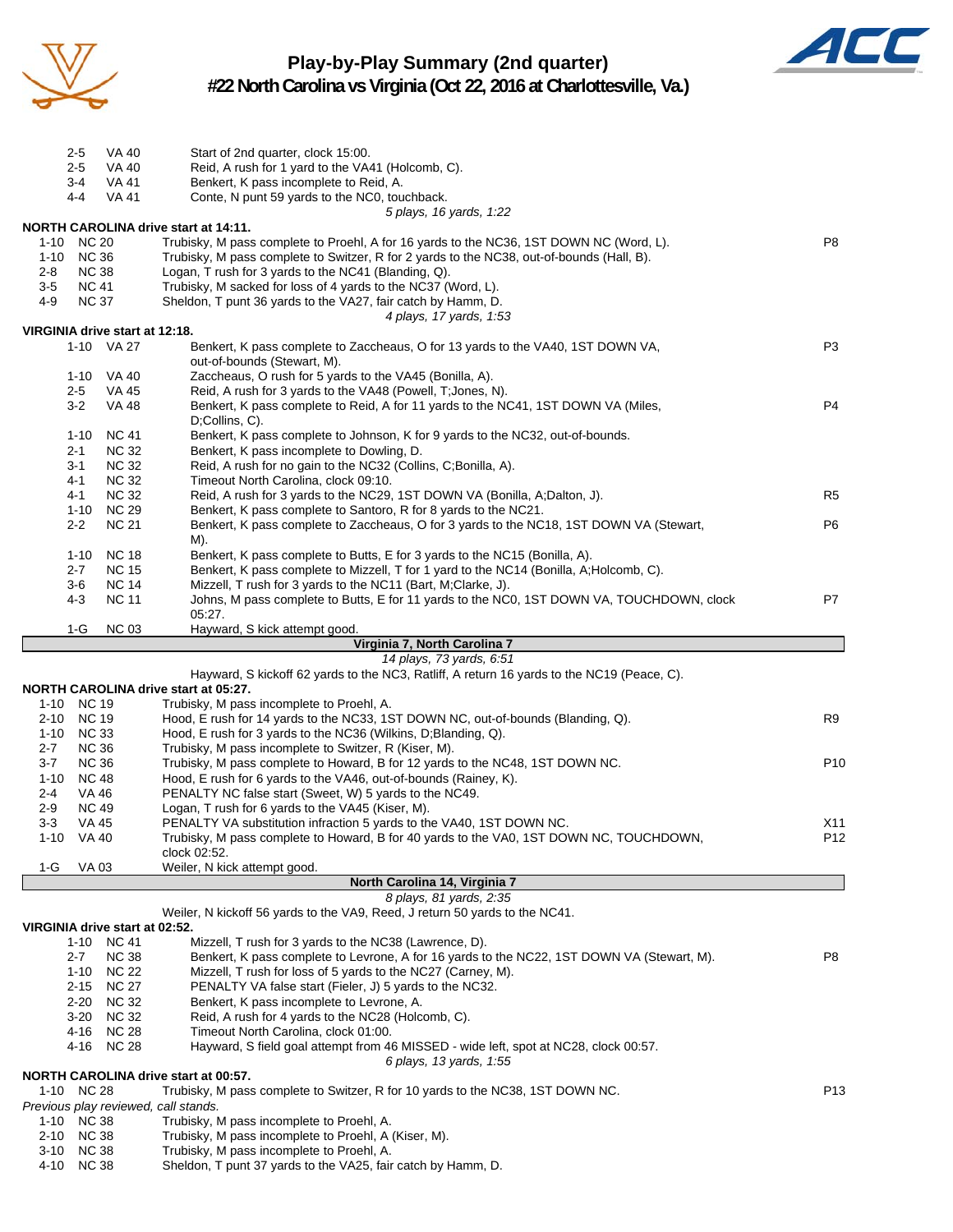# Play-by-Play Summary (2nd quarter)

## #22 North Carolina vs Virginia (Oct 22, 2016 at Charlottesville, Va.)

| Down | Spot | Play | |
|---|---|---|---|
| 2-5 | VA 40 | Start of 2nd quarter, clock 15:00. | |
| 2-5 | VA 40 | Reid, A rush for 1 yard to the VA41 (Holcomb, C). | |
| 3-4 | VA 41 | Benkert, K pass incomplete to Reid, A. | |
| 4-4 | VA 41 | Conte, N punt 59 yards to the NC0, touchback. | |
| | | *5 plays, 16 yards, 1:22* | |

**NORTH CAROLINA drive start at 14:11.**

| Down | Spot | Play | |
|---|---|---|---|
| 1-10 | NC 20 | Trubisky, M pass complete to Proehl, A for 16 yards to the NC36, 1ST DOWN NC (Word, L). | P8 |
| 1-10 | NC 36 | Trubisky, M pass complete to Switzer, R for 2 yards to the NC38, out-of-bounds (Hall, B). | |
| 2-8 | NC 38 | Logan, T rush for 3 yards to the NC41 (Blanding, Q). | |
| 3-5 | NC 41 | Trubisky, M sacked for loss of 4 yards to the NC37 (Word, L). | |
| 4-9 | NC 37 | Sheldon, T punt 36 yards to the VA27, fair catch by Hamm, D. | |
| | | *4 plays, 17 yards, 1:53* | |

**VIRGINIA drive start at 12:18.**

| Down | Spot | Play | |
|---|---|---|---|
| 1-10 | VA 27 | Benkert, K pass complete to Zaccheaus, O for 13 yards to the VA40, 1ST DOWN VA, out-of-bounds (Stewart, M). | P3 |
| 1-10 | VA 40 | Zaccheaus, O rush for 5 yards to the VA45 (Bonilla, A). | |
| 2-5 | VA 45 | Reid, A rush for 3 yards to the VA48 (Powell, T;Jones, N). | |
| 3-2 | VA 48 | Benkert, K pass complete to Reid, A for 11 yards to the NC41, 1ST DOWN VA (Miles, D;Collins, C). | P4 |
| 1-10 | NC 41 | Benkert, K pass complete to Johnson, K for 9 yards to the NC32, out-of-bounds. | |
| 2-1 | NC 32 | Benkert, K pass incomplete to Dowling, D. | |
| 3-1 | NC 32 | Reid, A rush for no gain to the NC32 (Collins, C;Bonilla, A). | |
| 4-1 | NC 32 | Timeout North Carolina, clock 09:10. | |
| 4-1 | NC 32 | Reid, A rush for 3 yards to the NC29, 1ST DOWN VA (Bonilla, A;Dalton, J). | R5 |
| 1-10 | NC 29 | Benkert, K pass complete to Santoro, R for 8 yards to the NC21. | |
| 2-2 | NC 21 | Benkert, K pass complete to Zaccheaus, O for 3 yards to the NC18, 1ST DOWN VA (Stewart, M). | P6 |
| 1-10 | NC 18 | Benkert, K pass complete to Butts, E for 3 yards to the NC15 (Bonilla, A). | |
| 2-7 | NC 15 | Benkert, K pass complete to Mizzell, T for 1 yard to the NC14 (Bonilla, A;Holcomb, C). | |
| 3-6 | NC 14 | Mizzell, T rush for 3 yards to the NC11 (Bart, M;Clarke, J). | |
| 4-3 | NC 11 | Johns, M pass complete to Butts, E for 11 yards to the NC0, 1ST DOWN VA, TOUCHDOWN, clock 05:27. | P7 |
| 1-G | NC 03 | Hayward, S kick attempt good. | |

**Virginia 7, North Carolina 7**

*14 plays, 73 yards, 6:51*

Hayward, S kickoff 62 yards to the NC3, Ratliff, A return 16 yards to the NC19 (Peace, C).

**NORTH CAROLINA drive start at 05:27.**

| Down | Spot | Play | |
|---|---|---|---|
| 1-10 | NC 19 | Trubisky, M pass incomplete to Proehl, A. | |
| 2-10 | NC 19 | Hood, E rush for 14 yards to the NC33, 1ST DOWN NC, out-of-bounds (Blanding, Q). | R9 |
| 1-10 | NC 33 | Hood, E rush for 3 yards to the NC36 (Wilkins, D;Blanding, Q). | |
| 2-7 | NC 36 | Trubisky, M pass incomplete to Switzer, R (Kiser, M). | |
| 3-7 | NC 36 | Trubisky, M pass complete to Howard, B for 12 yards to the NC48, 1ST DOWN NC. | P10 |
| 1-10 | NC 48 | Hood, E rush for 6 yards to the VA46, out-of-bounds (Rainey, K). | |
| 2-4 | VA 46 | PENALTY NC false start (Sweet, W) 5 yards to the NC49. | |
| 2-9 | NC 49 | Logan, T rush for 6 yards to the VA45 (Kiser, M). | |
| 3-3 | VA 45 | PENALTY VA substitution infraction 5 yards to the VA40, 1ST DOWN NC. | X11 |
| 1-10 | VA 40 | Trubisky, M pass complete to Howard, B for 40 yards to the VA0, 1ST DOWN NC, TOUCHDOWN, clock 02:52. | P12 |
| 1-G | VA 03 | Weiler, N kick attempt good. | |

**North Carolina 14, Virginia 7**

*8 plays, 81 yards, 2:35*

Weiler, N kickoff 56 yards to the VA9, Reed, J return 50 yards to the NC41.

**VIRGINIA drive start at 02:52.**

| Down | Spot | Play | |
|---|---|---|---|
| 1-10 | NC 41 | Mizzell, T rush for 3 yards to the NC38 (Lawrence, D). | |
| 2-7 | NC 38 | Benkert, K pass complete to Levrone, A for 16 yards to the NC22, 1ST DOWN VA (Stewart, M). | P8 |
| 1-10 | NC 22 | Mizzell, T rush for loss of 5 yards to the NC27 (Carney, M). | |
| 2-15 | NC 27 | PENALTY VA false start (Fieler, J) 5 yards to the NC32. | |
| 2-20 | NC 32 | Benkert, K pass incomplete to Levrone, A. | |
| 3-20 | NC 32 | Reid, A rush for 4 yards to the NC28 (Holcomb, C). | |
| 4-16 | NC 28 | Timeout North Carolina, clock 01:00. | |
| 4-16 | NC 28 | Hayward, S field goal attempt from 46 MISSED - wide left, spot at NC28, clock 00:57. | |
| | | *6 plays, 13 yards, 1:55* | |

**NORTH CAROLINA drive start at 00:57.**

| Down | Spot | Play | |
|---|---|---|---|
| 1-10 | NC 28 | Trubisky, M pass complete to Switzer, R for 10 yards to the NC38, 1ST DOWN NC. | P13 |

*Previous play reviewed, call stands.*

| Down | Spot | Play | |
|---|---|---|---|
| 1-10 | NC 38 | Trubisky, M pass incomplete to Proehl, A. | |
| 2-10 | NC 38 | Trubisky, M pass incomplete to Proehl, A (Kiser, M). | |
| 3-10 | NC 38 | Trubisky, M pass incomplete to Proehl, A. | |
| 4-10 | NC 38 | Sheldon, T punt 37 yards to the VA25, fair catch by Hamm, D. | |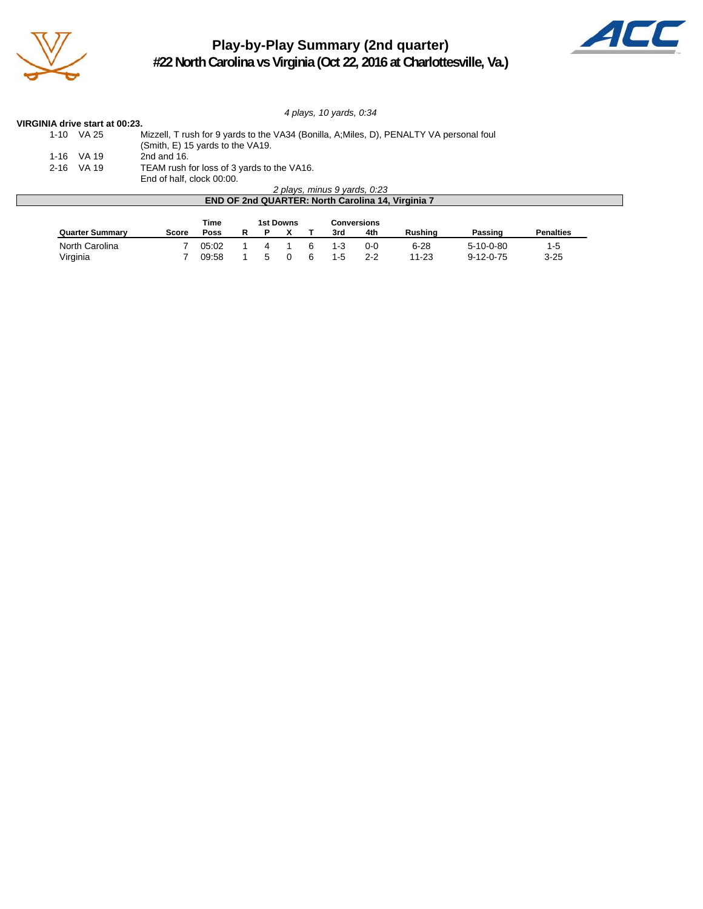# Play-by-Play Summary (2nd quarter)

## #22 North Carolina vs Virginia (Oct 22, 2016 at Charlottesville, Va.)

*4 plays, 10 yards, 0:34*

**VIRGINIA drive start at 00:23.**

| | | |
|---|---|---|
| 1-10 | VA 25 | Mizzell, T rush for 9 yards to the VA34 (Bonilla, A;Miles, D), PENALTY VA personal foul (Smith, E) 15 yards to the VA19. |
| 1-16 | VA 19 | 2nd and 16. |
| 2-16 | VA 19 | TEAM rush for loss of 3 yards to the VA16. |
| | | End of half, clock 00:00. |

*2 plays, minus 9 yards, 0:23*

**END OF 2nd QUARTER: North Carolina 14, Virginia 7**

| Quarter Summary | Score | Time Poss | 1st Downs R | 1st Downs P | 1st Downs X | 1st Downs T | Conversions 3rd | Conversions 4th | Rushing | Passing | Penalties |
|---|---|---|---|---|---|---|---|---|---|---|---|
| North Carolina | 7 | 05:02 | 1 | 4 | 1 | 6 | 1-3 | 0-0 | 6-28 | 5-10-0-80 | 1-5 |
| Virginia | 7 | 09:58 | 1 | 5 | 0 | 6 | 1-5 | 2-2 | 11-23 | 9-12-0-75 | 3-25 |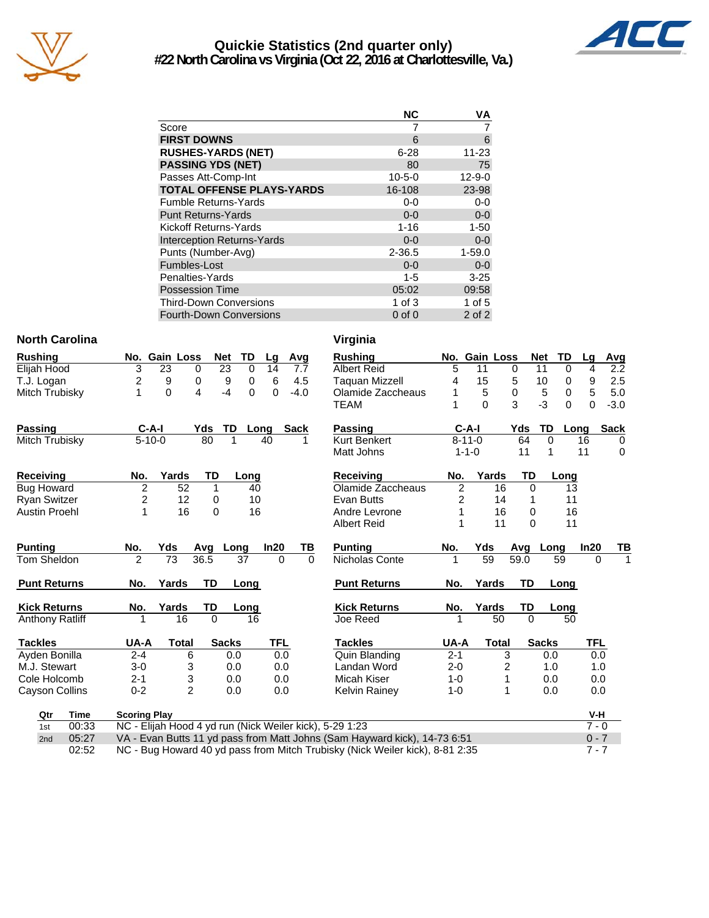# Quickie Statistics (2nd quarter only)

## #22 North Carolina vs Virginia (Oct 22, 2016 at Charlottesville, Va.)

| | NC | VA |
|---|---|---|
| Score | 7 | 7 |
| **FIRST DOWNS** | 6 | 6 |
| **RUSHES-YARDS (NET)** | 6-28 | 11-23 |
| **PASSING YDS (NET)** | 80 | 75 |
| Passes Att-Comp-Int | 10-5-0 | 12-9-0 |
| **TOTAL OFFENSE PLAYS-YARDS** | 16-108 | 23-98 |
| Fumble Returns-Yards | 0-0 | 0-0 |
| Punt Returns-Yards | 0-0 | 0-0 |
| Kickoff Returns-Yards | 1-16 | 1-50 |
| Interception Returns-Yards | 0-0 | 0-0 |
| Punts (Number-Avg) | 2-36.5 | 1-59.0 |
| Fumbles-Lost | 0-0 | 0-0 |
| Penalties-Yards | 1-5 | 3-25 |
| Possession Time | 05:02 | 09:58 |
| Third-Down Conversions | 1 of 3 | 1 of 5 |
| Fourth-Down Conversions | 0 of 0 | 2 of 2 |

### North Carolina

| Rushing | No. | Gain | Loss | Net | TD | Lg | Avg |
|---|---|---|---|---|---|---|---|
| Elijah Hood | 3 | 23 | 0 | 23 | 0 | 14 | 7.7 |
| T.J. Logan | 2 | 9 | 0 | 9 | 0 | 6 | 4.5 |
| Mitch Trubisky | 1 | 0 | 4 | -4 | 0 | 0 | -4.0 |

| Passing | C-A-I | Yds | TD | Long | Sack |
|---|---|---|---|---|---|
| Mitch Trubisky | 5-10-0 | 80 | 1 | 40 | 1 |

| Receiving | No. | Yards | TD | Long |
|---|---|---|---|---|
| Bug Howard | 2 | 52 | 1 | 40 |
| Ryan Switzer | 2 | 12 | 0 | 10 |
| Austin Proehl | 1 | 16 | 0 | 16 |

| Punting | No. | Yds | Avg | Long | In20 | TB |
|---|---|---|---|---|---|---|
| Tom Sheldon | 2 | 73 | 36.5 | 37 | 0 | 0 |

| Punt Returns | No. | Yards | TD | Long |
|---|---|---|---|---|

| Kick Returns | No. | Yards | TD | Long |
|---|---|---|---|---|
| Anthony Ratliff | 1 | 16 | 0 | 16 |

| Tackles | UA-A | Total | Sacks | TFL |
|---|---|---|---|---|
| Ayden Bonilla | 2-4 | 6 | 0.0 | 0.0 |
| M.J. Stewart | 3-0 | 3 | 0.0 | 0.0 |
| Cole Holcomb | 2-1 | 3 | 0.0 | 0.0 |
| Cayson Collins | 0-2 | 2 | 0.0 | 0.0 |

### Virginia

| Rushing | No. | Gain | Loss | Net | TD | Lg | Avg |
|---|---|---|---|---|---|---|---|
| Albert Reid | 5 | 11 | 0 | 11 | 0 | 4 | 2.2 |
| Taquan Mizzell | 4 | 15 | 5 | 10 | 0 | 9 | 2.5 |
| Olamide Zaccheaus | 1 | 5 | 0 | 5 | 0 | 5 | 5.0 |
| TEAM | 1 | 0 | 3 | -3 | 0 | 0 | -3.0 |

| Passing | C-A-I | Yds | TD | Long | Sack |
|---|---|---|---|---|---|
| Kurt Benkert | 8-11-0 | 64 | 0 | 16 | 0 |
| Matt Johns | 1-1-0 | 11 | 1 | 11 | 0 |

| Receiving | No. | Yards | TD | Long |
|---|---|---|---|---|
| Olamide Zaccheaus | 2 | 16 | 0 | 13 |
| Evan Butts | 2 | 14 | 1 | 11 |
| Andre Levrone | 1 | 16 | 0 | 16 |
| Albert Reid | 1 | 11 | 0 | 11 |

| Punting | No. | Yds | Avg | Long | In20 | TB |
|---|---|---|---|---|---|---|
| Nicholas Conte | 1 | 59 | 59.0 | 59 | 0 | 1 |

| Punt Returns | No. | Yards | TD | Long |
|---|---|---|---|---|

| Kick Returns | No. | Yards | TD | Long |
|---|---|---|---|---|
| Joe Reed | 1 | 50 | 0 | 50 |

| Tackles | UA-A | Total | Sacks | TFL |
|---|---|---|---|---|
| Quin Blanding | 2-1 | 3 | 0.0 | 0.0 |
| Landan Word | 2-0 | 2 | 1.0 | 1.0 |
| Micah Kiser | 1-0 | 1 | 0.0 | 0.0 |
| Kelvin Rainey | 1-0 | 1 | 0.0 | 0.0 |

| Qtr | Time | Scoring Play | V-H |
|---|---|---|---|
| 1st | 00:33 | NC - Elijah Hood 4 yd run (Nick Weiler kick), 5-29 1:23 | 7 - 0 |
| 2nd | 05:27 | VA - Evan Butts 11 yd pass from Matt Johns (Sam Hayward kick), 14-73 6:51 | 0 - 7 |
| | 02:52 | NC - Bug Howard 40 yd pass from Mitch Trubisky (Nick Weiler kick), 8-81 2:35 | 7 - 7 |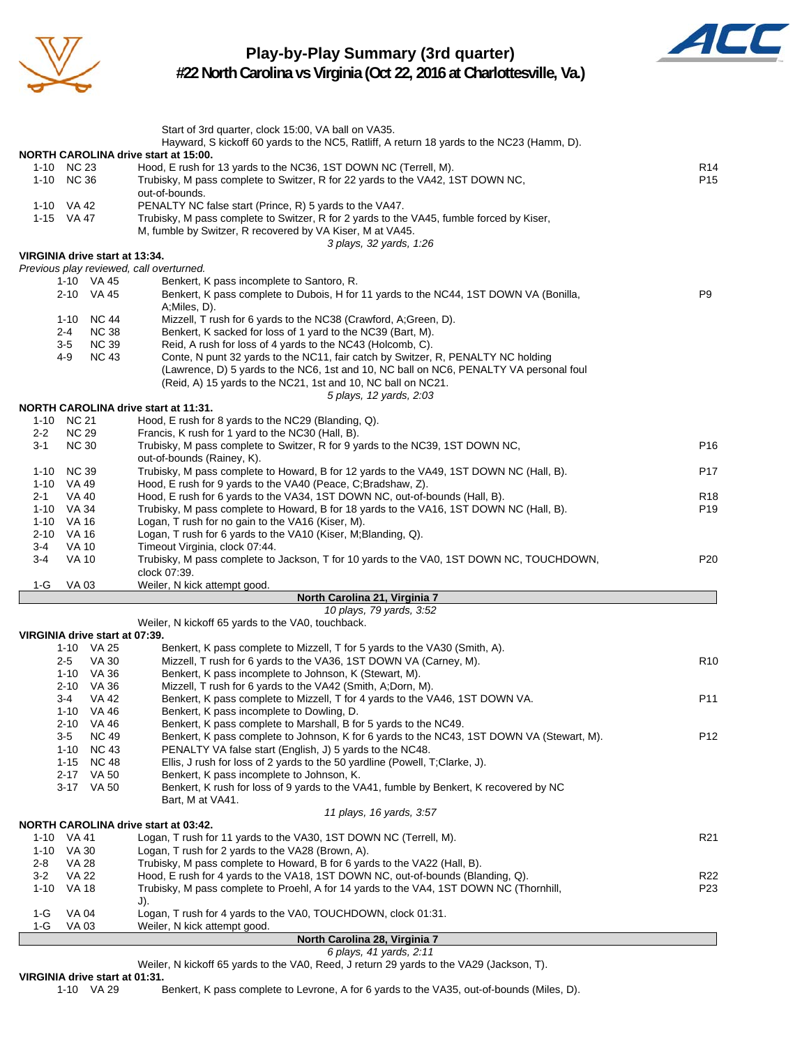# Play-by-Play Summary (3rd quarter)
## #22 North Carolina vs Virginia (Oct 22, 2016 at Charlottesville, Va.)

Start of 3rd quarter, clock 15:00, VA ball on VA35.
Hayward, S kickoff 60 yards to the NC5, Ratliff, A return 18 yards to the NC23 (Hamm, D).

**NORTH CAROLINA drive start at 15:00.**

| Down | Spot | Play | |
|---|---|---|---|
| 1-10 | NC 23 | Hood, E rush for 13 yards to the NC36, 1ST DOWN NC (Terrell, M). | R14 |
| 1-10 | NC 36 | Trubisky, M pass complete to Switzer, R for 22 yards to the VA42, 1ST DOWN NC, out-of-bounds. | P15 |
| 1-10 | VA 42 | PENALTY NC false start (Prince, R) 5 yards to the VA47. | |
| 1-15 | VA 47 | Trubisky, M pass complete to Switzer, R for 2 yards to the VA45, fumble forced by Kiser, M, fumble by Switzer, R recovered by VA Kiser, M at VA45. | |

*3 plays, 32 yards, 1:26*

**VIRGINIA drive start at 13:34.**
*Previous play reviewed, call overturned.*

| Down | Spot | Play | |
|---|---|---|---|
| 1-10 | VA 45 | Benkert, K pass incomplete to Santoro, R. | |
| 2-10 | VA 45 | Benkert, K pass complete to Dubois, H for 11 yards to the NC44, 1ST DOWN VA (Bonilla, A;Miles, D). | P9 |
| 1-10 | NC 44 | Mizzell, T rush for 6 yards to the NC38 (Crawford, A;Green, D). | |
| 2-4 | NC 38 | Benkert, K sacked for loss of 1 yard to the NC39 (Bart, M). | |
| 3-5 | NC 39 | Reid, A rush for loss of 4 yards to the NC43 (Holcomb, C). | |
| 4-9 | NC 43 | Conte, N punt 32 yards to the NC11, fair catch by Switzer, R, PENALTY NC holding (Lawrence, D) 5 yards to the NC6, 1st and 10, NC ball on NC6, PENALTY VA personal foul (Reid, A) 15 yards to the NC21, 1st and 10, NC ball on NC21. | |

*5 plays, 12 yards, 2:03*

**NORTH CAROLINA drive start at 11:31.**

| Down | Spot | Play | |
|---|---|---|---|
| 1-10 | NC 21 | Hood, E rush for 8 yards to the NC29 (Blanding, Q). | |
| 2-2 | NC 29 | Francis, K rush for 1 yard to the NC30 (Hall, B). | |
| 3-1 | NC 30 | Trubisky, M pass complete to Switzer, R for 9 yards to the NC39, 1ST DOWN NC, out-of-bounds (Rainey, K). | P16 |
| 1-10 | NC 39 | Trubisky, M pass complete to Howard, B for 12 yards to the VA49, 1ST DOWN NC (Hall, B). | P17 |
| 1-10 | VA 49 | Hood, E rush for 9 yards to the VA40 (Peace, C;Bradshaw, Z). | |
| 2-1 | VA 40 | Hood, E rush for 6 yards to the VA34, 1ST DOWN NC, out-of-bounds (Hall, B). | R18 |
| 1-10 | VA 34 | Trubisky, M pass complete to Howard, B for 18 yards to the VA16, 1ST DOWN NC (Hall, B). | P19 |
| 1-10 | VA 16 | Logan, T rush for no gain to the VA16 (Kiser, M). | |
| 2-10 | VA 16 | Logan, T rush for 6 yards to the VA10 (Kiser, M;Blanding, Q). | |
| 3-4 | VA 10 | Timeout Virginia, clock 07:44. | |
| 3-4 | VA 10 | Trubisky, M pass complete to Jackson, T for 10 yards to the VA0, 1ST DOWN NC, TOUCHDOWN, clock 07:39. | P20 |
| 1-G | VA 03 | Weiler, N kick attempt good. | |

**North Carolina 21, Virginia 7**

*10 plays, 79 yards, 3:52*

Weiler, N kickoff 65 yards to the VA0, touchback.

**VIRGINIA drive start at 07:39.**

| Down | Spot | Play | |
|---|---|---|---|
| 1-10 | VA 25 | Benkert, K pass complete to Mizzell, T for 5 yards to the VA30 (Smith, A). | |
| 2-5 | VA 30 | Mizzell, T rush for 6 yards to the VA36, 1ST DOWN VA (Carney, M). | R10 |
| 1-10 | VA 36 | Benkert, K pass incomplete to Johnson, K (Stewart, M). | |
| 2-10 | VA 36 | Mizzell, T rush for 6 yards to the VA42 (Smith, A;Dorn, M). | |
| 3-4 | VA 42 | Benkert, K pass complete to Mizzell, T for 4 yards to the VA46, 1ST DOWN VA. | P11 |
| 1-10 | VA 46 | Benkert, K pass incomplete to Dowling, D. | |
| 2-10 | VA 46 | Benkert, K pass complete to Marshall, B for 5 yards to the NC49. | |
| 3-5 | NC 49 | Benkert, K pass complete to Johnson, K for 6 yards to the NC43, 1ST DOWN VA (Stewart, M). | P12 |
| 1-10 | NC 43 | PENALTY VA false start (English, J) 5 yards to the NC48. | |
| 1-15 | NC 48 | Ellis, J rush for loss of 2 yards to the 50 yardline (Powell, T;Clarke, J). | |
| 2-17 | VA 50 | Benkert, K pass incomplete to Johnson, K. | |
| 3-17 | VA 50 | Benkert, K rush for loss of 9 yards to the VA41, fumble by Benkert, K recovered by NC Bart, M at VA41. | |

*11 plays, 16 yards, 3:57*

**NORTH CAROLINA drive start at 03:42.**

| Down | Spot | Play | |
|---|---|---|---|
| 1-10 | VA 41 | Logan, T rush for 11 yards to the VA30, 1ST DOWN NC (Terrell, M). | R21 |
| 1-10 | VA 30 | Logan, T rush for 2 yards to the VA28 (Brown, A). | |
| 2-8 | VA 28 | Trubisky, M pass complete to Howard, B for 6 yards to the VA22 (Hall, B). | |
| 3-2 | VA 22 | Hood, E rush for 4 yards to the VA18, 1ST DOWN NC, out-of-bounds (Blanding, Q). | R22 |
| 1-10 | VA 18 | Trubisky, M pass complete to Proehl, A for 14 yards to the VA4, 1ST DOWN NC (Thornhill, J). | P23 |
| 1-G | VA 04 | Logan, T rush for 4 yards to the VA0, TOUCHDOWN, clock 01:31. | |
| 1-G | VA 03 | Weiler, N kick attempt good. | |

**North Carolina 28, Virginia 7**

*6 plays, 41 yards, 2:11*

Weiler, N kickoff 65 yards to the VA0, Reed, J return 29 yards to the VA29 (Jackson, T).

**VIRGINIA drive start at 01:31.**

| Down | Spot | Play | |
|---|---|---|---|
| 1-10 | VA 29 | Benkert, K pass complete to Levrone, A for 6 yards to the VA35, out-of-bounds (Miles, D). | |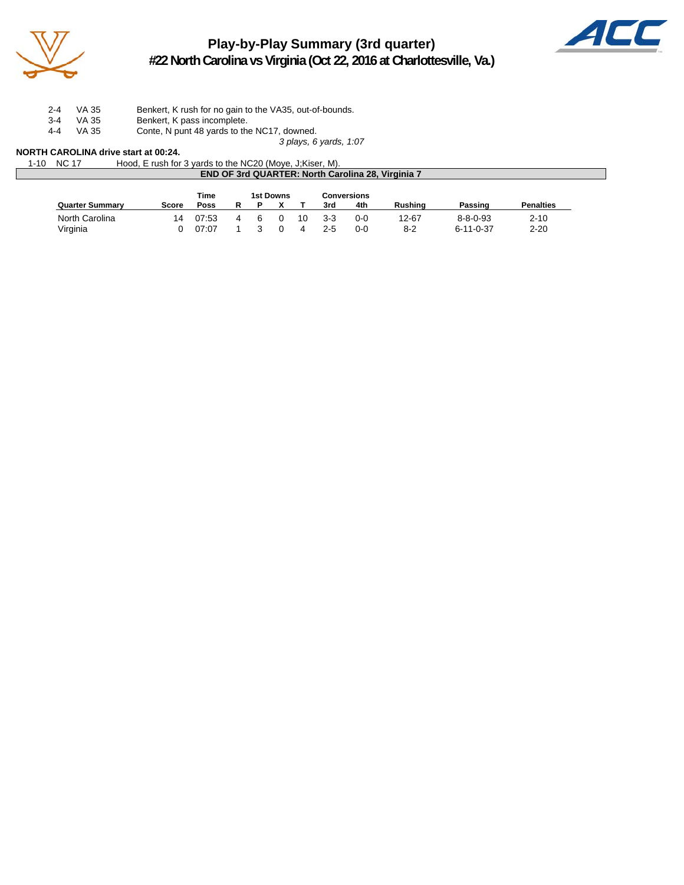# Play-by-Play Summary (3rd quarter)

## #22 North Carolina vs Virginia (Oct 22, 2016 at Charlottesville, Va.)

| | | |
|---|---|---|
| 2-4 | VA 35 | Benkert, K rush for no gain to the VA35, out-of-bounds. |
| 3-4 | VA 35 | Benkert, K pass incomplete. |
| 4-4 | VA 35 | Conte, N punt 48 yards to the NC17, downed. |

*3 plays, 6 yards, 1:07*

**NORTH CAROLINA drive start at 00:24.**

| | | |
|---|---|---|
| 1-10 | NC 17 | Hood, E rush for 3 yards to the NC20 (Moye, J;Kiser, M). |

**END OF 3rd QUARTER: North Carolina 28, Virginia 7**

| Quarter Summary | Score | Time Poss | 1st Downs R | P | X | T | Conversions 3rd | 4th | Rushing | Passing | Penalties |
|---|---|---|---|---|---|---|---|---|---|---|---|
| North Carolina | 14 | 07:53 | 4 | 6 | 0 | 10 | 3-3 | 0-0 | 12-67 | 8-8-0-93 | 2-10 |
| Virginia | 0 | 07:07 | 1 | 3 | 0 | 4 | 2-5 | 0-0 | 8-2 | 6-11-0-37 | 2-20 |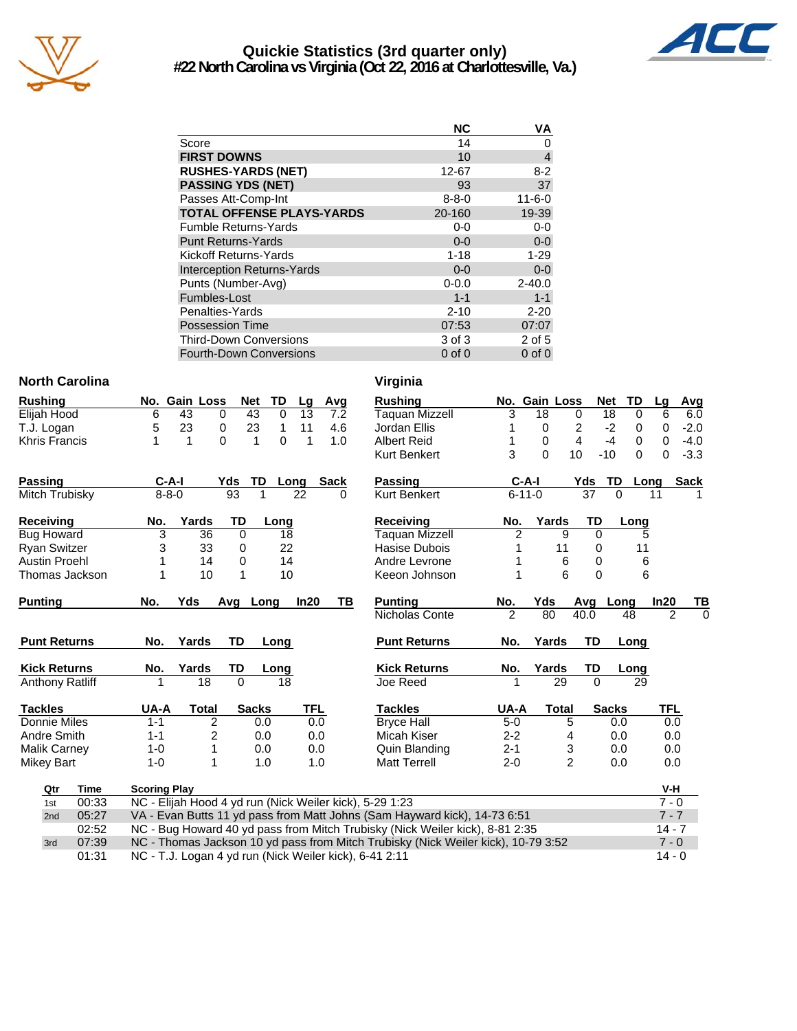# Quickie Statistics (3rd quarter only)
## #22 North Carolina vs Virginia (Oct 22, 2016 at Charlottesville, Va.)

| | NC | VA |
|---|---|---|
| Score | 14 | 0 |
| **FIRST DOWNS** | 10 | 4 |
| **RUSHES-YARDS (NET)** | 12-67 | 8-2 |
| **PASSING YDS (NET)** | 93 | 37 |
| Passes Att-Comp-Int | 8-8-0 | 11-6-0 |
| **TOTAL OFFENSE PLAYS-YARDS** | 20-160 | 19-39 |
| Fumble Returns-Yards | 0-0 | 0-0 |
| Punt Returns-Yards | 0-0 | 0-0 |
| Kickoff Returns-Yards | 1-18 | 1-29 |
| Interception Returns-Yards | 0-0 | 0-0 |
| Punts (Number-Avg) | 0-0.0 | 2-40.0 |
| Fumbles-Lost | 1-1 | 1-1 |
| Penalties-Yards | 2-10 | 2-20 |
| Possession Time | 07:53 | 07:07 |
| Third-Down Conversions | 3 of 3 | 2 of 5 |
| Fourth-Down Conversions | 0 of 0 | 0 of 0 |

### North Carolina

| Rushing | No. | Gain | Loss | Net | TD | Lg | Avg |
|---|---|---|---|---|---|---|---|
| Elijah Hood | 6 | 43 | 0 | 43 | 0 | 13 | 7.2 |
| T.J. Logan | 5 | 23 | 0 | 23 | 1 | 11 | 4.6 |
| Khris Francis | 1 | 1 | 0 | 1 | 0 | 1 | 1.0 |

| Passing | C-A-I | Yds | TD | Long | Sack |
|---|---|---|---|---|---|
| Mitch Trubisky | 8-8-0 | 93 | 1 | 22 | 0 |

| Receiving | No. | Yards | TD | Long |
|---|---|---|---|---|
| Bug Howard | 3 | 36 | 0 | 18 |
| Ryan Switzer | 3 | 33 | 0 | 22 |
| Austin Proehl | 1 | 14 | 0 | 14 |
| Thomas Jackson | 1 | 10 | 1 | 10 |

| Punting | No. | Yds | Avg | Long | In20 | TB |
|---|---|---|---|---|---|---|

| Punt Returns | No. | Yards | TD | Long |
|---|---|---|---|---|

| Kick Returns | No. | Yards | TD | Long |
|---|---|---|---|---|
| Anthony Ratliff | 1 | 18 | 0 | 18 |

| Tackles | UA-A | Total | Sacks | TFL |
|---|---|---|---|---|
| Donnie Miles | 1-1 | 2 | 0.0 | 0.0 |
| Andre Smith | 1-1 | 2 | 0.0 | 0.0 |
| Malik Carney | 1-0 | 1 | 0.0 | 0.0 |
| Mikey Bart | 1-0 | 1 | 1.0 | 1.0 |

### Virginia

| Rushing | No. | Gain | Loss | Net | TD | Lg | Avg |
|---|---|---|---|---|---|---|---|
| Taquan Mizzell | 3 | 18 | 0 | 18 | 0 | 6 | 6.0 |
| Jordan Ellis | 1 | 0 | 2 | -2 | 0 | 0 | -2.0 |
| Albert Reid | 1 | 0 | 4 | -4 | 0 | 0 | -4.0 |
| Kurt Benkert | 3 | 0 | 10 | -10 | 0 | 0 | -3.3 |

| Passing | C-A-I | Yds | TD | Long | Sack |
|---|---|---|---|---|---|
| Kurt Benkert | 6-11-0 | 37 | 0 | 11 | 1 |

| Receiving | No. | Yards | TD | Long |
|---|---|---|---|---|
| Taquan Mizzell | 2 | 9 | 0 | 5 |
| Hasise Dubois | 1 | 11 | 0 | 11 |
| Andre Levrone | 1 | 6 | 0 | 6 |
| Keeon Johnson | 1 | 6 | 0 | 6 |

| Punting | No. | Yds | Avg | Long | In20 | TB |
|---|---|---|---|---|---|---|
| Nicholas Conte | 2 | 80 | 40.0 | 48 | 2 | 0 |

| Punt Returns | No. | Yards | TD | Long |
|---|---|---|---|---|

| Kick Returns | No. | Yards | TD | Long |
|---|---|---|---|---|
| Joe Reed | 1 | 29 | 0 | 29 |

| Tackles | UA-A | Total | Sacks | TFL |
|---|---|---|---|---|
| Bryce Hall | 5-0 | 5 | 0.0 | 0.0 |
| Micah Kiser | 2-2 | 4 | 0.0 | 0.0 |
| Quin Blanding | 2-1 | 3 | 0.0 | 0.0 |
| Matt Terrell | 2-0 | 2 | 0.0 | 0.0 |

| Qtr | Time | Scoring Play | V-H |
|---|---|---|---|
| 1st | 00:33 | NC - Elijah Hood 4 yd run (Nick Weiler kick), 5-29 1:23 | 7 - 0 |
| 2nd | 05:27 | VA - Evan Butts 11 yd pass from Matt Johns (Sam Hayward kick), 14-73 6:51 | 7 - 7 |
| | 02:52 | NC - Bug Howard 40 yd pass from Mitch Trubisky (Nick Weiler kick), 8-81 2:35 | 14 - 7 |
| 3rd | 07:39 | NC - Thomas Jackson 10 yd pass from Mitch Trubisky (Nick Weiler kick), 10-79 3:52 | 7 - 0 |
| | 01:31 | NC - T.J. Logan 4 yd run (Nick Weiler kick), 6-41 2:11 | 14 - 0 |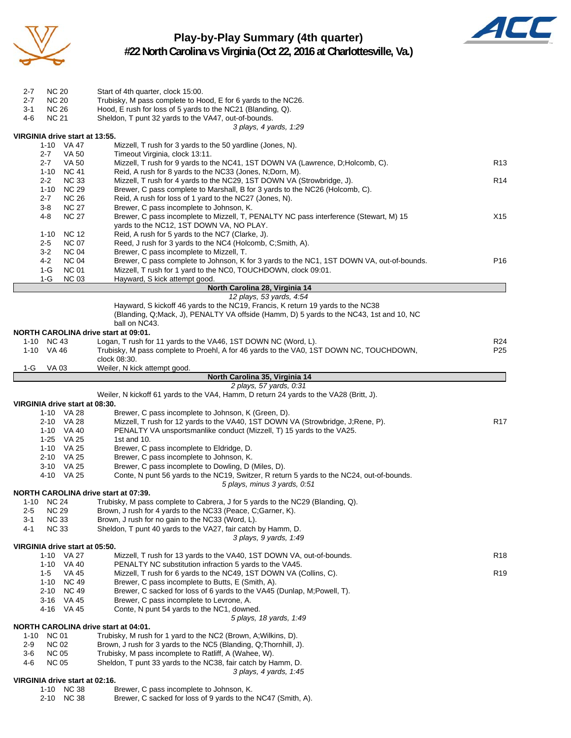# Play-by-Play Summary (4th quarter)

## #22 North Carolina vs Virginia (Oct 22, 2016 at Charlottesville, Va.)

| Down | Spot | Play | |
|---|---|---|---|
| 2-7 | NC 20 | Start of 4th quarter, clock 15:00. | |
| 2-7 | NC 20 | Trubisky, M pass complete to Hood, E for 6 yards to the NC26. | |
| 3-1 | NC 26 | Hood, E rush for loss of 5 yards to the NC21 (Blanding, Q). | |
| 4-6 | NC 21 | Sheldon, T punt 32 yards to the VA47, out-of-bounds. | |
| | | *3 plays, 4 yards, 1:29* | |

**VIRGINIA drive start at 13:55.**

| Down | Spot | Play | |
|---|---|---|---|
| 1-10 | VA 47 | Mizzell, T rush for 3 yards to the 50 yardline (Jones, N). | |
| 2-7 | VA 50 | Timeout Virginia, clock 13:11. | |
| 2-7 | VA 50 | Mizzell, T rush for 9 yards to the NC41, 1ST DOWN VA (Lawrence, D;Holcomb, C). | R13 |
| 1-10 | NC 41 | Reid, A rush for 8 yards to the NC33 (Jones, N;Dorn, M). | |
| 2-2 | NC 33 | Mizzell, T rush for 4 yards to the NC29, 1ST DOWN VA (Strowbridge, J). | R14 |
| 1-10 | NC 29 | Brewer, C pass complete to Marshall, B for 3 yards to the NC26 (Holcomb, C). | |
| 2-7 | NC 26 | Reid, A rush for loss of 1 yard to the NC27 (Jones, N). | |
| 3-8 | NC 27 | Brewer, C pass incomplete to Johnson, K. | |
| 4-8 | NC 27 | Brewer, C pass incomplete to Mizzell, T, PENALTY NC pass interference (Stewart, M) 15 yards to the NC12, 1ST DOWN VA, NO PLAY. | X15 |
| 1-10 | NC 12 | Reid, A rush for 5 yards to the NC7 (Clarke, J). | |
| 2-5 | NC 07 | Reed, J rush for 3 yards to the NC4 (Holcomb, C;Smith, A). | |
| 3-2 | NC 04 | Brewer, C pass incomplete to Mizzell, T. | |
| 4-2 | NC 04 | Brewer, C pass complete to Johnson, K for 3 yards to the NC1, 1ST DOWN VA, out-of-bounds. | P16 |
| 1-G | NC 01 | Mizzell, T rush for 1 yard to the NC0, TOUCHDOWN, clock 09:01. | |
| 1-G | NC 03 | Hayward, S kick attempt good. | |

**North Carolina 28, Virginia 14**

*12 plays, 53 yards, 4:54*

Hayward, S kickoff 46 yards to the NC19, Francis, K return 19 yards to the NC38 (Blanding, Q;Mack, J), PENALTY VA offside (Hamm, D) 5 yards to the NC43, 1st and 10, NC ball on NC43.

**NORTH CAROLINA drive start at 09:01.**

| Down | Spot | Play | |
|---|---|---|---|
| 1-10 | NC 43 | Logan, T rush for 11 yards to the VA46, 1ST DOWN NC (Word, L). | R24 |
| 1-10 | VA 46 | Trubisky, M pass complete to Proehl, A for 46 yards to the VA0, 1ST DOWN NC, TOUCHDOWN, clock 08:30. | P25 |
| 1-G | VA 03 | Weiler, N kick attempt good. | |

**North Carolina 35, Virginia 14**

*2 plays, 57 yards, 0:31*

Weiler, N kickoff 61 yards to the VA4, Hamm, D return 24 yards to the VA28 (Britt, J).

**VIRGINIA drive start at 08:30.**

| Down | Spot | Play | |
|---|---|---|---|
| 1-10 | VA 28 | Brewer, C pass incomplete to Johnson, K (Green, D). | |
| 2-10 | VA 28 | Mizzell, T rush for 12 yards to the VA40, 1ST DOWN VA (Strowbridge, J;Rene, P). | R17 |
| 1-10 | VA 40 | PENALTY VA unsportsmanlike conduct (Mizzell, T) 15 yards to the VA25. | |
| 1-25 | VA 25 | 1st and 10. | |
| 1-10 | VA 25 | Brewer, C pass incomplete to Eldridge, D. | |
| 2-10 | VA 25 | Brewer, C pass incomplete to Johnson, K. | |
| 3-10 | VA 25 | Brewer, C pass incomplete to Dowling, D (Miles, D). | |
| 4-10 | VA 25 | Conte, N punt 56 yards to the NC19, Switzer, R return 5 yards to the NC24, out-of-bounds. | |
| | | *5 plays, minus 3 yards, 0:51* | |

**NORTH CAROLINA drive start at 07:39.**

| Down | Spot | Play | |
|---|---|---|---|
| 1-10 | NC 24 | Trubisky, M pass complete to Cabrera, J for 5 yards to the NC29 (Blanding, Q). | |
| 2-5 | NC 29 | Brown, J rush for 4 yards to the NC33 (Peace, C;Garner, K). | |
| 3-1 | NC 33 | Brown, J rush for no gain to the NC33 (Word, L). | |
| 4-1 | NC 33 | Sheldon, T punt 40 yards to the VA27, fair catch by Hamm, D. | |
| | | *3 plays, 9 yards, 1:49* | |

**VIRGINIA drive start at 05:50.**

| Down | Spot | Play | |
|---|---|---|---|
| 1-10 | VA 27 | Mizzell, T rush for 13 yards to the VA40, 1ST DOWN VA, out-of-bounds. | R18 |
| 1-10 | VA 40 | PENALTY NC substitution infraction 5 yards to the VA45. | |
| 1-5 | VA 45 | Mizzell, T rush for 6 yards to the NC49, 1ST DOWN VA (Collins, C). | R19 |
| 1-10 | NC 49 | Brewer, C pass incomplete to Butts, E (Smith, A). | |
| 2-10 | NC 49 | Brewer, C sacked for loss of 6 yards to the VA45 (Dunlap, M;Powell, T). | |
| 3-16 | VA 45 | Brewer, C pass incomplete to Levrone, A. | |
| 4-16 | VA 45 | Conte, N punt 54 yards to the NC1, downed. | |
| | | *5 plays, 18 yards, 1:49* | |

**NORTH CAROLINA drive start at 04:01.**

| Down | Spot | Play | |
|---|---|---|---|
| 1-10 | NC 01 | Trubisky, M rush for 1 yard to the NC2 (Brown, A;Wilkins, D). | |
| 2-9 | NC 02 | Brown, J rush for 3 yards to the NC5 (Blanding, Q;Thornhill, J). | |
| 3-6 | NC 05 | Trubisky, M pass incomplete to Ratliff, A (Wahee, W). | |
| 4-6 | NC 05 | Sheldon, T punt 33 yards to the NC38, fair catch by Hamm, D. | |
| | | *3 plays, 4 yards, 1:45* | |

**VIRGINIA drive start at 02:16.**

| Down | Spot | Play | |
|---|---|---|---|
| 1-10 | NC 38 | Brewer, C pass incomplete to Johnson, K. | |
| 2-10 | NC 38 | Brewer, C sacked for loss of 9 yards to the NC47 (Smith, A). | |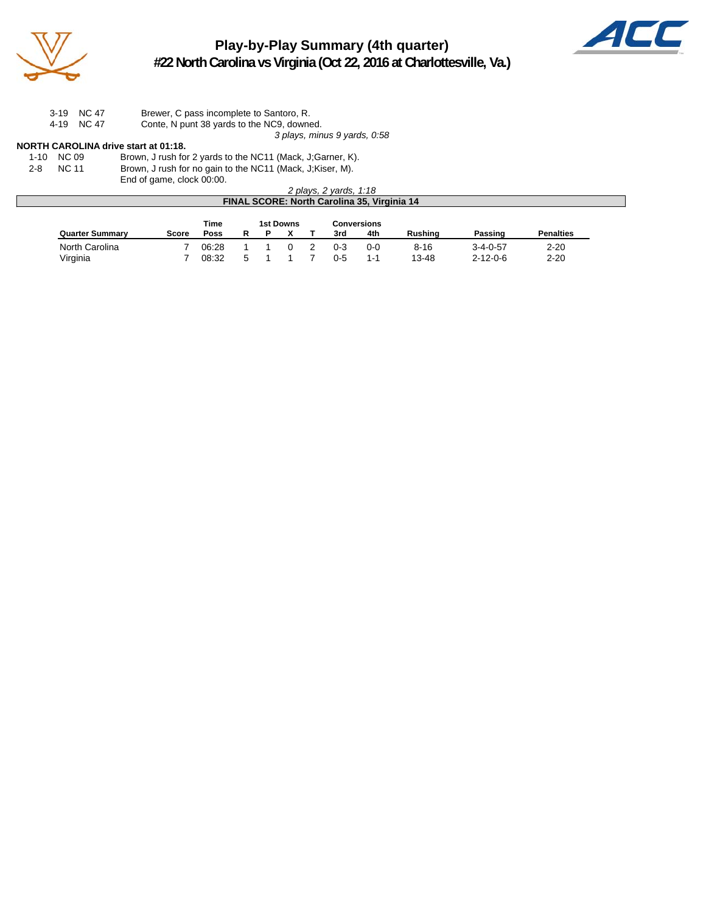# Play-by-Play Summary (4th quarter)

## #22 North Carolina vs Virginia (Oct 22, 2016 at Charlottesville, Va.)

| | | |
|---|---|---|
| 3-19 | NC 47 | Brewer, C pass incomplete to Santoro, R. |
| 4-19 | NC 47 | Conte, N punt 38 yards to the NC9, downed. |

*3 plays, minus 9 yards, 0:58*

**NORTH CAROLINA drive start at 01:18.**

| | | |
|---|---|---|
| 1-10 | NC 09 | Brown, J rush for 2 yards to the NC11 (Mack, J;Garner, K). |
| 2-8 | NC 11 | Brown, J rush for no gain to the NC11 (Mack, J;Kiser, M). |
| | | End of game, clock 00:00. |

*2 plays, 2 yards, 1:18*

**FINAL SCORE: North Carolina 35, Virginia 14**

| Quarter Summary | Score | Time Poss | 1st Downs R | P | X | T | Conversions 3rd | 4th | Rushing | Passing | Penalties |
|---|---|---|---|---|---|---|---|---|---|---|---|
| North Carolina | 7 | 06:28 | 1 | 1 | 0 | 2 | 0-3 | 0-0 | 8-16 | 3-4-0-57 | 2-20 |
| Virginia | 7 | 08:32 | 5 | 1 | 1 | 7 | 0-5 | 1-1 | 13-48 | 2-12-0-6 | 2-20 |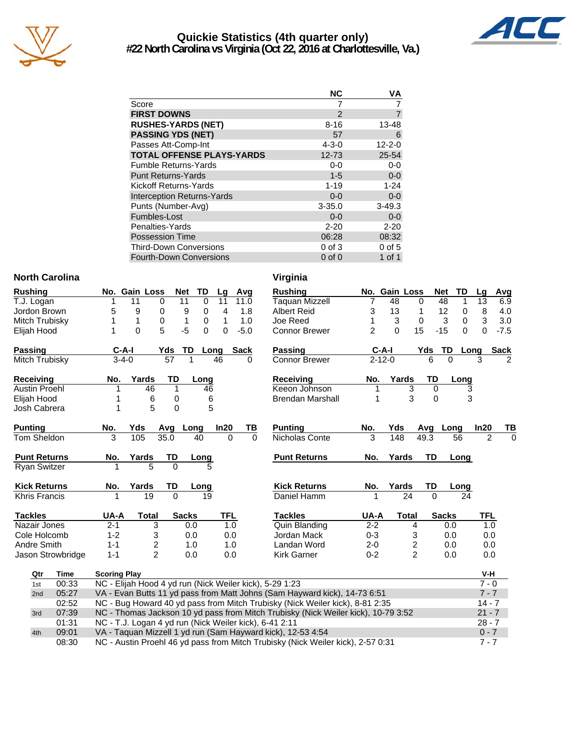# Quickie Statistics (4th quarter only)

## #22 North Carolina vs Virginia (Oct 22, 2016 at Charlottesville, Va.)

| | NC | VA |
|---|---|---|
| Score | 7 | 7 |
| **FIRST DOWNS** | 2 | 7 |
| **RUSHES-YARDS (NET)** | 8-16 | 13-48 |
| **PASSING YDS (NET)** | 57 | 6 |
| Passes Att-Comp-Int | 4-3-0 | 12-2-0 |
| **TOTAL OFFENSE PLAYS-YARDS** | 12-73 | 25-54 |
| Fumble Returns-Yards | 0-0 | 0-0 |
| Punt Returns-Yards | 1-5 | 0-0 |
| Kickoff Returns-Yards | 1-19 | 1-24 |
| Interception Returns-Yards | 0-0 | 0-0 |
| Punts (Number-Avg) | 3-35.0 | 3-49.3 |
| Fumbles-Lost | 0-0 | 0-0 |
| Penalties-Yards | 2-20 | 2-20 |
| Possession Time | 06:28 | 08:32 |
| Third-Down Conversions | 0 of 3 | 0 of 5 |
| Fourth-Down Conversions | 0 of 0 | 1 of 1 |

### North Carolina

| Rushing | No. | Gain | Loss | Net | TD | Lg | Avg |
|---|---|---|---|---|---|---|---|
| T.J. Logan | 1 | 11 | 0 | 11 | 0 | 11 | 11.0 |
| Jordon Brown | 5 | 9 | 0 | 9 | 0 | 4 | 1.8 |
| Mitch Trubisky | 1 | 1 | 0 | 1 | 0 | 1 | 1.0 |
| Elijah Hood | 1 | 0 | 5 | -5 | 0 | 0 | -5.0 |

| Passing | C-A-I | Yds | TD | Long | Sack |
|---|---|---|---|---|---|
| Mitch Trubisky | 3-4-0 | 57 | 1 | 46 | 0 |

| Receiving | No. | Yards | TD | Long |
|---|---|---|---|---|
| Austin Proehl | 1 | 46 | 1 | 46 |
| Elijah Hood | 1 | 6 | 0 | 6 |
| Josh Cabrera | 1 | 5 | 0 | 5 |

| Punting | No. | Yds | Avg | Long | In20 | TB |
|---|---|---|---|---|---|---|
| Tom Sheldon | 3 | 105 | 35.0 | 40 | 0 | 0 |

| Punt Returns | No. | Yards | TD | Long |
|---|---|---|---|---|
| Ryan Switzer | 1 | 5 | 0 | 5 |

| Kick Returns | No. | Yards | TD | Long |
|---|---|---|---|---|
| Khris Francis | 1 | 19 | 0 | 19 |

| Tackles | UA-A | Total | Sacks | TFL |
|---|---|---|---|---|
| Nazair Jones | 2-1 | 3 | 0.0 | 1.0 |
| Cole Holcomb | 1-2 | 3 | 0.0 | 0.0 |
| Andre Smith | 1-1 | 2 | 1.0 | 1.0 |
| Jason Strowbridge | 1-1 | 2 | 0.0 | 0.0 |

### Virginia

| Rushing | No. | Gain | Loss | Net | TD | Lg | Avg |
|---|---|---|---|---|---|---|---|
| Taquan Mizzell | 7 | 48 | 0 | 48 | 1 | 13 | 6.9 |
| Albert Reid | 3 | 13 | 1 | 12 | 0 | 8 | 4.0 |
| Joe Reed | 1 | 3 | 0 | 3 | 0 | 3 | 3.0 |
| Connor Brewer | 2 | 0 | 15 | -15 | 0 | 0 | -7.5 |

| Passing | C-A-I | Yds | TD | Long | Sack |
|---|---|---|---|---|---|
| Connor Brewer | 2-12-0 | 6 | 0 | 3 | 2 |

| Receiving | No. | Yards | TD | Long |
|---|---|---|---|---|
| Keeon Johnson | 1 | 3 | 0 | 3 |
| Brendan Marshall | 1 | 3 | 0 | 3 |

| Punting | No. | Yds | Avg | Long | In20 | TB |
|---|---|---|---|---|---|---|
| Nicholas Conte | 3 | 148 | 49.3 | 56 | 2 | 0 |

| Punt Returns | No. | Yards | TD | Long |
|---|---|---|---|---|

| Kick Returns | No. | Yards | TD | Long |
|---|---|---|---|---|
| Daniel Hamm | 1 | 24 | 0 | 24 |

| Tackles | UA-A | Total | Sacks | TFL |
|---|---|---|---|---|
| Quin Blanding | 2-2 | 4 | 0.0 | 1.0 |
| Jordan Mack | 0-3 | 3 | 0.0 | 0.0 |
| Landan Word | 2-0 | 2 | 0.0 | 0.0 |
| Kirk Garner | 0-2 | 2 | 0.0 | 0.0 |

| Qtr | Time | Scoring Play | V-H |
|---|---|---|---|
| 1st | 00:33 | NC - Elijah Hood 4 yd run (Nick Weiler kick), 5-29 1:23 | 7 - 0 |
| 2nd | 05:27 | VA - Evan Butts 11 yd pass from Matt Johns (Sam Hayward kick), 14-73 6:51 | 7 - 7 |
| | 02:52 | NC - Bug Howard 40 yd pass from Mitch Trubisky (Nick Weiler kick), 8-81 2:35 | 14 - 7 |
| 3rd | 07:39 | NC - Thomas Jackson 10 yd pass from Mitch Trubisky (Nick Weiler kick), 10-79 3:52 | 21 - 7 |
| | 01:31 | NC - T.J. Logan 4 yd run (Nick Weiler kick), 6-41 2:11 | 28 - 7 |
| 4th | 09:01 | VA - Taquan Mizzell 1 yd run (Sam Hayward kick), 12-53 4:54 | 0 - 7 |
| | 08:30 | NC - Austin Proehl 46 yd pass from Mitch Trubisky (Nick Weiler kick), 2-57 0:31 | 7 - 7 |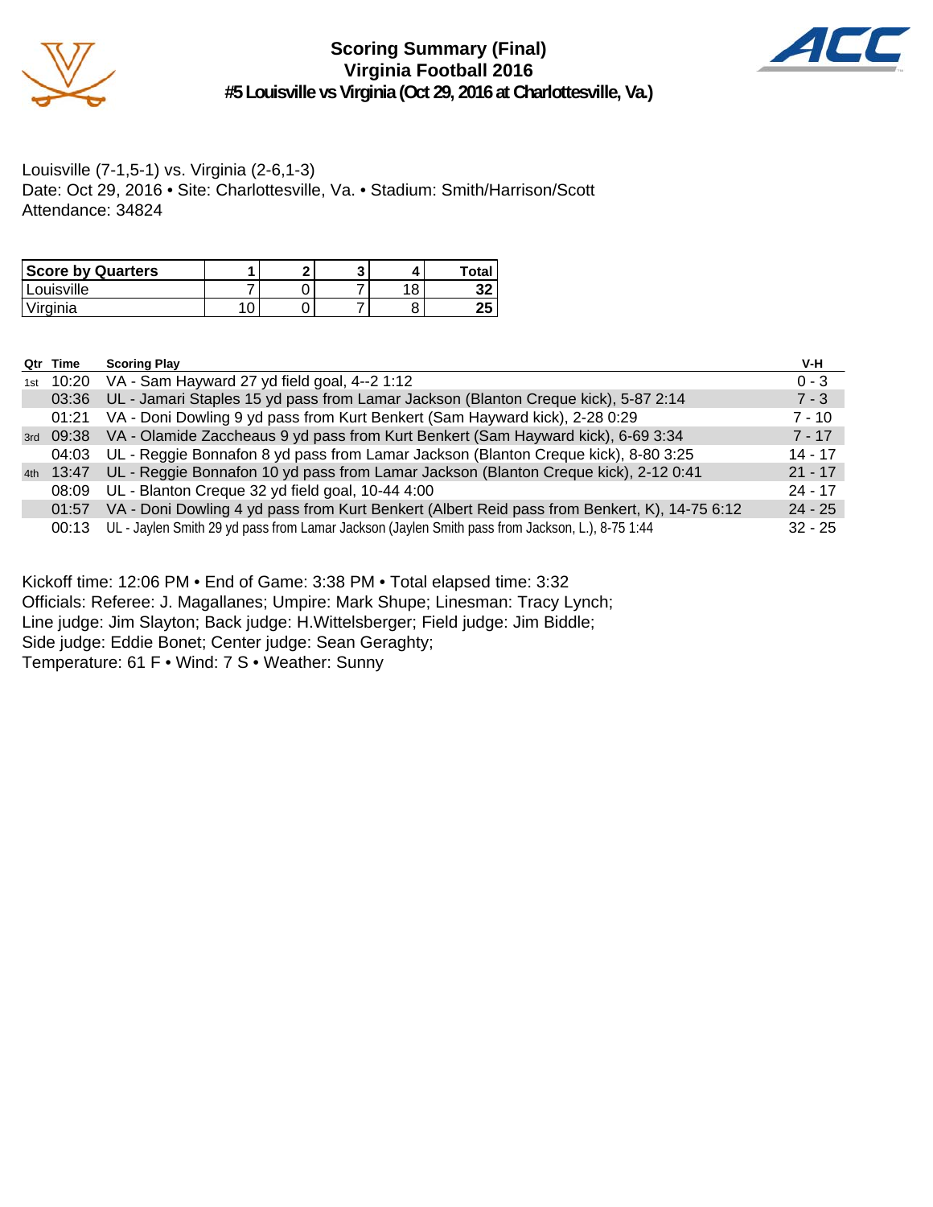# Scoring Summary (Final)
## Virginia Football 2016
### #5 Louisville vs Virginia (Oct 29, 2016 at Charlottesville, Va.)

Louisville (7-1,5-1) vs. Virginia (2-6,1-3)
Date: Oct 29, 2016 • Site: Charlottesville, Va. • Stadium: Smith/Harrison/Scott
Attendance: 34824

| Score by Quarters | 1 | 2 | 3 | 4 | Total |
|---|---|---|---|---|---|
| Louisville | 7 | 0 | 7 | 18 | **32** |
| Virginia | 10 | 0 | 7 | 8 | **25** |

| Qtr | Time | Scoring Play | V-H |
|---|---|---|---|
| 1st | 10:20 | VA - Sam Hayward 27 yd field goal, 4--2 1:12 | 0 - 3 |
| | 03:36 | UL - Jamari Staples 15 yd pass from Lamar Jackson (Blanton Creque kick), 5-87 2:14 | 7 - 3 |
| | 01:21 | VA - Doni Dowling 9 yd pass from Kurt Benkert (Sam Hayward kick), 2-28 0:29 | 7 - 10 |
| 3rd | 09:38 | VA - Olamide Zaccheaus 9 yd pass from Kurt Benkert (Sam Hayward kick), 6-69 3:34 | 7 - 17 |
| | 04:03 | UL - Reggie Bonnafon 8 yd pass from Lamar Jackson (Blanton Creque kick), 8-80 3:25 | 14 - 17 |
| 4th | 13:47 | UL - Reggie Bonnafon 10 yd pass from Lamar Jackson (Blanton Creque kick), 2-12 0:41 | 21 - 17 |
| | 08:09 | UL - Blanton Creque 32 yd field goal, 10-44 4:00 | 24 - 17 |
| | 01:57 | VA - Doni Dowling 4 yd pass from Kurt Benkert (Albert Reid pass from Benkert, K), 14-75 6:12 | 24 - 25 |
| | 00:13 | UL - Jaylen Smith 29 yd pass from Lamar Jackson (Jaylen Smith pass from Jackson, L.), 8-75 1:44 | 32 - 25 |

Kickoff time: 12:06 PM • End of Game: 3:38 PM • Total elapsed time: 3:32
Officials: Referee: J. Magallanes; Umpire: Mark Shupe; Linesman: Tracy Lynch;
Line judge: Jim Slayton; Back judge: H.Wittelsberger; Field judge: Jim Biddle;
Side judge: Eddie Bonet; Center judge: Sean Geraghty;
Temperature: 61 F • Wind: 7 S • Weather: Sunny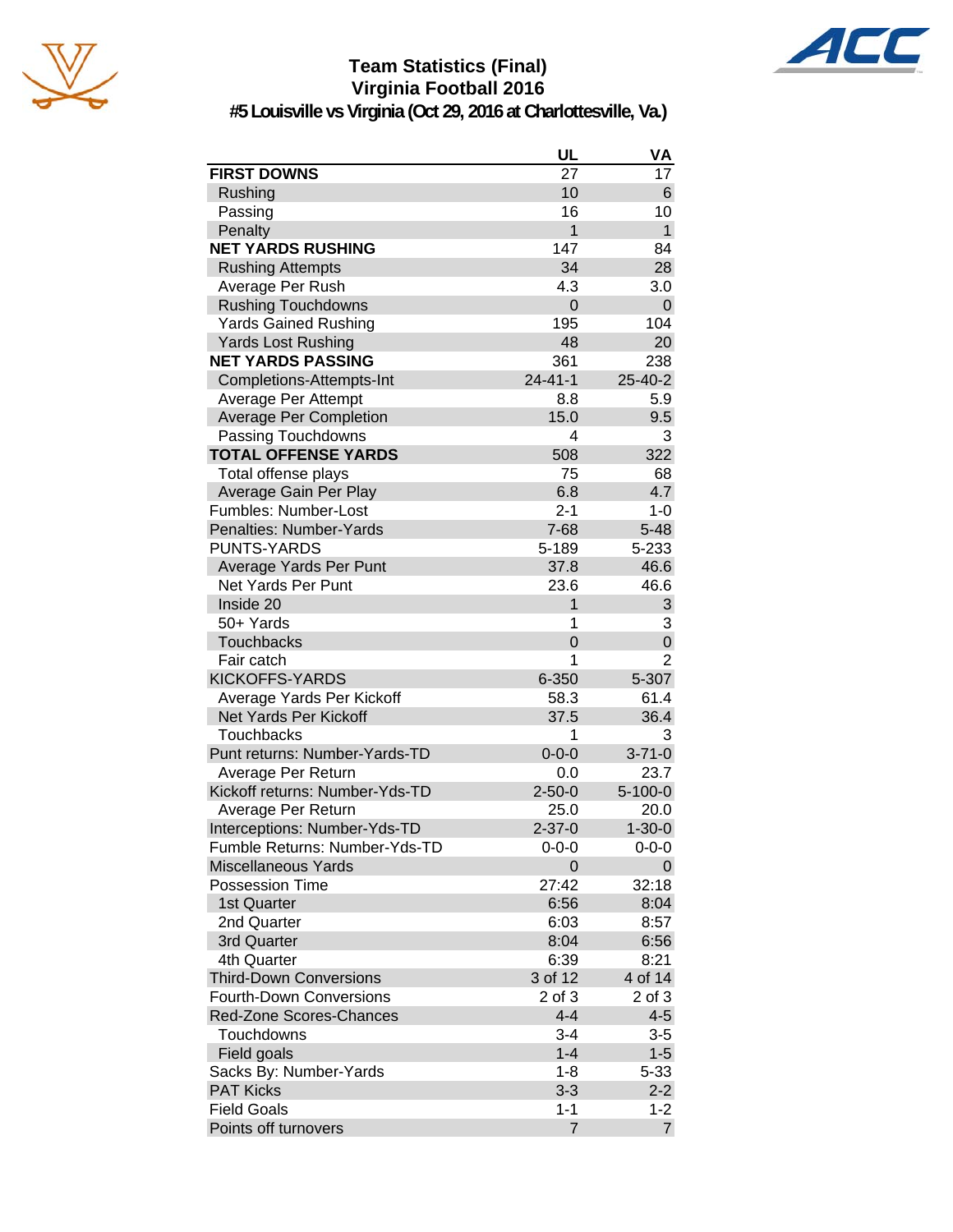# Team Statistics (Final)
## Virginia Football 2016
### #5 Louisville vs Virginia (Oct 29, 2016 at Charlottesville, Va.)

| | UL | VA |
|---|---|---|
| **FIRST DOWNS** | 27 | 17 |
| Rushing | 10 | 6 |
| Passing | 16 | 10 |
| Penalty | 1 | 1 |
| **NET YARDS RUSHING** | 147 | 84 |
| Rushing Attempts | 34 | 28 |
| Average Per Rush | 4.3 | 3.0 |
| Rushing Touchdowns | 0 | 0 |
| Yards Gained Rushing | 195 | 104 |
| Yards Lost Rushing | 48 | 20 |
| **NET YARDS PASSING** | 361 | 238 |
| Completions-Attempts-Int | 24-41-1 | 25-40-2 |
| Average Per Attempt | 8.8 | 5.9 |
| Average Per Completion | 15.0 | 9.5 |
| Passing Touchdowns | 4 | 3 |
| **TOTAL OFFENSE YARDS** | 508 | 322 |
| Total offense plays | 75 | 68 |
| Average Gain Per Play | 6.8 | 4.7 |
| Fumbles: Number-Lost | 2-1 | 1-0 |
| Penalties: Number-Yards | 7-68 | 5-48 |
| PUNTS-YARDS | 5-189 | 5-233 |
| Average Yards Per Punt | 37.8 | 46.6 |
| Net Yards Per Punt | 23.6 | 46.6 |
| Inside 20 | 1 | 3 |
| 50+ Yards | 1 | 3 |
| Touchbacks | 0 | 0 |
| Fair catch | 1 | 2 |
| KICKOFFS-YARDS | 6-350 | 5-307 |
| Average Yards Per Kickoff | 58.3 | 61.4 |
| Net Yards Per Kickoff | 37.5 | 36.4 |
| Touchbacks | 1 | 3 |
| Punt returns: Number-Yards-TD | 0-0-0 | 3-71-0 |
| Average Per Return | 0.0 | 23.7 |
| Kickoff returns: Number-Yds-TD | 2-50-0 | 5-100-0 |
| Average Per Return | 25.0 | 20.0 |
| Interceptions: Number-Yds-TD | 2-37-0 | 1-30-0 |
| Fumble Returns: Number-Yds-TD | 0-0-0 | 0-0-0 |
| Miscellaneous Yards | 0 | 0 |
| Possession Time | 27:42 | 32:18 |
| 1st Quarter | 6:56 | 8:04 |
| 2nd Quarter | 6:03 | 8:57 |
| 3rd Quarter | 8:04 | 6:56 |
| 4th Quarter | 6:39 | 8:21 |
| Third-Down Conversions | 3 of 12 | 4 of 14 |
| Fourth-Down Conversions | 2 of 3 | 2 of 3 |
| Red-Zone Scores-Chances | 4-4 | 4-5 |
| Touchdowns | 3-4 | 3-5 |
| Field goals | 1-4 | 1-5 |
| Sacks By: Number-Yards | 1-8 | 5-33 |
| PAT Kicks | 3-3 | 2-2 |
| Field Goals | 1-1 | 1-2 |
| Points off turnovers | 7 | 7 |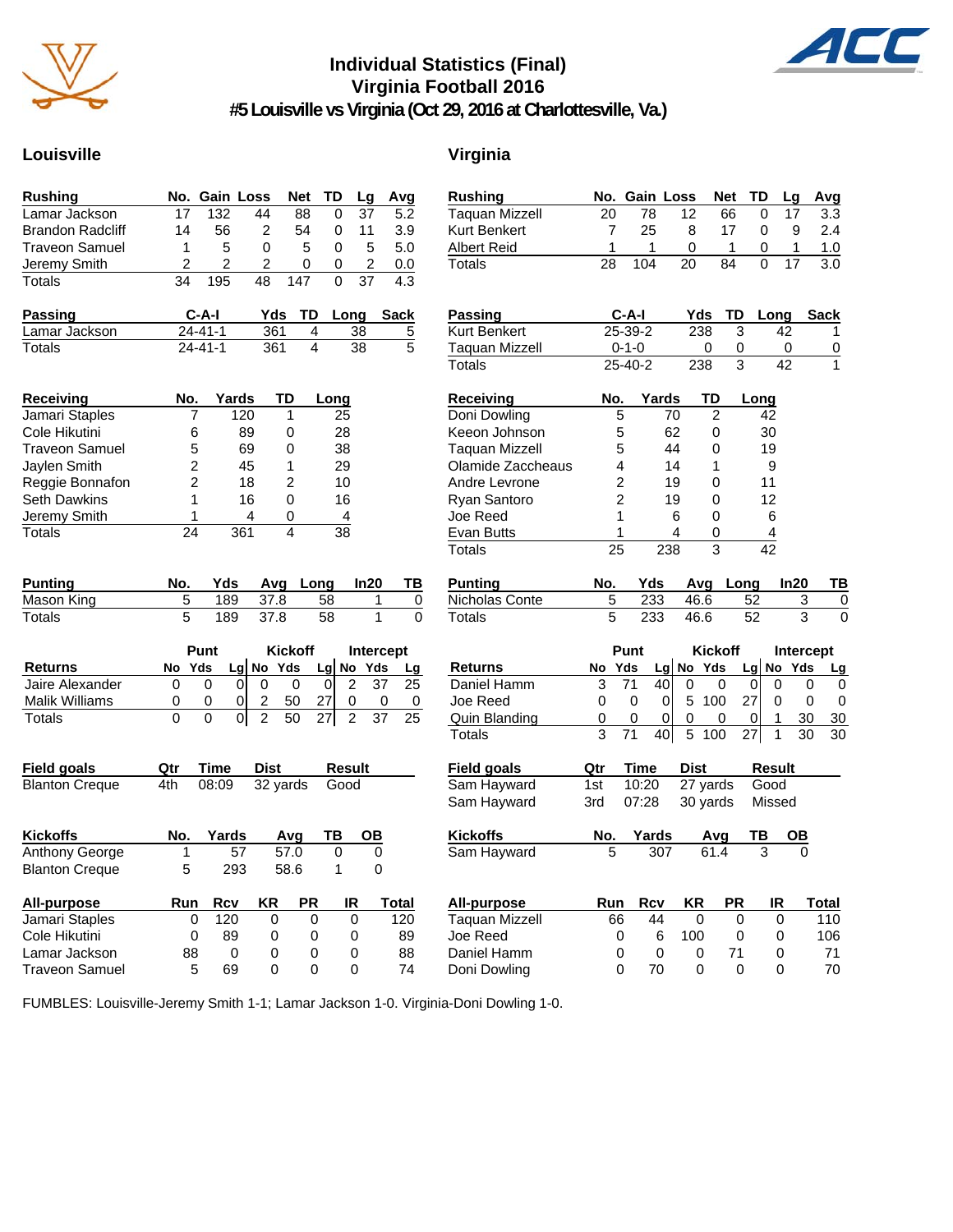# Individual Statistics (Final)
## Virginia Football 2016
### #5 Louisville vs Virginia (Oct 29, 2016 at Charlottesville, Va.)

## Louisville

| Rushing | No. | Gain | Loss | Net | TD | Lg | Avg |
|---|---|---|---|---|---|---|---|
| Lamar Jackson | 17 | 132 | 44 | 88 | 0 | 37 | 5.2 |
| Brandon Radcliff | 14 | 56 | 2 | 54 | 0 | 11 | 3.9 |
| Traveon Samuel | 1 | 5 | 0 | 5 | 0 | 5 | 5.0 |
| Jeremy Smith | 2 | 2 | 2 | 0 | 0 | 2 | 0.0 |
| Totals | 34 | 195 | 48 | 147 | 0 | 37 | 4.3 |

| Passing | C-A-I | Yds | TD | Long | Sack |
|---|---|---|---|---|---|
| Lamar Jackson | 24-41-1 | 361 | 4 | 38 | 5 |
| Totals | 24-41-1 | 361 | 4 | 38 | 5 |

| Receiving | No. | Yards | TD | Long |
|---|---|---|---|---|
| Jamari Staples | 7 | 120 | 1 | 25 |
| Cole Hikutini | 6 | 89 | 0 | 28 |
| Traveon Samuel | 5 | 69 | 0 | 38 |
| Jaylen Smith | 2 | 45 | 1 | 29 |
| Reggie Bonnafon | 2 | 18 | 2 | 10 |
| Seth Dawkins | 1 | 16 | 0 | 16 |
| Jeremy Smith | 1 | 4 | 0 | 4 |
| Totals | 24 | 361 | 4 | 38 |

| Punting | No. | Yds | Avg | Long | In20 | TB |
|---|---|---|---|---|---|---|
| Mason King | 5 | 189 | 37.8 | 58 | 1 | 0 |
| Totals | 5 | 189 | 37.8 | 58 | 1 | 0 |

| | Punt | | | Kickoff | | | Intercept | | |
|---|---|---|---|---|---|---|---|---|---|
| Returns | No | Yds | Lg | No | Yds | Lg | No | Yds | Lg |
| Jaire Alexander | 0 | 0 | 0 | 0 | 0 | 0 | 2 | 37 | 25 |
| Malik Williams | 0 | 0 | 0 | 2 | 50 | 27 | 0 | 0 | 0 |
| Totals | 0 | 0 | 0 | 2 | 50 | 27 | 2 | 37 | 25 |

| Field goals | Qtr | Time | Dist | Result |
|---|---|---|---|---|
| Blanton Creque | 4th | 08:09 | 32 yards | Good |

| Kickoffs | No. | Yards | Avg | TB | OB |
|---|---|---|---|---|---|
| Anthony George | 1 | 57 | 57.0 | 0 | 0 |
| Blanton Creque | 5 | 293 | 58.6 | 1 | 0 |

| All-purpose | Run | Rcv | KR | PR | IR | Total |
|---|---|---|---|---|---|---|
| Jamari Staples | 0 | 120 | 0 | 0 | 0 | 120 |
| Cole Hikutini | 0 | 89 | 0 | 0 | 0 | 89 |
| Lamar Jackson | 88 | 0 | 0 | 0 | 0 | 88 |
| Traveon Samuel | 5 | 69 | 0 | 0 | 0 | 74 |

## Virginia

| Rushing | No. | Gain | Loss | Net | TD | Lg | Avg |
|---|---|---|---|---|---|---|---|
| Taquan Mizzell | 20 | 78 | 12 | 66 | 0 | 17 | 3.3 |
| Kurt Benkert | 7 | 25 | 8 | 17 | 0 | 9 | 2.4 |
| Albert Reid | 1 | 1 | 0 | 1 | 0 | 1 | 1.0 |
| Totals | 28 | 104 | 20 | 84 | 0 | 17 | 3.0 |

| Passing | C-A-I | Yds | TD | Long | Sack |
|---|---|---|---|---|---|
| Kurt Benkert | 25-39-2 | 238 | 3 | 42 | 1 |
| Taquan Mizzell | 0-1-0 | 0 | 0 | 0 | 0 |
| Totals | 25-40-2 | 238 | 3 | 42 | 1 |

| Receiving | No. | Yards | TD | Long |
|---|---|---|---|---|
| Doni Dowling | 5 | 70 | 2 | 42 |
| Keeon Johnson | 5 | 62 | 0 | 30 |
| Taquan Mizzell | 5 | 44 | 0 | 19 |
| Olamide Zaccheaus | 4 | 14 | 1 | 9 |
| Andre Levrone | 2 | 19 | 0 | 11 |
| Ryan Santoro | 2 | 19 | 0 | 12 |
| Joe Reed | 1 | 6 | 0 | 6 |
| Evan Butts | 1 | 4 | 0 | 4 |
| Totals | 25 | 238 | 3 | 42 |

| Punting | No. | Yds | Avg | Long | In20 | TB |
|---|---|---|---|---|---|---|
| Nicholas Conte | 5 | 233 | 46.6 | 52 | 3 | 0 |
| Totals | 5 | 233 | 46.6 | 52 | 3 | 0 |

| | Punt | | | Kickoff | | | Intercept | | |
|---|---|---|---|---|---|---|---|---|---|
| Returns | No | Yds | Lg | No | Yds | Lg | No | Yds | Lg |
| Daniel Hamm | 3 | 71 | 40 | 0 | 0 | 0 | 0 | 0 | 0 |
| Joe Reed | 0 | 0 | 0 | 5 | 100 | 27 | 0 | 0 | 0 |
| Quin Blanding | 0 | 0 | 0 | 0 | 0 | 0 | 1 | 30 | 30 |
| Totals | 3 | 71 | 40 | 5 | 100 | 27 | 1 | 30 | 30 |

| Field goals | Qtr | Time | Dist | Result |
|---|---|---|---|---|
| Sam Hayward | 1st | 10:20 | 27 yards | Good |
| Sam Hayward | 3rd | 07:28 | 30 yards | Missed |

| Kickoffs | No. | Yards | Avg | TB | OB |
|---|---|---|---|---|---|
| Sam Hayward | 5 | 307 | 61.4 | 3 | 0 |

| All-purpose | Run | Rcv | KR | PR | IR | Total |
|---|---|---|---|---|---|---|
| Taquan Mizzell | 66 | 44 | 0 | 0 | 0 | 110 |
| Joe Reed | 0 | 6 | 100 | 0 | 0 | 106 |
| Daniel Hamm | 0 | 0 | 0 | 71 | 0 | 71 |
| Doni Dowling | 0 | 70 | 0 | 0 | 0 | 70 |

FUMBLES: Louisville-Jeremy Smith 1-1; Lamar Jackson 1-0. Virginia-Doni Dowling 1-0.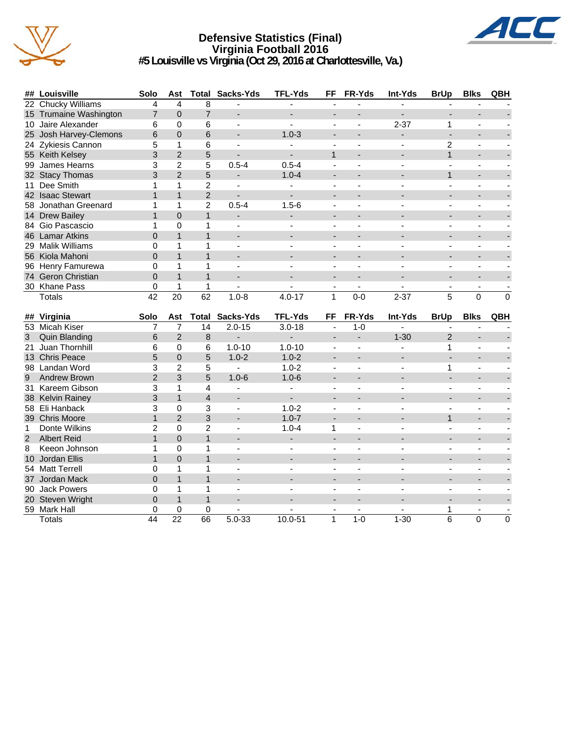# Defensive Statistics (Final)
## Virginia Football 2016
### #5 Louisville vs Virginia (Oct 29, 2016 at Charlottesville, Va.)

| ## | Louisville | Solo | Ast | Total | Sacks-Yds | TFL-Yds | FF | FR-Yds | Int-Yds | BrUp | Blks | QBH |
|---|---|---|---|---|---|---|---|---|---|---|---|---|
| 22 | Chucky Williams | 4 | 4 | 8 | - | - | - | - | - | - | - | - |
| 15 | Trumaine Washington | 7 | 0 | 7 | - | - | - | - | - | - | - | - |
| 10 | Jaire Alexander | 6 | 0 | 6 | - | - | - | - | 2-37 | 1 | - | - |
| 25 | Josh Harvey-Clemons | 6 | 0 | 6 | - | 1.0-3 | - | - | - | - | - | - |
| 24 | Zykiesis Cannon | 5 | 1 | 6 | - | - | - | - | - | 2 | - | - |
| 55 | Keith Kelsey | 3 | 2 | 5 | - | - | 1 | - | - | 1 | - | - |
| 99 | James Hearns | 3 | 2 | 5 | 0.5-4 | 0.5-4 | - | - | - | - | - | - |
| 32 | Stacy Thomas | 3 | 2 | 5 | - | 1.0-4 | - | - | - | 1 | - | - |
| 11 | Dee Smith | 1 | 1 | 2 | - | - | - | - | - | - | - | - |
| 42 | Isaac Stewart | 1 | 1 | 2 | - | - | - | - | - | - | - | - |
| 58 | Jonathan Greenard | 1 | 1 | 2 | 0.5-4 | 1.5-6 | - | - | - | - | - | - |
| 14 | Drew Bailey | 1 | 0 | 1 | - | - | - | - | - | - | - | - |
| 84 | Gio Pascascio | 1 | 0 | 1 | - | - | - | - | - | - | - | - |
| 46 | Lamar Atkins | 0 | 1 | 1 | - | - | - | - | - | - | - | - |
| 29 | Malik Williams | 0 | 1 | 1 | - | - | - | - | - | - | - | - |
| 56 | Kiola Mahoni | 0 | 1 | 1 | - | - | - | - | - | - | - | - |
| 96 | Henry Famurewa | 0 | 1 | 1 | - | - | - | - | - | - | - | - |
| 74 | Geron Christian | 0 | 1 | 1 | - | - | - | - | - | - | - | - |
| 30 | Khane Pass | 0 | 1 | 1 | - | - | - | - | - | - | - | - |
| | Totals | 42 | 20 | 62 | 1.0-8 | 4.0-17 | 1 | 0-0 | 2-37 | 5 | 0 | 0 |

| ## | Virginia | Solo | Ast | Total | Sacks-Yds | TFL-Yds | FF | FR-Yds | Int-Yds | BrUp | Blks | QBH |
|---|---|---|---|---|---|---|---|---|---|---|---|---|
| 53 | Micah Kiser | 7 | 7 | 14 | 2.0-15 | 3.0-18 | - | 1-0 | - | - | - | - |
| 3 | Quin Blanding | 6 | 2 | 8 | - | - | - | - | 1-30 | 2 | - | - |
| 21 | Juan Thornhill | 6 | 0 | 6 | 1.0-10 | 1.0-10 | - | - | - | 1 | - | - |
| 13 | Chris Peace | 5 | 0 | 5 | 1.0-2 | 1.0-2 | - | - | - | - | - | - |
| 98 | Landan Word | 3 | 2 | 5 | - | 1.0-2 | - | - | - | 1 | - | - |
| 9 | Andrew Brown | 2 | 3 | 5 | 1.0-6 | 1.0-6 | - | - | - | - | - | - |
| 31 | Kareem Gibson | 3 | 1 | 4 | - | - | - | - | - | - | - | - |
| 38 | Kelvin Rainey | 3 | 1 | 4 | - | - | - | - | - | - | - | - |
| 58 | Eli Hanback | 3 | 0 | 3 | - | 1.0-2 | - | - | - | - | - | - |
| 39 | Chris Moore | 1 | 2 | 3 | - | 1.0-7 | - | - | - | 1 | - | - |
| 1 | Donte Wilkins | 2 | 0 | 2 | - | 1.0-4 | 1 | - | - | - | - | - |
| 2 | Albert Reid | 1 | 0 | 1 | - | - | - | - | - | - | - | - |
| 8 | Keeon Johnson | 1 | 0 | 1 | - | - | - | - | - | - | - | - |
| 10 | Jordan Ellis | 1 | 0 | 1 | - | - | - | - | - | - | - | - |
| 54 | Matt Terrell | 0 | 1 | 1 | - | - | - | - | - | - | - | - |
| 37 | Jordan Mack | 0 | 1 | 1 | - | - | - | - | - | - | - | - |
| 90 | Jack Powers | 0 | 1 | 1 | - | - | - | - | - | - | - | - |
| 20 | Steven Wright | 0 | 1 | 1 | - | - | - | - | - | - | - | - |
| 59 | Mark Hall | 0 | 0 | 0 | - | - | - | - | - | 1 | - | - |
| | Totals | 44 | 22 | 66 | 5.0-33 | 10.0-51 | 1 | 1-0 | 1-30 | 6 | 0 | 0 |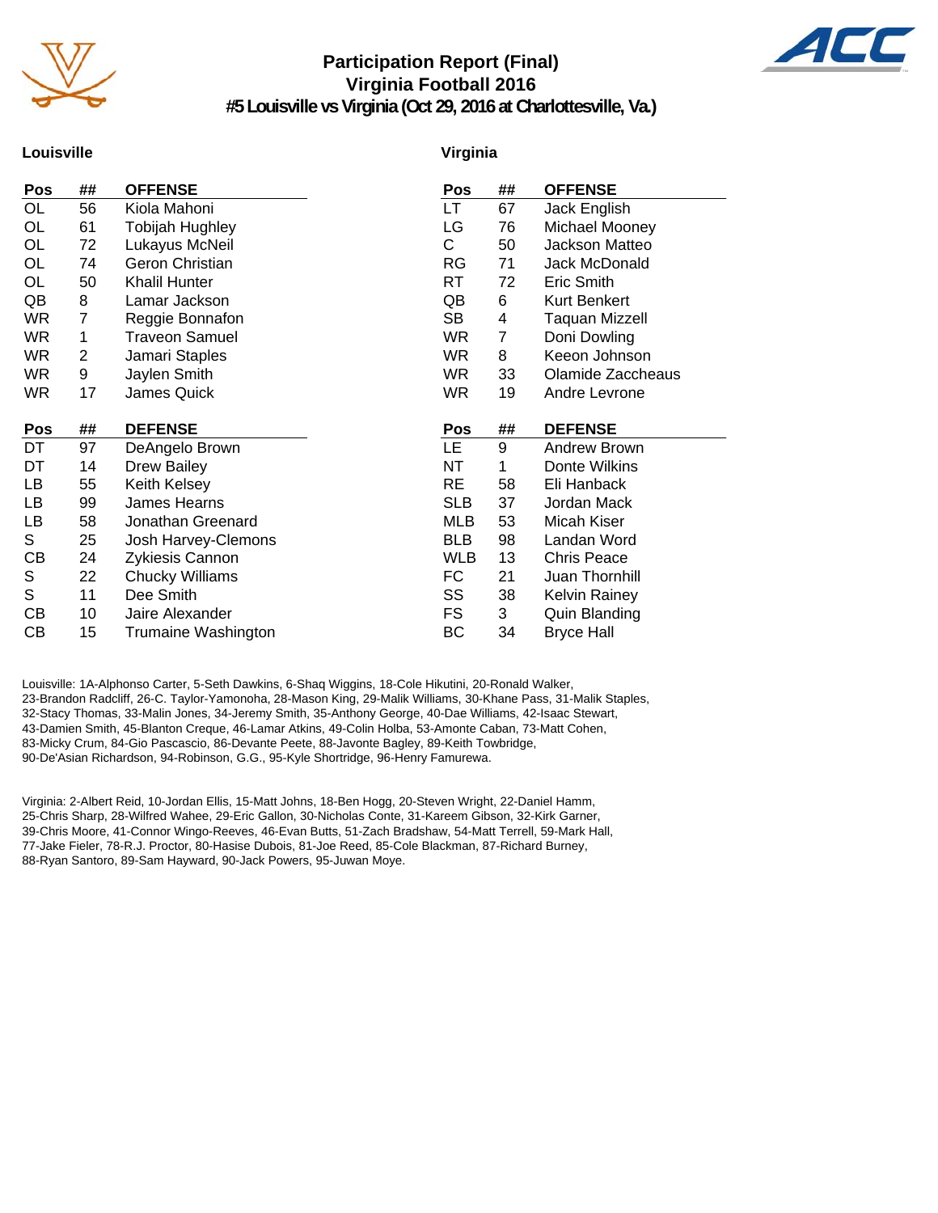# Participation Report (Final)
## Virginia Football 2016
### #5 Louisville vs Virginia (Oct 29, 2016 at Charlottesville, Va.)

## Louisville

| Pos | ## | OFFENSE |
|---|---|---|
| OL | 56 | Kiola Mahoni |
| OL | 61 | Tobijah Hughley |
| OL | 72 | Lukayus McNeil |
| OL | 74 | Geron Christian |
| OL | 50 | Khalil Hunter |
| QB | 8 | Lamar Jackson |
| WR | 7 | Reggie Bonnafon |
| WR | 1 | Traveon Samuel |
| WR | 2 | Jamari Staples |
| WR | 9 | Jaylen Smith |
| WR | 17 | James Quick |

| Pos | ## | DEFENSE |
|---|---|---|
| DT | 97 | DeAngelo Brown |
| DT | 14 | Drew Bailey |
| LB | 55 | Keith Kelsey |
| LB | 99 | James Hearns |
| LB | 58 | Jonathan Greenard |
| S | 25 | Josh Harvey-Clemons |
| CB | 24 | Zykiesis Cannon |
| S | 22 | Chucky Williams |
| S | 11 | Dee Smith |
| CB | 10 | Jaire Alexander |
| CB | 15 | Trumaine Washington |

## Virginia

| Pos | ## | OFFENSE |
|---|---|---|
| LT | 67 | Jack English |
| LG | 76 | Michael Mooney |
| C | 50 | Jackson Matteo |
| RG | 71 | Jack McDonald |
| RT | 72 | Eric Smith |
| QB | 6 | Kurt Benkert |
| SB | 4 | Taquan Mizzell |
| WR | 7 | Doni Dowling |
| WR | 8 | Keeon Johnson |
| WR | 33 | Olamide Zaccheaus |
| WR | 19 | Andre Levrone |

| Pos | ## | DEFENSE |
|---|---|---|
| LE | 9 | Andrew Brown |
| NT | 1 | Donte Wilkins |
| RE | 58 | Eli Hanback |
| SLB | 37 | Jordan Mack |
| MLB | 53 | Micah Kiser |
| BLB | 98 | Landan Word |
| WLB | 13 | Chris Peace |
| FC | 21 | Juan Thornhill |
| SS | 38 | Kelvin Rainey |
| FS | 3 | Quin Blanding |
| BC | 34 | Bryce Hall |

Louisville: 1A-Alphonso Carter, 5-Seth Dawkins, 6-Shaq Wiggins, 18-Cole Hikutini, 20-Ronald Walker, 23-Brandon Radcliff, 26-C. Taylor-Yamonoha, 28-Mason King, 29-Malik Williams, 30-Khane Pass, 31-Malik Staples, 32-Stacy Thomas, 33-Malin Jones, 34-Jeremy Smith, 35-Anthony George, 40-Dae Williams, 42-Isaac Stewart, 43-Damien Smith, 45-Blanton Creque, 46-Lamar Atkins, 49-Colin Holba, 53-Amonte Caban, 73-Matt Cohen, 83-Micky Crum, 84-Gio Pascascio, 86-Devante Peete, 88-Javonte Bagley, 89-Keith Towbridge, 90-De'Asian Richardson, 94-Robinson, G.G., 95-Kyle Shortridge, 96-Henry Famurewa.

Virginia: 2-Albert Reid, 10-Jordan Ellis, 15-Matt Johns, 18-Ben Hogg, 20-Steven Wright, 22-Daniel Hamm, 25-Chris Sharp, 28-Wilfred Wahee, 29-Eric Gallon, 30-Nicholas Conte, 31-Kareem Gibson, 32-Kirk Garner, 39-Chris Moore, 41-Connor Wingo-Reeves, 46-Evan Butts, 51-Zach Bradshaw, 54-Matt Terrell, 59-Mark Hall, 77-Jake Fieler, 78-R.J. Proctor, 80-Hasise Dubois, 81-Joe Reed, 85-Cole Blackman, 87-Richard Burney, 88-Ryan Santoro, 89-Sam Hayward, 90-Jack Powers, 95-Juwan Moye.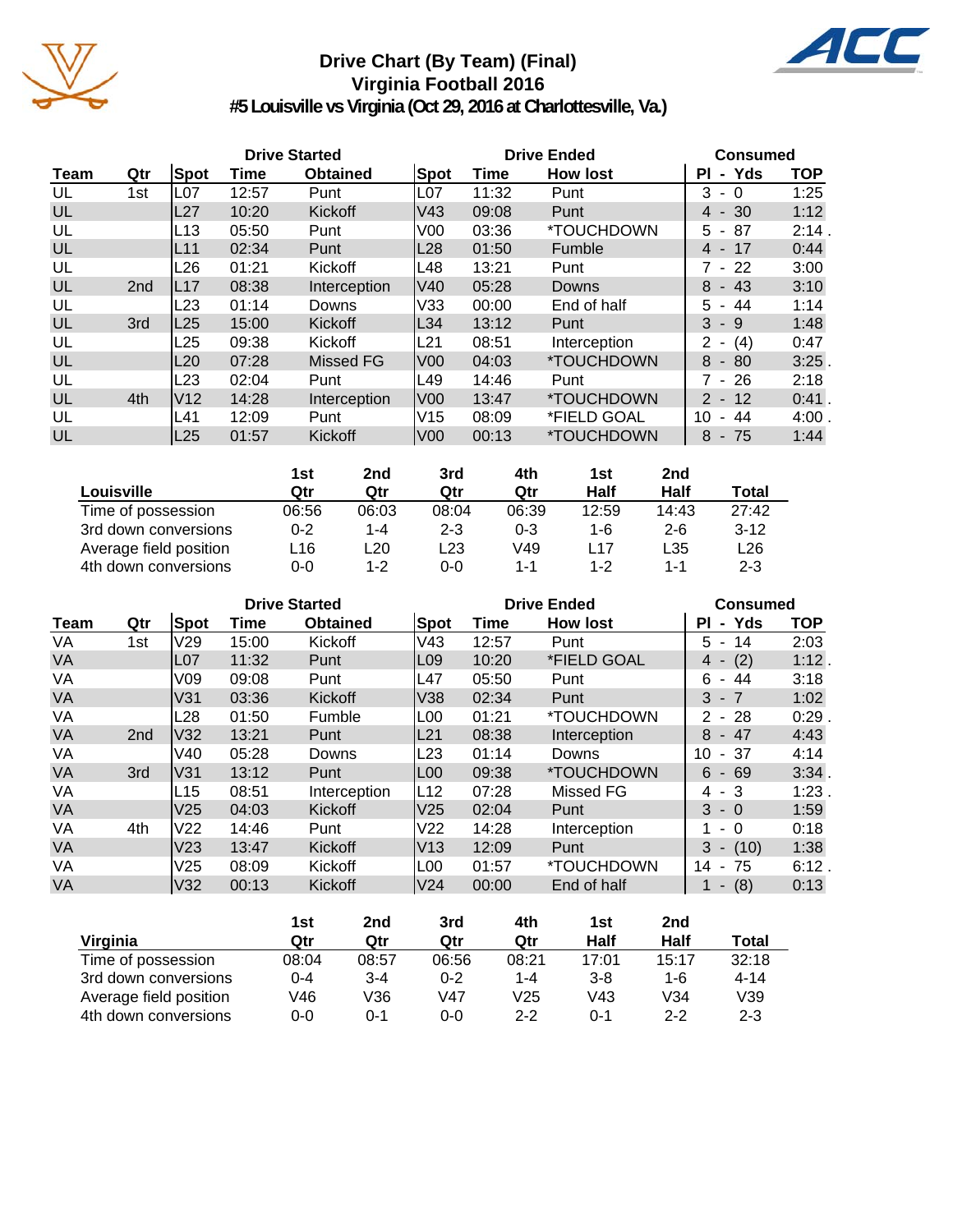# Drive Chart (By Team) (Final)
## Virginia Football 2016
### #5 Louisville vs Virginia (Oct 29, 2016 at Charlottesville, Va.)

| | | Drive Started | | | Drive Ended | | | Consumed | |
|---|---|---|---|---|---|---|---|---|---|
| Team | Qtr | Spot | Time | Obtained | Spot | Time | How lost | Pl - Yds | TOP |
| UL | 1st | L07 | 12:57 | Punt | L07 | 11:32 | Punt | 3 - 0 | 1:25 |
| UL | | L27 | 10:20 | Kickoff | V43 | 09:08 | Punt | 4 - 30 | 1:12 |
| UL | | L13 | 05:50 | Punt | V00 | 03:36 | *TOUCHDOWN | 5 - 87 | 2:14 . |
| UL | | L11 | 02:34 | Punt | L28 | 01:50 | Fumble | 4 - 17 | 0:44 |
| UL | | L26 | 01:21 | Kickoff | L48 | 13:21 | Punt | 7 - 22 | 3:00 |
| UL | 2nd | L17 | 08:38 | Interception | V40 | 05:28 | Downs | 8 - 43 | 3:10 |
| UL | | L23 | 01:14 | Downs | V33 | 00:00 | End of half | 5 - 44 | 1:14 |
| UL | 3rd | L25 | 15:00 | Kickoff | L34 | 13:12 | Punt | 3 - 9 | 1:48 |
| UL | | L25 | 09:38 | Kickoff | L21 | 08:51 | Interception | 2 - (4) | 0:47 |
| UL | | L20 | 07:28 | Missed FG | V00 | 04:03 | *TOUCHDOWN | 8 - 80 | 3:25 . |
| UL | | L23 | 02:04 | Punt | L49 | 14:46 | Punt | 7 - 26 | 2:18 |
| UL | 4th | V12 | 14:28 | Interception | V00 | 13:47 | *TOUCHDOWN | 2 - 12 | 0:41 . |
| UL | | L41 | 12:09 | Punt | V15 | 08:09 | *FIELD GOAL | 10 - 44 | 4:00 . |
| UL | | L25 | 01:57 | Kickoff | V00 | 00:13 | *TOUCHDOWN | 8 - 75 | 1:44 |

| Louisville | 1st Qtr | 2nd Qtr | 3rd Qtr | 4th Qtr | 1st Half | 2nd Half | Total |
|---|---|---|---|---|---|---|---|
| Time of possession | 06:56 | 06:03 | 08:04 | 06:39 | 12:59 | 14:43 | 27:42 |
| 3rd down conversions | 0-2 | 1-4 | 2-3 | 0-3 | 1-6 | 2-6 | 3-12 |
| Average field position | L16 | L20 | L23 | V49 | L17 | L35 | L26 |
| 4th down conversions | 0-0 | 1-2 | 0-0 | 1-1 | 1-2 | 1-1 | 2-3 |

| | | Drive Started | | | Drive Ended | | | Consumed | |
|---|---|---|---|---|---|---|---|---|---|
| Team | Qtr | Spot | Time | Obtained | Spot | Time | How lost | Pl - Yds | TOP |
| VA | 1st | V29 | 15:00 | Kickoff | V43 | 12:57 | Punt | 5 - 14 | 2:03 |
| VA | | L07 | 11:32 | Punt | L09 | 10:20 | *FIELD GOAL | 4 - (2) | 1:12 . |
| VA | | V09 | 09:08 | Punt | L47 | 05:50 | Punt | 6 - 44 | 3:18 |
| VA | | V31 | 03:36 | Kickoff | V38 | 02:34 | Punt | 3 - 7 | 1:02 |
| VA | | L28 | 01:50 | Fumble | L00 | 01:21 | *TOUCHDOWN | 2 - 28 | 0:29 . |
| VA | 2nd | V32 | 13:21 | Punt | L21 | 08:38 | Interception | 8 - 47 | 4:43 |
| VA | | V40 | 05:28 | Downs | L23 | 01:14 | Downs | 10 - 37 | 4:14 |
| VA | 3rd | V31 | 13:12 | Punt | L00 | 09:38 | *TOUCHDOWN | 6 - 69 | 3:34 . |
| VA | | L15 | 08:51 | Interception | L12 | 07:28 | Missed FG | 4 - 3 | 1:23 . |
| VA | | V25 | 04:03 | Kickoff | V25 | 02:04 | Punt | 3 - 0 | 1:59 |
| VA | 4th | V22 | 14:46 | Punt | V22 | 14:28 | Interception | 1 - 0 | 0:18 |
| VA | | V23 | 13:47 | Kickoff | V13 | 12:09 | Punt | 3 - (10) | 1:38 |
| VA | | V25 | 08:09 | Kickoff | L00 | 01:57 | *TOUCHDOWN | 14 - 75 | 6:12 . |
| VA | | V32 | 00:13 | Kickoff | V24 | 00:00 | End of half | 1 - (8) | 0:13 |

| Virginia | 1st Qtr | 2nd Qtr | 3rd Qtr | 4th Qtr | 1st Half | 2nd Half | Total |
|---|---|---|---|---|---|---|---|
| Time of possession | 08:04 | 08:57 | 06:56 | 08:21 | 17:01 | 15:17 | 32:18 |
| 3rd down conversions | 0-4 | 3-4 | 0-2 | 1-4 | 3-8 | 1-6 | 4-14 |
| Average field position | V46 | V36 | V47 | V25 | V43 | V34 | V39 |
| 4th down conversions | 0-0 | 0-1 | 0-0 | 2-2 | 0-1 | 2-2 | 2-3 |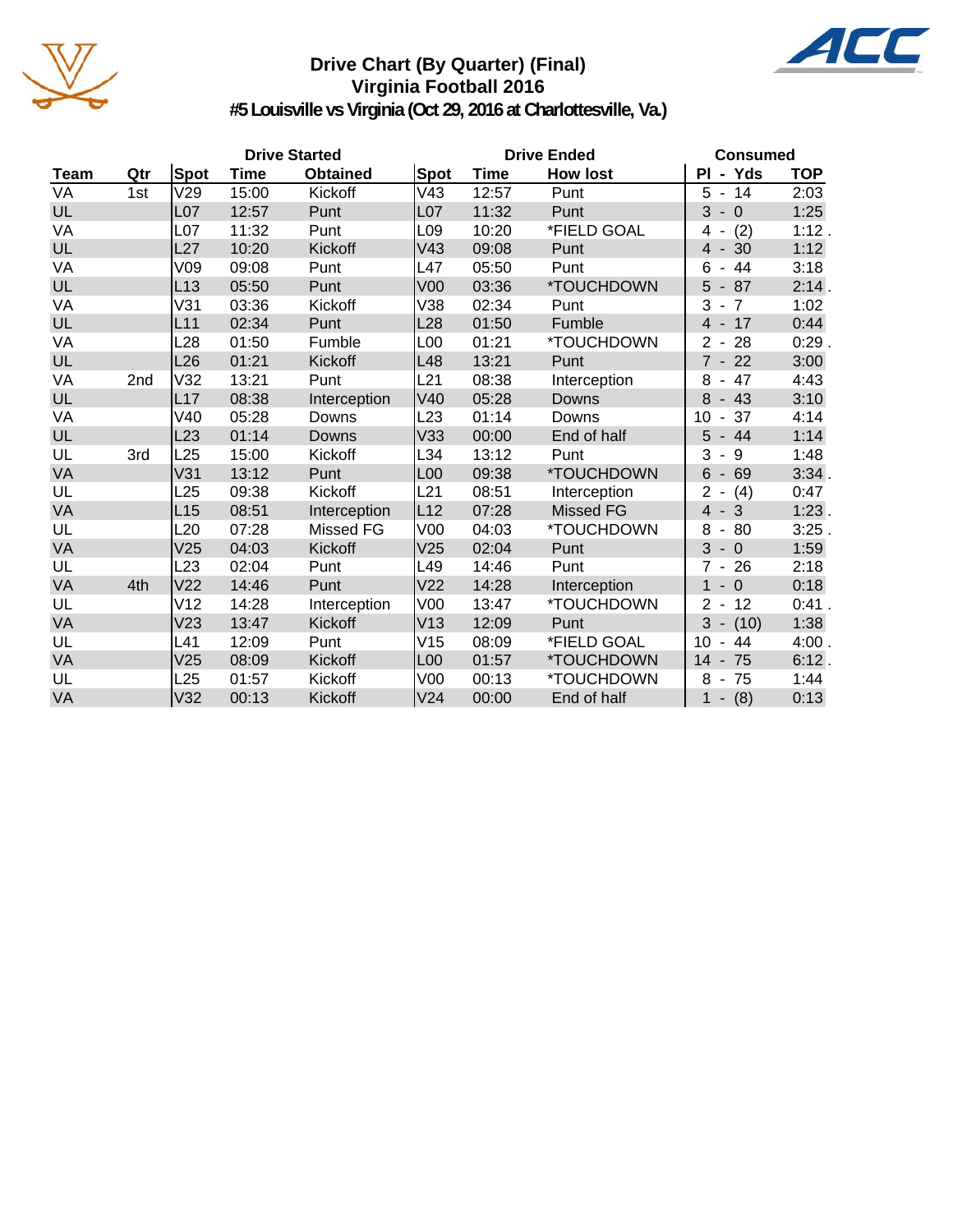# Drive Chart (By Quarter) (Final)
## Virginia Football 2016
### #5 Louisville vs Virginia (Oct 29, 2016 at Charlottesville, Va.)

| | | Drive Started | | | Drive Ended | | | Consumed | |
|---|---|---|---|---|---|---|---|---|---|
| Team | Qtr | Spot | Time | Obtained | Spot | Time | How lost | Pl - Yds | TOP |
| VA | 1st | V29 | 15:00 | Kickoff | V43 | 12:57 | Punt | 5 - 14 | 2:03 |
| UL | | L07 | 12:57 | Punt | L07 | 11:32 | Punt | 3 - 0 | 1:25 |
| VA | | L07 | 11:32 | Punt | L09 | 10:20 | *FIELD GOAL | 4 - (2) | 1:12 . |
| UL | | L27 | 10:20 | Kickoff | V43 | 09:08 | Punt | 4 - 30 | 1:12 |
| VA | | V09 | 09:08 | Punt | L47 | 05:50 | Punt | 6 - 44 | 3:18 |
| UL | | L13 | 05:50 | Punt | V00 | 03:36 | *TOUCHDOWN | 5 - 87 | 2:14 . |
| VA | | V31 | 03:36 | Kickoff | V38 | 02:34 | Punt | 3 - 7 | 1:02 |
| UL | | L11 | 02:34 | Punt | L28 | 01:50 | Fumble | 4 - 17 | 0:44 |
| VA | | L28 | 01:50 | Fumble | L00 | 01:21 | *TOUCHDOWN | 2 - 28 | 0:29 . |
| UL | | L26 | 01:21 | Kickoff | L48 | 13:21 | Punt | 7 - 22 | 3:00 |
| VA | 2nd | V32 | 13:21 | Punt | L21 | 08:38 | Interception | 8 - 47 | 4:43 |
| UL | | L17 | 08:38 | Interception | V40 | 05:28 | Downs | 8 - 43 | 3:10 |
| VA | | V40 | 05:28 | Downs | L23 | 01:14 | Downs | 10 - 37 | 4:14 |
| UL | | L23 | 01:14 | Downs | V33 | 00:00 | End of half | 5 - 44 | 1:14 |
| UL | 3rd | L25 | 15:00 | Kickoff | L34 | 13:12 | Punt | 3 - 9 | 1:48 |
| VA | | V31 | 13:12 | Punt | L00 | 09:38 | *TOUCHDOWN | 6 - 69 | 3:34 . |
| UL | | L25 | 09:38 | Kickoff | L21 | 08:51 | Interception | 2 - (4) | 0:47 |
| VA | | L15 | 08:51 | Interception | L12 | 07:28 | Missed FG | 4 - 3 | 1:23 . |
| UL | | L20 | 07:28 | Missed FG | V00 | 04:03 | *TOUCHDOWN | 8 - 80 | 3:25 . |
| VA | | V25 | 04:03 | Kickoff | V25 | 02:04 | Punt | 3 - 0 | 1:59 |
| UL | | L23 | 02:04 | Punt | L49 | 14:46 | Punt | 7 - 26 | 2:18 |
| VA | 4th | V22 | 14:46 | Punt | V22 | 14:28 | Interception | 1 - 0 | 0:18 |
| UL | | V12 | 14:28 | Interception | V00 | 13:47 | *TOUCHDOWN | 2 - 12 | 0:41 . |
| VA | | V23 | 13:47 | Kickoff | V13 | 12:09 | Punt | 3 - (10) | 1:38 |
| UL | | L41 | 12:09 | Punt | V15 | 08:09 | *FIELD GOAL | 10 - 44 | 4:00 . |
| VA | | V25 | 08:09 | Kickoff | L00 | 01:57 | *TOUCHDOWN | 14 - 75 | 6:12 . |
| UL | | L25 | 01:57 | Kickoff | V00 | 00:13 | *TOUCHDOWN | 8 - 75 | 1:44 |
| VA | | V32 | 00:13 | Kickoff | V24 | 00:00 | End of half | 1 - (8) | 0:13 |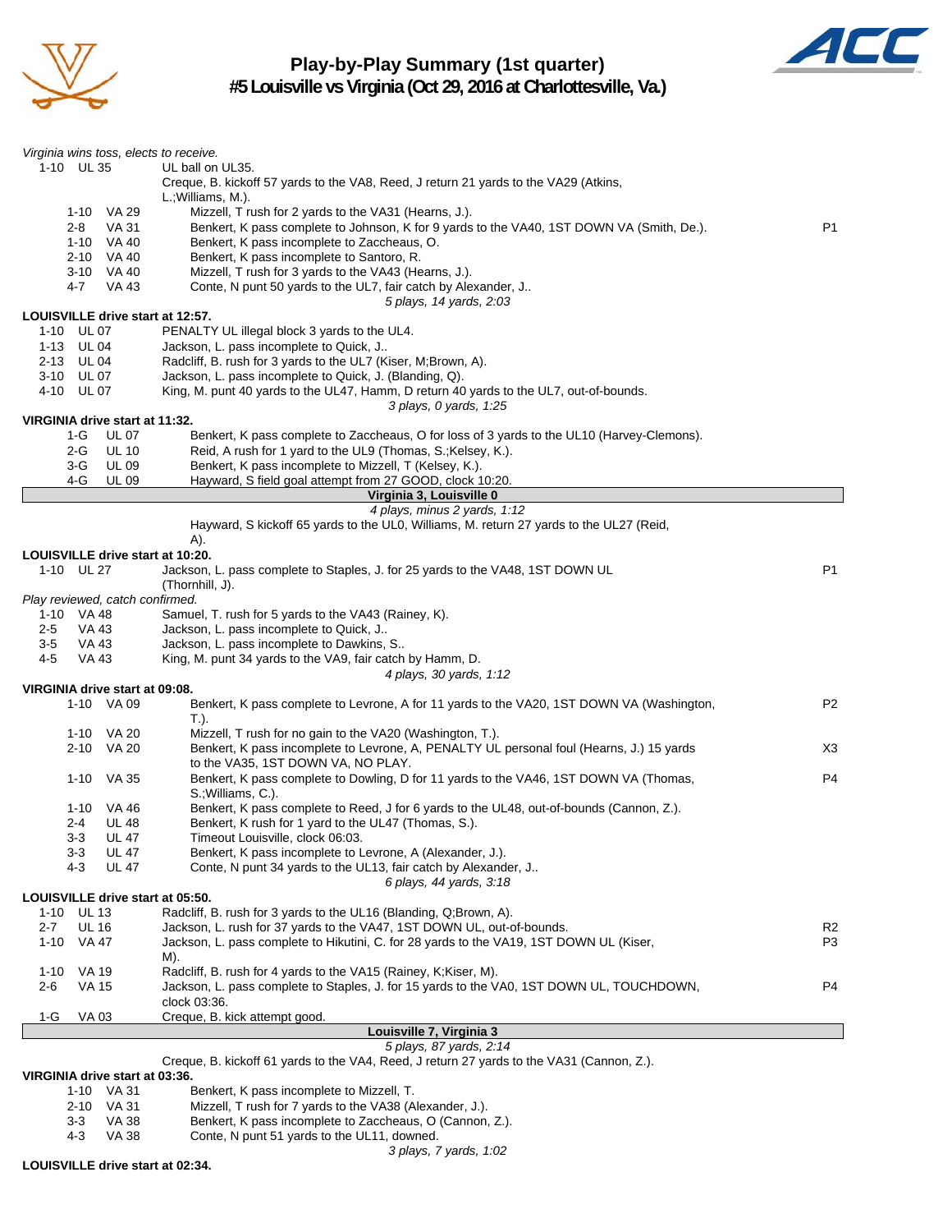# Play-by-Play Summary (1st quarter)
## #5 Louisville vs Virginia (Oct 29, 2016 at Charlottesville, Va.)

*Virginia wins toss, elects to receive.*

| Down | Spot | Play | |
|---|---|---|---|
| 1-10 | UL 35 | UL ball on UL35. | |
| | | Creque, B. kickoff 57 yards to the VA8, Reed, J return 21 yards to the VA29 (Atkins, L.;Williams, M.). | |
| 1-10 | VA 29 | Mizzell, T rush for 2 yards to the VA31 (Hearns, J.). | |
| 2-8 | VA 31 | Benkert, K pass complete to Johnson, K for 9 yards to the VA40, 1ST DOWN VA (Smith, De.). | P1 |
| 1-10 | VA 40 | Benkert, K pass incomplete to Zaccheaus, O. | |
| 2-10 | VA 40 | Benkert, K pass incomplete to Santoro, R. | |
| 3-10 | VA 40 | Mizzell, T rush for 3 yards to the VA43 (Hearns, J.). | |
| 4-7 | VA 43 | Conte, N punt 50 yards to the UL7, fair catch by Alexander, J.. | |
| | | *5 plays, 14 yards, 2:03* | |

**LOUISVILLE drive start at 12:57.**

| Down | Spot | Play | |
|---|---|---|---|
| 1-10 | UL 07 | PENALTY UL illegal block 3 yards to the UL4. | |
| 1-13 | UL 04 | Jackson, L. pass incomplete to Quick, J.. | |
| 2-13 | UL 04 | Radcliff, B. rush for 3 yards to the UL7 (Kiser, M;Brown, A). | |
| 3-10 | UL 07 | Jackson, L. pass incomplete to Quick, J. (Blanding, Q). | |
| 4-10 | UL 07 | King, M. punt 40 yards to the UL47, Hamm, D return 40 yards to the UL7, out-of-bounds. | |
| | | *3 plays, 0 yards, 1:25* | |

**VIRGINIA drive start at 11:32.**

| Down | Spot | Play | |
|---|---|---|---|
| 1-G | UL 07 | Benkert, K pass complete to Zaccheaus, O for loss of 3 yards to the UL10 (Harvey-Clemons). | |
| 2-G | UL 10 | Reid, A rush for 1 yard to the UL9 (Thomas, S.;Kelsey, K.). | |
| 3-G | UL 09 | Benkert, K pass incomplete to Mizzell, T (Kelsey, K.). | |
| 4-G | UL 09 | Hayward, S field goal attempt from 27 GOOD, clock 10:20. | |
| | | **Virginia 3, Louisville 0** | |
| | | *4 plays, minus 2 yards, 1:12* | |
| | | Hayward, S kickoff 65 yards to the UL0, Williams, M. return 27 yards to the UL27 (Reid, A). | |

**LOUISVILLE drive start at 10:20.**

| Down | Spot | Play | |
|---|---|---|---|
| 1-10 | UL 27 | Jackson, L. pass complete to Staples, J. for 25 yards to the VA48, 1ST DOWN UL (Thornhill, J). | P1 |
| | | *Play reviewed, catch confirmed.* | |
| 1-10 | VA 48 | Samuel, T. rush for 5 yards to the VA43 (Rainey, K). | |
| 2-5 | VA 43 | Jackson, L. pass incomplete to Quick, J.. | |
| 3-5 | VA 43 | Jackson, L. pass incomplete to Dawkins, S.. | |
| 4-5 | VA 43 | King, M. punt 34 yards to the VA9, fair catch by Hamm, D. | |
| | | *4 plays, 30 yards, 1:12* | |

**VIRGINIA drive start at 09:08.**

| Down | Spot | Play | |
|---|---|---|---|
| 1-10 | VA 09 | Benkert, K pass complete to Levrone, A for 11 yards to the VA20, 1ST DOWN VA (Washington, T.). | P2 |
| 1-10 | VA 20 | Mizzell, T rush for no gain to the VA20 (Washington, T.). | |
| 2-10 | VA 20 | Benkert, K pass incomplete to Levrone, A, PENALTY UL personal foul (Hearns, J.) 15 yards to the VA35, 1ST DOWN VA, NO PLAY. | X3 |
| 1-10 | VA 35 | Benkert, K pass complete to Dowling, D for 11 yards to the VA46, 1ST DOWN VA (Thomas, S.;Williams, C.). | P4 |
| 1-10 | VA 46 | Benkert, K pass complete to Reed, J for 6 yards to the UL48, out-of-bounds (Cannon, Z.). | |
| 2-4 | UL 48 | Benkert, K rush for 1 yard to the UL47 (Thomas, S.). | |
| 3-3 | UL 47 | Timeout Louisville, clock 06:03. | |
| 3-3 | UL 47 | Benkert, K pass incomplete to Levrone, A (Alexander, J.). | |
| 4-3 | UL 47 | Conte, N punt 34 yards to the UL13, fair catch by Alexander, J.. | |
| | | *6 plays, 44 yards, 3:18* | |

**LOUISVILLE drive start at 05:50.**

| Down | Spot | Play | |
|---|---|---|---|
| 1-10 | UL 13 | Radcliff, B. rush for 3 yards to the UL16 (Blanding, Q;Brown, A). | |
| 2-7 | UL 16 | Jackson, L. rush for 37 yards to the VA47, 1ST DOWN UL, out-of-bounds. | R2 |
| 1-10 | VA 47 | Jackson, L. pass complete to Hikutini, C. for 28 yards to the VA19, 1ST DOWN UL (Kiser, M). | P3 |
| 1-10 | VA 19 | Radcliff, B. rush for 4 yards to the VA15 (Rainey, K;Kiser, M). | |
| 2-6 | VA 15 | Jackson, L. pass complete to Staples, J. for 15 yards to the VA0, 1ST DOWN UL, TOUCHDOWN, clock 03:36. | P4 |
| 1-G | VA 03 | Creque, B. kick attempt good. | |
| | | **Louisville 7, Virginia 3** | |
| | | *5 plays, 87 yards, 2:14* | |
| | | Creque, B. kickoff 61 yards to the VA4, Reed, J return 27 yards to the VA31 (Cannon, Z.). | |

**VIRGINIA drive start at 03:36.**

| Down | Spot | Play | |
|---|---|---|---|
| 1-10 | VA 31 | Benkert, K pass incomplete to Mizzell, T. | |
| 2-10 | VA 31 | Mizzell, T rush for 7 yards to the VA38 (Alexander, J.). | |
| 3-3 | VA 38 | Benkert, K pass incomplete to Zaccheaus, O (Cannon, Z.). | |
| 4-3 | VA 38 | Conte, N punt 51 yards to the UL11, downed. | |
| | | *3 plays, 7 yards, 1:02* | |

**LOUISVILLE drive start at 02:34.**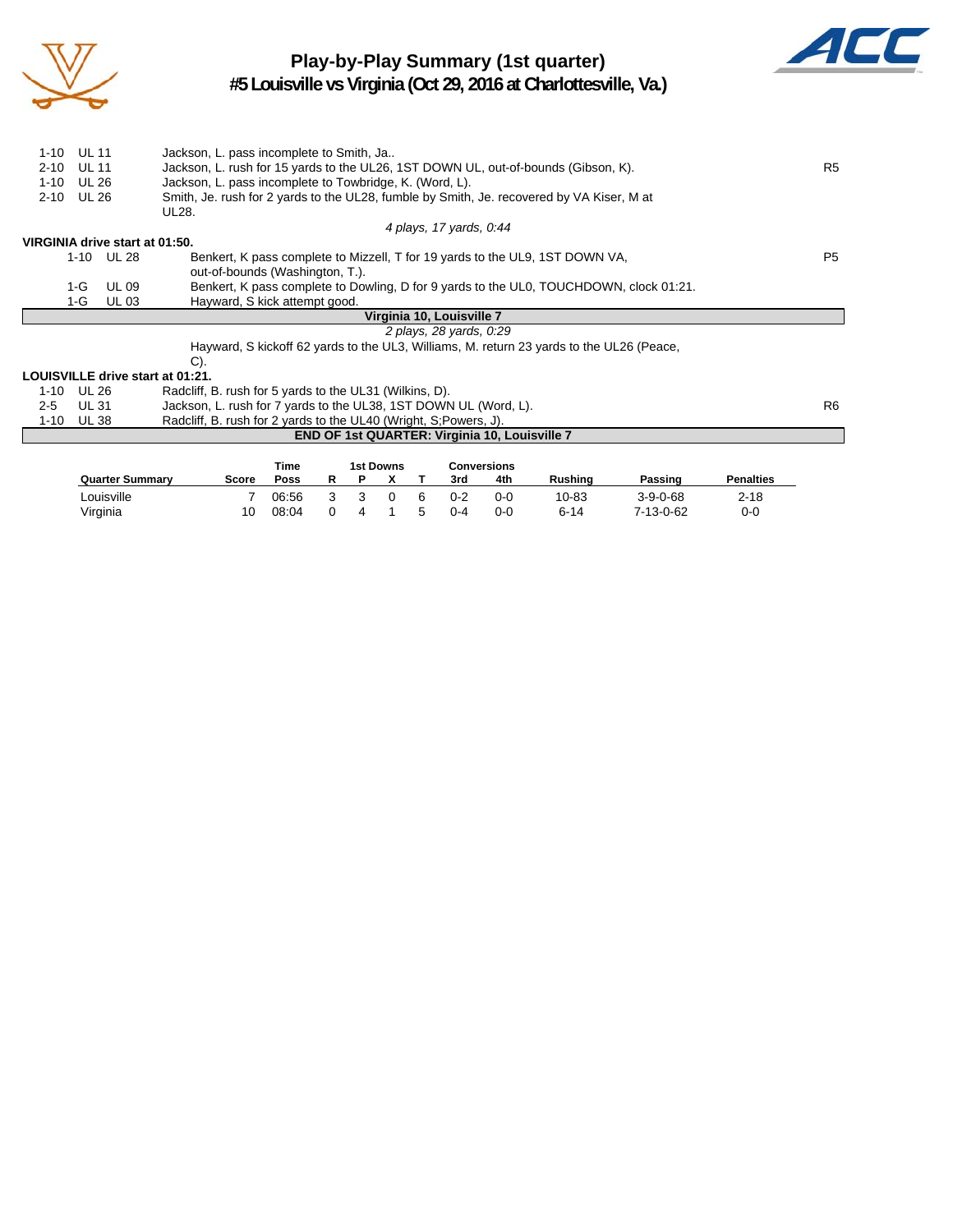# Play-by-Play Summary (1st quarter)

## #5 Louisville vs Virginia (Oct 29, 2016 at Charlottesville, Va.)

| | | | |
|---|---|---|---|
| 1-10 | UL 11 | Jackson, L. pass incomplete to Smith, Ja.. | |
| 2-10 | UL 11 | Jackson, L. rush for 15 yards to the UL26, 1ST DOWN UL, out-of-bounds (Gibson, K). | R5 |
| 1-10 | UL 26 | Jackson, L. pass incomplete to Towbridge, K. (Word, L). | |
| 2-10 | UL 26 | Smith, Je. rush for 2 yards to the UL28, fumble by Smith, Je. recovered by VA Kiser, M at UL28. | |

*4 plays, 17 yards, 0:44*

**VIRGINIA drive start at 01:50.**

| | | | |
|---|---|---|---|
| 1-10 | UL 28 | Benkert, K pass complete to Mizzell, T for 19 yards to the UL9, 1ST DOWN VA, out-of-bounds (Washington, T.). | P5 |
| 1-G | UL 09 | Benkert, K pass complete to Dowling, D for 9 yards to the UL0, TOUCHDOWN, clock 01:21. | |
| 1-G | UL 03 | Hayward, S kick attempt good. | |

**Virginia 10, Louisville 7**

*2 plays, 28 yards, 0:29*

Hayward, S kickoff 62 yards to the UL3, Williams, M. return 23 yards to the UL26 (Peace, C).

**LOUISVILLE drive start at 01:21.**

| | | | |
|---|---|---|---|
| 1-10 | UL 26 | Radcliff, B. rush for 5 yards to the UL31 (Wilkins, D). | |
| 2-5 | UL 31 | Jackson, L. rush for 7 yards to the UL38, 1ST DOWN UL (Word, L). | R6 |
| 1-10 | UL 38 | Radcliff, B. rush for 2 yards to the UL40 (Wright, S;Powers, J). | |

**END OF 1st QUARTER: Virginia 10, Louisville 7**

| Quarter Summary | Score | Time Poss | 1st Downs R | 1st Downs P | 1st Downs X | 1st Downs T | Conversions 3rd | Conversions 4th | Rushing | Passing | Penalties |
|---|---|---|---|---|---|---|---|---|---|---|---|
| Louisville | 7 | 06:56 | 3 | 3 | 0 | 6 | 0-2 | 0-0 | 10-83 | 3-9-0-68 | 2-18 |
| Virginia | 10 | 08:04 | 0 | 4 | 1 | 5 | 0-4 | 0-0 | 6-14 | 7-13-0-62 | 0-0 |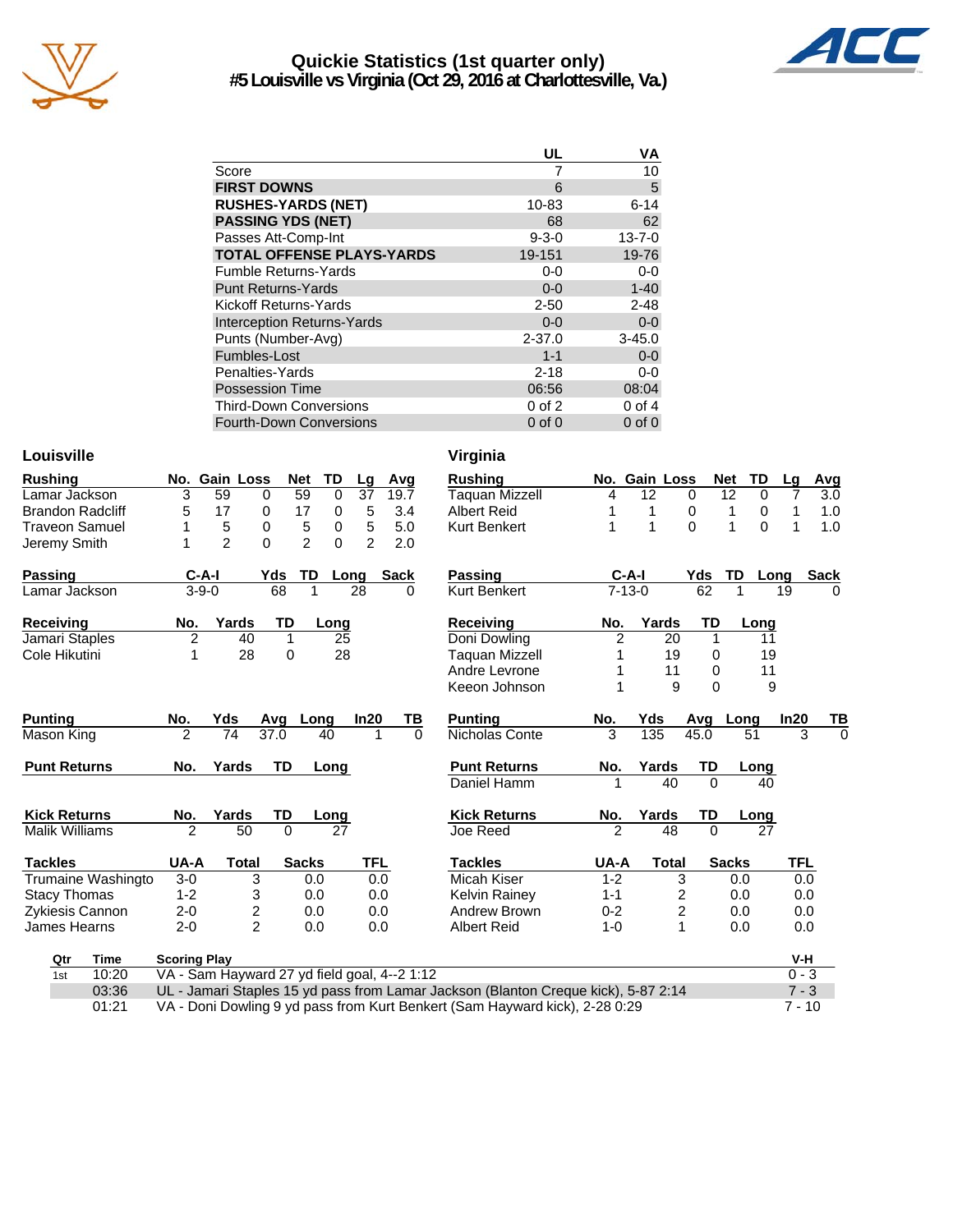# Quickie Statistics (1st quarter only)
## #5 Louisville vs Virginia (Oct 29, 2016 at Charlottesville, Va.)

| | UL | VA |
|---|---|---|
| Score | 7 | 10 |
| **FIRST DOWNS** | 6 | 5 |
| **RUSHES-YARDS (NET)** | 10-83 | 6-14 |
| **PASSING YDS (NET)** | 68 | 62 |
| Passes Att-Comp-Int | 9-3-0 | 13-7-0 |
| **TOTAL OFFENSE PLAYS-YARDS** | 19-151 | 19-76 |
| Fumble Returns-Yards | 0-0 | 0-0 |
| Punt Returns-Yards | 0-0 | 1-40 |
| Kickoff Returns-Yards | 2-50 | 2-48 |
| Interception Returns-Yards | 0-0 | 0-0 |
| Punts (Number-Avg) | 2-37.0 | 3-45.0 |
| Fumbles-Lost | 1-1 | 0-0 |
| Penalties-Yards | 2-18 | 0-0 |
| Possession Time | 06:56 | 08:04 |
| Third-Down Conversions | 0 of 2 | 0 of 4 |
| Fourth-Down Conversions | 0 of 0 | 0 of 0 |

## Louisville

| Rushing | No. | Gain | Loss | Net | TD | Lg | Avg |
|---|---|---|---|---|---|---|---|
| Lamar Jackson | 3 | 59 | 0 | 59 | 0 | 37 | 19.7 |
| Brandon Radcliff | 5 | 17 | 0 | 17 | 0 | 5 | 3.4 |
| Traveon Samuel | 1 | 5 | 0 | 5 | 0 | 5 | 5.0 |
| Jeremy Smith | 1 | 2 | 0 | 2 | 0 | 2 | 2.0 |

| Passing | C-A-I | Yds | TD | Long | Sack |
|---|---|---|---|---|---|
| Lamar Jackson | 3-9-0 | 68 | 1 | 28 | 0 |

| Receiving | No. | Yards | TD | Long |
|---|---|---|---|---|
| Jamari Staples | 2 | 40 | 1 | 25 |
| Cole Hikutini | 1 | 28 | 0 | 28 |

| Punting | No. | Yds | Avg | Long | In20 | TB |
|---|---|---|---|---|---|---|
| Mason King | 2 | 74 | 37.0 | 40 | 1 | 0 |

| Punt Returns | No. | Yards | TD | Long |
|---|---|---|---|---|

| Kick Returns | No. | Yards | TD | Long |
|---|---|---|---|---|
| Malik Williams | 2 | 50 | 0 | 27 |

| Tackles | UA-A | Total | Sacks | TFL |
|---|---|---|---|---|
| Trumaine Washingto | 3-0 | 3 | 0.0 | 0.0 |
| Stacy Thomas | 1-2 | 3 | 0.0 | 0.0 |
| Zykiesis Cannon | 2-0 | 2 | 0.0 | 0.0 |
| James Hearns | 2-0 | 2 | 0.0 | 0.0 |

## Virginia

| Rushing | No. | Gain | Loss | Net | TD | Lg | Avg |
|---|---|---|---|---|---|---|---|
| Taquan Mizzell | 4 | 12 | 0 | 12 | 0 | 7 | 3.0 |
| Albert Reid | 1 | 1 | 0 | 1 | 0 | 1 | 1.0 |
| Kurt Benkert | 1 | 1 | 0 | 1 | 0 | 1 | 1.0 |

| Passing | C-A-I | Yds | TD | Long | Sack |
|---|---|---|---|---|---|
| Kurt Benkert | 7-13-0 | 62 | 1 | 19 | 0 |

| Receiving | No. | Yards | TD | Long |
|---|---|---|---|---|
| Doni Dowling | 2 | 20 | 1 | 11 |
| Taquan Mizzell | 1 | 19 | 0 | 19 |
| Andre Levrone | 1 | 11 | 0 | 11 |
| Keeon Johnson | 1 | 9 | 0 | 9 |

| Punting | No. | Yds | Avg | Long | In20 | TB |
|---|---|---|---|---|---|---|
| Nicholas Conte | 3 | 135 | 45.0 | 51 | 3 | 0 |

| Punt Returns | No. | Yards | TD | Long |
|---|---|---|---|---|
| Daniel Hamm | 1 | 40 | 0 | 40 |

| Kick Returns | No. | Yards | TD | Long |
|---|---|---|---|---|
| Joe Reed | 2 | 48 | 0 | 27 |

| Tackles | UA-A | Total | Sacks | TFL |
|---|---|---|---|---|
| Micah Kiser | 1-2 | 3 | 0.0 | 0.0 |
| Kelvin Rainey | 1-1 | 2 | 0.0 | 0.0 |
| Andrew Brown | 0-2 | 2 | 0.0 | 0.0 |
| Albert Reid | 1-0 | 1 | 0.0 | 0.0 |

## Scoring Summary

| Qtr | Time | Scoring Play | V-H |
|---|---|---|---|
| 1st | 10:20 | VA - Sam Hayward 27 yd field goal, 4--2 1:12 | 0 - 3 |
| | 03:36 | UL - Jamari Staples 15 yd pass from Lamar Jackson (Blanton Creque kick), 5-87 2:14 | 7 - 3 |
| | 01:21 | VA - Doni Dowling 9 yd pass from Kurt Benkert (Sam Hayward kick), 2-28 0:29 | 7 - 10 |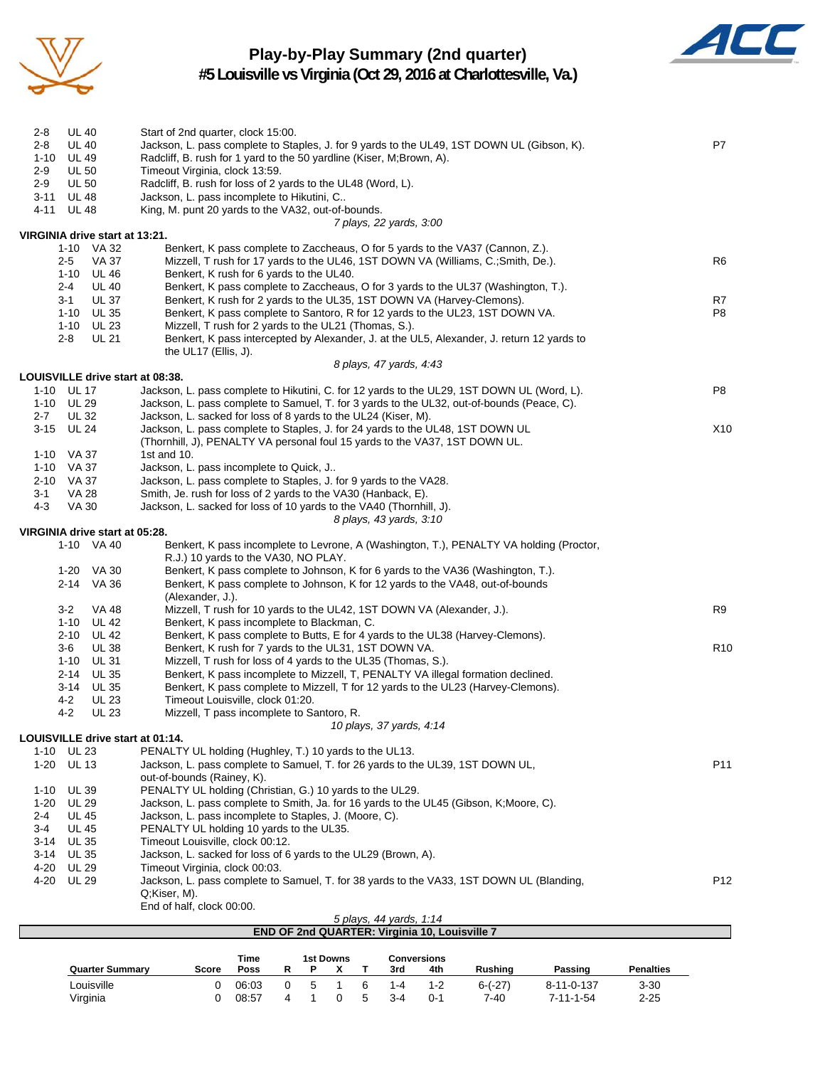# Play-by-Play Summary (2nd quarter)
## #5 Louisville vs Virginia (Oct 29, 2016 at Charlottesville, Va.)

| Down | Spot | Play | |
|---|---|---|---|
| 2-8 | UL 40 | Start of 2nd quarter, clock 15:00. | |
| 2-8 | UL 40 | Jackson, L. pass complete to Staples, J. for 9 yards to the UL49, 1ST DOWN UL (Gibson, K). | P7 |
| 1-10 | UL 49 | Radcliff, B. rush for 1 yard to the 50 yardline (Kiser, M;Brown, A). | |
| 2-9 | UL 50 | Timeout Virginia, clock 13:59. | |
| 2-9 | UL 50 | Radcliff, B. rush for loss of 2 yards to the UL48 (Word, L). | |
| 3-11 | UL 48 | Jackson, L. pass incomplete to Hikutini, C.. | |
| 4-11 | UL 48 | King, M. punt 20 yards to the VA32, out-of-bounds. | |
| | | *7 plays, 22 yards, 3:00* | |

**VIRGINIA drive start at 13:21.**

| Down | Spot | Play | |
|---|---|---|---|
| 1-10 | VA 32 | Benkert, K pass complete to Zaccheaus, O for 5 yards to the VA37 (Cannon, Z.). | |
| 2-5 | VA 37 | Mizzell, T rush for 17 yards to the UL46, 1ST DOWN VA (Williams, C.;Smith, De.). | R6 |
| 1-10 | UL 46 | Benkert, K rush for 6 yards to the UL40. | |
| 2-4 | UL 40 | Benkert, K pass complete to Zaccheaus, O for 3 yards to the UL37 (Washington, T.). | |
| 3-1 | UL 37 | Benkert, K rush for 2 yards to the UL35, 1ST DOWN VA (Harvey-Clemons). | R7 |
| 1-10 | UL 35 | Benkert, K pass complete to Santoro, R for 12 yards to the UL23, 1ST DOWN VA. | P8 |
| 1-10 | UL 23 | Mizzell, T rush for 2 yards to the UL21 (Thomas, S.). | |
| 2-8 | UL 21 | Benkert, K pass intercepted by Alexander, J. at the UL5, Alexander, J. return 12 yards to the UL17 (Ellis, J). | |
| | | *8 plays, 47 yards, 4:43* | |

**LOUISVILLE drive start at 08:38.**

| Down | Spot | Play | |
|---|---|---|---|
| 1-10 | UL 17 | Jackson, L. pass complete to Hikutini, C. for 12 yards to the UL29, 1ST DOWN UL (Word, L). | P8 |
| 1-10 | UL 29 | Jackson, L. pass complete to Samuel, T. for 3 yards to the UL32, out-of-bounds (Peace, C). | |
| 2-7 | UL 32 | Jackson, L. sacked for loss of 8 yards to the UL24 (Kiser, M). | |
| 3-15 | UL 24 | Jackson, L. pass complete to Staples, J. for 24 yards to the UL48, 1ST DOWN UL (Thornhill, J), PENALTY VA personal foul 15 yards to the VA37, 1ST DOWN UL. | X10 |
| 1-10 | VA 37 | 1st and 10. | |
| 1-10 | VA 37 | Jackson, L. pass incomplete to Quick, J.. | |
| 2-10 | VA 37 | Jackson, L. pass complete to Staples, J. for 9 yards to the VA28. | |
| 3-1 | VA 28 | Smith, Je. rush for loss of 2 yards to the VA30 (Hanback, E). | |
| 4-3 | VA 30 | Jackson, L. sacked for loss of 10 yards to the VA40 (Thornhill, J). | |
| | | *8 plays, 43 yards, 3:10* | |

**VIRGINIA drive start at 05:28.**

| Down | Spot | Play | |
|---|---|---|---|
| 1-10 | VA 40 | Benkert, K pass incomplete to Levrone, A (Washington, T.), PENALTY VA holding (Proctor, R.J.) 10 yards to the VA30, NO PLAY. | |
| 1-20 | VA 30 | Benkert, K pass complete to Johnson, K for 6 yards to the VA36 (Washington, T.). | |
| 2-14 | VA 36 | Benkert, K pass complete to Johnson, K for 12 yards to the VA48, out-of-bounds (Alexander, J.). | |
| 3-2 | VA 48 | Mizzell, T rush for 10 yards to the UL42, 1ST DOWN VA (Alexander, J.). | R9 |
| 1-10 | UL 42 | Benkert, K pass incomplete to Blackman, C. | |
| 2-10 | UL 42 | Benkert, K pass complete to Butts, E for 4 yards to the UL38 (Harvey-Clemons). | |
| 3-6 | UL 38 | Benkert, K rush for 7 yards to the UL31, 1ST DOWN VA. | R10 |
| 1-10 | UL 31 | Mizzell, T rush for loss of 4 yards to the UL35 (Thomas, S.). | |
| 2-14 | UL 35 | Benkert, K pass incomplete to Mizzell, T, PENALTY VA illegal formation declined. | |
| 3-14 | UL 35 | Benkert, K pass complete to Mizzell, T for 12 yards to the UL23 (Harvey-Clemons). | |
| 4-2 | UL 23 | Timeout Louisville, clock 01:20. | |
| 4-2 | UL 23 | Mizzell, T pass incomplete to Santoro, R. | |
| | | *10 plays, 37 yards, 4:14* | |

**LOUISVILLE drive start at 01:14.**

| Down | Spot | Play | |
|---|---|---|---|
| 1-10 | UL 23 | PENALTY UL holding (Hughley, T.) 10 yards to the UL13. | |
| 1-20 | UL 13 | Jackson, L. pass complete to Samuel, T. for 26 yards to the UL39, 1ST DOWN UL, out-of-bounds (Rainey, K). | P11 |
| 1-10 | UL 39 | PENALTY UL holding (Christian, G.) 10 yards to the UL29. | |
| 1-20 | UL 29 | Jackson, L. pass complete to Smith, Ja. for 16 yards to the UL45 (Gibson, K;Moore, C). | |
| 2-4 | UL 45 | Jackson, L. pass incomplete to Staples, J. (Moore, C). | |
| 3-4 | UL 45 | PENALTY UL holding 10 yards to the UL35. | |
| 3-14 | UL 35 | Timeout Louisville, clock 00:12. | |
| 3-14 | UL 35 | Jackson, L. sacked for loss of 6 yards to the UL29 (Brown, A). | |
| 4-20 | UL 29 | Timeout Virginia, clock 00:03. | |
| 4-20 | UL 29 | Jackson, L. pass complete to Samuel, T. for 38 yards to the VA33, 1ST DOWN UL (Blanding, Q;Kiser, M). | P12 |
| | | End of half, clock 00:00. | |
| | | *5 plays, 44 yards, 1:14* | |

**END OF 2nd QUARTER: Virginia 10, Louisville 7**

| Quarter Summary | Score | Time Poss | 1st Downs R | P | X | T | Conversions 3rd | 4th | Rushing | Passing | Penalties |
|---|---|---|---|---|---|---|---|---|---|---|---|
| Louisville | 0 | 06:03 | 0 | 5 | 1 | 6 | 1-4 | 1-2 | 6-(-27) | 8-11-0-137 | 3-30 |
| Virginia | 0 | 08:57 | 4 | 1 | 0 | 5 | 3-4 | 0-1 | 7-40 | 7-11-1-54 | 2-25 |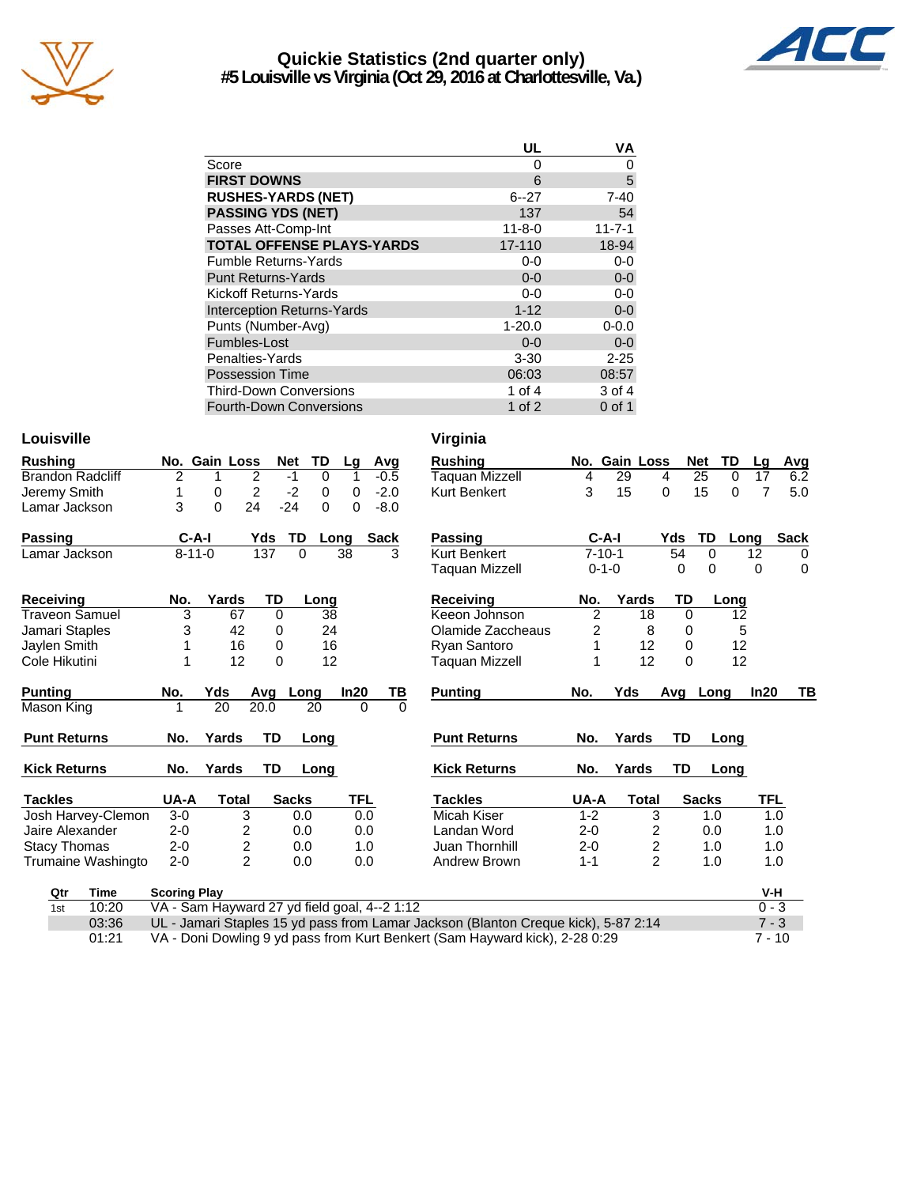# Quickie Statistics (2nd quarter only)
## #5 Louisville vs Virginia (Oct 29, 2016 at Charlottesville, Va.)

| | UL | VA |
|---|---|---|
| Score | 0 | 0 |
| **FIRST DOWNS** | 6 | 5 |
| **RUSHES-YARDS (NET)** | 6--27 | 7-40 |
| **PASSING YDS (NET)** | 137 | 54 |
| Passes Att-Comp-Int | 11-8-0 | 11-7-1 |
| **TOTAL OFFENSE PLAYS-YARDS** | 17-110 | 18-94 |
| Fumble Returns-Yards | 0-0 | 0-0 |
| Punt Returns-Yards | 0-0 | 0-0 |
| Kickoff Returns-Yards | 0-0 | 0-0 |
| Interception Returns-Yards | 1-12 | 0-0 |
| Punts (Number-Avg) | 1-20.0 | 0-0.0 |
| Fumbles-Lost | 0-0 | 0-0 |
| Penalties-Yards | 3-30 | 2-25 |
| Possession Time | 06:03 | 08:57 |
| Third-Down Conversions | 1 of 4 | 3 of 4 |
| Fourth-Down Conversions | 1 of 2 | 0 of 1 |

### Louisville

| Rushing | No. | Gain | Loss | Net | TD | Lg | Avg |
|---|---|---|---|---|---|---|---|
| Brandon Radcliff | 2 | 1 | 2 | -1 | 0 | 1 | -0.5 |
| Jeremy Smith | 1 | 0 | 2 | -2 | 0 | 0 | -2.0 |
| Lamar Jackson | 3 | 0 | 24 | -24 | 0 | 0 | -8.0 |

| Passing | C-A-I | Yds | TD | Long | Sack |
|---|---|---|---|---|---|
| Lamar Jackson | 8-11-0 | 137 | 0 | 38 | 3 |

| Receiving | No. | Yards | TD | Long |
|---|---|---|---|---|
| Traveon Samuel | 3 | 67 | 0 | 38 |
| Jamari Staples | 3 | 42 | 0 | 24 |
| Jaylen Smith | 1 | 16 | 0 | 16 |
| Cole Hikutini | 1 | 12 | 0 | 12 |

| Punting | No. | Yds | Avg | Long | In20 | TB |
|---|---|---|---|---|---|---|
| Mason King | 1 | 20 | 20.0 | 20 | 0 | 0 |

| Punt Returns | No. | Yards | TD | Long |
|---|---|---|---|---|

| Kick Returns | No. | Yards | TD | Long |
|---|---|---|---|---|

| Tackles | UA-A | Total | Sacks | TFL |
|---|---|---|---|---|
| Josh Harvey-Clemon | 3-0 | 3 | 0.0 | 0.0 |
| Jaire Alexander | 2-0 | 2 | 0.0 | 0.0 |
| Stacy Thomas | 2-0 | 2 | 0.0 | 1.0 |
| Trumaine Washingto | 2-0 | 2 | 0.0 | 0.0 |

### Virginia

| Rushing | No. | Gain | Loss | Net | TD | Lg | Avg |
|---|---|---|---|---|---|---|---|
| Taquan Mizzell | 4 | 29 | 4 | 25 | 0 | 17 | 6.2 |
| Kurt Benkert | 3 | 15 | 0 | 15 | 0 | 7 | 5.0 |

| Passing | C-A-I | Yds | TD | Long | Sack |
|---|---|---|---|---|---|
| Kurt Benkert | 7-10-1 | 54 | 0 | 12 | 0 |
| Taquan Mizzell | 0-1-0 | 0 | 0 | 0 | 0 |

| Receiving | No. | Yards | TD | Long |
|---|---|---|---|---|
| Keeon Johnson | 2 | 18 | 0 | 12 |
| Olamide Zaccheaus | 2 | 8 | 0 | 5 |
| Ryan Santoro | 1 | 12 | 0 | 12 |
| Taquan Mizzell | 1 | 12 | 0 | 12 |

| Punting | No. | Yds | Avg | Long | In20 | TB |
|---|---|---|---|---|---|---|

| Punt Returns | No. | Yards | TD | Long |
|---|---|---|---|---|

| Kick Returns | No. | Yards | TD | Long |
|---|---|---|---|---|

| Tackles | UA-A | Total | Sacks | TFL |
|---|---|---|---|---|
| Micah Kiser | 1-2 | 3 | 1.0 | 1.0 |
| Landan Word | 2-0 | 2 | 0.0 | 1.0 |
| Juan Thornhill | 2-0 | 2 | 1.0 | 1.0 |
| Andrew Brown | 1-1 | 2 | 1.0 | 1.0 |

| Qtr | Time | Scoring Play | V-H |
|---|---|---|---|
| 1st | 10:20 | VA - Sam Hayward 27 yd field goal, 4--2 1:12 | 0 - 3 |
| | 03:36 | UL - Jamari Staples 15 yd pass from Lamar Jackson (Blanton Creque kick), 5-87 2:14 | 7 - 3 |
| | 01:21 | VA - Doni Dowling 9 yd pass from Kurt Benkert (Sam Hayward kick), 2-28 0:29 | 7 - 10 |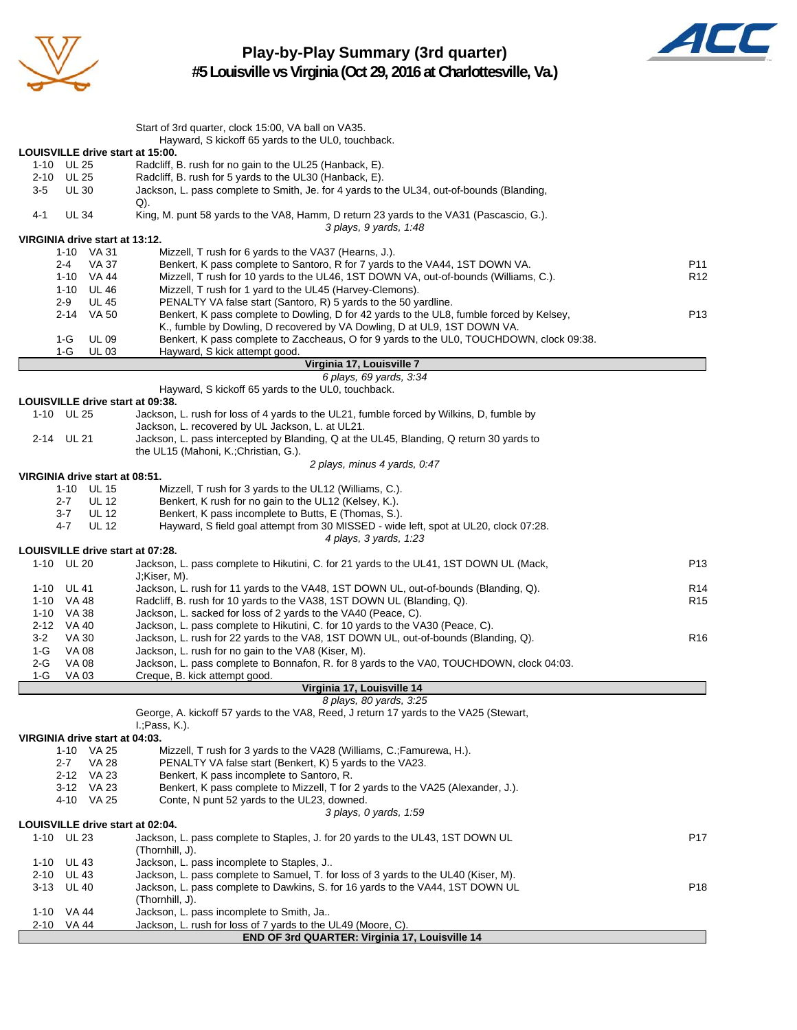# Play-by-Play Summary (3rd quarter)

## #5 Louisville vs Virginia (Oct 29, 2016 at Charlottesville, Va.)

Start of 3rd quarter, clock 15:00, VA ball on VA35.
Hayward, S kickoff 65 yards to the UL0, touchback.

**LOUISVILLE drive start at 15:00.**

| Down | Spot | Play | |
|---|---|---|---|
| 1-10 | UL 25 | Radcliff, B. rush for no gain to the UL25 (Hanback, E). | |
| 2-10 | UL 25 | Radcliff, B. rush for 5 yards to the UL30 (Hanback, E). | |
| 3-5 | UL 30 | Jackson, L. pass complete to Smith, Je. for 4 yards to the UL34, out-of-bounds (Blanding, Q). | |
| 4-1 | UL 34 | King, M. punt 58 yards to the VA8, Hamm, D return 23 yards to the VA31 (Pascascio, G.). | |

*3 plays, 9 yards, 1:48*

**VIRGINIA drive start at 13:12.**

| Down | Spot | Play | |
|---|---|---|---|
| 1-10 | VA 31 | Mizzell, T rush for 6 yards to the VA37 (Hearns, J.). | |
| 2-4 | VA 37 | Benkert, K pass complete to Santoro, R for 7 yards to the VA44, 1ST DOWN VA. | P11 |
| 1-10 | VA 44 | Mizzell, T rush for 10 yards to the UL46, 1ST DOWN VA, out-of-bounds (Williams, C.). | R12 |
| 1-10 | UL 46 | Mizzell, T rush for 1 yard to the UL45 (Harvey-Clemons). | |
| 2-9 | UL 45 | PENALTY VA false start (Santoro, R) 5 yards to the 50 yardline. | |
| 2-14 | VA 50 | Benkert, K pass complete to Dowling, D for 42 yards to the UL8, fumble forced by Kelsey, K., fumble by Dowling, D recovered by VA Dowling, D at UL9, 1ST DOWN VA. | P13 |
| 1-G | UL 09 | Benkert, K pass complete to Zaccheaus, O for 9 yards to the UL0, TOUCHDOWN, clock 09:38. | |
| 1-G | UL 03 | Hayward, S kick attempt good. | |

**Virginia 17, Louisville 7**

*6 plays, 69 yards, 3:34*

Hayward, S kickoff 65 yards to the UL0, touchback.

**LOUISVILLE drive start at 09:38.**

| Down | Spot | Play | |
|---|---|---|---|
| 1-10 | UL 25 | Jackson, L. rush for loss of 4 yards to the UL21, fumble forced by Wilkins, D, fumble by Jackson, L. recovered by UL Jackson, L. at UL21. | |
| 2-14 | UL 21 | Jackson, L. pass intercepted by Blanding, Q at the UL45, Blanding, Q return 30 yards to the UL15 (Mahoni, K.;Christian, G.). | |

*2 plays, minus 4 yards, 0:47*

**VIRGINIA drive start at 08:51.**

| Down | Spot | Play | |
|---|---|---|---|
| 1-10 | UL 15 | Mizzell, T rush for 3 yards to the UL12 (Williams, C.). | |
| 2-7 | UL 12 | Benkert, K rush for no gain to the UL12 (Kelsey, K.). | |
| 3-7 | UL 12 | Benkert, K pass incomplete to Butts, E (Thomas, S.). | |
| 4-7 | UL 12 | Hayward, S field goal attempt from 30 MISSED - wide left, spot at UL20, clock 07:28. | |

*4 plays, 3 yards, 1:23*

**LOUISVILLE drive start at 07:28.**

| Down | Spot | Play | |
|---|---|---|---|
| 1-10 | UL 20 | Jackson, L. pass complete to Hikutini, C. for 21 yards to the UL41, 1ST DOWN UL (Mack, J;Kiser, M). | P13 |
| 1-10 | UL 41 | Jackson, L. rush for 11 yards to the VA48, 1ST DOWN UL, out-of-bounds (Blanding, Q). | R14 |
| 1-10 | VA 48 | Radcliff, B. rush for 10 yards to the VA38, 1ST DOWN UL (Blanding, Q). | R15 |
| 1-10 | VA 38 | Jackson, L. sacked for loss of 2 yards to the VA40 (Peace, C). | |
| 2-12 | VA 40 | Jackson, L. pass complete to Hikutini, C. for 10 yards to the VA30 (Peace, C). | |
| 3-2 | VA 30 | Jackson, L. rush for 22 yards to the VA8, 1ST DOWN UL, out-of-bounds (Blanding, Q). | R16 |
| 1-G | VA 08 | Jackson, L. rush for no gain to the VA8 (Kiser, M). | |
| 2-G | VA 08 | Jackson, L. pass complete to Bonnafon, R. for 8 yards to the VA0, TOUCHDOWN, clock 04:03. | |
| 1-G | VA 03 | Creque, B. kick attempt good. | |

**Virginia 17, Louisville 14**

*8 plays, 80 yards, 3:25*

George, A. kickoff 57 yards to the VA8, Reed, J return 17 yards to the VA25 (Stewart, I.;Pass, K.).

**VIRGINIA drive start at 04:03.**

| Down | Spot | Play | |
|---|---|---|---|
| 1-10 | VA 25 | Mizzell, T rush for 3 yards to the VA28 (Williams, C.;Famurewa, H.). | |
| 2-7 | VA 28 | PENALTY VA false start (Benkert, K) 5 yards to the VA23. | |
| 2-12 | VA 23 | Benkert, K pass incomplete to Santoro, R. | |
| 3-12 | VA 23 | Benkert, K pass complete to Mizzell, T for 2 yards to the VA25 (Alexander, J.). | |
| 4-10 | VA 25 | Conte, N punt 52 yards to the UL23, downed. | |

*3 plays, 0 yards, 1:59*

**LOUISVILLE drive start at 02:04.**

| Down | Spot | Play | |
|---|---|---|---|
| 1-10 | UL 23 | Jackson, L. pass complete to Staples, J. for 20 yards to the UL43, 1ST DOWN UL (Thornhill, J). | P17 |
| 1-10 | UL 43 | Jackson, L. pass incomplete to Staples, J.. | |
| 2-10 | UL 43 | Jackson, L. pass complete to Samuel, T. for loss of 3 yards to the UL40 (Kiser, M). | |
| 3-13 | UL 40 | Jackson, L. pass complete to Dawkins, S. for 16 yards to the VA44, 1ST DOWN UL (Thornhill, J). | P18 |
| 1-10 | VA 44 | Jackson, L. pass incomplete to Smith, Ja.. | |
| 2-10 | VA 44 | Jackson, L. rush for loss of 7 yards to the UL49 (Moore, C). | |

**END OF 3rd QUARTER: Virginia 17, Louisville 14**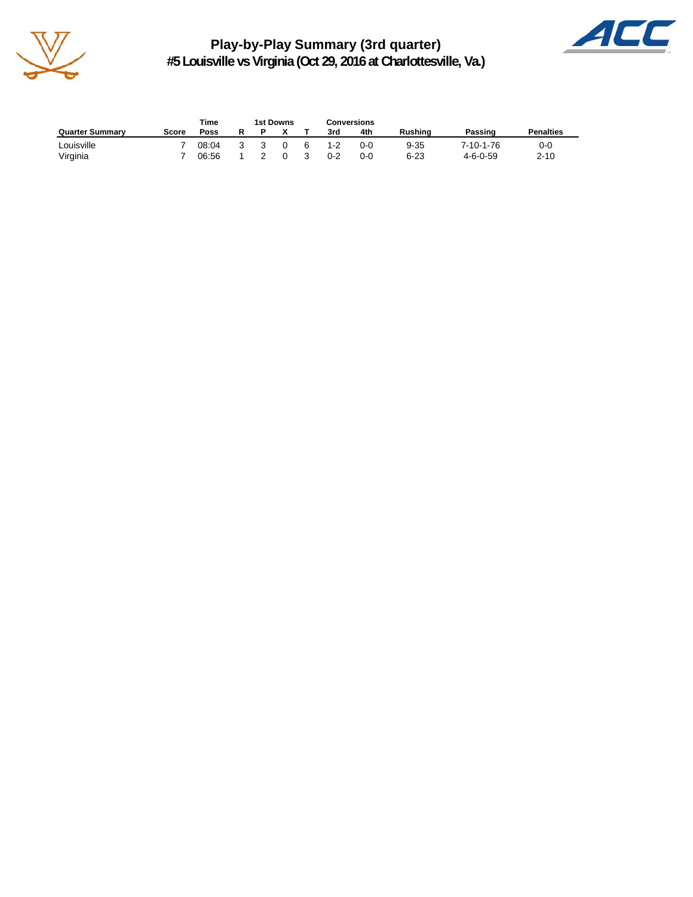# Play-by-Play Summary (3rd quarter)

## #5 Louisville vs Virginia (Oct 29, 2016 at Charlottesville, Va.)

| | | Time | 1st Downs | | | | Conversions | | | | |
|---|---|---|---|---|---|---|---|---|---|---|---|
| **Quarter Summary** | **Score** | **Poss** | **R** | **P** | **X** | **T** | **3rd** | **4th** | **Rushing** | **Passing** | **Penalties** |
| Louisville | 7 | 08:04 | 3 | 3 | 0 | 6 | 1-2 | 0-0 | 9-35 | 7-10-1-76 | 0-0 |
| Virginia | 7 | 06:56 | 1 | 2 | 0 | 3 | 0-2 | 0-0 | 6-23 | 4-6-0-59 | 2-10 |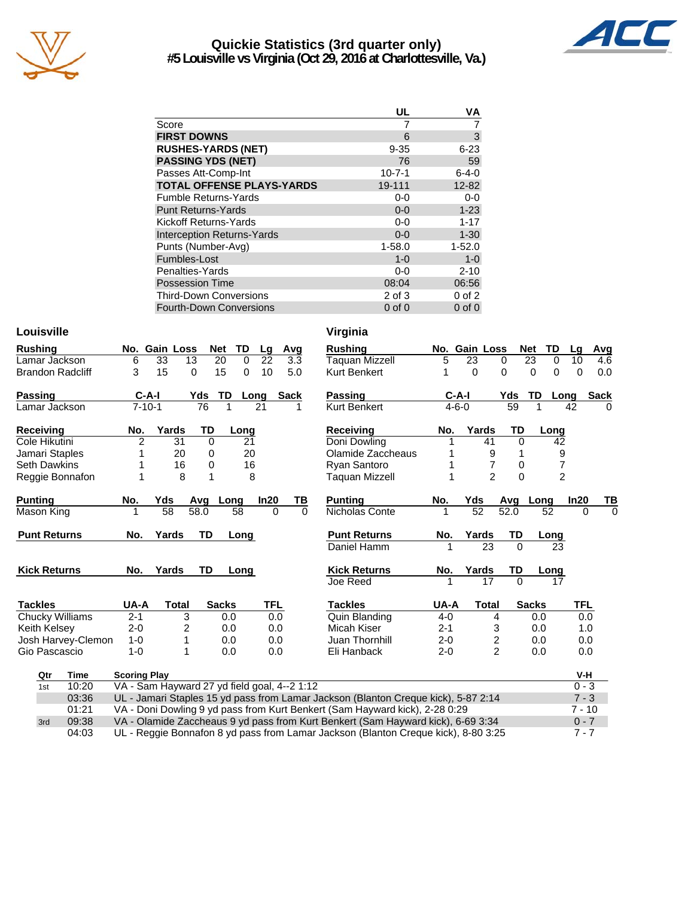# Quickie Statistics (3rd quarter only)
## #5 Louisville vs Virginia (Oct 29, 2016 at Charlottesville, Va.)

| | UL | VA |
|---|---|---|
| Score | 7 | 7 |
| **FIRST DOWNS** | 6 | 3 |
| **RUSHES-YARDS (NET)** | 9-35 | 6-23 |
| **PASSING YDS (NET)** | 76 | 59 |
| Passes Att-Comp-Int | 10-7-1 | 6-4-0 |
| **TOTAL OFFENSE PLAYS-YARDS** | 19-111 | 12-82 |
| Fumble Returns-Yards | 0-0 | 0-0 |
| Punt Returns-Yards | 0-0 | 1-23 |
| Kickoff Returns-Yards | 0-0 | 1-17 |
| Interception Returns-Yards | 0-0 | 1-30 |
| Punts (Number-Avg) | 1-58.0 | 1-52.0 |
| Fumbles-Lost | 1-0 | 1-0 |
| Penalties-Yards | 0-0 | 2-10 |
| Possession Time | 08:04 | 06:56 |
| Third-Down Conversions | 2 of 3 | 0 of 2 |
| Fourth-Down Conversions | 0 of 0 | 0 of 0 |

### Louisville

| Rushing | No. | Gain | Loss | Net | TD | Lg | Avg |
|---|---|---|---|---|---|---|---|
| Lamar Jackson | 6 | 33 | 13 | 20 | 0 | 22 | 3.3 |
| Brandon Radcliff | 3 | 15 | 0 | 15 | 0 | 10 | 5.0 |

| Passing | C-A-I | Yds | TD | Long | Sack |
|---|---|---|---|---|---|
| Lamar Jackson | 7-10-1 | 76 | 1 | 21 | 1 |

| Receiving | No. | Yards | TD | Long |
|---|---|---|---|---|
| Cole Hikutini | 2 | 31 | 0 | 21 |
| Jamari Staples | 1 | 20 | 0 | 20 |
| Seth Dawkins | 1 | 16 | 0 | 16 |
| Reggie Bonnafon | 1 | 8 | 1 | 8 |

| Punting | No. | Yds | Avg | Long | In20 | TB |
|---|---|---|---|---|---|---|
| Mason King | 1 | 58 | 58.0 | 58 | 0 | 0 |

| Punt Returns | No. | Yards | TD | Long |
|---|---|---|---|---|

| Kick Returns | No. | Yards | TD | Long |
|---|---|---|---|---|

| Tackles | UA-A | Total | Sacks | TFL |
|---|---|---|---|---|
| Chucky Williams | 2-1 | 3 | 0.0 | 0.0 |
| Keith Kelsey | 2-0 | 2 | 0.0 | 0.0 |
| Josh Harvey-Clemon | 1-0 | 1 | 0.0 | 0.0 |
| Gio Pascascio | 1-0 | 1 | 0.0 | 0.0 |

### Virginia

| Rushing | No. | Gain | Loss | Net | TD | Lg | Avg |
|---|---|---|---|---|---|---|---|
| Taquan Mizzell | 5 | 23 | 0 | 23 | 0 | 10 | 4.6 |
| Kurt Benkert | 1 | 0 | 0 | 0 | 0 | 0 | 0.0 |

| Passing | C-A-I | Yds | TD | Long | Sack |
|---|---|---|---|---|---|
| Kurt Benkert | 4-6-0 | 59 | 1 | 42 | 0 |

| Receiving | No. | Yards | TD | Long |
|---|---|---|---|---|
| Doni Dowling | 1 | 41 | 0 | 42 |
| Olamide Zaccheaus | 1 | 9 | 1 | 9 |
| Ryan Santoro | 1 | 7 | 0 | 7 |
| Taquan Mizzell | 1 | 2 | 0 | 2 |

| Punting | No. | Yds | Avg | Long | In20 | TB |
|---|---|---|---|---|---|---|
| Nicholas Conte | 1 | 52 | 52.0 | 52 | 0 | 0 |

| Punt Returns | No. | Yards | TD | Long |
|---|---|---|---|---|
| Daniel Hamm | 1 | 23 | 0 | 23 |

| Kick Returns | No. | Yards | TD | Long |
|---|---|---|---|---|
| Joe Reed | 1 | 17 | 0 | 17 |

| Tackles | UA-A | Total | Sacks | TFL |
|---|---|---|---|---|
| Quin Blanding | 4-0 | 4 | 0.0 | 0.0 |
| Micah Kiser | 2-1 | 3 | 0.0 | 1.0 |
| Juan Thornhill | 2-0 | 2 | 0.0 | 0.0 |
| Eli Hanback | 2-0 | 2 | 0.0 | 0.0 |

| Qtr | Time | Scoring Play | V-H |
|---|---|---|---|
| 1st | 10:20 | VA - Sam Hayward 27 yd field goal, 4--2 1:12 | 0 - 3 |
| | 03:36 | UL - Jamari Staples 15 yd pass from Lamar Jackson (Blanton Creque kick), 5-87 2:14 | 7 - 3 |
| | 01:21 | VA - Doni Dowling 9 yd pass from Kurt Benkert (Sam Hayward kick), 2-28 0:29 | 7 - 10 |
| 3rd | 09:38 | VA - Olamide Zaccheaus 9 yd pass from Kurt Benkert (Sam Hayward kick), 6-69 3:34 | 0 - 7 |
| | 04:03 | UL - Reggie Bonnafon 8 yd pass from Lamar Jackson (Blanton Creque kick), 8-80 3:25 | 7 - 7 |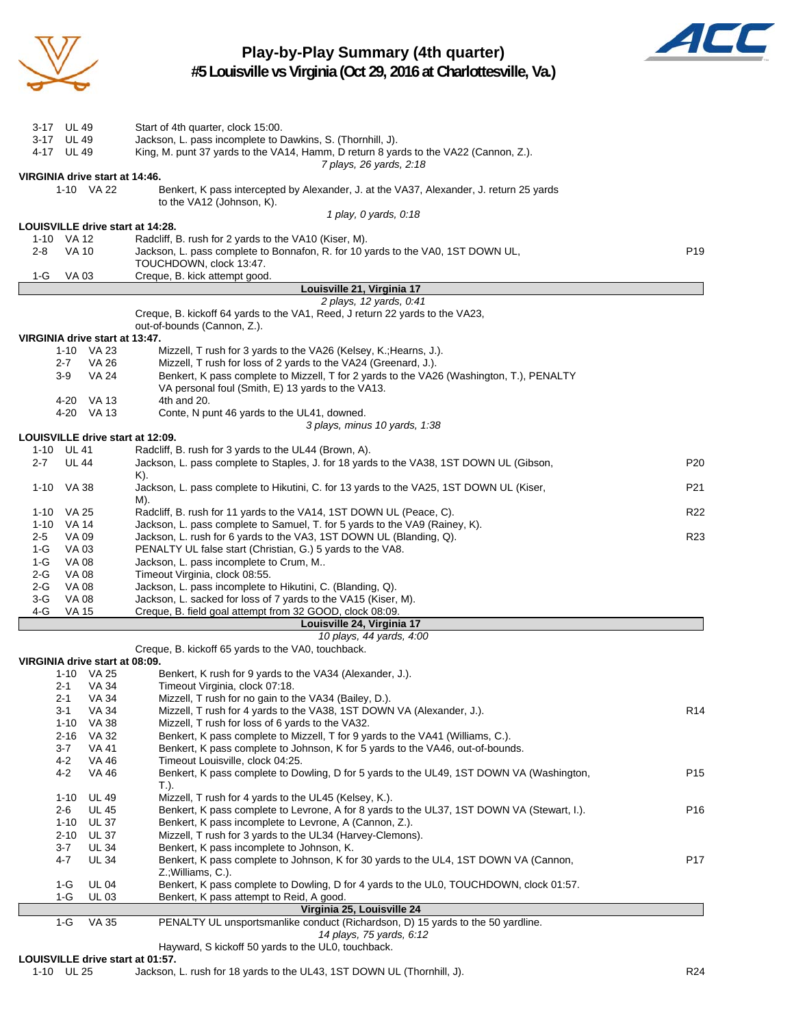# Play-by-Play Summary (4th quarter)

## #5 Louisville vs Virginia (Oct 29, 2016 at Charlottesville, Va.)

| Down | Spot | Play | |
|---|---|---|---|
| 3-17 | UL 49 | Start of 4th quarter, clock 15:00. | |
| 3-17 | UL 49 | Jackson, L. pass incomplete to Dawkins, S. (Thornhill, J). | |
| 4-17 | UL 49 | King, M. punt 37 yards to the VA14, Hamm, D return 8 yards to the VA22 (Cannon, Z.). | |
| | | *7 plays, 26 yards, 2:18* | |

**VIRGINIA drive start at 14:46.**

| Down | Spot | Play | |
|---|---|---|---|
| 1-10 | VA 22 | Benkert, K pass intercepted by Alexander, J. at the VA37, Alexander, J. return 25 yards to the VA12 (Johnson, K). | |
| | | *1 play, 0 yards, 0:18* | |

**LOUISVILLE drive start at 14:28.**

| Down | Spot | Play | |
|---|---|---|---|
| 1-10 | VA 12 | Radcliff, B. rush for 2 yards to the VA10 (Kiser, M). | |
| 2-8 | VA 10 | Jackson, L. pass complete to Bonnafon, R. for 10 yards to the VA0, 1ST DOWN UL, TOUCHDOWN, clock 13:47. | P19 |
| 1-G | VA 03 | Creque, B. kick attempt good. | |

**Louisville 21, Virginia 17**

*2 plays, 12 yards, 0:41*

Creque, B. kickoff 64 yards to the VA1, Reed, J return 22 yards to the VA23, out-of-bounds (Cannon, Z.).

**VIRGINIA drive start at 13:47.**

| Down | Spot | Play | |
|---|---|---|---|
| 1-10 | VA 23 | Mizzell, T rush for 3 yards to the VA26 (Kelsey, K.;Hearns, J.). | |
| 2-7 | VA 26 | Mizzell, T rush for loss of 2 yards to the VA24 (Greenard, J.). | |
| 3-9 | VA 24 | Benkert, K pass complete to Mizzell, T for 2 yards to the VA26 (Washington, T.), PENALTY VA personal foul (Smith, E) 13 yards to the VA13. | |
| 4-20 | VA 13 | 4th and 20. | |
| 4-20 | VA 13 | Conte, N punt 46 yards to the UL41, downed. | |
| | | *3 plays, minus 10 yards, 1:38* | |

**LOUISVILLE drive start at 12:09.**

| Down | Spot | Play | |
|---|---|---|---|
| 1-10 | UL 41 | Radcliff, B. rush for 3 yards to the UL44 (Brown, A). | |
| 2-7 | UL 44 | Jackson, L. pass complete to Staples, J. for 18 yards to the VA38, 1ST DOWN UL (Gibson, K). | P20 |
| 1-10 | VA 38 | Jackson, L. pass complete to Hikutini, C. for 13 yards to the VA25, 1ST DOWN UL (Kiser, M). | P21 |
| 1-10 | VA 25 | Radcliff, B. rush for 11 yards to the VA14, 1ST DOWN UL (Peace, C). | R22 |
| 1-10 | VA 14 | Jackson, L. pass complete to Samuel, T. for 5 yards to the VA9 (Rainey, K). | |
| 2-5 | VA 09 | Jackson, L. rush for 6 yards to the VA3, 1ST DOWN UL (Blanding, Q). | R23 |
| 1-G | VA 03 | PENALTY UL false start (Christian, G.) 5 yards to the VA8. | |
| 1-G | VA 08 | Jackson, L. pass incomplete to Crum, M.. | |
| 2-G | VA 08 | Timeout Virginia, clock 08:55. | |
| 2-G | VA 08 | Jackson, L. pass incomplete to Hikutini, C. (Blanding, Q). | |
| 3-G | VA 08 | Jackson, L. sacked for loss of 7 yards to the VA15 (Kiser, M). | |
| 4-G | VA 15 | Creque, B. field goal attempt from 32 GOOD, clock 08:09. | |

**Louisville 24, Virginia 17**

*10 plays, 44 yards, 4:00*

Creque, B. kickoff 65 yards to the VA0, touchback.

**VIRGINIA drive start at 08:09.**

| Down | Spot | Play | |
|---|---|---|---|
| 1-10 | VA 25 | Benkert, K rush for 9 yards to the VA34 (Alexander, J.). | |
| 2-1 | VA 34 | Timeout Virginia, clock 07:18. | |
| 2-1 | VA 34 | Mizzell, T rush for no gain to the VA34 (Bailey, D.). | |
| 3-1 | VA 34 | Mizzell, T rush for 4 yards to the VA38, 1ST DOWN VA (Alexander, J.). | R14 |
| 1-10 | VA 38 | Mizzell, T rush for loss of 6 yards to the VA32. | |
| 2-16 | VA 32 | Benkert, K pass complete to Mizzell, T for 9 yards to the VA41 (Williams, C.). | |
| 3-7 | VA 41 | Benkert, K pass complete to Johnson, K for 5 yards to the VA46, out-of-bounds. | |
| 4-2 | VA 46 | Timeout Louisville, clock 04:25. | |
| 4-2 | VA 46 | Benkert, K pass complete to Dowling, D for 5 yards to the UL49, 1ST DOWN VA (Washington, T.). | P15 |
| 1-10 | UL 49 | Mizzell, T rush for 4 yards to the UL45 (Kelsey, K.). | |
| 2-6 | UL 45 | Benkert, K pass complete to Levrone, A for 8 yards to the UL37, 1ST DOWN VA (Stewart, I.). | P16 |
| 1-10 | UL 37 | Benkert, K pass incomplete to Levrone, A (Cannon, Z.). | |
| 2-10 | UL 37 | Mizzell, T rush for 3 yards to the UL34 (Harvey-Clemons). | |
| 3-7 | UL 34 | Benkert, K pass incomplete to Johnson, K. | |
| 4-7 | UL 34 | Benkert, K pass complete to Johnson, K for 30 yards to the UL4, 1ST DOWN VA (Cannon, Z.;Williams, C.). | P17 |
| 1-G | UL 04 | Benkert, K pass complete to Dowling, D for 4 yards to the UL0, TOUCHDOWN, clock 01:57. | |
| 1-G | UL 03 | Benkert, K pass attempt to Reid, A good. | |

**Virginia 25, Louisville 24**

| Down | Spot | Play | |
|---|---|---|---|
| 1-G | VA 35 | PENALTY UL unsportsmanlike conduct (Richardson, D) 15 yards to the 50 yardline. | |
| | | *14 plays, 75 yards, 6:12* | |
| | | Hayward, S kickoff 50 yards to the UL0, touchback. | |

**LOUISVILLE drive start at 01:57.**

| Down | Spot | Play | |
|---|---|---|---|
| 1-10 | UL 25 | Jackson, L. rush for 18 yards to the UL43, 1ST DOWN UL (Thornhill, J). | R24 |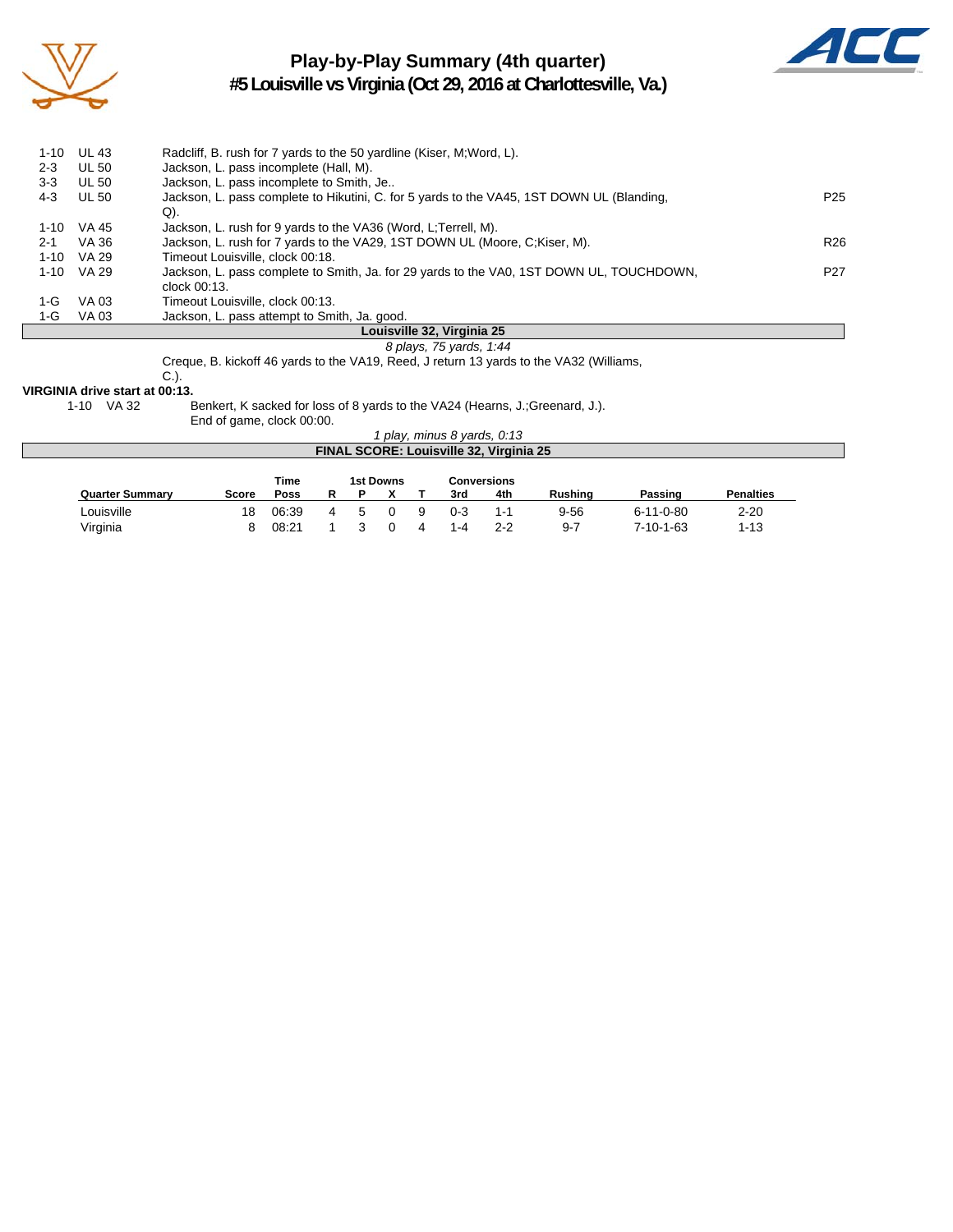# Play-by-Play Summary (4th quarter)

## #5 Louisville vs Virginia (Oct 29, 2016 at Charlottesville, Va.)

| Down | Spot | Play | |
|---|---|---|---|
| 1-10 | UL 43 | Radcliff, B. rush for 7 yards to the 50 yardline (Kiser, M;Word, L). | |
| 2-3 | UL 50 | Jackson, L. pass incomplete (Hall, M). | |
| 3-3 | UL 50 | Jackson, L. pass incomplete to Smith, Je.. | |
| 4-3 | UL 50 | Jackson, L. pass complete to Hikutini, C. for 5 yards to the VA45, 1ST DOWN UL (Blanding, Q). | P25 |
| 1-10 | VA 45 | Jackson, L. rush for 9 yards to the VA36 (Word, L;Terrell, M). | |
| 2-1 | VA 36 | Jackson, L. rush for 7 yards to the VA29, 1ST DOWN UL (Moore, C;Kiser, M). | R26 |
| 1-10 | VA 29 | Timeout Louisville, clock 00:18. | |
| 1-10 | VA 29 | Jackson, L. pass complete to Smith, Ja. for 29 yards to the VA0, 1ST DOWN UL, TOUCHDOWN, clock 00:13. | P27 |
| 1-G | VA 03 | Timeout Louisville, clock 00:13. | |
| 1-G | VA 03 | Jackson, L. pass attempt to Smith, Ja. good. | |

**Louisville 32, Virginia 25**

*8 plays, 75 yards, 1:44*

Creque, B. kickoff 46 yards to the VA19, Reed, J return 13 yards to the VA32 (Williams, C.).

**VIRGINIA drive start at 00:13.**

| Down | Spot | Play |
|---|---|---|
| 1-10 | VA 32 | Benkert, K sacked for loss of 8 yards to the VA24 (Hearns, J.;Greenard, J.). |
| | | End of game, clock 00:00. |

*1 play, minus 8 yards, 0:13*

**FINAL SCORE: Louisville 32, Virginia 25**

| Quarter Summary | Score | Time Poss | 1st Downs R | 1st Downs P | 1st Downs X | 1st Downs T | Conversions 3rd | Conversions 4th | Rushing | Passing | Penalties |
|---|---|---|---|---|---|---|---|---|---|---|---|
| Louisville | 18 | 06:39 | 4 | 5 | 0 | 9 | 0-3 | 1-1 | 9-56 | 6-11-0-80 | 2-20 |
| Virginia | 8 | 08:21 | 1 | 3 | 0 | 4 | 1-4 | 2-2 | 9-7 | 7-10-1-63 | 1-13 |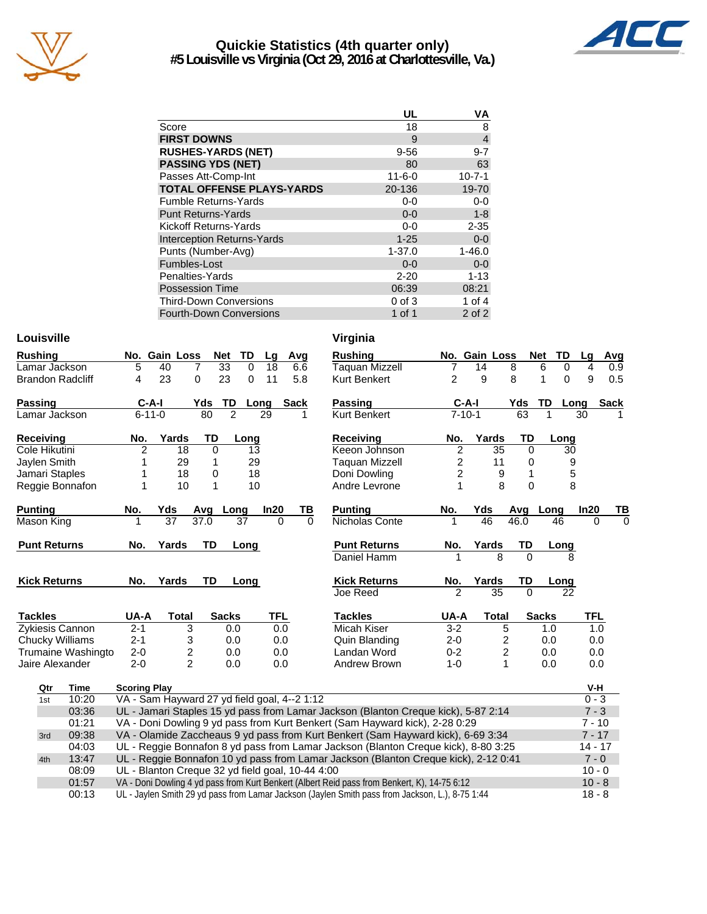# Quickie Statistics (4th quarter only)
## #5 Louisville vs Virginia (Oct 29, 2016 at Charlottesville, Va.)

| | UL | VA |
|---|---|---|
| Score | 18 | 8 |
| **FIRST DOWNS** | 9 | 4 |
| **RUSHES-YARDS (NET)** | 9-56 | 9-7 |
| **PASSING YDS (NET)** | 80 | 63 |
| Passes Att-Comp-Int | 11-6-0 | 10-7-1 |
| **TOTAL OFFENSE PLAYS-YARDS** | 20-136 | 19-70 |
| Fumble Returns-Yards | 0-0 | 0-0 |
| Punt Returns-Yards | 0-0 | 1-8 |
| Kickoff Returns-Yards | 0-0 | 2-35 |
| Interception Returns-Yards | 1-25 | 0-0 |
| Punts (Number-Avg) | 1-37.0 | 1-46.0 |
| Fumbles-Lost | 0-0 | 0-0 |
| Penalties-Yards | 2-20 | 1-13 |
| Possession Time | 06:39 | 08:21 |
| Third-Down Conversions | 0 of 3 | 1 of 4 |
| Fourth-Down Conversions | 1 of 1 | 2 of 2 |

### Louisville

| Rushing | No. | Gain | Loss | Net | TD | Lg | Avg |
|---|---|---|---|---|---|---|---|
| Lamar Jackson | 5 | 40 | 7 | 33 | 0 | 18 | 6.6 |
| Brandon Radcliff | 4 | 23 | 0 | 23 | 0 | 11 | 5.8 |

| Passing | C-A-I | Yds | TD | Long | Sack |
|---|---|---|---|---|---|
| Lamar Jackson | 6-11-0 | 80 | 2 | 29 | 1 |

| Receiving | No. | Yards | TD | Long |
|---|---|---|---|---|
| Cole Hikutini | 2 | 18 | 0 | 13 |
| Jaylen Smith | 1 | 29 | 1 | 29 |
| Jamari Staples | 1 | 18 | 0 | 18 |
| Reggie Bonnafon | 1 | 10 | 1 | 10 |

| Punting | No. | Yds | Avg | Long | In20 | TB |
|---|---|---|---|---|---|---|
| Mason King | 1 | 37 | 37.0 | 37 | 0 | 0 |

| Punt Returns | No. | Yards | TD | Long |
|---|---|---|---|---|

| Kick Returns | No. | Yards | TD | Long |
|---|---|---|---|---|

| Tackles | UA-A | Total | Sacks | TFL |
|---|---|---|---|---|
| Zykiesis Cannon | 2-1 | 3 | 0.0 | 0.0 |
| Chucky Williams | 2-1 | 3 | 0.0 | 0.0 |
| Trumaine Washingto | 2-0 | 2 | 0.0 | 0.0 |
| Jaire Alexander | 2-0 | 2 | 0.0 | 0.0 |

### Virginia

| Rushing | No. | Gain | Loss | Net | TD | Lg | Avg |
|---|---|---|---|---|---|---|---|
| Taquan Mizzell | 7 | 14 | 8 | 6 | 0 | 4 | 0.9 |
| Kurt Benkert | 2 | 9 | 8 | 1 | 0 | 9 | 0.5 |

| Passing | C-A-I | Yds | TD | Long | Sack |
|---|---|---|---|---|---|
| Kurt Benkert | 7-10-1 | 63 | 1 | 30 | 1 |

| Receiving | No. | Yards | TD | Long |
|---|---|---|---|---|
| Keeon Johnson | 2 | 35 | 0 | 30 |
| Taquan Mizzell | 2 | 11 | 0 | 9 |
| Doni Dowling | 2 | 9 | 1 | 5 |
| Andre Levrone | 1 | 8 | 0 | 8 |

| Punting | No. | Yds | Avg | Long | In20 | TB |
|---|---|---|---|---|---|---|
| Nicholas Conte | 1 | 46 | 46.0 | 46 | 0 | 0 |

| Punt Returns | No. | Yards | TD | Long |
|---|---|---|---|---|
| Daniel Hamm | 1 | 8 | 0 | 8 |

| Kick Returns | No. | Yards | TD | Long |
|---|---|---|---|---|
| Joe Reed | 2 | 35 | 0 | 22 |

| Tackles | UA-A | Total | Sacks | TFL |
|---|---|---|---|---|
| Micah Kiser | 3-2 | 5 | 1.0 | 1.0 |
| Quin Blanding | 2-0 | 2 | 0.0 | 0.0 |
| Landan Word | 0-2 | 2 | 0.0 | 0.0 |
| Andrew Brown | 1-0 | 1 | 0.0 | 0.0 |

### Scoring

| Qtr | Time | Scoring Play | V-H |
|---|---|---|---|
| 1st | 10:20 | VA - Sam Hayward 27 yd field goal, 4--2 1:12 | 0 - 3 |
| | 03:36 | UL - Jamari Staples 15 yd pass from Lamar Jackson (Blanton Creque kick), 5-87 2:14 | 7 - 3 |
| | 01:21 | VA - Doni Dowling 9 yd pass from Kurt Benkert (Sam Hayward kick), 2-28 0:29 | 7 - 10 |
| 3rd | 09:38 | VA - Olamide Zaccheaus 9 yd pass from Kurt Benkert (Sam Hayward kick), 6-69 3:34 | 7 - 17 |
| | 04:03 | UL - Reggie Bonnafon 8 yd pass from Lamar Jackson (Blanton Creque kick), 8-80 3:25 | 14 - 17 |
| 4th | 13:47 | UL - Reggie Bonnafon 10 yd pass from Lamar Jackson (Blanton Creque kick), 2-12 0:41 | 7 - 0 |
| | 08:09 | UL - Blanton Creque 32 yd field goal, 10-44 4:00 | 10 - 0 |
| | 01:57 | VA - Doni Dowling 4 yd pass from Kurt Benkert (Albert Reid pass from Benkert, K), 14-75 6:12 | 10 - 8 |
| | 00:13 | UL - Jaylen Smith 29 yd pass from Lamar Jackson (Jaylen Smith pass from Jackson, L.), 8-75 1:44 | 18 - 8 |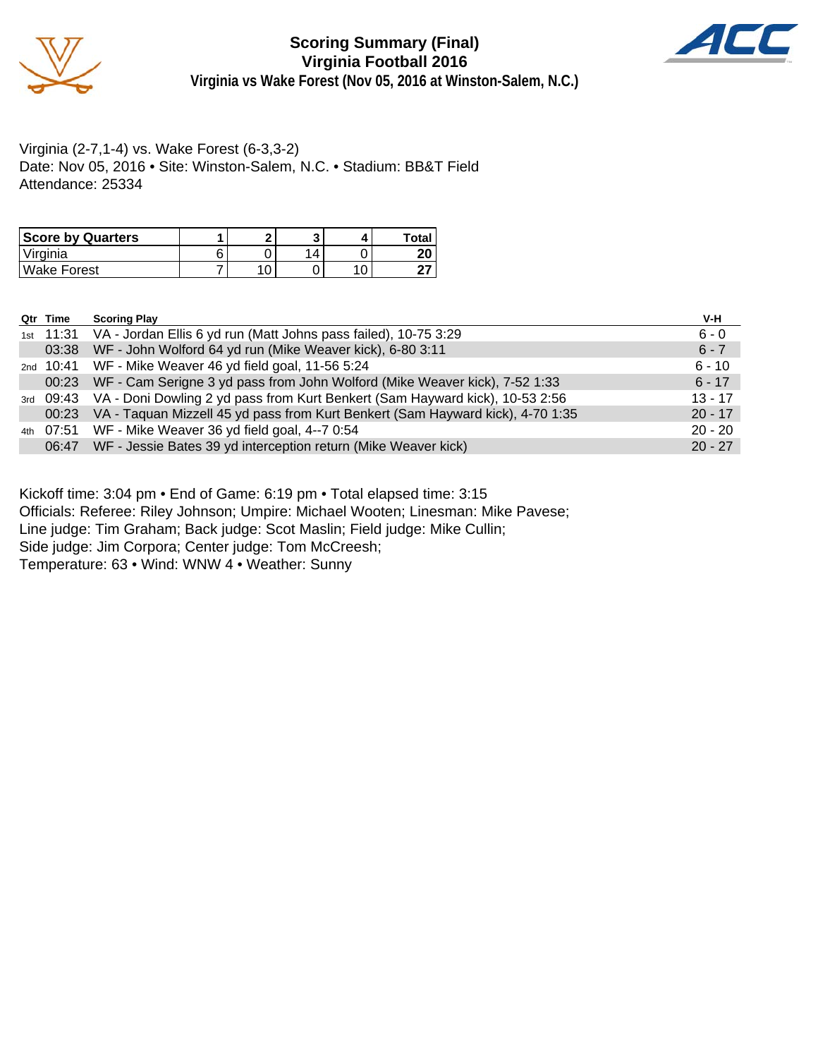# Scoring Summary (Final)
## Virginia Football 2016
### Virginia vs Wake Forest (Nov 05, 2016 at Winston-Salem, N.C.)

Virginia (2-7,1-4) vs. Wake Forest (6-3,3-2)
Date: Nov 05, 2016 • Site: Winston-Salem, N.C. • Stadium: BB&T Field
Attendance: 25334

| Score by Quarters | 1 | 2 | 3 | 4 | Total |
|---|---|---|---|---|---|
| Virginia | 6 | 0 | 14 | 0 | **20** |
| Wake Forest | 7 | 10 | 0 | 10 | **27** |

| Qtr | Time | Scoring Play | V-H |
|---|---|---|---|
| 1st | 11:31 | VA - Jordan Ellis 6 yd run (Matt Johns pass failed), 10-75 3:29 | 6 - 0 |
| | 03:38 | WF - John Wolford 64 yd run (Mike Weaver kick), 6-80 3:11 | 6 - 7 |
| 2nd | 10:41 | WF - Mike Weaver 46 yd field goal, 11-56 5:24 | 6 - 10 |
| | 00:23 | WF - Cam Serigne 3 yd pass from John Wolford (Mike Weaver kick), 7-52 1:33 | 6 - 17 |
| 3rd | 09:43 | VA - Doni Dowling 2 yd pass from Kurt Benkert (Sam Hayward kick), 10-53 2:56 | 13 - 17 |
| | 00:23 | VA - Taquan Mizzell 45 yd pass from Kurt Benkert (Sam Hayward kick), 4-70 1:35 | 20 - 17 |
| 4th | 07:51 | WF - Mike Weaver 36 yd field goal, 4--7 0:54 | 20 - 20 |
| | 06:47 | WF - Jessie Bates 39 yd interception return (Mike Weaver kick) | 20 - 27 |

Kickoff time: 3:04 pm • End of Game: 6:19 pm • Total elapsed time: 3:15
Officials: Referee: Riley Johnson; Umpire: Michael Wooten; Linesman: Mike Pavese;
Line judge: Tim Graham; Back judge: Scot Maslin; Field judge: Mike Cullin;
Side judge: Jim Corpora; Center judge: Tom McCreesh;
Temperature: 63 • Wind: WNW 4 • Weather: Sunny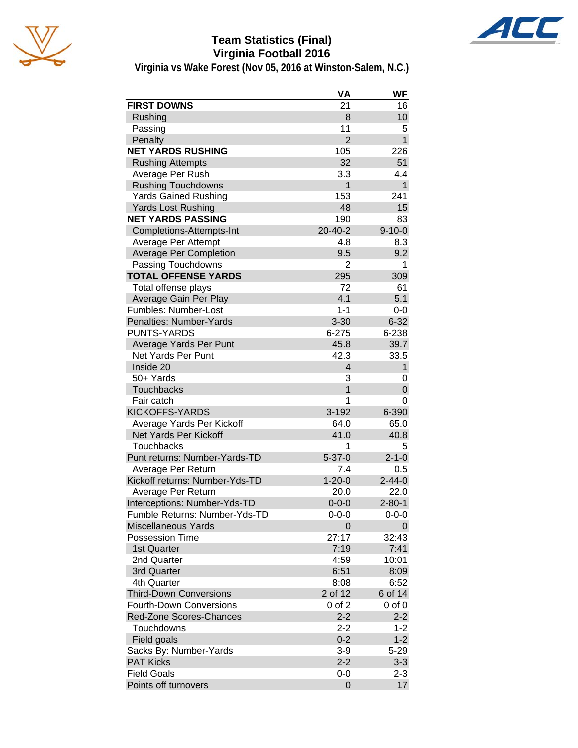# Team Statistics (Final)
## Virginia Football 2016
### Virginia vs Wake Forest (Nov 05, 2016 at Winston-Salem, N.C.)

| | VA | WF |
|---|---|---|
| **FIRST DOWNS** | 21 | 16 |
| Rushing | 8 | 10 |
| Passing | 11 | 5 |
| Penalty | 2 | 1 |
| **NET YARDS RUSHING** | 105 | 226 |
| Rushing Attempts | 32 | 51 |
| Average Per Rush | 3.3 | 4.4 |
| Rushing Touchdowns | 1 | 1 |
| Yards Gained Rushing | 153 | 241 |
| Yards Lost Rushing | 48 | 15 |
| **NET YARDS PASSING** | 190 | 83 |
| Completions-Attempts-Int | 20-40-2 | 9-10-0 |
| Average Per Attempt | 4.8 | 8.3 |
| Average Per Completion | 9.5 | 9.2 |
| Passing Touchdowns | 2 | 1 |
| **TOTAL OFFENSE YARDS** | 295 | 309 |
| Total offense plays | 72 | 61 |
| Average Gain Per Play | 4.1 | 5.1 |
| Fumbles: Number-Lost | 1-1 | 0-0 |
| Penalties: Number-Yards | 3-30 | 6-32 |
| PUNTS-YARDS | 6-275 | 6-238 |
| Average Yards Per Punt | 45.8 | 39.7 |
| Net Yards Per Punt | 42.3 | 33.5 |
| Inside 20 | 4 | 1 |
| 50+ Yards | 3 | 0 |
| Touchbacks | 1 | 0 |
| Fair catch | 1 | 0 |
| KICKOFFS-YARDS | 3-192 | 6-390 |
| Average Yards Per Kickoff | 64.0 | 65.0 |
| Net Yards Per Kickoff | 41.0 | 40.8 |
| Touchbacks | 1 | 5 |
| Punt returns: Number-Yards-TD | 5-37-0 | 2-1-0 |
| Average Per Return | 7.4 | 0.5 |
| Kickoff returns: Number-Yds-TD | 1-20-0 | 2-44-0 |
| Average Per Return | 20.0 | 22.0 |
| Interceptions: Number-Yds-TD | 0-0-0 | 2-80-1 |
| Fumble Returns: Number-Yds-TD | 0-0-0 | 0-0-0 |
| Miscellaneous Yards | 0 | 0 |
| Possession Time | 27:17 | 32:43 |
| 1st Quarter | 7:19 | 7:41 |
| 2nd Quarter | 4:59 | 10:01 |
| 3rd Quarter | 6:51 | 8:09 |
| 4th Quarter | 8:08 | 6:52 |
| Third-Down Conversions | 2 of 12 | 6 of 14 |
| Fourth-Down Conversions | 0 of 2 | 0 of 0 |
| Red-Zone Scores-Chances | 2-2 | 2-2 |
| Touchdowns | 2-2 | 1-2 |
| Field goals | 0-2 | 1-2 |
| Sacks By: Number-Yards | 3-9 | 5-29 |
| PAT Kicks | 2-2 | 3-3 |
| Field Goals | 0-0 | 2-3 |
| Points off turnovers | 0 | 17 |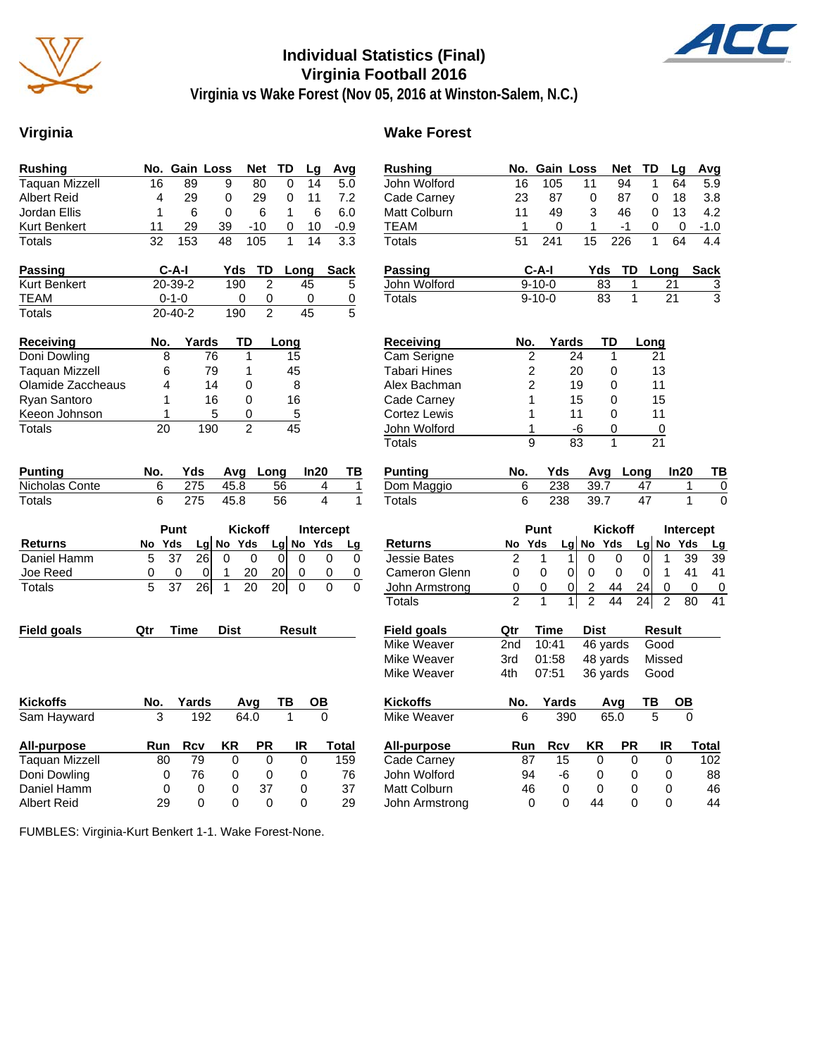# Individual Statistics (Final)
## Virginia Football 2016
### Virginia vs Wake Forest (Nov 05, 2016 at Winston-Salem, N.C.)

## Virginia

| Rushing | No. | Gain | Loss | Net | TD | Lg | Avg |
|---|---|---|---|---|---|---|---|
| Taquan Mizzell | 16 | 89 | 9 | 80 | 0 | 14 | 5.0 |
| Albert Reid | 4 | 29 | 0 | 29 | 0 | 11 | 7.2 |
| Jordan Ellis | 1 | 6 | 0 | 6 | 1 | 6 | 6.0 |
| Kurt Benkert | 11 | 29 | 39 | -10 | 0 | 10 | -0.9 |
| Totals | 32 | 153 | 48 | 105 | 1 | 14 | 3.3 |

| Passing | C-A-I | Yds | TD | Long | Sack |
|---|---|---|---|---|---|
| Kurt Benkert | 20-39-2 | 190 | 2 | 45 | 5 |
| TEAM | 0-1-0 | 0 | 0 | 0 | 0 |
| Totals | 20-40-2 | 190 | 2 | 45 | 5 |

| Receiving | No. | Yards | TD | Long |
|---|---|---|---|---|
| Doni Dowling | 8 | 76 | 1 | 15 |
| Taquan Mizzell | 6 | 79 | 1 | 45 |
| Olamide Zaccheaus | 4 | 14 | 0 | 8 |
| Ryan Santoro | 1 | 16 | 0 | 16 |
| Keeon Johnson | 1 | 5 | 0 | 5 |
| Totals | 20 | 190 | 2 | 45 |

| Punting | No. | Yds | Avg | Long | In20 | TB |
|---|---|---|---|---|---|---|
| Nicholas Conte | 6 | 275 | 45.8 | 56 | 4 | 1 |
| Totals | 6 | 275 | 45.8 | 56 | 4 | 1 |

| | Punt | | | Kickoff | | | Intercept | | |
|---|---|---|---|---|---|---|---|---|---|
| Returns | No | Yds | Lg | No | Yds | Lg | No | Yds | Lg |
| Daniel Hamm | 5 | 37 | 26 | 0 | 0 | 0 | 0 | 0 | 0 |
| Joe Reed | 0 | 0 | 0 | 1 | 20 | 20 | 0 | 0 | 0 |
| Totals | 5 | 37 | 26 | 1 | 20 | 20 | 0 | 0 | 0 |

| Field goals | Qtr | Time | Dist | Result |
|---|---|---|---|---|

| Kickoffs | No. | Yards | Avg | TB | OB |
|---|---|---|---|---|---|
| Sam Hayward | 3 | 192 | 64.0 | 1 | 0 |

| All-purpose | Run | Rcv | KR | PR | IR | Total |
|---|---|---|---|---|---|---|
| Taquan Mizzell | 80 | 79 | 0 | 0 | 0 | 159 |
| Doni Dowling | 0 | 76 | 0 | 0 | 0 | 76 |
| Daniel Hamm | 0 | 0 | 0 | 37 | 0 | 37 |
| Albert Reid | 29 | 0 | 0 | 0 | 0 | 29 |

## Wake Forest

| Rushing | No. | Gain | Loss | Net | TD | Lg | Avg |
|---|---|---|---|---|---|---|---|
| John Wolford | 16 | 105 | 11 | 94 | 1 | 64 | 5.9 |
| Cade Carney | 23 | 87 | 0 | 87 | 0 | 18 | 3.8 |
| Matt Colburn | 11 | 49 | 3 | 46 | 0 | 13 | 4.2 |
| TEAM | 1 | 0 | 1 | -1 | 0 | 0 | -1.0 |
| Totals | 51 | 241 | 15 | 226 | 1 | 64 | 4.4 |

| Passing | C-A-I | Yds | TD | Long | Sack |
|---|---|---|---|---|---|
| John Wolford | 9-10-0 | 83 | 1 | 21 | 3 |
| Totals | 9-10-0 | 83 | 1 | 21 | 3 |

| Receiving | No. | Yards | TD | Long |
|---|---|---|---|---|
| Cam Serigne | 2 | 24 | 1 | 21 |
| Tabari Hines | 2 | 20 | 0 | 13 |
| Alex Bachman | 2 | 19 | 0 | 11 |
| Cade Carney | 1 | 15 | 0 | 15 |
| Cortez Lewis | 1 | 11 | 0 | 11 |
| John Wolford | 1 | -6 | 0 | 0 |
| Totals | 9 | 83 | 1 | 21 |

| Punting | No. | Yds | Avg | Long | In20 | TB |
|---|---|---|---|---|---|---|
| Dom Maggio | 6 | 238 | 39.7 | 47 | 1 | 0 |
| Totals | 6 | 238 | 39.7 | 47 | 1 | 0 |

| | Punt | | | Kickoff | | | Intercept | | |
|---|---|---|---|---|---|---|---|---|---|
| Returns | No | Yds | Lg | No | Yds | Lg | No | Yds | Lg |
| Jessie Bates | 2 | 1 | 1 | 0 | 0 | 0 | 1 | 39 | 39 |
| Cameron Glenn | 0 | 0 | 0 | 0 | 0 | 0 | 1 | 41 | 41 |
| John Armstrong | 0 | 0 | 0 | 2 | 44 | 24 | 0 | 0 | 0 |
| Totals | 2 | 1 | 1 | 2 | 44 | 24 | 2 | 80 | 41 |

| Field goals | Qtr | Time | Dist | Result |
|---|---|---|---|---|
| Mike Weaver | 2nd | 10:41 | 46 yards | Good |
| Mike Weaver | 3rd | 01:58 | 48 yards | Missed |
| Mike Weaver | 4th | 07:51 | 36 yards | Good |

| Kickoffs | No. | Yards | Avg | TB | OB |
|---|---|---|---|---|---|
| Mike Weaver | 6 | 390 | 65.0 | 5 | 0 |

| All-purpose | Run | Rcv | KR | PR | IR | Total |
|---|---|---|---|---|---|---|
| Cade Carney | 87 | 15 | 0 | 0 | 0 | 102 |
| John Wolford | 94 | -6 | 0 | 0 | 0 | 88 |
| Matt Colburn | 46 | 0 | 0 | 0 | 0 | 46 |
| John Armstrong | 0 | 0 | 44 | 0 | 0 | 44 |

FUMBLES: Virginia-Kurt Benkert 1-1. Wake Forest-None.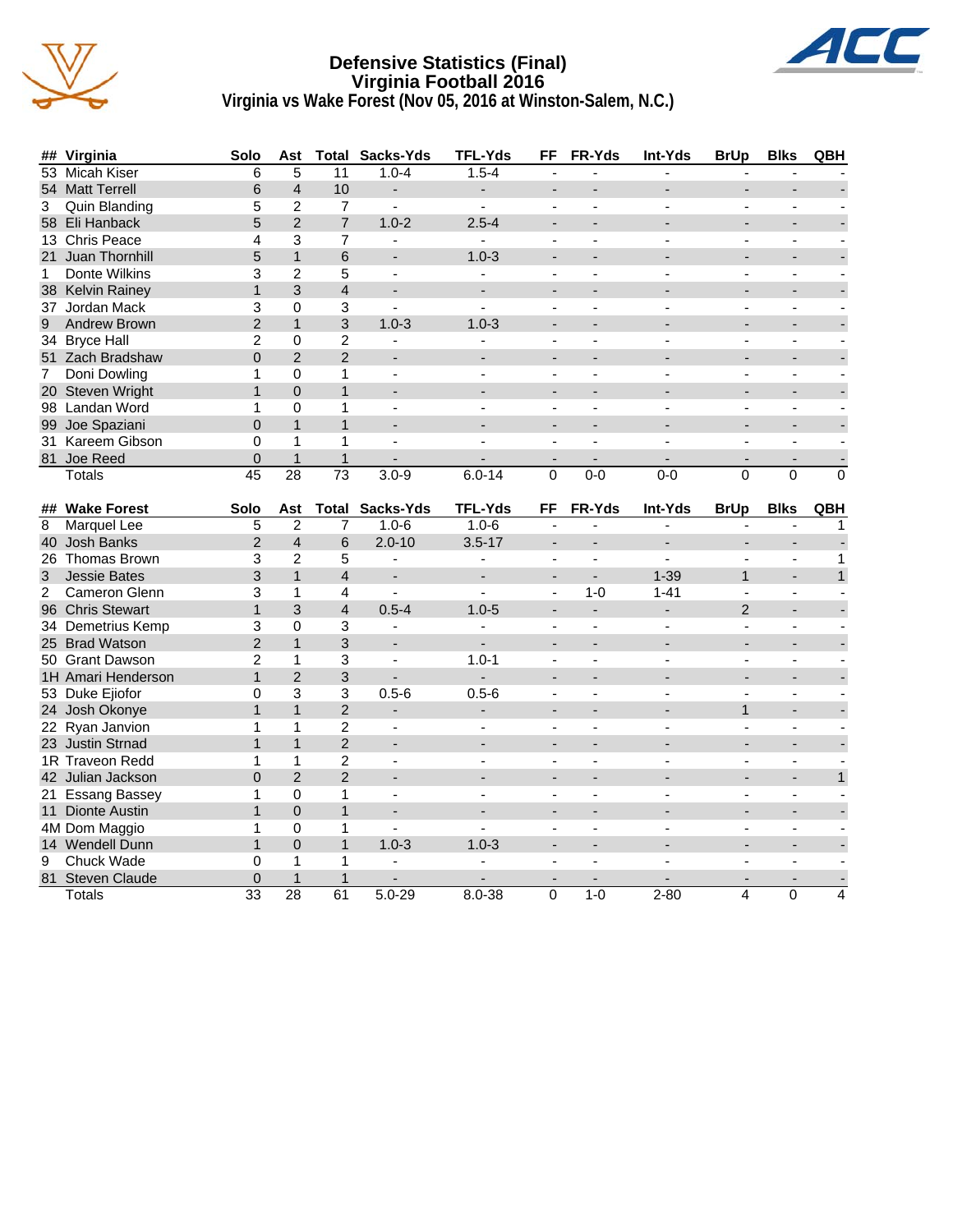# Defensive Statistics (Final)
## Virginia Football 2016
### Virginia vs Wake Forest (Nov 05, 2016 at Winston-Salem, N.C.)

| ## | Virginia | Solo | Ast | Total | Sacks-Yds | TFL-Yds | FF | FR-Yds | Int-Yds | BrUp | Blks | QBH |
|---|---|---|---|---|---|---|---|---|---|---|---|---|
| 53 | Micah Kiser | 6 | 5 | 11 | 1.0-4 | 1.5-4 | - | - | - | - | - | - |
| 54 | Matt Terrell | 6 | 4 | 10 | - | - | - | - | - | - | - | - |
| 3 | Quin Blanding | 5 | 2 | 7 | - | - | - | - | - | - | - | - |
| 58 | Eli Hanback | 5 | 2 | 7 | 1.0-2 | 2.5-4 | - | - | - | - | - | - |
| 13 | Chris Peace | 4 | 3 | 7 | - | - | - | - | - | - | - | - |
| 21 | Juan Thornhill | 5 | 1 | 6 | - | 1.0-3 | - | - | - | - | - | - |
| 1 | Donte Wilkins | 3 | 2 | 5 | - | - | - | - | - | - | - | - |
| 38 | Kelvin Rainey | 1 | 3 | 4 | - | - | - | - | - | - | - | - |
| 37 | Jordan Mack | 3 | 0 | 3 | - | - | - | - | - | - | - | - |
| 9 | Andrew Brown | 2 | 1 | 3 | 1.0-3 | 1.0-3 | - | - | - | - | - | - |
| 34 | Bryce Hall | 2 | 0 | 2 | - | - | - | - | - | - | - | - |
| 51 | Zach Bradshaw | 0 | 2 | 2 | - | - | - | - | - | - | - | - |
| 7 | Doni Dowling | 1 | 0 | 1 | - | - | - | - | - | - | - | - |
| 20 | Steven Wright | 1 | 0 | 1 | - | - | - | - | - | - | - | - |
| 98 | Landan Word | 1 | 0 | 1 | - | - | - | - | - | - | - | - |
| 99 | Joe Spaziani | 0 | 1 | 1 | - | - | - | - | - | - | - | - |
| 31 | Kareem Gibson | 0 | 1 | 1 | - | - | - | - | - | - | - | - |
| 81 | Joe Reed | 0 | 1 | 1 | - | - | - | - | - | - | - | - |
| | Totals | 45 | 28 | 73 | 3.0-9 | 6.0-14 | 0 | 0-0 | 0-0 | 0 | 0 | 0 |

| ## | Wake Forest | Solo | Ast | Total | Sacks-Yds | TFL-Yds | FF | FR-Yds | Int-Yds | BrUp | Blks | QBH |
|---|---|---|---|---|---|---|---|---|---|---|---|---|
| 8 | Marquel Lee | 5 | 2 | 7 | 1.0-6 | 1.0-6 | - | - | - | - | - | 1 |
| 40 | Josh Banks | 2 | 4 | 6 | 2.0-10 | 3.5-17 | - | - | - | - | - | - |
| 26 | Thomas Brown | 3 | 2 | 5 | - | - | - | - | - | - | - | 1 |
| 3 | Jessie Bates | 3 | 1 | 4 | - | - | - | - | 1-39 | 1 | - | 1 |
| 2 | Cameron Glenn | 3 | 1 | 4 | - | - | - | 1-0 | 1-41 | - | - | - |
| 96 | Chris Stewart | 1 | 3 | 4 | 0.5-4 | 1.0-5 | - | - | - | 2 | - | - |
| 34 | Demetrius Kemp | 3 | 0 | 3 | - | - | - | - | - | - | - | - |
| 25 | Brad Watson | 2 | 1 | 3 | - | - | - | - | - | - | - | - |
| 50 | Grant Dawson | 2 | 1 | 3 | - | 1.0-1 | - | - | - | - | - | - |
| 1H | Amari Henderson | 1 | 2 | 3 | - | - | - | - | - | - | - | - |
| 53 | Duke Ejiofor | 0 | 3 | 3 | 0.5-6 | 0.5-6 | - | - | - | - | - | - |
| 24 | Josh Okonye | 1 | 1 | 2 | - | - | - | - | - | 1 | - | - |
| 22 | Ryan Janvion | 1 | 1 | 2 | - | - | - | - | - | - | - | - |
| 23 | Justin Strnad | 1 | 1 | 2 | - | - | - | - | - | - | - | - |
| 1R | Traveon Redd | 1 | 1 | 2 | - | - | - | - | - | - | - | - |
| 42 | Julian Jackson | 0 | 2 | 2 | - | - | - | - | - | - | - | 1 |
| 21 | Essang Bassey | 1 | 0 | 1 | - | - | - | - | - | - | - | - |
| 11 | Dionte Austin | 1 | 0 | 1 | - | - | - | - | - | - | - | - |
| 4M | Dom Maggio | 1 | 0 | 1 | - | - | - | - | - | - | - | - |
| 14 | Wendell Dunn | 1 | 0 | 1 | 1.0-3 | 1.0-3 | - | - | - | - | - | - |
| 9 | Chuck Wade | 0 | 1 | 1 | - | - | - | - | - | - | - | - |
| 81 | Steven Claude | 0 | 1 | 1 | - | - | - | - | - | - | - | - |
| | Totals | 33 | 28 | 61 | 5.0-29 | 8.0-38 | 0 | 1-0 | 2-80 | 4 | 0 | 4 |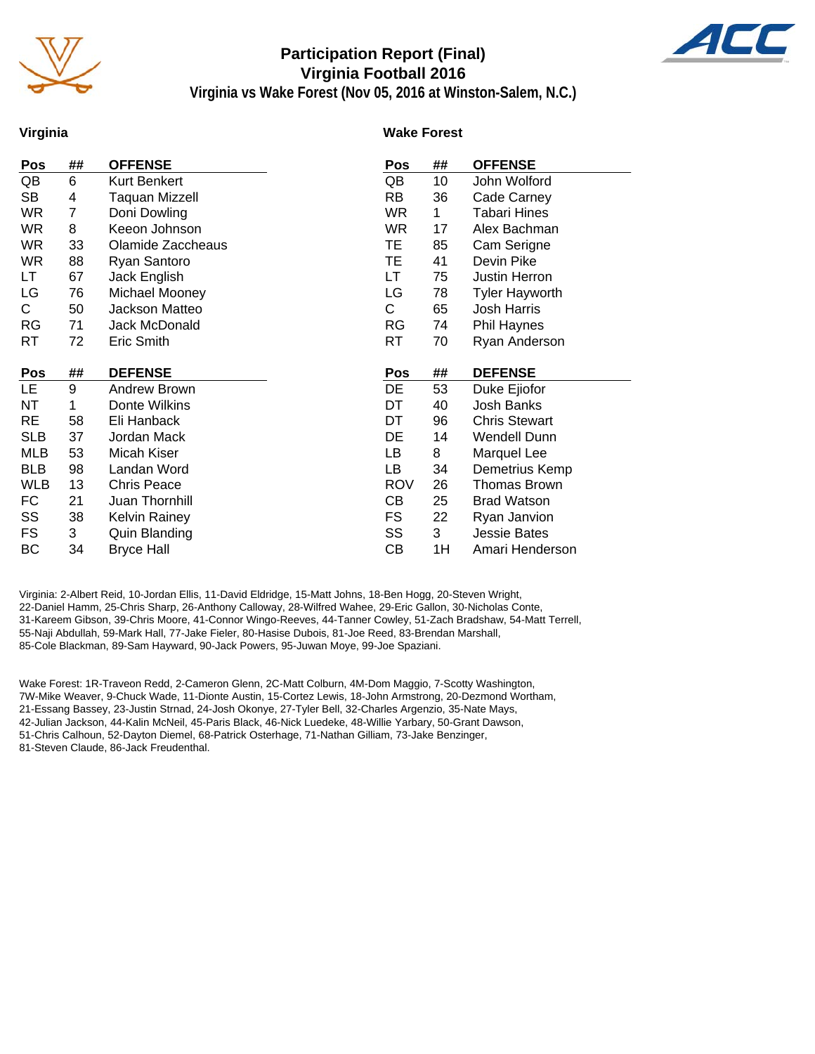# Participation Report (Final)
## Virginia Football 2016
### Virginia vs Wake Forest (Nov 05, 2016 at Winston-Salem, N.C.)

## Virginia

| Pos | ## | OFFENSE |
|---|---|---|
| QB | 6 | Kurt Benkert |
| SB | 4 | Taquan Mizzell |
| WR | 7 | Doni Dowling |
| WR | 8 | Keeon Johnson |
| WR | 33 | Olamide Zaccheaus |
| WR | 88 | Ryan Santoro |
| LT | 67 | Jack English |
| LG | 76 | Michael Mooney |
| C | 50 | Jackson Matteo |
| RG | 71 | Jack McDonald |
| RT | 72 | Eric Smith |

| Pos | ## | DEFENSE |
|---|---|---|
| LE | 9 | Andrew Brown |
| NT | 1 | Donte Wilkins |
| RE | 58 | Eli Hanback |
| SLB | 37 | Jordan Mack |
| MLB | 53 | Micah Kiser |
| BLB | 98 | Landan Word |
| WLB | 13 | Chris Peace |
| FC | 21 | Juan Thornhill |
| SS | 38 | Kelvin Rainey |
| FS | 3 | Quin Blanding |
| BC | 34 | Bryce Hall |

## Wake Forest

| Pos | ## | OFFENSE |
|---|---|---|
| QB | 10 | John Wolford |
| RB | 36 | Cade Carney |
| WR | 1 | Tabari Hines |
| WR | 17 | Alex Bachman |
| TE | 85 | Cam Serigne |
| TE | 41 | Devin Pike |
| LT | 75 | Justin Herron |
| LG | 78 | Tyler Hayworth |
| C | 65 | Josh Harris |
| RG | 74 | Phil Haynes |
| RT | 70 | Ryan Anderson |

| Pos | ## | DEFENSE |
|---|---|---|
| DE | 53 | Duke Ejiofor |
| DT | 40 | Josh Banks |
| DT | 96 | Chris Stewart |
| DE | 14 | Wendell Dunn |
| LB | 8 | Marquel Lee |
| LB | 34 | Demetrius Kemp |
| ROV | 26 | Thomas Brown |
| CB | 25 | Brad Watson |
| FS | 22 | Ryan Janvion |
| SS | 3 | Jessie Bates |
| CB | 1H | Amari Henderson |

Virginia: 2-Albert Reid, 10-Jordan Ellis, 11-David Eldridge, 15-Matt Johns, 18-Ben Hogg, 20-Steven Wright, 22-Daniel Hamm, 25-Chris Sharp, 26-Anthony Calloway, 28-Wilfred Wahee, 29-Eric Gallon, 30-Nicholas Conte, 31-Kareem Gibson, 39-Chris Moore, 41-Connor Wingo-Reeves, 44-Tanner Cowley, 51-Zach Bradshaw, 54-Matt Terrell, 55-Naji Abdullah, 59-Mark Hall, 77-Jake Fieler, 80-Hasise Dubois, 81-Joe Reed, 83-Brendan Marshall, 85-Cole Blackman, 89-Sam Hayward, 90-Jack Powers, 95-Juwan Moye, 99-Joe Spaziani.

Wake Forest: 1R-Traveon Redd, 2-Cameron Glenn, 2C-Matt Colburn, 4M-Dom Maggio, 7-Scotty Washington, 7W-Mike Weaver, 9-Chuck Wade, 11-Dionte Austin, 15-Cortez Lewis, 18-John Armstrong, 20-Dezmond Wortham, 21-Essang Bassey, 23-Justin Strnad, 24-Josh Okonye, 27-Tyler Bell, 32-Charles Argenzio, 35-Nate Mays, 42-Julian Jackson, 44-Kalin McNeil, 45-Paris Black, 46-Nick Luedeke, 48-Willie Yarbary, 50-Grant Dawson, 51-Chris Calhoun, 52-Dayton Diemel, 68-Patrick Osterhage, 71-Nathan Gilliam, 73-Jake Benzinger, 81-Steven Claude, 86-Jack Freudenthal.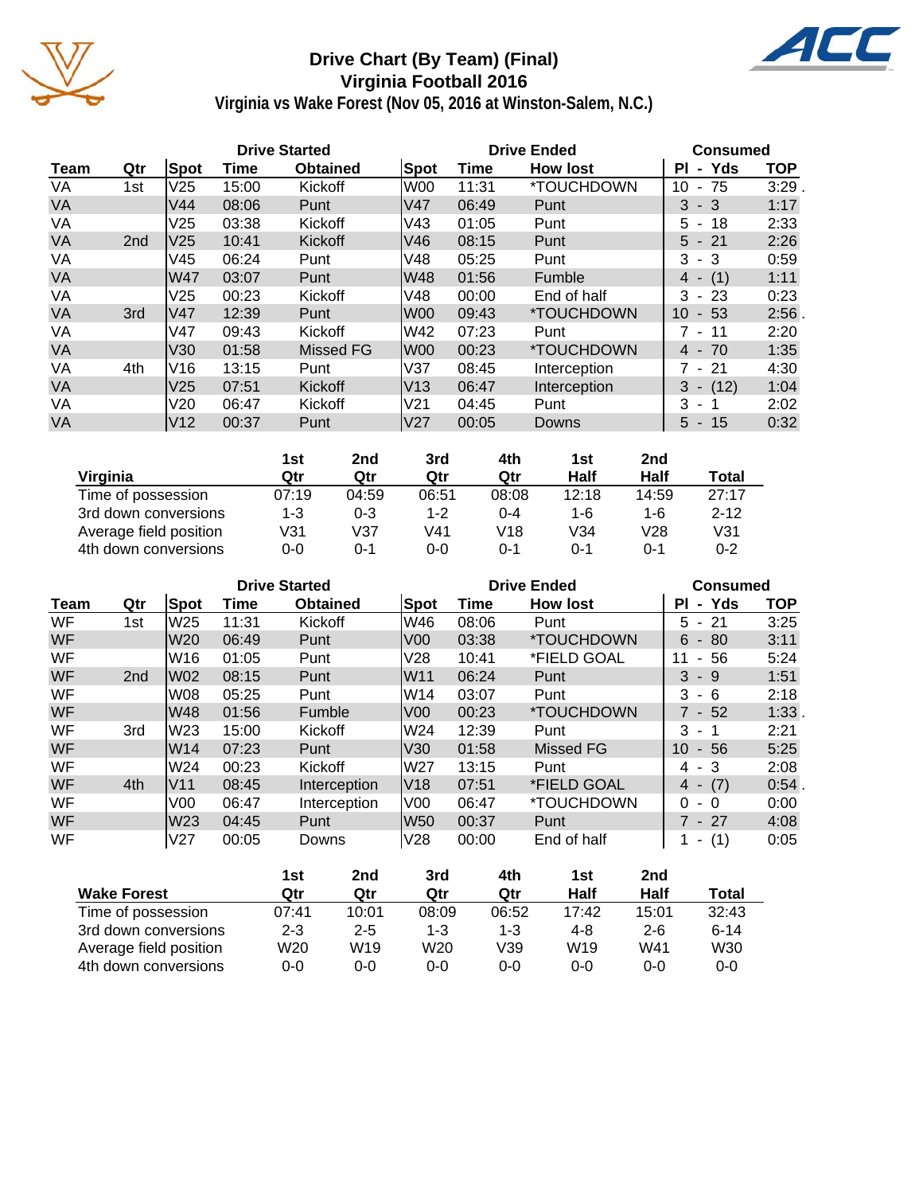# Drive Chart (By Team) (Final)
## Virginia Football 2016
### Virginia vs Wake Forest (Nov 05, 2016 at Winston-Salem, N.C.)

| | | Drive Started | | | Drive Ended | | | Consumed | |
|---|---|---|---|---|---|---|---|---|---|
| **Team** | **Qtr** | **Spot** | **Time** | **Obtained** | **Spot** | **Time** | **How lost** | **Pl - Yds** | **TOP** |
| VA | 1st | V25 | 15:00 | Kickoff | W00 | 11:31 | *TOUCHDOWN | 10 - 75 | 3:29 . |
| VA | | V44 | 08:06 | Punt | V47 | 06:49 | Punt | 3 - 3 | 1:17 |
| VA | | V25 | 03:38 | Kickoff | V43 | 01:05 | Punt | 5 - 18 | 2:33 |
| VA | 2nd | V25 | 10:41 | Kickoff | V46 | 08:15 | Punt | 5 - 21 | 2:26 |
| VA | | V45 | 06:24 | Punt | V48 | 05:25 | Punt | 3 - 3 | 0:59 |
| VA | | W47 | 03:07 | Punt | W48 | 01:56 | Fumble | 4 - (1) | 1:11 |
| VA | | V25 | 00:23 | Kickoff | V48 | 00:00 | End of half | 3 - 23 | 0:23 |
| VA | 3rd | V47 | 12:39 | Punt | W00 | 09:43 | *TOUCHDOWN | 10 - 53 | 2:56 . |
| VA | | V47 | 09:43 | Kickoff | W42 | 07:23 | Punt | 7 - 11 | 2:20 |
| VA | | V30 | 01:58 | Missed FG | W00 | 00:23 | *TOUCHDOWN | 4 - 70 | 1:35 |
| VA | 4th | V16 | 13:15 | Punt | V37 | 08:45 | Interception | 7 - 21 | 4:30 |
| VA | | V25 | 07:51 | Kickoff | V13 | 06:47 | Interception | 3 - (12) | 1:04 |
| VA | | V20 | 06:47 | Kickoff | V21 | 04:45 | Punt | 3 - 1 | 2:02 |
| VA | | V12 | 00:37 | Punt | V27 | 00:05 | Downs | 5 - 15 | 0:32 |

| Virginia | 1st Qtr | 2nd Qtr | 3rd Qtr | 4th Qtr | 1st Half | 2nd Half | Total |
|---|---|---|---|---|---|---|---|
| Time of possession | 07:19 | 04:59 | 06:51 | 08:08 | 12:18 | 14:59 | 27:17 |
| 3rd down conversions | 1-3 | 0-3 | 1-2 | 0-4 | 1-6 | 1-6 | 2-12 |
| Average field position | V31 | V37 | V41 | V18 | V34 | V28 | V31 |
| 4th down conversions | 0-0 | 0-1 | 0-0 | 0-1 | 0-1 | 0-1 | 0-2 |

| | | Drive Started | | | Drive Ended | | | Consumed | |
|---|---|---|---|---|---|---|---|---|---|
| **Team** | **Qtr** | **Spot** | **Time** | **Obtained** | **Spot** | **Time** | **How lost** | **Pl - Yds** | **TOP** |
| WF | 1st | W25 | 11:31 | Kickoff | W46 | 08:06 | Punt | 5 - 21 | 3:25 |
| WF | | W20 | 06:49 | Punt | V00 | 03:38 | *TOUCHDOWN | 6 - 80 | 3:11 |
| WF | | W16 | 01:05 | Punt | V28 | 10:41 | *FIELD GOAL | 11 - 56 | 5:24 |
| WF | 2nd | W02 | 08:15 | Punt | W11 | 06:24 | Punt | 3 - 9 | 1:51 |
| WF | | W08 | 05:25 | Punt | W14 | 03:07 | Punt | 3 - 6 | 2:18 |
| WF | | W48 | 01:56 | Fumble | V00 | 00:23 | *TOUCHDOWN | 7 - 52 | 1:33 . |
| WF | 3rd | W23 | 15:00 | Kickoff | W24 | 12:39 | Punt | 3 - 1 | 2:21 |
| WF | | W14 | 07:23 | Punt | V30 | 01:58 | Missed FG | 10 - 56 | 5:25 |
| WF | | W24 | 00:23 | Kickoff | W27 | 13:15 | Punt | 4 - 3 | 2:08 |
| WF | 4th | V11 | 08:45 | Interception | V18 | 07:51 | *FIELD GOAL | 4 - (7) | 0:54 . |
| WF | | V00 | 06:47 | Interception | V00 | 06:47 | *TOUCHDOWN | 0 - 0 | 0:00 |
| WF | | W23 | 04:45 | Punt | W50 | 00:37 | Punt | 7 - 27 | 4:08 |
| WF | | V27 | 00:05 | Downs | V28 | 00:00 | End of half | 1 - (1) | 0:05 |

| Wake Forest | 1st Qtr | 2nd Qtr | 3rd Qtr | 4th Qtr | 1st Half | 2nd Half | Total |
|---|---|---|---|---|---|---|---|
| Time of possession | 07:41 | 10:01 | 08:09 | 06:52 | 17:42 | 15:01 | 32:43 |
| 3rd down conversions | 2-3 | 2-5 | 1-3 | 1-3 | 4-8 | 2-6 | 6-14 |
| Average field position | W20 | W19 | W20 | V39 | W19 | W41 | W30 |
| 4th down conversions | 0-0 | 0-0 | 0-0 | 0-0 | 0-0 | 0-0 | 0-0 |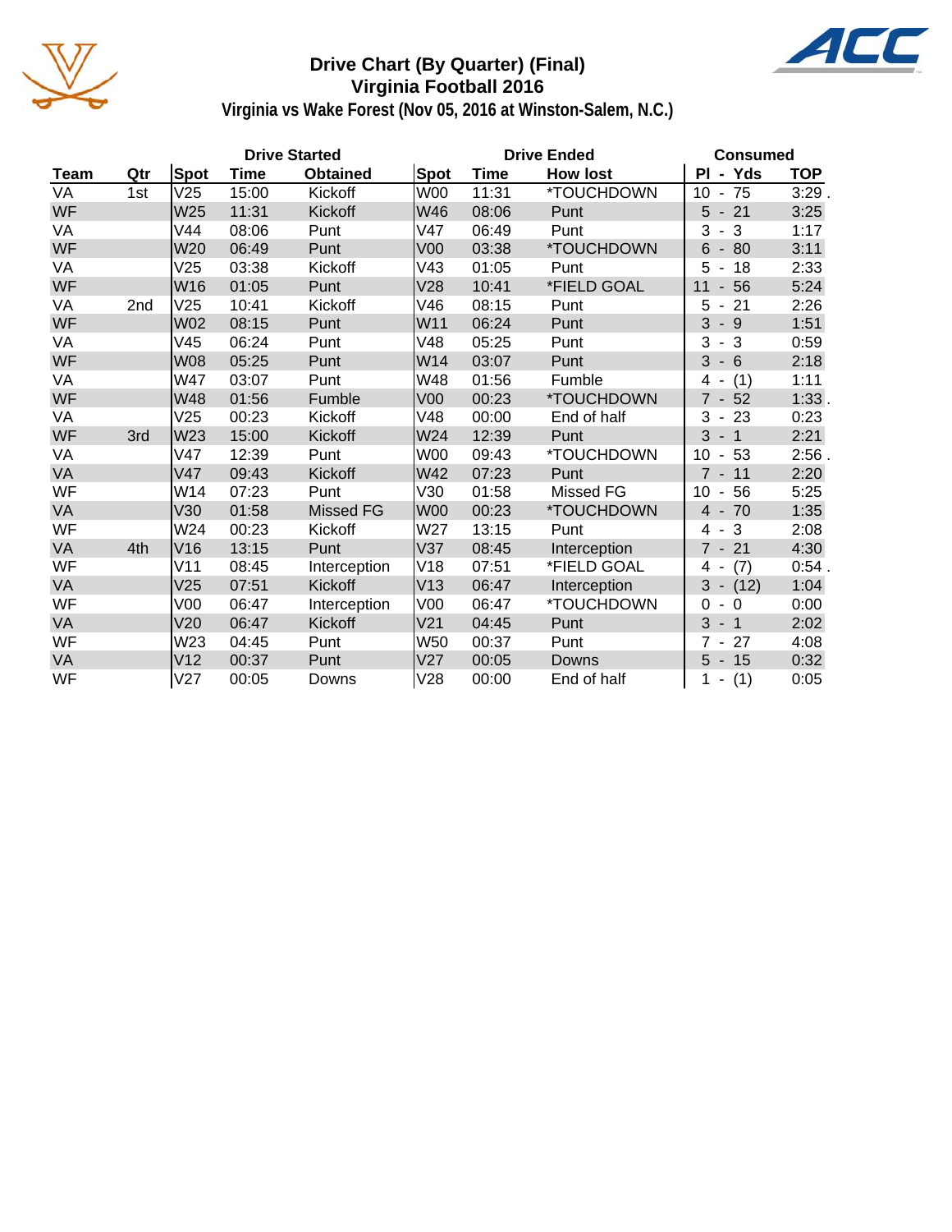# Drive Chart (By Quarter) (Final)
## Virginia Football 2016
### Virginia vs Wake Forest (Nov 05, 2016 at Winston-Salem, N.C.)

| | | Drive Started | | | Drive Ended | | | Consumed | |
|---|---|---|---|---|---|---|---|---|---|
| Team | Qtr | Spot | Time | Obtained | Spot | Time | How lost | Pl - Yds | TOP |
| VA | 1st | V25 | 15:00 | Kickoff | W00 | 11:31 | *TOUCHDOWN | 10 - 75 | 3:29 . |
| WF | | W25 | 11:31 | Kickoff | W46 | 08:06 | Punt | 5 - 21 | 3:25 |
| VA | | V44 | 08:06 | Punt | V47 | 06:49 | Punt | 3 - 3 | 1:17 |
| WF | | W20 | 06:49 | Punt | V00 | 03:38 | *TOUCHDOWN | 6 - 80 | 3:11 |
| VA | | V25 | 03:38 | Kickoff | V43 | 01:05 | Punt | 5 - 18 | 2:33 |
| WF | | W16 | 01:05 | Punt | V28 | 10:41 | *FIELD GOAL | 11 - 56 | 5:24 |
| VA | 2nd | V25 | 10:41 | Kickoff | V46 | 08:15 | Punt | 5 - 21 | 2:26 |
| WF | | W02 | 08:15 | Punt | W11 | 06:24 | Punt | 3 - 9 | 1:51 |
| VA | | V45 | 06:24 | Punt | V48 | 05:25 | Punt | 3 - 3 | 0:59 |
| WF | | W08 | 05:25 | Punt | W14 | 03:07 | Punt | 3 - 6 | 2:18 |
| VA | | W47 | 03:07 | Punt | W48 | 01:56 | Fumble | 4 - (1) | 1:11 |
| WF | | W48 | 01:56 | Fumble | V00 | 00:23 | *TOUCHDOWN | 7 - 52 | 1:33 . |
| VA | | V25 | 00:23 | Kickoff | V48 | 00:00 | End of half | 3 - 23 | 0:23 |
| WF | 3rd | W23 | 15:00 | Kickoff | W24 | 12:39 | Punt | 3 - 1 | 2:21 |
| VA | | V47 | 12:39 | Punt | W00 | 09:43 | *TOUCHDOWN | 10 - 53 | 2:56 . |
| VA | | V47 | 09:43 | Kickoff | W42 | 07:23 | Punt | 7 - 11 | 2:20 |
| WF | | W14 | 07:23 | Punt | V30 | 01:58 | Missed FG | 10 - 56 | 5:25 |
| VA | | V30 | 01:58 | Missed FG | W00 | 00:23 | *TOUCHDOWN | 4 - 70 | 1:35 |
| WF | | W24 | 00:23 | Kickoff | W27 | 13:15 | Punt | 4 - 3 | 2:08 |
| VA | 4th | V16 | 13:15 | Punt | V37 | 08:45 | Interception | 7 - 21 | 4:30 |
| WF | | V11 | 08:45 | Interception | V18 | 07:51 | *FIELD GOAL | 4 - (7) | 0:54 . |
| VA | | V25 | 07:51 | Kickoff | V13 | 06:47 | Interception | 3 - (12) | 1:04 |
| WF | | V00 | 06:47 | Interception | V00 | 06:47 | *TOUCHDOWN | 0 - 0 | 0:00 |
| VA | | V20 | 06:47 | Kickoff | V21 | 04:45 | Punt | 3 - 1 | 2:02 |
| WF | | W23 | 04:45 | Punt | W50 | 00:37 | Punt | 7 - 27 | 4:08 |
| VA | | V12 | 00:37 | Punt | V27 | 00:05 | Downs | 5 - 15 | 0:32 |
| WF | | V27 | 00:05 | Downs | V28 | 00:00 | End of half | 1 - (1) | 0:05 |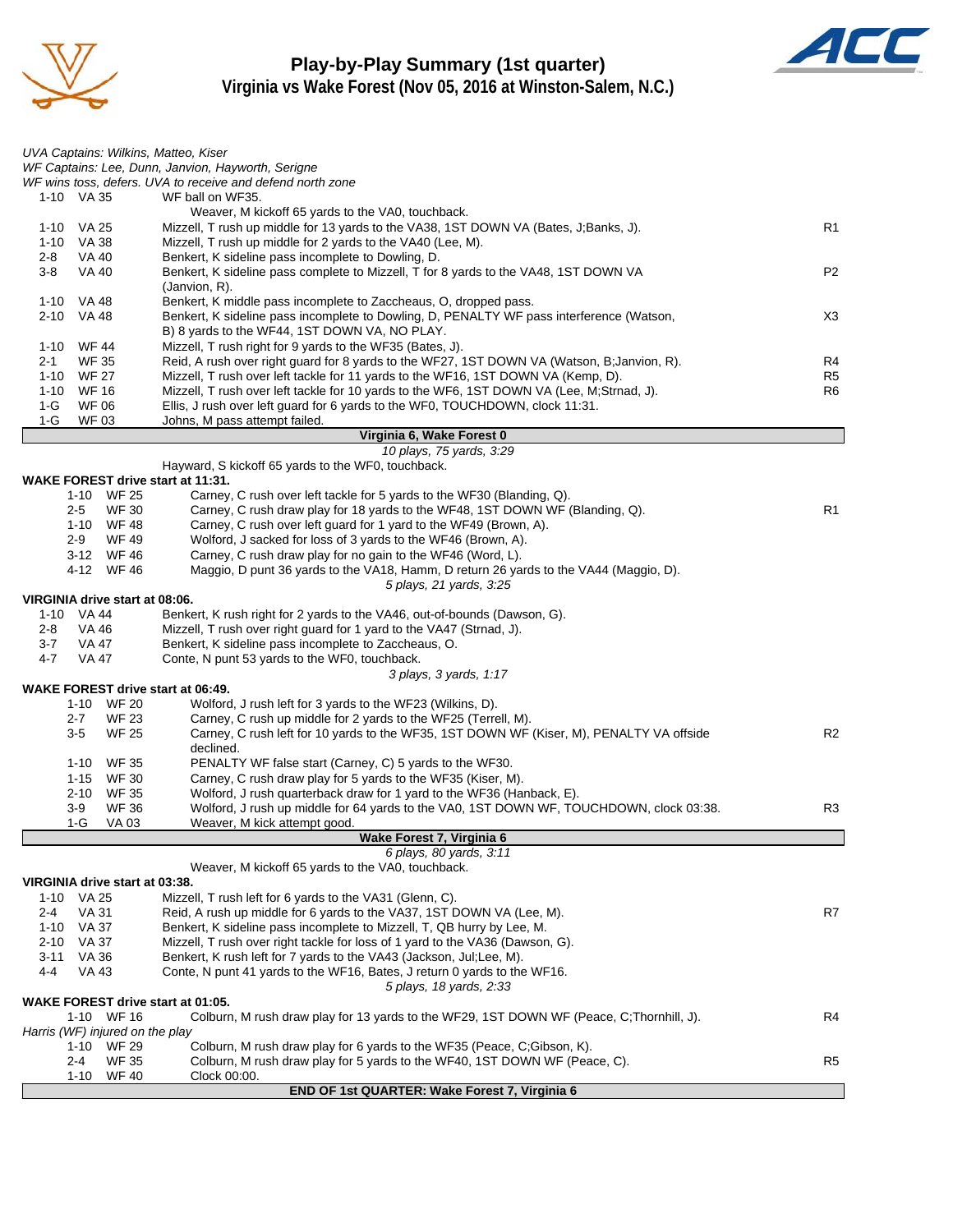# Play-by-Play Summary (1st quarter)
## Virginia vs Wake Forest (Nov 05, 2016 at Winston-Salem, N.C.)

*UVA Captains: Wilkins, Matteo, Kiser*
*WF Captains: Lee, Dunn, Janvion, Hayworth, Serigne*
*WF wins toss, defers. UVA to receive and defend north zone*

| Down | Spot | Play | |
|---|---|---|---|
| 1-10 | VA 35 | WF ball on WF35. | |
| | | Weaver, M kickoff 65 yards to the VA0, touchback. | |
| 1-10 | VA 25 | Mizzell, T rush up middle for 13 yards to the VA38, 1ST DOWN VA (Bates, J;Banks, J). | R1 |
| 1-10 | VA 38 | Mizzell, T rush up middle for 2 yards to the VA40 (Lee, M). | |
| 2-8 | VA 40 | Benkert, K sideline pass incomplete to Dowling, D. | |
| 3-8 | VA 40 | Benkert, K sideline pass complete to Mizzell, T for 8 yards to the VA48, 1ST DOWN VA (Janvion, R). | P2 |
| 1-10 | VA 48 | Benkert, K middle pass incomplete to Zaccheaus, O, dropped pass. | |
| 2-10 | VA 48 | Benkert, K sideline pass incomplete to Dowling, D, PENALTY WF pass interference (Watson, B) 8 yards to the WF44, 1ST DOWN VA, NO PLAY. | X3 |
| 1-10 | WF 44 | Mizzell, T rush right for 9 yards to the WF35 (Bates, J). | |
| 2-1 | WF 35 | Reid, A rush over right guard for 8 yards to the WF27, 1ST DOWN VA (Watson, B;Janvion, R). | R4 |
| 1-10 | WF 27 | Mizzell, T rush over left tackle for 11 yards to the WF16, 1ST DOWN VA (Kemp, D). | R5 |
| 1-10 | WF 16 | Mizzell, T rush over left tackle for 10 yards to the WF6, 1ST DOWN VA (Lee, M;Strnad, J). | R6 |
| 1-G | WF 06 | Ellis, J rush over left guard for 6 yards to the WF0, TOUCHDOWN, clock 11:31. | |
| 1-G | WF 03 | Johns, M pass attempt failed. | |

**Virginia 6, Wake Forest 0**

*10 plays, 75 yards, 3:29*

Hayward, S kickoff 65 yards to the WF0, touchback.

**WAKE FOREST drive start at 11:31.**

| Down | Spot | Play | |
|---|---|---|---|
| 1-10 | WF 25 | Carney, C rush over left tackle for 5 yards to the WF30 (Blanding, Q). | |
| 2-5 | WF 30 | Carney, C rush draw play for 18 yards to the WF48, 1ST DOWN WF (Blanding, Q). | R1 |
| 1-10 | WF 48 | Carney, C rush over left guard for 1 yard to the WF49 (Brown, A). | |
| 2-9 | WF 49 | Wolford, J sacked for loss of 3 yards to the WF46 (Brown, A). | |
| 3-12 | WF 46 | Carney, C rush draw play for no gain to the WF46 (Word, L). | |
| 4-12 | WF 46 | Maggio, D punt 36 yards to the VA18, Hamm, D return 26 yards to the VA44 (Maggio, D). | |

*5 plays, 21 yards, 3:25*

**VIRGINIA drive start at 08:06.**

| Down | Spot | Play | |
|---|---|---|---|
| 1-10 | VA 44 | Benkert, K rush right for 2 yards to the VA46, out-of-bounds (Dawson, G). | |
| 2-8 | VA 46 | Mizzell, T rush over right guard for 1 yard to the VA47 (Strnad, J). | |
| 3-7 | VA 47 | Benkert, K sideline pass incomplete to Zaccheaus, O. | |
| 4-7 | VA 47 | Conte, N punt 53 yards to the WF0, touchback. | |

*3 plays, 3 yards, 1:17*

**WAKE FOREST drive start at 06:49.**

| Down | Spot | Play | |
|---|---|---|---|
| 1-10 | WF 20 | Wolford, J rush left for 3 yards to the WF23 (Wilkins, D). | |
| 2-7 | WF 23 | Carney, C rush up middle for 2 yards to the WF25 (Terrell, M). | |
| 3-5 | WF 25 | Carney, C rush left for 10 yards to the WF35, 1ST DOWN WF (Kiser, M), PENALTY VA offside declined. | R2 |
| 1-10 | WF 35 | PENALTY WF false start (Carney, C) 5 yards to the WF30. | |
| 1-15 | WF 30 | Carney, C rush draw play for 5 yards to the WF35 (Kiser, M). | |
| 2-10 | WF 35 | Wolford, J rush quarterback draw for 1 yard to the WF36 (Hanback, E). | |
| 3-9 | WF 36 | Wolford, J rush up middle for 64 yards to the VA0, 1ST DOWN WF, TOUCHDOWN, clock 03:38. | R3 |
| 1-G | VA 03 | Weaver, M kick attempt good. | |

**Wake Forest 7, Virginia 6**

*6 plays, 80 yards, 3:11*

Weaver, M kickoff 65 yards to the VA0, touchback.

**VIRGINIA drive start at 03:38.**

| Down | Spot | Play | |
|---|---|---|---|
| 1-10 | VA 25 | Mizzell, T rush left for 6 yards to the VA31 (Glenn, C). | |
| 2-4 | VA 31 | Reid, A rush up middle for 6 yards to the VA37, 1ST DOWN VA (Lee, M). | R7 |
| 1-10 | VA 37 | Benkert, K sideline pass incomplete to Mizzell, T, QB hurry by Lee, M. | |
| 2-10 | VA 37 | Mizzell, T rush over right tackle for loss of 1 yard to the VA36 (Dawson, G). | |
| 3-11 | VA 36 | Benkert, K rush left for 7 yards to the VA43 (Jackson, Jul;Lee, M). | |
| 4-4 | VA 43 | Conte, N punt 41 yards to the WF16, Bates, J return 0 yards to the WF16. | |

*5 plays, 18 yards, 2:33*

**WAKE FOREST drive start at 01:05.**

| Down | Spot | Play | |
|---|---|---|---|
| 1-10 | WF 16 | Colburn, M rush draw play for 13 yards to the WF29, 1ST DOWN WF (Peace, C;Thornhill, J). | R4 |
| | | *Harris (WF) injured on the play* | |
| 1-10 | WF 29 | Colburn, M rush draw play for 6 yards to the WF35 (Peace, C;Gibson, K). | |
| 2-4 | WF 35 | Colburn, M rush draw play for 5 yards to the WF40, 1ST DOWN WF (Peace, C). | R5 |
| 1-10 | WF 40 | Clock 00:00. | |

**END OF 1st QUARTER: Wake Forest 7, Virginia 6**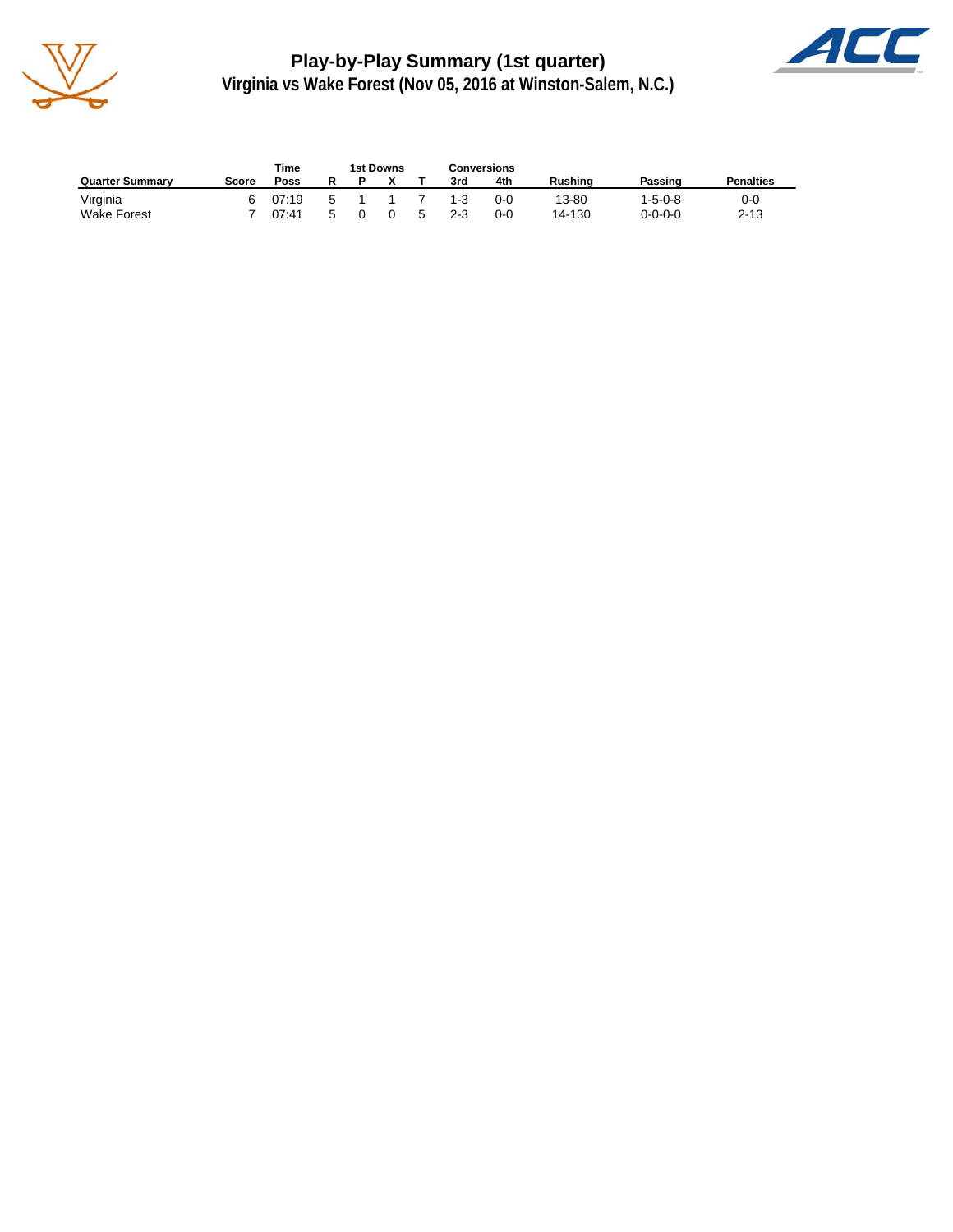# Play-by-Play Summary (1st quarter)

## Virginia vs Wake Forest (Nov 05, 2016 at Winston-Salem, N.C.)

| Quarter Summary | Score | Time Poss | 1st Downs R | P | X | T | Conversions 3rd | 4th | Rushing | Passing | Penalties |
|---|---|---|---|---|---|---|---|---|---|---|---|
| Virginia | 6 | 07:19 | 5 | 1 | 1 | 7 | 1-3 | 0-0 | 13-80 | 1-5-0-8 | 0-0 |
| Wake Forest | 7 | 07:41 | 5 | 0 | 0 | 5 | 2-3 | 0-0 | 14-130 | 0-0-0-0 | 2-13 |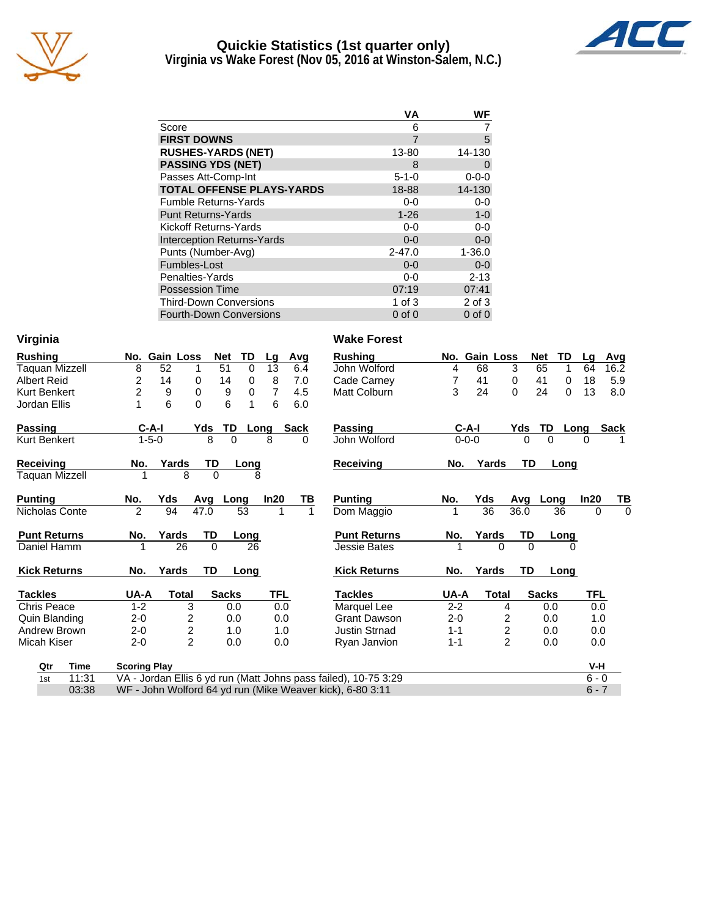# Quickie Statistics (1st quarter only)
## Virginia vs Wake Forest (Nov 05, 2016 at Winston-Salem, N.C.)

| | VA | WF |
|---|---|---|
| Score | 6 | 7 |
| **FIRST DOWNS** | 7 | 5 |
| **RUSHES-YARDS (NET)** | 13-80 | 14-130 |
| **PASSING YDS (NET)** | 8 | 0 |
| Passes Att-Comp-Int | 5-1-0 | 0-0-0 |
| **TOTAL OFFENSE PLAYS-YARDS** | 18-88 | 14-130 |
| Fumble Returns-Yards | 0-0 | 0-0 |
| Punt Returns-Yards | 1-26 | 1-0 |
| Kickoff Returns-Yards | 0-0 | 0-0 |
| Interception Returns-Yards | 0-0 | 0-0 |
| Punts (Number-Avg) | 2-47.0 | 1-36.0 |
| Fumbles-Lost | 0-0 | 0-0 |
| Penalties-Yards | 0-0 | 2-13 |
| Possession Time | 07:19 | 07:41 |
| Third-Down Conversions | 1 of 3 | 2 of 3 |
| Fourth-Down Conversions | 0 of 0 | 0 of 0 |

## Virginia

| Rushing | No. | Gain | Loss | Net | TD | Lg | Avg |
|---|---|---|---|---|---|---|---|
| Taquan Mizzell | 8 | 52 | 1 | 51 | 0 | 13 | 6.4 |
| Albert Reid | 2 | 14 | 0 | 14 | 0 | 8 | 7.0 |
| Kurt Benkert | 2 | 9 | 0 | 9 | 0 | 7 | 4.5 |
| Jordan Ellis | 1 | 6 | 0 | 6 | 1 | 6 | 6.0 |

| Passing | C-A-I | Yds | TD | Long | Sack |
|---|---|---|---|---|---|
| Kurt Benkert | 1-5-0 | 8 | 0 | 8 | 0 |

| Receiving | No. | Yards | TD | Long |
|---|---|---|---|---|
| Taquan Mizzell | 1 | 8 | 0 | 8 |

| Punting | No. | Yds | Avg | Long | In20 | TB |
|---|---|---|---|---|---|---|
| Nicholas Conte | 2 | 94 | 47.0 | 53 | 1 | 1 |

| Punt Returns | No. | Yards | TD | Long |
|---|---|---|---|---|
| Daniel Hamm | 1 | 26 | 0 | 26 |

| Kick Returns | No. | Yards | TD | Long |
|---|---|---|---|---|

| Tackles | UA-A | Total | Sacks | TFL |
|---|---|---|---|---|
| Chris Peace | 1-2 | 3 | 0.0 | 0.0 |
| Quin Blanding | 2-0 | 2 | 0.0 | 0.0 |
| Andrew Brown | 2-0 | 2 | 1.0 | 1.0 |
| Micah Kiser | 2-0 | 2 | 0.0 | 0.0 |

## Wake Forest

| Rushing | No. | Gain | Loss | Net | TD | Lg | Avg |
|---|---|---|---|---|---|---|---|
| John Wolford | 4 | 68 | 3 | 65 | 1 | 64 | 16.2 |
| Cade Carney | 7 | 41 | 0 | 41 | 0 | 18 | 5.9 |
| Matt Colburn | 3 | 24 | 0 | 24 | 0 | 13 | 8.0 |

| Passing | C-A-I | Yds | TD | Long | Sack |
|---|---|---|---|---|---|
| John Wolford | 0-0-0 | 0 | 0 | 0 | 1 |

| Receiving | No. | Yards | TD | Long |
|---|---|---|---|---|

| Punting | No. | Yds | Avg | Long | In20 | TB |
|---|---|---|---|---|---|---|
| Dom Maggio | 1 | 36 | 36.0 | 36 | 0 | 0 |

| Punt Returns | No. | Yards | TD | Long |
|---|---|---|---|---|
| Jessie Bates | 1 | 0 | 0 | 0 |

| Kick Returns | No. | Yards | TD | Long |
|---|---|---|---|---|

| Tackles | UA-A | Total | Sacks | TFL |
|---|---|---|---|---|
| Marquel Lee | 2-2 | 4 | 0.0 | 0.0 |
| Grant Dawson | 2-0 | 2 | 0.0 | 1.0 |
| Justin Strnad | 1-1 | 2 | 0.0 | 0.0 |
| Ryan Janvion | 1-1 | 2 | 0.0 | 0.0 |

## Scoring Plays

| Qtr | Time | Scoring Play | V-H |
|---|---|---|---|
| 1st | 11:31 | VA - Jordan Ellis 6 yd run (Matt Johns pass failed), 10-75 3:29 | 6 - 0 |
| | 03:38 | WF - John Wolford 64 yd run (Mike Weaver kick), 6-80 3:11 | 6 - 7 |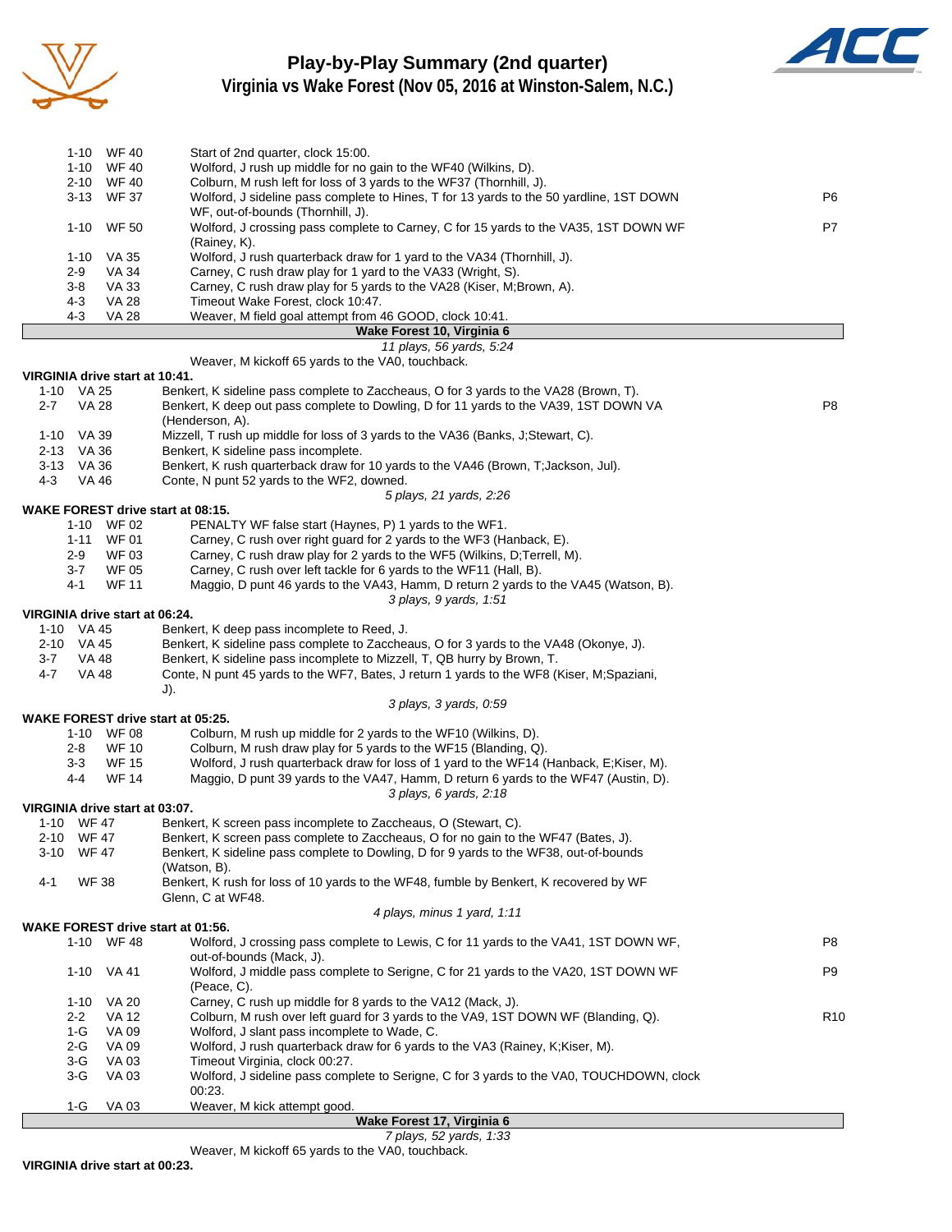# Play-by-Play Summary (2nd quarter)
## Virginia vs Wake Forest (Nov 05, 2016 at Winston-Salem, N.C.)

| Down | Spot | Play | |
|---|---|---|---|
| 1-10 | WF 40 | Start of 2nd quarter, clock 15:00. | |
| 1-10 | WF 40 | Wolford, J rush up middle for no gain to the WF40 (Wilkins, D). | |
| 2-10 | WF 40 | Colburn, M rush left for loss of 3 yards to the WF37 (Thornhill, J). | |
| 3-13 | WF 37 | Wolford, J sideline pass complete to Hines, T for 13 yards to the 50 yardline, 1ST DOWN WF, out-of-bounds (Thornhill, J). | P6 |
| 1-10 | WF 50 | Wolford, J crossing pass complete to Carney, C for 15 yards to the VA35, 1ST DOWN WF (Rainey, K). | P7 |
| 1-10 | VA 35 | Wolford, J rush quarterback draw for 1 yard to the VA34 (Thornhill, J). | |
| 2-9 | VA 34 | Carney, C rush draw play for 1 yard to the VA33 (Wright, S). | |
| 3-8 | VA 33 | Carney, C rush draw play for 5 yards to the VA28 (Kiser, M;Brown, A). | |
| 4-3 | VA 28 | Timeout Wake Forest, clock 10:47. | |
| 4-3 | VA 28 | Weaver, M field goal attempt from 46 GOOD, clock 10:41. | |

**Wake Forest 10, Virginia 6**

*11 plays, 56 yards, 5:24*

Weaver, M kickoff 65 yards to the VA0, touchback.

**VIRGINIA drive start at 10:41.**

| Down | Spot | Play | |
|---|---|---|---|
| 1-10 | VA 25 | Benkert, K sideline pass complete to Zaccheaus, O for 3 yards to the VA28 (Brown, T). | |
| 2-7 | VA 28 | Benkert, K deep out pass complete to Dowling, D for 11 yards to the VA39, 1ST DOWN VA (Henderson, A). | P8 |
| 1-10 | VA 39 | Mizzell, T rush up middle for loss of 3 yards to the VA36 (Banks, J;Stewart, C). | |
| 2-13 | VA 36 | Benkert, K sideline pass incomplete. | |
| 3-13 | VA 36 | Benkert, K rush quarterback draw for 10 yards to the VA46 (Brown, T;Jackson, Jul). | |
| 4-3 | VA 46 | Conte, N punt 52 yards to the WF2, downed. | |

*5 plays, 21 yards, 2:26*

**WAKE FOREST drive start at 08:15.**

| Down | Spot | Play |
|---|---|---|
| 1-10 | WF 02 | PENALTY WF false start (Haynes, P) 1 yards to the WF1. |
| 1-11 | WF 01 | Carney, C rush over right guard for 2 yards to the WF3 (Hanback, E). |
| 2-9 | WF 03 | Carney, C rush draw play for 2 yards to the WF5 (Wilkins, D;Terrell, M). |
| 3-7 | WF 05 | Carney, C rush over left tackle for 6 yards to the WF11 (Hall, B). |
| 4-1 | WF 11 | Maggio, D punt 46 yards to the VA43, Hamm, D return 2 yards to the VA45 (Watson, B). |

*3 plays, 9 yards, 1:51*

**VIRGINIA drive start at 06:24.**

| Down | Spot | Play |
|---|---|---|
| 1-10 | VA 45 | Benkert, K deep pass incomplete to Reed, J. |
| 2-10 | VA 45 | Benkert, K sideline pass complete to Zaccheaus, O for 3 yards to the VA48 (Okonye, J). |
| 3-7 | VA 48 | Benkert, K sideline pass incomplete to Mizzell, T, QB hurry by Brown, T. |
| 4-7 | VA 48 | Conte, N punt 45 yards to the WF7, Bates, J return 1 yards to the WF8 (Kiser, M;Spaziani, J). |

*3 plays, 3 yards, 0:59*

**WAKE FOREST drive start at 05:25.**

| Down | Spot | Play |
|---|---|---|
| 1-10 | WF 08 | Colburn, M rush up middle for 2 yards to the WF10 (Wilkins, D). |
| 2-8 | WF 10 | Colburn, M rush draw play for 5 yards to the WF15 (Blanding, Q). |
| 3-3 | WF 15 | Wolford, J rush quarterback draw for loss of 1 yard to the WF14 (Hanback, E;Kiser, M). |
| 4-4 | WF 14 | Maggio, D punt 39 yards to the VA47, Hamm, D return 6 yards to the WF47 (Austin, D). |

*3 plays, 6 yards, 2:18*

**VIRGINIA drive start at 03:07.**

| Down | Spot | Play |
|---|---|---|
| 1-10 | WF 47 | Benkert, K screen pass incomplete to Zaccheaus, O (Stewart, C). |
| 2-10 | WF 47 | Benkert, K screen pass complete to Zaccheaus, O for no gain to the WF47 (Bates, J). |
| 3-10 | WF 47 | Benkert, K sideline pass complete to Dowling, D for 9 yards to the WF38, out-of-bounds (Watson, B). |
| 4-1 | WF 38 | Benkert, K rush for loss of 10 yards to the WF48, fumble by Benkert, K recovered by WF Glenn, C at WF48. |

*4 plays, minus 1 yard, 1:11*

**WAKE FOREST drive start at 01:56.**

| Down | Spot | Play | |
|---|---|---|---|
| 1-10 | WF 48 | Wolford, J crossing pass complete to Lewis, C for 11 yards to the VA41, 1ST DOWN WF, out-of-bounds (Mack, J). | P8 |
| 1-10 | VA 41 | Wolford, J middle pass complete to Serigne, C for 21 yards to the VA20, 1ST DOWN WF (Peace, C). | P9 |
| 1-10 | VA 20 | Carney, C rush up middle for 8 yards to the VA12 (Mack, J). | |
| 2-2 | VA 12 | Colburn, M rush over left guard for 3 yards to the VA9, 1ST DOWN WF (Blanding, Q). | R10 |
| 1-G | VA 09 | Wolford, J slant pass incomplete to Wade, C. | |
| 2-G | VA 09 | Wolford, J rush quarterback draw for 6 yards to the VA3 (Rainey, K;Kiser, M). | |
| 3-G | VA 03 | Timeout Virginia, clock 00:27. | |
| 3-G | VA 03 | Wolford, J sideline pass complete to Serigne, C for 3 yards to the VA0, TOUCHDOWN, clock 00:23. | |
| 1-G | VA 03 | Weaver, M kick attempt good. | |

**Wake Forest 17, Virginia 6**

*7 plays, 52 yards, 1:33*

Weaver, M kickoff 65 yards to the VA0, touchback.

**VIRGINIA drive start at 00:23.**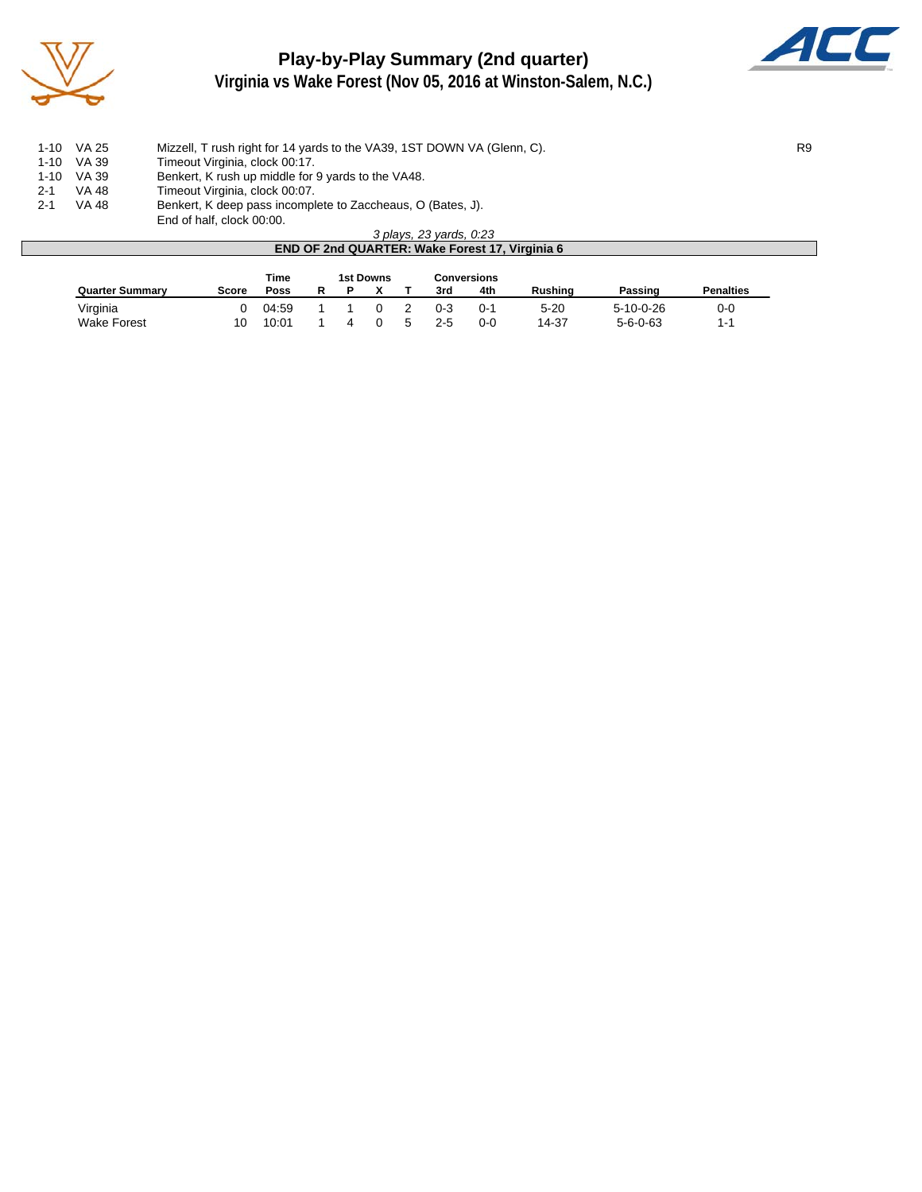# Play-by-Play Summary (2nd quarter)
## Virginia vs Wake Forest (Nov 05, 2016 at Winston-Salem, N.C.)

| | | | |
|---|---|---|---|
| 1-10 | VA 25 | Mizzell, T rush right for 14 yards to the VA39, 1ST DOWN VA (Glenn, C). | R9 |
| 1-10 | VA 39 | Timeout Virginia, clock 00:17. | |
| 1-10 | VA 39 | Benkert, K rush up middle for 9 yards to the VA48. | |
| 2-1 | VA 48 | Timeout Virginia, clock 00:07. | |
| 2-1 | VA 48 | Benkert, K deep pass incomplete to Zaccheaus, O (Bates, J). | |
| | | End of half, clock 00:00. | |

*3 plays, 23 yards, 0:23*

**END OF 2nd QUARTER: Wake Forest 17, Virginia 6**

| Quarter Summary | Score | Time Poss | 1st Downs R | P | X | T | Conversions 3rd | 4th | Rushing | Passing | Penalties |
|---|---|---|---|---|---|---|---|---|---|---|---|
| Virginia | 0 | 04:59 | 1 | 1 | 0 | 2 | 0-3 | 0-1 | 5-20 | 5-10-0-26 | 0-0 |
| Wake Forest | 10 | 10:01 | 1 | 4 | 0 | 5 | 2-5 | 0-0 | 14-37 | 5-6-0-63 | 1-1 |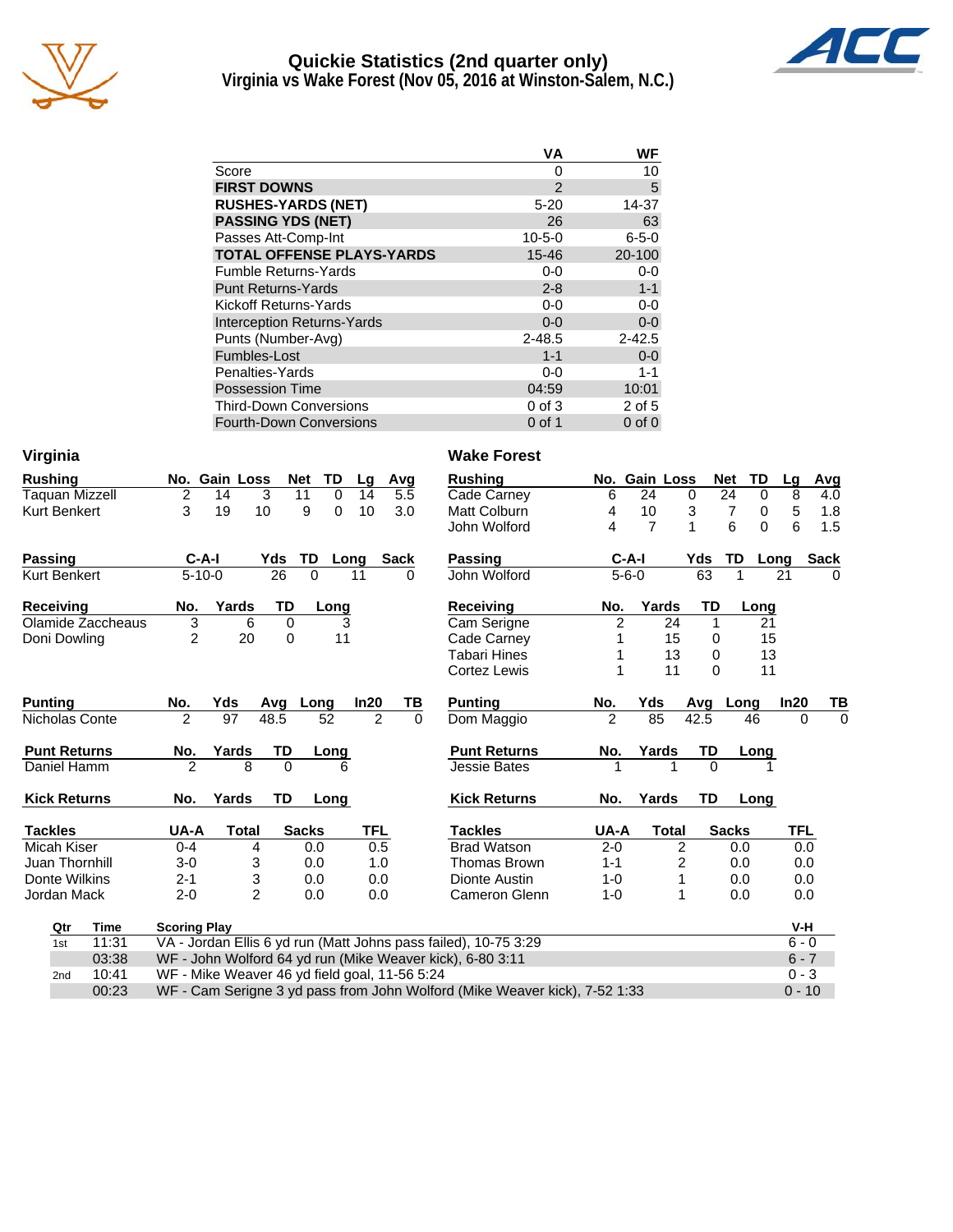# Quickie Statistics (2nd quarter only)
## Virginia vs Wake Forest (Nov 05, 2016 at Winston-Salem, N.C.)

| | VA | WF |
|---|---|---|
| Score | 0 | 10 |
| **FIRST DOWNS** | 2 | 5 |
| **RUSHES-YARDS (NET)** | 5-20 | 14-37 |
| **PASSING YDS (NET)** | 26 | 63 |
| Passes Att-Comp-Int | 10-5-0 | 6-5-0 |
| **TOTAL OFFENSE PLAYS-YARDS** | 15-46 | 20-100 |
| Fumble Returns-Yards | 0-0 | 0-0 |
| Punt Returns-Yards | 2-8 | 1-1 |
| Kickoff Returns-Yards | 0-0 | 0-0 |
| Interception Returns-Yards | 0-0 | 0-0 |
| Punts (Number-Avg) | 2-48.5 | 2-42.5 |
| Fumbles-Lost | 1-1 | 0-0 |
| Penalties-Yards | 0-0 | 1-1 |
| Possession Time | 04:59 | 10:01 |
| Third-Down Conversions | 0 of 3 | 2 of 5 |
| Fourth-Down Conversions | 0 of 1 | 0 of 0 |

## Virginia

| Rushing | No. | Gain | Loss | Net | TD | Lg | Avg |
|---|---|---|---|---|---|---|---|
| Taquan Mizzell | 2 | 14 | 3 | 11 | 0 | 14 | 5.5 |
| Kurt Benkert | 3 | 19 | 10 | 9 | 0 | 10 | 3.0 |

| Passing | C-A-I | Yds | TD | Long | Sack |
|---|---|---|---|---|---|
| Kurt Benkert | 5-10-0 | 26 | 0 | 11 | 0 |

| Receiving | No. | Yards | TD | Long |
|---|---|---|---|---|
| Olamide Zaccheaus | 3 | 6 | 0 | 3 |
| Doni Dowling | 2 | 20 | 0 | 11 |

| Punting | No. | Yds | Avg | Long | In20 | TB |
|---|---|---|---|---|---|---|
| Nicholas Conte | 2 | 97 | 48.5 | 52 | 2 | 0 |

| Punt Returns | No. | Yards | TD | Long |
|---|---|---|---|---|
| Daniel Hamm | 2 | 8 | 0 | 6 |

| Kick Returns | No. | Yards | TD | Long |
|---|---|---|---|---|

| Tackles | UA-A | Total | Sacks | TFL |
|---|---|---|---|---|
| Micah Kiser | 0-4 | 4 | 0.0 | 0.5 |
| Juan Thornhill | 3-0 | 3 | 0.0 | 1.0 |
| Donte Wilkins | 2-1 | 3 | 0.0 | 0.0 |
| Jordan Mack | 2-0 | 2 | 0.0 | 0.0 |

## Wake Forest

| Rushing | No. | Gain | Loss | Net | TD | Lg | Avg |
|---|---|---|---|---|---|---|---|
| Cade Carney | 6 | 24 | 0 | 24 | 0 | 8 | 4.0 |
| Matt Colburn | 4 | 10 | 3 | 7 | 0 | 5 | 1.8 |
| John Wolford | 4 | 7 | 1 | 6 | 0 | 6 | 1.5 |

| Passing | C-A-I | Yds | TD | Long | Sack |
|---|---|---|---|---|---|
| John Wolford | 5-6-0 | 63 | 1 | 21 | 0 |

| Receiving | No. | Yards | TD | Long |
|---|---|---|---|---|
| Cam Serigne | 2 | 24 | 1 | 21 |
| Cade Carney | 1 | 15 | 0 | 15 |
| Tabari Hines | 1 | 13 | 0 | 13 |
| Cortez Lewis | 1 | 11 | 0 | 11 |

| Punting | No. | Yds | Avg | Long | In20 | TB |
|---|---|---|---|---|---|---|
| Dom Maggio | 2 | 85 | 42.5 | 46 | 0 | 0 |

| Punt Returns | No. | Yards | TD | Long |
|---|---|---|---|---|
| Jessie Bates | 1 | 1 | 0 | 1 |

| Kick Returns | No. | Yards | TD | Long |
|---|---|---|---|---|

| Tackles | UA-A | Total | Sacks | TFL |
|---|---|---|---|---|
| Brad Watson | 2-0 | 2 | 0.0 | 0.0 |
| Thomas Brown | 1-1 | 2 | 0.0 | 0.0 |
| Dionte Austin | 1-0 | 1 | 0.0 | 0.0 |
| Cameron Glenn | 1-0 | 1 | 0.0 | 0.0 |

## Scoring

| Qtr | Time | Scoring Play | V-H |
|---|---|---|---|
| 1st | 11:31 | VA - Jordan Ellis 6 yd run (Matt Johns pass failed), 10-75 3:29 | 6 - 0 |
| | 03:38 | WF - John Wolford 64 yd run (Mike Weaver kick), 6-80 3:11 | 6 - 7 |
| 2nd | 10:41 | WF - Mike Weaver 46 yd field goal, 11-56 5:24 | 0 - 3 |
| | 00:23 | WF - Cam Serigne 3 yd pass from John Wolford (Mike Weaver kick), 7-52 1:33 | 0 - 10 |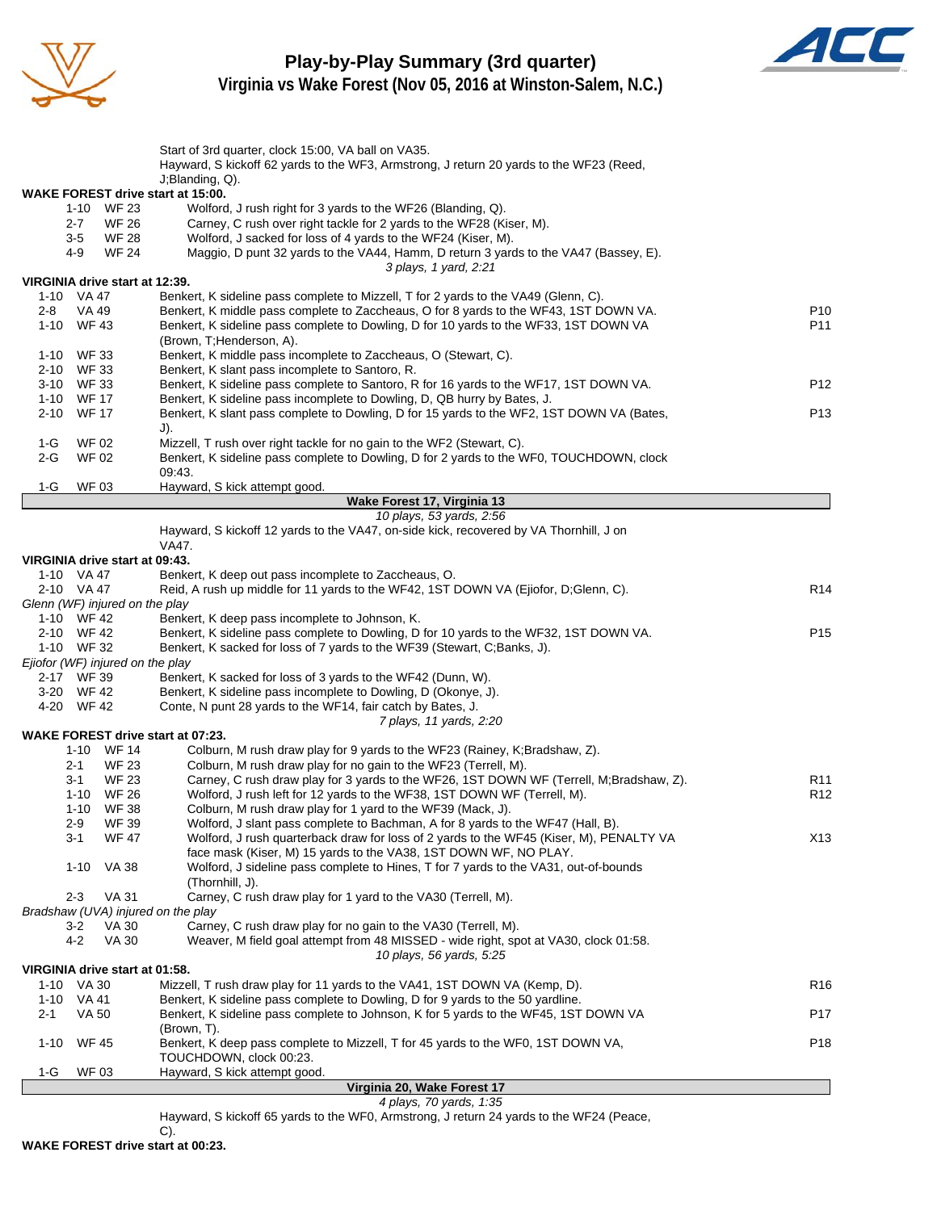# Play-by-Play Summary (3rd quarter)
## Virginia vs Wake Forest (Nov 05, 2016 at Winston-Salem, N.C.)

Start of 3rd quarter, clock 15:00, VA ball on VA35.
Hayward, S kickoff 62 yards to the WF3, Armstrong, J return 20 yards to the WF23 (Reed, J;Blanding, Q).

**WAKE FOREST drive start at 15:00.**

| Down | Spot | Play | |
|---|---|---|---|
| 1-10 | WF 23 | Wolford, J rush right for 3 yards to the WF26 (Blanding, Q). | |
| 2-7 | WF 26 | Carney, C rush over right tackle for 2 yards to the WF28 (Kiser, M). | |
| 3-5 | WF 28 | Wolford, J sacked for loss of 4 yards to the WF24 (Kiser, M). | |
| 4-9 | WF 24 | Maggio, D punt 32 yards to the VA44, Hamm, D return 3 yards to the VA47 (Bassey, E). | |

*3 plays, 1 yard, 2:21*

**VIRGINIA drive start at 12:39.**

| Down | Spot | Play | |
|---|---|---|---|
| 1-10 | VA 47 | Benkert, K sideline pass complete to Mizzell, T for 2 yards to the VA49 (Glenn, C). | |
| 2-8 | VA 49 | Benkert, K middle pass complete to Zaccheaus, O for 8 yards to the WF43, 1ST DOWN VA. | P10 |
| 1-10 | WF 43 | Benkert, K sideline pass complete to Dowling, D for 10 yards to the WF33, 1ST DOWN VA (Brown, T;Henderson, A). | P11 |
| 1-10 | WF 33 | Benkert, K middle pass incomplete to Zaccheaus, O (Stewart, C). | |
| 2-10 | WF 33 | Benkert, K slant pass incomplete to Santoro, R. | |
| 3-10 | WF 33 | Benkert, K sideline pass complete to Santoro, R for 16 yards to the WF17, 1ST DOWN VA. | P12 |
| 1-10 | WF 17 | Benkert, K sideline pass incomplete to Dowling, D, QB hurry by Bates, J. | |
| 2-10 | WF 17 | Benkert, K slant pass complete to Dowling, D for 15 yards to the WF2, 1ST DOWN VA (Bates, J). | P13 |
| 1-G | WF 02 | Mizzell, T rush over right tackle for no gain to the WF2 (Stewart, C). | |
| 2-G | WF 02 | Benkert, K sideline pass complete to Dowling, D for 2 yards to the WF0, TOUCHDOWN, clock 09:43. | |
| 1-G | WF 03 | Hayward, S kick attempt good. | |

**Wake Forest 17, Virginia 13**

*10 plays, 53 yards, 2:56*

Hayward, S kickoff 12 yards to the VA47, on-side kick, recovered by VA Thornhill, J on VA47.

**VIRGINIA drive start at 09:43.**

| Down | Spot | Play | |
|---|---|---|---|
| 1-10 | VA 47 | Benkert, K deep out pass incomplete to Zaccheaus, O. | |
| 2-10 | VA 47 | Reid, A rush up middle for 11 yards to the WF42, 1ST DOWN VA (Ejiofor, D;Glenn, C). | R14 |
| *Glenn (WF) injured on the play* | | | |
| 1-10 | WF 42 | Benkert, K deep pass incomplete to Johnson, K. | |
| 2-10 | WF 42 | Benkert, K sideline pass complete to Dowling, D for 10 yards to the WF32, 1ST DOWN VA. | P15 |
| 1-10 | WF 32 | Benkert, K sacked for loss of 7 yards to the WF39 (Stewart, C;Banks, J). | |
| *Ejiofor (WF) injured on the play* | | | |
| 2-17 | WF 39 | Benkert, K sacked for loss of 3 yards to the WF42 (Dunn, W). | |
| 3-20 | WF 42 | Benkert, K sideline pass incomplete to Dowling, D (Okonye, J). | |
| 4-20 | WF 42 | Conte, N punt 28 yards to the WF14, fair catch by Bates, J. | |

*7 plays, 11 yards, 2:20*

**WAKE FOREST drive start at 07:23.**

| Down | Spot | Play | |
|---|---|---|---|
| 1-10 | WF 14 | Colburn, M rush draw play for 9 yards to the WF23 (Rainey, K;Bradshaw, Z). | |
| 2-1 | WF 23 | Colburn, M rush draw play for no gain to the WF23 (Terrell, M). | |
| 3-1 | WF 23 | Carney, C rush draw play for 3 yards to the WF26, 1ST DOWN WF (Terrell, M;Bradshaw, Z). | R11 |
| 1-10 | WF 26 | Wolford, J rush left for 12 yards to the WF38, 1ST DOWN WF (Terrell, M). | R12 |
| 1-10 | WF 38 | Colburn, M rush draw play for 1 yard to the WF39 (Mack, J). | |
| 2-9 | WF 39 | Wolford, J slant pass complete to Bachman, A for 8 yards to the WF47 (Hall, B). | |
| 3-1 | WF 47 | Wolford, J rush quarterback draw for loss of 2 yards to the WF45 (Kiser, M), PENALTY VA face mask (Kiser, M) 15 yards to the VA38, 1ST DOWN WF, NO PLAY. | X13 |
| 1-10 | VA 38 | Wolford, J sideline pass complete to Hines, T for 7 yards to the VA31, out-of-bounds (Thornhill, J). | |
| 2-3 | VA 31 | Carney, C rush draw play for 1 yard to the VA30 (Terrell, M). | |
| *Bradshaw (UVA) injured on the play* | | | |
| 3-2 | VA 30 | Carney, C rush draw play for no gain to the VA30 (Terrell, M). | |
| 4-2 | VA 30 | Weaver, M field goal attempt from 48 MISSED - wide right, spot at VA30, clock 01:58. | |

*10 plays, 56 yards, 5:25*

**VIRGINIA drive start at 01:58.**

| Down | Spot | Play | |
|---|---|---|---|
| 1-10 | VA 30 | Mizzell, T rush draw play for 11 yards to the VA41, 1ST DOWN VA (Kemp, D). | R16 |
| 1-10 | VA 41 | Benkert, K sideline pass complete to Dowling, D for 9 yards to the 50 yardline. | |
| 2-1 | VA 50 | Benkert, K sideline pass complete to Johnson, K for 5 yards to the WF45, 1ST DOWN VA (Brown, T). | P17 |
| 1-10 | WF 45 | Benkert, K deep pass complete to Mizzell, T for 45 yards to the WF0, 1ST DOWN VA, TOUCHDOWN, clock 00:23. | P18 |
| 1-G | WF 03 | Hayward, S kick attempt good. | |

**Virginia 20, Wake Forest 17**

*4 plays, 70 yards, 1:35*

Hayward, S kickoff 65 yards to the WF0, Armstrong, J return 24 yards to the WF24 (Peace, C).

**WAKE FOREST drive start at 00:23.**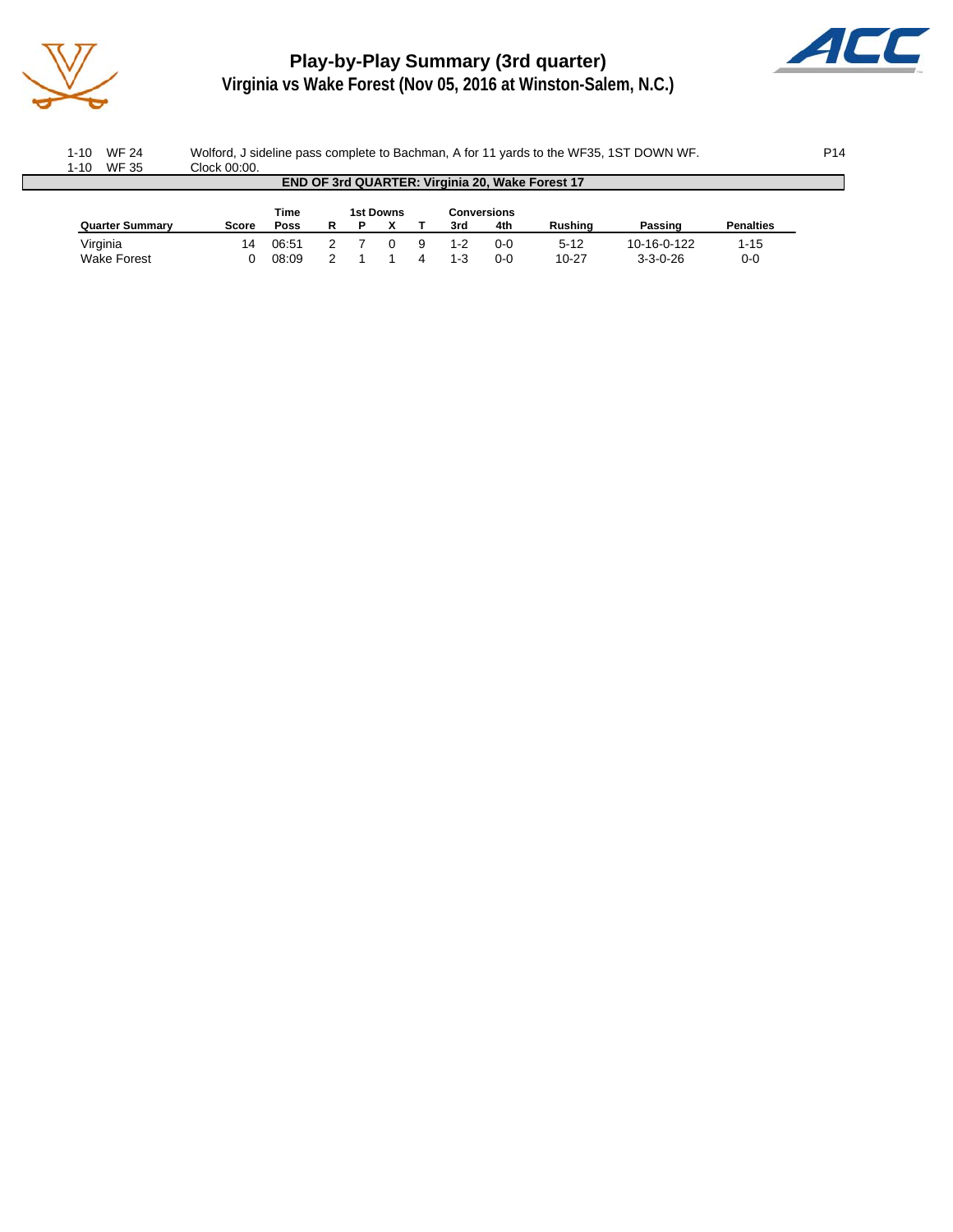# Play-by-Play Summary (3rd quarter)

## Virginia vs Wake Forest (Nov 05, 2016 at Winston-Salem, N.C.)

| | | | |
|---|---|---|---|
| 1-10 | WF 24 | Wolford, J sideline pass complete to Bachman, A for 11 yards to the WF35, 1ST DOWN WF. | P14 |
| 1-10 | WF 35 | Clock 00:00. | |

**END OF 3rd QUARTER: Virginia 20, Wake Forest 17**

| Quarter Summary | Score | Time Poss | 1st Downs R | P | X | T | Conversions 3rd | 4th | Rushing | Passing | Penalties |
|---|---|---|---|---|---|---|---|---|---|---|---|
| Virginia | 14 | 06:51 | 2 | 7 | 0 | 9 | 1-2 | 0-0 | 5-12 | 10-16-0-122 | 1-15 |
| Wake Forest | 0 | 08:09 | 2 | 1 | 1 | 4 | 1-3 | 0-0 | 10-27 | 3-3-0-26 | 0-0 |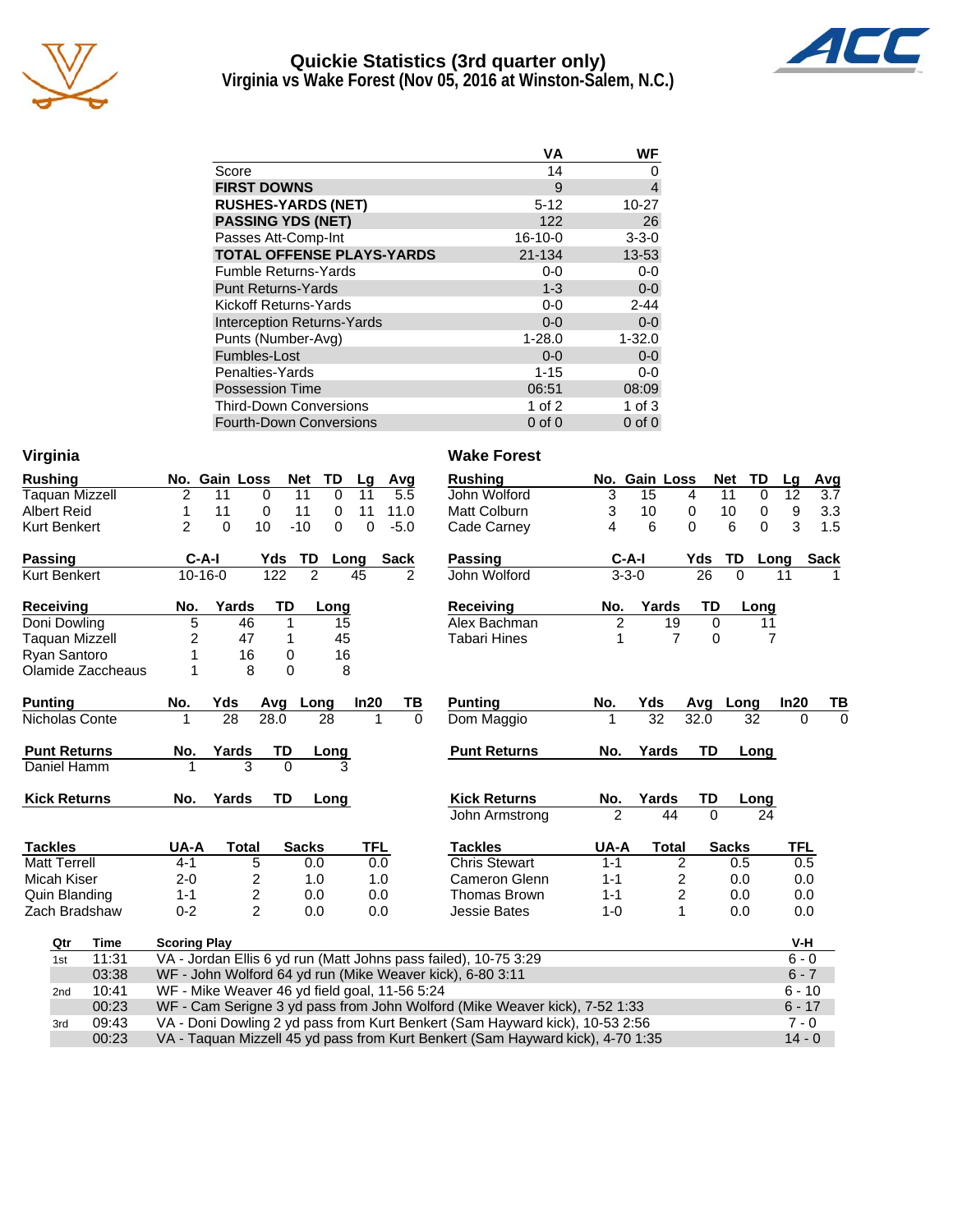# Quickie Statistics (3rd quarter only)
## Virginia vs Wake Forest (Nov 05, 2016 at Winston-Salem, N.C.)

| | VA | WF |
|---|---|---|
| Score | 14 | 0 |
| **FIRST DOWNS** | 9 | 4 |
| **RUSHES-YARDS (NET)** | 5-12 | 10-27 |
| **PASSING YDS (NET)** | 122 | 26 |
| Passes Att-Comp-Int | 16-10-0 | 3-3-0 |
| **TOTAL OFFENSE PLAYS-YARDS** | 21-134 | 13-53 |
| Fumble Returns-Yards | 0-0 | 0-0 |
| Punt Returns-Yards | 1-3 | 0-0 |
| Kickoff Returns-Yards | 0-0 | 2-44 |
| Interception Returns-Yards | 0-0 | 0-0 |
| Punts (Number-Avg) | 1-28.0 | 1-32.0 |
| Fumbles-Lost | 0-0 | 0-0 |
| Penalties-Yards | 1-15 | 0-0 |
| Possession Time | 06:51 | 08:09 |
| Third-Down Conversions | 1 of 2 | 1 of 3 |
| Fourth-Down Conversions | 0 of 0 | 0 of 0 |

### Virginia

| Rushing | No. | Gain | Loss | Net | TD | Lg | Avg |
|---|---|---|---|---|---|---|---|
| Taquan Mizzell | 2 | 11 | 0 | 11 | 0 | 11 | 5.5 |
| Albert Reid | 1 | 11 | 0 | 11 | 0 | 11 | 11.0 |
| Kurt Benkert | 2 | 0 | 10 | -10 | 0 | 0 | -5.0 |

| Passing | C-A-I | Yds | TD | Long | Sack |
|---|---|---|---|---|---|
| Kurt Benkert | 10-16-0 | 122 | 2 | 45 | 2 |

| Receiving | No. | Yards | TD | Long |
|---|---|---|---|---|
| Doni Dowling | 5 | 46 | 1 | 15 |
| Taquan Mizzell | 2 | 47 | 1 | 45 |
| Ryan Santoro | 1 | 16 | 0 | 16 |
| Olamide Zaccheaus | 1 | 8 | 0 | 8 |

| Punting | No. | Yds | Avg | Long | In20 | TB |
|---|---|---|---|---|---|---|
| Nicholas Conte | 1 | 28 | 28.0 | 28 | 1 | 0 |

| Punt Returns | No. | Yards | TD | Long |
|---|---|---|---|---|
| Daniel Hamm | 1 | 3 | 0 | 3 |

| Kick Returns | No. | Yards | TD | Long |
|---|---|---|---|---|

| Tackles | UA-A | Total | Sacks | TFL |
|---|---|---|---|---|
| Matt Terrell | 4-1 | 5 | 0.0 | 0.0 |
| Micah Kiser | 2-0 | 2 | 1.0 | 1.0 |
| Quin Blanding | 1-1 | 2 | 0.0 | 0.0 |
| Zach Bradshaw | 0-2 | 2 | 0.0 | 0.0 |

### Wake Forest

| Rushing | No. | Gain | Loss | Net | TD | Lg | Avg |
|---|---|---|---|---|---|---|---|
| John Wolford | 3 | 15 | 4 | 11 | 0 | 12 | 3.7 |
| Matt Colburn | 3 | 10 | 0 | 10 | 0 | 9 | 3.3 |
| Cade Carney | 4 | 6 | 0 | 6 | 0 | 3 | 1.5 |

| Passing | C-A-I | Yds | TD | Long | Sack |
|---|---|---|---|---|---|
| John Wolford | 3-3-0 | 26 | 0 | 11 | 1 |

| Receiving | No. | Yards | TD | Long |
|---|---|---|---|---|
| Alex Bachman | 2 | 19 | 0 | 11 |
| Tabari Hines | 1 | 7 | 0 | 7 |

| Punting | No. | Yds | Avg | Long | In20 | TB |
|---|---|---|---|---|---|---|
| Dom Maggio | 1 | 32 | 32.0 | 32 | 0 | 0 |

| Punt Returns | No. | Yards | TD | Long |
|---|---|---|---|---|

| Kick Returns | No. | Yards | TD | Long |
|---|---|---|---|---|
| John Armstrong | 2 | 44 | 0 | 24 |

| Tackles | UA-A | Total | Sacks | TFL |
|---|---|---|---|---|
| Chris Stewart | 1-1 | 2 | 0.5 | 0.5 |
| Cameron Glenn | 1-1 | 2 | 0.0 | 0.0 |
| Thomas Brown | 1-1 | 2 | 0.0 | 0.0 |
| Jessie Bates | 1-0 | 1 | 0.0 | 0.0 |

| Qtr | Time | Scoring Play | V-H |
|---|---|---|---|
| 1st | 11:31 | VA - Jordan Ellis 6 yd run (Matt Johns pass failed), 10-75 3:29 | 6 - 0 |
| | 03:38 | WF - John Wolford 64 yd run (Mike Weaver kick), 6-80 3:11 | 6 - 7 |
| 2nd | 10:41 | WF - Mike Weaver 46 yd field goal, 11-56 5:24 | 6 - 10 |
| | 00:23 | WF - Cam Serigne 3 yd pass from John Wolford (Mike Weaver kick), 7-52 1:33 | 6 - 17 |
| 3rd | 09:43 | VA - Doni Dowling 2 yd pass from Kurt Benkert (Sam Hayward kick), 10-53 2:56 | 7 - 0 |
| | 00:23 | VA - Taquan Mizzell 45 yd pass from Kurt Benkert (Sam Hayward kick), 4-70 1:35 | 14 - 0 |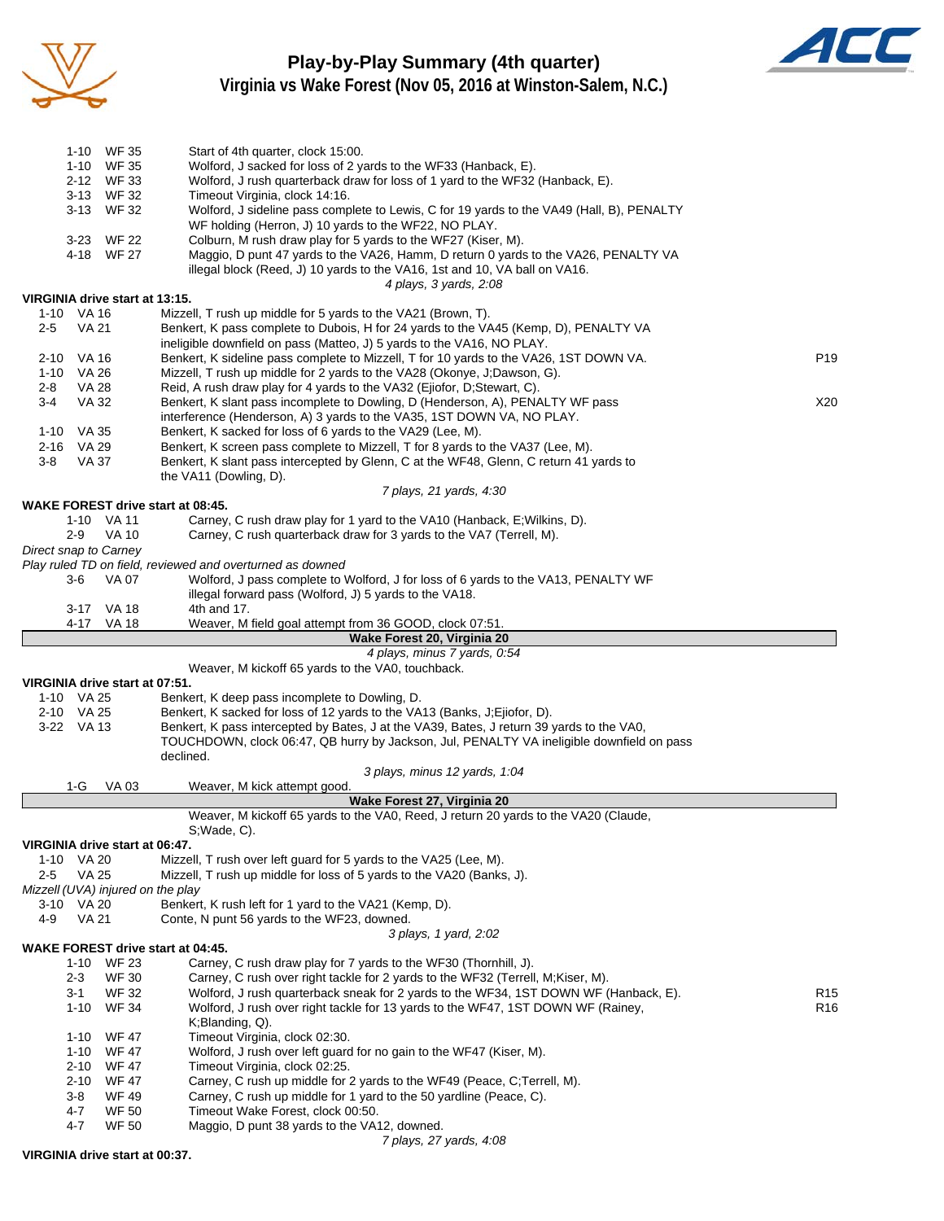# Play-by-Play Summary (4th quarter)
## Virginia vs Wake Forest (Nov 05, 2016 at Winston-Salem, N.C.)

| Down | Spot | Play | |
|---|---|---|---|
| 1-10 | WF 35 | Start of 4th quarter, clock 15:00. | |
| 1-10 | WF 35 | Wolford, J sacked for loss of 2 yards to the WF33 (Hanback, E). | |
| 2-12 | WF 33 | Wolford, J rush quarterback draw for loss of 1 yard to the WF32 (Hanback, E). | |
| 3-13 | WF 32 | Timeout Virginia, clock 14:16. | |
| 3-13 | WF 32 | Wolford, J sideline pass complete to Lewis, C for 19 yards to the VA49 (Hall, B), PENALTY WF holding (Herron, J) 10 yards to the WF22, NO PLAY. | |
| 3-23 | WF 22 | Colburn, M rush draw play for 5 yards to the WF27 (Kiser, M). | |
| 4-18 | WF 27 | Maggio, D punt 47 yards to the VA26, Hamm, D return 0 yards to the VA26, PENALTY VA illegal block (Reed, J) 10 yards to the VA16, 1st and 10, VA ball on VA16. | |
| | | *4 plays, 3 yards, 2:08* | |

**VIRGINIA drive start at 13:15.**

| Down | Spot | Play | |
|---|---|---|---|
| 1-10 | VA 16 | Mizzell, T rush up middle for 5 yards to the VA21 (Brown, T). | |
| 2-5 | VA 21 | Benkert, K pass complete to Dubois, H for 24 yards to the VA45 (Kemp, D), PENALTY VA ineligible downfield on pass (Matteo, J) 5 yards to the VA16, NO PLAY. | |
| 2-10 | VA 16 | Benkert, K sideline pass complete to Mizzell, T for 10 yards to the VA26, 1ST DOWN VA. | P19 |
| 1-10 | VA 26 | Mizzell, T rush up middle for 2 yards to the VA28 (Okonye, J;Dawson, G). | |
| 2-8 | VA 28 | Reid, A rush draw play for 4 yards to the VA32 (Ejiofor, D;Stewart, C). | |
| 3-4 | VA 32 | Benkert, K slant pass incomplete to Dowling, D (Henderson, A), PENALTY WF pass interference (Henderson, A) 3 yards to the VA35, 1ST DOWN VA, NO PLAY. | X20 |
| 1-10 | VA 35 | Benkert, K sacked for loss of 6 yards to the VA29 (Lee, M). | |
| 2-16 | VA 29 | Benkert, K screen pass complete to Mizzell, T for 8 yards to the VA37 (Lee, M). | |
| 3-8 | VA 37 | Benkert, K slant pass intercepted by Glenn, C at the WF48, Glenn, C return 41 yards to the VA11 (Dowling, D). | |
| | | *7 plays, 21 yards, 4:30* | |

**WAKE FOREST drive start at 08:45.**

| Down | Spot | Play |
|---|---|---|
| 1-10 | VA 11 | Carney, C rush draw play for 1 yard to the VA10 (Hanback, E;Wilkins, D). |
| 2-9 | VA 10 | Carney, C rush quarterback draw for 3 yards to the VA7 (Terrell, M). |

*Direct snap to Carney*
*Play ruled TD on field, reviewed and overturned as downed*

| Down | Spot | Play |
|---|---|---|
| 3-6 | VA 07 | Wolford, J pass complete to Wolford, J for loss of 6 yards to the VA13, PENALTY WF illegal forward pass (Wolford, J) 5 yards to the VA18. |
| 3-17 | VA 18 | 4th and 17. |
| 4-17 | VA 18 | Weaver, M field goal attempt from 36 GOOD, clock 07:51. |

**Wake Forest 20, Virginia 20**

*4 plays, minus 7 yards, 0:54*

Weaver, M kickoff 65 yards to the VA0, touchback.

**VIRGINIA drive start at 07:51.**

| Down | Spot | Play |
|---|---|---|
| 1-10 | VA 25 | Benkert, K deep pass incomplete to Dowling, D. |
| 2-10 | VA 25 | Benkert, K sacked for loss of 12 yards to the VA13 (Banks, J;Ejiofor, D). |
| 3-22 | VA 13 | Benkert, K pass intercepted by Bates, J at the VA39, Bates, J return 39 yards to the VA0, TOUCHDOWN, clock 06:47, QB hurry by Jackson, Jul, PENALTY VA ineligible downfield on pass declined. |
| | | *3 plays, minus 12 yards, 1:04* |
| 1-G | VA 03 | Weaver, M kick attempt good. |

**Wake Forest 27, Virginia 20**

Weaver, M kickoff 65 yards to the VA0, Reed, J return 20 yards to the VA20 (Claude, S;Wade, C).

**VIRGINIA drive start at 06:47.**

| Down | Spot | Play |
|---|---|---|
| 1-10 | VA 20 | Mizzell, T rush over left guard for 5 yards to the VA25 (Lee, M). |
| 2-5 | VA 25 | Mizzell, T rush up middle for loss of 5 yards to the VA20 (Banks, J). |

*Mizzell (UVA) injured on the play*

| Down | Spot | Play |
|---|---|---|
| 3-10 | VA 20 | Benkert, K rush left for 1 yard to the VA21 (Kemp, D). |
| 4-9 | VA 21 | Conte, N punt 56 yards to the WF23, downed. |
| | | *3 plays, 1 yard, 2:02* |

**WAKE FOREST drive start at 04:45.**

| Down | Spot | Play | |
|---|---|---|---|
| 1-10 | WF 23 | Carney, C rush draw play for 7 yards to the WF30 (Thornhill, J). | |
| 2-3 | WF 30 | Carney, C rush over right tackle for 2 yards to the WF32 (Terrell, M;Kiser, M). | |
| 3-1 | WF 32 | Wolford, J rush quarterback sneak for 2 yards to the WF34, 1ST DOWN WF (Hanback, E). | R15 |
| 1-10 | WF 34 | Wolford, J rush over right tackle for 13 yards to the WF47, 1ST DOWN WF (Rainey, K;Blanding, Q). | R16 |
| 1-10 | WF 47 | Timeout Virginia, clock 02:30. | |
| 1-10 | WF 47 | Wolford, J rush over left guard for no gain to the WF47 (Kiser, M). | |
| 2-10 | WF 47 | Timeout Virginia, clock 02:25. | |
| 2-10 | WF 47 | Carney, C rush up middle for 2 yards to the WF49 (Peace, C;Terrell, M). | |
| 3-8 | WF 49 | Carney, C rush up middle for 1 yard to the 50 yardline (Peace, C). | |
| 4-7 | WF 50 | Timeout Wake Forest, clock 00:50. | |
| 4-7 | WF 50 | Maggio, D punt 38 yards to the VA12, downed. | |
| | | *7 plays, 27 yards, 4:08* | |

**VIRGINIA drive start at 00:37.**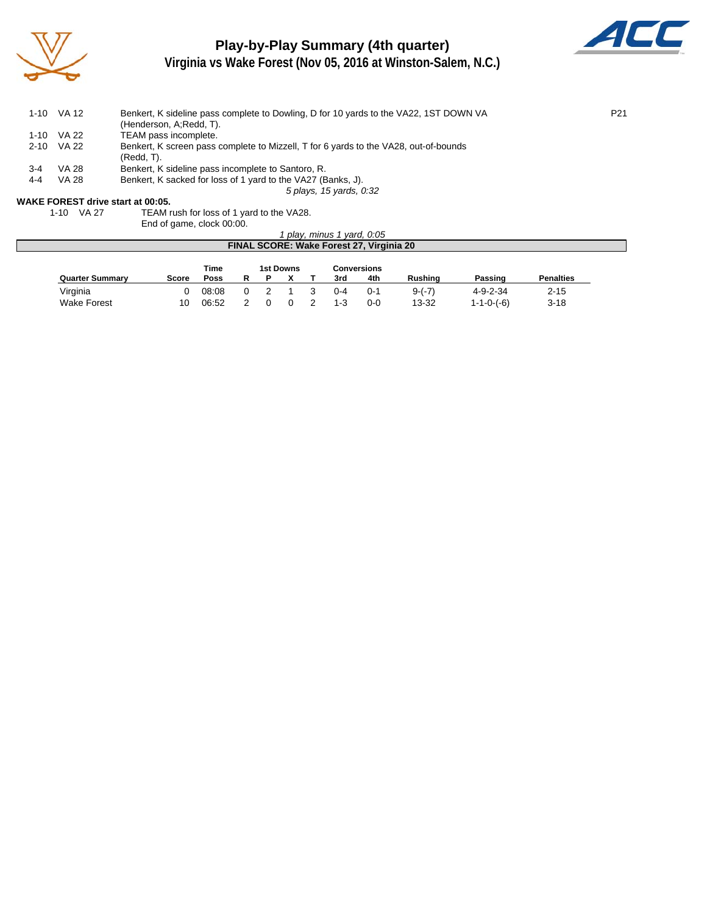# Play-by-Play Summary (4th quarter)
## Virginia vs Wake Forest (Nov 05, 2016 at Winston-Salem, N.C.)

| | | | |
|---|---|---|---|
| 1-10 | VA 12 | Benkert, K sideline pass complete to Dowling, D for 10 yards to the VA22, 1ST DOWN VA (Henderson, A;Redd, T). | P21 |
| 1-10 | VA 22 | TEAM pass incomplete. | |
| 2-10 | VA 22 | Benkert, K screen pass complete to Mizzell, T for 6 yards to the VA28, out-of-bounds (Redd, T). | |
| 3-4 | VA 28 | Benkert, K sideline pass incomplete to Santoro, R. | |
| 4-4 | VA 28 | Benkert, K sacked for loss of 1 yard to the VA27 (Banks, J). | |

*5 plays, 15 yards, 0:32*

**WAKE FOREST drive start at 00:05.**

| | | |
|---|---|---|
| 1-10 | VA 27 | TEAM rush for loss of 1 yard to the VA28. |
| | | End of game, clock 00:00. |

*1 play, minus 1 yard, 0:05*

**FINAL SCORE: Wake Forest 27, Virginia 20**

| Quarter Summary | Score | Time Poss | 1st Downs R | P | X | T | Conversions 3rd | 4th | Rushing | Passing | Penalties |
|---|---|---|---|---|---|---|---|---|---|---|---|
| Virginia | 0 | 08:08 | 0 | 2 | 1 | 3 | 0-4 | 0-1 | 9-(-7) | 4-9-2-34 | 2-15 |
| Wake Forest | 10 | 06:52 | 2 | 0 | 0 | 2 | 1-3 | 0-0 | 13-32 | 1-1-0-(-6) | 3-18 |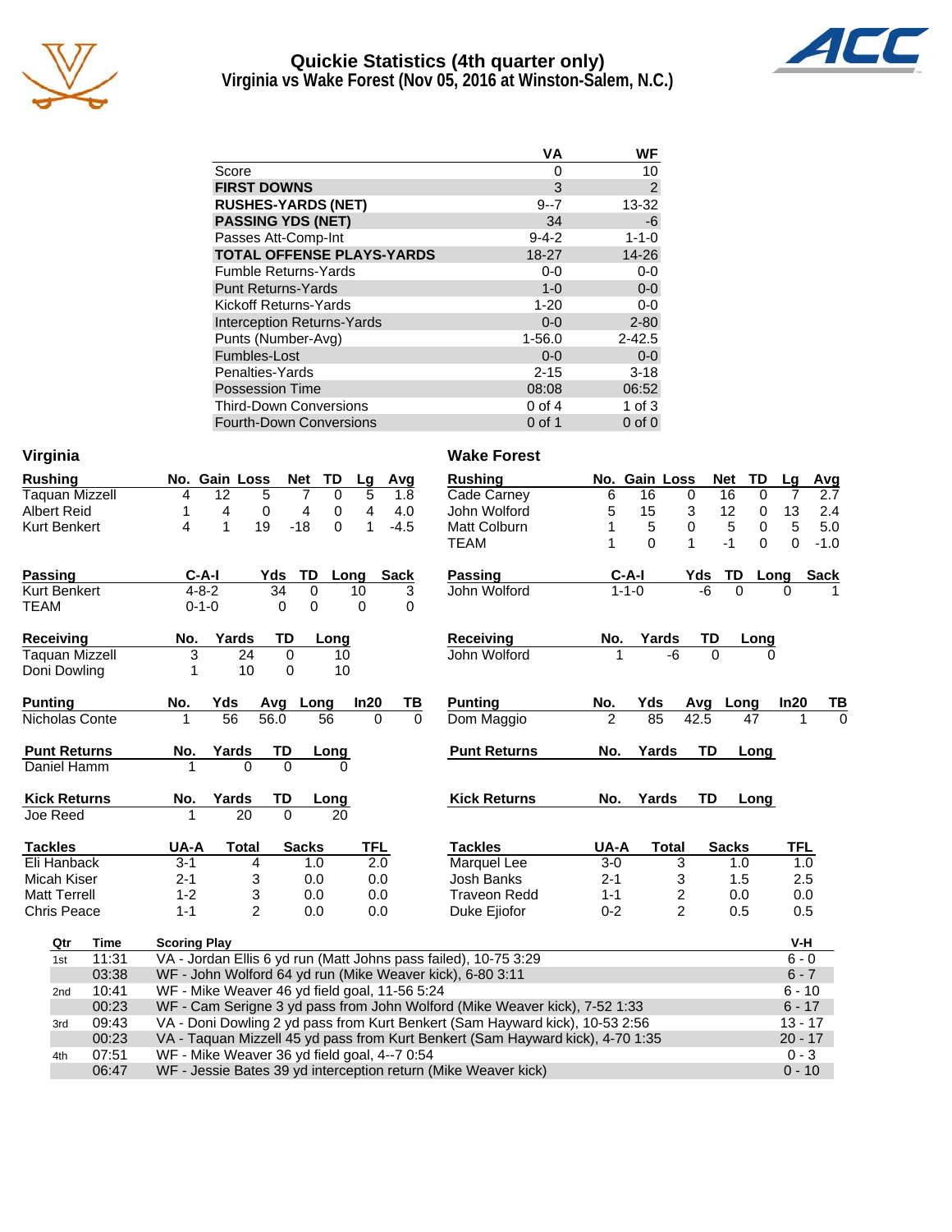# Quickie Statistics (4th quarter only)
## Virginia vs Wake Forest (Nov 05, 2016 at Winston-Salem, N.C.)

| | VA | WF |
|---|---|---|
| Score | 0 | 10 |
| **FIRST DOWNS** | 3 | 2 |
| **RUSHES-YARDS (NET)** | 9--7 | 13-32 |
| **PASSING YDS (NET)** | 34 | -6 |
| Passes Att-Comp-Int | 9-4-2 | 1-1-0 |
| **TOTAL OFFENSE PLAYS-YARDS** | 18-27 | 14-26 |
| Fumble Returns-Yards | 0-0 | 0-0 |
| Punt Returns-Yards | 1-0 | 0-0 |
| Kickoff Returns-Yards | 1-20 | 0-0 |
| Interception Returns-Yards | 0-0 | 2-80 |
| Punts (Number-Avg) | 1-56.0 | 2-42.5 |
| Fumbles-Lost | 0-0 | 0-0 |
| Penalties-Yards | 2-15 | 3-18 |
| Possession Time | 08:08 | 06:52 |
| Third-Down Conversions | 0 of 4 | 1 of 3 |
| Fourth-Down Conversions | 0 of 1 | 0 of 0 |

### Virginia

| Rushing | No. | Gain | Loss | Net | TD | Lg | Avg |
|---|---|---|---|---|---|---|---|
| Taquan Mizzell | 4 | 12 | 5 | 7 | 0 | 5 | 1.8 |
| Albert Reid | 1 | 4 | 0 | 4 | 0 | 4 | 4.0 |
| Kurt Benkert | 4 | 1 | 19 | -18 | 0 | 1 | -4.5 |

| Passing | C-A-I | Yds | TD | Long | Sack |
|---|---|---|---|---|---|
| Kurt Benkert | 4-8-2 | 34 | 0 | 10 | 3 |
| TEAM | 0-1-0 | 0 | 0 | 0 | 0 |

| Receiving | No. | Yards | TD | Long |
|---|---|---|---|---|
| Taquan Mizzell | 3 | 24 | 0 | 10 |
| Doni Dowling | 1 | 10 | 0 | 10 |

| Punting | No. | Yds | Avg | Long | In20 | TB |
|---|---|---|---|---|---|---|
| Nicholas Conte | 1 | 56 | 56.0 | 56 | 0 | 0 |

| Punt Returns | No. | Yards | TD | Long |
|---|---|---|---|---|
| Daniel Hamm | 1 | 0 | 0 | 0 |

| Kick Returns | No. | Yards | TD | Long |
|---|---|---|---|---|
| Joe Reed | 1 | 20 | 0 | 20 |

| Tackles | UA-A | Total | Sacks | TFL |
|---|---|---|---|---|
| Eli Hanback | 3-1 | 4 | 1.0 | 2.0 |
| Micah Kiser | 2-1 | 3 | 0.0 | 0.0 |
| Matt Terrell | 1-2 | 3 | 0.0 | 0.0 |
| Chris Peace | 1-1 | 2 | 0.0 | 0.0 |

### Wake Forest

| Rushing | No. | Gain | Loss | Net | TD | Lg | Avg |
|---|---|---|---|---|---|---|---|
| Cade Carney | 6 | 16 | 0 | 16 | 0 | 7 | 2.7 |
| John Wolford | 5 | 15 | 3 | 12 | 0 | 13 | 2.4 |
| Matt Colburn | 1 | 5 | 0 | 5 | 0 | 5 | 5.0 |
| TEAM | 1 | 0 | 1 | -1 | 0 | 0 | -1.0 |

| Passing | C-A-I | Yds | TD | Long | Sack |
|---|---|---|---|---|---|
| John Wolford | 1-1-0 | -6 | 0 | 0 | 1 |

| Receiving | No. | Yards | TD | Long |
|---|---|---|---|---|
| John Wolford | 1 | -6 | 0 | 0 |

| Punting | No. | Yds | Avg | Long | In20 | TB |
|---|---|---|---|---|---|---|
| Dom Maggio | 2 | 85 | 42.5 | 47 | 1 | 0 |

| Punt Returns | No. | Yards | TD | Long |
|---|---|---|---|---|

| Kick Returns | No. | Yards | TD | Long |
|---|---|---|---|---|

| Tackles | UA-A | Total | Sacks | TFL |
|---|---|---|---|---|
| Marquel Lee | 3-0 | 3 | 1.0 | 1.0 |
| Josh Banks | 2-1 | 3 | 1.5 | 2.5 |
| Traveon Redd | 1-1 | 2 | 0.0 | 0.0 |
| Duke Ejiofor | 0-2 | 2 | 0.5 | 0.5 |

| Qtr | Time | Scoring Play | V-H |
|---|---|---|---|
| 1st | 11:31 | VA - Jordan Ellis 6 yd run (Matt Johns pass failed), 10-75 3:29 | 6 - 0 |
| | 03:38 | WF - John Wolford 64 yd run (Mike Weaver kick), 6-80 3:11 | 6 - 7 |
| 2nd | 10:41 | WF - Mike Weaver 46 yd field goal, 11-56 5:24 | 6 - 10 |
| | 00:23 | WF - Cam Serigne 3 yd pass from John Wolford (Mike Weaver kick), 7-52 1:33 | 6 - 17 |
| 3rd | 09:43 | VA - Doni Dowling 2 yd pass from Kurt Benkert (Sam Hayward kick), 10-53 2:56 | 13 - 17 |
| | 00:23 | VA - Taquan Mizzell 45 yd pass from Kurt Benkert (Sam Hayward kick), 4-70 1:35 | 20 - 17 |
| 4th | 07:51 | WF - Mike Weaver 36 yd field goal, 4--7 0:54 | 0 - 3 |
| | 06:47 | WF - Jessie Bates 39 yd interception return (Mike Weaver kick) | 0 - 10 |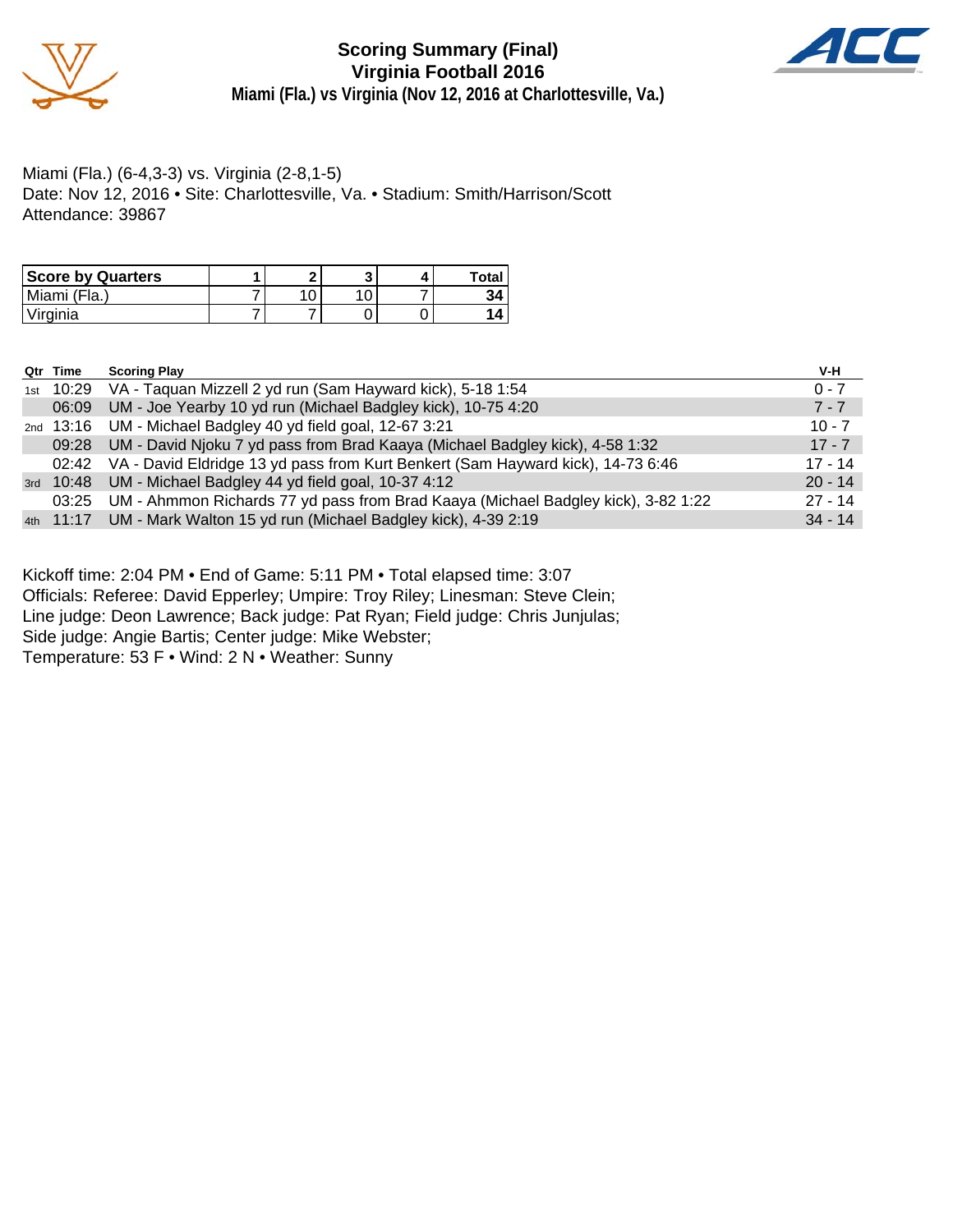# Scoring Summary (Final)
## Virginia Football 2016
### Miami (Fla.) vs Virginia (Nov 12, 2016 at Charlottesville, Va.)

Miami (Fla.) (6-4,3-3) vs. Virginia (2-8,1-5)
Date: Nov 12, 2016 • Site: Charlottesville, Va. • Stadium: Smith/Harrison/Scott
Attendance: 39867

| Score by Quarters | 1 | 2 | 3 | 4 | Total |
|---|---|---|---|---|---|
| Miami (Fla.) | 7 | 10 | 10 | 7 | **34** |
| Virginia | 7 | 7 | 0 | 0 | **14** |

| Qtr | Time | Scoring Play | V-H |
|---|---|---|---|
| 1st | 10:29 | VA - Taquan Mizzell 2 yd run (Sam Hayward kick), 5-18 1:54 | 0 - 7 |
| | 06:09 | UM - Joe Yearby 10 yd run (Michael Badgley kick), 10-75 4:20 | 7 - 7 |
| 2nd | 13:16 | UM - Michael Badgley 40 yd field goal, 12-67 3:21 | 10 - 7 |
| | 09:28 | UM - David Njoku 7 yd pass from Brad Kaaya (Michael Badgley kick), 4-58 1:32 | 17 - 7 |
| | 02:42 | VA - David Eldridge 13 yd pass from Kurt Benkert (Sam Hayward kick), 14-73 6:46 | 17 - 14 |
| 3rd | 10:48 | UM - Michael Badgley 44 yd field goal, 10-37 4:12 | 20 - 14 |
| | 03:25 | UM - Ahmmon Richards 77 yd pass from Brad Kaaya (Michael Badgley kick), 3-82 1:22 | 27 - 14 |
| 4th | 11:17 | UM - Mark Walton 15 yd run (Michael Badgley kick), 4-39 2:19 | 34 - 14 |

Kickoff time: 2:04 PM • End of Game: 5:11 PM • Total elapsed time: 3:07
Officials: Referee: David Epperley; Umpire: Troy Riley; Linesman: Steve Clein;
Line judge: Deon Lawrence; Back judge: Pat Ryan; Field judge: Chris Junjulas;
Side judge: Angie Bartis; Center judge: Mike Webster;
Temperature: 53 F • Wind: 2 N • Weather: Sunny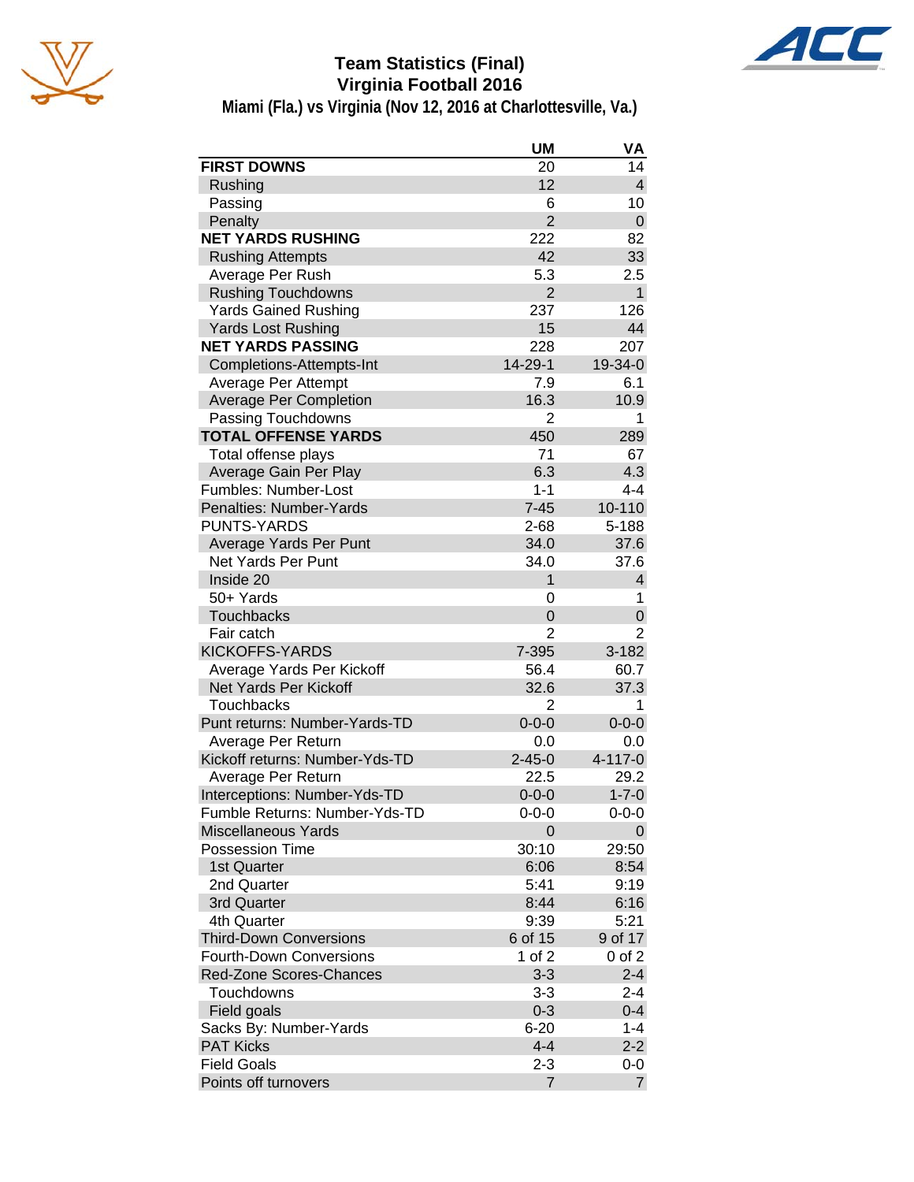# Team Statistics (Final)
## Virginia Football 2016
### Miami (Fla.) vs Virginia (Nov 12, 2016 at Charlottesville, Va.)

| | UM | VA |
|---|---|---|
| **FIRST DOWNS** | 20 | 14 |
| Rushing | 12 | 4 |
| Passing | 6 | 10 |
| Penalty | 2 | 0 |
| **NET YARDS RUSHING** | 222 | 82 |
| Rushing Attempts | 42 | 33 |
| Average Per Rush | 5.3 | 2.5 |
| Rushing Touchdowns | 2 | 1 |
| Yards Gained Rushing | 237 | 126 |
| Yards Lost Rushing | 15 | 44 |
| **NET YARDS PASSING** | 228 | 207 |
| Completions-Attempts-Int | 14-29-1 | 19-34-0 |
| Average Per Attempt | 7.9 | 6.1 |
| Average Per Completion | 16.3 | 10.9 |
| Passing Touchdowns | 2 | 1 |
| **TOTAL OFFENSE YARDS** | 450 | 289 |
| Total offense plays | 71 | 67 |
| Average Gain Per Play | 6.3 | 4.3 |
| Fumbles: Number-Lost | 1-1 | 4-4 |
| Penalties: Number-Yards | 7-45 | 10-110 |
| PUNTS-YARDS | 2-68 | 5-188 |
| Average Yards Per Punt | 34.0 | 37.6 |
| Net Yards Per Punt | 34.0 | 37.6 |
| Inside 20 | 1 | 4 |
| 50+ Yards | 0 | 1 |
| Touchbacks | 0 | 0 |
| Fair catch | 2 | 2 |
| KICKOFFS-YARDS | 7-395 | 3-182 |
| Average Yards Per Kickoff | 56.4 | 60.7 |
| Net Yards Per Kickoff | 32.6 | 37.3 |
| Touchbacks | 2 | 1 |
| Punt returns: Number-Yards-TD | 0-0-0 | 0-0-0 |
| Average Per Return | 0.0 | 0.0 |
| Kickoff returns: Number-Yds-TD | 2-45-0 | 4-117-0 |
| Average Per Return | 22.5 | 29.2 |
| Interceptions: Number-Yds-TD | 0-0-0 | 1-7-0 |
| Fumble Returns: Number-Yds-TD | 0-0-0 | 0-0-0 |
| Miscellaneous Yards | 0 | 0 |
| Possession Time | 30:10 | 29:50 |
| 1st Quarter | 6:06 | 8:54 |
| 2nd Quarter | 5:41 | 9:19 |
| 3rd Quarter | 8:44 | 6:16 |
| 4th Quarter | 9:39 | 5:21 |
| Third-Down Conversions | 6 of 15 | 9 of 17 |
| Fourth-Down Conversions | 1 of 2 | 0 of 2 |
| Red-Zone Scores-Chances | 3-3 | 2-4 |
| Touchdowns | 3-3 | 2-4 |
| Field goals | 0-3 | 0-4 |
| Sacks By: Number-Yards | 6-20 | 1-4 |
| PAT Kicks | 4-4 | 2-2 |
| Field Goals | 2-3 | 0-0 |
| Points off turnovers | 7 | 7 |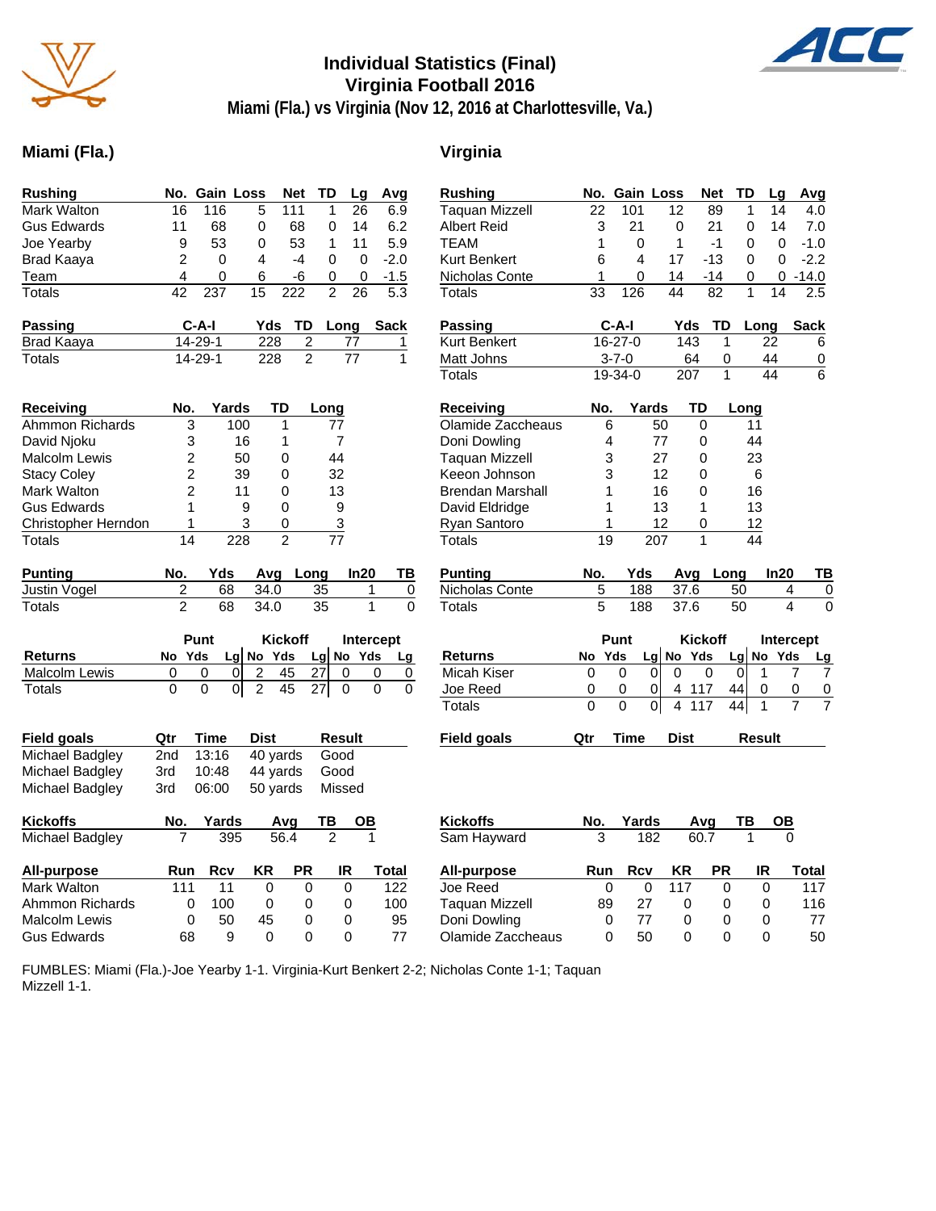# Individual Statistics (Final)
## Virginia Football 2016
### Miami (Fla.) vs Virginia (Nov 12, 2016 at Charlottesville, Va.)

## Miami (Fla.)

| Rushing | No. | Gain | Loss | Net | TD | Lg | Avg |
|---|---|---|---|---|---|---|---|
| Mark Walton | 16 | 116 | 5 | 111 | 1 | 26 | 6.9 |
| Gus Edwards | 11 | 68 | 0 | 68 | 0 | 14 | 6.2 |
| Joe Yearby | 9 | 53 | 0 | 53 | 1 | 11 | 5.9 |
| Brad Kaaya | 2 | 0 | 4 | -4 | 0 | 0 | -2.0 |
| Team | 4 | 0 | 6 | -6 | 0 | 0 | -1.5 |
| Totals | 42 | 237 | 15 | 222 | 2 | 26 | 5.3 |

| Passing | C-A-I | Yds | TD | Long | Sack |
|---|---|---|---|---|---|
| Brad Kaaya | 14-29-1 | 228 | 2 | 77 | 1 |
| Totals | 14-29-1 | 228 | 2 | 77 | 1 |

| Receiving | No. | Yards | TD | Long |
|---|---|---|---|---|
| Ahmmon Richards | 3 | 100 | 1 | 77 |
| David Njoku | 3 | 16 | 1 | 7 |
| Malcolm Lewis | 2 | 50 | 0 | 44 |
| Stacy Coley | 2 | 39 | 0 | 32 |
| Mark Walton | 2 | 11 | 0 | 13 |
| Gus Edwards | 1 | 9 | 0 | 9 |
| Christopher Herndon | 1 | 3 | 0 | 3 |
| Totals | 14 | 228 | 2 | 77 |

| Punting | No. | Yds | Avg | Long | In20 | TB |
|---|---|---|---|---|---|---|
| Justin Vogel | 2 | 68 | 34.0 | 35 | 1 | 0 |
| Totals | 2 | 68 | 34.0 | 35 | 1 | 0 |

| | Punt | | | Kickoff | | | Intercept | | |
|---|---|---|---|---|---|---|---|---|---|
| Returns | No | Yds | Lg | No | Yds | Lg | No | Yds | Lg |
| Malcolm Lewis | 0 | 0 | 0 | 2 | 45 | 27 | 0 | 0 | 0 |
| Totals | 0 | 0 | 0 | 2 | 45 | 27 | 0 | 0 | 0 |

| Field goals | Qtr | Time | Dist | Result |
|---|---|---|---|---|
| Michael Badgley | 2nd | 13:16 | 40 yards | Good |
| Michael Badgley | 3rd | 10:48 | 44 yards | Good |
| Michael Badgley | 3rd | 06:00 | 50 yards | Missed |

| Kickoffs | No. | Yards | Avg | TB | OB |
|---|---|---|---|---|---|
| Michael Badgley | 7 | 395 | 56.4 | 2 | 1 |

| All-purpose | Run | Rcv | KR | PR | IR | Total |
|---|---|---|---|---|---|---|
| Mark Walton | 111 | 11 | 0 | 0 | 0 | 122 |
| Ahmmon Richards | 0 | 100 | 0 | 0 | 0 | 100 |
| Malcolm Lewis | 0 | 50 | 45 | 0 | 0 | 95 |
| Gus Edwards | 68 | 9 | 0 | 0 | 0 | 77 |

## Virginia

| Rushing | No. | Gain | Loss | Net | TD | Lg | Avg |
|---|---|---|---|---|---|---|---|
| Taquan Mizzell | 22 | 101 | 12 | 89 | 1 | 14 | 4.0 |
| Albert Reid | 3 | 21 | 0 | 21 | 0 | 14 | 7.0 |
| TEAM | 1 | 0 | 1 | -1 | 0 | 0 | -1.0 |
| Kurt Benkert | 6 | 4 | 17 | -13 | 0 | 0 | -2.2 |
| Nicholas Conte | 1 | 0 | 14 | -14 | 0 | 0 | -14.0 |
| Totals | 33 | 126 | 44 | 82 | 1 | 14 | 2.5 |

| Passing | C-A-I | Yds | TD | Long | Sack |
|---|---|---|---|---|---|
| Kurt Benkert | 16-27-0 | 143 | 1 | 22 | 6 |
| Matt Johns | 3-7-0 | 64 | 0 | 44 | 0 |
| Totals | 19-34-0 | 207 | 1 | 44 | 6 |

| Receiving | No. | Yards | TD | Long |
|---|---|---|---|---|
| Olamide Zaccheaus | 6 | 50 | 0 | 11 |
| Doni Dowling | 4 | 77 | 0 | 44 |
| Taquan Mizzell | 3 | 27 | 0 | 23 |
| Keeon Johnson | 3 | 12 | 0 | 6 |
| Brendan Marshall | 1 | 16 | 0 | 16 |
| David Eldridge | 1 | 13 | 1 | 13 |
| Ryan Santoro | 1 | 12 | 0 | 12 |
| Totals | 19 | 207 | 1 | 44 |

| Punting | No. | Yds | Avg | Long | In20 | TB |
|---|---|---|---|---|---|---|
| Nicholas Conte | 5 | 188 | 37.6 | 50 | 4 | 0 |
| Totals | 5 | 188 | 37.6 | 50 | 4 | 0 |

| | Punt | | | Kickoff | | | Intercept | | |
|---|---|---|---|---|---|---|---|---|---|
| Returns | No | Yds | Lg | No | Yds | Lg | No | Yds | Lg |
| Micah Kiser | 0 | 0 | 0 | 0 | 0 | 0 | 1 | 7 | 7 |
| Joe Reed | 0 | 0 | 0 | 4 | 117 | 44 | 0 | 0 | 0 |
| Totals | 0 | 0 | 0 | 4 | 117 | 44 | 1 | 7 | 7 |

| Field goals | Qtr | Time | Dist | Result |
|---|---|---|---|---|

| Kickoffs | No. | Yards | Avg | TB | OB |
|---|---|---|---|---|---|
| Sam Hayward | 3 | 182 | 60.7 | 1 | 0 |

| All-purpose | Run | Rcv | KR | PR | IR | Total |
|---|---|---|---|---|---|---|
| Joe Reed | 0 | 0 | 117 | 0 | 0 | 117 |
| Taquan Mizzell | 89 | 27 | 0 | 0 | 0 | 116 |
| Doni Dowling | 0 | 77 | 0 | 0 | 0 | 77 |
| Olamide Zaccheaus | 0 | 50 | 0 | 0 | 0 | 50 |

FUMBLES: Miami (Fla.)-Joe Yearby 1-1. Virginia-Kurt Benkert 2-2; Nicholas Conte 1-1; Taquan Mizzell 1-1.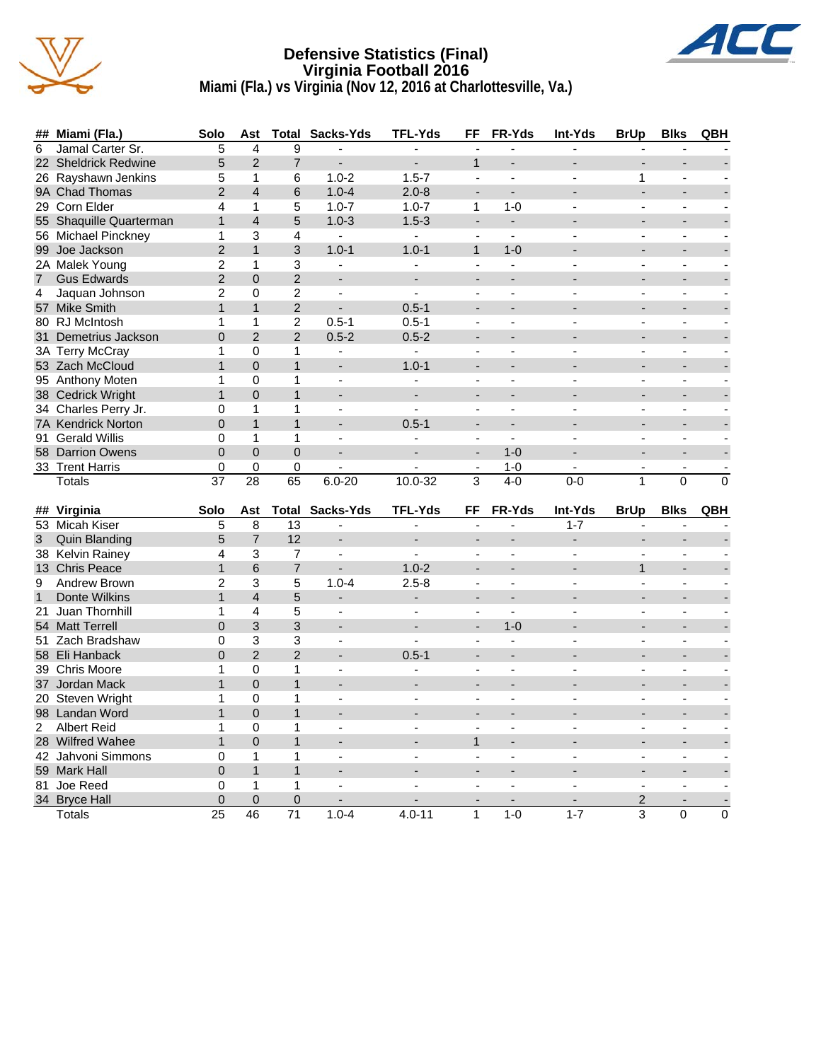# Defensive Statistics (Final)
## Virginia Football 2016
### Miami (Fla.) vs Virginia (Nov 12, 2016 at Charlottesville, Va.)

| ## | Miami (Fla.) | Solo | Ast | Total | Sacks-Yds | TFL-Yds | FF | FR-Yds | Int-Yds | BrUp | Blks | QBH |
|---|---|---|---|---|---|---|---|---|---|---|---|---|
| 6 | Jamal Carter Sr. | 5 | 4 | 9 | - | - | - | - | - | - | - | - |
| 22 | Sheldrick Redwine | 5 | 2 | 7 | - | - | 1 | - | - | - | - | - |
| 26 | Rayshawn Jenkins | 5 | 1 | 6 | 1.0-2 | 1.5-7 | - | - | - | 1 | - | - |
| 9A | Chad Thomas | 2 | 4 | 6 | 1.0-4 | 2.0-8 | - | - | - | - | - | - |
| 29 | Corn Elder | 4 | 1 | 5 | 1.0-7 | 1.0-7 | 1 | 1-0 | - | - | - | - |
| 55 | Shaquille Quarterman | 1 | 4 | 5 | 1.0-3 | 1.5-3 | - | - | - | - | - | - |
| 56 | Michael Pinckney | 1 | 3 | 4 | - | - | - | - | - | - | - | - |
| 99 | Joe Jackson | 2 | 1 | 3 | 1.0-1 | 1.0-1 | 1 | 1-0 | - | - | - | - |
| 2A | Malek Young | 2 | 1 | 3 | - | - | - | - | - | - | - | - |
| 7 | Gus Edwards | 2 | 0 | 2 | - | - | - | - | - | - | - | - |
| 4 | Jaquan Johnson | 2 | 0 | 2 | - | - | - | - | - | - | - | - |
| 57 | Mike Smith | 1 | 1 | 2 | - | 0.5-1 | - | - | - | - | - | - |
| 80 | RJ McIntosh | 1 | 1 | 2 | 0.5-1 | 0.5-1 | - | - | - | - | - | - |
| 31 | Demetrius Jackson | 0 | 2 | 2 | 0.5-2 | 0.5-2 | - | - | - | - | - | - |
| 3A | Terry McCray | 1 | 0 | 1 | - | - | - | - | - | - | - | - |
| 53 | Zach McCloud | 1 | 0 | 1 | - | 1.0-1 | - | - | - | - | - | - |
| 95 | Anthony Moten | 1 | 0 | 1 | - | - | - | - | - | - | - | - |
| 38 | Cedrick Wright | 1 | 0 | 1 | - | - | - | - | - | - | - | - |
| 34 | Charles Perry Jr. | 0 | 1 | 1 | - | - | - | - | - | - | - | - |
| 7A | Kendrick Norton | 0 | 1 | 1 | - | 0.5-1 | - | - | - | - | - | - |
| 91 | Gerald Willis | 0 | 1 | 1 | - | - | - | - | - | - | - | - |
| 58 | Darrion Owens | 0 | 0 | 0 | - | - | - | 1-0 | - | - | - | - |
| 33 | Trent Harris | 0 | 0 | 0 | - | - | - | 1-0 | - | - | - | - |
| | Totals | 37 | 28 | 65 | 6.0-20 | 10.0-32 | 3 | 4-0 | 0-0 | 1 | 0 | 0 |

| ## | Virginia | Solo | Ast | Total | Sacks-Yds | TFL-Yds | FF | FR-Yds | Int-Yds | BrUp | Blks | QBH |
|---|---|---|---|---|---|---|---|---|---|---|---|---|
| 53 | Micah Kiser | 5 | 8 | 13 | - | - | - | - | 1-7 | - | - | - |
| 3 | Quin Blanding | 5 | 7 | 12 | - | - | - | - | - | - | - | - |
| 38 | Kelvin Rainey | 4 | 3 | 7 | - | - | - | - | - | - | - | - |
| 13 | Chris Peace | 1 | 6 | 7 | - | 1.0-2 | - | - | - | 1 | - | - |
| 9 | Andrew Brown | 2 | 3 | 5 | 1.0-4 | 2.5-8 | - | - | - | - | - | - |
| 1 | Donte Wilkins | 1 | 4 | 5 | - | - | - | - | - | - | - | - |
| 21 | Juan Thornhill | 1 | 4 | 5 | - | - | - | - | - | - | - | - |
| 54 | Matt Terrell | 0 | 3 | 3 | - | - | - | 1-0 | - | - | - | - |
| 51 | Zach Bradshaw | 0 | 3 | 3 | - | - | - | - | - | - | - | - |
| 58 | Eli Hanback | 0 | 2 | 2 | - | 0.5-1 | - | - | - | - | - | - |
| 39 | Chris Moore | 1 | 0 | 1 | - | - | - | - | - | - | - | - |
| 37 | Jordan Mack | 1 | 0 | 1 | - | - | - | - | - | - | - | - |
| 20 | Steven Wright | 1 | 0 | 1 | - | - | - | - | - | - | - | - |
| 98 | Landan Word | 1 | 0 | 1 | - | - | - | - | - | - | - | - |
| 2 | Albert Reid | 1 | 0 | 1 | - | - | - | - | - | - | - | - |
| 28 | Wilfred Wahee | 1 | 0 | 1 | - | - | 1 | - | - | - | - | - |
| 42 | Jahvoni Simmons | 0 | 1 | 1 | - | - | - | - | - | - | - | - |
| 59 | Mark Hall | 0 | 1 | 1 | - | - | - | - | - | - | - | - |
| 81 | Joe Reed | 0 | 1 | 1 | - | - | - | - | - | - | - | - |
| 34 | Bryce Hall | 0 | 0 | 0 | - | - | - | - | - | 2 | - | - |
| | Totals | 25 | 46 | 71 | 1.0-4 | 4.0-11 | 1 | 1-0 | 1-7 | 3 | 0 | 0 |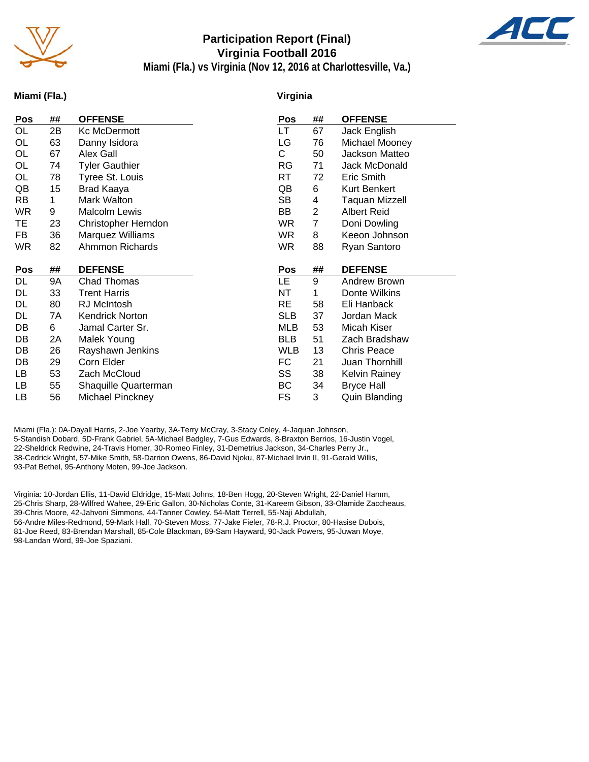# Participation Report (Final)
## Virginia Football 2016
### Miami (Fla.) vs Virginia (Nov 12, 2016 at Charlottesville, Va.)

## Miami (Fla.)

| Pos | ## | OFFENSE |
|---|---|---|
| OL | 2B | Kc McDermott |
| OL | 63 | Danny Isidora |
| OL | 67 | Alex Gall |
| OL | 74 | Tyler Gauthier |
| OL | 78 | Tyree St. Louis |
| QB | 15 | Brad Kaaya |
| RB | 1 | Mark Walton |
| WR | 9 | Malcolm Lewis |
| TE | 23 | Christopher Herndon |
| FB | 36 | Marquez Williams |
| WR | 82 | Ahmmon Richards |

| Pos | ## | DEFENSE |
|---|---|---|
| DL | 9A | Chad Thomas |
| DL | 33 | Trent Harris |
| DL | 80 | RJ McIntosh |
| DL | 7A | Kendrick Norton |
| DB | 6 | Jamal Carter Sr. |
| DB | 2A | Malek Young |
| DB | 26 | Rayshawn Jenkins |
| DB | 29 | Corn Elder |
| LB | 53 | Zach McCloud |
| LB | 55 | Shaquille Quarterman |
| LB | 56 | Michael Pinckney |

## Virginia

| Pos | ## | OFFENSE |
|---|---|---|
| LT | 67 | Jack English |
| LG | 76 | Michael Mooney |
| C | 50 | Jackson Matteo |
| RG | 71 | Jack McDonald |
| RT | 72 | Eric Smith |
| QB | 6 | Kurt Benkert |
| SB | 4 | Taquan Mizzell |
| BB | 2 | Albert Reid |
| WR | 7 | Doni Dowling |
| WR | 8 | Keeon Johnson |
| WR | 88 | Ryan Santoro |

| Pos | ## | DEFENSE |
|---|---|---|
| LE | 9 | Andrew Brown |
| NT | 1 | Donte Wilkins |
| RE | 58 | Eli Hanback |
| SLB | 37 | Jordan Mack |
| MLB | 53 | Micah Kiser |
| BLB | 51 | Zach Bradshaw |
| WLB | 13 | Chris Peace |
| FC | 21 | Juan Thornhill |
| SS | 38 | Kelvin Rainey |
| BC | 34 | Bryce Hall |
| FS | 3 | Quin Blanding |

Miami (Fla.): 0A-Dayall Harris, 2-Joe Yearby, 3A-Terry McCray, 3-Stacy Coley, 4-Jaquan Johnson, 5-Standish Dobard, 5D-Frank Gabriel, 5A-Michael Badgley, 7-Gus Edwards, 8-Braxton Berrios, 16-Justin Vogel, 22-Sheldrick Redwine, 24-Travis Homer, 30-Romeo Finley, 31-Demetrius Jackson, 34-Charles Perry Jr., 38-Cedrick Wright, 57-Mike Smith, 58-Darrion Owens, 86-David Njoku, 87-Michael Irvin II, 91-Gerald Willis, 93-Pat Bethel, 95-Anthony Moten, 99-Joe Jackson.

Virginia: 10-Jordan Ellis, 11-David Eldridge, 15-Matt Johns, 18-Ben Hogg, 20-Steven Wright, 22-Daniel Hamm, 25-Chris Sharp, 28-Wilfred Wahee, 29-Eric Gallon, 30-Nicholas Conte, 31-Kareem Gibson, 33-Olamide Zaccheaus, 39-Chris Moore, 42-Jahvoni Simmons, 44-Tanner Cowley, 54-Matt Terrell, 55-Naji Abdullah, 56-Andre Miles-Redmond, 59-Mark Hall, 70-Steven Moss, 77-Jake Fieler, 78-R.J. Proctor, 80-Hasise Dubois, 81-Joe Reed, 83-Brendan Marshall, 85-Cole Blackman, 89-Sam Hayward, 90-Jack Powers, 95-Juwan Moye, 98-Landan Word, 99-Joe Spaziani.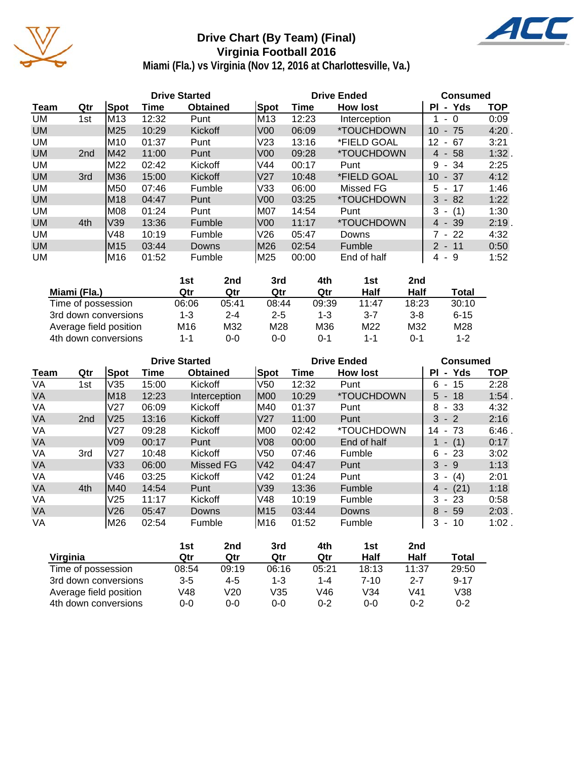# Drive Chart (By Team) (Final)
## Virginia Football 2016
### Miami (Fla.) vs Virginia (Nov 12, 2016 at Charlottesville, Va.)

| Team | Qtr | Drive Started Spot | Drive Started Time | Drive Started Obtained | Drive Ended Spot | Drive Ended Time | Drive Ended How lost | Consumed Pl - Yds | Consumed TOP |
|---|---|---|---|---|---|---|---|---|---|
| UM | 1st | M13 | 12:32 | Punt | M13 | 12:23 | Interception | 1 - 0 | 0:09 |
| UM | | M25 | 10:29 | Kickoff | V00 | 06:09 | *TOUCHDOWN | 10 - 75 | 4:20 . |
| UM | | M10 | 01:37 | Punt | V23 | 13:16 | *FIELD GOAL | 12 - 67 | 3:21 |
| UM | 2nd | M42 | 11:00 | Punt | V00 | 09:28 | *TOUCHDOWN | 4 - 58 | 1:32 . |
| UM | | M22 | 02:42 | Kickoff | V44 | 00:17 | Punt | 9 - 34 | 2:25 |
| UM | 3rd | M36 | 15:00 | Kickoff | V27 | 10:48 | *FIELD GOAL | 10 - 37 | 4:12 |
| UM | | M50 | 07:46 | Fumble | V33 | 06:00 | Missed FG | 5 - 17 | 1:46 |
| UM | | M18 | 04:47 | Punt | V00 | 03:25 | *TOUCHDOWN | 3 - 82 | 1:22 |
| UM | | M08 | 01:24 | Punt | M07 | 14:54 | Punt | 3 - (1) | 1:30 |
| UM | 4th | V39 | 13:36 | Fumble | V00 | 11:17 | *TOUCHDOWN | 4 - 39 | 2:19 . |
| UM | | V48 | 10:19 | Fumble | V26 | 05:47 | Downs | 7 - 22 | 4:32 |
| UM | | M15 | 03:44 | Downs | M26 | 02:54 | Fumble | 2 - 11 | 0:50 |
| UM | | M16 | 01:52 | Fumble | M25 | 00:00 | End of half | 4 - 9 | 1:52 |

| Miami (Fla.) | 1st Qtr | 2nd Qtr | 3rd Qtr | 4th Qtr | 1st Half | 2nd Half | Total |
|---|---|---|---|---|---|---|---|
| Time of possession | 06:06 | 05:41 | 08:44 | 09:39 | 11:47 | 18:23 | 30:10 |
| 3rd down conversions | 1-3 | 2-4 | 2-5 | 1-3 | 3-7 | 3-8 | 6-15 |
| Average field position | M16 | M32 | M28 | M36 | M22 | M32 | M28 |
| 4th down conversions | 1-1 | 0-0 | 0-0 | 0-1 | 1-1 | 0-1 | 1-2 |

| Team | Qtr | Drive Started Spot | Drive Started Time | Drive Started Obtained | Drive Ended Spot | Drive Ended Time | Drive Ended How lost | Consumed Pl - Yds | Consumed TOP |
|---|---|---|---|---|---|---|---|---|---|
| VA | 1st | V35 | 15:00 | Kickoff | V50 | 12:32 | Punt | 6 - 15 | 2:28 |
| VA | | V18 | 12:23 | Interception | M00 | 10:29 | *TOUCHDOWN | 5 - 18 | 1:54 . |
| VA | | V27 | 06:09 | Kickoff | M40 | 01:37 | Punt | 8 - 33 | 4:32 |
| VA | 2nd | V25 | 13:16 | Kickoff | V27 | 11:00 | Punt | 3 - 2 | 2:16 |
| VA | | V27 | 09:28 | Kickoff | M00 | 02:42 | *TOUCHDOWN | 14 - 73 | 6:46 . |
| VA | | V09 | 00:17 | Punt | V08 | 00:00 | End of half | 1 - (1) | 0:17 |
| VA | 3rd | V27 | 10:48 | Kickoff | V50 | 07:46 | Fumble | 6 - 23 | 3:02 |
| VA | | V33 | 06:00 | Missed FG | V42 | 04:47 | Punt | 3 - 9 | 1:13 |
| VA | | V46 | 03:25 | Kickoff | V42 | 01:24 | Punt | 3 - (4) | 2:01 |
| VA | 4th | M40 | 14:54 | Punt | V39 | 13:36 | Fumble | 4 - (21) | 1:18 |
| VA | | V25 | 11:17 | Kickoff | V48 | 10:19 | Fumble | 3 - 23 | 0:58 |
| VA | | V26 | 05:47 | Downs | M15 | 03:44 | Downs | 8 - 59 | 2:03 . |
| VA | | M26 | 02:54 | Fumble | M16 | 01:52 | Fumble | 3 - 10 | 1:02 . |

| Virginia | 1st Qtr | 2nd Qtr | 3rd Qtr | 4th Qtr | 1st Half | 2nd Half | Total |
|---|---|---|---|---|---|---|---|
| Time of possession | 08:54 | 09:19 | 06:16 | 05:21 | 18:13 | 11:37 | 29:50 |
| 3rd down conversions | 3-5 | 4-5 | 1-3 | 1-4 | 7-10 | 2-7 | 9-17 |
| Average field position | V48 | V20 | V35 | V46 | V34 | V41 | V38 |
| 4th down conversions | 0-0 | 0-0 | 0-0 | 0-2 | 0-0 | 0-2 | 0-2 |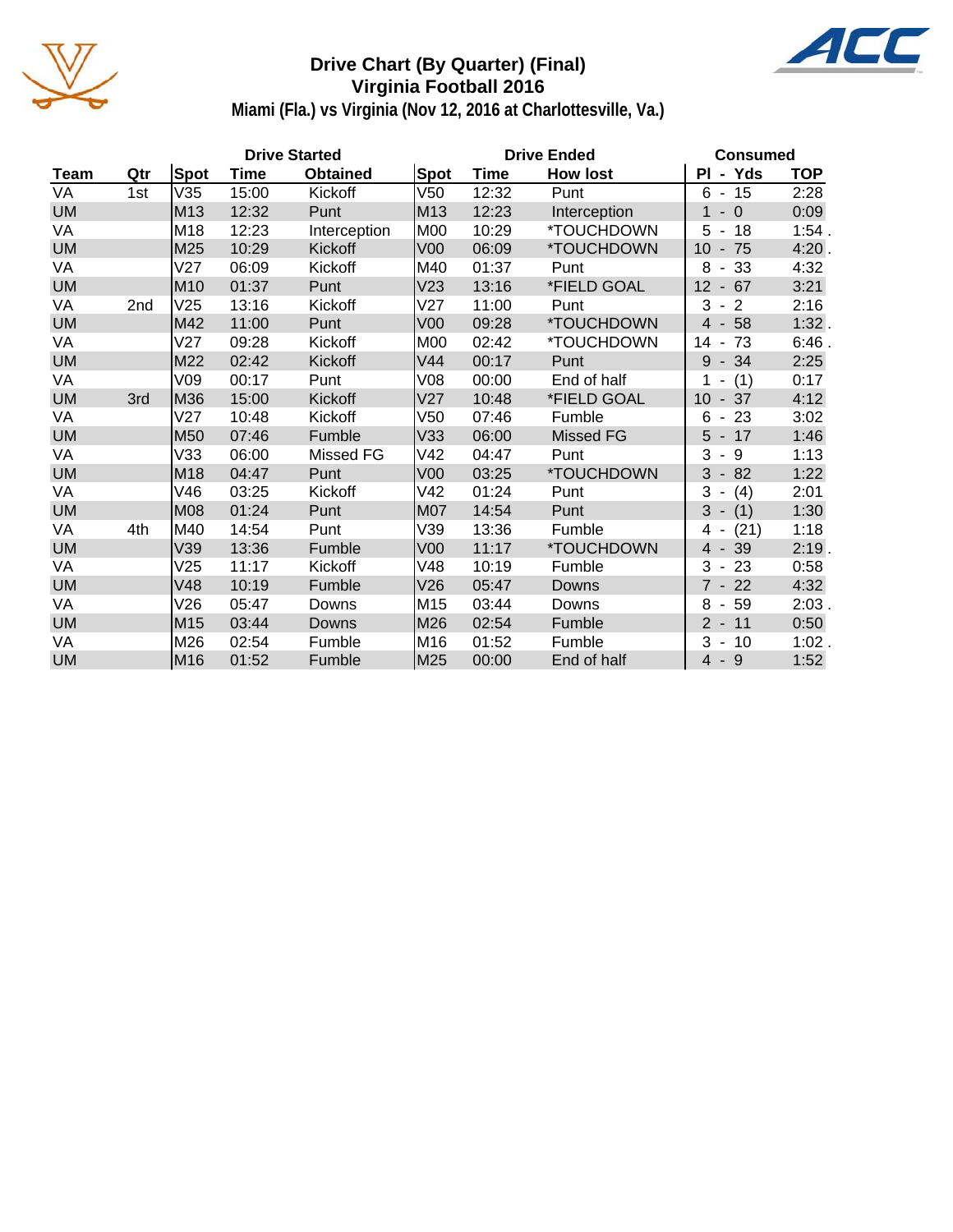# Drive Chart (By Quarter) (Final)
## Virginia Football 2016
### Miami (Fla.) vs Virginia (Nov 12, 2016 at Charlottesville, Va.)

| | | Drive Started | | | Drive Ended | | | Consumed | |
|---|---|---|---|---|---|---|---|---|---|
| Team | Qtr | Spot | Time | Obtained | Spot | Time | How lost | Pl - Yds | TOP |
| VA | 1st | V35 | 15:00 | Kickoff | V50 | 12:32 | Punt | 6 - 15 | 2:28 |
| UM | | M13 | 12:32 | Punt | M13 | 12:23 | Interception | 1 - 0 | 0:09 |
| VA | | M18 | 12:23 | Interception | M00 | 10:29 | *TOUCHDOWN | 5 - 18 | 1:54 . |
| UM | | M25 | 10:29 | Kickoff | V00 | 06:09 | *TOUCHDOWN | 10 - 75 | 4:20 . |
| VA | | V27 | 06:09 | Kickoff | M40 | 01:37 | Punt | 8 - 33 | 4:32 |
| UM | | M10 | 01:37 | Punt | V23 | 13:16 | *FIELD GOAL | 12 - 67 | 3:21 |
| VA | 2nd | V25 | 13:16 | Kickoff | V27 | 11:00 | Punt | 3 - 2 | 2:16 |
| UM | | M42 | 11:00 | Punt | V00 | 09:28 | *TOUCHDOWN | 4 - 58 | 1:32 . |
| VA | | V27 | 09:28 | Kickoff | M00 | 02:42 | *TOUCHDOWN | 14 - 73 | 6:46 . |
| UM | | M22 | 02:42 | Kickoff | V44 | 00:17 | Punt | 9 - 34 | 2:25 |
| VA | | V09 | 00:17 | Punt | V08 | 00:00 | End of half | 1 - (1) | 0:17 |
| UM | 3rd | M36 | 15:00 | Kickoff | V27 | 10:48 | *FIELD GOAL | 10 - 37 | 4:12 |
| VA | | V27 | 10:48 | Kickoff | V50 | 07:46 | Fumble | 6 - 23 | 3:02 |
| UM | | M50 | 07:46 | Fumble | V33 | 06:00 | Missed FG | 5 - 17 | 1:46 |
| VA | | V33 | 06:00 | Missed FG | V42 | 04:47 | Punt | 3 - 9 | 1:13 |
| UM | | M18 | 04:47 | Punt | V00 | 03:25 | *TOUCHDOWN | 3 - 82 | 1:22 |
| VA | | V46 | 03:25 | Kickoff | V42 | 01:24 | Punt | 3 - (4) | 2:01 |
| UM | | M08 | 01:24 | Punt | M07 | 14:54 | Punt | 3 - (1) | 1:30 |
| VA | 4th | M40 | 14:54 | Punt | V39 | 13:36 | Fumble | 4 - (21) | 1:18 |
| UM | | V39 | 13:36 | Fumble | V00 | 11:17 | *TOUCHDOWN | 4 - 39 | 2:19 . |
| VA | | V25 | 11:17 | Kickoff | V48 | 10:19 | Fumble | 3 - 23 | 0:58 |
| UM | | V48 | 10:19 | Fumble | V26 | 05:47 | Downs | 7 - 22 | 4:32 |
| VA | | V26 | 05:47 | Downs | M15 | 03:44 | Downs | 8 - 59 | 2:03 . |
| UM | | M15 | 03:44 | Downs | M26 | 02:54 | Fumble | 2 - 11 | 0:50 |
| VA | | M26 | 02:54 | Fumble | M16 | 01:52 | Fumble | 3 - 10 | 1:02 . |
| UM | | M16 | 01:52 | Fumble | M25 | 00:00 | End of half | 4 - 9 | 1:52 |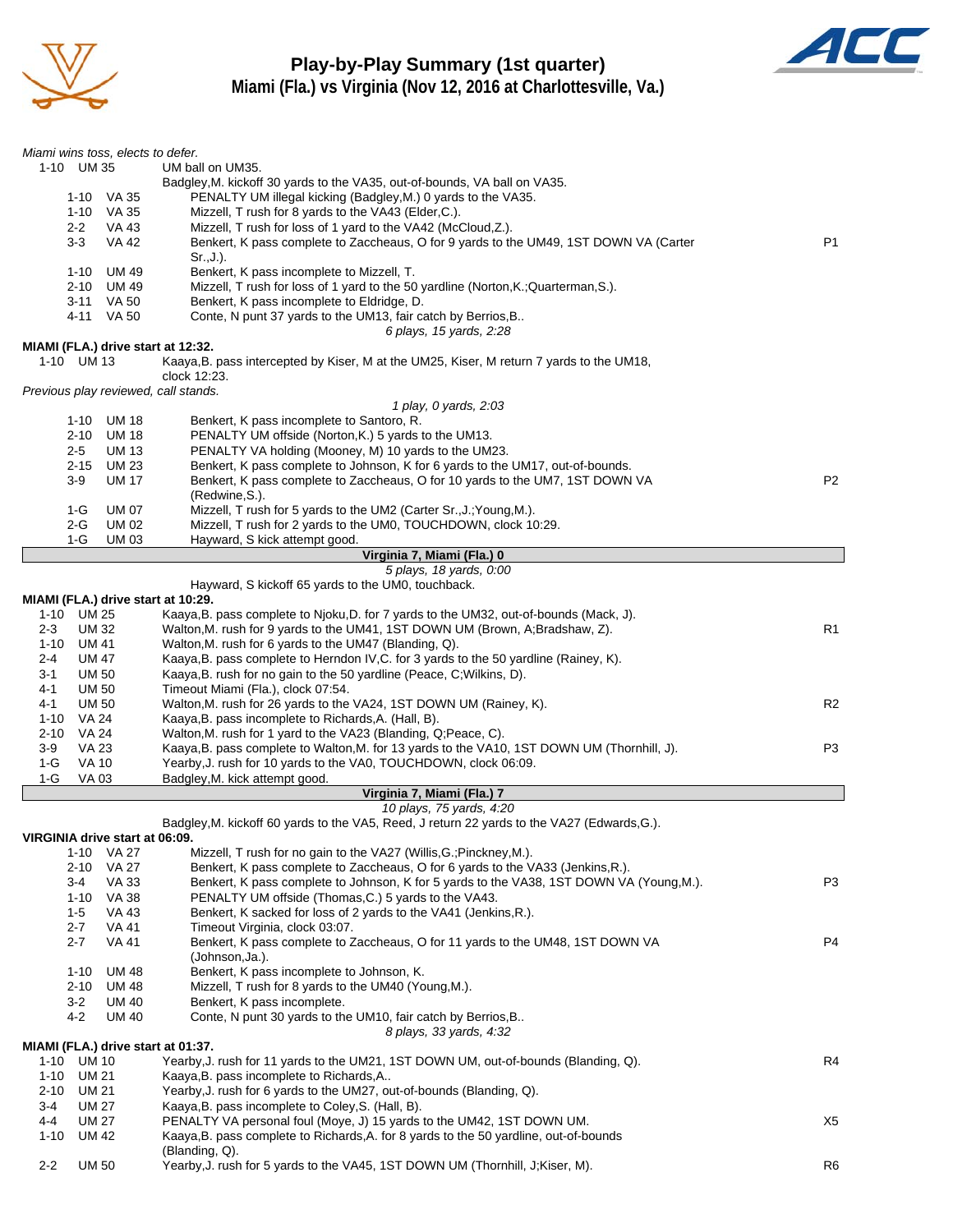# Play-by-Play Summary (1st quarter)

## Miami (Fla.) vs Virginia (Nov 12, 2016 at Charlottesville, Va.)

*Miami wins toss, elects to defer.*

| Down | Spot | Play | |
|---|---|---|---|
| 1-10 | UM 35 | UM ball on UM35. | |
| | | Badgley,M. kickoff 30 yards to the VA35, out-of-bounds, VA ball on VA35. | |
| 1-10 | VA 35 | PENALTY UM illegal kicking (Badgley,M.) 0 yards to the VA35. | |
| 1-10 | VA 35 | Mizzell, T rush for 8 yards to the VA43 (Elder,C.). | |
| 2-2 | VA 43 | Mizzell, T rush for loss of 1 yard to the VA42 (McCloud,Z.). | |
| 3-3 | VA 42 | Benkert, K pass complete to Zaccheaus, O for 9 yards to the UM49, 1ST DOWN VA (Carter Sr.,J.). | P1 |
| 1-10 | UM 49 | Benkert, K pass incomplete to Mizzell, T. | |
| 2-10 | UM 49 | Mizzell, T rush for loss of 1 yard to the 50 yardline (Norton,K.;Quarterman,S.). | |
| 3-11 | VA 50 | Benkert, K pass incomplete to Eldridge, D. | |
| 4-11 | VA 50 | Conte, N punt 37 yards to the UM13, fair catch by Berrios,B.. | |
| | | *6 plays, 15 yards, 2:28* | |

**MIAMI (FLA.) drive start at 12:32.**

| Down | Spot | Play | |
|---|---|---|---|
| 1-10 | UM 13 | Kaaya,B. pass intercepted by Kiser, M at the UM25, Kiser, M return 7 yards to the UM18, clock 12:23. | |
| | | *Previous play reviewed, call stands.* | |
| | | *1 play, 0 yards, 2:03* | |
| 1-10 | UM 18 | Benkert, K pass incomplete to Santoro, R. | |
| 2-10 | UM 18 | PENALTY UM offside (Norton,K.) 5 yards to the UM13. | |
| 2-5 | UM 13 | PENALTY VA holding (Mooney, M) 10 yards to the UM23. | |
| 2-15 | UM 23 | Benkert, K pass complete to Johnson, K for 6 yards to the UM17, out-of-bounds. | |
| 3-9 | UM 17 | Benkert, K pass complete to Zaccheaus, O for 10 yards to the UM7, 1ST DOWN VA (Redwine,S.). | P2 |
| 1-G | UM 07 | Mizzell, T rush for 5 yards to the UM2 (Carter Sr.,J.;Young,M.). | |
| 2-G | UM 02 | Mizzell, T rush for 2 yards to the UM0, TOUCHDOWN, clock 10:29. | |
| 1-G | UM 03 | Hayward, S kick attempt good. | |
| | | **Virginia 7, Miami (Fla.) 0** | |
| | | *5 plays, 18 yards, 0:00* | |
| | | Hayward, S kickoff 65 yards to the UM0, touchback. | |

**MIAMI (FLA.) drive start at 10:29.**

| Down | Spot | Play | |
|---|---|---|---|
| 1-10 | UM 25 | Kaaya,B. pass complete to Njoku,D. for 7 yards to the UM32, out-of-bounds (Mack, J). | |
| 2-3 | UM 32 | Walton,M. rush for 9 yards to the UM41, 1ST DOWN UM (Brown, A;Bradshaw, Z). | R1 |
| 1-10 | UM 41 | Walton,M. rush for 6 yards to the UM47 (Blanding, Q). | |
| 2-4 | UM 47 | Kaaya,B. pass complete to Herndon IV,C. for 3 yards to the 50 yardline (Rainey, K). | |
| 3-1 | UM 50 | Kaaya,B. rush for no gain to the 50 yardline (Peace, C;Wilkins, D). | |
| 4-1 | UM 50 | Timeout Miami (Fla.), clock 07:54. | |
| 4-1 | UM 50 | Walton,M. rush for 26 yards to the VA24, 1ST DOWN UM (Rainey, K). | R2 |
| 1-10 | VA 24 | Kaaya,B. pass incomplete to Richards,A. (Hall, B). | |
| 2-10 | VA 24 | Walton,M. rush for 1 yard to the VA23 (Blanding, Q;Peace, C). | |
| 3-9 | VA 23 | Kaaya,B. pass complete to Walton,M. for 13 yards to the VA10, 1ST DOWN UM (Thornhill, J). | P3 |
| 1-G | VA 10 | Yearby,J. rush for 10 yards to the VA0, TOUCHDOWN, clock 06:09. | |
| 1-G | VA 03 | Badgley,M. kick attempt good. | |
| | | **Virginia 7, Miami (Fla.) 7** | |
| | | *10 plays, 75 yards, 4:20* | |
| | | Badgley,M. kickoff 60 yards to the VA5, Reed, J return 22 yards to the VA27 (Edwards,G.). | |

**VIRGINIA drive start at 06:09.**

| Down | Spot | Play | |
|---|---|---|---|
| 1-10 | VA 27 | Mizzell, T rush for no gain to the VA27 (Willis,G.;Pinckney,M.). | |
| 2-10 | VA 27 | Benkert, K pass complete to Zaccheaus, O for 6 yards to the VA33 (Jenkins,R.). | |
| 3-4 | VA 33 | Benkert, K pass complete to Johnson, K for 5 yards to the VA38, 1ST DOWN VA (Young,M.). | P3 |
| 1-10 | VA 38 | PENALTY UM offside (Thomas,C.) 5 yards to the VA43. | |
| 1-5 | VA 43 | Benkert, K sacked for loss of 2 yards to the VA41 (Jenkins,R.). | |
| 2-7 | VA 41 | Timeout Virginia, clock 03:07. | |
| 2-7 | VA 41 | Benkert, K pass complete to Zaccheaus, O for 11 yards to the UM48, 1ST DOWN VA (Johnson,Ja.). | P4 |
| 1-10 | UM 48 | Benkert, K pass incomplete to Johnson, K. | |
| 2-10 | UM 48 | Mizzell, T rush for 8 yards to the UM40 (Young,M.). | |
| 3-2 | UM 40 | Benkert, K pass incomplete. | |
| 4-2 | UM 40 | Conte, N punt 30 yards to the UM10, fair catch by Berrios,B.. | |
| | | *8 plays, 33 yards, 4:32* | |

**MIAMI (FLA.) drive start at 01:37.**

| Down | Spot | Play | |
|---|---|---|---|
| 1-10 | UM 10 | Yearby,J. rush for 11 yards to the UM21, 1ST DOWN UM, out-of-bounds (Blanding, Q). | R4 |
| 1-10 | UM 21 | Kaaya,B. pass incomplete to Richards,A.. | |
| 2-10 | UM 21 | Yearby,J. rush for 6 yards to the UM27, out-of-bounds (Blanding, Q). | |
| 3-4 | UM 27 | Kaaya,B. pass incomplete to Coley,S. (Hall, B). | |
| 4-4 | UM 27 | PENALTY VA personal foul (Moye, J) 15 yards to the UM42, 1ST DOWN UM. | X5 |
| 1-10 | UM 42 | Kaaya,B. pass complete to Richards,A. for 8 yards to the 50 yardline, out-of-bounds (Blanding, Q). | |
| 2-2 | UM 50 | Yearby,J. rush for 5 yards to the VA45, 1ST DOWN UM (Thornhill, J;Kiser, M). | R6 |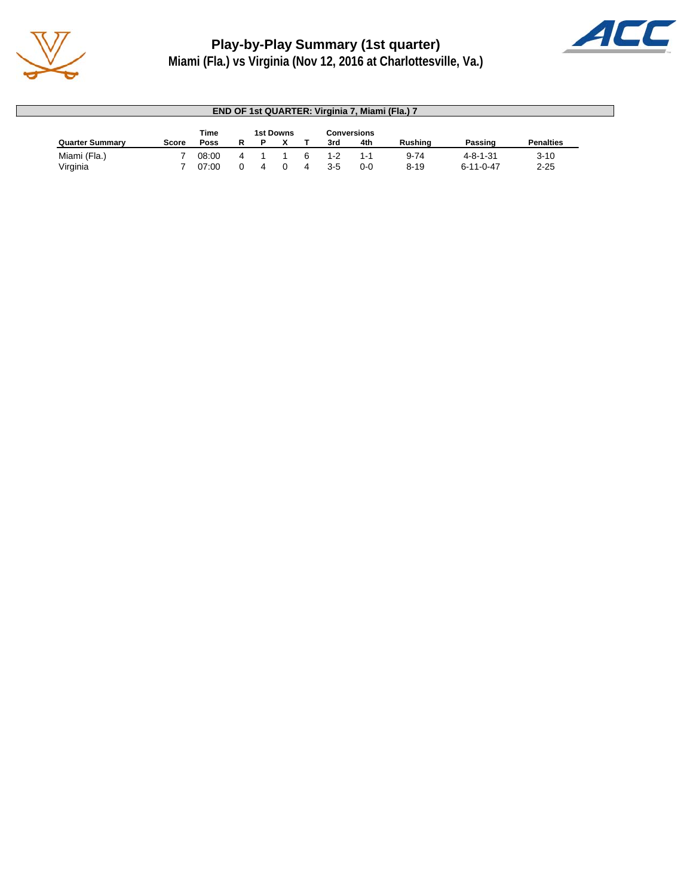# Play-by-Play Summary (1st quarter)

## Miami (Fla.) vs Virginia (Nov 12, 2016 at Charlottesville, Va.)

**END OF 1st QUARTER: Virginia 7, Miami (Fla.) 7**

| Quarter Summary | Score | Time Poss | 1st Downs R | 1st Downs P | 1st Downs X | 1st Downs T | Conversions 3rd | Conversions 4th | Rushing | Passing | Penalties |
|---|---|---|---|---|---|---|---|---|---|---|---|
| Miami (Fla.) | 7 | 08:00 | 4 | 1 | 1 | 6 | 1-2 | 1-1 | 9-74 | 4-8-1-31 | 3-10 |
| Virginia | 7 | 07:00 | 0 | 4 | 0 | 4 | 3-5 | 0-0 | 8-19 | 6-11-0-47 | 2-25 |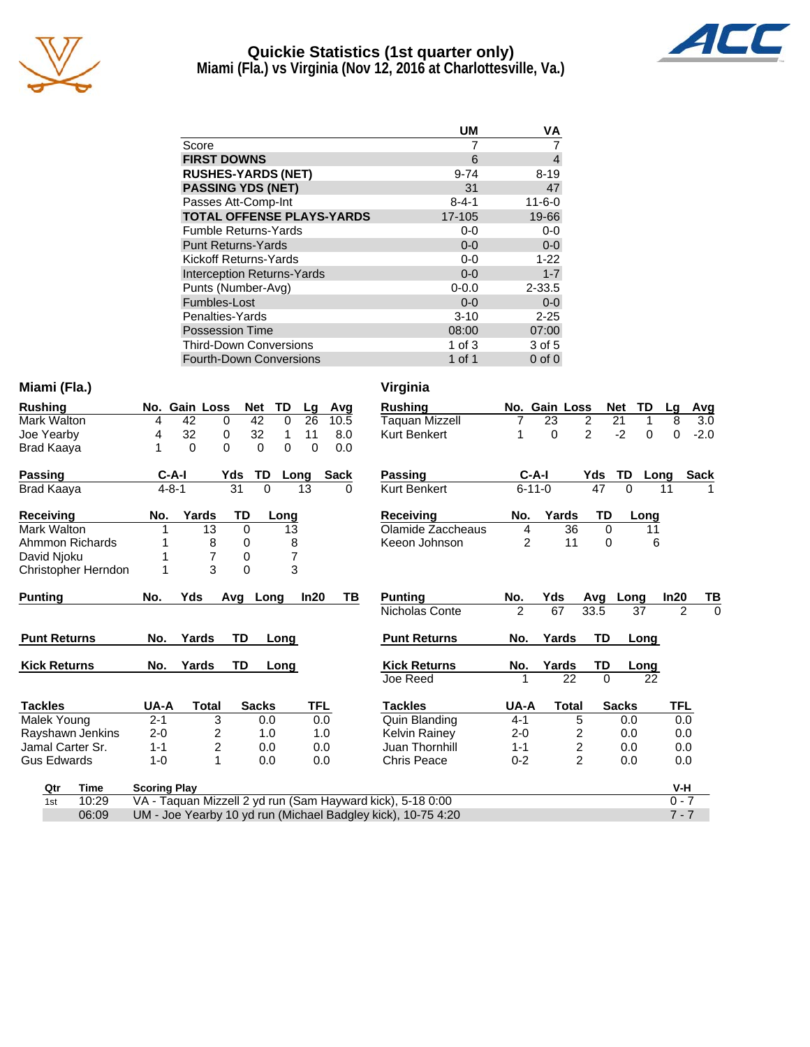# Quickie Statistics (1st quarter only)

## Miami (Fla.) vs Virginia (Nov 12, 2016 at Charlottesville, Va.)

| | UM | VA |
|---|---|---|
| Score | 7 | 7 |
| **FIRST DOWNS** | 6 | 4 |
| **RUSHES-YARDS (NET)** | 9-74 | 8-19 |
| **PASSING YDS (NET)** | 31 | 47 |
| Passes Att-Comp-Int | 8-4-1 | 11-6-0 |
| **TOTAL OFFENSE PLAYS-YARDS** | 17-105 | 19-66 |
| Fumble Returns-Yards | 0-0 | 0-0 |
| Punt Returns-Yards | 0-0 | 0-0 |
| Kickoff Returns-Yards | 0-0 | 1-22 |
| Interception Returns-Yards | 0-0 | 1-7 |
| Punts (Number-Avg) | 0-0.0 | 2-33.5 |
| Fumbles-Lost | 0-0 | 0-0 |
| Penalties-Yards | 3-10 | 2-25 |
| Possession Time | 08:00 | 07:00 |
| Third-Down Conversions | 1 of 3 | 3 of 5 |
| Fourth-Down Conversions | 1 of 1 | 0 of 0 |

## Miami (Fla.)

| Rushing | No. | Gain | Loss | Net | TD | Lg | Avg |
|---|---|---|---|---|---|---|---|
| Mark Walton | 4 | 42 | 0 | 42 | 0 | 26 | 10.5 |
| Joe Yearby | 4 | 32 | 0 | 32 | 1 | 11 | 8.0 |
| Brad Kaaya | 1 | 0 | 0 | 0 | 0 | 0 | 0.0 |

| Passing | C-A-I | Yds | TD | Long | Sack |
|---|---|---|---|---|---|
| Brad Kaaya | 4-8-1 | 31 | 0 | 13 | 0 |

| Receiving | No. | Yards | TD | Long |
|---|---|---|---|---|
| Mark Walton | 1 | 13 | 0 | 13 |
| Ahmmon Richards | 1 | 8 | 0 | 8 |
| David Njoku | 1 | 7 | 0 | 7 |
| Christopher Herndon | 1 | 3 | 0 | 3 |

| Punting | No. | Yds | Avg | Long | In20 | TB |
|---|---|---|---|---|---|---|

| Punt Returns | No. | Yards | TD | Long |
|---|---|---|---|---|

| Kick Returns | No. | Yards | TD | Long |
|---|---|---|---|---|

| Tackles | UA-A | Total | Sacks | TFL |
|---|---|---|---|---|
| Malek Young | 2-1 | 3 | 0.0 | 0.0 |
| Rayshawn Jenkins | 2-0 | 2 | 1.0 | 1.0 |
| Jamal Carter Sr. | 1-1 | 2 | 0.0 | 0.0 |
| Gus Edwards | 1-0 | 1 | 0.0 | 0.0 |

## Virginia

| Rushing | No. | Gain | Loss | Net | TD | Lg | Avg |
|---|---|---|---|---|---|---|---|
| Taquan Mizzell | 7 | 23 | 2 | 21 | 1 | 8 | 3.0 |
| Kurt Benkert | 1 | 0 | 2 | -2 | 0 | 0 | -2.0 |

| Passing | C-A-I | Yds | TD | Long | Sack |
|---|---|---|---|---|---|
| Kurt Benkert | 6-11-0 | 47 | 0 | 11 | 1 |

| Receiving | No. | Yards | TD | Long |
|---|---|---|---|---|
| Olamide Zaccheaus | 4 | 36 | 0 | 11 |
| Keeon Johnson | 2 | 11 | 0 | 6 |

| Punting | No. | Yds | Avg | Long | In20 | TB |
|---|---|---|---|---|---|---|
| Nicholas Conte | 2 | 67 | 33.5 | 37 | 2 | 0 |

| Punt Returns | No. | Yards | TD | Long |
|---|---|---|---|---|

| Kick Returns | No. | Yards | TD | Long |
|---|---|---|---|---|
| Joe Reed | 1 | 22 | 0 | 22 |

| Tackles | UA-A | Total | Sacks | TFL |
|---|---|---|---|---|
| Quin Blanding | 4-1 | 5 | 0.0 | 0.0 |
| Kelvin Rainey | 2-0 | 2 | 0.0 | 0.0 |
| Juan Thornhill | 1-1 | 2 | 0.0 | 0.0 |
| Chris Peace | 0-2 | 2 | 0.0 | 0.0 |

## Scoring Plays

| Qtr | Time | Scoring Play | V-H |
|---|---|---|---|
| 1st | 10:29 | VA - Taquan Mizzell 2 yd run (Sam Hayward kick), 5-18 0:00 | 0 - 7 |
| | 06:09 | UM - Joe Yearby 10 yd run (Michael Badgley kick), 10-75 4:20 | 7 - 7 |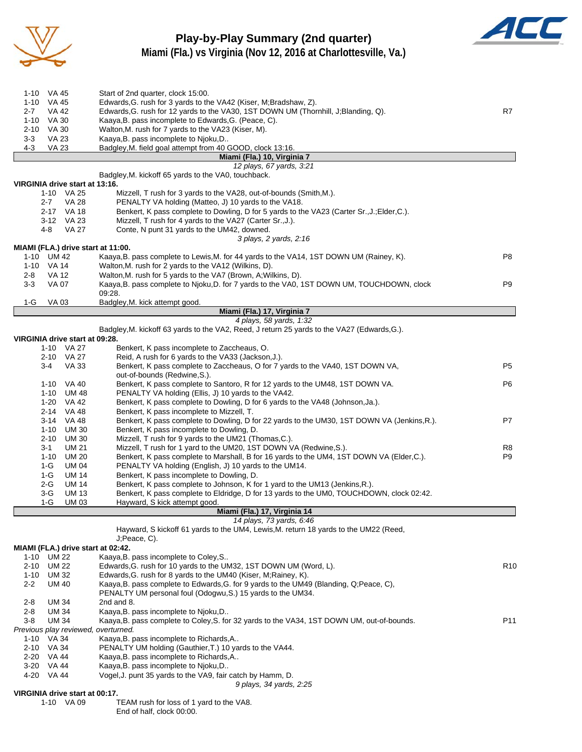# Play-by-Play Summary (2nd quarter)

## Miami (Fla.) vs Virginia (Nov 12, 2016 at Charlottesville, Va.)

| Down | Spot | Play | |
|---|---|---|---|
| 1-10 | VA 45 | Start of 2nd quarter, clock 15:00. | |
| 1-10 | VA 45 | Edwards,G. rush for 3 yards to the VA42 (Kiser, M;Bradshaw, Z). | |
| 2-7 | VA 42 | Edwards,G. rush for 12 yards to the VA30, 1ST DOWN UM (Thornhill, J;Blanding, Q). | R7 |
| 1-10 | VA 30 | Kaaya,B. pass incomplete to Edwards,G. (Peace, C). | |
| 2-10 | VA 30 | Walton,M. rush for 7 yards to the VA23 (Kiser, M). | |
| 3-3 | VA 23 | Kaaya,B. pass incomplete to Njoku,D.. | |
| 4-3 | VA 23 | Badgley,M. field goal attempt from 40 GOOD, clock 13:16. | |

**Miami (Fla.) 10, Virginia 7**

*12 plays, 67 yards, 3:21*

Badgley,M. kickoff 65 yards to the VA0, touchback.

**VIRGINIA drive start at 13:16.**

| Down | Spot | Play | |
|---|---|---|---|
| 1-10 | VA 25 | Mizzell, T rush for 3 yards to the VA28, out-of-bounds (Smith,M.). | |
| 2-7 | VA 28 | PENALTY VA holding (Matteo, J) 10 yards to the VA18. | |
| 2-17 | VA 18 | Benkert, K pass complete to Dowling, D for 5 yards to the VA23 (Carter Sr.,J.;Elder,C.). | |
| 3-12 | VA 23 | Mizzell, T rush for 4 yards to the VA27 (Carter Sr.,J.). | |
| 4-8 | VA 27 | Conte, N punt 31 yards to the UM42, downed. | |

*3 plays, 2 yards, 2:16*

**MIAMI (FLA.) drive start at 11:00.**

| Down | Spot | Play | |
|---|---|---|---|
| 1-10 | UM 42 | Kaaya,B. pass complete to Lewis,M. for 44 yards to the VA14, 1ST DOWN UM (Rainey, K). | P8 |
| 1-10 | VA 14 | Walton,M. rush for 2 yards to the VA12 (Wilkins, D). | |
| 2-8 | VA 12 | Walton,M. rush for 5 yards to the VA7 (Brown, A;Wilkins, D). | |
| 3-3 | VA 07 | Kaaya,B. pass complete to Njoku,D. for 7 yards to the VA0, 1ST DOWN UM, TOUCHDOWN, clock 09:28. | P9 |
| 1-G | VA 03 | Badgley,M. kick attempt good. | |

**Miami (Fla.) 17, Virginia 7**

*4 plays, 58 yards, 1:32*

Badgley,M. kickoff 63 yards to the VA2, Reed, J return 25 yards to the VA27 (Edwards,G.).

**VIRGINIA drive start at 09:28.**

| Down | Spot | Play | |
|---|---|---|---|
| 1-10 | VA 27 | Benkert, K pass incomplete to Zaccheaus, O. | |
| 2-10 | VA 27 | Reid, A rush for 6 yards to the VA33 (Jackson,J.). | |
| 3-4 | VA 33 | Benkert, K pass complete to Zaccheaus, O for 7 yards to the VA40, 1ST DOWN VA, out-of-bounds (Redwine,S.). | P5 |
| 1-10 | VA 40 | Benkert, K pass complete to Santoro, R for 12 yards to the UM48, 1ST DOWN VA. | P6 |
| 1-10 | UM 48 | PENALTY VA holding (Ellis, J) 10 yards to the VA42. | |
| 1-20 | VA 42 | Benkert, K pass complete to Dowling, D for 6 yards to the VA48 (Johnson,Ja.). | |
| 2-14 | VA 48 | Benkert, K pass incomplete to Mizzell, T. | |
| 3-14 | VA 48 | Benkert, K pass complete to Dowling, D for 22 yards to the UM30, 1ST DOWN VA (Jenkins,R.). | P7 |
| 1-10 | UM 30 | Benkert, K pass incomplete to Dowling, D. | |
| 2-10 | UM 30 | Mizzell, T rush for 9 yards to the UM21 (Thomas,C.). | |
| 3-1 | UM 21 | Mizzell, T rush for 1 yard to the UM20, 1ST DOWN VA (Redwine,S.). | R8 |
| 1-10 | UM 20 | Benkert, K pass complete to Marshall, B for 16 yards to the UM4, 1ST DOWN VA (Elder,C.). | P9 |
| 1-G | UM 04 | PENALTY VA holding (English, J) 10 yards to the UM14. | |
| 1-G | UM 14 | Benkert, K pass incomplete to Dowling, D. | |
| 2-G | UM 14 | Benkert, K pass complete to Johnson, K for 1 yard to the UM13 (Jenkins,R.). | |
| 3-G | UM 13 | Benkert, K pass complete to Eldridge, D for 13 yards to the UM0, TOUCHDOWN, clock 02:42. | |
| 1-G | UM 03 | Hayward, S kick attempt good. | |

**Miami (Fla.) 17, Virginia 14**

*14 plays, 73 yards, 6:46*

Hayward, S kickoff 61 yards to the UM4, Lewis,M. return 18 yards to the UM22 (Reed, J;Peace, C).

**MIAMI (FLA.) drive start at 02:42.**

| Down | Spot | Play | |
|---|---|---|---|
| 1-10 | UM 22 | Kaaya,B. pass incomplete to Coley,S.. | |
| 2-10 | UM 22 | Edwards,G. rush for 10 yards to the UM32, 1ST DOWN UM (Word, L). | R10 |
| 1-10 | UM 32 | Edwards,G. rush for 8 yards to the UM40 (Kiser, M;Rainey, K). | |
| 2-2 | UM 40 | Kaaya,B. pass complete to Edwards,G. for 9 yards to the UM49 (Blanding, Q;Peace, C), PENALTY UM personal foul (Odogwu,S.) 15 yards to the UM34. | |
| 2-8 | UM 34 | 2nd and 8. | |
| 2-8 | UM 34 | Kaaya,B. pass incomplete to Njoku,D.. | |
| 3-8 | UM 34 | Kaaya,B. pass complete to Coley,S. for 32 yards to the VA34, 1ST DOWN UM, out-of-bounds. | P11 |

*Previous play reviewed, overturned.*

| Down | Spot | Play | |
|---|---|---|---|
| 1-10 | VA 34 | Kaaya,B. pass incomplete to Richards,A.. | |
| 2-10 | VA 34 | PENALTY UM holding (Gauthier,T.) 10 yards to the VA44. | |
| 2-20 | VA 44 | Kaaya,B. pass incomplete to Richards,A.. | |
| 3-20 | VA 44 | Kaaya,B. pass incomplete to Njoku,D.. | |
| 4-20 | VA 44 | Vogel,J. punt 35 yards to the VA9, fair catch by Hamm, D. | |

*9 plays, 34 yards, 2:25*

**VIRGINIA drive start at 00:17.**

| Down | Spot | Play | |
|---|---|---|---|
| 1-10 | VA 09 | TEAM rush for loss of 1 yard to the VA8. | |
| | | End of half, clock 00:00. | |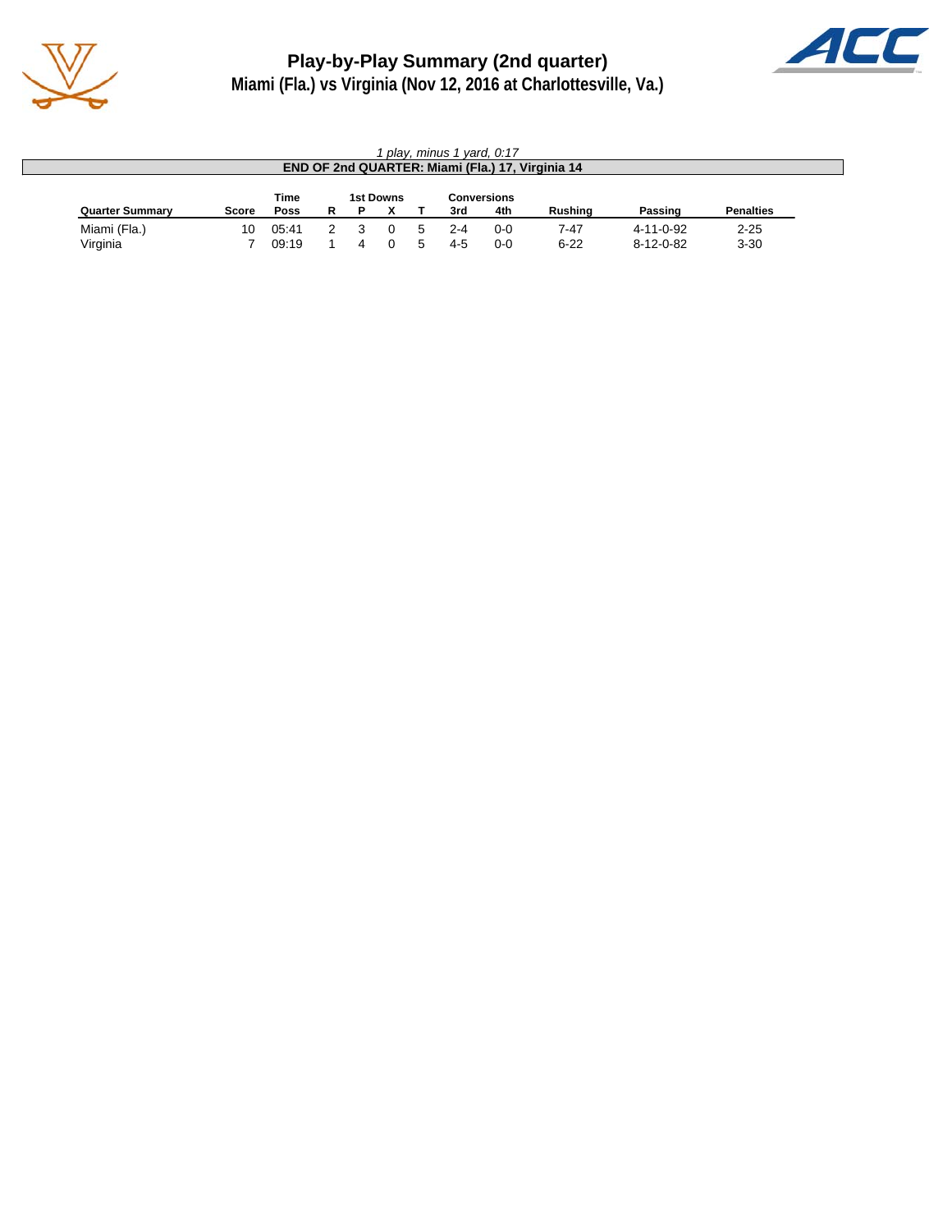# Play-by-Play Summary (2nd quarter)

## Miami (Fla.) vs Virginia (Nov 12, 2016 at Charlottesville, Va.)

*1 play, minus 1 yard, 0:17*

**END OF 2nd QUARTER: Miami (Fla.) 17, Virginia 14**

| Quarter Summary | Score | Time Poss | 1st Downs R | P | X | T | Conversions 3rd | 4th | Rushing | Passing | Penalties |
|---|---|---|---|---|---|---|---|---|---|---|---|
| Miami (Fla.) | 10 | 05:41 | 2 | 3 | 0 | 5 | 2-4 | 0-0 | 7-47 | 4-11-0-92 | 2-25 |
| Virginia | 7 | 09:19 | 1 | 4 | 0 | 5 | 4-5 | 0-0 | 6-22 | 8-12-0-82 | 3-30 |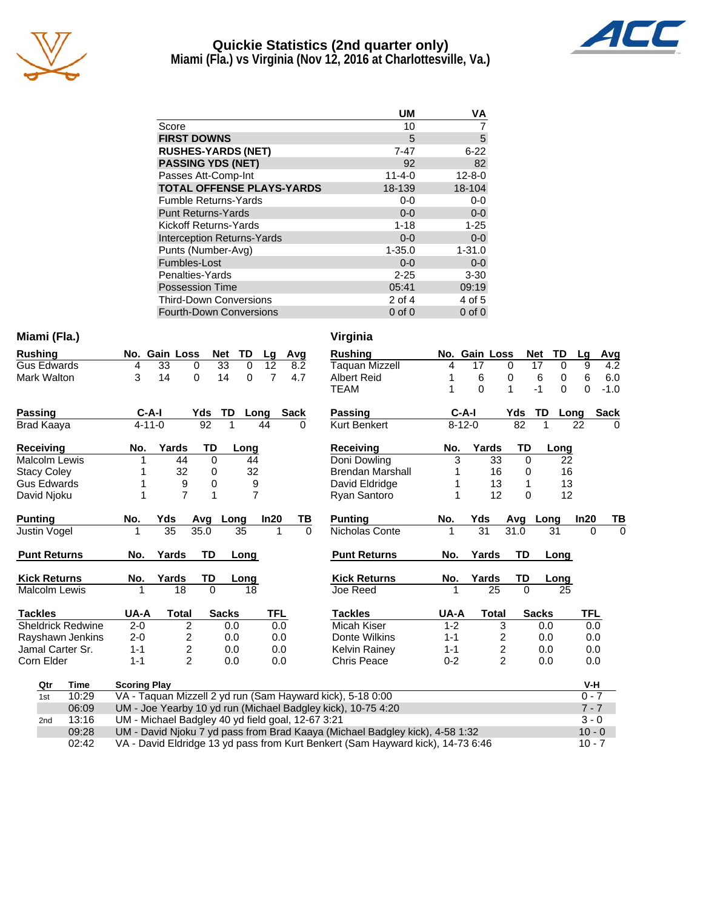# Quickie Statistics (2nd quarter only)

## Miami (Fla.) vs Virginia (Nov 12, 2016 at Charlottesville, Va.)

| | UM | VA |
|---|---|---|
| Score | 10 | 7 |
| **FIRST DOWNS** | 5 | 5 |
| **RUSHES-YARDS (NET)** | 7-47 | 6-22 |
| **PASSING YDS (NET)** | 92 | 82 |
| Passes Att-Comp-Int | 11-4-0 | 12-8-0 |
| **TOTAL OFFENSE PLAYS-YARDS** | 18-139 | 18-104 |
| Fumble Returns-Yards | 0-0 | 0-0 |
| Punt Returns-Yards | 0-0 | 0-0 |
| Kickoff Returns-Yards | 1-18 | 1-25 |
| Interception Returns-Yards | 0-0 | 0-0 |
| Punts (Number-Avg) | 1-35.0 | 1-31.0 |
| Fumbles-Lost | 0-0 | 0-0 |
| Penalties-Yards | 2-25 | 3-30 |
| Possession Time | 05:41 | 09:19 |
| Third-Down Conversions | 2 of 4 | 4 of 5 |
| Fourth-Down Conversions | 0 of 0 | 0 of 0 |

## Miami (Fla.)

| Rushing | No. | Gain | Loss | Net | TD | Lg | Avg |
|---|---|---|---|---|---|---|---|
| Gus Edwards | 4 | 33 | 0 | 33 | 0 | 12 | 8.2 |
| Mark Walton | 3 | 14 | 0 | 14 | 0 | 7 | 4.7 |

| Passing | C-A-I | Yds | TD | Long | Sack |
|---|---|---|---|---|---|
| Brad Kaaya | 4-11-0 | 92 | 1 | 44 | 0 |

| Receiving | No. | Yards | TD | Long |
|---|---|---|---|---|
| Malcolm Lewis | 1 | 44 | 0 | 44 |
| Stacy Coley | 1 | 32 | 0 | 32 |
| Gus Edwards | 1 | 9 | 0 | 9 |
| David Njoku | 1 | 7 | 1 | 7 |

| Punting | No. | Yds | Avg | Long | In20 | TB |
|---|---|---|---|---|---|---|
| Justin Vogel | 1 | 35 | 35.0 | 35 | 1 | 0 |

| Punt Returns | No. | Yards | TD | Long |
|---|---|---|---|---|

| Kick Returns | No. | Yards | TD | Long |
|---|---|---|---|---|
| Malcolm Lewis | 1 | 18 | 0 | 18 |

| Tackles | UA-A | Total | Sacks | TFL |
|---|---|---|---|---|
| Sheldrick Redwine | 2-0 | 2 | 0.0 | 0.0 |
| Rayshawn Jenkins | 2-0 | 2 | 0.0 | 0.0 |
| Jamal Carter Sr. | 1-1 | 2 | 0.0 | 0.0 |
| Corn Elder | 1-1 | 2 | 0.0 | 0.0 |

## Virginia

| Rushing | No. | Gain | Loss | Net | TD | Lg | Avg |
|---|---|---|---|---|---|---|---|
| Taquan Mizzell | 4 | 17 | 0 | 17 | 0 | 9 | 4.2 |
| Albert Reid | 1 | 6 | 0 | 6 | 0 | 6 | 6.0 |
| TEAM | 1 | 0 | 1 | -1 | 0 | 0 | -1.0 |

| Passing | C-A-I | Yds | TD | Long | Sack |
|---|---|---|---|---|---|
| Kurt Benkert | 8-12-0 | 82 | 1 | 22 | 0 |

| Receiving | No. | Yards | TD | Long |
|---|---|---|---|---|
| Doni Dowling | 3 | 33 | 0 | 22 |
| Brendan Marshall | 1 | 16 | 0 | 16 |
| David Eldridge | 1 | 13 | 1 | 13 |
| Ryan Santoro | 1 | 12 | 0 | 12 |

| Punting | No. | Yds | Avg | Long | In20 | TB |
|---|---|---|---|---|---|---|
| Nicholas Conte | 1 | 31 | 31.0 | 31 | 0 | 0 |

| Punt Returns | No. | Yards | TD | Long |
|---|---|---|---|---|

| Kick Returns | No. | Yards | TD | Long |
|---|---|---|---|---|
| Joe Reed | 1 | 25 | 0 | 25 |

| Tackles | UA-A | Total | Sacks | TFL |
|---|---|---|---|---|
| Micah Kiser | 1-2 | 3 | 0.0 | 0.0 |
| Donte Wilkins | 1-1 | 2 | 0.0 | 0.0 |
| Kelvin Rainey | 1-1 | 2 | 0.0 | 0.0 |
| Chris Peace | 0-2 | 2 | 0.0 | 0.0 |

## Scoring

| Qtr | Time | Scoring Play | V-H |
|---|---|---|---|
| 1st | 10:29 | VA - Taquan Mizzell 2 yd run (Sam Hayward kick), 5-18 0:00 | 0 - 7 |
| | 06:09 | UM - Joe Yearby 10 yd run (Michael Badgley kick), 10-75 4:20 | 7 - 7 |
| 2nd | 13:16 | UM - Michael Badgley 40 yd field goal, 12-67 3:21 | 3 - 0 |
| | 09:28 | UM - David Njoku 7 yd pass from Brad Kaaya (Michael Badgley kick), 4-58 1:32 | 10 - 0 |
| | 02:42 | VA - David Eldridge 13 yd pass from Kurt Benkert (Sam Hayward kick), 14-73 6:46 | 10 - 7 |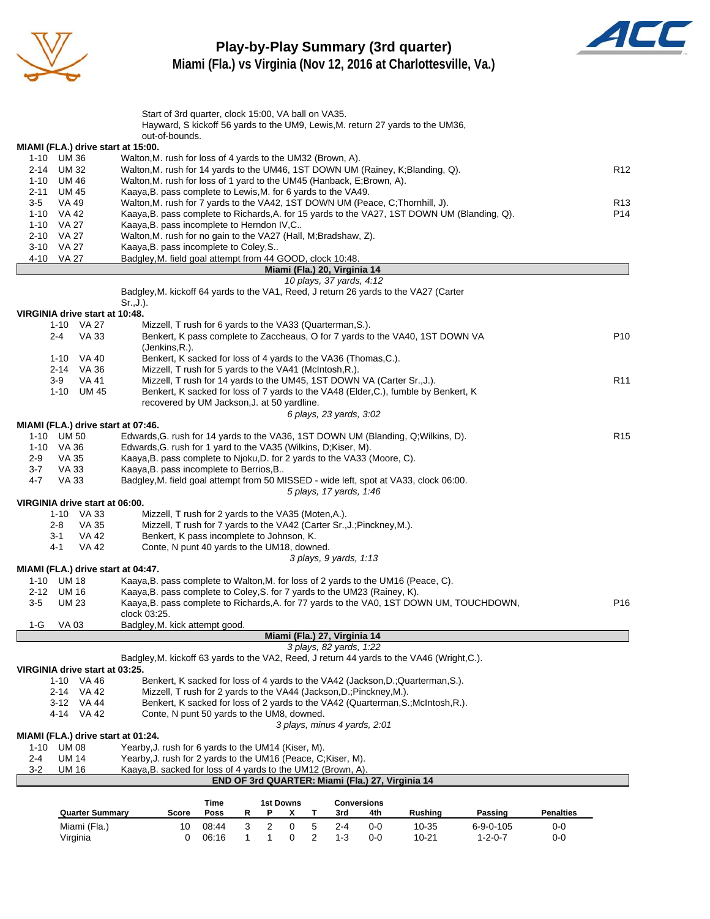# Play-by-Play Summary (3rd quarter)

## Miami (Fla.) vs Virginia (Nov 12, 2016 at Charlottesville, Va.)

Start of 3rd quarter, clock 15:00, VA ball on VA35.
Hayward, S kickoff 56 yards to the UM9, Lewis,M. return 27 yards to the UM36, out-of-bounds.

**MIAMI (FLA.) drive start at 15:00.**

| | | | |
|---|---|---|---|
| 1-10 | UM 36 | Walton,M. rush for loss of 4 yards to the UM32 (Brown, A). | |
| 2-14 | UM 32 | Walton,M. rush for 14 yards to the UM46, 1ST DOWN UM (Rainey, K;Blanding, Q). | R12 |
| 1-10 | UM 46 | Walton,M. rush for loss of 1 yard to the UM45 (Hanback, E;Brown, A). | |
| 2-11 | UM 45 | Kaaya,B. pass complete to Lewis,M. for 6 yards to the VA49. | |
| 3-5 | VA 49 | Walton,M. rush for 7 yards to the VA42, 1ST DOWN UM (Peace, C;Thornhill, J). | R13 |
| 1-10 | VA 42 | Kaaya,B. pass complete to Richards,A. for 15 yards to the VA27, 1ST DOWN UM (Blanding, Q). | P14 |
| 1-10 | VA 27 | Kaaya,B. pass incomplete to Herndon IV,C.. | |
| 2-10 | VA 27 | Walton,M. rush for no gain to the VA27 (Hall, M;Bradshaw, Z). | |
| 3-10 | VA 27 | Kaaya,B. pass incomplete to Coley,S.. | |
| 4-10 | VA 27 | Badgley,M. field goal attempt from 44 GOOD, clock 10:48. | |

**Miami (Fla.) 20, Virginia 14**

*10 plays, 37 yards, 4:12*

Badgley,M. kickoff 64 yards to the VA1, Reed, J return 26 yards to the VA27 (Carter Sr.,J.).

**VIRGINIA drive start at 10:48.**

| | | | |
|---|---|---|---|
| 1-10 | VA 27 | Mizzell, T rush for 6 yards to the VA33 (Quarterman,S.). | |
| 2-4 | VA 33 | Benkert, K pass complete to Zaccheaus, O for 7 yards to the VA40, 1ST DOWN VA (Jenkins,R.). | P10 |
| 1-10 | VA 40 | Benkert, K sacked for loss of 4 yards to the VA36 (Thomas,C.). | |
| 2-14 | VA 36 | Mizzell, T rush for 5 yards to the VA41 (McIntosh,R.). | |
| 3-9 | VA 41 | Mizzell, T rush for 14 yards to the UM45, 1ST DOWN VA (Carter Sr.,J.). | R11 |
| 1-10 | UM 45 | Benkert, K sacked for loss of 7 yards to the VA48 (Elder,C.), fumble by Benkert, K recovered by UM Jackson,J. at 50 yardline. | |

*6 plays, 23 yards, 3:02*

**MIAMI (FLA.) drive start at 07:46.**

| | | | |
|---|---|---|---|
| 1-10 | UM 50 | Edwards,G. rush for 14 yards to the VA36, 1ST DOWN UM (Blanding, Q;Wilkins, D). | R15 |
| 1-10 | VA 36 | Edwards,G. rush for 1 yard to the VA35 (Wilkins, D;Kiser, M). | |
| 2-9 | VA 35 | Kaaya,B. pass complete to Njoku,D. for 2 yards to the VA33 (Moore, C). | |
| 3-7 | VA 33 | Kaaya,B. pass incomplete to Berrios,B.. | |
| 4-7 | VA 33 | Badgley,M. field goal attempt from 50 MISSED - wide left, spot at VA33, clock 06:00. | |

*5 plays, 17 yards, 1:46*

**VIRGINIA drive start at 06:00.**

| | | | |
|---|---|---|---|
| 1-10 | VA 33 | Mizzell, T rush for 2 yards to the VA35 (Moten,A.). | |
| 2-8 | VA 35 | Mizzell, T rush for 7 yards to the VA42 (Carter Sr.,J.;Pinckney,M.). | |
| 3-1 | VA 42 | Benkert, K pass incomplete to Johnson, K. | |
| 4-1 | VA 42 | Conte, N punt 40 yards to the UM18, downed. | |

*3 plays, 9 yards, 1:13*

**MIAMI (FLA.) drive start at 04:47.**

| | | | |
|---|---|---|---|
| 1-10 | UM 18 | Kaaya,B. pass complete to Walton,M. for loss of 2 yards to the UM16 (Peace, C). | |
| 2-12 | UM 16 | Kaaya,B. pass complete to Coley,S. for 7 yards to the UM23 (Rainey, K). | |
| 3-5 | UM 23 | Kaaya,B. pass complete to Richards,A. for 77 yards to the VA0, 1ST DOWN UM, TOUCHDOWN, clock 03:25. | P16 |
| 1-G | VA 03 | Badgley,M. kick attempt good. | |

**Miami (Fla.) 27, Virginia 14**

*3 plays, 82 yards, 1:22*

Badgley,M. kickoff 63 yards to the VA2, Reed, J return 44 yards to the VA46 (Wright,C.).

**VIRGINIA drive start at 03:25.**

| | | | |
|---|---|---|---|
| 1-10 | VA 46 | Benkert, K sacked for loss of 4 yards to the VA42 (Jackson,D.;Quarterman,S.). | |
| 2-14 | VA 42 | Mizzell, T rush for 2 yards to the VA44 (Jackson,D.;Pinckney,M.). | |
| 3-12 | VA 44 | Benkert, K sacked for loss of 2 yards to the VA42 (Quarterman,S.;McIntosh,R.). | |
| 4-14 | VA 42 | Conte, N punt 50 yards to the UM8, downed. | |

*3 plays, minus 4 yards, 2:01*

**MIAMI (FLA.) drive start at 01:24.**

| | | | |
|---|---|---|---|
| 1-10 | UM 08 | Yearby,J. rush for 6 yards to the UM14 (Kiser, M). | |
| 2-4 | UM 14 | Yearby,J. rush for 2 yards to the UM16 (Peace, C;Kiser, M). | |
| 3-2 | UM 16 | Kaaya,B. sacked for loss of 4 yards to the UM12 (Brown, A). | |

**END OF 3rd QUARTER: Miami (Fla.) 27, Virginia 14**

| Quarter Summary | Score | Time Poss | 1st Downs R | P | X | T | Conversions 3rd | 4th | Rushing | Passing | Penalties |
|---|---|---|---|---|---|---|---|---|---|---|---|
| Miami (Fla.) | 10 | 08:44 | 3 | 2 | 0 | 5 | 2-4 | 0-0 | 10-35 | 6-9-0-105 | 0-0 |
| Virginia | 0 | 06:16 | 1 | 1 | 0 | 2 | 1-3 | 0-0 | 10-21 | 1-2-0-7 | 0-0 |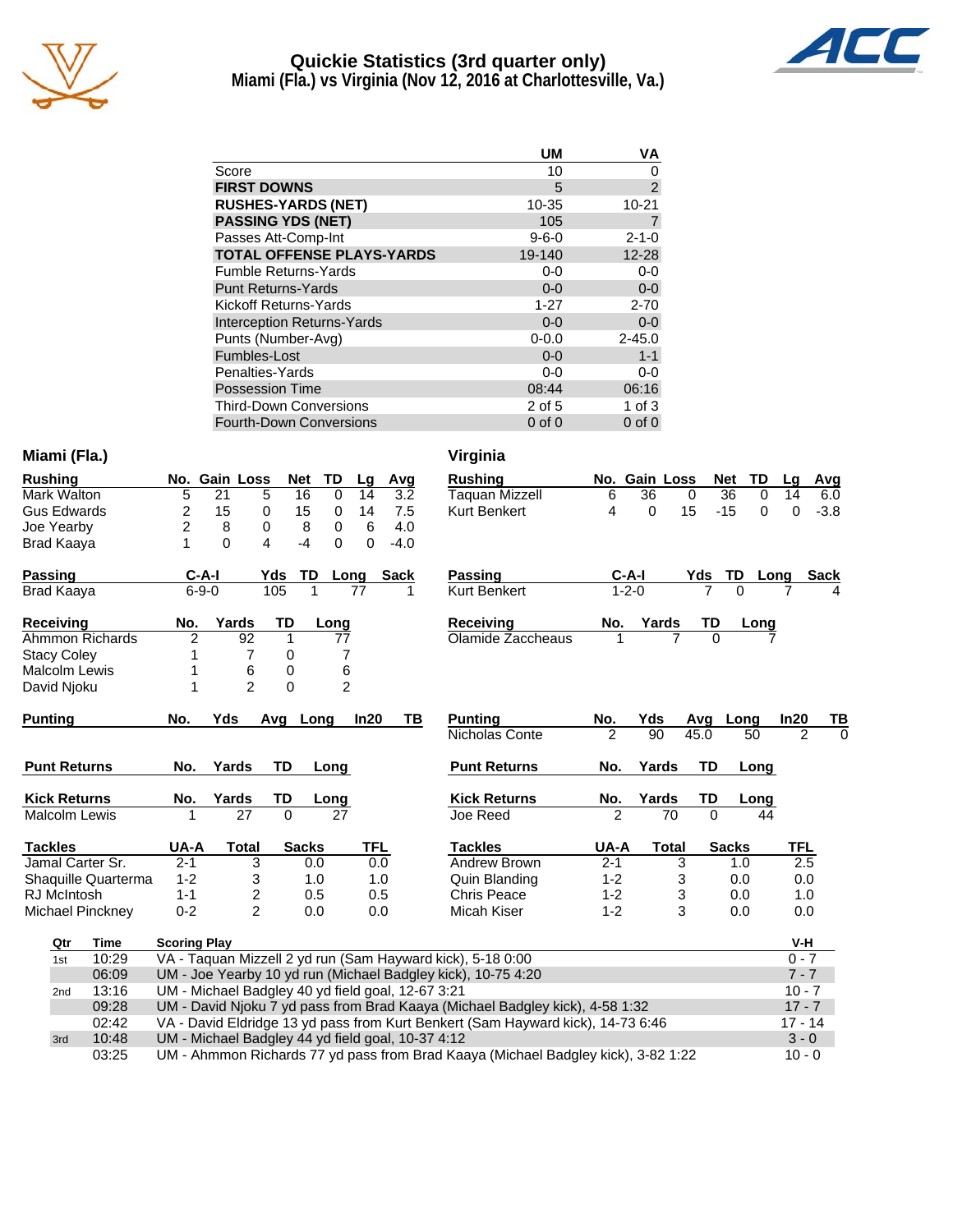# Quickie Statistics (3rd quarter only)
## Miami (Fla.) vs Virginia (Nov 12, 2016 at Charlottesville, Va.)

| | UM | VA |
|---|---|---|
| Score | 10 | 0 |
| **FIRST DOWNS** | 5 | 2 |
| **RUSHES-YARDS (NET)** | 10-35 | 10-21 |
| **PASSING YDS (NET)** | 105 | 7 |
| Passes Att-Comp-Int | 9-6-0 | 2-1-0 |
| **TOTAL OFFENSE PLAYS-YARDS** | 19-140 | 12-28 |
| Fumble Returns-Yards | 0-0 | 0-0 |
| Punt Returns-Yards | 0-0 | 0-0 |
| Kickoff Returns-Yards | 1-27 | 2-70 |
| Interception Returns-Yards | 0-0 | 0-0 |
| Punts (Number-Avg) | 0-0.0 | 2-45.0 |
| Fumbles-Lost | 0-0 | 1-1 |
| Penalties-Yards | 0-0 | 0-0 |
| Possession Time | 08:44 | 06:16 |
| Third-Down Conversions | 2 of 5 | 1 of 3 |
| Fourth-Down Conversions | 0 of 0 | 0 of 0 |

### Miami (Fla.)

| Rushing | No. | Gain | Loss | Net | TD | Lg | Avg |
|---|---|---|---|---|---|---|---|
| Mark Walton | 5 | 21 | 5 | 16 | 0 | 14 | 3.2 |
| Gus Edwards | 2 | 15 | 0 | 15 | 0 | 14 | 7.5 |
| Joe Yearby | 2 | 8 | 0 | 8 | 0 | 6 | 4.0 |
| Brad Kaaya | 1 | 0 | 4 | -4 | 0 | 0 | -4.0 |

| Passing | C-A-I | Yds | TD | Long | Sack |
|---|---|---|---|---|---|
| Brad Kaaya | 6-9-0 | 105 | 1 | 77 | 1 |

| Receiving | No. | Yards | TD | Long |
|---|---|---|---|---|
| Ahmmon Richards | 2 | 92 | 1 | 77 |
| Stacy Coley | 1 | 7 | 0 | 7 |
| Malcolm Lewis | 1 | 6 | 0 | 6 |
| David Njoku | 1 | 2 | 0 | 2 |

| Punting | No. | Yds | Avg | Long | In20 | TB |
|---|---|---|---|---|---|---|

| Punt Returns | No. | Yards | TD | Long |
|---|---|---|---|---|

| Kick Returns | No. | Yards | TD | Long |
|---|---|---|---|---|
| Malcolm Lewis | 1 | 27 | 0 | 27 |

| Tackles | UA-A | Total | Sacks | TFL |
|---|---|---|---|---|
| Jamal Carter Sr. | 2-1 | 3 | 0.0 | 0.0 |
| Shaquille Quarterma | 1-2 | 3 | 1.0 | 1.0 |
| RJ McIntosh | 1-1 | 2 | 0.5 | 0.5 |
| Michael Pinckney | 0-2 | 2 | 0.0 | 0.0 |

### Virginia

| Rushing | No. | Gain | Loss | Net | TD | Lg | Avg |
|---|---|---|---|---|---|---|---|
| Taquan Mizzell | 6 | 36 | 0 | 36 | 0 | 14 | 6.0 |
| Kurt Benkert | 4 | 0 | 15 | -15 | 0 | 0 | -3.8 |

| Passing | C-A-I | Yds | TD | Long | Sack |
|---|---|---|---|---|---|
| Kurt Benkert | 1-2-0 | 7 | 0 | 7 | 4 |

| Receiving | No. | Yards | TD | Long |
|---|---|---|---|---|
| Olamide Zaccheaus | 1 | 7 | 0 | 7 |

| Punting | No. | Yds | Avg | Long | In20 | TB |
|---|---|---|---|---|---|---|
| Nicholas Conte | 2 | 90 | 45.0 | 50 | 2 | 0 |

| Punt Returns | No. | Yards | TD | Long |
|---|---|---|---|---|

| Kick Returns | No. | Yards | TD | Long |
|---|---|---|---|---|
| Joe Reed | 2 | 70 | 0 | 44 |

| Tackles | UA-A | Total | Sacks | TFL |
|---|---|---|---|---|
| Andrew Brown | 2-1 | 3 | 1.0 | 2.5 |
| Quin Blanding | 1-2 | 3 | 0.0 | 0.0 |
| Chris Peace | 1-2 | 3 | 0.0 | 1.0 |
| Micah Kiser | 1-2 | 3 | 0.0 | 0.0 |

### Scoring Summary

| Qtr | Time | Scoring Play | V-H |
|---|---|---|---|
| 1st | 10:29 | VA - Taquan Mizzell 2 yd run (Sam Hayward kick), 5-18 0:00 | 0 - 7 |
| | 06:09 | UM - Joe Yearby 10 yd run (Michael Badgley kick), 10-75 4:20 | 7 - 7 |
| 2nd | 13:16 | UM - Michael Badgley 40 yd field goal, 12-67 3:21 | 10 - 7 |
| | 09:28 | UM - David Njoku 7 yd pass from Brad Kaaya (Michael Badgley kick), 4-58 1:32 | 17 - 7 |
| | 02:42 | VA - David Eldridge 13 yd pass from Kurt Benkert (Sam Hayward kick), 14-73 6:46 | 17 - 14 |
| 3rd | 10:48 | UM - Michael Badgley 44 yd field goal, 10-37 4:12 | 3 - 0 |
| | 03:25 | UM - Ahmmon Richards 77 yd pass from Brad Kaaya (Michael Badgley kick), 3-82 1:22 | 10 - 0 |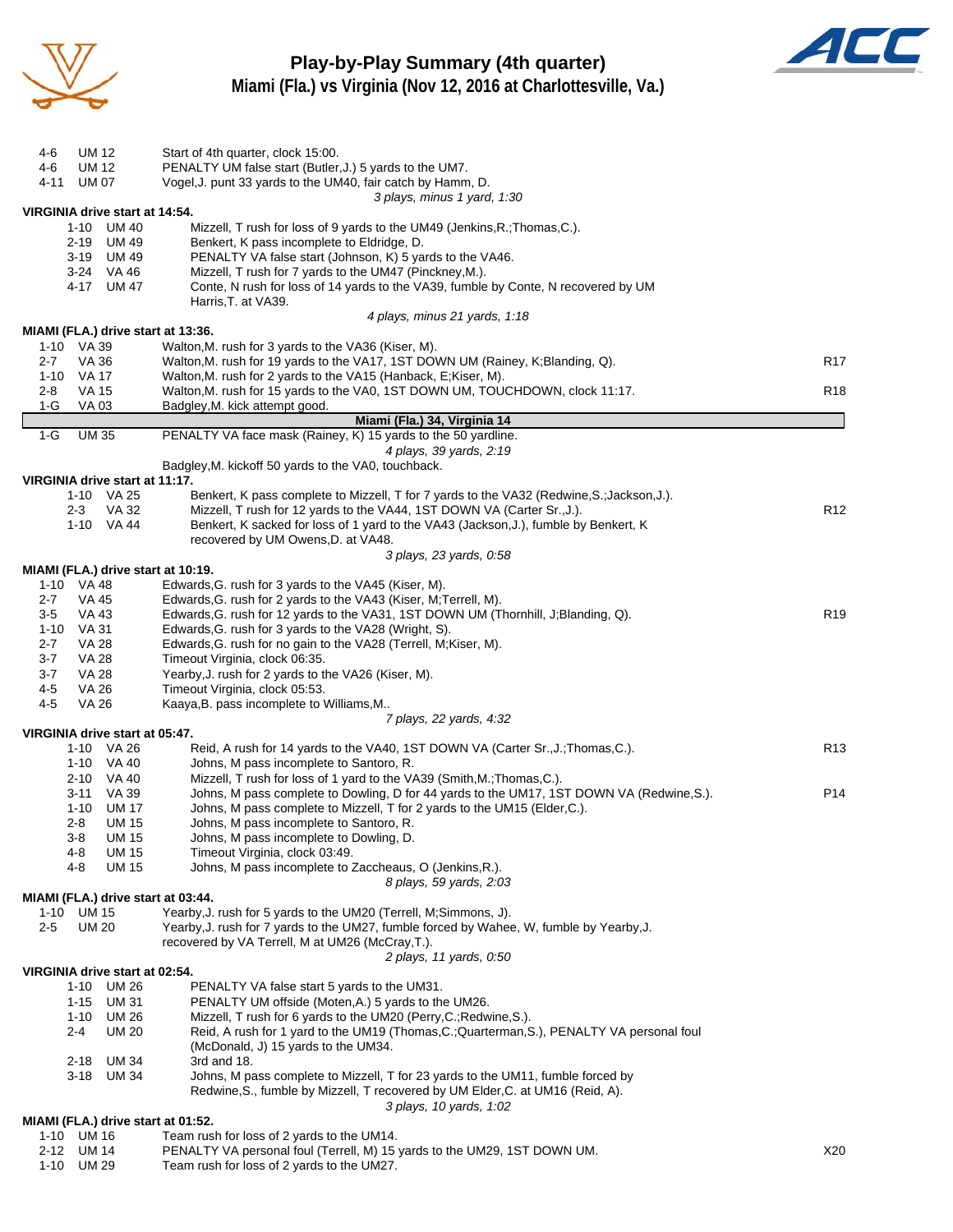# Play-by-Play Summary (4th quarter)

## Miami (Fla.) vs Virginia (Nov 12, 2016 at Charlottesville, Va.)

| Down | Spot | Play | |
|---|---|---|---|
| 4-6 | UM 12 | Start of 4th quarter, clock 15:00. | |
| 4-6 | UM 12 | PENALTY UM false start (Butler,J.) 5 yards to the UM7. | |
| 4-11 | UM 07 | Vogel,J. punt 33 yards to the UM40, fair catch by Hamm, D. | |
| | | *3 plays, minus 1 yard, 1:30* | |

**VIRGINIA drive start at 14:54.**

| Down | Spot | Play | |
|---|---|---|---|
| 1-10 | UM 40 | Mizzell, T rush for loss of 9 yards to the UM49 (Jenkins,R.;Thomas,C.). | |
| 2-19 | UM 49 | Benkert, K pass incomplete to Eldridge, D. | |
| 3-19 | UM 49 | PENALTY VA false start (Johnson, K) 5 yards to the VA46. | |
| 3-24 | VA 46 | Mizzell, T rush for 7 yards to the UM47 (Pinckney,M.). | |
| 4-17 | UM 47 | Conte, N rush for loss of 14 yards to the VA39, fumble by Conte, N recovered by UM Harris,T. at VA39. | |
| | | *4 plays, minus 21 yards, 1:18* | |

**MIAMI (FLA.) drive start at 13:36.**

| Down | Spot | Play | |
|---|---|---|---|
| 1-10 | VA 39 | Walton,M. rush for 3 yards to the VA36 (Kiser, M). | |
| 2-7 | VA 36 | Walton,M. rush for 19 yards to the VA17, 1ST DOWN UM (Rainey, K;Blanding, Q). | R17 |
| 1-10 | VA 17 | Walton,M. rush for 2 yards to the VA15 (Hanback, E;Kiser, M). | |
| 2-8 | VA 15 | Walton,M. rush for 15 yards to the VA0, 1ST DOWN UM, TOUCHDOWN, clock 11:17. | R18 |
| 1-G | VA 03 | Badgley,M. kick attempt good. | |
| | | **Miami (Fla.) 34, Virginia 14** | |
| 1-G | UM 35 | PENALTY VA face mask (Rainey, K) 15 yards to the 50 yardline. | |
| | | *4 plays, 39 yards, 2:19* | |
| | | Badgley,M. kickoff 50 yards to the VA0, touchback. | |

**VIRGINIA drive start at 11:17.**

| Down | Spot | Play | |
|---|---|---|---|
| 1-10 | VA 25 | Benkert, K pass complete to Mizzell, T for 7 yards to the VA32 (Redwine,S.;Jackson,J.). | |
| 2-3 | VA 32 | Mizzell, T rush for 12 yards to the VA44, 1ST DOWN VA (Carter Sr.,J.). | R12 |
| 1-10 | VA 44 | Benkert, K sacked for loss of 1 yard to the VA43 (Jackson,J.), fumble by Benkert, K recovered by UM Owens,D. at VA48. | |
| | | *3 plays, 23 yards, 0:58* | |

**MIAMI (FLA.) drive start at 10:19.**

| Down | Spot | Play | |
|---|---|---|---|
| 1-10 | VA 48 | Edwards,G. rush for 3 yards to the VA45 (Kiser, M). | |
| 2-7 | VA 45 | Edwards,G. rush for 2 yards to the VA43 (Kiser, M;Terrell, M). | |
| 3-5 | VA 43 | Edwards,G. rush for 12 yards to the VA31, 1ST DOWN UM (Thornhill, J;Blanding, Q). | R19 |
| 1-10 | VA 31 | Edwards,G. rush for 3 yards to the VA28 (Wright, S). | |
| 2-7 | VA 28 | Edwards,G. rush for no gain to the VA28 (Terrell, M;Kiser, M). | |
| 3-7 | VA 28 | Timeout Virginia, clock 06:35. | |
| 3-7 | VA 28 | Yearby,J. rush for 2 yards to the VA26 (Kiser, M). | |
| 4-5 | VA 26 | Timeout Virginia, clock 05:53. | |
| 4-5 | VA 26 | Kaaya,B. pass incomplete to Williams,M.. | |
| | | *7 plays, 22 yards, 4:32* | |

**VIRGINIA drive start at 05:47.**

| Down | Spot | Play | |
|---|---|---|---|
| 1-10 | VA 26 | Reid, A rush for 14 yards to the VA40, 1ST DOWN VA (Carter Sr.,J.;Thomas,C.). | R13 |
| 1-10 | VA 40 | Johns, M pass incomplete to Santoro, R. | |
| 2-10 | VA 40 | Mizzell, T rush for loss of 1 yard to the VA39 (Smith,M.;Thomas,C.). | |
| 3-11 | VA 39 | Johns, M pass complete to Dowling, D for 44 yards to the UM17, 1ST DOWN VA (Redwine,S.). | P14 |
| 1-10 | UM 17 | Johns, M pass complete to Mizzell, T for 2 yards to the UM15 (Elder,C.). | |
| 2-8 | UM 15 | Johns, M pass incomplete to Santoro, R. | |
| 3-8 | UM 15 | Johns, M pass incomplete to Dowling, D. | |
| 4-8 | UM 15 | Timeout Virginia, clock 03:49. | |
| 4-8 | UM 15 | Johns, M pass incomplete to Zaccheaus, O (Jenkins,R.). | |
| | | *8 plays, 59 yards, 2:03* | |

**MIAMI (FLA.) drive start at 03:44.**

| Down | Spot | Play | |
|---|---|---|---|
| 1-10 | UM 15 | Yearby,J. rush for 5 yards to the UM20 (Terrell, M;Simmons, J). | |
| 2-5 | UM 20 | Yearby,J. rush for 7 yards to the UM27, fumble forced by Wahee, W, fumble by Yearby,J. recovered by VA Terrell, M at UM26 (McCray,T.). | |
| | | *2 plays, 11 yards, 0:50* | |

**VIRGINIA drive start at 02:54.**

| Down | Spot | Play | |
|---|---|---|---|
| 1-10 | UM 26 | PENALTY VA false start 5 yards to the UM31. | |
| 1-15 | UM 31 | PENALTY UM offside (Moten,A.) 5 yards to the UM26. | |
| 1-10 | UM 26 | Mizzell, T rush for 6 yards to the UM20 (Perry,C.;Redwine,S.). | |
| 2-4 | UM 20 | Reid, A rush for 1 yard to the UM19 (Thomas,C.;Quarterman,S.), PENALTY VA personal foul (McDonald, J) 15 yards to the UM34. | |
| 2-18 | UM 34 | 3rd and 18. | |
| 3-18 | UM 34 | Johns, M pass complete to Mizzell, T for 23 yards to the UM11, fumble forced by Redwine,S., fumble by Mizzell, T recovered by UM Elder,C. at UM16 (Reid, A). | |
| | | *3 plays, 10 yards, 1:02* | |

**MIAMI (FLA.) drive start at 01:52.**

| Down | Spot | Play | |
|---|---|---|---|
| 1-10 | UM 16 | Team rush for loss of 2 yards to the UM14. | |
| 2-12 | UM 14 | PENALTY VA personal foul (Terrell, M) 15 yards to the UM29, 1ST DOWN UM. | X20 |
| 1-10 | UM 29 | Team rush for loss of 2 yards to the UM27. | |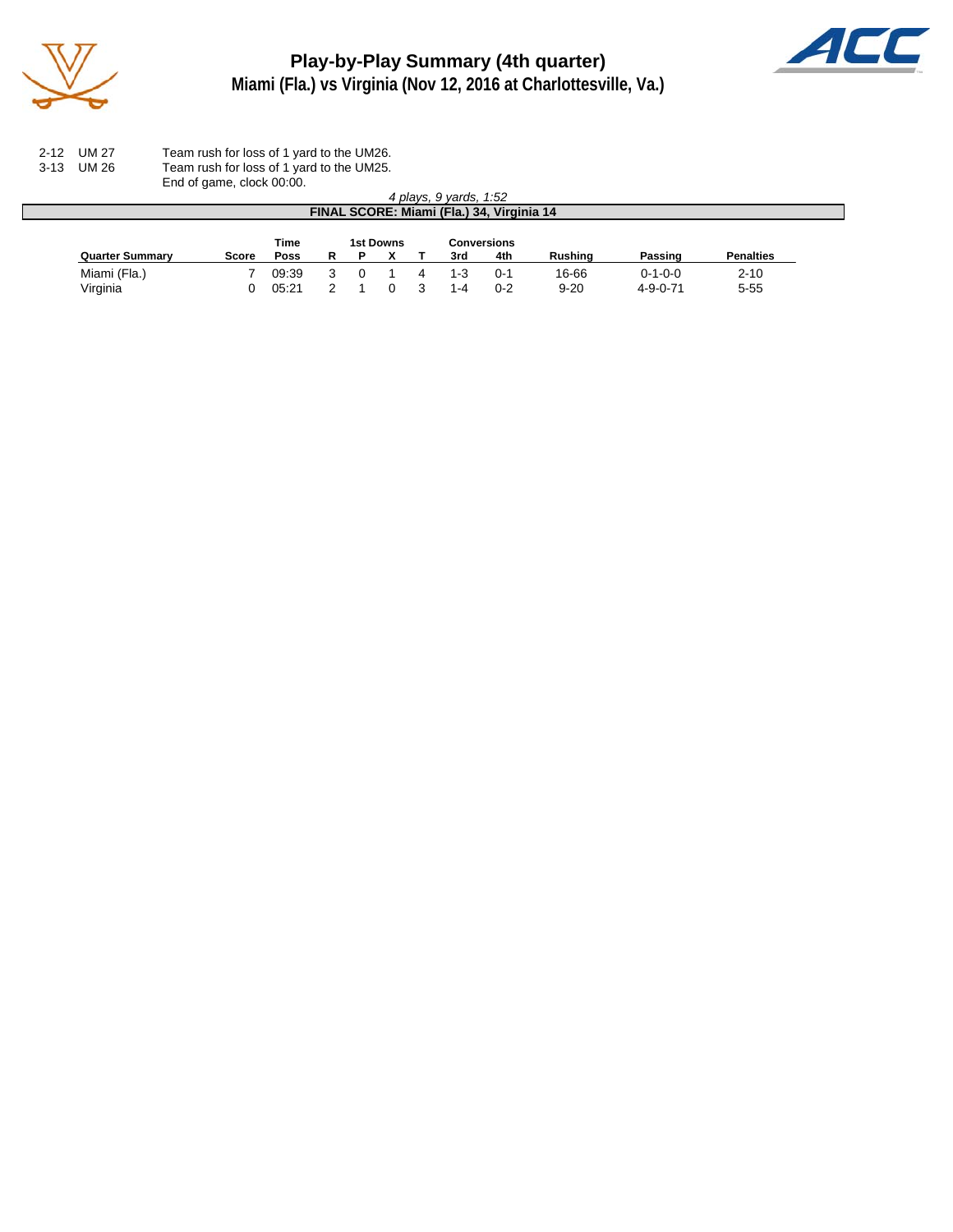# Play-by-Play Summary (4th quarter)
## Miami (Fla.) vs Virginia (Nov 12, 2016 at Charlottesville, Va.)

| | | |
|---|---|---|
| 2-12 | UM 27 | Team rush for loss of 1 yard to the UM26. |
| 3-13 | UM 26 | Team rush for loss of 1 yard to the UM25. |
| | | End of game, clock 00:00. |

*4 plays, 9 yards, 1:52*

**FINAL SCORE: Miami (Fla.) 34, Virginia 14**

| Quarter Summary | Score | Time Poss | 1st Downs R | P | X | T | Conversions 3rd | 4th | Rushing | Passing | Penalties |
|---|---|---|---|---|---|---|---|---|---|---|---|
| Miami (Fla.) | 7 | 09:39 | 3 | 0 | 1 | 4 | 1-3 | 0-1 | 16-66 | 0-1-0-0 | 2-10 |
| Virginia | 0 | 05:21 | 2 | 1 | 0 | 3 | 1-4 | 0-2 | 9-20 | 4-9-0-71 | 5-55 |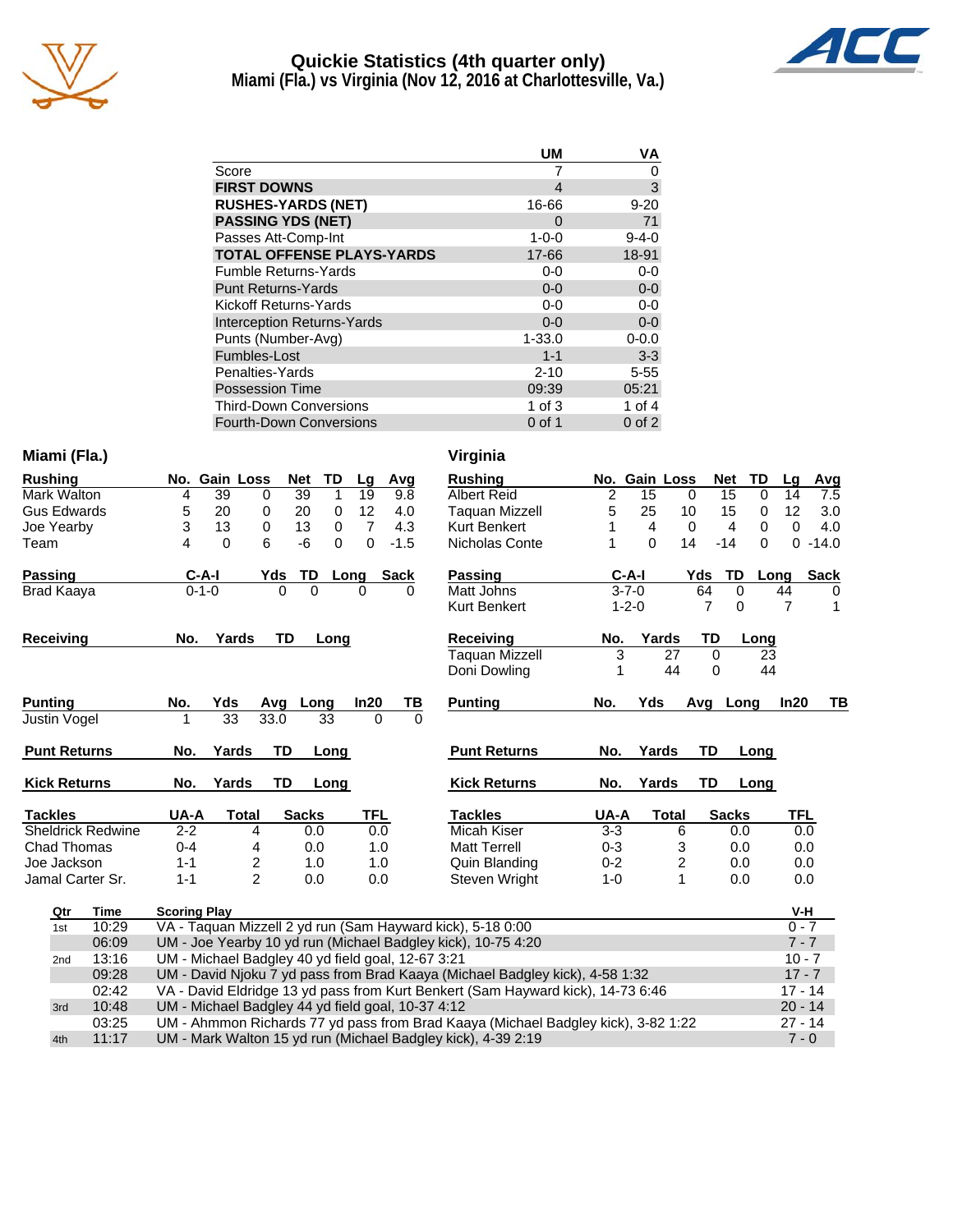# Quickie Statistics (4th quarter only)
## Miami (Fla.) vs Virginia (Nov 12, 2016 at Charlottesville, Va.)

| | UM | VA |
|---|---|---|
| Score | 7 | 0 |
| **FIRST DOWNS** | 4 | 3 |
| **RUSHES-YARDS (NET)** | 16-66 | 9-20 |
| **PASSING YDS (NET)** | 0 | 71 |
| Passes Att-Comp-Int | 1-0-0 | 9-4-0 |
| **TOTAL OFFENSE PLAYS-YARDS** | 17-66 | 18-91 |
| Fumble Returns-Yards | 0-0 | 0-0 |
| Punt Returns-Yards | 0-0 | 0-0 |
| Kickoff Returns-Yards | 0-0 | 0-0 |
| Interception Returns-Yards | 0-0 | 0-0 |
| Punts (Number-Avg) | 1-33.0 | 0-0.0 |
| Fumbles-Lost | 1-1 | 3-3 |
| Penalties-Yards | 2-10 | 5-55 |
| Possession Time | 09:39 | 05:21 |
| Third-Down Conversions | 1 of 3 | 1 of 4 |
| Fourth-Down Conversions | 0 of 1 | 0 of 2 |

### Miami (Fla.)

| Rushing | No. | Gain | Loss | Net | TD | Lg | Avg |
|---|---|---|---|---|---|---|---|
| Mark Walton | 4 | 39 | 0 | 39 | 1 | 19 | 9.8 |
| Gus Edwards | 5 | 20 | 0 | 20 | 0 | 12 | 4.0 |
| Joe Yearby | 3 | 13 | 0 | 13 | 0 | 7 | 4.3 |
| Team | 4 | 0 | 6 | -6 | 0 | 0 | -1.5 |

| Passing | C-A-I | Yds | TD | Long | Sack |
|---|---|---|---|---|---|
| Brad Kaaya | 0-1-0 | 0 | 0 | 0 | 0 |

| Receiving | No. | Yards | TD | Long |
|---|---|---|---|---|

| Punting | No. | Yds | Avg | Long | In20 | TB |
|---|---|---|---|---|---|---|
| Justin Vogel | 1 | 33 | 33.0 | 33 | 0 | 0 |

| Punt Returns | No. | Yards | TD | Long |
|---|---|---|---|---|

| Kick Returns | No. | Yards | TD | Long |
|---|---|---|---|---|

| Tackles | UA-A | Total | Sacks | TFL |
|---|---|---|---|---|
| Sheldrick Redwine | 2-2 | 4 | 0.0 | 0.0 |
| Chad Thomas | 0-4 | 4 | 0.0 | 1.0 |
| Joe Jackson | 1-1 | 2 | 1.0 | 1.0 |
| Jamal Carter Sr. | 1-1 | 2 | 0.0 | 0.0 |

### Virginia

| Rushing | No. | Gain | Loss | Net | TD | Lg | Avg |
|---|---|---|---|---|---|---|---|
| Albert Reid | 2 | 15 | 0 | 15 | 0 | 14 | 7.5 |
| Taquan Mizzell | 5 | 25 | 10 | 15 | 0 | 12 | 3.0 |
| Kurt Benkert | 1 | 4 | 0 | 4 | 0 | 0 | 4.0 |
| Nicholas Conte | 1 | 0 | 14 | -14 | 0 | 0 | -14.0 |

| Passing | C-A-I | Yds | TD | Long | Sack |
|---|---|---|---|---|---|
| Matt Johns | 3-7-0 | 64 | 0 | 44 | 0 |
| Kurt Benkert | 1-2-0 | 7 | 0 | 7 | 1 |

| Receiving | No. | Yards | TD | Long |
|---|---|---|---|---|
| Taquan Mizzell | 3 | 27 | 0 | 23 |
| Doni Dowling | 1 | 44 | 0 | 44 |

| Punting | No. | Yds | Avg | Long | In20 | TB |
|---|---|---|---|---|---|---|

| Punt Returns | No. | Yards | TD | Long |
|---|---|---|---|---|

| Kick Returns | No. | Yards | TD | Long |
|---|---|---|---|---|

| Tackles | UA-A | Total | Sacks | TFL |
|---|---|---|---|---|
| Micah Kiser | 3-3 | 6 | 0.0 | 0.0 |
| Matt Terrell | 0-3 | 3 | 0.0 | 0.0 |
| Quin Blanding | 0-2 | 2 | 0.0 | 0.0 |
| Steven Wright | 1-0 | 1 | 0.0 | 0.0 |

| Qtr | Time | Scoring Play | V-H |
|---|---|---|---|
| 1st | 10:29 | VA - Taquan Mizzell 2 yd run (Sam Hayward kick), 5-18 0:00 | 0 - 7 |
| | 06:09 | UM - Joe Yearby 10 yd run (Michael Badgley kick), 10-75 4:20 | 7 - 7 |
| 2nd | 13:16 | UM - Michael Badgley 40 yd field goal, 12-67 3:21 | 10 - 7 |
| | 09:28 | UM - David Njoku 7 yd pass from Brad Kaaya (Michael Badgley kick), 4-58 1:32 | 17 - 7 |
| | 02:42 | VA - David Eldridge 13 yd pass from Kurt Benkert (Sam Hayward kick), 14-73 6:46 | 17 - 14 |
| 3rd | 10:48 | UM - Michael Badgley 44 yd field goal, 10-37 4:12 | 20 - 14 |
| | 03:25 | UM - Ahmmon Richards 77 yd pass from Brad Kaaya (Michael Badgley kick), 3-82 1:22 | 27 - 14 |
| 4th | 11:17 | UM - Mark Walton 15 yd run (Michael Badgley kick), 4-39 2:19 | 7 - 0 |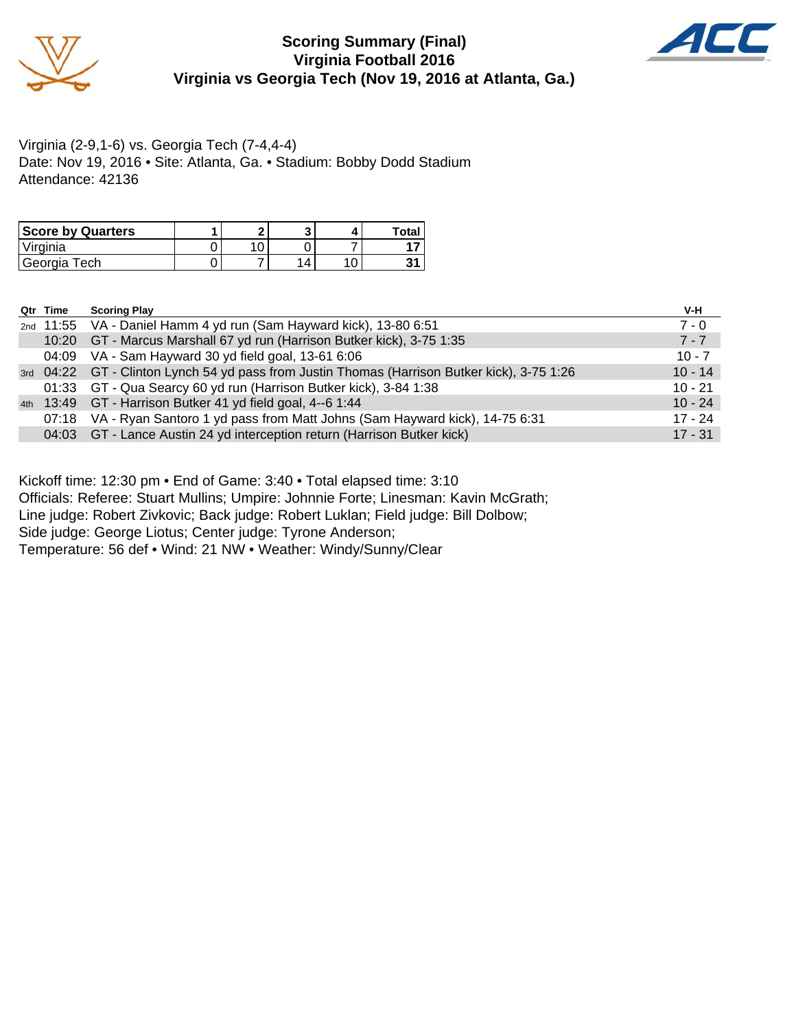# Scoring Summary (Final)
## Virginia Football 2016
## Virginia vs Georgia Tech (Nov 19, 2016 at Atlanta, Ga.)

Virginia (2-9,1-6) vs. Georgia Tech (7-4,4-4)
Date: Nov 19, 2016 • Site: Atlanta, Ga. • Stadium: Bobby Dodd Stadium
Attendance: 42136

| Score by Quarters | 1 | 2 | 3 | 4 | Total |
|---|---|---|---|---|---|
| Virginia | 0 | 10 | 0 | 7 | **17** |
| Georgia Tech | 0 | 7 | 14 | 10 | **31** |

| Qtr | Time | Scoring Play | V-H |
|---|---|---|---|
| 2nd | 11:55 | VA - Daniel Hamm 4 yd run (Sam Hayward kick), 13-80 6:51 | 7 - 0 |
| | 10:20 | GT - Marcus Marshall 67 yd run (Harrison Butker kick), 3-75 1:35 | 7 - 7 |
| | 04:09 | VA - Sam Hayward 30 yd field goal, 13-61 6:06 | 10 - 7 |
| 3rd | 04:22 | GT - Clinton Lynch 54 yd pass from Justin Thomas (Harrison Butker kick), 3-75 1:26 | 10 - 14 |
| | 01:33 | GT - Qua Searcy 60 yd run (Harrison Butker kick), 3-84 1:38 | 10 - 21 |
| 4th | 13:49 | GT - Harrison Butker 41 yd field goal, 4--6 1:44 | 10 - 24 |
| | 07:18 | VA - Ryan Santoro 1 yd pass from Matt Johns (Sam Hayward kick), 14-75 6:31 | 17 - 24 |
| | 04:03 | GT - Lance Austin 24 yd interception return (Harrison Butker kick) | 17 - 31 |

Kickoff time: 12:30 pm • End of Game: 3:40 • Total elapsed time: 3:10
Officials: Referee: Stuart Mullins; Umpire: Johnnie Forte; Linesman: Kavin McGrath;
Line judge: Robert Zivkovic; Back judge: Robert Luklan; Field judge: Bill Dolbow;
Side judge: George Liotus; Center judge: Tyrone Anderson;
Temperature: 56 def • Wind: 21 NW • Weather: Windy/Sunny/Clear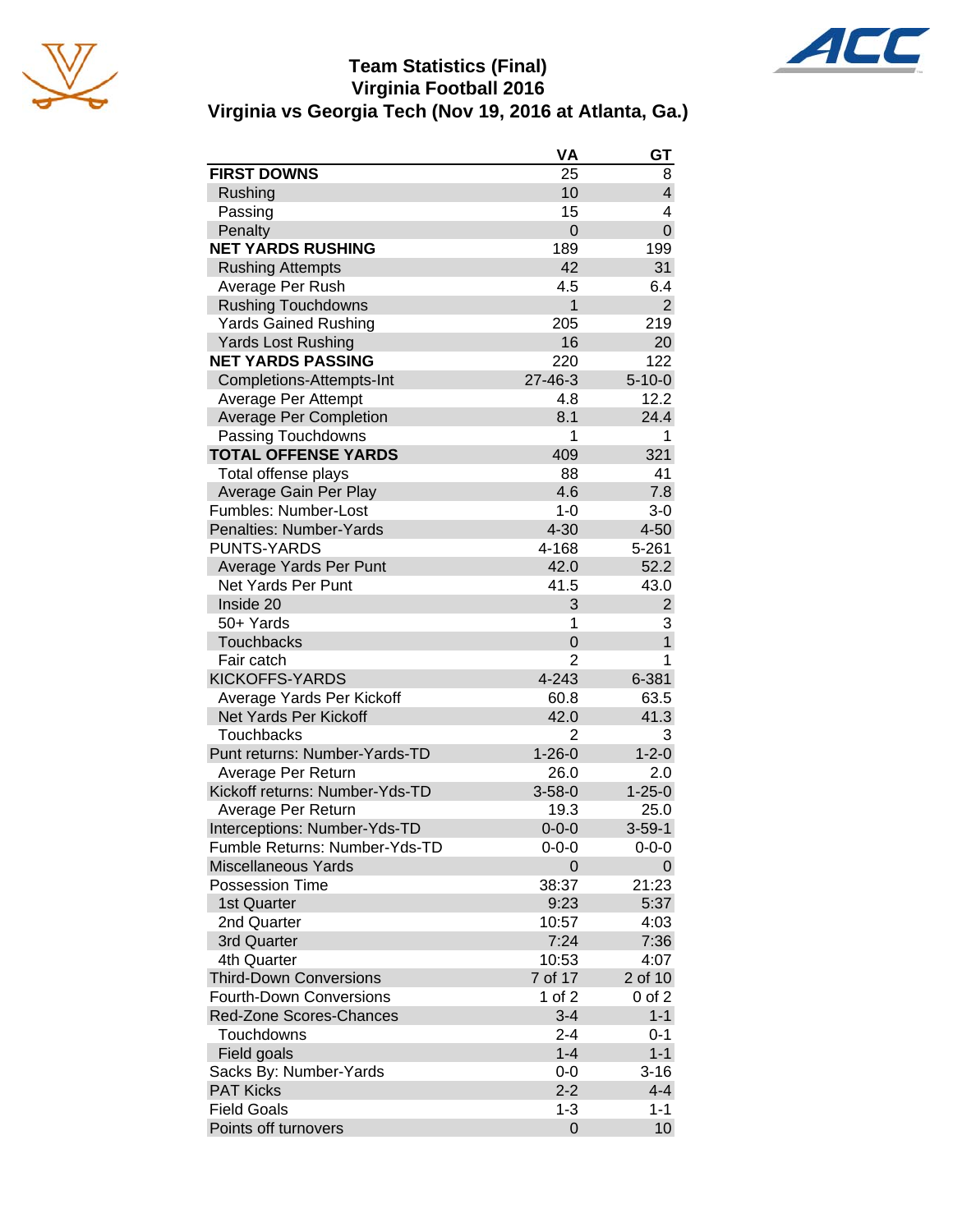# Team Statistics (Final)
## Virginia Football 2016
## Virginia vs Georgia Tech (Nov 19, 2016 at Atlanta, Ga.)

| | VA | GT |
|---|---|---|
| **FIRST DOWNS** | 25 | 8 |
| Rushing | 10 | 4 |
| Passing | 15 | 4 |
| Penalty | 0 | 0 |
| **NET YARDS RUSHING** | 189 | 199 |
| Rushing Attempts | 42 | 31 |
| Average Per Rush | 4.5 | 6.4 |
| Rushing Touchdowns | 1 | 2 |
| Yards Gained Rushing | 205 | 219 |
| Yards Lost Rushing | 16 | 20 |
| **NET YARDS PASSING** | 220 | 122 |
| Completions-Attempts-Int | 27-46-3 | 5-10-0 |
| Average Per Attempt | 4.8 | 12.2 |
| Average Per Completion | 8.1 | 24.4 |
| Passing Touchdowns | 1 | 1 |
| **TOTAL OFFENSE YARDS** | 409 | 321 |
| Total offense plays | 88 | 41 |
| Average Gain Per Play | 4.6 | 7.8 |
| Fumbles: Number-Lost | 1-0 | 3-0 |
| Penalties: Number-Yards | 4-30 | 4-50 |
| PUNTS-YARDS | 4-168 | 5-261 |
| Average Yards Per Punt | 42.0 | 52.2 |
| Net Yards Per Punt | 41.5 | 43.0 |
| Inside 20 | 3 | 2 |
| 50+ Yards | 1 | 3 |
| Touchbacks | 0 | 1 |
| Fair catch | 2 | 1 |
| KICKOFFS-YARDS | 4-243 | 6-381 |
| Average Yards Per Kickoff | 60.8 | 63.5 |
| Net Yards Per Kickoff | 42.0 | 41.3 |
| Touchbacks | 2 | 3 |
| Punt returns: Number-Yards-TD | 1-26-0 | 1-2-0 |
| Average Per Return | 26.0 | 2.0 |
| Kickoff returns: Number-Yds-TD | 3-58-0 | 1-25-0 |
| Average Per Return | 19.3 | 25.0 |
| Interceptions: Number-Yds-TD | 0-0-0 | 3-59-1 |
| Fumble Returns: Number-Yds-TD | 0-0-0 | 0-0-0 |
| Miscellaneous Yards | 0 | 0 |
| Possession Time | 38:37 | 21:23 |
| 1st Quarter | 9:23 | 5:37 |
| 2nd Quarter | 10:57 | 4:03 |
| 3rd Quarter | 7:24 | 7:36 |
| 4th Quarter | 10:53 | 4:07 |
| Third-Down Conversions | 7 of 17 | 2 of 10 |
| Fourth-Down Conversions | 1 of 2 | 0 of 2 |
| Red-Zone Scores-Chances | 3-4 | 1-1 |
| Touchdowns | 2-4 | 0-1 |
| Field goals | 1-4 | 1-1 |
| Sacks By: Number-Yards | 0-0 | 3-16 |
| PAT Kicks | 2-2 | 4-4 |
| Field Goals | 1-3 | 1-1 |
| Points off turnovers | 0 | 10 |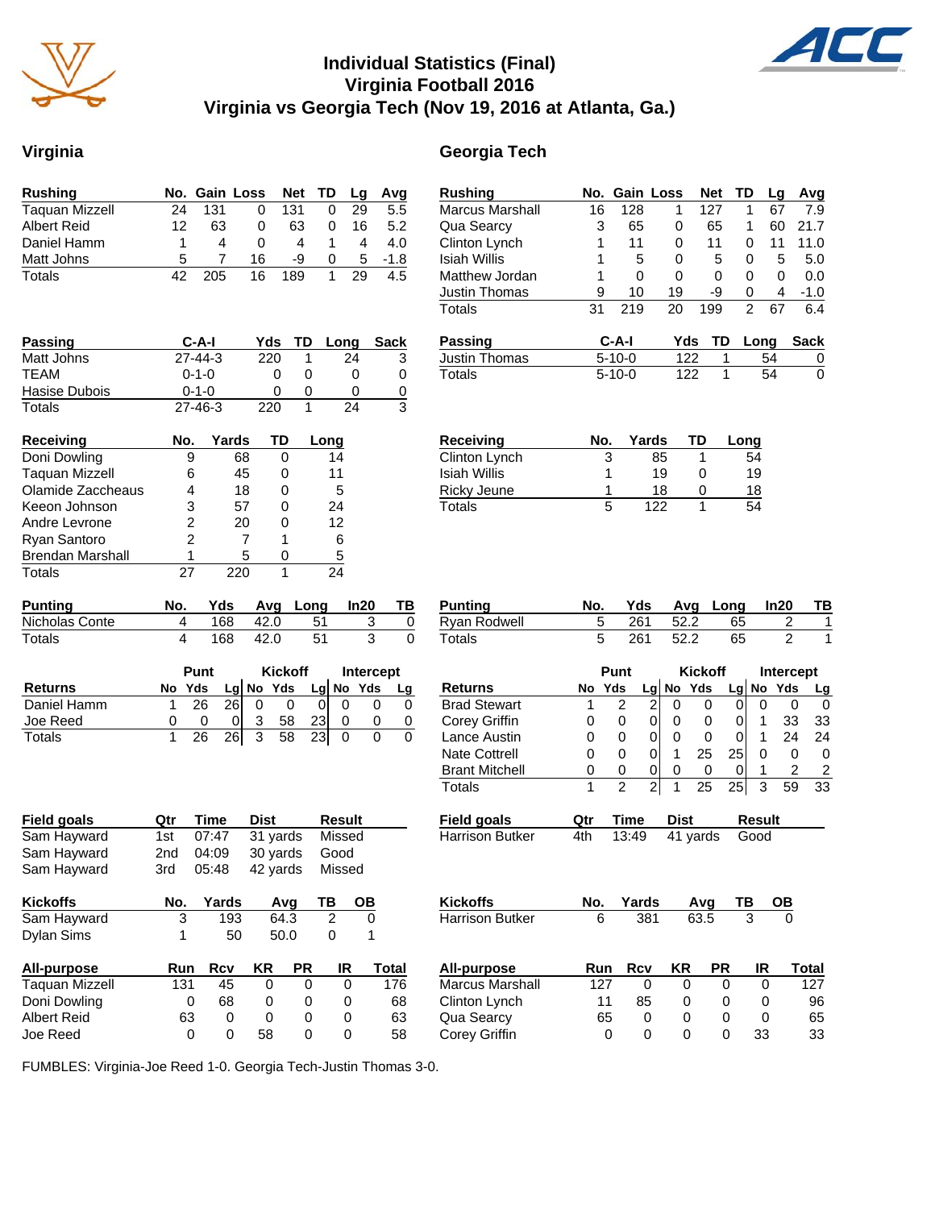# Individual Statistics (Final)
## Virginia Football 2016
## Virginia vs Georgia Tech (Nov 19, 2016 at Atlanta, Ga.)

## Virginia

| Rushing | No. | Gain | Loss | Net | TD | Lg | Avg |
|---|---|---|---|---|---|---|---|
| Taquan Mizzell | 24 | 131 | 0 | 131 | 0 | 29 | 5.5 |
| Albert Reid | 12 | 63 | 0 | 63 | 0 | 16 | 5.2 |
| Daniel Hamm | 1 | 4 | 0 | 4 | 1 | 4 | 4.0 |
| Matt Johns | 5 | 7 | 16 | -9 | 0 | 5 | -1.8 |
| Totals | 42 | 205 | 16 | 189 | 1 | 29 | 4.5 |

| Passing | C-A-I | Yds | TD | Long | Sack |
|---|---|---|---|---|---|
| Matt Johns | 27-44-3 | 220 | 1 | 24 | 3 |
| TEAM | 0-1-0 | 0 | 0 | 0 | 0 |
| Hasise Dubois | 0-1-0 | 0 | 0 | 0 | 0 |
| Totals | 27-46-3 | 220 | 1 | 24 | 3 |

| Receiving | No. | Yards | TD | Long |
|---|---|---|---|---|
| Doni Dowling | 9 | 68 | 0 | 14 |
| Taquan Mizzell | 6 | 45 | 0 | 11 |
| Olamide Zaccheaus | 4 | 18 | 0 | 5 |
| Keeon Johnson | 3 | 57 | 0 | 24 |
| Andre Levrone | 2 | 20 | 0 | 12 |
| Ryan Santoro | 2 | 7 | 1 | 6 |
| Brendan Marshall | 1 | 5 | 0 | 5 |
| Totals | 27 | 220 | 1 | 24 |

| Punting | No. | Yds | Avg | Long | In20 | TB |
|---|---|---|---|---|---|---|
| Nicholas Conte | 4 | 168 | 42.0 | 51 | 3 | 0 |
| Totals | 4 | 168 | 42.0 | 51 | 3 | 0 |

| | Punt | | | Kickoff | | | Intercept | | |
|---|---|---|---|---|---|---|---|---|---|
| Returns | No | Yds | Lg | No | Yds | Lg | No | Yds | Lg |
| Daniel Hamm | 1 | 26 | 26 | 0 | 0 | 0 | 0 | 0 | 0 |
| Joe Reed | 0 | 0 | 0 | 3 | 58 | 23 | 0 | 0 | 0 |
| Totals | 1 | 26 | 26 | 3 | 58 | 23 | 0 | 0 | 0 |

| Field goals | Qtr | Time | Dist | Result |
|---|---|---|---|---|
| Sam Hayward | 1st | 07:47 | 31 yards | Missed |
| Sam Hayward | 2nd | 04:09 | 30 yards | Good |
| Sam Hayward | 3rd | 05:48 | 42 yards | Missed |

| Kickoffs | No. | Yards | Avg | TB | OB |
|---|---|---|---|---|---|
| Sam Hayward | 3 | 193 | 64.3 | 2 | 0 |
| Dylan Sims | 1 | 50 | 50.0 | 0 | 1 |

| All-purpose | Run | Rcv | KR | PR | IR | Total |
|---|---|---|---|---|---|---|
| Taquan Mizzell | 131 | 45 | 0 | 0 | 0 | 176 |
| Doni Dowling | 0 | 68 | 0 | 0 | 0 | 68 |
| Albert Reid | 63 | 0 | 0 | 0 | 0 | 63 |
| Joe Reed | 0 | 0 | 58 | 0 | 0 | 58 |

## Georgia Tech

| Rushing | No. | Gain | Loss | Net | TD | Lg | Avg |
|---|---|---|---|---|---|---|---|
| Marcus Marshall | 16 | 128 | 1 | 127 | 1 | 67 | 7.9 |
| Qua Searcy | 3 | 65 | 0 | 65 | 1 | 60 | 21.7 |
| Clinton Lynch | 1 | 11 | 0 | 11 | 0 | 11 | 11.0 |
| Isiah Willis | 1 | 5 | 0 | 5 | 0 | 5 | 5.0 |
| Matthew Jordan | 1 | 0 | 0 | 0 | 0 | 0 | 0.0 |
| Justin Thomas | 9 | 10 | 19 | -9 | 0 | 4 | -1.0 |
| Totals | 31 | 219 | 20 | 199 | 2 | 67 | 6.4 |

| Passing | C-A-I | Yds | TD | Long | Sack |
|---|---|---|---|---|---|
| Justin Thomas | 5-10-0 | 122 | 1 | 54 | 0 |
| Totals | 5-10-0 | 122 | 1 | 54 | 0 |

| Receiving | No. | Yards | TD | Long |
|---|---|---|---|---|
| Clinton Lynch | 3 | 85 | 1 | 54 |
| Isiah Willis | 1 | 19 | 0 | 19 |
| Ricky Jeune | 1 | 18 | 0 | 18 |
| Totals | 5 | 122 | 1 | 54 |

| Punting | No. | Yds | Avg | Long | In20 | TB |
|---|---|---|---|---|---|---|
| Ryan Rodwell | 5 | 261 | 52.2 | 65 | 2 | 1 |
| Totals | 5 | 261 | 52.2 | 65 | 2 | 1 |

| | Punt | | | Kickoff | | | Intercept | | |
|---|---|---|---|---|---|---|---|---|---|
| Returns | No | Yds | Lg | No | Yds | Lg | No | Yds | Lg |
| Brad Stewart | 1 | 2 | 2 | 0 | 0 | 0 | 0 | 0 | 0 |
| Corey Griffin | 0 | 0 | 0 | 0 | 0 | 0 | 1 | 33 | 33 |
| Lance Austin | 0 | 0 | 0 | 0 | 0 | 0 | 1 | 24 | 24 |
| Nate Cottrell | 0 | 0 | 0 | 1 | 25 | 25 | 0 | 0 | 0 |
| Brant Mitchell | 0 | 0 | 0 | 0 | 0 | 0 | 1 | 2 | 2 |
| Totals | 1 | 2 | 2 | 1 | 25 | 25 | 3 | 59 | 33 |

| Field goals | Qtr | Time | Dist | Result |
|---|---|---|---|---|
| Harrison Butker | 4th | 13:49 | 41 yards | Good |

| Kickoffs | No. | Yards | Avg | TB | OB |
|---|---|---|---|---|---|
| Harrison Butker | 6 | 381 | 63.5 | 3 | 0 |

| All-purpose | Run | Rcv | KR | PR | IR | Total |
|---|---|---|---|---|---|---|
| Marcus Marshall | 127 | 0 | 0 | 0 | 0 | 127 |
| Clinton Lynch | 11 | 85 | 0 | 0 | 0 | 96 |
| Qua Searcy | 65 | 0 | 0 | 0 | 0 | 65 |
| Corey Griffin | 0 | 0 | 0 | 0 | 33 | 33 |

FUMBLES: Virginia-Joe Reed 1-0. Georgia Tech-Justin Thomas 3-0.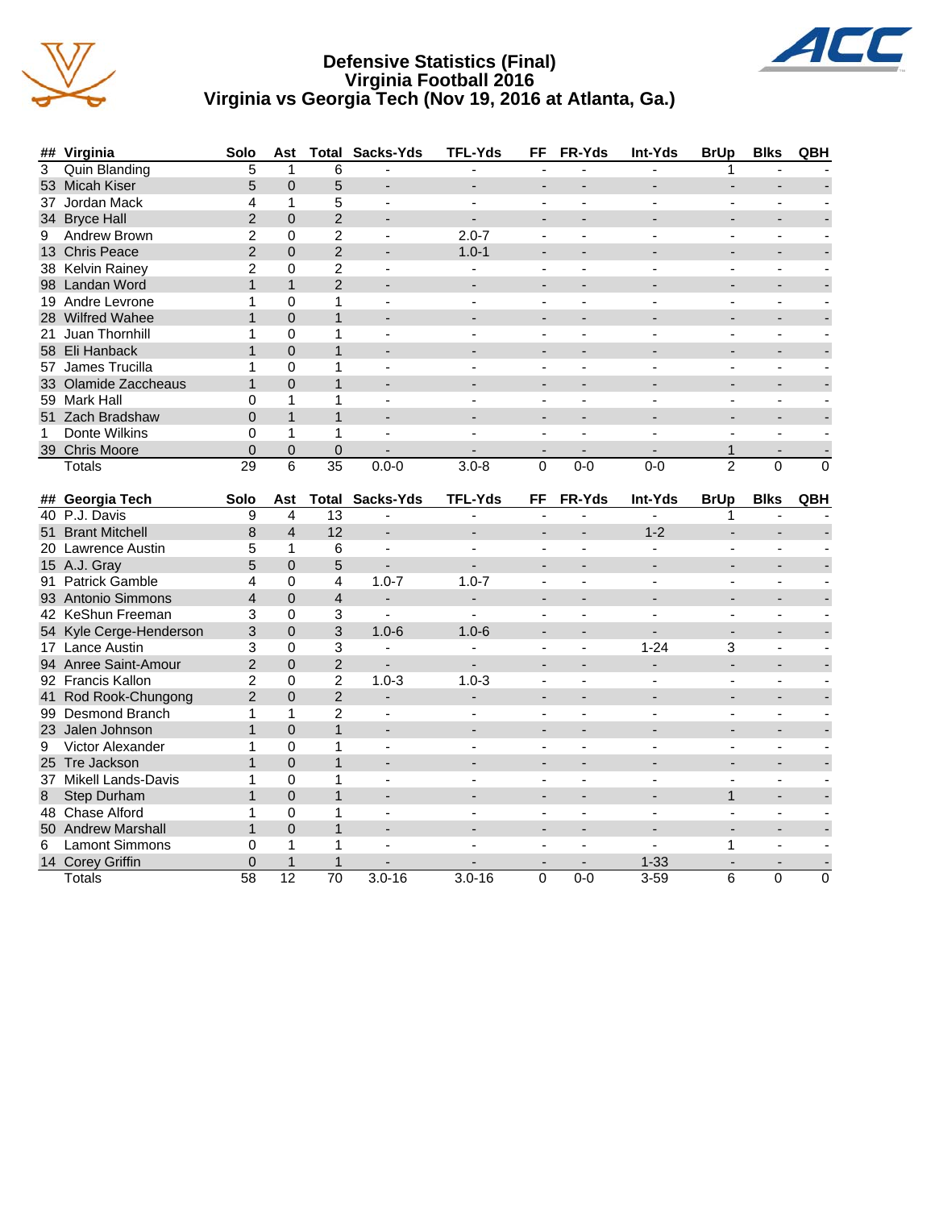# Defensive Statistics (Final)
## Virginia Football 2016
## Virginia vs Georgia Tech (Nov 19, 2016 at Atlanta, Ga.)

| ## | Virginia | Solo | Ast | Total | Sacks-Yds | TFL-Yds | FF | FR-Yds | Int-Yds | BrUp | Blks | QBH |
|---|---|---|---|---|---|---|---|---|---|---|---|---|
| 3 | Quin Blanding | 5 | 1 | 6 | - | - | - | - | - | 1 | - | - |
| 53 | Micah Kiser | 5 | 0 | 5 | - | - | - | - | - | - | - | - |
| 37 | Jordan Mack | 4 | 1 | 5 | - | - | - | - | - | - | - | - |
| 34 | Bryce Hall | 2 | 0 | 2 | - | - | - | - | - | - | - | - |
| 9 | Andrew Brown | 2 | 0 | 2 | - | 2.0-7 | - | - | - | - | - | - |
| 13 | Chris Peace | 2 | 0 | 2 | - | 1.0-1 | - | - | - | - | - | - |
| 38 | Kelvin Rainey | 2 | 0 | 2 | - | - | - | - | - | - | - | - |
| 98 | Landan Word | 1 | 1 | 2 | - | - | - | - | - | - | - | - |
| 19 | Andre Levrone | 1 | 0 | 1 | - | - | - | - | - | - | - | - |
| 28 | Wilfred Wahee | 1 | 0 | 1 | - | - | - | - | - | - | - | - |
| 21 | Juan Thornhill | 1 | 0 | 1 | - | - | - | - | - | - | - | - |
| 58 | Eli Hanback | 1 | 0 | 1 | - | - | - | - | - | - | - | - |
| 57 | James Trucilla | 1 | 0 | 1 | - | - | - | - | - | - | - | - |
| 33 | Olamide Zaccheaus | 1 | 0 | 1 | - | - | - | - | - | - | - | - |
| 59 | Mark Hall | 0 | 1 | 1 | - | - | - | - | - | - | - | - |
| 51 | Zach Bradshaw | 0 | 1 | 1 | - | - | - | - | - | - | - | - |
| 1 | Donte Wilkins | 0 | 1 | 1 | - | - | - | - | - | - | - | - |
| 39 | Chris Moore | 0 | 0 | 0 | - | - | - | - | - | 1 | - | - |
| | Totals | 29 | 6 | 35 | 0.0-0 | 3.0-8 | 0 | 0-0 | 0-0 | 2 | 0 | 0 |

| ## | Georgia Tech | Solo | Ast | Total | Sacks-Yds | TFL-Yds | FF | FR-Yds | Int-Yds | BrUp | Blks | QBH |
|---|---|---|---|---|---|---|---|---|---|---|---|---|
| 40 | P.J. Davis | 9 | 4 | 13 | - | - | - | - | - | 1 | - | - |
| 51 | Brant Mitchell | 8 | 4 | 12 | - | - | - | - | 1-2 | - | - | - |
| 20 | Lawrence Austin | 5 | 1 | 6 | - | - | - | - | - | - | - | - |
| 15 | A.J. Gray | 5 | 0 | 5 | - | - | - | - | - | - | - | - |
| 91 | Patrick Gamble | 4 | 0 | 4 | 1.0-7 | 1.0-7 | - | - | - | - | - | - |
| 93 | Antonio Simmons | 4 | 0 | 4 | - | - | - | - | - | - | - | - |
| 42 | KeShun Freeman | 3 | 0 | 3 | - | - | - | - | - | - | - | - |
| 54 | Kyle Cerge-Henderson | 3 | 0 | 3 | 1.0-6 | 1.0-6 | - | - | - | - | - | - |
| 17 | Lance Austin | 3 | 0 | 3 | - | - | - | - | 1-24 | 3 | - | - |
| 94 | Anree Saint-Amour | 2 | 0 | 2 | - | - | - | - | - | - | - | - |
| 92 | Francis Kallon | 2 | 0 | 2 | 1.0-3 | 1.0-3 | - | - | - | - | - | - |
| 41 | Rod Rook-Chungong | 2 | 0 | 2 | - | - | - | - | - | - | - | - |
| 99 | Desmond Branch | 1 | 1 | 2 | - | - | - | - | - | - | - | - |
| 23 | Jalen Johnson | 1 | 0 | 1 | - | - | - | - | - | - | - | - |
| 9 | Victor Alexander | 1 | 0 | 1 | - | - | - | - | - | - | - | - |
| 25 | Tre Jackson | 1 | 0 | 1 | - | - | - | - | - | - | - | - |
| 37 | Mikell Lands-Davis | 1 | 0 | 1 | - | - | - | - | - | - | - | - |
| 8 | Step Durham | 1 | 0 | 1 | - | - | - | - | - | 1 | - | - |
| 48 | Chase Alford | 1 | 0 | 1 | - | - | - | - | - | - | - | - |
| 50 | Andrew Marshall | 1 | 0 | 1 | - | - | - | - | - | - | - | - |
| 6 | Lamont Simmons | 0 | 1 | 1 | - | - | - | - | - | 1 | - | - |
| 14 | Corey Griffin | 0 | 1 | 1 | - | - | - | - | 1-33 | - | - | - |
| | Totals | 58 | 12 | 70 | 3.0-16 | 3.0-16 | 0 | 0-0 | 3-59 | 6 | 0 | 0 |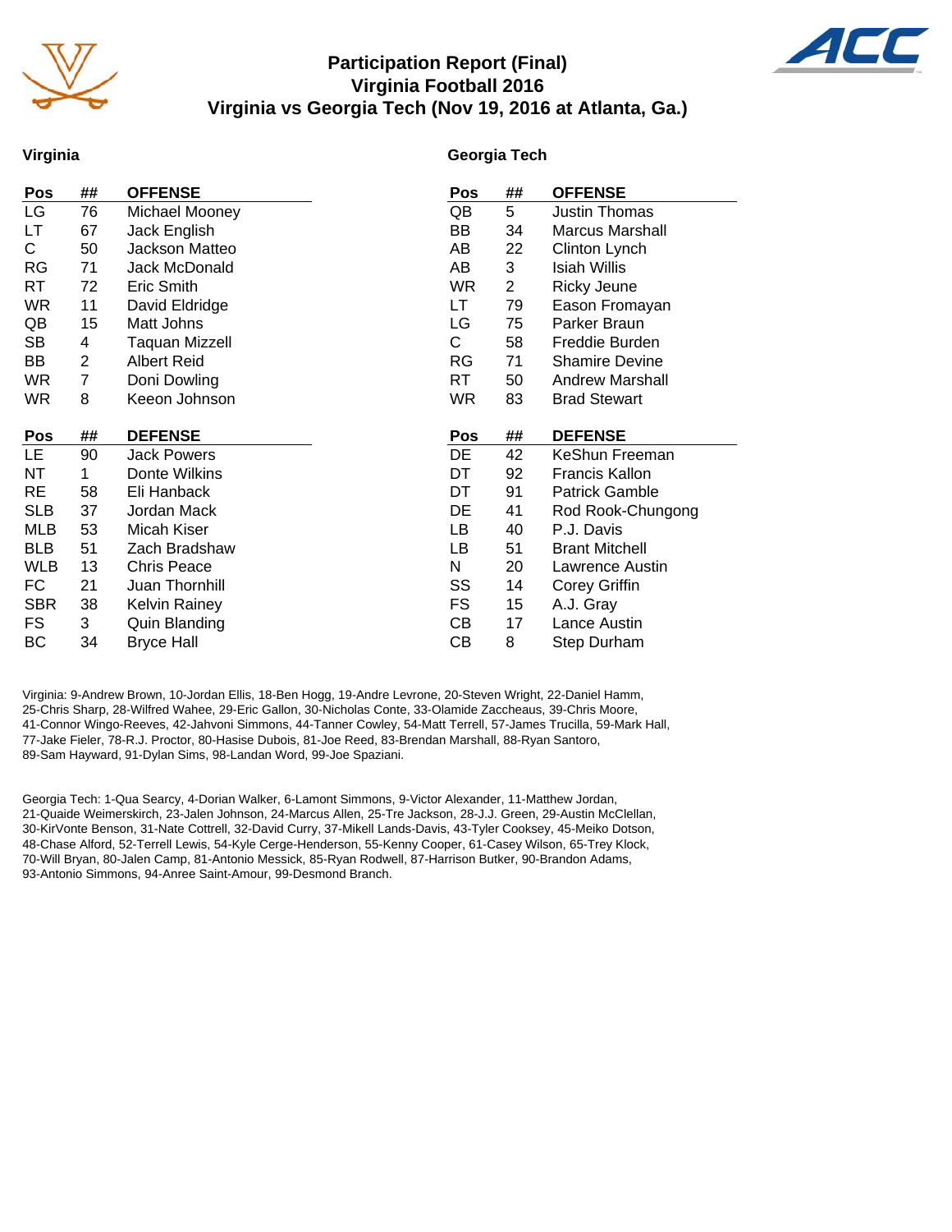# Participation Report (Final)
## Virginia Football 2016
## Virginia vs Georgia Tech (Nov 19, 2016 at Atlanta, Ga.)

### Virginia

| Pos | ## | OFFENSE |
|---|---|---|
| LG | 76 | Michael Mooney |
| LT | 67 | Jack English |
| C | 50 | Jackson Matteo |
| RG | 71 | Jack McDonald |
| RT | 72 | Eric Smith |
| WR | 11 | David Eldridge |
| QB | 15 | Matt Johns |
| SB | 4 | Taquan Mizzell |
| BB | 2 | Albert Reid |
| WR | 7 | Doni Dowling |
| WR | 8 | Keeon Johnson |

| Pos | ## | DEFENSE |
|---|---|---|
| LE | 90 | Jack Powers |
| NT | 1 | Donte Wilkins |
| RE | 58 | Eli Hanback |
| SLB | 37 | Jordan Mack |
| MLB | 53 | Micah Kiser |
| BLB | 51 | Zach Bradshaw |
| WLB | 13 | Chris Peace |
| FC | 21 | Juan Thornhill |
| SBR | 38 | Kelvin Rainey |
| FS | 3 | Quin Blanding |
| BC | 34 | Bryce Hall |

### Georgia Tech

| Pos | ## | OFFENSE |
|---|---|---|
| QB | 5 | Justin Thomas |
| BB | 34 | Marcus Marshall |
| AB | 22 | Clinton Lynch |
| AB | 3 | Isiah Willis |
| WR | 2 | Ricky Jeune |
| LT | 79 | Eason Fromayan |
| LG | 75 | Parker Braun |
| C | 58 | Freddie Burden |
| RG | 71 | Shamire Devine |
| RT | 50 | Andrew Marshall |
| WR | 83 | Brad Stewart |

| Pos | ## | DEFENSE |
|---|---|---|
| DE | 42 | KeShun Freeman |
| DT | 92 | Francis Kallon |
| DT | 91 | Patrick Gamble |
| DE | 41 | Rod Rook-Chungong |
| LB | 40 | P.J. Davis |
| LB | 51 | Brant Mitchell |
| N | 20 | Lawrence Austin |
| SS | 14 | Corey Griffin |
| FS | 15 | A.J. Gray |
| CB | 17 | Lance Austin |
| CB | 8 | Step Durham |

Virginia: 9-Andrew Brown, 10-Jordan Ellis, 18-Ben Hogg, 19-Andre Levrone, 20-Steven Wright, 22-Daniel Hamm, 25-Chris Sharp, 28-Wilfred Wahee, 29-Eric Gallon, 30-Nicholas Conte, 33-Olamide Zaccheaus, 39-Chris Moore, 41-Connor Wingo-Reeves, 42-Jahvoni Simmons, 44-Tanner Cowley, 54-Matt Terrell, 57-James Trucilla, 59-Mark Hall, 77-Jake Fieler, 78-R.J. Proctor, 80-Hasise Dubois, 81-Joe Reed, 83-Brendan Marshall, 88-Ryan Santoro, 89-Sam Hayward, 91-Dylan Sims, 98-Landan Word, 99-Joe Spaziani.

Georgia Tech: 1-Qua Searcy, 4-Dorian Walker, 6-Lamont Simmons, 9-Victor Alexander, 11-Matthew Jordan, 21-Quaide Weimerskirch, 23-Jalen Johnson, 24-Marcus Allen, 25-Tre Jackson, 28-J.J. Green, 29-Austin McClellan, 30-KirVonte Benson, 31-Nate Cottrell, 32-David Curry, 37-Mikell Lands-Davis, 43-Tyler Cooksey, 45-Meiko Dotson, 48-Chase Alford, 52-Terrell Lewis, 54-Kyle Cerge-Henderson, 55-Kenny Cooper, 61-Casey Wilson, 65-Trey Klock, 70-Will Bryan, 80-Jalen Camp, 81-Antonio Messick, 85-Ryan Rodwell, 87-Harrison Butker, 90-Brandon Adams, 93-Antonio Simmons, 94-Anree Saint-Amour, 99-Desmond Branch.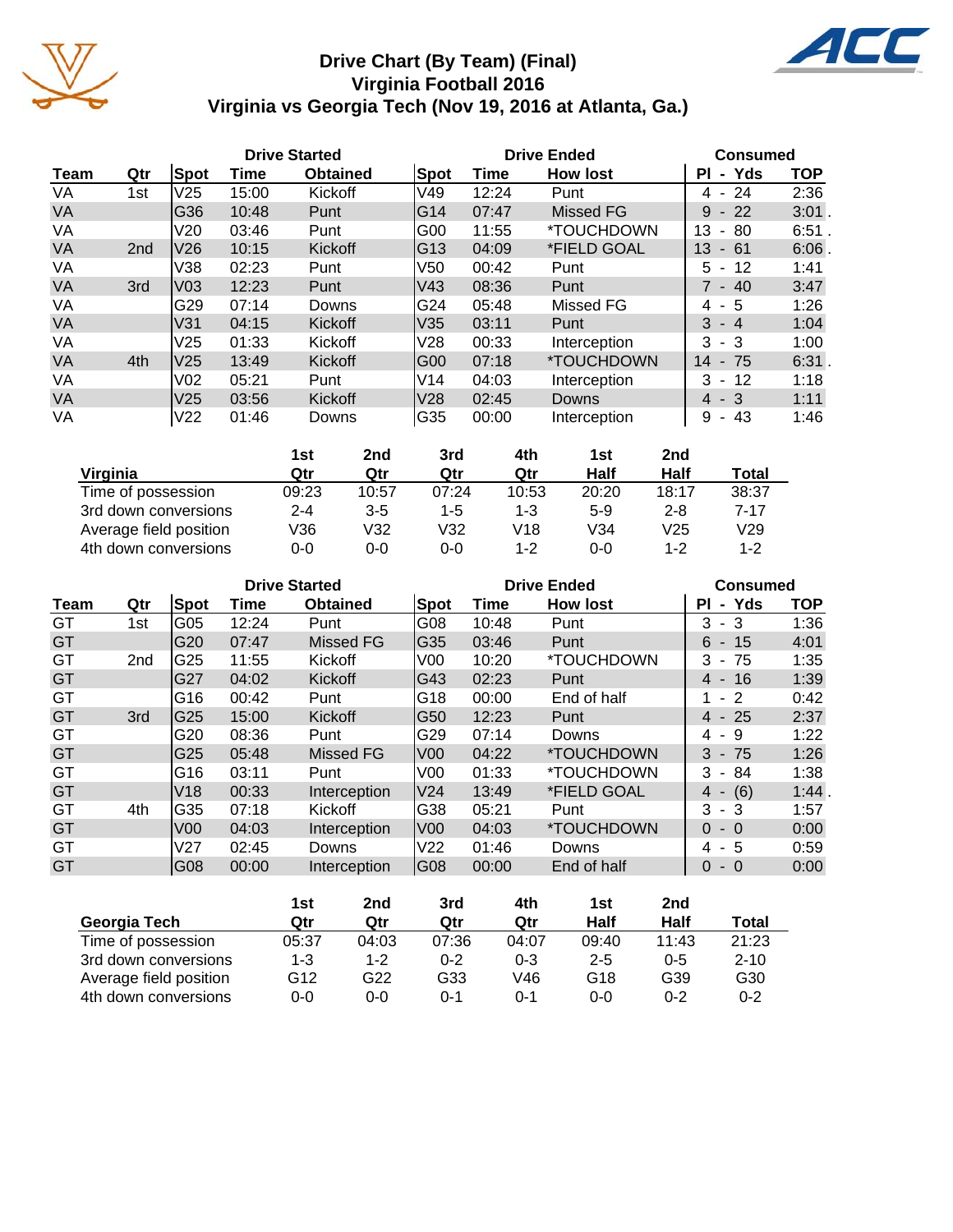# Drive Chart (By Team) (Final)
## Virginia Football 2016
## Virginia vs Georgia Tech (Nov 19, 2016 at Atlanta, Ga.)

| | | Drive Started | | | Drive Ended | | | Consumed | |
|---|---|---|---|---|---|---|---|---|---|
| Team | Qtr | Spot | Time | Obtained | Spot | Time | How lost | Pl - Yds | TOP |
| VA | 1st | V25 | 15:00 | Kickoff | V49 | 12:24 | Punt | 4 - 24 | 2:36 |
| VA | | G36 | 10:48 | Punt | G14 | 07:47 | Missed FG | 9 - 22 | 3:01 . |
| VA | | V20 | 03:46 | Punt | G00 | 11:55 | *TOUCHDOWN | 13 - 80 | 6:51 . |
| VA | 2nd | V26 | 10:15 | Kickoff | G13 | 04:09 | *FIELD GOAL | 13 - 61 | 6:06 . |
| VA | | V38 | 02:23 | Punt | V50 | 00:42 | Punt | 5 - 12 | 1:41 |
| VA | 3rd | V03 | 12:23 | Punt | V43 | 08:36 | Punt | 7 - 40 | 3:47 |
| VA | | G29 | 07:14 | Downs | G24 | 05:48 | Missed FG | 4 - 5 | 1:26 |
| VA | | V31 | 04:15 | Kickoff | V35 | 03:11 | Punt | 3 - 4 | 1:04 |
| VA | | V25 | 01:33 | Kickoff | V28 | 00:33 | Interception | 3 - 3 | 1:00 |
| VA | 4th | V25 | 13:49 | Kickoff | G00 | 07:18 | *TOUCHDOWN | 14 - 75 | 6:31 . |
| VA | | V02 | 05:21 | Punt | V14 | 04:03 | Interception | 3 - 12 | 1:18 |
| VA | | V25 | 03:56 | Kickoff | V28 | 02:45 | Downs | 4 - 3 | 1:11 |
| VA | | V22 | 01:46 | Downs | G35 | 00:00 | Interception | 9 - 43 | 1:46 |

| Virginia | 1st Qtr | 2nd Qtr | 3rd Qtr | 4th Qtr | 1st Half | 2nd Half | Total |
|---|---|---|---|---|---|---|---|
| Time of possession | 09:23 | 10:57 | 07:24 | 10:53 | 20:20 | 18:17 | 38:37 |
| 3rd down conversions | 2-4 | 3-5 | 1-5 | 1-3 | 5-9 | 2-8 | 7-17 |
| Average field position | V36 | V32 | V32 | V18 | V34 | V25 | V29 |
| 4th down conversions | 0-0 | 0-0 | 0-0 | 1-2 | 0-0 | 1-2 | 1-2 |

| | | Drive Started | | | Drive Ended | | | Consumed | |
|---|---|---|---|---|---|---|---|---|---|
| Team | Qtr | Spot | Time | Obtained | Spot | Time | How lost | Pl - Yds | TOP |
| GT | 1st | G05 | 12:24 | Punt | G08 | 10:48 | Punt | 3 - 3 | 1:36 |
| GT | | G20 | 07:47 | Missed FG | G35 | 03:46 | Punt | 6 - 15 | 4:01 |
| GT | 2nd | G25 | 11:55 | Kickoff | V00 | 10:20 | *TOUCHDOWN | 3 - 75 | 1:35 |
| GT | | G27 | 04:02 | Kickoff | G43 | 02:23 | Punt | 4 - 16 | 1:39 |
| GT | | G16 | 00:42 | Punt | G18 | 00:00 | End of half | 1 - 2 | 0:42 |
| GT | 3rd | G25 | 15:00 | Kickoff | G50 | 12:23 | Punt | 4 - 25 | 2:37 |
| GT | | G20 | 08:36 | Punt | G29 | 07:14 | Downs | 4 - 9 | 1:22 |
| GT | | G25 | 05:48 | Missed FG | V00 | 04:22 | *TOUCHDOWN | 3 - 75 | 1:26 |
| GT | | G16 | 03:11 | Punt | V00 | 01:33 | *TOUCHDOWN | 3 - 84 | 1:38 |
| GT | | V18 | 00:33 | Interception | V24 | 13:49 | *FIELD GOAL | 4 - (6) | 1:44 . |
| GT | 4th | G35 | 07:18 | Kickoff | G38 | 05:21 | Punt | 3 - 3 | 1:57 |
| GT | | V00 | 04:03 | Interception | V00 | 04:03 | *TOUCHDOWN | 0 - 0 | 0:00 |
| GT | | V27 | 02:45 | Downs | V22 | 01:46 | Downs | 4 - 5 | 0:59 |
| GT | | G08 | 00:00 | Interception | G08 | 00:00 | End of half | 0 - 0 | 0:00 |

| Georgia Tech | 1st Qtr | 2nd Qtr | 3rd Qtr | 4th Qtr | 1st Half | 2nd Half | Total |
|---|---|---|---|---|---|---|---|
| Time of possession | 05:37 | 04:03 | 07:36 | 04:07 | 09:40 | 11:43 | 21:23 |
| 3rd down conversions | 1-3 | 1-2 | 0-2 | 0-3 | 2-5 | 0-5 | 2-10 |
| Average field position | G12 | G22 | G33 | V46 | G18 | G39 | G30 |
| 4th down conversions | 0-0 | 0-0 | 0-1 | 0-1 | 0-0 | 0-2 | 0-2 |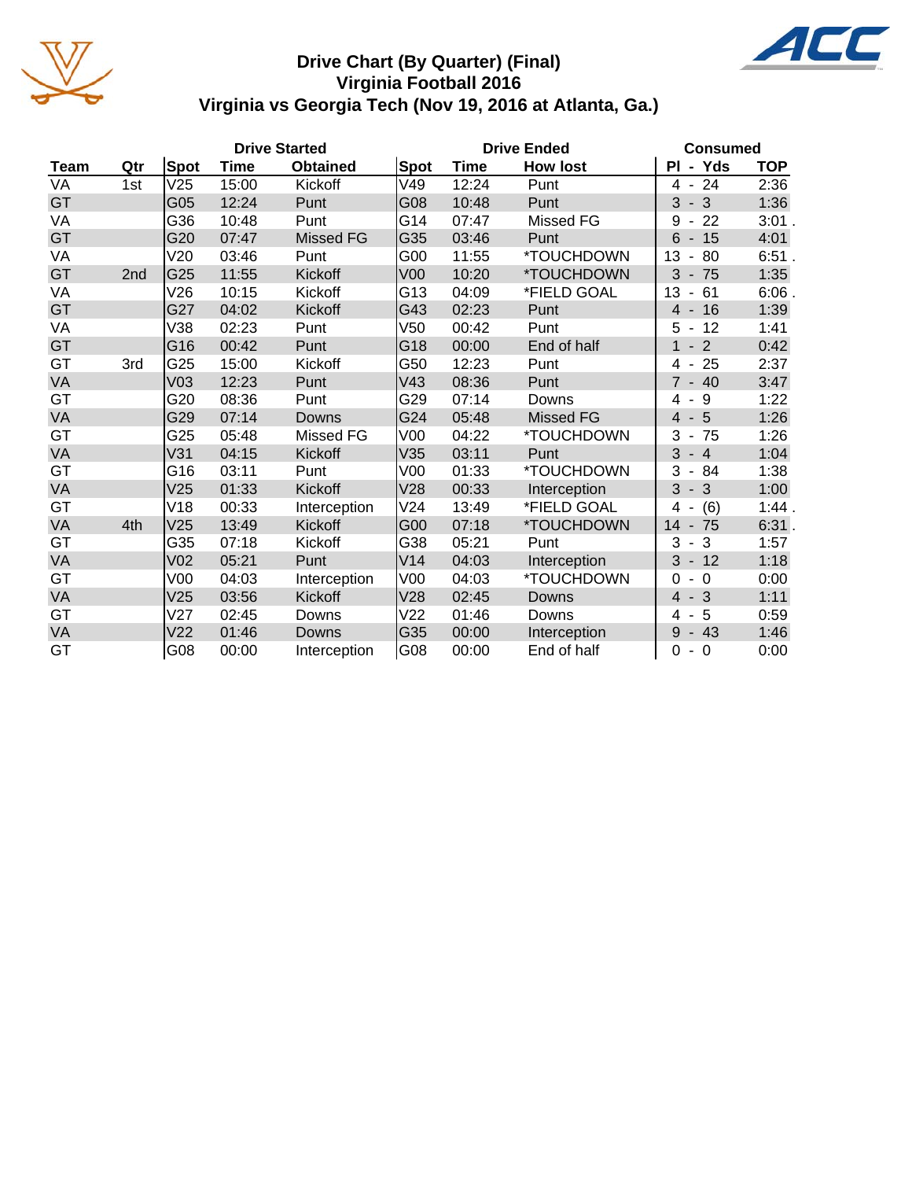# Drive Chart (By Quarter) (Final)
## Virginia Football 2016
## Virginia vs Georgia Tech (Nov 19, 2016 at Atlanta, Ga.)

| | | Drive Started | | | Drive Ended | | | Consumed | |
|---|---|---|---|---|---|---|---|---|---|
| **Team** | **Qtr** | **Spot** | **Time** | **Obtained** | **Spot** | **Time** | **How lost** | **Pl - Yds** | **TOP** |
| VA | 1st | V25 | 15:00 | Kickoff | V49 | 12:24 | Punt | 4 - 24 | 2:36 |
| GT | | G05 | 12:24 | Punt | G08 | 10:48 | Punt | 3 - 3 | 1:36 |
| VA | | G36 | 10:48 | Punt | G14 | 07:47 | Missed FG | 9 - 22 | 3:01 . |
| GT | | G20 | 07:47 | Missed FG | G35 | 03:46 | Punt | 6 - 15 | 4:01 |
| VA | | V20 | 03:46 | Punt | G00 | 11:55 | *TOUCHDOWN | 13 - 80 | 6:51 . |
| GT | 2nd | G25 | 11:55 | Kickoff | V00 | 10:20 | *TOUCHDOWN | 3 - 75 | 1:35 |
| VA | | V26 | 10:15 | Kickoff | G13 | 04:09 | *FIELD GOAL | 13 - 61 | 6:06 . |
| GT | | G27 | 04:02 | Kickoff | G43 | 02:23 | Punt | 4 - 16 | 1:39 |
| VA | | V38 | 02:23 | Punt | V50 | 00:42 | Punt | 5 - 12 | 1:41 |
| GT | | G16 | 00:42 | Punt | G18 | 00:00 | End of half | 1 - 2 | 0:42 |
| GT | 3rd | G25 | 15:00 | Kickoff | G50 | 12:23 | Punt | 4 - 25 | 2:37 |
| VA | | V03 | 12:23 | Punt | V43 | 08:36 | Punt | 7 - 40 | 3:47 |
| GT | | G20 | 08:36 | Punt | G29 | 07:14 | Downs | 4 - 9 | 1:22 |
| VA | | G29 | 07:14 | Downs | G24 | 05:48 | Missed FG | 4 - 5 | 1:26 |
| GT | | G25 | 05:48 | Missed FG | V00 | 04:22 | *TOUCHDOWN | 3 - 75 | 1:26 |
| VA | | V31 | 04:15 | Kickoff | V35 | 03:11 | Punt | 3 - 4 | 1:04 |
| GT | | G16 | 03:11 | Punt | V00 | 01:33 | *TOUCHDOWN | 3 - 84 | 1:38 |
| VA | | V25 | 01:33 | Kickoff | V28 | 00:33 | Interception | 3 - 3 | 1:00 |
| GT | | V18 | 00:33 | Interception | V24 | 13:49 | *FIELD GOAL | 4 - (6) | 1:44 . |
| VA | 4th | V25 | 13:49 | Kickoff | G00 | 07:18 | *TOUCHDOWN | 14 - 75 | 6:31 . |
| GT | | G35 | 07:18 | Kickoff | G38 | 05:21 | Punt | 3 - 3 | 1:57 |
| VA | | V02 | 05:21 | Punt | V14 | 04:03 | Interception | 3 - 12 | 1:18 |
| GT | | V00 | 04:03 | Interception | V00 | 04:03 | *TOUCHDOWN | 0 - 0 | 0:00 |
| VA | | V25 | 03:56 | Kickoff | V28 | 02:45 | Downs | 4 - 3 | 1:11 |
| GT | | V27 | 02:45 | Downs | V22 | 01:46 | Downs | 4 - 5 | 0:59 |
| VA | | V22 | 01:46 | Downs | G35 | 00:00 | Interception | 9 - 43 | 1:46 |
| GT | | G08 | 00:00 | Interception | G08 | 00:00 | End of half | 0 - 0 | 0:00 |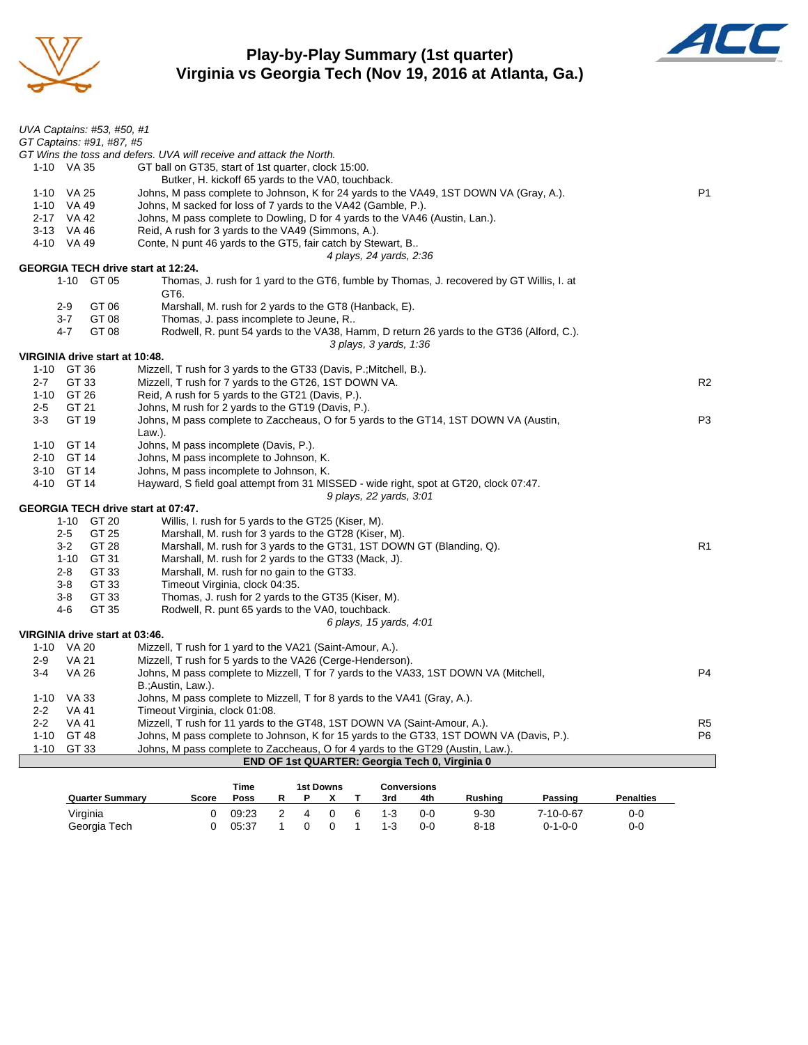# Play-by-Play Summary (1st quarter)
## Virginia vs Georgia Tech (Nov 19, 2016 at Atlanta, Ga.)

*UVA Captains: #53, #50, #1*
*GT Captains: #91, #87, #5*
*GT Wins the toss and defers. UVA will receive and attack the North.*

| Down | Spot | Play | |
|---|---|---|---|
| 1-10 | VA 35 | GT ball on GT35, start of 1st quarter, clock 15:00. | |
| | | Butker, H. kickoff 65 yards to the VA0, touchback. | |
| 1-10 | VA 25 | Johns, M pass complete to Johnson, K for 24 yards to the VA49, 1ST DOWN VA (Gray, A.). | P1 |
| 1-10 | VA 49 | Johns, M sacked for loss of 7 yards to the VA42 (Gamble, P.). | |
| 2-17 | VA 42 | Johns, M pass complete to Dowling, D for 4 yards to the VA46 (Austin, Lan.). | |
| 3-13 | VA 46 | Reid, A rush for 3 yards to the VA49 (Simmons, A.). | |
| 4-10 | VA 49 | Conte, N punt 46 yards to the GT5, fair catch by Stewart, B.. | |
| | | *4 plays, 24 yards, 2:36* | |

**GEORGIA TECH drive start at 12:24.**

| Down | Spot | Play | |
|---|---|---|---|
| 1-10 | GT 05 | Thomas, J. rush for 1 yard to the GT6, fumble by Thomas, J. recovered by GT Willis, I. at GT6. | |
| 2-9 | GT 06 | Marshall, M. rush for 2 yards to the GT8 (Hanback, E). | |
| 3-7 | GT 08 | Thomas, J. pass incomplete to Jeune, R.. | |
| 4-7 | GT 08 | Rodwell, R. punt 54 yards to the VA38, Hamm, D return 26 yards to the GT36 (Alford, C.). | |
| | | *3 plays, 3 yards, 1:36* | |

**VIRGINIA drive start at 10:48.**

| Down | Spot | Play | |
|---|---|---|---|
| 1-10 | GT 36 | Mizzell, T rush for 3 yards to the GT33 (Davis, P.;Mitchell, B.). | |
| 2-7 | GT 33 | Mizzell, T rush for 7 yards to the GT26, 1ST DOWN VA. | R2 |
| 1-10 | GT 26 | Reid, A rush for 5 yards to the GT21 (Davis, P.). | |
| 2-5 | GT 21 | Johns, M rush for 2 yards to the GT19 (Davis, P.). | |
| 3-3 | GT 19 | Johns, M pass complete to Zaccheaus, O for 5 yards to the GT14, 1ST DOWN VA (Austin, Law.). | P3 |
| 1-10 | GT 14 | Johns, M pass incomplete (Davis, P.). | |
| 2-10 | GT 14 | Johns, M pass incomplete to Johnson, K. | |
| 3-10 | GT 14 | Johns, M pass incomplete to Johnson, K. | |
| 4-10 | GT 14 | Hayward, S field goal attempt from 31 MISSED - wide right, spot at GT20, clock 07:47. | |
| | | *9 plays, 22 yards, 3:01* | |

**GEORGIA TECH drive start at 07:47.**

| Down | Spot | Play | |
|---|---|---|---|
| 1-10 | GT 20 | Willis, I. rush for 5 yards to the GT25 (Kiser, M). | |
| 2-5 | GT 25 | Marshall, M. rush for 3 yards to the GT28 (Kiser, M). | |
| 3-2 | GT 28 | Marshall, M. rush for 3 yards to the GT31, 1ST DOWN GT (Blanding, Q). | R1 |
| 1-10 | GT 31 | Marshall, M. rush for 2 yards to the GT33 (Mack, J). | |
| 2-8 | GT 33 | Marshall, M. rush for no gain to the GT33. | |
| 3-8 | GT 33 | Timeout Virginia, clock 04:35. | |
| 3-8 | GT 33 | Thomas, J. rush for 2 yards to the GT35 (Kiser, M). | |
| 4-6 | GT 35 | Rodwell, R. punt 65 yards to the VA0, touchback. | |
| | | *6 plays, 15 yards, 4:01* | |

**VIRGINIA drive start at 03:46.**

| Down | Spot | Play | |
|---|---|---|---|
| 1-10 | VA 20 | Mizzell, T rush for 1 yard to the VA21 (Saint-Amour, A.). | |
| 2-9 | VA 21 | Mizzell, T rush for 5 yards to the VA26 (Cerge-Henderson). | |
| 3-4 | VA 26 | Johns, M pass complete to Mizzell, T for 7 yards to the VA33, 1ST DOWN VA (Mitchell, B.;Austin, Law.). | P4 |
| 1-10 | VA 33 | Johns, M pass complete to Mizzell, T for 8 yards to the VA41 (Gray, A.). | |
| 2-2 | VA 41 | Timeout Virginia, clock 01:08. | |
| 2-2 | VA 41 | Mizzell, T rush for 11 yards to the GT48, 1ST DOWN VA (Saint-Amour, A.). | R5 |
| 1-10 | GT 48 | Johns, M pass complete to Johnson, K for 15 yards to the GT33, 1ST DOWN VA (Davis, P.). | P6 |
| 1-10 | GT 33 | Johns, M pass complete to Zaccheaus, O for 4 yards to the GT29 (Austin, Law.). | |

**END OF 1st QUARTER: Georgia Tech 0, Virginia 0**

| Quarter Summary | Score | Time Poss | 1st Downs R | P | X | T | Conversions 3rd | 4th | Rushing | Passing | Penalties |
|---|---|---|---|---|---|---|---|---|---|---|---|
| Virginia | 0 | 09:23 | 2 | 4 | 0 | 6 | 1-3 | 0-0 | 9-30 | 7-10-0-67 | 0-0 |
| Georgia Tech | 0 | 05:37 | 1 | 0 | 0 | 1 | 1-3 | 0-0 | 8-18 | 0-1-0-0 | 0-0 |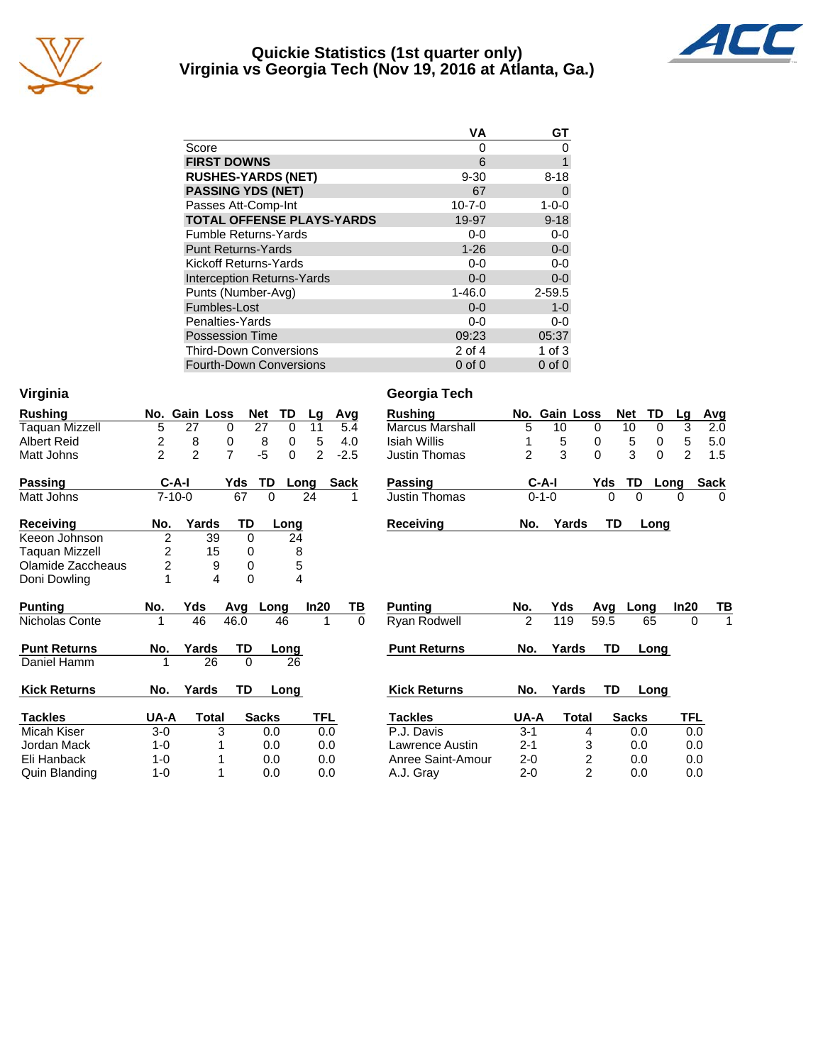# Quickie Statistics (1st quarter only)
## Virginia vs Georgia Tech (Nov 19, 2016 at Atlanta, Ga.)

| | VA | GT |
|---|---|---|
| Score | 0 | 0 |
| **FIRST DOWNS** | 6 | 1 |
| **RUSHES-YARDS (NET)** | 9-30 | 8-18 |
| **PASSING YDS (NET)** | 67 | 0 |
| Passes Att-Comp-Int | 10-7-0 | 1-0-0 |
| **TOTAL OFFENSE PLAYS-YARDS** | 19-97 | 9-18 |
| Fumble Returns-Yards | 0-0 | 0-0 |
| Punt Returns-Yards | 1-26 | 0-0 |
| Kickoff Returns-Yards | 0-0 | 0-0 |
| Interception Returns-Yards | 0-0 | 0-0 |
| Punts (Number-Avg) | 1-46.0 | 2-59.5 |
| Fumbles-Lost | 0-0 | 1-0 |
| Penalties-Yards | 0-0 | 0-0 |
| Possession Time | 09:23 | 05:37 |
| Third-Down Conversions | 2 of 4 | 1 of 3 |
| Fourth-Down Conversions | 0 of 0 | 0 of 0 |

### Virginia

| Rushing | No. | Gain | Loss | Net | TD | Lg | Avg |
|---|---|---|---|---|---|---|---|
| Taquan Mizzell | 5 | 27 | 0 | 27 | 0 | 11 | 5.4 |
| Albert Reid | 2 | 8 | 0 | 8 | 0 | 5 | 4.0 |
| Matt Johns | 2 | 2 | 7 | -5 | 0 | 2 | -2.5 |

| Passing | C-A-I | Yds | TD | Long | Sack |
|---|---|---|---|---|---|
| Matt Johns | 7-10-0 | 67 | 0 | 24 | 1 |

| Receiving | No. | Yards | TD | Long |
|---|---|---|---|---|
| Keeon Johnson | 2 | 39 | 0 | 24 |
| Taquan Mizzell | 2 | 15 | 0 | 8 |
| Olamide Zaccheaus | 2 | 9 | 0 | 5 |
| Doni Dowling | 1 | 4 | 0 | 4 |

| Punting | No. | Yds | Avg | Long | In20 | TB |
|---|---|---|---|---|---|---|
| Nicholas Conte | 1 | 46 | 46.0 | 46 | 1 | 0 |

| Punt Returns | No. | Yards | TD | Long |
|---|---|---|---|---|
| Daniel Hamm | 1 | 26 | 0 | 26 |

| Kick Returns | No. | Yards | TD | Long |
|---|---|---|---|---|

| Tackles | UA-A | Total | Sacks | TFL |
|---|---|---|---|---|
| Micah Kiser | 3-0 | 3 | 0.0 | 0.0 |
| Jordan Mack | 1-0 | 1 | 0.0 | 0.0 |
| Eli Hanback | 1-0 | 1 | 0.0 | 0.0 |
| Quin Blanding | 1-0 | 1 | 0.0 | 0.0 |

### Georgia Tech

| Rushing | No. | Gain | Loss | Net | TD | Lg | Avg |
|---|---|---|---|---|---|---|---|
| Marcus Marshall | 5 | 10 | 0 | 10 | 0 | 3 | 2.0 |
| Isiah Willis | 1 | 5 | 0 | 5 | 0 | 5 | 5.0 |
| Justin Thomas | 2 | 3 | 0 | 3 | 0 | 2 | 1.5 |

| Passing | C-A-I | Yds | TD | Long | Sack |
|---|---|---|---|---|---|
| Justin Thomas | 0-1-0 | 0 | 0 | 0 | 0 |

| Receiving | No. | Yards | TD | Long |
|---|---|---|---|---|

| Punting | No. | Yds | Avg | Long | In20 | TB |
|---|---|---|---|---|---|---|
| Ryan Rodwell | 2 | 119 | 59.5 | 65 | 0 | 1 |

| Punt Returns | No. | Yards | TD | Long |
|---|---|---|---|---|

| Kick Returns | No. | Yards | TD | Long |
|---|---|---|---|---|

| Tackles | UA-A | Total | Sacks | TFL |
|---|---|---|---|---|
| P.J. Davis | 3-1 | 4 | 0.0 | 0.0 |
| Lawrence Austin | 2-1 | 3 | 0.0 | 0.0 |
| Anree Saint-Amour | 2-0 | 2 | 0.0 | 0.0 |
| A.J. Gray | 2-0 | 2 | 0.0 | 0.0 |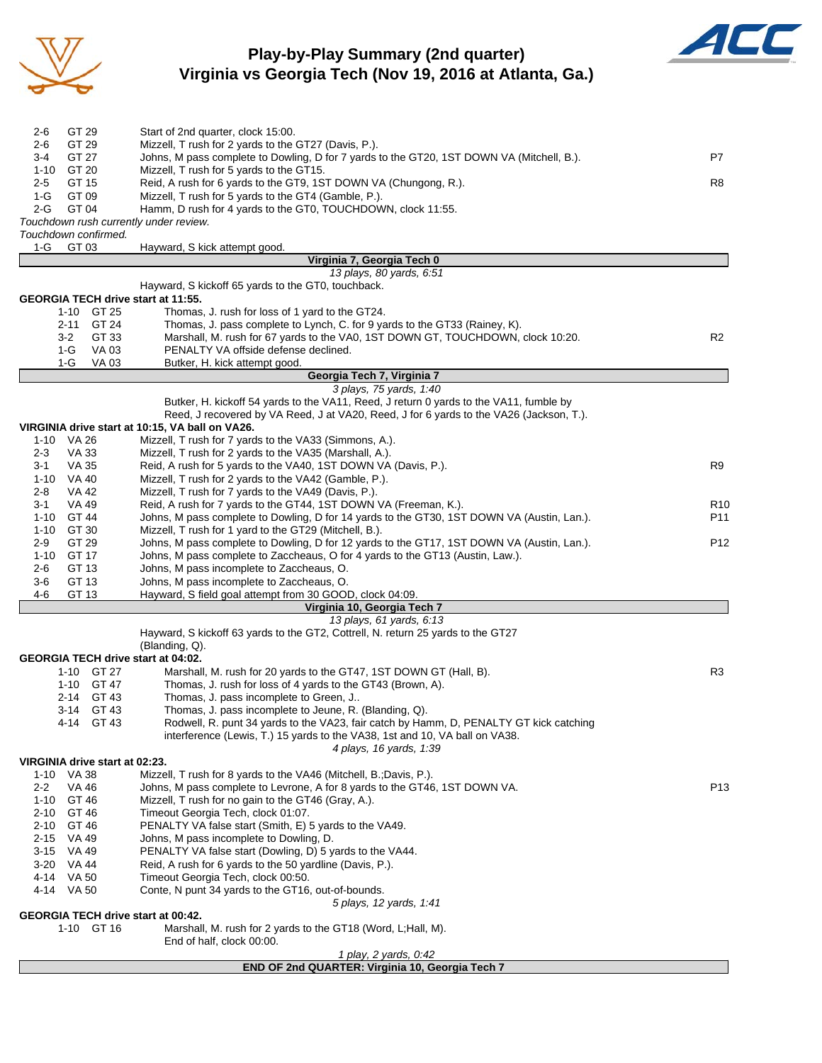# Play-by-Play Summary (2nd quarter)
## Virginia vs Georgia Tech (Nov 19, 2016 at Atlanta, Ga.)

| Down | Spot | Play | |
|---|---|---|---|
| 2-6 | GT 29 | Start of 2nd quarter, clock 15:00. | |
| 2-6 | GT 29 | Mizzell, T rush for 2 yards to the GT27 (Davis, P.). | |
| 3-4 | GT 27 | Johns, M pass complete to Dowling, D for 7 yards to the GT20, 1ST DOWN VA (Mitchell, B.). | P7 |
| 1-10 | GT 20 | Mizzell, T rush for 5 yards to the GT15. | |
| 2-5 | GT 15 | Reid, A rush for 6 yards to the GT9, 1ST DOWN VA (Chungong, R.). | R8 |
| 1-G | GT 09 | Mizzell, T rush for 5 yards to the GT4 (Gamble, P.). | |
| 2-G | GT 04 | Hamm, D rush for 4 yards to the GT0, TOUCHDOWN, clock 11:55. | |

*Touchdown rush currently under review.*
*Touchdown confirmed.*

| Down | Spot | Play | |
|---|---|---|---|
| 1-G | GT 03 | Hayward, S kick attempt good. | |

**Virginia 7, Georgia Tech 0**
*13 plays, 80 yards, 6:51*

Hayward, S kickoff 65 yards to the GT0, touchback.

**GEORGIA TECH drive start at 11:55.**

| Down | Spot | Play | |
|---|---|---|---|
| 1-10 | GT 25 | Thomas, J. rush for loss of 1 yard to the GT24. | |
| 2-11 | GT 24 | Thomas, J. pass complete to Lynch, C. for 9 yards to the GT33 (Rainey, K). | |
| 3-2 | GT 33 | Marshall, M. rush for 67 yards to the VA0, 1ST DOWN GT, TOUCHDOWN, clock 10:20. | R2 |
| 1-G | VA 03 | PENALTY VA offside defense declined. | |
| 1-G | VA 03 | Butker, H. kick attempt good. | |

**Georgia Tech 7, Virginia 7**
*3 plays, 75 yards, 1:40*

Butker, H. kickoff 54 yards to the VA11, Reed, J return 0 yards to the VA11, fumble by Reed, J recovered by VA Reed, J at VA20, Reed, J for 6 yards to the VA26 (Jackson, T.).

**VIRGINIA drive start at 10:15, VA ball on VA26.**

| Down | Spot | Play | |
|---|---|---|---|
| 1-10 | VA 26 | Mizzell, T rush for 7 yards to the VA33 (Simmons, A.). | |
| 2-3 | VA 33 | Mizzell, T rush for 2 yards to the VA35 (Marshall, A.). | |
| 3-1 | VA 35 | Reid, A rush for 5 yards to the VA40, 1ST DOWN VA (Davis, P.). | R9 |
| 1-10 | VA 40 | Mizzell, T rush for 2 yards to the VA42 (Gamble, P.). | |
| 2-8 | VA 42 | Mizzell, T rush for 7 yards to the VA49 (Davis, P.). | |
| 3-1 | VA 49 | Reid, A rush for 7 yards to the GT44, 1ST DOWN VA (Freeman, K.). | R10 |
| 1-10 | GT 44 | Johns, M pass complete to Dowling, D for 14 yards to the GT30, 1ST DOWN VA (Austin, Lan.). | P11 |
| 1-10 | GT 30 | Mizzell, T rush for 1 yard to the GT29 (Mitchell, B.). | |
| 2-9 | GT 29 | Johns, M pass complete to Dowling, D for 12 yards to the GT17, 1ST DOWN VA (Austin, Lan.). | P12 |
| 1-10 | GT 17 | Johns, M pass complete to Zaccheaus, O for 4 yards to the GT13 (Austin, Law.). | |
| 2-6 | GT 13 | Johns, M pass incomplete to Zaccheaus, O. | |
| 3-6 | GT 13 | Johns, M pass incomplete to Zaccheaus, O. | |
| 4-6 | GT 13 | Hayward, S field goal attempt from 30 GOOD, clock 04:09. | |

**Virginia 10, Georgia Tech 7**
*13 plays, 61 yards, 6:13*

Hayward, S kickoff 63 yards to the GT2, Cottrell, N. return 25 yards to the GT27 (Blanding, Q).

**GEORGIA TECH drive start at 04:02.**

| Down | Spot | Play | |
|---|---|---|---|
| 1-10 | GT 27 | Marshall, M. rush for 20 yards to the GT47, 1ST DOWN GT (Hall, B). | R3 |
| 1-10 | GT 47 | Thomas, J. rush for loss of 4 yards to the GT43 (Brown, A). | |
| 2-14 | GT 43 | Thomas, J. pass incomplete to Green, J.. | |
| 3-14 | GT 43 | Thomas, J. pass incomplete to Jeune, R. (Blanding, Q). | |
| 4-14 | GT 43 | Rodwell, R. punt 34 yards to the VA23, fair catch by Hamm, D, PENALTY GT kick catching interference (Lewis, T.) 15 yards to the VA38, 1st and 10, VA ball on VA38. | |

*4 plays, 16 yards, 1:39*

**VIRGINIA drive start at 02:23.**

| Down | Spot | Play | |
|---|---|---|---|
| 1-10 | VA 38 | Mizzell, T rush for 8 yards to the VA46 (Mitchell, B.;Davis, P.). | |
| 2-2 | VA 46 | Johns, M pass complete to Levrone, A for 8 yards to the GT46, 1ST DOWN VA. | P13 |
| 1-10 | GT 46 | Mizzell, T rush for no gain to the GT46 (Gray, A.). | |
| 2-10 | GT 46 | Timeout Georgia Tech, clock 01:07. | |
| 2-10 | GT 46 | PENALTY VA false start (Smith, E) 5 yards to the VA49. | |
| 2-15 | VA 49 | Johns, M pass incomplete to Dowling, D. | |
| 3-15 | VA 49 | PENALTY VA false start (Dowling, D) 5 yards to the VA44. | |
| 3-20 | VA 44 | Reid, A rush for 6 yards to the 50 yardline (Davis, P.). | |
| 4-14 | VA 50 | Timeout Georgia Tech, clock 00:50. | |
| 4-14 | VA 50 | Conte, N punt 34 yards to the GT16, out-of-bounds. | |

*5 plays, 12 yards, 1:41*

**GEORGIA TECH drive start at 00:42.**

| Down | Spot | Play | |
|---|---|---|---|
| 1-10 | GT 16 | Marshall, M. rush for 2 yards to the GT18 (Word, L;Hall, M). | |
| | | End of half, clock 00:00. | |

*1 play, 2 yards, 0:42*

**END OF 2nd QUARTER: Virginia 10, Georgia Tech 7**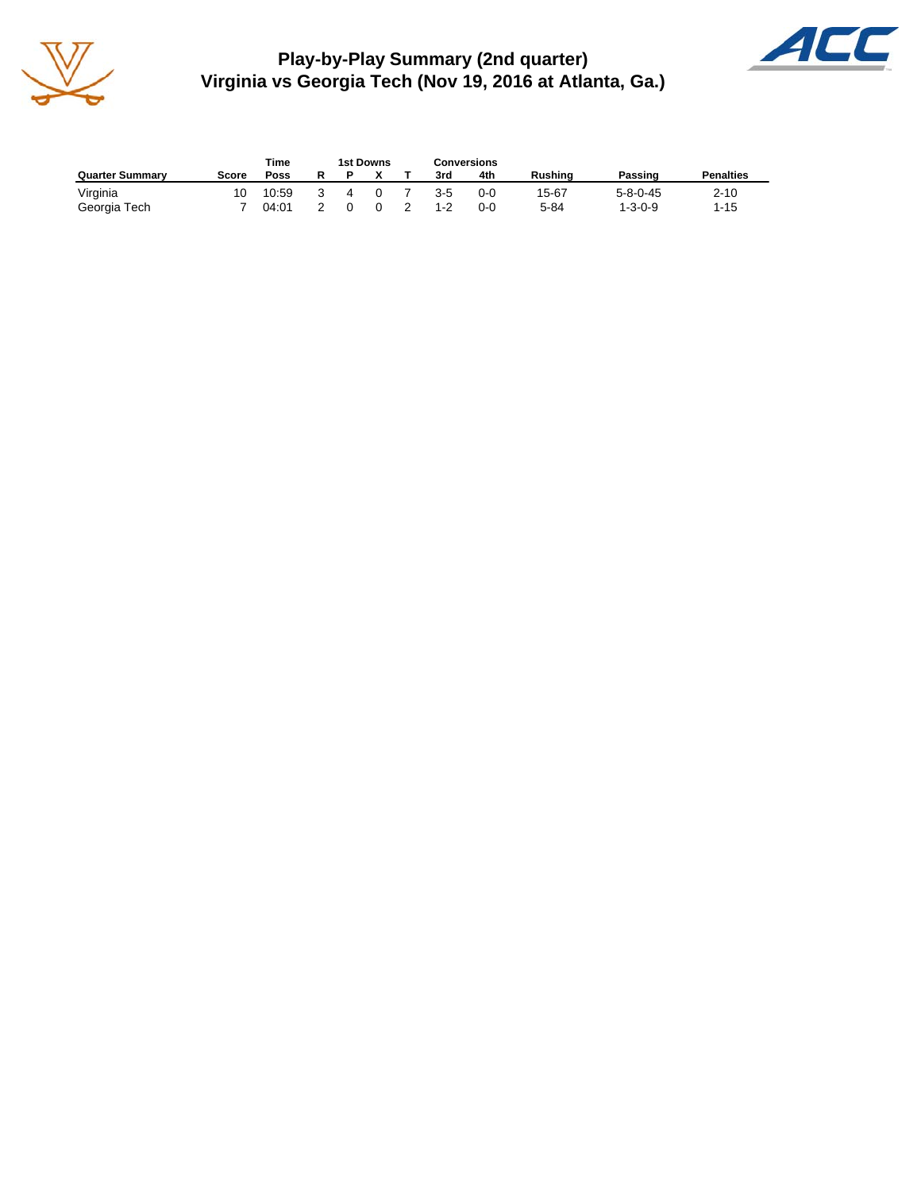# Play-by-Play Summary (2nd quarter)
## Virginia vs Georgia Tech (Nov 19, 2016 at Atlanta, Ga.)

| Quarter Summary | Score | Time Poss | 1st Downs R | P | X | T | Conversions 3rd | 4th | Rushing | Passing | Penalties |
|---|---|---|---|---|---|---|---|---|---|---|---|
| Virginia | 10 | 10:59 | 3 | 4 | 0 | 7 | 3-5 | 0-0 | 15-67 | 5-8-0-45 | 2-10 |
| Georgia Tech | 7 | 04:01 | 2 | 0 | 0 | 2 | 1-2 | 0-0 | 5-84 | 1-3-0-9 | 1-15 |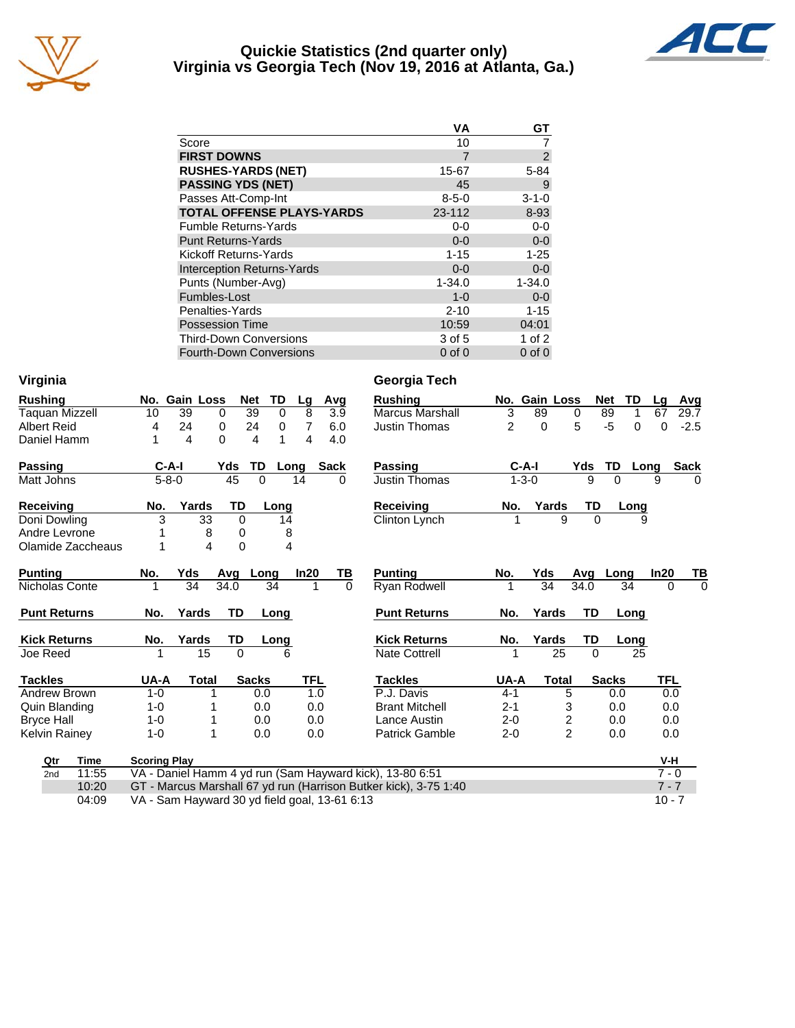# Quickie Statistics (2nd quarter only)
## Virginia vs Georgia Tech (Nov 19, 2016 at Atlanta, Ga.)

| | VA | GT |
|---|---|---|
| Score | 10 | 7 |
| **FIRST DOWNS** | 7 | 2 |
| **RUSHES-YARDS (NET)** | 15-67 | 5-84 |
| **PASSING YDS (NET)** | 45 | 9 |
| Passes Att-Comp-Int | 8-5-0 | 3-1-0 |
| **TOTAL OFFENSE PLAYS-YARDS** | 23-112 | 8-93 |
| Fumble Returns-Yards | 0-0 | 0-0 |
| Punt Returns-Yards | 0-0 | 0-0 |
| Kickoff Returns-Yards | 1-15 | 1-25 |
| Interception Returns-Yards | 0-0 | 0-0 |
| Punts (Number-Avg) | 1-34.0 | 1-34.0 |
| Fumbles-Lost | 1-0 | 0-0 |
| Penalties-Yards | 2-10 | 1-15 |
| Possession Time | 10:59 | 04:01 |
| Third-Down Conversions | 3 of 5 | 1 of 2 |
| Fourth-Down Conversions | 0 of 0 | 0 of 0 |

### Virginia

| Rushing | No. | Gain | Loss | Net | TD | Lg | Avg |
|---|---|---|---|---|---|---|---|
| Taquan Mizzell | 10 | 39 | 0 | 39 | 0 | 8 | 3.9 |
| Albert Reid | 4 | 24 | 0 | 24 | 0 | 7 | 6.0 |
| Daniel Hamm | 1 | 4 | 0 | 4 | 1 | 4 | 4.0 |

| Passing | C-A-I | Yds | TD | Long | Sack |
|---|---|---|---|---|---|
| Matt Johns | 5-8-0 | 45 | 0 | 14 | 0 |

| Receiving | No. | Yards | TD | Long |
|---|---|---|---|---|
| Doni Dowling | 3 | 33 | 0 | 14 |
| Andre Levrone | 1 | 8 | 0 | 8 |
| Olamide Zaccheaus | 1 | 4 | 0 | 4 |

| Punting | No. | Yds | Avg | Long | In20 | TB |
|---|---|---|---|---|---|---|
| Nicholas Conte | 1 | 34 | 34.0 | 34 | 1 | 0 |

| Punt Returns | No. | Yards | TD | Long |
|---|---|---|---|---|

| Kick Returns | No. | Yards | TD | Long |
|---|---|---|---|---|
| Joe Reed | 1 | 15 | 0 | 6 |

| Tackles | UA-A | Total | Sacks | TFL |
|---|---|---|---|---|
| Andrew Brown | 1-0 | 1 | 0.0 | 1.0 |
| Quin Blanding | 1-0 | 1 | 0.0 | 0.0 |
| Bryce Hall | 1-0 | 1 | 0.0 | 0.0 |
| Kelvin Rainey | 1-0 | 1 | 0.0 | 0.0 |

### Georgia Tech

| Rushing | No. | Gain | Loss | Net | TD | Lg | Avg |
|---|---|---|---|---|---|---|---|
| Marcus Marshall | 3 | 89 | 0 | 89 | 1 | 67 | 29.7 |
| Justin Thomas | 2 | 0 | 5 | -5 | 0 | 0 | -2.5 |

| Passing | C-A-I | Yds | TD | Long | Sack |
|---|---|---|---|---|---|
| Justin Thomas | 1-3-0 | 9 | 0 | 9 | 0 |

| Receiving | No. | Yards | TD | Long |
|---|---|---|---|---|
| Clinton Lynch | 1 | 9 | 0 | 9 |

| Punting | No. | Yds | Avg | Long | In20 | TB |
|---|---|---|---|---|---|---|
| Ryan Rodwell | 1 | 34 | 34.0 | 34 | 0 | 0 |

| Punt Returns | No. | Yards | TD | Long |
|---|---|---|---|---|

| Kick Returns | No. | Yards | TD | Long |
|---|---|---|---|---|
| Nate Cottrell | 1 | 25 | 0 | 25 |

| Tackles | UA-A | Total | Sacks | TFL |
|---|---|---|---|---|
| P.J. Davis | 4-1 | 5 | 0.0 | 0.0 |
| Brant Mitchell | 2-1 | 3 | 0.0 | 0.0 |
| Lance Austin | 2-0 | 2 | 0.0 | 0.0 |
| Patrick Gamble | 2-0 | 2 | 0.0 | 0.0 |

| Qtr | Time | Scoring Play | V-H |
|---|---|---|---|
| 2nd | 11:55 | VA - Daniel Hamm 4 yd run (Sam Hayward kick), 13-80 6:51 | 7 - 0 |
| | 10:20 | GT - Marcus Marshall 67 yd run (Harrison Butker kick), 3-75 1:40 | 7 - 7 |
| | 04:09 | VA - Sam Hayward 30 yd field goal, 13-61 6:13 | 10 - 7 |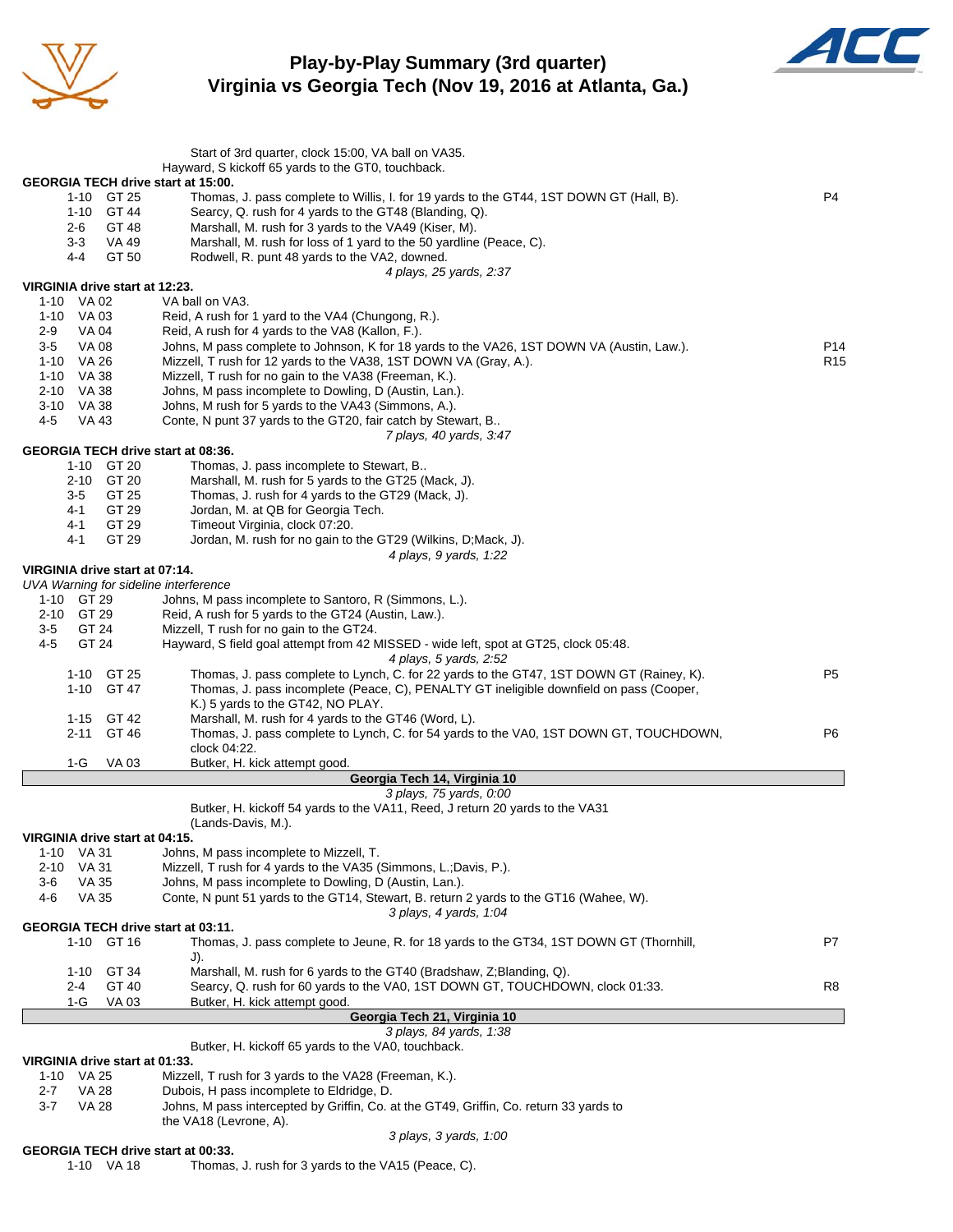# Play-by-Play Summary (3rd quarter)
## Virginia vs Georgia Tech (Nov 19, 2016 at Atlanta, Ga.)

Start of 3rd quarter, clock 15:00, VA ball on VA35.
Hayward, S kickoff 65 yards to the GT0, touchback.

**GEORGIA TECH drive start at 15:00.**

| Down | Spot | Play | |
|---|---|---|---|
| 1-10 | GT 25 | Thomas, J. pass complete to Willis, I. for 19 yards to the GT44, 1ST DOWN GT (Hall, B). | P4 |
| 1-10 | GT 44 | Searcy, Q. rush for 4 yards to the GT48 (Blanding, Q). | |
| 2-6 | GT 48 | Marshall, M. rush for 3 yards to the VA49 (Kiser, M). | |
| 3-3 | VA 49 | Marshall, M. rush for loss of 1 yard to the 50 yardline (Peace, C). | |
| 4-4 | GT 50 | Rodwell, R. punt 48 yards to the VA2, downed. | |

*4 plays, 25 yards, 2:37*

**VIRGINIA drive start at 12:23.**

| Down | Spot | Play | |
|---|---|---|---|
| 1-10 | VA 02 | VA ball on VA3. | |
| 1-10 | VA 03 | Reid, A rush for 1 yard to the VA4 (Chungong, R.). | |
| 2-9 | VA 04 | Reid, A rush for 4 yards to the VA8 (Kallon, F.). | |
| 3-5 | VA 08 | Johns, M pass complete to Johnson, K for 18 yards to the VA26, 1ST DOWN VA (Austin, Law.). | P14 |
| 1-10 | VA 26 | Mizzell, T rush for 12 yards to the VA38, 1ST DOWN VA (Gray, A.). | R15 |
| 1-10 | VA 38 | Mizzell, T rush for no gain to the VA38 (Freeman, K.). | |
| 2-10 | VA 38 | Johns, M pass incomplete to Dowling, D (Austin, Lan.). | |
| 3-10 | VA 38 | Johns, M rush for 5 yards to the VA43 (Simmons, A.). | |
| 4-5 | VA 43 | Conte, N punt 37 yards to the GT20, fair catch by Stewart, B.. | |

*7 plays, 40 yards, 3:47*

**GEORGIA TECH drive start at 08:36.**

| Down | Spot | Play | |
|---|---|---|---|
| 1-10 | GT 20 | Thomas, J. pass incomplete to Stewart, B.. | |
| 2-10 | GT 20 | Marshall, M. rush for 5 yards to the GT25 (Mack, J). | |
| 3-5 | GT 25 | Thomas, J. rush for 4 yards to the GT29 (Mack, J). | |
| 4-1 | GT 29 | Jordan, M. at QB for Georgia Tech. | |
| 4-1 | GT 29 | Timeout Virginia, clock 07:20. | |
| 4-1 | GT 29 | Jordan, M. rush for no gain to the GT29 (Wilkins, D;Mack, J). | |

*4 plays, 9 yards, 1:22*

**VIRGINIA drive start at 07:14.**

*UVA Warning for sideline interference*

| Down | Spot | Play | |
|---|---|---|---|
| 1-10 | GT 29 | Johns, M pass incomplete to Santoro, R (Simmons, L.). | |
| 2-10 | GT 29 | Reid, A rush for 5 yards to the GT24 (Austin, Law.). | |
| 3-5 | GT 24 | Mizzell, T rush for no gain to the GT24. | |
| 4-5 | GT 24 | Hayward, S field goal attempt from 42 MISSED - wide left, spot at GT25, clock 05:48. | |

*4 plays, 5 yards, 2:52*

| Down | Spot | Play | |
|---|---|---|---|
| 1-10 | GT 25 | Thomas, J. pass complete to Lynch, C. for 22 yards to the GT47, 1ST DOWN GT (Rainey, K). | P5 |
| 1-10 | GT 47 | Thomas, J. pass incomplete (Peace, C), PENALTY GT ineligible downfield on pass (Cooper, K.) 5 yards to the GT42, NO PLAY. | |
| 1-15 | GT 42 | Marshall, M. rush for 4 yards to the GT46 (Word, L). | |
| 2-11 | GT 46 | Thomas, J. pass complete to Lynch, C. for 54 yards to the VA0, 1ST DOWN GT, TOUCHDOWN, clock 04:22. | P6 |
| 1-G | VA 03 | Butker, H. kick attempt good. | |

**Georgia Tech 14, Virginia 10**

*3 plays, 75 yards, 0:00*

Butker, H. kickoff 54 yards to the VA11, Reed, J return 20 yards to the VA31 (Lands-Davis, M.).

**VIRGINIA drive start at 04:15.**

| Down | Spot | Play | |
|---|---|---|---|
| 1-10 | VA 31 | Johns, M pass incomplete to Mizzell, T. | |
| 2-10 | VA 31 | Mizzell, T rush for 4 yards to the VA35 (Simmons, L.;Davis, P.). | |
| 3-6 | VA 35 | Johns, M pass incomplete to Dowling, D (Austin, Lan.). | |
| 4-6 | VA 35 | Conte, N punt 51 yards to the GT14, Stewart, B. return 2 yards to the GT16 (Wahee, W). | |

*3 plays, 4 yards, 1:04*

**GEORGIA TECH drive start at 03:11.**

| Down | Spot | Play | |
|---|---|---|---|
| 1-10 | GT 16 | Thomas, J. pass complete to Jeune, R. for 18 yards to the GT34, 1ST DOWN GT (Thornhill, J). | P7 |
| 1-10 | GT 34 | Marshall, M. rush for 6 yards to the GT40 (Bradshaw, Z;Blanding, Q). | |
| 2-4 | GT 40 | Searcy, Q. rush for 60 yards to the VA0, 1ST DOWN GT, TOUCHDOWN, clock 01:33. | R8 |
| 1-G | VA 03 | Butker, H. kick attempt good. | |

**Georgia Tech 21, Virginia 10**

*3 plays, 84 yards, 1:38*

Butker, H. kickoff 65 yards to the VA0, touchback.

**VIRGINIA drive start at 01:33.**

| Down | Spot | Play | |
|---|---|---|---|
| 1-10 | VA 25 | Mizzell, T rush for 3 yards to the VA28 (Freeman, K.). | |
| 2-7 | VA 28 | Dubois, H pass incomplete to Eldridge, D. | |
| 3-7 | VA 28 | Johns, M pass intercepted by Griffin, Co. at the GT49, Griffin, Co. return 33 yards to the VA18 (Levrone, A). | |

*3 plays, 3 yards, 1:00*

**GEORGIA TECH drive start at 00:33.**

| Down | Spot | Play | |
|---|---|---|---|
| 1-10 | VA 18 | Thomas, J. rush for 3 yards to the VA15 (Peace, C). | |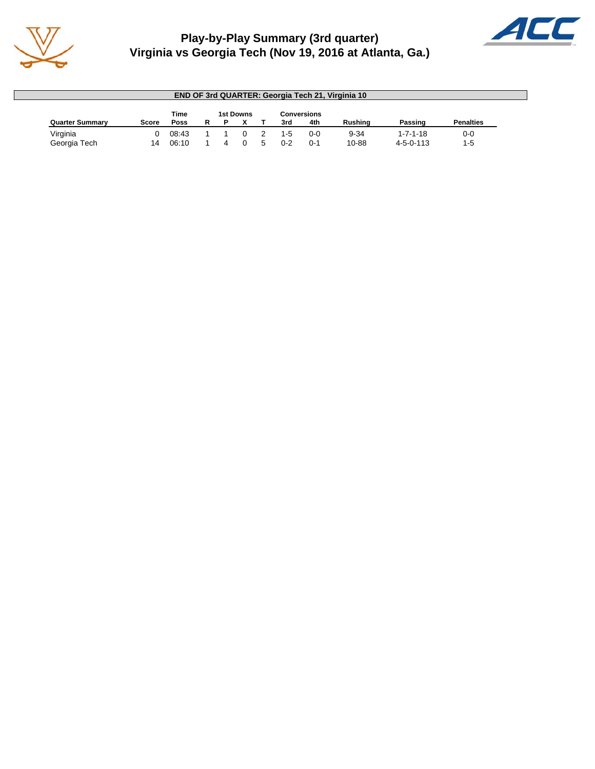# Play-by-Play Summary (3rd quarter)
## Virginia vs Georgia Tech (Nov 19, 2016 at Atlanta, Ga.)

**END OF 3rd QUARTER: Georgia Tech 21, Virginia 10**

| Quarter Summary | Score | Time Poss | 1st Downs R | P | X | T | Conversions 3rd | 4th | Rushing | Passing | Penalties |
|---|---|---|---|---|---|---|---|---|---|---|---|
| Virginia | 0 | 08:43 | 1 | 1 | 0 | 2 | 1-5 | 0-0 | 9-34 | 1-7-1-18 | 0-0 |
| Georgia Tech | 14 | 06:10 | 1 | 4 | 0 | 5 | 0-2 | 0-1 | 10-88 | 4-5-0-113 | 1-5 |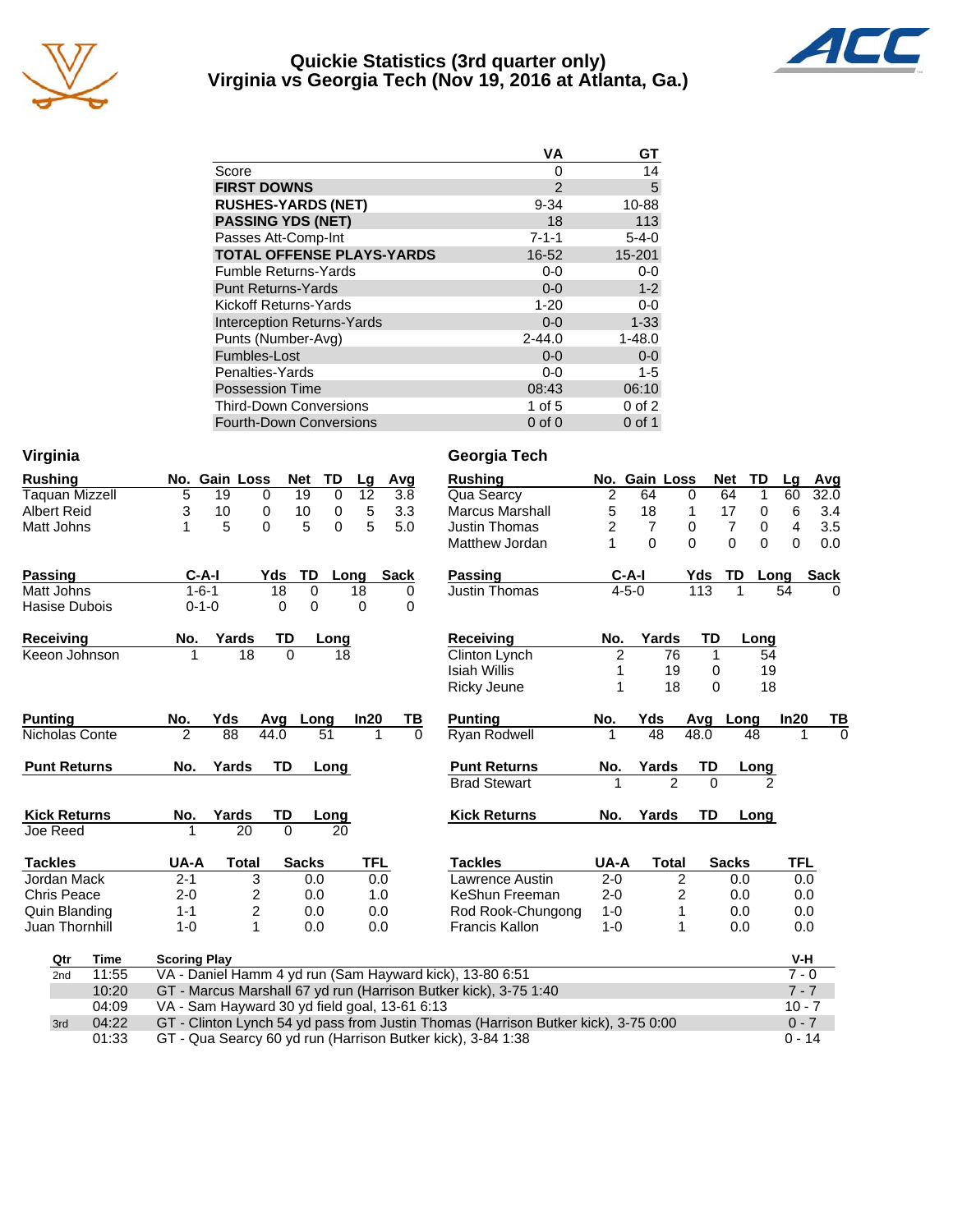# Quickie Statistics (3rd quarter only)
## Virginia vs Georgia Tech (Nov 19, 2016 at Atlanta, Ga.)

| | VA | GT |
|---|---|---|
| Score | 0 | 14 |
| **FIRST DOWNS** | 2 | 5 |
| **RUSHES-YARDS (NET)** | 9-34 | 10-88 |
| **PASSING YDS (NET)** | 18 | 113 |
| Passes Att-Comp-Int | 7-1-1 | 5-4-0 |
| **TOTAL OFFENSE PLAYS-YARDS** | 16-52 | 15-201 |
| Fumble Returns-Yards | 0-0 | 0-0 |
| Punt Returns-Yards | 0-0 | 1-2 |
| Kickoff Returns-Yards | 1-20 | 0-0 |
| Interception Returns-Yards | 0-0 | 1-33 |
| Punts (Number-Avg) | 2-44.0 | 1-48.0 |
| Fumbles-Lost | 0-0 | 0-0 |
| Penalties-Yards | 0-0 | 1-5 |
| Possession Time | 08:43 | 06:10 |
| Third-Down Conversions | 1 of 5 | 0 of 2 |
| Fourth-Down Conversions | 0 of 0 | 0 of 1 |

### Virginia

| Rushing | No. | Gain | Loss | Net | TD | Lg | Avg |
|---|---|---|---|---|---|---|---|
| Taquan Mizzell | 5 | 19 | 0 | 19 | 0 | 12 | 3.8 |
| Albert Reid | 3 | 10 | 0 | 10 | 0 | 5 | 3.3 |
| Matt Johns | 1 | 5 | 0 | 5 | 0 | 5 | 5.0 |

| Passing | C-A-I | Yds | TD | Long | Sack |
|---|---|---|---|---|---|
| Matt Johns | 1-6-1 | 18 | 0 | 18 | 0 |
| Hasise Dubois | 0-1-0 | 0 | 0 | 0 | 0 |

| Receiving | No. | Yards | TD | Long |
|---|---|---|---|---|
| Keeon Johnson | 1 | 18 | 0 | 18 |

| Punting | No. | Yds | Avg | Long | In20 | TB |
|---|---|---|---|---|---|---|
| Nicholas Conte | 2 | 88 | 44.0 | 51 | 1 | 0 |

| Punt Returns | No. | Yards | TD | Long |
|---|---|---|---|---|

| Kick Returns | No. | Yards | TD | Long |
|---|---|---|---|---|
| Joe Reed | 1 | 20 | 0 | 20 |

| Tackles | UA-A | Total | Sacks | TFL |
|---|---|---|---|---|
| Jordan Mack | 2-1 | 3 | 0.0 | 0.0 |
| Chris Peace | 2-0 | 2 | 0.0 | 1.0 |
| Quin Blanding | 1-1 | 2 | 0.0 | 0.0 |
| Juan Thornhill | 1-0 | 1 | 0.0 | 0.0 |

### Georgia Tech

| Rushing | No. | Gain | Loss | Net | TD | Lg | Avg |
|---|---|---|---|---|---|---|---|
| Qua Searcy | 2 | 64 | 0 | 64 | 1 | 60 | 32.0 |
| Marcus Marshall | 5 | 18 | 1 | 17 | 0 | 6 | 3.4 |
| Justin Thomas | 2 | 7 | 0 | 7 | 0 | 4 | 3.5 |
| Matthew Jordan | 1 | 0 | 0 | 0 | 0 | 0 | 0.0 |

| Passing | C-A-I | Yds | TD | Long | Sack |
|---|---|---|---|---|---|
| Justin Thomas | 4-5-0 | 113 | 1 | 54 | 0 |

| Receiving | No. | Yards | TD | Long |
|---|---|---|---|---|
| Clinton Lynch | 2 | 76 | 1 | 54 |
| Isiah Willis | 1 | 19 | 0 | 19 |
| Ricky Jeune | 1 | 18 | 0 | 18 |

| Punting | No. | Yds | Avg | Long | In20 | TB |
|---|---|---|---|---|---|---|
| Ryan Rodwell | 1 | 48 | 48.0 | 48 | 1 | 0 |

| Punt Returns | No. | Yards | TD | Long |
|---|---|---|---|---|
| Brad Stewart | 1 | 2 | 0 | 2 |

| Kick Returns | No. | Yards | TD | Long |
|---|---|---|---|---|

| Tackles | UA-A | Total | Sacks | TFL |
|---|---|---|---|---|
| Lawrence Austin | 2-0 | 2 | 0.0 | 0.0 |
| KeShun Freeman | 2-0 | 2 | 0.0 | 0.0 |
| Rod Rook-Chungong | 1-0 | 1 | 0.0 | 0.0 |
| Francis Kallon | 1-0 | 1 | 0.0 | 0.0 |

| Qtr | Time | Scoring Play | V-H |
|---|---|---|---|
| 2nd | 11:55 | VA - Daniel Hamm 4 yd run (Sam Hayward kick), 13-80 6:51 | 7 - 0 |
| | 10:20 | GT - Marcus Marshall 67 yd run (Harrison Butker kick), 3-75 1:40 | 7 - 7 |
| | 04:09 | VA - Sam Hayward 30 yd field goal, 13-61 6:13 | 10 - 7 |
| 3rd | 04:22 | GT - Clinton Lynch 54 yd pass from Justin Thomas (Harrison Butker kick), 3-75 0:00 | 0 - 7 |
| | 01:33 | GT - Qua Searcy 60 yd run (Harrison Butker kick), 3-84 1:38 | 0 - 14 |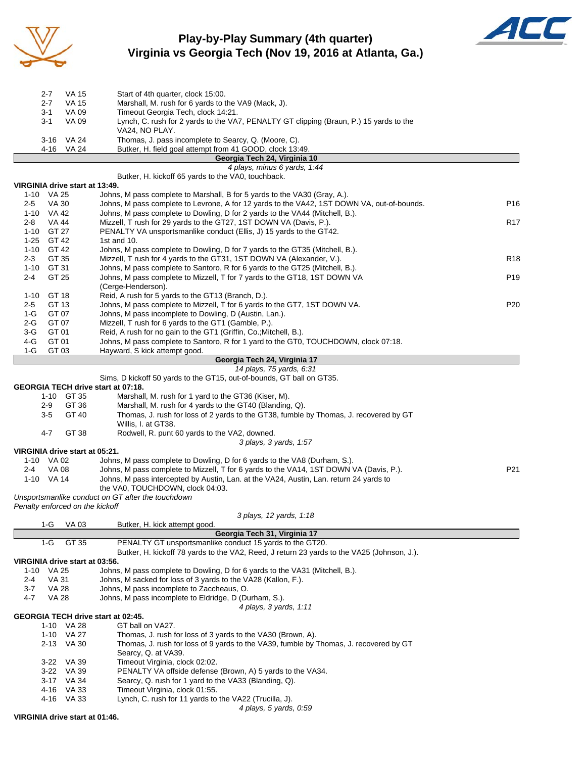# Play-by-Play Summary (4th quarter)
## Virginia vs Georgia Tech (Nov 19, 2016 at Atlanta, Ga.)

| Down | Spot | Play | |
|---|---|---|---|
| 2-7 | VA 15 | Start of 4th quarter, clock 15:00. | |
| 2-7 | VA 15 | Marshall, M. rush for 6 yards to the VA9 (Mack, J). | |
| 3-1 | VA 09 | Timeout Georgia Tech, clock 14:21. | |
| 3-1 | VA 09 | Lynch, C. rush for 2 yards to the VA7, PENALTY GT clipping (Braun, P.) 15 yards to the VA24, NO PLAY. | |
| 3-16 | VA 24 | Thomas, J. pass incomplete to Searcy, Q. (Moore, C). | |
| 4-16 | VA 24 | Butker, H. field goal attempt from 41 GOOD, clock 13:49. | |

**Georgia Tech 24, Virginia 10**

*4 plays, minus 6 yards, 1:44*

Butker, H. kickoff 65 yards to the VA0, touchback.

**VIRGINIA drive start at 13:49.**

| Down | Spot | Play | |
|---|---|---|---|
| 1-10 | VA 25 | Johns, M pass complete to Marshall, B for 5 yards to the VA30 (Gray, A.). | |
| 2-5 | VA 30 | Johns, M pass complete to Levrone, A for 12 yards to the VA42, 1ST DOWN VA, out-of-bounds. | P16 |
| 1-10 | VA 42 | Johns, M pass complete to Dowling, D for 2 yards to the VA44 (Mitchell, B.). | |
| 2-8 | VA 44 | Mizzell, T rush for 29 yards to the GT27, 1ST DOWN VA (Davis, P.). | R17 |
| 1-10 | GT 27 | PENALTY VA unsportsmanlike conduct (Ellis, J) 15 yards to the GT42. | |
| 1-25 | GT 42 | 1st and 10. | |
| 1-10 | GT 42 | Johns, M pass complete to Dowling, D for 7 yards to the GT35 (Mitchell, B.). | |
| 2-3 | GT 35 | Mizzell, T rush for 4 yards to the GT31, 1ST DOWN VA (Alexander, V.). | R18 |
| 1-10 | GT 31 | Johns, M pass complete to Santoro, R for 6 yards to the GT25 (Mitchell, B.). | |
| 2-4 | GT 25 | Johns, M pass complete to Mizzell, T for 7 yards to the GT18, 1ST DOWN VA (Cerge-Henderson). | P19 |
| 1-10 | GT 18 | Reid, A rush for 5 yards to the GT13 (Branch, D.). | |
| 2-5 | GT 13 | Johns, M pass complete to Mizzell, T for 6 yards to the GT7, 1ST DOWN VA. | P20 |
| 1-G | GT 07 | Johns, M pass incomplete to Dowling, D (Austin, Lan.). | |
| 2-G | GT 07 | Mizzell, T rush for 6 yards to the GT1 (Gamble, P.). | |
| 3-G | GT 01 | Reid, A rush for no gain to the GT1 (Griffin, Co.;Mitchell, B.). | |
| 4-G | GT 01 | Johns, M pass complete to Santoro, R for 1 yard to the GT0, TOUCHDOWN, clock 07:18. | |
| 1-G | GT 03 | Hayward, S kick attempt good. | |

**Georgia Tech 24, Virginia 17**

*14 plays, 75 yards, 6:31*

Sims, D kickoff 50 yards to the GT15, out-of-bounds, GT ball on GT35.

**GEORGIA TECH drive start at 07:18.**

| Down | Spot | Play |
|---|---|---|
| 1-10 | GT 35 | Marshall, M. rush for 1 yard to the GT36 (Kiser, M). |
| 2-9 | GT 36 | Marshall, M. rush for 4 yards to the GT40 (Blanding, Q). |
| 3-5 | GT 40 | Thomas, J. rush for loss of 2 yards to the GT38, fumble by Thomas, J. recovered by GT Willis, I. at GT38. |
| 4-7 | GT 38 | Rodwell, R. punt 60 yards to the VA2, downed. |

*3 plays, 3 yards, 1:57*

**VIRGINIA drive start at 05:21.**

| Down | Spot | Play | |
|---|---|---|---|
| 1-10 | VA 02 | Johns, M pass complete to Dowling, D for 6 yards to the VA8 (Durham, S.). | |
| 2-4 | VA 08 | Johns, M pass complete to Mizzell, T for 6 yards to the VA14, 1ST DOWN VA (Davis, P.). | P21 |
| 1-10 | VA 14 | Johns, M pass intercepted by Austin, Lan. at the VA24, Austin, Lan. return 24 yards to the VA0, TOUCHDOWN, clock 04:03. | |

*Unsportsmanlike conduct on GT after the touchdown*
*Penalty enforced on the kickoff*

*3 plays, 12 yards, 1:18*

| Down | Spot | Play |
|---|---|---|
| 1-G | VA 03 | Butker, H. kick attempt good. |

**Georgia Tech 31, Virginia 17**

| Down | Spot | Play |
|---|---|---|
| 1-G | GT 35 | PENALTY GT unsportsmanlike conduct 15 yards to the GT20. |
| | | Butker, H. kickoff 78 yards to the VA2, Reed, J return 23 yards to the VA25 (Johnson, J.). |

**VIRGINIA drive start at 03:56.**

| Down | Spot | Play |
|---|---|---|
| 1-10 | VA 25 | Johns, M pass complete to Dowling, D for 6 yards to the VA31 (Mitchell, B.). |
| 2-4 | VA 31 | Johns, M sacked for loss of 3 yards to the VA28 (Kallon, F.). |
| 3-7 | VA 28 | Johns, M pass incomplete to Zaccheaus, O. |
| 4-7 | VA 28 | Johns, M pass incomplete to Eldridge, D (Durham, S.). |

*4 plays, 3 yards, 1:11*

**GEORGIA TECH drive start at 02:45.**

| Down | Spot | Play |
|---|---|---|
| 1-10 | VA 28 | GT ball on VA27. |
| 1-10 | VA 27 | Thomas, J. rush for loss of 3 yards to the VA30 (Brown, A). |
| 2-13 | VA 30 | Thomas, J. rush for loss of 9 yards to the VA39, fumble by Thomas, J. recovered by GT Searcy, Q. at VA39. |
| 3-22 | VA 39 | Timeout Virginia, clock 02:02. |
| 3-22 | VA 39 | PENALTY VA offside defense (Brown, A) 5 yards to the VA34. |
| 3-17 | VA 34 | Searcy, Q. rush for 1 yard to the VA33 (Blanding, Q). |
| 4-16 | VA 33 | Timeout Virginia, clock 01:55. |
| 4-16 | VA 33 | Lynch, C. rush for 11 yards to the VA22 (Trucilla, J). |

*4 plays, 5 yards, 0:59*

**VIRGINIA drive start at 01:46.**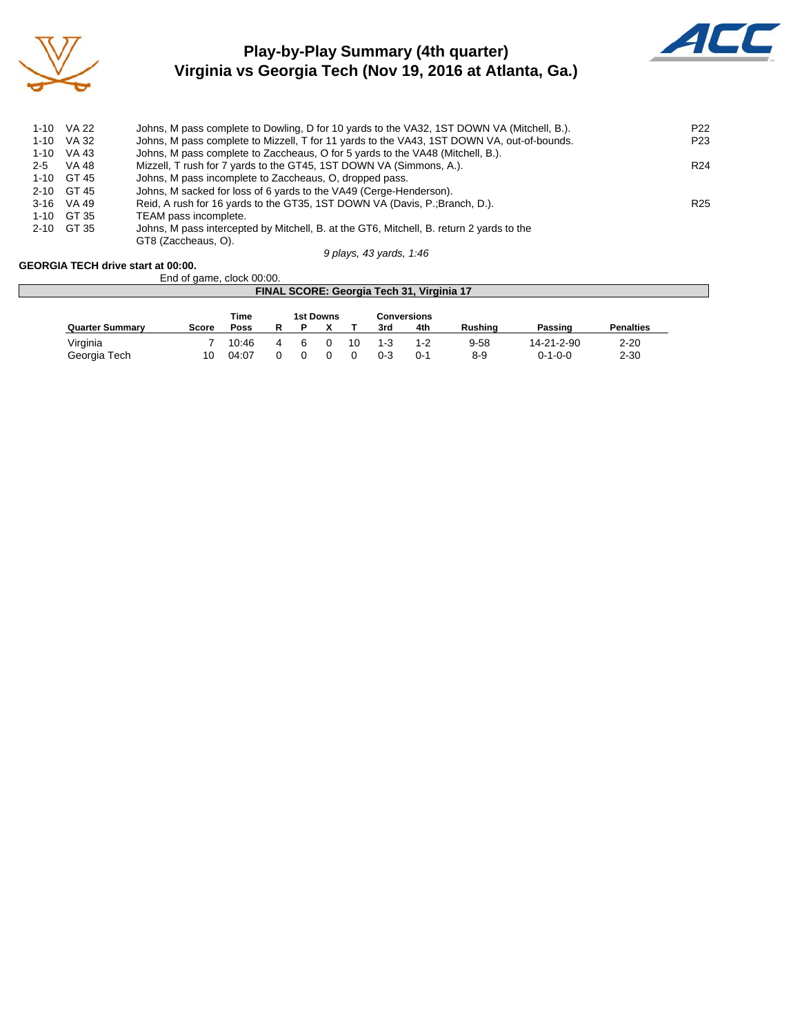# Play-by-Play Summary (4th quarter)
## Virginia vs Georgia Tech (Nov 19, 2016 at Atlanta, Ga.)

| Down | Spot | Play | |
|---|---|---|---|
| 1-10 | VA 22 | Johns, M pass complete to Dowling, D for 10 yards to the VA32, 1ST DOWN VA (Mitchell, B.). | P22 |
| 1-10 | VA 32 | Johns, M pass complete to Mizzell, T for 11 yards to the VA43, 1ST DOWN VA, out-of-bounds. | P23 |
| 1-10 | VA 43 | Johns, M pass complete to Zaccheaus, O for 5 yards to the VA48 (Mitchell, B.). | |
| 2-5 | VA 48 | Mizzell, T rush for 7 yards to the GT45, 1ST DOWN VA (Simmons, A.). | R24 |
| 1-10 | GT 45 | Johns, M pass incomplete to Zaccheaus, O, dropped pass. | |
| 2-10 | GT 45 | Johns, M sacked for loss of 6 yards to the VA49 (Cerge-Henderson). | |
| 3-16 | VA 49 | Reid, A rush for 16 yards to the GT35, 1ST DOWN VA (Davis, P.;Branch, D.). | R25 |
| 1-10 | GT 35 | TEAM pass incomplete. | |
| 2-10 | GT 35 | Johns, M pass intercepted by Mitchell, B. at the GT6, Mitchell, B. return 2 yards to the GT8 (Zaccheaus, O). | |

*9 plays, 43 yards, 1:46*

**GEORGIA TECH drive start at 00:00.**

End of game, clock 00:00.

**FINAL SCORE: Georgia Tech 31, Virginia 17**

| Quarter Summary | Score | Time Poss | 1st Downs R | P | X | T | Conversions 3rd | 4th | Rushing | Passing | Penalties |
|---|---|---|---|---|---|---|---|---|---|---|---|
| Virginia | 7 | 10:46 | 4 | 6 | 0 | 10 | 1-3 | 1-2 | 9-58 | 14-21-2-90 | 2-20 |
| Georgia Tech | 10 | 04:07 | 0 | 0 | 0 | 0 | 0-3 | 0-1 | 8-9 | 0-1-0-0 | 2-30 |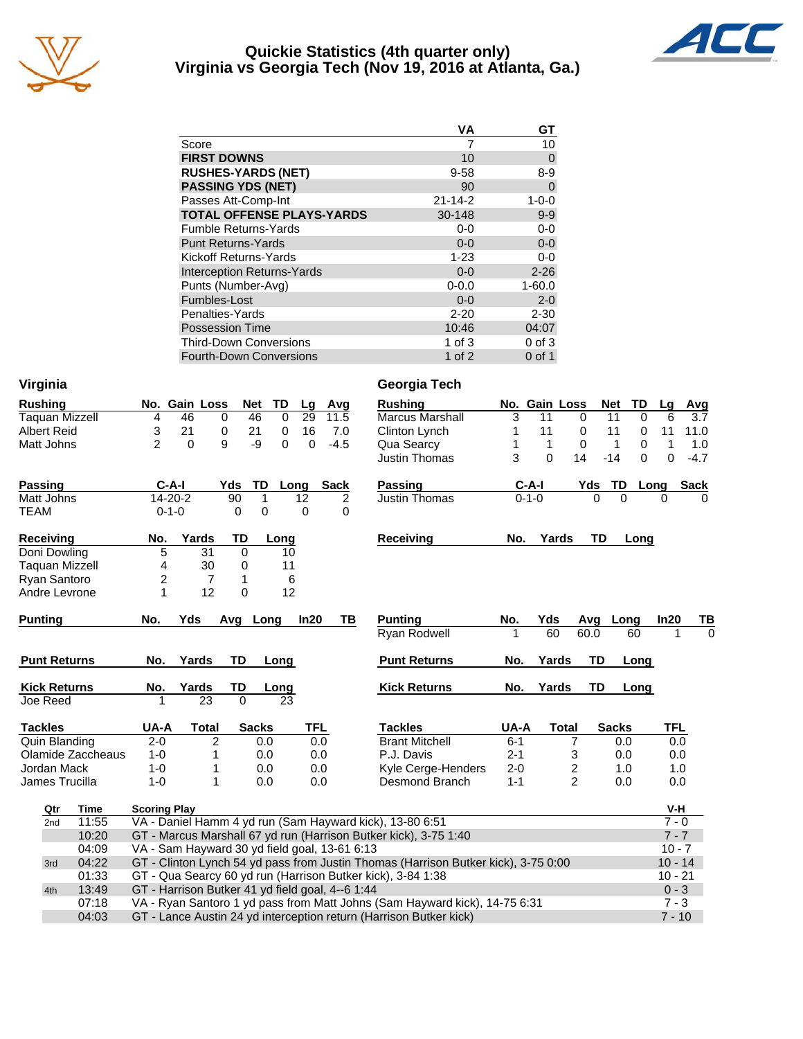# Quickie Statistics (4th quarter only)
## Virginia vs Georgia Tech (Nov 19, 2016 at Atlanta, Ga.)

| | VA | GT |
|---|---|---|
| Score | 7 | 10 |
| **FIRST DOWNS** | 10 | 0 |
| **RUSHES-YARDS (NET)** | 9-58 | 8-9 |
| **PASSING YDS (NET)** | 90 | 0 |
| Passes Att-Comp-Int | 21-14-2 | 1-0-0 |
| **TOTAL OFFENSE PLAYS-YARDS** | 30-148 | 9-9 |
| Fumble Returns-Yards | 0-0 | 0-0 |
| Punt Returns-Yards | 0-0 | 0-0 |
| Kickoff Returns-Yards | 1-23 | 0-0 |
| Interception Returns-Yards | 0-0 | 2-26 |
| Punts (Number-Avg) | 0-0.0 | 1-60.0 |
| Fumbles-Lost | 0-0 | 2-0 |
| Penalties-Yards | 2-20 | 2-30 |
| Possession Time | 10:46 | 04:07 |
| Third-Down Conversions | 1 of 3 | 0 of 3 |
| Fourth-Down Conversions | 1 of 2 | 0 of 1 |

### Virginia

| Rushing | No. | Gain | Loss | Net | TD | Lg | Avg |
|---|---|---|---|---|---|---|---|
| Taquan Mizzell | 4 | 46 | 0 | 46 | 0 | 29 | 11.5 |
| Albert Reid | 3 | 21 | 0 | 21 | 0 | 16 | 7.0 |
| Matt Johns | 2 | 0 | 9 | -9 | 0 | 0 | -4.5 |

| Passing | C-A-I | Yds | TD | Long | Sack |
|---|---|---|---|---|---|
| Matt Johns | 14-20-2 | 90 | 1 | 12 | 2 |
| TEAM | 0-1-0 | 0 | 0 | 0 | 0 |

| Receiving | No. | Yards | TD | Long |
|---|---|---|---|---|
| Doni Dowling | 5 | 31 | 0 | 10 |
| Taquan Mizzell | 4 | 30 | 0 | 11 |
| Ryan Santoro | 2 | 7 | 1 | 6 |
| Andre Levrone | 1 | 12 | 0 | 12 |

| Punting | No. | Yds | Avg | Long | In20 | TB |
|---|---|---|---|---|---|---|

| Punt Returns | No. | Yards | TD | Long |
|---|---|---|---|---|

| Kick Returns | No. | Yards | TD | Long |
|---|---|---|---|---|
| Joe Reed | 1 | 23 | 0 | 23 |

| Tackles | UA-A | Total | Sacks | TFL |
|---|---|---|---|---|
| Quin Blanding | 2-0 | 2 | 0.0 | 0.0 |
| Olamide Zaccheaus | 1-0 | 1 | 0.0 | 0.0 |
| Jordan Mack | 1-0 | 1 | 0.0 | 0.0 |
| James Trucilla | 1-0 | 1 | 0.0 | 0.0 |

### Georgia Tech

| Rushing | No. | Gain | Loss | Net | TD | Lg | Avg |
|---|---|---|---|---|---|---|---|
| Marcus Marshall | 3 | 11 | 0 | 11 | 0 | 6 | 3.7 |
| Clinton Lynch | 1 | 11 | 0 | 11 | 0 | 11 | 11.0 |
| Qua Searcy | 1 | 1 | 0 | 1 | 0 | 1 | 1.0 |
| Justin Thomas | 3 | 0 | 14 | -14 | 0 | 0 | -4.7 |

| Passing | C-A-I | Yds | TD | Long | Sack |
|---|---|---|---|---|---|
| Justin Thomas | 0-1-0 | 0 | 0 | 0 | 0 |

| Receiving | No. | Yards | TD | Long |
|---|---|---|---|---|

| Punting | No. | Yds | Avg | Long | In20 | TB |
|---|---|---|---|---|---|---|
| Ryan Rodwell | 1 | 60 | 60.0 | 60 | 1 | 0 |

| Punt Returns | No. | Yards | TD | Long |
|---|---|---|---|---|

| Kick Returns | No. | Yards | TD | Long |
|---|---|---|---|---|

| Tackles | UA-A | Total | Sacks | TFL |
|---|---|---|---|---|
| Brant Mitchell | 6-1 | 7 | 0.0 | 0.0 |
| P.J. Davis | 2-1 | 3 | 0.0 | 0.0 |
| Kyle Cerge-Henders | 2-0 | 2 | 1.0 | 1.0 |
| Desmond Branch | 1-1 | 2 | 0.0 | 0.0 |

### Scoring Plays

| Qtr | Time | Scoring Play | V-H |
|---|---|---|---|
| 2nd | 11:55 | VA - Daniel Hamm 4 yd run (Sam Hayward kick), 13-80 6:51 | 7 - 0 |
| | 10:20 | GT - Marcus Marshall 67 yd run (Harrison Butker kick), 3-75 1:40 | 7 - 7 |
| | 04:09 | VA - Sam Hayward 30 yd field goal, 13-61 6:13 | 10 - 7 |
| 3rd | 04:22 | GT - Clinton Lynch 54 yd pass from Justin Thomas (Harrison Butker kick), 3-75 0:00 | 10 - 14 |
| | 01:33 | GT - Qua Searcy 60 yd run (Harrison Butker kick), 3-84 1:38 | 10 - 21 |
| 4th | 13:49 | GT - Harrison Butker 41 yd field goal, 4--6 1:44 | 0 - 3 |
| | 07:18 | VA - Ryan Santoro 1 yd pass from Matt Johns (Sam Hayward kick), 14-75 6:31 | 7 - 3 |
| | 04:03 | GT - Lance Austin 24 yd interception return (Harrison Butker kick) | 7 - 10 |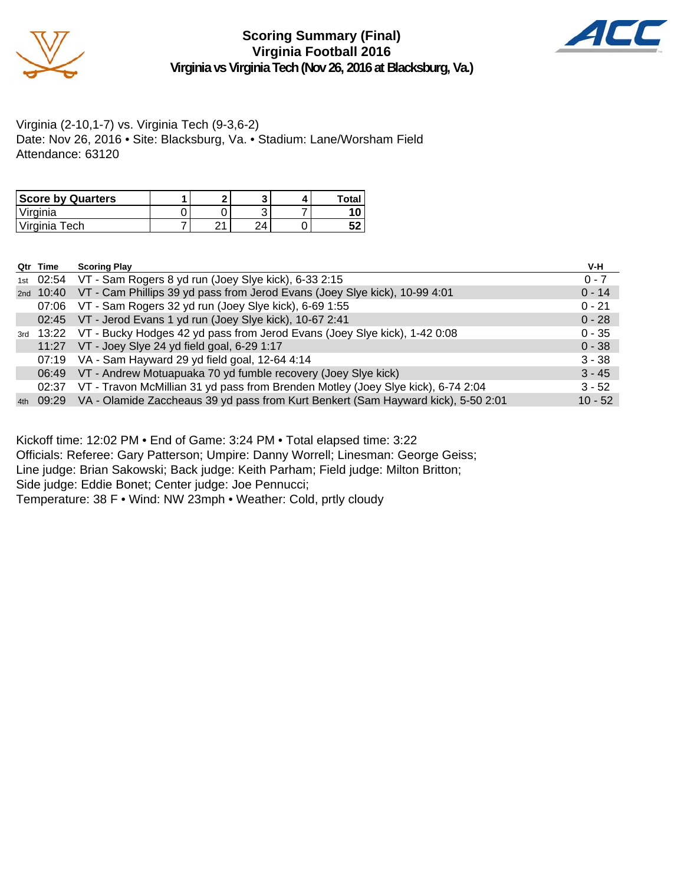# Scoring Summary (Final)
## Virginia Football 2016
### Virginia vs Virginia Tech (Nov 26, 2016 at Blacksburg, Va.)

Virginia (2-10,1-7) vs. Virginia Tech (9-3,6-2)
Date: Nov 26, 2016 • Site: Blacksburg, Va. • Stadium: Lane/Worsham Field
Attendance: 63120

| Score by Quarters | 1 | 2 | 3 | 4 | Total |
|---|---|---|---|---|---|
| Virginia | 0 | 0 | 3 | 7 | 10 |
| Virginia Tech | 7 | 21 | 24 | 0 | 52 |

| Qtr | Time | Scoring Play | V-H |
|---|---|---|---|
| 1st | 02:54 | VT - Sam Rogers 8 yd run (Joey Slye kick), 6-33 2:15 | 0 - 7 |
| 2nd | 10:40 | VT - Cam Phillips 39 yd pass from Jerod Evans (Joey Slye kick), 10-99 4:01 | 0 - 14 |
| | 07:06 | VT - Sam Rogers 32 yd run (Joey Slye kick), 6-69 1:55 | 0 - 21 |
| | 02:45 | VT - Jerod Evans 1 yd run (Joey Slye kick), 10-67 2:41 | 0 - 28 |
| 3rd | 13:22 | VT - Bucky Hodges 42 yd pass from Jerod Evans (Joey Slye kick), 1-42 0:08 | 0 - 35 |
| | 11:27 | VT - Joey Slye 24 yd field goal, 6-29 1:17 | 0 - 38 |
| | 07:19 | VA - Sam Hayward 29 yd field goal, 12-64 4:14 | 3 - 38 |
| | 06:49 | VT - Andrew Motuapuaka 70 yd fumble recovery (Joey Slye kick) | 3 - 45 |
| | 02:37 | VT - Travon McMillian 31 yd pass from Brenden Motley (Joey Slye kick), 6-74 2:04 | 3 - 52 |
| 4th | 09:29 | VA - Olamide Zaccheaus 39 yd pass from Kurt Benkert (Sam Hayward kick), 5-50 2:01 | 10 - 52 |

Kickoff time: 12:02 PM • End of Game: 3:24 PM • Total elapsed time: 3:22
Officials: Referee: Gary Patterson; Umpire: Danny Worrell; Linesman: George Geiss;
Line judge: Brian Sakowski; Back judge: Keith Parham; Field judge: Milton Britton;
Side judge: Eddie Bonet; Center judge: Joe Pennucci;
Temperature: 38 F • Wind: NW 23mph • Weather: Cold, prtly cloudy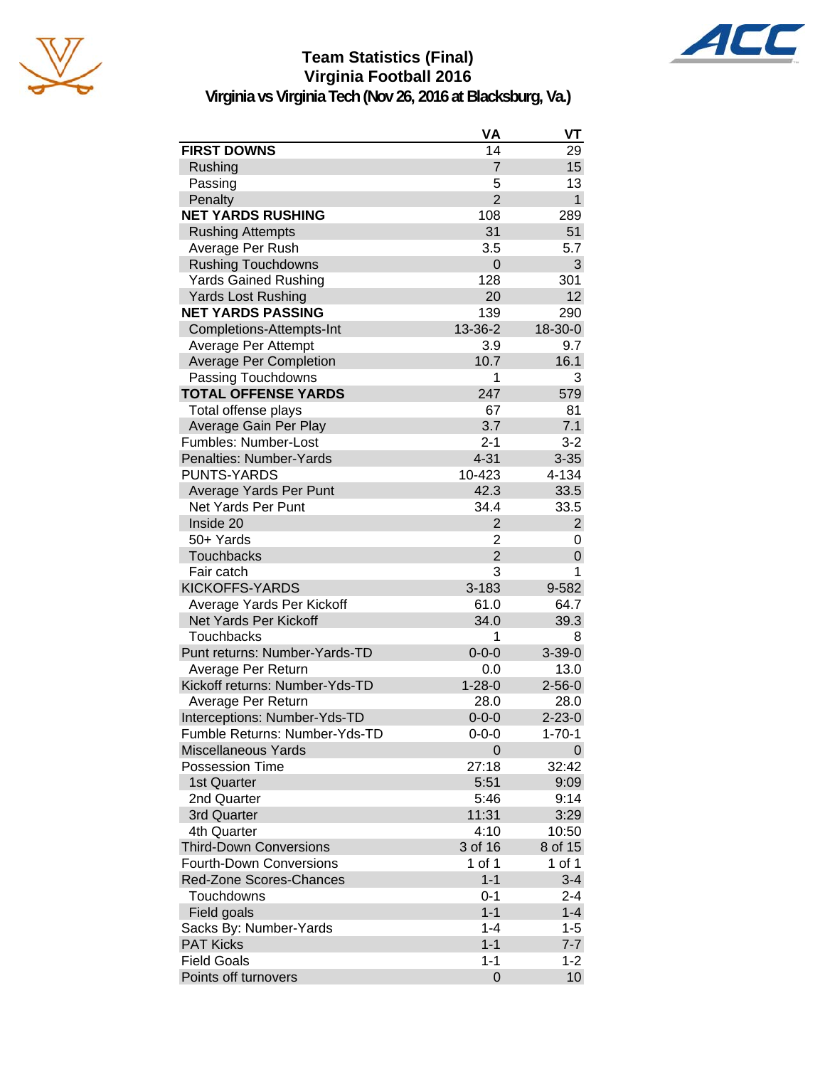# Team Statistics (Final)
## Virginia Football 2016
### Virginia vs Virginia Tech (Nov 26, 2016 at Blacksburg, Va.)

| | VA | VT |
|---|---|---|
| **FIRST DOWNS** | 14 | 29 |
| Rushing | 7 | 15 |
| Passing | 5 | 13 |
| Penalty | 2 | 1 |
| **NET YARDS RUSHING** | 108 | 289 |
| Rushing Attempts | 31 | 51 |
| Average Per Rush | 3.5 | 5.7 |
| Rushing Touchdowns | 0 | 3 |
| Yards Gained Rushing | 128 | 301 |
| Yards Lost Rushing | 20 | 12 |
| **NET YARDS PASSING** | 139 | 290 |
| Completions-Attempts-Int | 13-36-2 | 18-30-0 |
| Average Per Attempt | 3.9 | 9.7 |
| Average Per Completion | 10.7 | 16.1 |
| Passing Touchdowns | 1 | 3 |
| **TOTAL OFFENSE YARDS** | 247 | 579 |
| Total offense plays | 67 | 81 |
| Average Gain Per Play | 3.7 | 7.1 |
| Fumbles: Number-Lost | 2-1 | 3-2 |
| Penalties: Number-Yards | 4-31 | 3-35 |
| PUNTS-YARDS | 10-423 | 4-134 |
| Average Yards Per Punt | 42.3 | 33.5 |
| Net Yards Per Punt | 34.4 | 33.5 |
| Inside 20 | 2 | 2 |
| 50+ Yards | 2 | 0 |
| Touchbacks | 2 | 0 |
| Fair catch | 3 | 1 |
| KICKOFFS-YARDS | 3-183 | 9-582 |
| Average Yards Per Kickoff | 61.0 | 64.7 |
| Net Yards Per Kickoff | 34.0 | 39.3 |
| Touchbacks | 1 | 8 |
| Punt returns: Number-Yards-TD | 0-0-0 | 3-39-0 |
| Average Per Return | 0.0 | 13.0 |
| Kickoff returns: Number-Yds-TD | 1-28-0 | 2-56-0 |
| Average Per Return | 28.0 | 28.0 |
| Interceptions: Number-Yds-TD | 0-0-0 | 2-23-0 |
| Fumble Returns: Number-Yds-TD | 0-0-0 | 1-70-1 |
| Miscellaneous Yards | 0 | 0 |
| Possession Time | 27:18 | 32:42 |
| 1st Quarter | 5:51 | 9:09 |
| 2nd Quarter | 5:46 | 9:14 |
| 3rd Quarter | 11:31 | 3:29 |
| 4th Quarter | 4:10 | 10:50 |
| Third-Down Conversions | 3 of 16 | 8 of 15 |
| Fourth-Down Conversions | 1 of 1 | 1 of 1 |
| Red-Zone Scores-Chances | 1-1 | 3-4 |
| Touchdowns | 0-1 | 2-4 |
| Field goals | 1-1 | 1-4 |
| Sacks By: Number-Yards | 1-4 | 1-5 |
| PAT Kicks | 1-1 | 7-7 |
| Field Goals | 1-1 | 1-2 |
| Points off turnovers | 0 | 10 |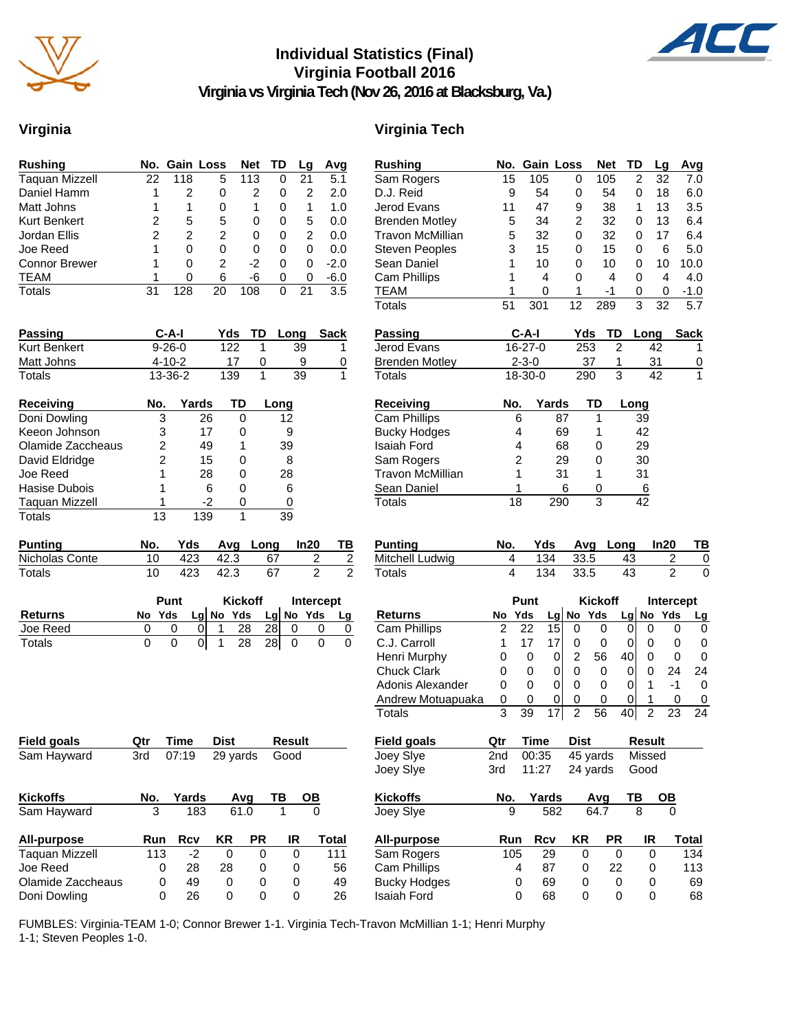# Individual Statistics (Final)
## Virginia Football 2016
### Virginia vs Virginia Tech (Nov 26, 2016 at Blacksburg, Va.)

## Virginia

| Rushing | No. | Gain | Loss | Net | TD | Lg | Avg |
|---|---|---|---|---|---|---|---|
| Taquan Mizzell | 22 | 118 | 5 | 113 | 0 | 21 | 5.1 |
| Daniel Hamm | 1 | 2 | 0 | 2 | 0 | 2 | 2.0 |
| Matt Johns | 1 | 1 | 0 | 1 | 0 | 1 | 1.0 |
| Kurt Benkert | 2 | 5 | 5 | 0 | 0 | 5 | 0.0 |
| Jordan Ellis | 2 | 2 | 2 | 0 | 0 | 2 | 0.0 |
| Joe Reed | 1 | 0 | 0 | 0 | 0 | 0 | 0.0 |
| Connor Brewer | 1 | 0 | 2 | -2 | 0 | 0 | -2.0 |
| TEAM | 1 | 0 | 6 | -6 | 0 | 0 | -6.0 |
| Totals | 31 | 128 | 20 | 108 | 0 | 21 | 3.5 |

| Passing | C-A-I | Yds | TD | Long | Sack |
|---|---|---|---|---|---|
| Kurt Benkert | 9-26-0 | 122 | 1 | 39 | 1 |
| Matt Johns | 4-10-2 | 17 | 0 | 9 | 0 |
| Totals | 13-36-2 | 139 | 1 | 39 | 1 |

| Receiving | No. | Yards | TD | Long |
|---|---|---|---|---|
| Doni Dowling | 3 | 26 | 0 | 12 |
| Keeon Johnson | 3 | 17 | 0 | 9 |
| Olamide Zaccheaus | 2 | 49 | 1 | 39 |
| David Eldridge | 2 | 15 | 0 | 8 |
| Joe Reed | 1 | 28 | 0 | 28 |
| Hasise Dubois | 1 | 6 | 0 | 6 |
| Taquan Mizzell | 1 | -2 | 0 | 0 |
| Totals | 13 | 139 | 1 | 39 |

| Punting | No. | Yds | Avg | Long | In20 | TB |
|---|---|---|---|---|---|---|
| Nicholas Conte | 10 | 423 | 42.3 | 67 | 2 | 2 |
| Totals | 10 | 423 | 42.3 | 67 | 2 | 2 |

| | Punt | | | Kickoff | | | Intercept | | |
|---|---|---|---|---|---|---|---|---|---|
| Returns | No | Yds | Lg | No | Yds | Lg | No | Yds | Lg |
| Joe Reed | 0 | 0 | 0 | 1 | 28 | 28 | 0 | 0 | 0 |
| Totals | 0 | 0 | 0 | 1 | 28 | 28 | 0 | 0 | 0 |

| Field goals | Qtr | Time | Dist | Result |
|---|---|---|---|---|
| Sam Hayward | 3rd | 07:19 | 29 yards | Good |

| Kickoffs | No. | Yards | Avg | TB | OB |
|---|---|---|---|---|---|
| Sam Hayward | 3 | 183 | 61.0 | 1 | 0 |

| All-purpose | Run | Rcv | KR | PR | IR | Total |
|---|---|---|---|---|---|---|
| Taquan Mizzell | 113 | -2 | 0 | 0 | 0 | 111 |
| Joe Reed | 0 | 28 | 28 | 0 | 0 | 56 |
| Olamide Zaccheaus | 0 | 49 | 0 | 0 | 0 | 49 |
| Doni Dowling | 0 | 26 | 0 | 0 | 0 | 26 |

## Virginia Tech

| Rushing | No. | Gain | Loss | Net | TD | Lg | Avg |
|---|---|---|---|---|---|---|---|
| Sam Rogers | 15 | 105 | 0 | 105 | 2 | 32 | 7.0 |
| D.J. Reid | 9 | 54 | 0 | 54 | 0 | 18 | 6.0 |
| Jerod Evans | 11 | 47 | 9 | 38 | 1 | 13 | 3.5 |
| Brenden Motley | 5 | 34 | 2 | 32 | 0 | 13 | 6.4 |
| Travon McMillian | 5 | 32 | 0 | 32 | 0 | 17 | 6.4 |
| Steven Peoples | 3 | 15 | 0 | 15 | 0 | 6 | 5.0 |
| Sean Daniel | 1 | 10 | 0 | 10 | 0 | 10 | 10.0 |
| Cam Phillips | 1 | 4 | 0 | 4 | 0 | 4 | 4.0 |
| TEAM | 1 | 0 | 1 | -1 | 0 | 0 | -1.0 |
| Totals | 51 | 301 | 12 | 289 | 3 | 32 | 5.7 |

| Passing | C-A-I | Yds | TD | Long | Sack |
|---|---|---|---|---|---|
| Jerod Evans | 16-27-0 | 253 | 2 | 42 | 1 |
| Brenden Motley | 2-3-0 | 37 | 1 | 31 | 0 |
| Totals | 18-30-0 | 290 | 3 | 42 | 1 |

| Receiving | No. | Yards | TD | Long |
|---|---|---|---|---|
| Cam Phillips | 6 | 87 | 1 | 39 |
| Bucky Hodges | 4 | 69 | 1 | 42 |
| Isaiah Ford | 4 | 68 | 0 | 29 |
| Sam Rogers | 2 | 29 | 0 | 30 |
| Travon McMillian | 1 | 31 | 1 | 31 |
| Sean Daniel | 1 | 6 | 0 | 6 |
| Totals | 18 | 290 | 3 | 42 |

| Punting | No. | Yds | Avg | Long | In20 | TB |
|---|---|---|---|---|---|---|
| Mitchell Ludwig | 4 | 134 | 33.5 | 43 | 2 | 0 |
| Totals | 4 | 134 | 33.5 | 43 | 2 | 0 |

| | Punt | | | Kickoff | | | Intercept | | |
|---|---|---|---|---|---|---|---|---|---|
| Returns | No | Yds | Lg | No | Yds | Lg | No | Yds | Lg |
| Cam Phillips | 2 | 22 | 15 | 0 | 0 | 0 | 0 | 0 | 0 |
| C.J. Carroll | 1 | 17 | 17 | 0 | 0 | 0 | 0 | 0 | 0 |
| Henri Murphy | 0 | 0 | 0 | 2 | 56 | 40 | 0 | 0 | 0 |
| Chuck Clark | 0 | 0 | 0 | 0 | 0 | 0 | 0 | 24 | 24 |
| Adonis Alexander | 0 | 0 | 0 | 0 | 0 | 0 | 1 | -1 | 0 |
| Andrew Motuapuaka | 0 | 0 | 0 | 0 | 0 | 0 | 1 | 0 | 0 |
| Totals | 3 | 39 | 17 | 2 | 56 | 40 | 2 | 23 | 24 |

| Field goals | Qtr | Time | Dist | Result |
|---|---|---|---|---|
| Joey Slye | 2nd | 00:35 | 45 yards | Missed |
| Joey Slye | 3rd | 11:27 | 24 yards | Good |

| Kickoffs | No. | Yards | Avg | TB | OB |
|---|---|---|---|---|---|
| Joey Slye | 9 | 582 | 64.7 | 8 | 0 |

| All-purpose | Run | Rcv | KR | PR | IR | Total |
|---|---|---|---|---|---|---|
| Sam Rogers | 105 | 29 | 0 | 0 | 0 | 134 |
| Cam Phillips | 4 | 87 | 0 | 22 | 0 | 113 |
| Bucky Hodges | 0 | 69 | 0 | 0 | 0 | 69 |
| Isaiah Ford | 0 | 68 | 0 | 0 | 0 | 68 |

FUMBLES: Virginia-TEAM 1-0; Connor Brewer 1-1. Virginia Tech-Travon McMillian 1-1; Henri Murphy 1-1; Steven Peoples 1-0.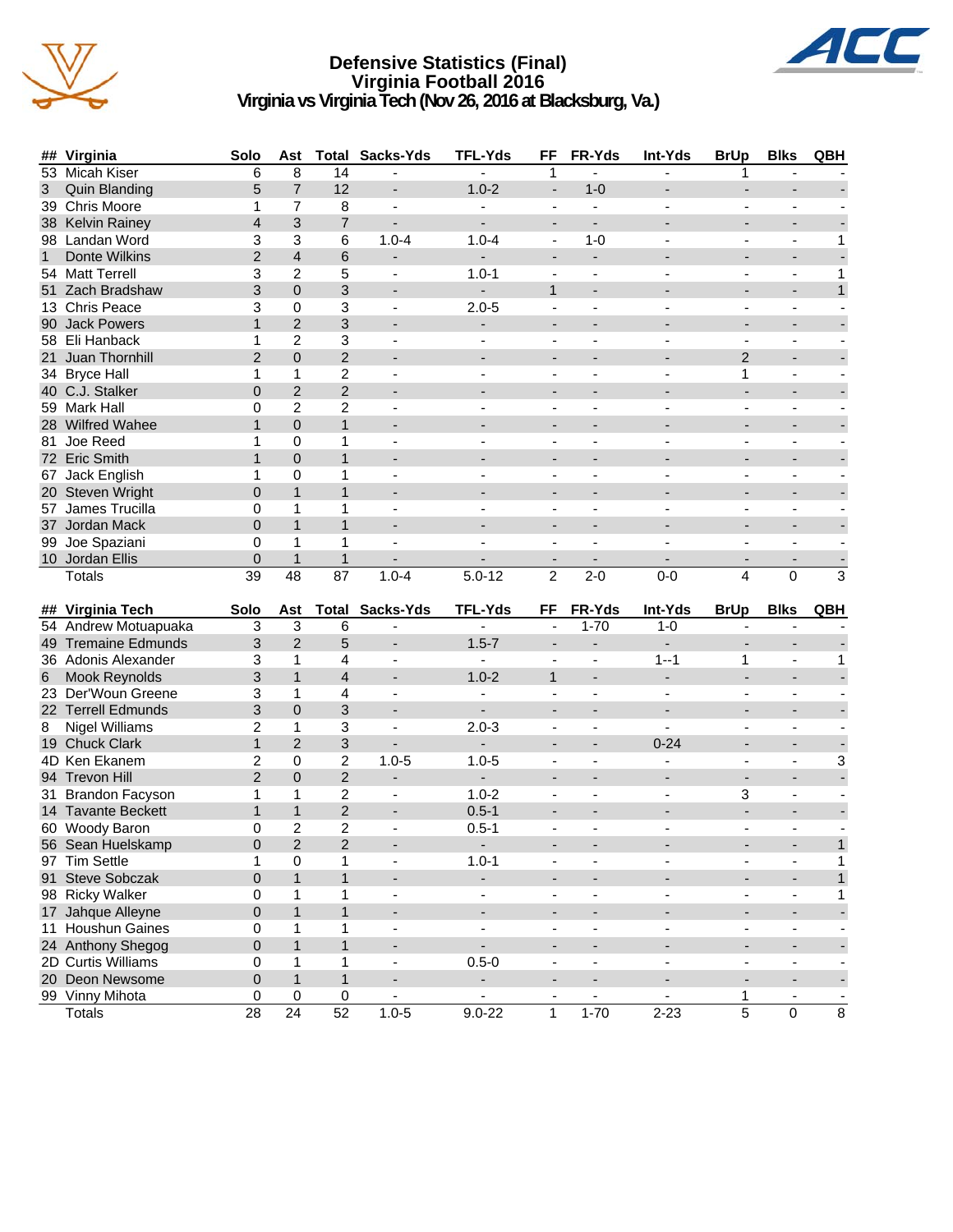# Defensive Statistics (Final)
## Virginia Football 2016
### Virginia vs Virginia Tech (Nov 26, 2016 at Blacksburg, Va.)

| ## | Virginia | Solo | Ast | Total | Sacks-Yds | TFL-Yds | FF | FR-Yds | Int-Yds | BrUp | Blks | QBH |
|---|---|---|---|---|---|---|---|---|---|---|---|---|
| 53 | Micah Kiser | 6 | 8 | 14 | - | - | 1 | - | - | 1 | - | - |
| 3 | Quin Blanding | 5 | 7 | 12 | - | 1.0-2 | - | 1-0 | - | - | - | - |
| 39 | Chris Moore | 1 | 7 | 8 | - | - | - | - | - | - | - | - |
| 38 | Kelvin Rainey | 4 | 3 | 7 | - | - | - | - | - | - | - | - |
| 98 | Landan Word | 3 | 3 | 6 | 1.0-4 | 1.0-4 | - | 1-0 | - | - | - | 1 |
| 1 | Donte Wilkins | 2 | 4 | 6 | - | - | - | - | - | - | - | - |
| 54 | Matt Terrell | 3 | 2 | 5 | - | 1.0-1 | - | - | - | - | - | 1 |
| 51 | Zach Bradshaw | 3 | 0 | 3 | - | - | 1 | - | - | - | - | 1 |
| 13 | Chris Peace | 3 | 0 | 3 | - | 2.0-5 | - | - | - | - | - | - |
| 90 | Jack Powers | 1 | 2 | 3 | - | - | - | - | - | - | - | - |
| 58 | Eli Hanback | 1 | 2 | 3 | - | - | - | - | - | - | - | - |
| 21 | Juan Thornhill | 2 | 0 | 2 | - | - | - | - | - | 2 | - | - |
| 34 | Bryce Hall | 1 | 1 | 2 | - | - | - | - | - | 1 | - | - |
| 40 | C.J. Stalker | 0 | 2 | 2 | - | - | - | - | - | - | - | - |
| 59 | Mark Hall | 0 | 2 | 2 | - | - | - | - | - | - | - | - |
| 28 | Wilfred Wahee | 1 | 0 | 1 | - | - | - | - | - | - | - | - |
| 81 | Joe Reed | 1 | 0 | 1 | - | - | - | - | - | - | - | - |
| 72 | Eric Smith | 1 | 0 | 1 | - | - | - | - | - | - | - | - |
| 67 | Jack English | 1 | 0 | 1 | - | - | - | - | - | - | - | - |
| 20 | Steven Wright | 0 | 1 | 1 | - | - | - | - | - | - | - | - |
| 57 | James Trucilla | 0 | 1 | 1 | - | - | - | - | - | - | - | - |
| 37 | Jordan Mack | 0 | 1 | 1 | - | - | - | - | - | - | - | - |
| 99 | Joe Spaziani | 0 | 1 | 1 | - | - | - | - | - | - | - | - |
| 10 | Jordan Ellis | 0 | 1 | 1 | - | - | - | - | - | - | - | - |
| | Totals | 39 | 48 | 87 | 1.0-4 | 5.0-12 | 2 | 2-0 | 0-0 | 4 | 0 | 3 |

| ## | Virginia Tech | Solo | Ast | Total | Sacks-Yds | TFL-Yds | FF | FR-Yds | Int-Yds | BrUp | Blks | QBH |
|---|---|---|---|---|---|---|---|---|---|---|---|---|
| 54 | Andrew Motuapuaka | 3 | 3 | 6 | - | - | - | 1-70 | 1-0 | - | - | - |
| 49 | Tremaine Edmunds | 3 | 2 | 5 | - | 1.5-7 | - | - | - | - | - | - |
| 36 | Adonis Alexander | 3 | 1 | 4 | - | - | - | - | 1--1 | 1 | - | 1 |
| 6 | Mook Reynolds | 3 | 1 | 4 | - | 1.0-2 | 1 | - | - | - | - | - |
| 23 | Der'Woun Greene | 3 | 1 | 4 | - | - | - | - | - | - | - | - |
| 22 | Terrell Edmunds | 3 | 0 | 3 | - | - | - | - | - | - | - | - |
| 8 | Nigel Williams | 2 | 1 | 3 | - | 2.0-3 | - | - | - | - | - | - |
| 19 | Chuck Clark | 1 | 2 | 3 | - | - | - | - | 0-24 | - | - | - |
| 4D | Ken Ekanem | 2 | 0 | 2 | 1.0-5 | 1.0-5 | - | - | - | - | - | 3 |
| 94 | Trevon Hill | 2 | 0 | 2 | - | - | - | - | - | - | - | - |
| 31 | Brandon Facyson | 1 | 1 | 2 | - | 1.0-2 | - | - | - | 3 | - | - |
| 14 | Tavante Beckett | 1 | 1 | 2 | - | 0.5-1 | - | - | - | - | - | - |
| 60 | Woody Baron | 0 | 2 | 2 | - | 0.5-1 | - | - | - | - | - | - |
| 56 | Sean Huelskamp | 0 | 2 | 2 | - | - | - | - | - | - | - | 1 |
| 97 | Tim Settle | 1 | 0 | 1 | - | 1.0-1 | - | - | - | - | - | 1 |
| 91 | Steve Sobczak | 0 | 1 | 1 | - | - | - | - | - | - | - | 1 |
| 98 | Ricky Walker | 0 | 1 | 1 | - | - | - | - | - | - | - | 1 |
| 17 | Jahque Alleyne | 0 | 1 | 1 | - | - | - | - | - | - | - | - |
| 11 | Houshun Gaines | 0 | 1 | 1 | - | - | - | - | - | - | - | - |
| 24 | Anthony Shegog | 0 | 1 | 1 | - | - | - | - | - | - | - | - |
| 2D | Curtis Williams | 0 | 1 | 1 | - | 0.5-0 | - | - | - | - | - | - |
| 20 | Deon Newsome | 0 | 1 | 1 | - | - | - | - | - | - | - | - |
| 99 | Vinny Mihota | 0 | 0 | 0 | - | - | - | - | - | 1 | - | - |
| | Totals | 28 | 24 | 52 | 1.0-5 | 9.0-22 | 1 | 1-70 | 2-23 | 5 | 0 | 8 |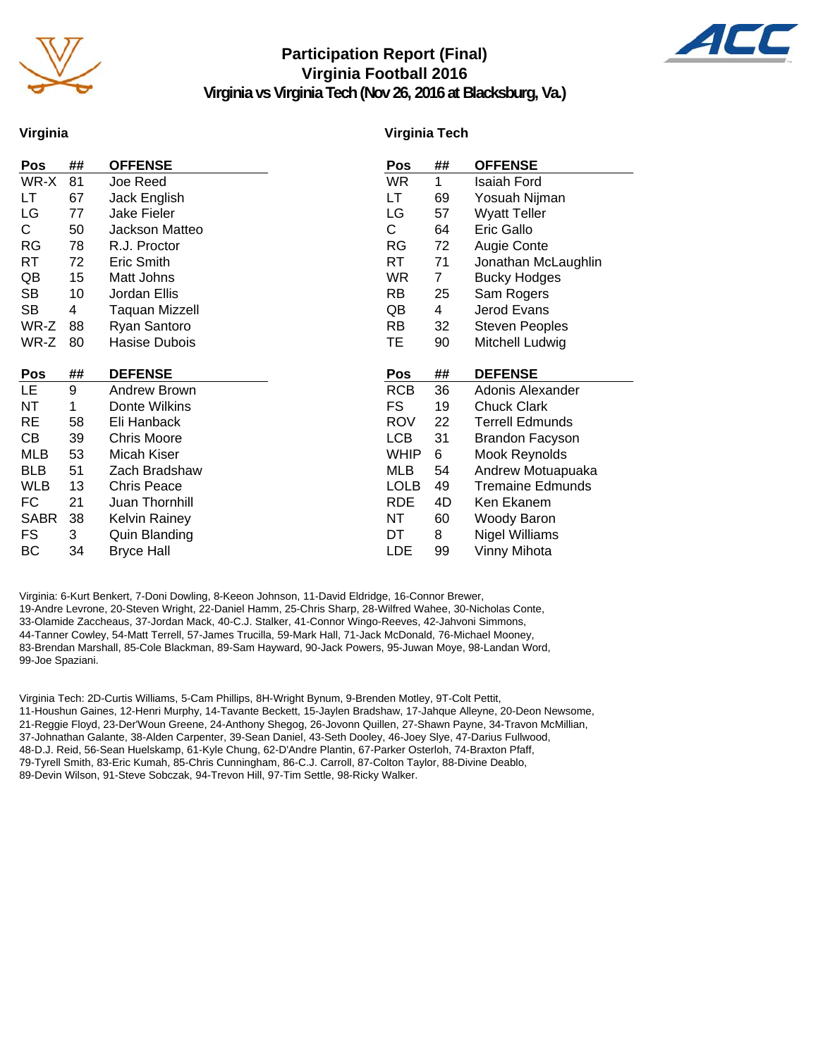# Participation Report (Final)
## Virginia Football 2016
### Virginia vs Virginia Tech (Nov 26, 2016 at Blacksburg, Va.)

## Virginia

| Pos | ## | OFFENSE |
|---|---|---|
| WR-X | 81 | Joe Reed |
| LT | 67 | Jack English |
| LG | 77 | Jake Fieler |
| C | 50 | Jackson Matteo |
| RG | 78 | R.J. Proctor |
| RT | 72 | Eric Smith |
| QB | 15 | Matt Johns |
| SB | 10 | Jordan Ellis |
| SB | 4 | Taquan Mizzell |
| WR-Z | 88 | Ryan Santoro |
| WR-Z | 80 | Hasise Dubois |

| Pos | ## | DEFENSE |
|---|---|---|
| LE | 9 | Andrew Brown |
| NT | 1 | Donte Wilkins |
| RE | 58 | Eli Hanback |
| CB | 39 | Chris Moore |
| MLB | 53 | Micah Kiser |
| BLB | 51 | Zach Bradshaw |
| WLB | 13 | Chris Peace |
| FC | 21 | Juan Thornhill |
| SABR | 38 | Kelvin Rainey |
| FS | 3 | Quin Blanding |
| BC | 34 | Bryce Hall |

## Virginia Tech

| Pos | ## | OFFENSE |
|---|---|---|
| WR | 1 | Isaiah Ford |
| LT | 69 | Yosuah Nijman |
| LG | 57 | Wyatt Teller |
| C | 64 | Eric Gallo |
| RG | 72 | Augie Conte |
| RT | 71 | Jonathan McLaughlin |
| WR | 7 | Bucky Hodges |
| RB | 25 | Sam Rogers |
| QB | 4 | Jerod Evans |
| RB | 32 | Steven Peoples |
| TE | 90 | Mitchell Ludwig |

| Pos | ## | DEFENSE |
|---|---|---|
| RCB | 36 | Adonis Alexander |
| FS | 19 | Chuck Clark |
| ROV | 22 | Terrell Edmunds |
| LCB | 31 | Brandon Facyson |
| WHIP | 6 | Mook Reynolds |
| MLB | 54 | Andrew Motuapuaka |
| LOLB | 49 | Tremaine Edmunds |
| RDE | 4D | Ken Ekanem |
| NT | 60 | Woody Baron |
| DT | 8 | Nigel Williams |
| LDE | 99 | Vinny Mihota |

Virginia: 6-Kurt Benkert, 7-Doni Dowling, 8-Keeon Johnson, 11-David Eldridge, 16-Connor Brewer, 19-Andre Levrone, 20-Steven Wright, 22-Daniel Hamm, 25-Chris Sharp, 28-Wilfred Wahee, 30-Nicholas Conte, 33-Olamide Zaccheaus, 37-Jordan Mack, 40-C.J. Stalker, 41-Connor Wingo-Reeves, 42-Jahvoni Simmons, 44-Tanner Cowley, 54-Matt Terrell, 57-James Trucilla, 59-Mark Hall, 71-Jack McDonald, 76-Michael Mooney, 83-Brendan Marshall, 85-Cole Blackman, 89-Sam Hayward, 90-Jack Powers, 95-Juwan Moye, 98-Landan Word, 99-Joe Spaziani.

Virginia Tech: 2D-Curtis Williams, 5-Cam Phillips, 8H-Wright Bynum, 9-Brenden Motley, 9T-Colt Pettit, 11-Houshun Gaines, 12-Henri Murphy, 14-Tavante Beckett, 15-Jaylen Bradshaw, 17-Jahque Alleyne, 20-Deon Newsome, 21-Reggie Floyd, 23-Der'Woun Greene, 24-Anthony Shegog, 26-Jovonn Quillen, 27-Shawn Payne, 34-Travon McMillian, 37-Johnathan Galante, 38-Alden Carpenter, 39-Sean Daniel, 43-Seth Dooley, 46-Joey Slye, 47-Darius Fullwood, 48-D.J. Reid, 56-Sean Huelskamp, 61-Kyle Chung, 62-D'Andre Plantin, 67-Parker Osterloh, 74-Braxton Pfaff, 79-Tyrell Smith, 83-Eric Kumah, 85-Chris Cunningham, 86-C.J. Carroll, 87-Colton Taylor, 88-Divine Deablo, 89-Devin Wilson, 91-Steve Sobczak, 94-Trevon Hill, 97-Tim Settle, 98-Ricky Walker.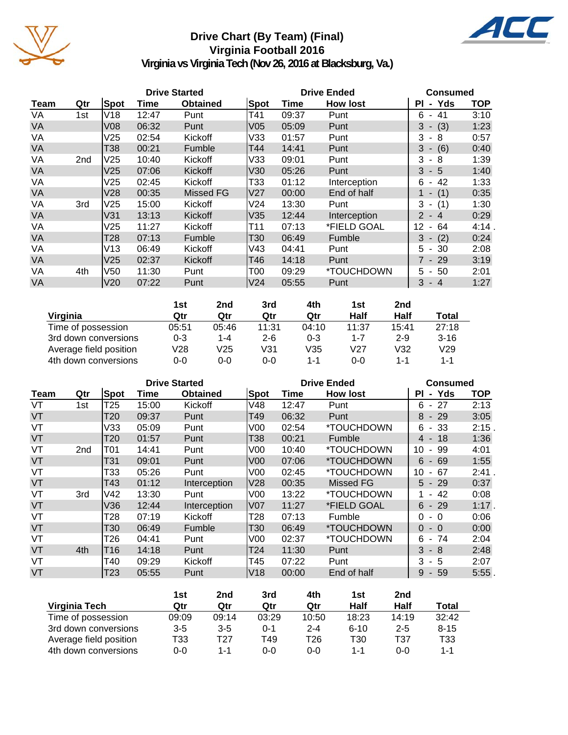# Drive Chart (By Team) (Final)
## Virginia Football 2016
### Virginia vs Virginia Tech (Nov 26, 2016 at Blacksburg, Va.)

| Team | Qtr | Drive Started Spot | Time | Obtained | Drive Ended Spot | Time | How lost | Consumed Pl - Yds | TOP |
|---|---|---|---|---|---|---|---|---|---|
| VA | 1st | V18 | 12:47 | Punt | T41 | 09:37 | Punt | 6 - 41 | 3:10 |
| VA | | V08 | 06:32 | Punt | V05 | 05:09 | Punt | 3 - (3) | 1:23 |
| VA | | V25 | 02:54 | Kickoff | V33 | 01:57 | Punt | 3 - 8 | 0:57 |
| VA | | T38 | 00:21 | Fumble | T44 | 14:41 | Punt | 3 - (6) | 0:40 |
| VA | 2nd | V25 | 10:40 | Kickoff | V33 | 09:01 | Punt | 3 - 8 | 1:39 |
| VA | | V25 | 07:06 | Kickoff | V30 | 05:26 | Punt | 3 - 5 | 1:40 |
| VA | | V25 | 02:45 | Kickoff | T33 | 01:12 | Interception | 6 - 42 | 1:33 |
| VA | | V28 | 00:35 | Missed FG | V27 | 00:00 | End of half | 1 - (1) | 0:35 |
| VA | 3rd | V25 | 15:00 | Kickoff | V24 | 13:30 | Punt | 3 - (1) | 1:30 |
| VA | | V31 | 13:13 | Kickoff | V35 | 12:44 | Interception | 2 - 4 | 0:29 |
| VA | | V25 | 11:27 | Kickoff | T11 | 07:13 | *FIELD GOAL | 12 - 64 | 4:14 . |
| VA | | T28 | 07:13 | Fumble | T30 | 06:49 | Fumble | 3 - (2) | 0:24 |
| VA | | V13 | 06:49 | Kickoff | V43 | 04:41 | Punt | 5 - 30 | 2:08 |
| VA | | V25 | 02:37 | Kickoff | T46 | 14:18 | Punt | 7 - 29 | 3:19 |
| VA | 4th | V50 | 11:30 | Punt | T00 | 09:29 | *TOUCHDOWN | 5 - 50 | 2:01 |
| VA | | V20 | 07:22 | Punt | V24 | 05:55 | Punt | 3 - 4 | 1:27 |

| Virginia | 1st Qtr | 2nd Qtr | 3rd Qtr | 4th Qtr | 1st Half | 2nd Half | Total |
|---|---|---|---|---|---|---|---|
| Time of possession | 05:51 | 05:46 | 11:31 | 04:10 | 11:37 | 15:41 | 27:18 |
| 3rd down conversions | 0-3 | 1-4 | 2-6 | 0-3 | 1-7 | 2-9 | 3-16 |
| Average field position | V28 | V25 | V31 | V35 | V27 | V32 | V29 |
| 4th down conversions | 0-0 | 0-0 | 0-0 | 1-1 | 0-0 | 1-1 | 1-1 |

| Team | Qtr | Drive Started Spot | Time | Obtained | Drive Ended Spot | Time | How lost | Consumed Pl - Yds | TOP |
|---|---|---|---|---|---|---|---|---|---|
| VT | 1st | T25 | 15:00 | Kickoff | V48 | 12:47 | Punt | 6 - 27 | 2:13 |
| VT | | T20 | 09:37 | Punt | T49 | 06:32 | Punt | 8 - 29 | 3:05 |
| VT | | V33 | 05:09 | Punt | V00 | 02:54 | *TOUCHDOWN | 6 - 33 | 2:15 . |
| VT | | T20 | 01:57 | Punt | T38 | 00:21 | Fumble | 4 - 18 | 1:36 |
| VT | 2nd | T01 | 14:41 | Punt | V00 | 10:40 | *TOUCHDOWN | 10 - 99 | 4:01 |
| VT | | T31 | 09:01 | Punt | V00 | 07:06 | *TOUCHDOWN | 6 - 69 | 1:55 |
| VT | | T33 | 05:26 | Punt | V00 | 02:45 | *TOUCHDOWN | 10 - 67 | 2:41 . |
| VT | | T43 | 01:12 | Interception | V28 | 00:35 | Missed FG | 5 - 29 | 0:37 |
| VT | 3rd | V42 | 13:30 | Punt | V00 | 13:22 | *TOUCHDOWN | 1 - 42 | 0:08 |
| VT | | V36 | 12:44 | Interception | V07 | 11:27 | *FIELD GOAL | 6 - 29 | 1:17 . |
| VT | | T28 | 07:19 | Kickoff | T28 | 07:13 | Fumble | 0 - 0 | 0:06 |
| VT | | T30 | 06:49 | Fumble | T30 | 06:49 | *TOUCHDOWN | 0 - 0 | 0:00 |
| VT | | T26 | 04:41 | Punt | V00 | 02:37 | *TOUCHDOWN | 6 - 74 | 2:04 |
| VT | 4th | T16 | 14:18 | Punt | T24 | 11:30 | Punt | 3 - 8 | 2:48 |
| VT | | T40 | 09:29 | Kickoff | T45 | 07:22 | Punt | 3 - 5 | 2:07 |
| VT | | T23 | 05:55 | Punt | V18 | 00:00 | End of half | 9 - 59 | 5:55 . |

| Virginia Tech | 1st Qtr | 2nd Qtr | 3rd Qtr | 4th Qtr | 1st Half | 2nd Half | Total |
|---|---|---|---|---|---|---|---|
| Time of possession | 09:09 | 09:14 | 03:29 | 10:50 | 18:23 | 14:19 | 32:42 |
| 3rd down conversions | 3-5 | 3-5 | 0-1 | 2-4 | 6-10 | 2-5 | 8-15 |
| Average field position | T33 | T27 | T49 | T26 | T30 | T37 | T33 |
| 4th down conversions | 0-0 | 1-1 | 0-0 | 0-0 | 1-1 | 0-0 | 1-1 |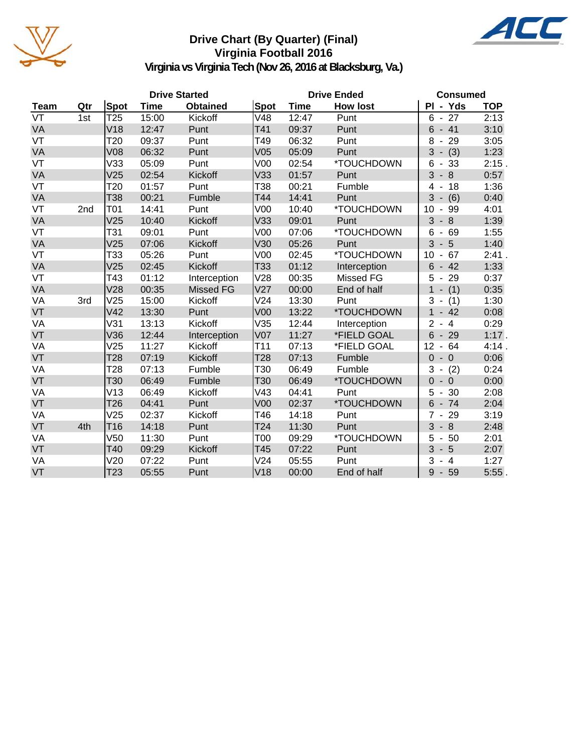# Drive Chart (By Quarter) (Final)
## Virginia Football 2016
### Virginia vs Virginia Tech (Nov 26, 2016 at Blacksburg, Va.)

| Team | Qtr | Drive Started Spot | Drive Started Time | Drive Started Obtained | Drive Ended Spot | Drive Ended Time | Drive Ended How lost | Consumed Pl - Yds | Consumed TOP |
|---|---|---|---|---|---|---|---|---|---|
| VT | 1st | T25 | 15:00 | Kickoff | V48 | 12:47 | Punt | 6 - 27 | 2:13 |
| VA | | V18 | 12:47 | Punt | T41 | 09:37 | Punt | 6 - 41 | 3:10 |
| VT | | T20 | 09:37 | Punt | T49 | 06:32 | Punt | 8 - 29 | 3:05 |
| VA | | V08 | 06:32 | Punt | V05 | 05:09 | Punt | 3 - (3) | 1:23 |
| VT | | V33 | 05:09 | Punt | V00 | 02:54 | *TOUCHDOWN | 6 - 33 | 2:15 . |
| VA | | V25 | 02:54 | Kickoff | V33 | 01:57 | Punt | 3 - 8 | 0:57 |
| VT | | T20 | 01:57 | Punt | T38 | 00:21 | Fumble | 4 - 18 | 1:36 |
| VA | | T38 | 00:21 | Fumble | T44 | 14:41 | Punt | 3 - (6) | 0:40 |
| VT | 2nd | T01 | 14:41 | Punt | V00 | 10:40 | *TOUCHDOWN | 10 - 99 | 4:01 |
| VA | | V25 | 10:40 | Kickoff | V33 | 09:01 | Punt | 3 - 8 | 1:39 |
| VT | | T31 | 09:01 | Punt | V00 | 07:06 | *TOUCHDOWN | 6 - 69 | 1:55 |
| VA | | V25 | 07:06 | Kickoff | V30 | 05:26 | Punt | 3 - 5 | 1:40 |
| VT | | T33 | 05:26 | Punt | V00 | 02:45 | *TOUCHDOWN | 10 - 67 | 2:41 . |
| VA | | V25 | 02:45 | Kickoff | T33 | 01:12 | Interception | 6 - 42 | 1:33 |
| VT | | T43 | 01:12 | Interception | V28 | 00:35 | Missed FG | 5 - 29 | 0:37 |
| VA | | V28 | 00:35 | Missed FG | V27 | 00:00 | End of half | 1 - (1) | 0:35 |
| VA | 3rd | V25 | 15:00 | Kickoff | V24 | 13:30 | Punt | 3 - (1) | 1:30 |
| VT | | V42 | 13:30 | Punt | V00 | 13:22 | *TOUCHDOWN | 1 - 42 | 0:08 |
| VA | | V31 | 13:13 | Kickoff | V35 | 12:44 | Interception | 2 - 4 | 0:29 |
| VT | | V36 | 12:44 | Interception | V07 | 11:27 | *FIELD GOAL | 6 - 29 | 1:17 . |
| VA | | V25 | 11:27 | Kickoff | T11 | 07:13 | *FIELD GOAL | 12 - 64 | 4:14 . |
| VT | | T28 | 07:19 | Kickoff | T28 | 07:13 | Fumble | 0 - 0 | 0:06 |
| VA | | T28 | 07:13 | Fumble | T30 | 06:49 | Fumble | 3 - (2) | 0:24 |
| VT | | T30 | 06:49 | Fumble | T30 | 06:49 | *TOUCHDOWN | 0 - 0 | 0:00 |
| VA | | V13 | 06:49 | Kickoff | V43 | 04:41 | Punt | 5 - 30 | 2:08 |
| VT | | T26 | 04:41 | Punt | V00 | 02:37 | *TOUCHDOWN | 6 - 74 | 2:04 |
| VA | | V25 | 02:37 | Kickoff | T46 | 14:18 | Punt | 7 - 29 | 3:19 |
| VT | 4th | T16 | 14:18 | Punt | T24 | 11:30 | Punt | 3 - 8 | 2:48 |
| VA | | V50 | 11:30 | Punt | T00 | 09:29 | *TOUCHDOWN | 5 - 50 | 2:01 |
| VT | | T40 | 09:29 | Kickoff | T45 | 07:22 | Punt | 3 - 5 | 2:07 |
| VA | | V20 | 07:22 | Punt | V24 | 05:55 | Punt | 3 - 4 | 1:27 |
| VT | | T23 | 05:55 | Punt | V18 | 00:00 | End of half | 9 - 59 | 5:55 . |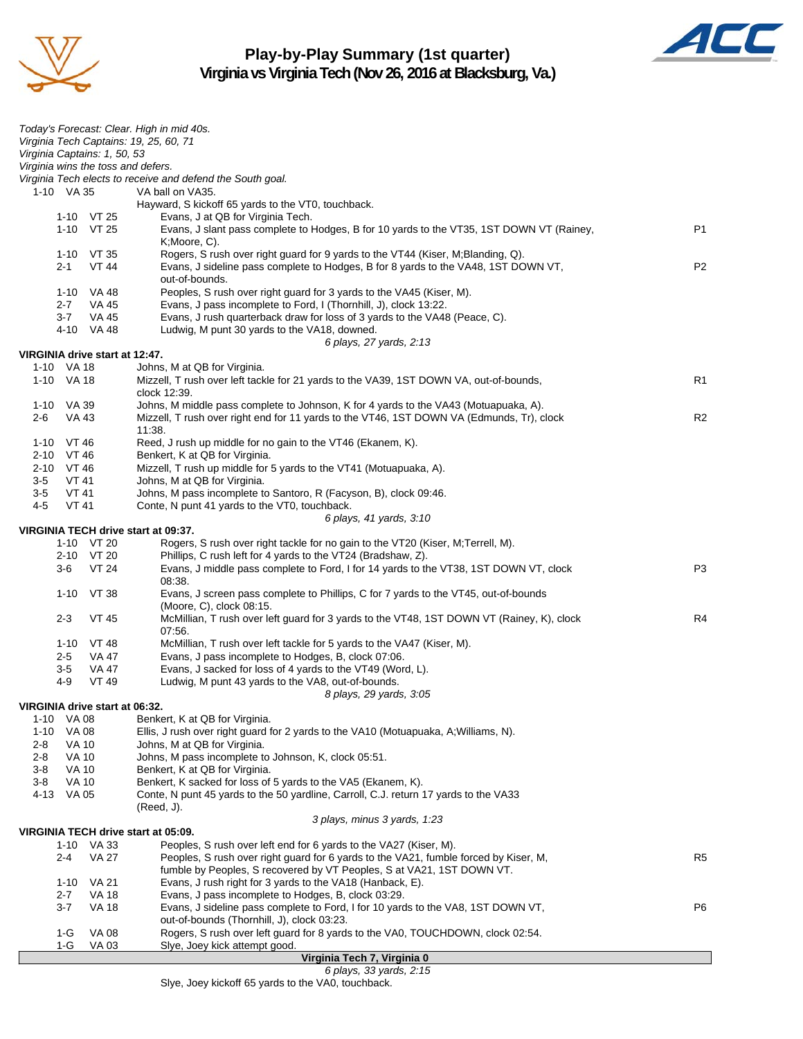# Play-by-Play Summary (1st quarter)
## Virginia vs Virginia Tech (Nov 26, 2016 at Blacksburg, Va.)

*Today's Forecast: Clear. High in mid 40s.*
*Virginia Tech Captains: 19, 25, 60, 71*
*Virginia Captains: 1, 50, 53*
*Virginia wins the toss and defers.*
*Virginia Tech elects to receive and defend the South goal.*

| Down | Spot | Play | |
|---|---|---|---|
| 1-10 | VA 35 | VA ball on VA35. | |
| | | Hayward, S kickoff 65 yards to the VT0, touchback. | |
| 1-10 | VT 25 | Evans, J at QB for Virginia Tech. | |
| 1-10 | VT 25 | Evans, J slant pass complete to Hodges, B for 10 yards to the VT35, 1ST DOWN VT (Rainey, K;Moore, C). | P1 |
| 1-10 | VT 35 | Rogers, S rush over right guard for 9 yards to the VT44 (Kiser, M;Blanding, Q). | |
| 2-1 | VT 44 | Evans, J sideline pass complete to Hodges, B for 8 yards to the VA48, 1ST DOWN VT, out-of-bounds. | P2 |
| 1-10 | VA 48 | Peoples, S rush over right guard for 3 yards to the VA45 (Kiser, M). | |
| 2-7 | VA 45 | Evans, J pass incomplete to Ford, I (Thornhill, J), clock 13:22. | |
| 3-7 | VA 45 | Evans, J rush quarterback draw for loss of 3 yards to the VA48 (Peace, C). | |
| 4-10 | VA 48 | Ludwig, M punt 30 yards to the VA18, downed. | |
| | | *6 plays, 27 yards, 2:13* | |

**VIRGINIA drive start at 12:47.**

| Down | Spot | Play | |
|---|---|---|---|
| 1-10 | VA 18 | Johns, M at QB for Virginia. | |
| 1-10 | VA 18 | Mizzell, T rush over left tackle for 21 yards to the VA39, 1ST DOWN VA, out-of-bounds, clock 12:39. | R1 |
| 1-10 | VA 39 | Johns, M middle pass complete to Johnson, K for 4 yards to the VA43 (Motuapuaka, A). | |
| 2-6 | VA 43 | Mizzell, T rush over right end for 11 yards to the VT46, 1ST DOWN VA (Edmunds, Tr), clock 11:38. | R2 |
| 1-10 | VT 46 | Reed, J rush up middle for no gain to the VT46 (Ekanem, K). | |
| 2-10 | VT 46 | Benkert, K at QB for Virginia. | |
| 2-10 | VT 46 | Mizzell, T rush up middle for 5 yards to the VT41 (Motuapuaka, A). | |
| 3-5 | VT 41 | Johns, M at QB for Virginia. | |
| 3-5 | VT 41 | Johns, M pass incomplete to Santoro, R (Facyson, B), clock 09:46. | |
| 4-5 | VT 41 | Conte, N punt 41 yards to the VT0, touchback. | |
| | | *6 plays, 41 yards, 3:10* | |

**VIRGINIA TECH drive start at 09:37.**

| Down | Spot | Play | |
|---|---|---|---|
| 1-10 | VT 20 | Rogers, S rush over right tackle for no gain to the VT20 (Kiser, M;Terrell, M). | |
| 2-10 | VT 20 | Phillips, C rush left for 4 yards to the VT24 (Bradshaw, Z). | |
| 3-6 | VT 24 | Evans, J middle pass complete to Ford, I for 14 yards to the VT38, 1ST DOWN VT, clock 08:38. | P3 |
| 1-10 | VT 38 | Evans, J screen pass complete to Phillips, C for 7 yards to the VT45, out-of-bounds (Moore, C), clock 08:15. | |
| 2-3 | VT 45 | McMillian, T rush over left guard for 3 yards to the VT48, 1ST DOWN VT (Rainey, K), clock 07:56. | R4 |
| 1-10 | VT 48 | McMillian, T rush over left tackle for 5 yards to the VA47 (Kiser, M). | |
| 2-5 | VA 47 | Evans, J pass incomplete to Hodges, B, clock 07:06. | |
| 3-5 | VA 47 | Evans, J sacked for loss of 4 yards to the VT49 (Word, L). | |
| 4-9 | VT 49 | Ludwig, M punt 43 yards to the VA8, out-of-bounds. | |
| | | *8 plays, 29 yards, 3:05* | |

**VIRGINIA drive start at 06:32.**

| Down | Spot | Play | |
|---|---|---|---|
| 1-10 | VA 08 | Benkert, K at QB for Virginia. | |
| 1-10 | VA 08 | Ellis, J rush over right guard for 2 yards to the VA10 (Motuapuaka, A;Williams, N). | |
| 2-8 | VA 10 | Johns, M at QB for Virginia. | |
| 2-8 | VA 10 | Johns, M pass incomplete to Johnson, K, clock 05:51. | |
| 3-8 | VA 10 | Benkert, K at QB for Virginia. | |
| 3-8 | VA 10 | Benkert, K sacked for loss of 5 yards to the VA5 (Ekanem, K). | |
| 4-13 | VA 05 | Conte, N punt 45 yards to the 50 yardline, Carroll, C.J. return 17 yards to the VA33 (Reed, J). | |
| | | *3 plays, minus 3 yards, 1:23* | |

**VIRGINIA TECH drive start at 05:09.**

| Down | Spot | Play | |
|---|---|---|---|
| 1-10 | VA 33 | Peoples, S rush over left end for 6 yards to the VA27 (Kiser, M). | |
| 2-4 | VA 27 | Peoples, S rush over right guard for 6 yards to the VA21, fumble forced by Kiser, M, fumble by Peoples, S recovered by VT Peoples, S at VA21, 1ST DOWN VT. | R5 |
| 1-10 | VA 21 | Evans, J rush right for 3 yards to the VA18 (Hanback, E). | |
| 2-7 | VA 18 | Evans, J pass incomplete to Hodges, B, clock 03:29. | |
| 3-7 | VA 18 | Evans, J sideline pass complete to Ford, I for 10 yards to the VA8, 1ST DOWN VT, out-of-bounds (Thornhill, J), clock 03:23. | P6 |
| 1-G | VA 08 | Rogers, S rush over left guard for 8 yards to the VA0, TOUCHDOWN, clock 02:54. | |
| 1-G | VA 03 | Slye, Joey kick attempt good. | |

**Virginia Tech 7, Virginia 0**

*6 plays, 33 yards, 2:15*

Slye, Joey kickoff 65 yards to the VA0, touchback.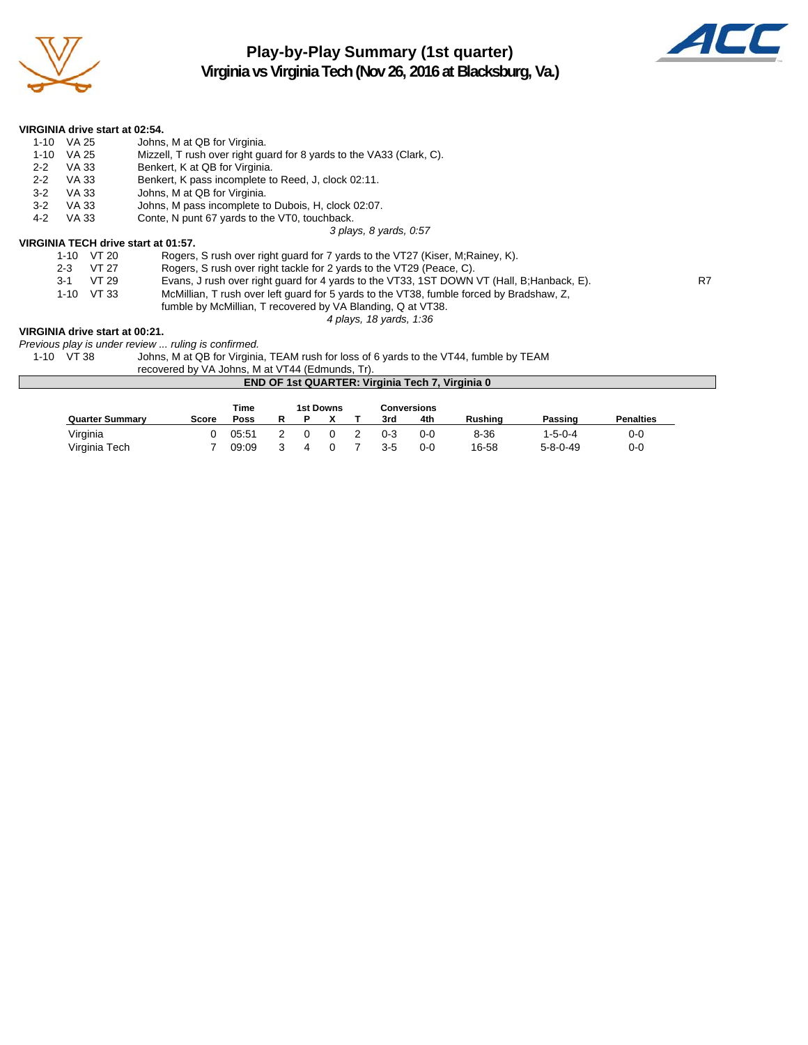# Play-by-Play Summary (1st quarter)

## Virginia vs Virginia Tech (Nov 26, 2016 at Blacksburg, Va.)

**VIRGINIA drive start at 02:54.**

| | | | |
|---|---|---|---|
| 1-10 | VA 25 | Johns, M at QB for Virginia. | |
| 1-10 | VA 25 | Mizzell, T rush over right guard for 8 yards to the VA33 (Clark, C). | |
| 2-2 | VA 33 | Benkert, K at QB for Virginia. | |
| 2-2 | VA 33 | Benkert, K pass incomplete to Reed, J, clock 02:11. | |
| 3-2 | VA 33 | Johns, M at QB for Virginia. | |
| 3-2 | VA 33 | Johns, M pass incomplete to Dubois, H, clock 02:07. | |
| 4-2 | VA 33 | Conte, N punt 67 yards to the VT0, touchback. | |

*3 plays, 8 yards, 0:57*

**VIRGINIA TECH drive start at 01:57.**

| | | | |
|---|---|---|---|
| 1-10 | VT 20 | Rogers, S rush over right guard for 7 yards to the VT27 (Kiser, M;Rainey, K). | |
| 2-3 | VT 27 | Rogers, S rush over right tackle for 2 yards to the VT29 (Peace, C). | |
| 3-1 | VT 29 | Evans, J rush over right guard for 4 yards to the VT33, 1ST DOWN VT (Hall, B;Hanback, E). | R7 |
| 1-10 | VT 33 | McMillian, T rush over left guard for 5 yards to the VT38, fumble forced by Bradshaw, Z, fumble by McMillian, T recovered by VA Blanding, Q at VT38. | |

*4 plays, 18 yards, 1:36*

**VIRGINIA drive start at 00:21.**

*Previous play is under review ... ruling is confirmed.*

| | | |
|---|---|---|
| 1-10 | VT 38 | Johns, M at QB for Virginia, TEAM rush for loss of 6 yards to the VT44, fumble by TEAM recovered by VA Johns, M at VT44 (Edmunds, Tr). |

**END OF 1st QUARTER: Virginia Tech 7, Virginia 0**

| Quarter Summary | Score | Time Poss | 1st Downs R | P | X | T | Conversions 3rd | 4th | Rushing | Passing | Penalties |
|---|---|---|---|---|---|---|---|---|---|---|---|
| Virginia | 0 | 05:51 | 2 | 0 | 0 | 2 | 0-3 | 0-0 | 8-36 | 1-5-0-4 | 0-0 |
| Virginia Tech | 7 | 09:09 | 3 | 4 | 0 | 7 | 3-5 | 0-0 | 16-58 | 5-8-0-49 | 0-0 |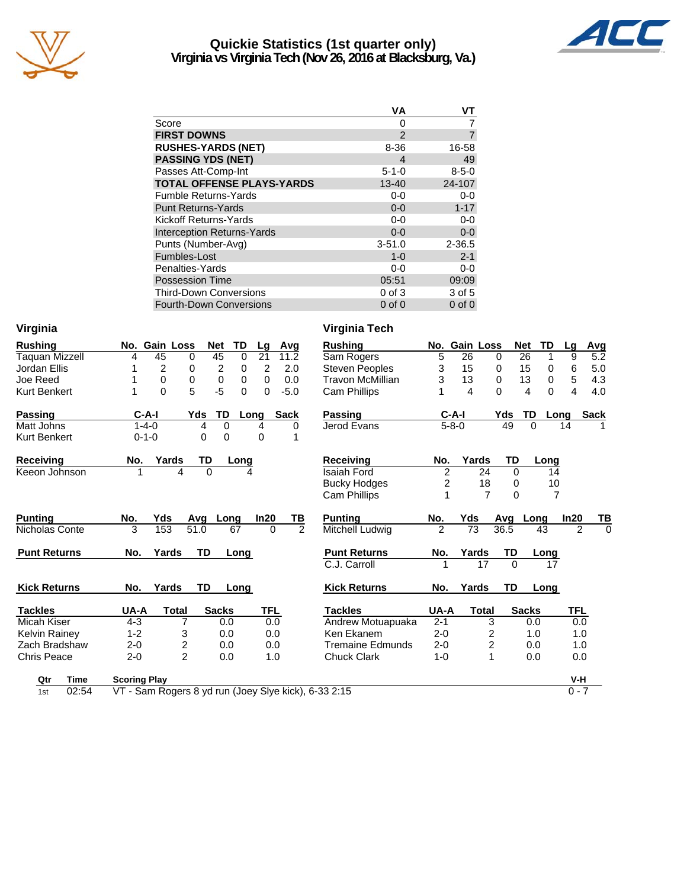# Quickie Statistics (1st quarter only)
## Virginia vs Virginia Tech (Nov 26, 2016 at Blacksburg, Va.)

| | VA | VT |
|---|---|---|
| Score | 0 | 7 |
| **FIRST DOWNS** | 2 | 7 |
| **RUSHES-YARDS (NET)** | 8-36 | 16-58 |
| **PASSING YDS (NET)** | 4 | 49 |
| Passes Att-Comp-Int | 5-1-0 | 8-5-0 |
| **TOTAL OFFENSE PLAYS-YARDS** | 13-40 | 24-107 |
| Fumble Returns-Yards | 0-0 | 0-0 |
| Punt Returns-Yards | 0-0 | 1-17 |
| Kickoff Returns-Yards | 0-0 | 0-0 |
| Interception Returns-Yards | 0-0 | 0-0 |
| Punts (Number-Avg) | 3-51.0 | 2-36.5 |
| Fumbles-Lost | 1-0 | 2-1 |
| Penalties-Yards | 0-0 | 0-0 |
| Possession Time | 05:51 | 09:09 |
| Third-Down Conversions | 0 of 3 | 3 of 5 |
| Fourth-Down Conversions | 0 of 0 | 0 of 0 |

## Virginia

| Rushing | No. | Gain | Loss | Net | TD | Lg | Avg |
|---|---|---|---|---|---|---|---|
| Taquan Mizzell | 4 | 45 | 0 | 45 | 0 | 21 | 11.2 |
| Jordan Ellis | 1 | 2 | 0 | 2 | 0 | 2 | 2.0 |
| Joe Reed | 1 | 0 | 0 | 0 | 0 | 0 | 0.0 |
| Kurt Benkert | 1 | 0 | 5 | -5 | 0 | 0 | -5.0 |

| Passing | C-A-I | Yds | TD | Long | Sack |
|---|---|---|---|---|---|
| Matt Johns | 1-4-0 | 4 | 0 | 4 | 0 |
| Kurt Benkert | 0-1-0 | 0 | 0 | 0 | 1 |

| Receiving | No. | Yards | TD | Long |
|---|---|---|---|---|
| Keeon Johnson | 1 | 4 | 0 | 4 |

| Punting | No. | Yds | Avg | Long | In20 | TB |
|---|---|---|---|---|---|---|
| Nicholas Conte | 3 | 153 | 51.0 | 67 | 0 | 2 |

| Punt Returns | No. | Yards | TD | Long |
|---|---|---|---|---|

| Kick Returns | No. | Yards | TD | Long |
|---|---|---|---|---|

| Tackles | UA-A | Total | Sacks | TFL |
|---|---|---|---|---|
| Micah Kiser | 4-3 | 7 | 0.0 | 0.0 |
| Kelvin Rainey | 1-2 | 3 | 0.0 | 0.0 |
| Zach Bradshaw | 2-0 | 2 | 0.0 | 0.0 |
| Chris Peace | 2-0 | 2 | 0.0 | 1.0 |

## Virginia Tech

| Rushing | No. | Gain | Loss | Net | TD | Lg | Avg |
|---|---|---|---|---|---|---|---|
| Sam Rogers | 5 | 26 | 0 | 26 | 1 | 9 | 5.2 |
| Steven Peoples | 3 | 15 | 0 | 15 | 0 | 6 | 5.0 |
| Travon McMillian | 3 | 13 | 0 | 13 | 0 | 5 | 4.3 |
| Cam Phillips | 1 | 4 | 0 | 4 | 0 | 4 | 4.0 |

| Passing | C-A-I | Yds | TD | Long | Sack |
|---|---|---|---|---|---|
| Jerod Evans | 5-8-0 | 49 | 0 | 14 | 1 |

| Receiving | No. | Yards | TD | Long |
|---|---|---|---|---|
| Isaiah Ford | 2 | 24 | 0 | 14 |
| Bucky Hodges | 2 | 18 | 0 | 10 |
| Cam Phillips | 1 | 7 | 0 | 7 |

| Punting | No. | Yds | Avg | Long | In20 | TB |
|---|---|---|---|---|---|---|
| Mitchell Ludwig | 2 | 73 | 36.5 | 43 | 2 | 0 |

| Punt Returns | No. | Yards | TD | Long |
|---|---|---|---|---|
| C.J. Carroll | 1 | 17 | 0 | 17 |

| Kick Returns | No. | Yards | TD | Long |
|---|---|---|---|---|

| Tackles | UA-A | Total | Sacks | TFL |
|---|---|---|---|---|
| Andrew Motuapuaka | 2-1 | 3 | 0.0 | 0.0 |
| Ken Ekanem | 2-0 | 2 | 1.0 | 1.0 |
| Tremaine Edmunds | 2-0 | 2 | 0.0 | 1.0 |
| Chuck Clark | 1-0 | 1 | 0.0 | 0.0 |

| Qtr | Time | Scoring Play | V-H |
|---|---|---|---|
| 1st | 02:54 | VT - Sam Rogers 8 yd run (Joey Slye kick), 6-33 2:15 | 0 - 7 |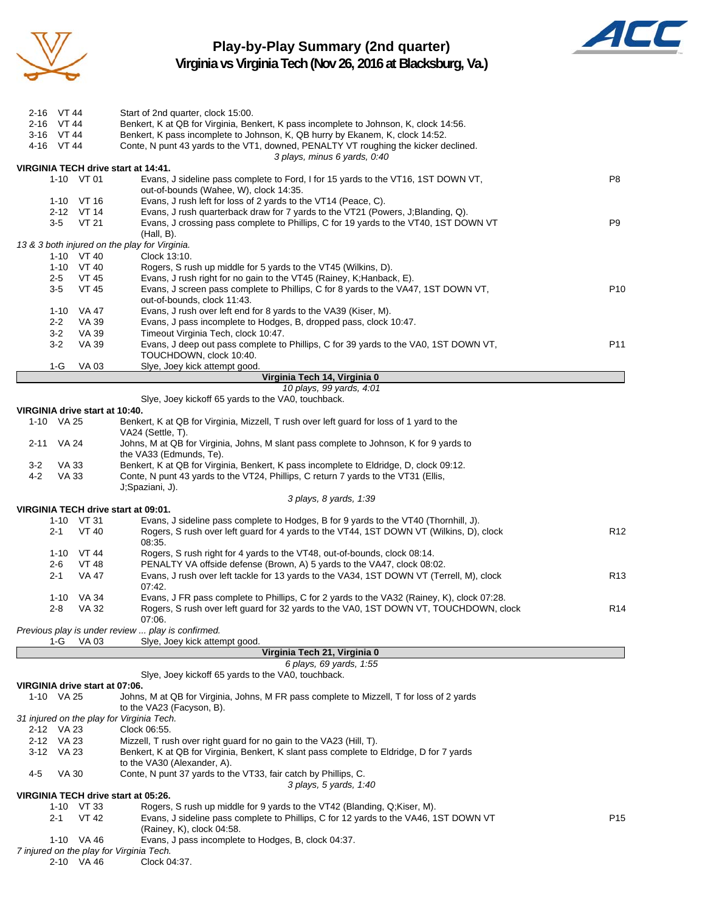# Play-by-Play Summary (2nd quarter)
## Virginia vs Virginia Tech (Nov 26, 2016 at Blacksburg, Va.)

| Down | Spot | Play | |
|---|---|---|---|
| 2-16 | VT 44 | Start of 2nd quarter, clock 15:00. | |
| 2-16 | VT 44 | Benkert, K at QB for Virginia, Benkert, K pass incomplete to Johnson, K, clock 14:56. | |
| 3-16 | VT 44 | Benkert, K pass incomplete to Johnson, K, QB hurry by Ekanem, K, clock 14:52. | |
| 4-16 | VT 44 | Conte, N punt 43 yards to the VT1, downed, PENALTY VT roughing the kicker declined. | |
| | | *3 plays, minus 6 yards, 0:40* | |

**VIRGINIA TECH drive start at 14:41.**

| Down | Spot | Play | |
|---|---|---|---|
| 1-10 | VT 01 | Evans, J sideline pass complete to Ford, I for 15 yards to the VT16, 1ST DOWN VT, out-of-bounds (Wahee, W), clock 14:35. | P8 |
| 1-10 | VT 16 | Evans, J rush left for loss of 2 yards to the VT14 (Peace, C). | |
| 2-12 | VT 14 | Evans, J rush quarterback draw for 7 yards to the VT21 (Powers, J;Blanding, Q). | |
| 3-5 | VT 21 | Evans, J crossing pass complete to Phillips, C for 19 yards to the VT40, 1ST DOWN VT (Hall, B). | P9 |
| | | *13 & 3 both injured on the play for Virginia.* | |
| 1-10 | VT 40 | Clock 13:10. | |
| 1-10 | VT 40 | Rogers, S rush up middle for 5 yards to the VT45 (Wilkins, D). | |
| 2-5 | VT 45 | Evans, J rush right for no gain to the VT45 (Rainey, K;Hanback, E). | |
| 3-5 | VT 45 | Evans, J screen pass complete to Phillips, C for 8 yards to the VA47, 1ST DOWN VT, out-of-bounds, clock 11:43. | P10 |
| 1-10 | VA 47 | Evans, J rush over left end for 8 yards to the VA39 (Kiser, M). | |
| 2-2 | VA 39 | Evans, J pass incomplete to Hodges, B, dropped pass, clock 10:47. | |
| 3-2 | VA 39 | Timeout Virginia Tech, clock 10:47. | |
| 3-2 | VA 39 | Evans, J deep out pass complete to Phillips, C for 39 yards to the VA0, 1ST DOWN VT, TOUCHDOWN, clock 10:40. | P11 |
| 1-G | VA 03 | Slye, Joey kick attempt good. | |
| | | **Virginia Tech 14, Virginia 0** | |
| | | *10 plays, 99 yards, 4:01* | |
| | | Slye, Joey kickoff 65 yards to the VA0, touchback. | |

**VIRGINIA drive start at 10:40.**

| Down | Spot | Play | |
|---|---|---|---|
| 1-10 | VA 25 | Benkert, K at QB for Virginia, Mizzell, T rush over left guard for loss of 1 yard to the VA24 (Settle, T). | |
| 2-11 | VA 24 | Johns, M at QB for Virginia, Johns, M slant pass complete to Johnson, K for 9 yards to the VA33 (Edmunds, Te). | |
| 3-2 | VA 33 | Benkert, K at QB for Virginia, Benkert, K pass incomplete to Eldridge, D, clock 09:12. | |
| 4-2 | VA 33 | Conte, N punt 43 yards to the VT24, Phillips, C return 7 yards to the VT31 (Ellis, J;Spaziani, J). | |
| | | *3 plays, 8 yards, 1:39* | |

**VIRGINIA TECH drive start at 09:01.**

| Down | Spot | Play | |
|---|---|---|---|
| 1-10 | VT 31 | Evans, J sideline pass complete to Hodges, B for 9 yards to the VT40 (Thornhill, J). | |
| 2-1 | VT 40 | Rogers, S rush over left guard for 4 yards to the VT44, 1ST DOWN VT (Wilkins, D), clock 08:35. | R12 |
| 1-10 | VT 44 | Rogers, S rush right for 4 yards to the VT48, out-of-bounds, clock 08:14. | |
| 2-6 | VT 48 | PENALTY VA offside defense (Brown, A) 5 yards to the VA47, clock 08:02. | |
| 2-1 | VA 47 | Evans, J rush over left tackle for 13 yards to the VA34, 1ST DOWN VT (Terrell, M), clock 07:42. | R13 |
| 1-10 | VA 34 | Evans, J FR pass complete to Phillips, C for 2 yards to the VA32 (Rainey, K), clock 07:28. | |
| 2-8 | VA 32 | Rogers, S rush over left guard for 32 yards to the VA0, 1ST DOWN VT, TOUCHDOWN, clock 07:06. | R14 |
| | | *Previous play is under review ... play is confirmed.* | |
| 1-G | VA 03 | Slye, Joey kick attempt good. | |
| | | **Virginia Tech 21, Virginia 0** | |
| | | *6 plays, 69 yards, 1:55* | |
| | | Slye, Joey kickoff 65 yards to the VA0, touchback. | |

**VIRGINIA drive start at 07:06.**

| Down | Spot | Play | |
|---|---|---|---|
| 1-10 | VA 25 | Johns, M at QB for Virginia, Johns, M FR pass complete to Mizzell, T for loss of 2 yards to the VA23 (Facyson, B). | |
| | | *31 injured on the play for Virginia Tech.* | |
| 2-12 | VA 23 | Clock 06:55. | |
| 2-12 | VA 23 | Mizzell, T rush over right guard for no gain to the VA23 (Hill, T). | |
| 3-12 | VA 23 | Benkert, K at QB for Virginia, Benkert, K slant pass complete to Eldridge, D for 7 yards to the VA30 (Alexander, A). | |
| 4-5 | VA 30 | Conte, N punt 37 yards to the VT33, fair catch by Phillips, C. | |
| | | *3 plays, 5 yards, 1:40* | |

**VIRGINIA TECH drive start at 05:26.**

| Down | Spot | Play | |
|---|---|---|---|
| 1-10 | VT 33 | Rogers, S rush up middle for 9 yards to the VT42 (Blanding, Q;Kiser, M). | |
| 2-1 | VT 42 | Evans, J sideline pass complete to Phillips, C for 12 yards to the VA46, 1ST DOWN VT (Rainey, K), clock 04:58. | P15 |
| 1-10 | VA 46 | Evans, J pass incomplete to Hodges, B, clock 04:37. | |
| | | *7 injured on the play for Virginia Tech.* | |
| 2-10 | VA 46 | Clock 04:37. | |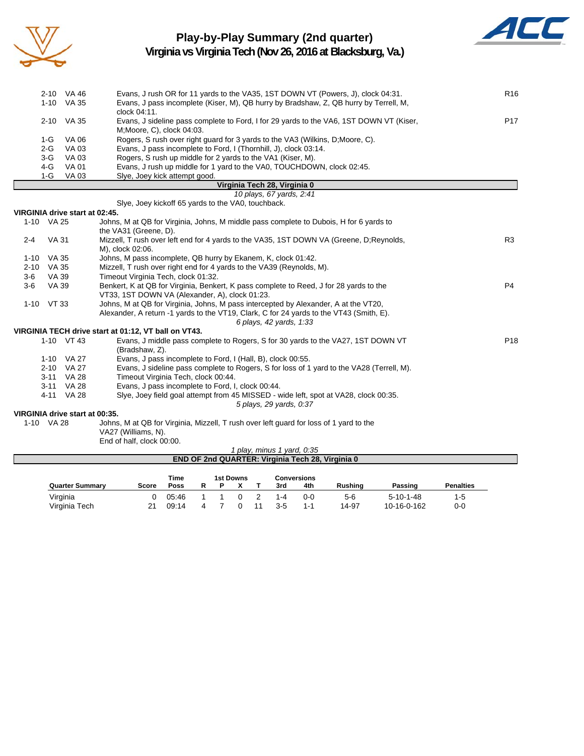# Play-by-Play Summary (2nd quarter)
## Virginia vs Virginia Tech (Nov 26, 2016 at Blacksburg, Va.)

| Down | Spot | Play | |
|---|---|---|---|
| 2-10 | VA 46 | Evans, J rush OR for 11 yards to the VA35, 1ST DOWN VT (Powers, J), clock 04:31. | R16 |
| 1-10 | VA 35 | Evans, J pass incomplete (Kiser, M), QB hurry by Bradshaw, Z, QB hurry by Terrell, M, clock 04:11. | |
| 2-10 | VA 35 | Evans, J sideline pass complete to Ford, I for 29 yards to the VA6, 1ST DOWN VT (Kiser, M;Moore, C), clock 04:03. | P17 |
| 1-G | VA 06 | Rogers, S rush over right guard for 3 yards to the VA3 (Wilkins, D;Moore, C). | |
| 2-G | VA 03 | Evans, J pass incomplete to Ford, I (Thornhill, J), clock 03:14. | |
| 3-G | VA 03 | Rogers, S rush up middle for 2 yards to the VA1 (Kiser, M). | |
| 4-G | VA 01 | Evans, J rush up middle for 1 yard to the VA0, TOUCHDOWN, clock 02:45. | |
| 1-G | VA 03 | Slye, Joey kick attempt good. | |

**Virginia Tech 28, Virginia 0**

*10 plays, 67 yards, 2:41*

Slye, Joey kickoff 65 yards to the VA0, touchback.

**VIRGINIA drive start at 02:45.**

| Down | Spot | Play | |
|---|---|---|---|
| 1-10 | VA 25 | Johns, M at QB for Virginia, Johns, M middle pass complete to Dubois, H for 6 yards to the VA31 (Greene, D). | |
| 2-4 | VA 31 | Mizzell, T rush over left end for 4 yards to the VA35, 1ST DOWN VA (Greene, D;Reynolds, M), clock 02:06. | R3 |
| 1-10 | VA 35 | Johns, M pass incomplete, QB hurry by Ekanem, K, clock 01:42. | |
| 2-10 | VA 35 | Mizzell, T rush over right end for 4 yards to the VA39 (Reynolds, M). | |
| 3-6 | VA 39 | Timeout Virginia Tech, clock 01:32. | |
| 3-6 | VA 39 | Benkert, K at QB for Virginia, Benkert, K pass complete to Reed, J for 28 yards to the VT33, 1ST DOWN VA (Alexander, A), clock 01:23. | P4 |
| 1-10 | VT 33 | Johns, M at QB for Virginia, Johns, M pass intercepted by Alexander, A at the VT20, Alexander, A return -1 yards to the VT19, Clark, C for 24 yards to the VT43 (Smith, E). | |

*6 plays, 42 yards, 1:33*

**VIRGINIA TECH drive start at 01:12, VT ball on VT43.**

| Down | Spot | Play | |
|---|---|---|---|
| 1-10 | VT 43 | Evans, J middle pass complete to Rogers, S for 30 yards to the VA27, 1ST DOWN VT (Bradshaw, Z). | P18 |
| 1-10 | VA 27 | Evans, J pass incomplete to Ford, I (Hall, B), clock 00:55. | |
| 2-10 | VA 27 | Evans, J sideline pass complete to Rogers, S for loss of 1 yard to the VA28 (Terrell, M). | |
| 3-11 | VA 28 | Timeout Virginia Tech, clock 00:44. | |
| 3-11 | VA 28 | Evans, J pass incomplete to Ford, I, clock 00:44. | |
| 4-11 | VA 28 | Slye, Joey field goal attempt from 45 MISSED - wide left, spot at VA28, clock 00:35. | |

*5 plays, 29 yards, 0:37*

**VIRGINIA drive start at 00:35.**

| Down | Spot | Play | |
|---|---|---|---|
| 1-10 | VA 28 | Johns, M at QB for Virginia, Mizzell, T rush over left guard for loss of 1 yard to the VA27 (Williams, N). End of half, clock 00:00. | |

*1 play, minus 1 yard, 0:35*

**END OF 2nd QUARTER: Virginia Tech 28, Virginia 0**

| Quarter Summary | Score | Time Poss | 1st Downs R | 1st Downs P | 1st Downs X | 1st Downs T | Conversions 3rd | Conversions 4th | Rushing | Passing | Penalties |
|---|---|---|---|---|---|---|---|---|---|---|---|
| Virginia | 0 | 05:46 | 1 | 1 | 0 | 2 | 1-4 | 0-0 | 5-6 | 5-10-1-48 | 1-5 |
| Virginia Tech | 21 | 09:14 | 4 | 7 | 0 | 11 | 3-5 | 1-1 | 14-97 | 10-16-0-162 | 0-0 |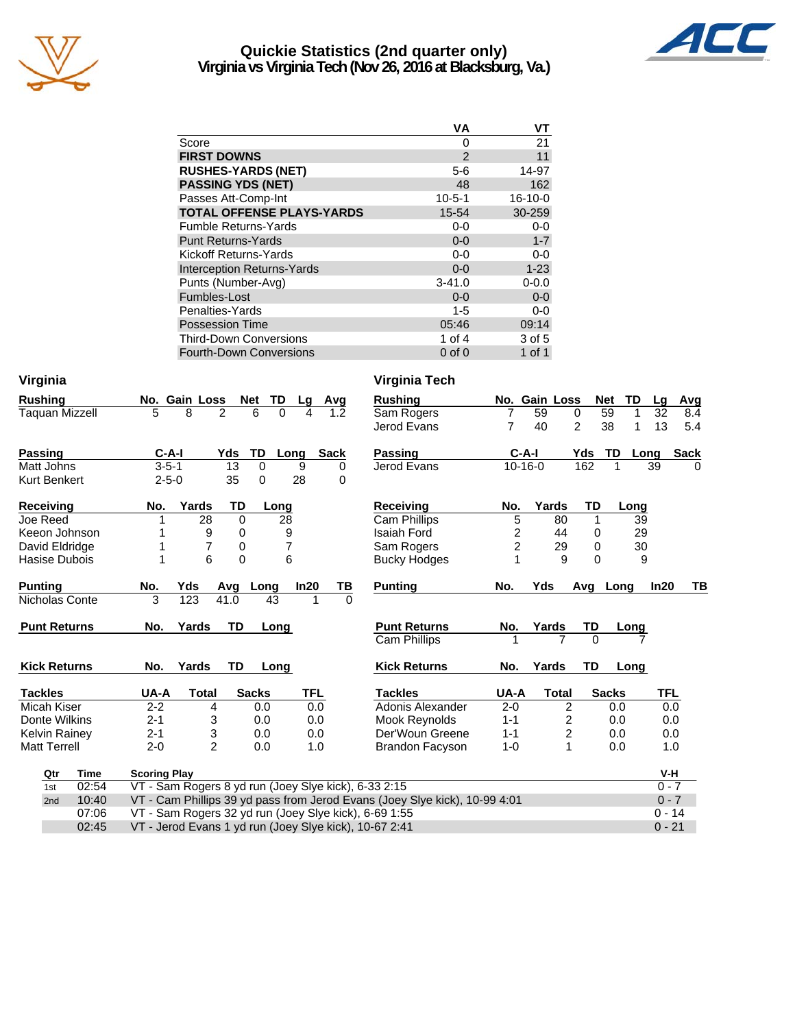# Quickie Statistics (2nd quarter only)
## Virginia vs Virginia Tech (Nov 26, 2016 at Blacksburg, Va.)

| | VA | VT |
|---|---|---|
| Score | 0 | 21 |
| **FIRST DOWNS** | 2 | 11 |
| **RUSHES-YARDS (NET)** | 5-6 | 14-97 |
| **PASSING YDS (NET)** | 48 | 162 |
| Passes Att-Comp-Int | 10-5-1 | 16-10-0 |
| **TOTAL OFFENSE PLAYS-YARDS** | 15-54 | 30-259 |
| Fumble Returns-Yards | 0-0 | 0-0 |
| Punt Returns-Yards | 0-0 | 1-7 |
| Kickoff Returns-Yards | 0-0 | 0-0 |
| Interception Returns-Yards | 0-0 | 1-23 |
| Punts (Number-Avg) | 3-41.0 | 0-0.0 |
| Fumbles-Lost | 0-0 | 0-0 |
| Penalties-Yards | 1-5 | 0-0 |
| Possession Time | 05:46 | 09:14 |
| Third-Down Conversions | 1 of 4 | 3 of 5 |
| Fourth-Down Conversions | 0 of 0 | 1 of 1 |

## Virginia

| Rushing | No. | Gain | Loss | Net | TD | Lg | Avg |
|---|---|---|---|---|---|---|---|
| Taquan Mizzell | 5 | 8 | 2 | 6 | 0 | 4 | 1.2 |

| Passing | C-A-I | Yds | TD | Long | Sack |
|---|---|---|---|---|---|
| Matt Johns | 3-5-1 | 13 | 0 | 9 | 0 |
| Kurt Benkert | 2-5-0 | 35 | 0 | 28 | 0 |

| Receiving | No. | Yards | TD | Long |
|---|---|---|---|---|
| Joe Reed | 1 | 28 | 0 | 28 |
| Keeon Johnson | 1 | 9 | 0 | 9 |
| David Eldridge | 1 | 7 | 0 | 7 |
| Hasise Dubois | 1 | 6 | 0 | 6 |

| Punting | No. | Yds | Avg | Long | In20 | TB |
|---|---|---|---|---|---|---|
| Nicholas Conte | 3 | 123 | 41.0 | 43 | 1 | 0 |

| Punt Returns | No. | Yards | TD | Long |
|---|---|---|---|---|

| Kick Returns | No. | Yards | TD | Long |
|---|---|---|---|---|

| Tackles | UA-A | Total | Sacks | TFL |
|---|---|---|---|---|
| Micah Kiser | 2-2 | 4 | 0.0 | 0.0 |
| Donte Wilkins | 2-1 | 3 | 0.0 | 0.0 |
| Kelvin Rainey | 2-1 | 3 | 0.0 | 0.0 |
| Matt Terrell | 2-0 | 2 | 0.0 | 1.0 |

## Virginia Tech

| Rushing | No. | Gain | Loss | Net | TD | Lg | Avg |
|---|---|---|---|---|---|---|---|
| Sam Rogers | 7 | 59 | 0 | 59 | 1 | 32 | 8.4 |
| Jerod Evans | 7 | 40 | 2 | 38 | 1 | 13 | 5.4 |

| Passing | C-A-I | Yds | TD | Long | Sack |
|---|---|---|---|---|---|
| Jerod Evans | 10-16-0 | 162 | 1 | 39 | 0 |

| Receiving | No. | Yards | TD | Long |
|---|---|---|---|---|
| Cam Phillips | 5 | 80 | 1 | 39 |
| Isaiah Ford | 2 | 44 | 0 | 29 |
| Sam Rogers | 2 | 29 | 0 | 30 |
| Bucky Hodges | 1 | 9 | 0 | 9 |

| Punting | No. | Yds | Avg | Long | In20 | TB |
|---|---|---|---|---|---|---|

| Punt Returns | No. | Yards | TD | Long |
|---|---|---|---|---|
| Cam Phillips | 1 | 7 | 0 | 7 |

| Kick Returns | No. | Yards | TD | Long |
|---|---|---|---|---|

| Tackles | UA-A | Total | Sacks | TFL |
|---|---|---|---|---|
| Adonis Alexander | 2-0 | 2 | 0.0 | 0.0 |
| Mook Reynolds | 1-1 | 2 | 0.0 | 0.0 |
| Der'Woun Greene | 1-1 | 2 | 0.0 | 0.0 |
| Brandon Facyson | 1-0 | 1 | 0.0 | 1.0 |

| Qtr | Time | Scoring Play | V-H |
|---|---|---|---|
| 1st | 02:54 | VT - Sam Rogers 8 yd run (Joey Slye kick), 6-33 2:15 | 0 - 7 |
| 2nd | 10:40 | VT - Cam Phillips 39 yd pass from Jerod Evans (Joey Slye kick), 10-99 4:01 | 0 - 7 |
| | 07:06 | VT - Sam Rogers 32 yd run (Joey Slye kick), 6-69 1:55 | 0 - 14 |
| | 02:45 | VT - Jerod Evans 1 yd run (Joey Slye kick), 10-67 2:41 | 0 - 21 |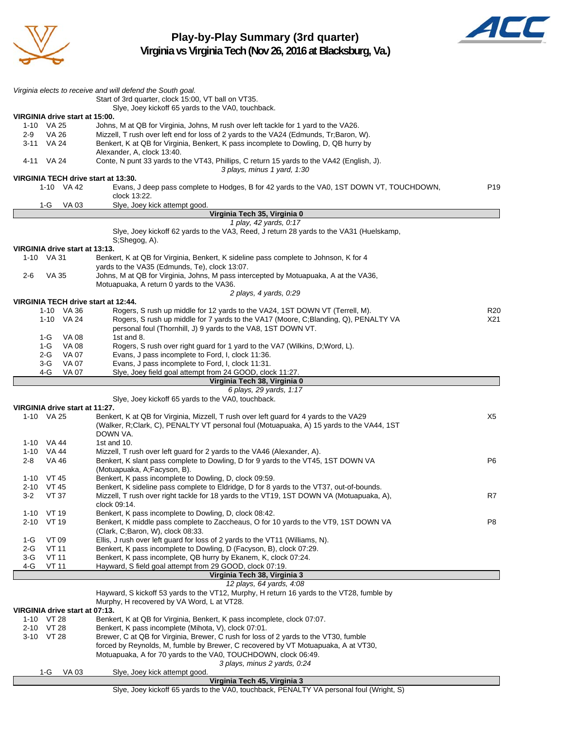# Play-by-Play Summary (3rd quarter)

## Virginia vs Virginia Tech (Nov 26, 2016 at Blacksburg, Va.)

*Virginia elects to receive and will defend the South goal.*

Start of 3rd quarter, clock 15:00, VT ball on VT35.

Slye, Joey kickoff 65 yards to the VA0, touchback.

**VIRGINIA drive start at 15:00.**

| Down | Spot | Play | |
|---|---|---|---|
| 1-10 | VA 25 | Johns, M at QB for Virginia, Johns, M rush over left tackle for 1 yard to the VA26. | |
| 2-9 | VA 26 | Mizzell, T rush over left end for loss of 2 yards to the VA24 (Edmunds, Tr;Baron, W). | |
| 3-11 | VA 24 | Benkert, K at QB for Virginia, Benkert, K pass incomplete to Dowling, D, QB hurry by Alexander, A, clock 13:40. | |
| 4-11 | VA 24 | Conte, N punt 33 yards to the VT43, Phillips, C return 15 yards to the VA42 (English, J). | |

*3 plays, minus 1 yard, 1:30*

**VIRGINIA TECH drive start at 13:30.**

| Down | Spot | Play | |
|---|---|---|---|
| 1-10 | VA 42 | Evans, J deep pass complete to Hodges, B for 42 yards to the VA0, 1ST DOWN VT, TOUCHDOWN, clock 13:22. | P19 |
| 1-G | VA 03 | Slye, Joey kick attempt good. | |

**Virginia Tech 35, Virginia 0**

*1 play, 42 yards, 0:17*

Slye, Joey kickoff 62 yards to the VA3, Reed, J return 28 yards to the VA31 (Huelskamp, S;Shegog, A).

**VIRGINIA drive start at 13:13.**

| Down | Spot | Play | |
|---|---|---|---|
| 1-10 | VA 31 | Benkert, K at QB for Virginia, Benkert, K sideline pass complete to Johnson, K for 4 yards to the VA35 (Edmunds, Te), clock 13:07. | |
| 2-6 | VA 35 | Johns, M at QB for Virginia, Johns, M pass intercepted by Motuapuaka, A at the VA36, Motuapuaka, A return 0 yards to the VA36. | |

*2 plays, 4 yards, 0:29*

**VIRGINIA TECH drive start at 12:44.**

| Down | Spot | Play | |
|---|---|---|---|
| 1-10 | VA 36 | Rogers, S rush up middle for 12 yards to the VA24, 1ST DOWN VT (Terrell, M). | R20 |
| 1-10 | VA 24 | Rogers, S rush up middle for 7 yards to the VA17 (Moore, C;Blanding, Q), PENALTY VA personal foul (Thornhill, J) 9 yards to the VA8, 1ST DOWN VT. | X21 |
| 1-G | VA 08 | 1st and 8. | |
| 1-G | VA 08 | Rogers, S rush over right guard for 1 yard to the VA7 (Wilkins, D;Word, L). | |
| 2-G | VA 07 | Evans, J pass incomplete to Ford, I, clock 11:36. | |
| 3-G | VA 07 | Evans, J pass incomplete to Ford, I, clock 11:31. | |
| 4-G | VA 07 | Slye, Joey field goal attempt from 24 GOOD, clock 11:27. | |

**Virginia Tech 38, Virginia 0**

*6 plays, 29 yards, 1:17*

Slye, Joey kickoff 65 yards to the VA0, touchback.

**VIRGINIA drive start at 11:27.**

| Down | Spot | Play | |
|---|---|---|---|
| 1-10 | VA 25 | Benkert, K at QB for Virginia, Mizzell, T rush over left guard for 4 yards to the VA29 (Walker, R;Clark, C), PENALTY VT personal foul (Motuapuaka, A) 15 yards to the VA44, 1ST DOWN VA. | X5 |
| 1-10 | VA 44 | 1st and 10. | |
| 1-10 | VA 44 | Mizzell, T rush over left guard for 2 yards to the VA46 (Alexander, A). | |
| 2-8 | VA 46 | Benkert, K slant pass complete to Dowling, D for 9 yards to the VT45, 1ST DOWN VA (Motuapuaka, A;Facyson, B). | P6 |
| 1-10 | VT 45 | Benkert, K pass incomplete to Dowling, D, clock 09:59. | |
| 2-10 | VT 45 | Benkert, K sideline pass complete to Eldridge, D for 8 yards to the VT37, out-of-bounds. | |
| 3-2 | VT 37 | Mizzell, T rush over right tackle for 18 yards to the VT19, 1ST DOWN VA (Motuapuaka, A), clock 09:14. | R7 |
| 1-10 | VT 19 | Benkert, K pass incomplete to Dowling, D, clock 08:42. | |
| 2-10 | VT 19 | Benkert, K middle pass complete to Zaccheaus, O for 10 yards to the VT9, 1ST DOWN VA (Clark, C;Baron, W), clock 08:33. | P8 |
| 1-G | VT 09 | Ellis, J rush over left guard for loss of 2 yards to the VT11 (Williams, N). | |
| 2-G | VT 11 | Benkert, K pass incomplete to Dowling, D (Facyson, B), clock 07:29. | |
| 3-G | VT 11 | Benkert, K pass incomplete, QB hurry by Ekanem, K, clock 07:24. | |
| 4-G | VT 11 | Hayward, S field goal attempt from 29 GOOD, clock 07:19. | |

**Virginia Tech 38, Virginia 3**

*12 plays, 64 yards, 4:08*

Hayward, S kickoff 53 yards to the VT12, Murphy, H return 16 yards to the VT28, fumble by Murphy, H recovered by VA Word, L at VT28.

**VIRGINIA drive start at 07:13.**

| Down | Spot | Play | |
|---|---|---|---|
| 1-10 | VT 28 | Benkert, K at QB for Virginia, Benkert, K pass incomplete, clock 07:07. | |
| 2-10 | VT 28 | Benkert, K pass incomplete (Mihota, V), clock 07:01. | |
| 3-10 | VT 28 | Brewer, C at QB for Virginia, Brewer, C rush for loss of 2 yards to the VT30, fumble forced by Reynolds, M, fumble by Brewer, C recovered by VT Motuapuaka, A at VT30, Motuapuaka, A for 70 yards to the VA0, TOUCHDOWN, clock 06:49. | |

*3 plays, minus 2 yards, 0:24*

| Down | Spot | Play | |
|---|---|---|---|
| 1-G | VA 03 | Slye, Joey kick attempt good. | |

**Virginia Tech 45, Virginia 3**

Slye, Joey kickoff 65 yards to the VA0, touchback, PENALTY VA personal foul (Wright, S)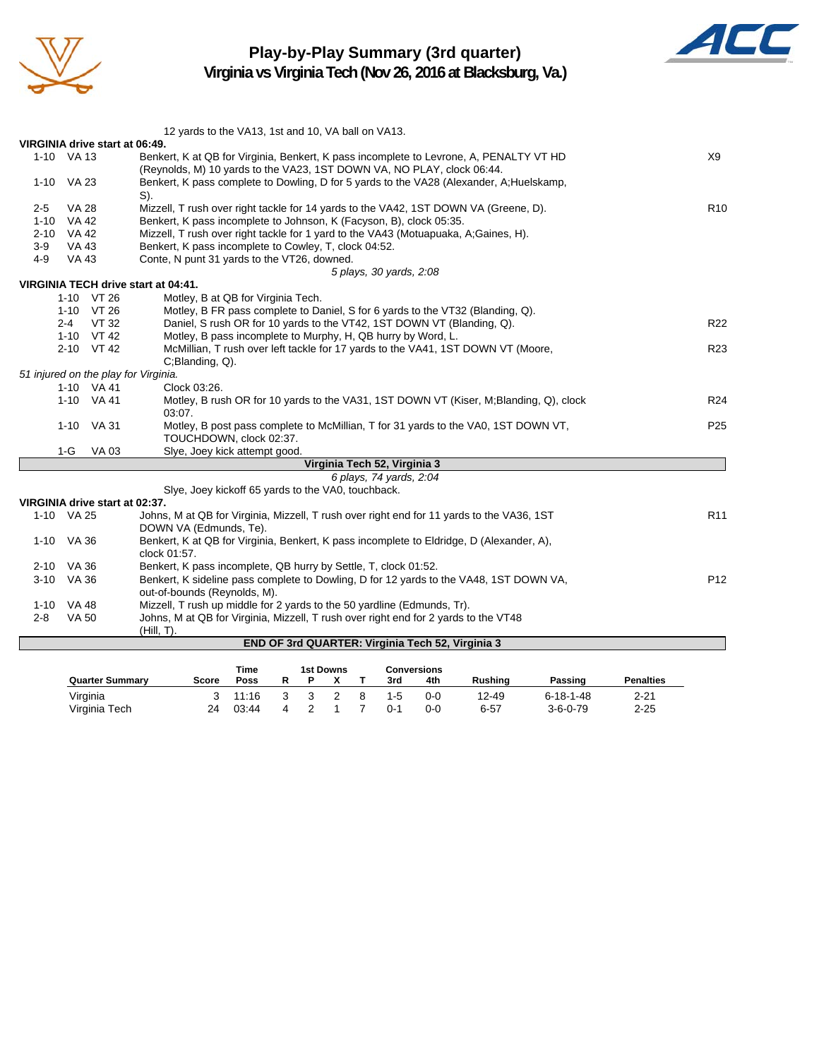# Play-by-Play Summary (3rd quarter)
## Virginia vs Virginia Tech (Nov 26, 2016 at Blacksburg, Va.)

12 yards to the VA13, 1st and 10, VA ball on VA13.

**VIRGINIA drive start at 06:49.**

| Down | Spot | Play | |
|---|---|---|---|
| 1-10 | VA 13 | Benkert, K at QB for Virginia, Benkert, K pass incomplete to Levrone, A, PENALTY VT HD (Reynolds, M) 10 yards to the VA23, 1ST DOWN VA, NO PLAY, clock 06:44. | X9 |
| 1-10 | VA 23 | Benkert, K pass complete to Dowling, D for 5 yards to the VA28 (Alexander, A;Huelskamp, S). | |
| 2-5 | VA 28 | Mizzell, T rush over right tackle for 14 yards to the VA42, 1ST DOWN VA (Greene, D). | R10 |
| 1-10 | VA 42 | Benkert, K pass incomplete to Johnson, K (Facyson, B), clock 05:35. | |
| 2-10 | VA 42 | Mizzell, T rush over right tackle for 1 yard to the VA43 (Motuapuaka, A;Gaines, H). | |
| 3-9 | VA 43 | Benkert, K pass incomplete to Cowley, T, clock 04:52. | |
| 4-9 | VA 43 | Conte, N punt 31 yards to the VT26, downed. | |

*5 plays, 30 yards, 2:08*

**VIRGINIA TECH drive start at 04:41.**

| Down | Spot | Play | |
|---|---|---|---|
| 1-10 | VT 26 | Motley, B at QB for Virginia Tech. | |
| 1-10 | VT 26 | Motley, B FR pass complete to Daniel, S for 6 yards to the VT32 (Blanding, Q). | |
| 2-4 | VT 32 | Daniel, S rush OR for 10 yards to the VT42, 1ST DOWN VT (Blanding, Q). | R22 |
| 1-10 | VT 42 | Motley, B pass incomplete to Murphy, H, QB hurry by Word, L. | |
| 2-10 | VT 42 | McMillian, T rush over left tackle for 17 yards to the VA41, 1ST DOWN VT (Moore, C;Blanding, Q). | R23 |

*51 injured on the play for Virginia.*

| Down | Spot | Play | |
|---|---|---|---|
| 1-10 | VA 41 | Clock 03:26. | |
| 1-10 | VA 41 | Motley, B rush OR for 10 yards to the VA31, 1ST DOWN VT (Kiser, M;Blanding, Q), clock 03:07. | R24 |
| 1-10 | VA 31 | Motley, B post pass complete to McMillian, T for 31 yards to the VA0, 1ST DOWN VT, TOUCHDOWN, clock 02:37. | P25 |
| 1-G | VA 03 | Slye, Joey kick attempt good. | |

**Virginia Tech 52, Virginia 3**

*6 plays, 74 yards, 2:04*

Slye, Joey kickoff 65 yards to the VA0, touchback.

**VIRGINIA drive start at 02:37.**

| Down | Spot | Play | |
|---|---|---|---|
| 1-10 | VA 25 | Johns, M at QB for Virginia, Mizzell, T rush over right end for 11 yards to the VA36, 1ST DOWN VA (Edmunds, Te). | R11 |
| 1-10 | VA 36 | Benkert, K at QB for Virginia, Benkert, K pass incomplete to Eldridge, D (Alexander, A), clock 01:57. | |
| 2-10 | VA 36 | Benkert, K pass incomplete, QB hurry by Settle, T, clock 01:52. | |
| 3-10 | VA 36 | Benkert, K sideline pass complete to Dowling, D for 12 yards to the VA48, 1ST DOWN VA, out-of-bounds (Reynolds, M). | P12 |
| 1-10 | VA 48 | Mizzell, T rush up middle for 2 yards to the 50 yardline (Edmunds, Tr). | |
| 2-8 | VA 50 | Johns, M at QB for Virginia, Mizzell, T rush over right end for 2 yards to the VT48 (Hill, T). | |

**END OF 3rd QUARTER: Virginia Tech 52, Virginia 3**

| Quarter Summary | Score | Time Poss | 1st Downs R | P | X | T | Conversions 3rd | 4th | Rushing | Passing | Penalties |
|---|---|---|---|---|---|---|---|---|---|---|---|
| Virginia | 3 | 11:16 | 3 | 3 | 2 | 8 | 1-5 | 0-0 | 12-49 | 6-18-1-48 | 2-21 |
| Virginia Tech | 24 | 03:44 | 4 | 2 | 1 | 7 | 0-1 | 0-0 | 6-57 | 3-6-0-79 | 2-25 |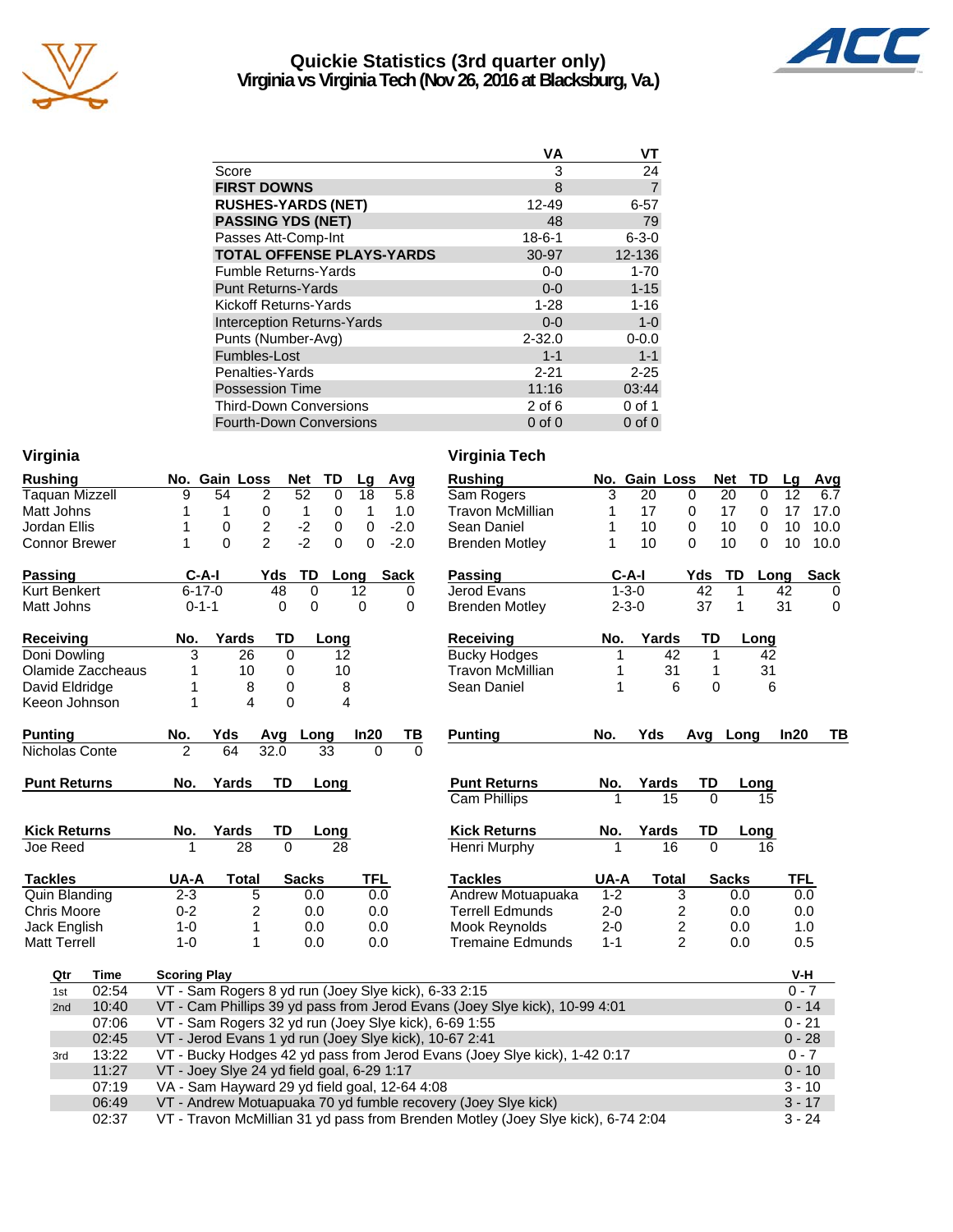# Quickie Statistics (3rd quarter only)
## Virginia vs Virginia Tech (Nov 26, 2016 at Blacksburg, Va.)

| | VA | VT |
|---|---|---|
| Score | 3 | 24 |
| **FIRST DOWNS** | 8 | 7 |
| **RUSHES-YARDS (NET)** | 12-49 | 6-57 |
| **PASSING YDS (NET)** | 48 | 79 |
| Passes Att-Comp-Int | 18-6-1 | 6-3-0 |
| **TOTAL OFFENSE PLAYS-YARDS** | 30-97 | 12-136 |
| Fumble Returns-Yards | 0-0 | 1-70 |
| Punt Returns-Yards | 0-0 | 1-15 |
| Kickoff Returns-Yards | 1-28 | 1-16 |
| Interception Returns-Yards | 0-0 | 1-0 |
| Punts (Number-Avg) | 2-32.0 | 0-0.0 |
| Fumbles-Lost | 1-1 | 1-1 |
| Penalties-Yards | 2-21 | 2-25 |
| Possession Time | 11:16 | 03:44 |
| Third-Down Conversions | 2 of 6 | 0 of 1 |
| Fourth-Down Conversions | 0 of 0 | 0 of 0 |

## Virginia

| Rushing | No. | Gain | Loss | Net | TD | Lg | Avg |
|---|---|---|---|---|---|---|---|
| Taquan Mizzell | 9 | 54 | 2 | 52 | 0 | 18 | 5.8 |
| Matt Johns | 1 | 1 | 0 | 1 | 0 | 1 | 1.0 |
| Jordan Ellis | 1 | 0 | 2 | -2 | 0 | 0 | -2.0 |
| Connor Brewer | 1 | 0 | 2 | -2 | 0 | 0 | -2.0 |

| Passing | C-A-I | Yds | TD | Long | Sack |
|---|---|---|---|---|---|
| Kurt Benkert | 6-17-0 | 48 | 0 | 12 | 0 |
| Matt Johns | 0-1-1 | 0 | 0 | 0 | 0 |

| Receiving | No. | Yards | TD | Long |
|---|---|---|---|---|
| Doni Dowling | 3 | 26 | 0 | 12 |
| Olamide Zaccheaus | 1 | 10 | 0 | 10 |
| David Eldridge | 1 | 8 | 0 | 8 |
| Keeon Johnson | 1 | 4 | 0 | 4 |

| Punting | No. | Yds | Avg | Long | In20 | TB |
|---|---|---|---|---|---|---|
| Nicholas Conte | 2 | 64 | 32.0 | 33 | 0 | 0 |

| Punt Returns | No. | Yards | TD | Long |
|---|---|---|---|---|

| Kick Returns | No. | Yards | TD | Long |
|---|---|---|---|---|
| Joe Reed | 1 | 28 | 0 | 28 |

| Tackles | UA-A | Total | Sacks | TFL |
|---|---|---|---|---|
| Quin Blanding | 2-3 | 5 | 0.0 | 0.0 |
| Chris Moore | 0-2 | 2 | 0.0 | 0.0 |
| Jack English | 1-0 | 1 | 0.0 | 0.0 |
| Matt Terrell | 1-0 | 1 | 0.0 | 0.0 |

## Virginia Tech

| Rushing | No. | Gain | Loss | Net | TD | Lg | Avg |
|---|---|---|---|---|---|---|---|
| Sam Rogers | 3 | 20 | 0 | 20 | 0 | 12 | 6.7 |
| Travon McMillian | 1 | 17 | 0 | 17 | 0 | 17 | 17.0 |
| Sean Daniel | 1 | 10 | 0 | 10 | 0 | 10 | 10.0 |
| Brenden Motley | 1 | 10 | 0 | 10 | 0 | 10 | 10.0 |

| Passing | C-A-I | Yds | TD | Long | Sack |
|---|---|---|---|---|---|
| Jerod Evans | 1-3-0 | 42 | 1 | 42 | 0 |
| Brenden Motley | 2-3-0 | 37 | 1 | 31 | 0 |

| Receiving | No. | Yards | TD | Long |
|---|---|---|---|---|
| Bucky Hodges | 1 | 42 | 1 | 42 |
| Travon McMillian | 1 | 31 | 1 | 31 |
| Sean Daniel | 1 | 6 | 0 | 6 |

| Punting | No. | Yds | Avg | Long | In20 | TB |
|---|---|---|---|---|---|---|

| Punt Returns | No. | Yards | TD | Long |
|---|---|---|---|---|
| Cam Phillips | 1 | 15 | 0 | 15 |

| Kick Returns | No. | Yards | TD | Long |
|---|---|---|---|---|
| Henri Murphy | 1 | 16 | 0 | 16 |

| Tackles | UA-A | Total | Sacks | TFL |
|---|---|---|---|---|
| Andrew Motuapuaka | 1-2 | 3 | 0.0 | 0.0 |
| Terrell Edmunds | 2-0 | 2 | 0.0 | 0.0 |
| Mook Reynolds | 2-0 | 2 | 0.0 | 1.0 |
| Tremaine Edmunds | 1-1 | 2 | 0.0 | 0.5 |

## Scoring Summary

| Qtr | Time | Scoring Play | V-H |
|---|---|---|---|
| 1st | 02:54 | VT - Sam Rogers 8 yd run (Joey Slye kick), 6-33 2:15 | 0 - 7 |
| 2nd | 10:40 | VT - Cam Phillips 39 yd pass from Jerod Evans (Joey Slye kick), 10-99 4:01 | 0 - 14 |
| | 07:06 | VT - Sam Rogers 32 yd run (Joey Slye kick), 6-69 1:55 | 0 - 21 |
| | 02:45 | VT - Jerod Evans 1 yd run (Joey Slye kick), 10-67 2:41 | 0 - 28 |
| 3rd | 13:22 | VT - Bucky Hodges 42 yd pass from Jerod Evans (Joey Slye kick), 1-42 0:17 | 0 - 7 |
| | 11:27 | VT - Joey Slye 24 yd field goal, 6-29 1:17 | 0 - 10 |
| | 07:19 | VA - Sam Hayward 29 yd field goal, 12-64 4:08 | 3 - 10 |
| | 06:49 | VT - Andrew Motuapuaka 70 yd fumble recovery (Joey Slye kick) | 3 - 17 |
| | 02:37 | VT - Travon McMillian 31 yd pass from Brenden Motley (Joey Slye kick), 6-74 2:04 | 3 - 24 |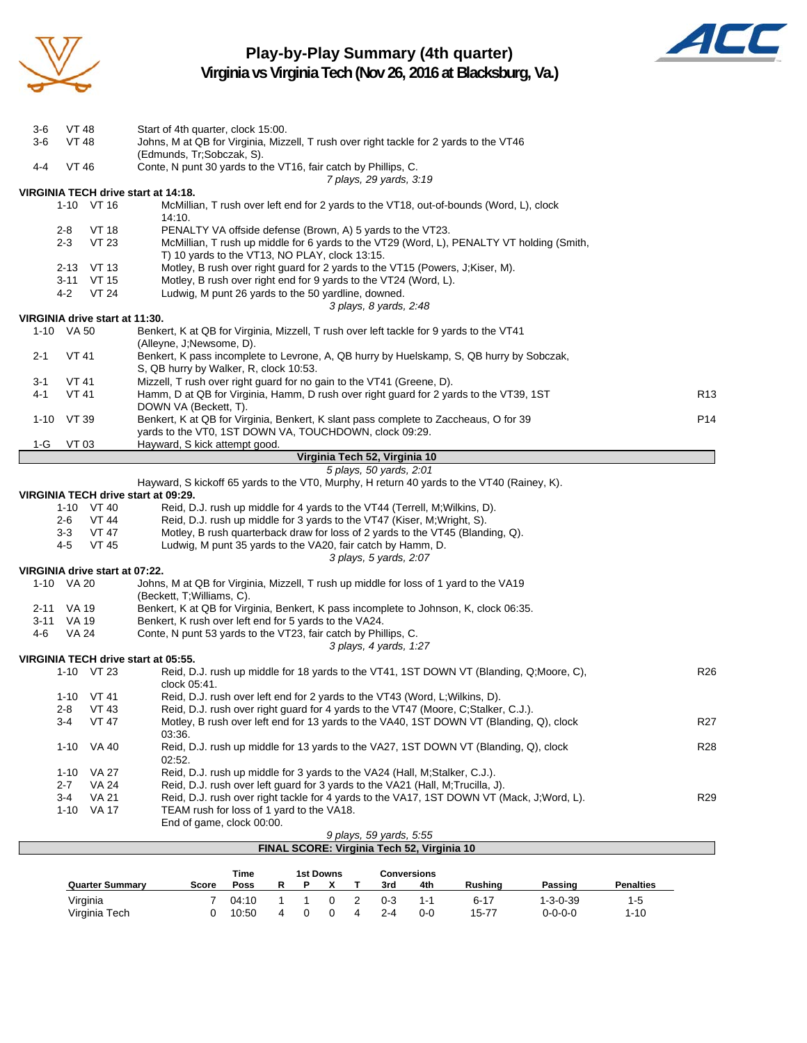# Play-by-Play Summary (4th quarter)

## Virginia vs Virginia Tech (Nov 26, 2016 at Blacksburg, Va.)

| Down | Spot | Play | |
|---|---|---|---|
| 3-6 | VT 48 | Start of 4th quarter, clock 15:00. | |
| 3-6 | VT 48 | Johns, M at QB for Virginia, Mizzell, T rush over right tackle for 2 yards to the VT46 (Edmunds, Tr;Sobczak, S). | |
| 4-4 | VT 46 | Conte, N punt 30 yards to the VT16, fair catch by Phillips, C. | |
| | | *7 plays, 29 yards, 3:19* | |

**VIRGINIA TECH drive start at 14:18.**

| Down | Spot | Play | |
|---|---|---|---|
| 1-10 | VT 16 | McMillian, T rush over left end for 2 yards to the VT18, out-of-bounds (Word, L), clock 14:10. | |
| 2-8 | VT 18 | PENALTY VA offside defense (Brown, A) 5 yards to the VT23. | |
| 2-3 | VT 23 | McMillian, T rush up middle for 6 yards to the VT29 (Word, L), PENALTY VT holding (Smith, T) 10 yards to the VT13, NO PLAY, clock 13:15. | |
| 2-13 | VT 13 | Motley, B rush over right guard for 2 yards to the VT15 (Powers, J;Kiser, M). | |
| 3-11 | VT 15 | Motley, B rush over right end for 9 yards to the VT24 (Word, L). | |
| 4-2 | VT 24 | Ludwig, M punt 26 yards to the 50 yardline, downed. | |
| | | *3 plays, 8 yards, 2:48* | |

**VIRGINIA drive start at 11:30.**

| Down | Spot | Play | |
|---|---|---|---|
| 1-10 | VA 50 | Benkert, K at QB for Virginia, Mizzell, T rush over left tackle for 9 yards to the VT41 (Alleyne, J;Newsome, D). | |
| 2-1 | VT 41 | Benkert, K pass incomplete to Levrone, A, QB hurry by Huelskamp, S, QB hurry by Sobczak, S, QB hurry by Walker, R, clock 10:53. | |
| 3-1 | VT 41 | Mizzell, T rush over right guard for no gain to the VT41 (Greene, D). | |
| 4-1 | VT 41 | Hamm, D at QB for Virginia, Hamm, D rush over right guard for 2 yards to the VT39, 1ST DOWN VA (Beckett, T). | R13 |
| 1-10 | VT 39 | Benkert, K at QB for Virginia, Benkert, K slant pass complete to Zaccheaus, O for 39 yards to the VT0, 1ST DOWN VA, TOUCHDOWN, clock 09:29. | P14 |
| 1-G | VT 03 | Hayward, S kick attempt good. | |

**Virginia Tech 52, Virginia 10**

*5 plays, 50 yards, 2:01*

Hayward, S kickoff 65 yards to the VT0, Murphy, H return 40 yards to the VT40 (Rainey, K).

**VIRGINIA TECH drive start at 09:29.**

| Down | Spot | Play | |
|---|---|---|---|
| 1-10 | VT 40 | Reid, D.J. rush up middle for 4 yards to the VT44 (Terrell, M;Wilkins, D). | |
| 2-6 | VT 44 | Reid, D.J. rush up middle for 3 yards to the VT47 (Kiser, M;Wright, S). | |
| 3-3 | VT 47 | Motley, B rush quarterback draw for loss of 2 yards to the VT45 (Blanding, Q). | |
| 4-5 | VT 45 | Ludwig, M punt 35 yards to the VA20, fair catch by Hamm, D. | |
| | | *3 plays, 5 yards, 2:07* | |

**VIRGINIA drive start at 07:22.**

| Down | Spot | Play | |
|---|---|---|---|
| 1-10 | VA 20 | Johns, M at QB for Virginia, Mizzell, T rush up middle for loss of 1 yard to the VA19 (Beckett, T;Williams, C). | |
| 2-11 | VA 19 | Benkert, K at QB for Virginia, Benkert, K pass incomplete to Johnson, K, clock 06:35. | |
| 3-11 | VA 19 | Benkert, K rush over left end for 5 yards to the VA24. | |
| 4-6 | VA 24 | Conte, N punt 53 yards to the VT23, fair catch by Phillips, C. | |
| | | *3 plays, 4 yards, 1:27* | |

**VIRGINIA TECH drive start at 05:55.**

| Down | Spot | Play | |
|---|---|---|---|
| 1-10 | VT 23 | Reid, D.J. rush up middle for 18 yards to the VT41, 1ST DOWN VT (Blanding, Q;Moore, C), clock 05:41. | R26 |
| 1-10 | VT 41 | Reid, D.J. rush over left end for 2 yards to the VT43 (Word, L;Wilkins, D). | |
| 2-8 | VT 43 | Reid, D.J. rush over right guard for 4 yards to the VT47 (Moore, C;Stalker, C.J.). | |
| 3-4 | VT 47 | Motley, B rush over left end for 13 yards to the VA40, 1ST DOWN VT (Blanding, Q), clock 03:36. | R27 |
| 1-10 | VA 40 | Reid, D.J. rush up middle for 13 yards to the VA27, 1ST DOWN VT (Blanding, Q), clock 02:52. | R28 |
| 1-10 | VA 27 | Reid, D.J. rush up middle for 3 yards to the VA24 (Hall, M;Stalker, C.J.). | |
| 2-7 | VA 24 | Reid, D.J. rush over left guard for 3 yards to the VA21 (Hall, M;Trucilla, J). | |
| 3-4 | VA 21 | Reid, D.J. rush over right tackle for 4 yards to the VA17, 1ST DOWN VT (Mack, J;Word, L). | R29 |
| 1-10 | VA 17 | TEAM rush for loss of 1 yard to the VA18. | |
| | | End of game, clock 00:00. | |
| | | *9 plays, 59 yards, 5:55* | |

**FINAL SCORE: Virginia Tech 52, Virginia 10**

| Quarter Summary | Score | Time Poss | 1st Downs R | P | X | T | Conversions 3rd | 4th | Rushing | Passing | Penalties |
|---|---|---|---|---|---|---|---|---|---|---|---|
| Virginia | 7 | 04:10 | 1 | 1 | 0 | 2 | 0-3 | 1-1 | 6-17 | 1-3-0-39 | 1-5 |
| Virginia Tech | 0 | 10:50 | 4 | 0 | 0 | 4 | 2-4 | 0-0 | 15-77 | 0-0-0-0 | 1-10 |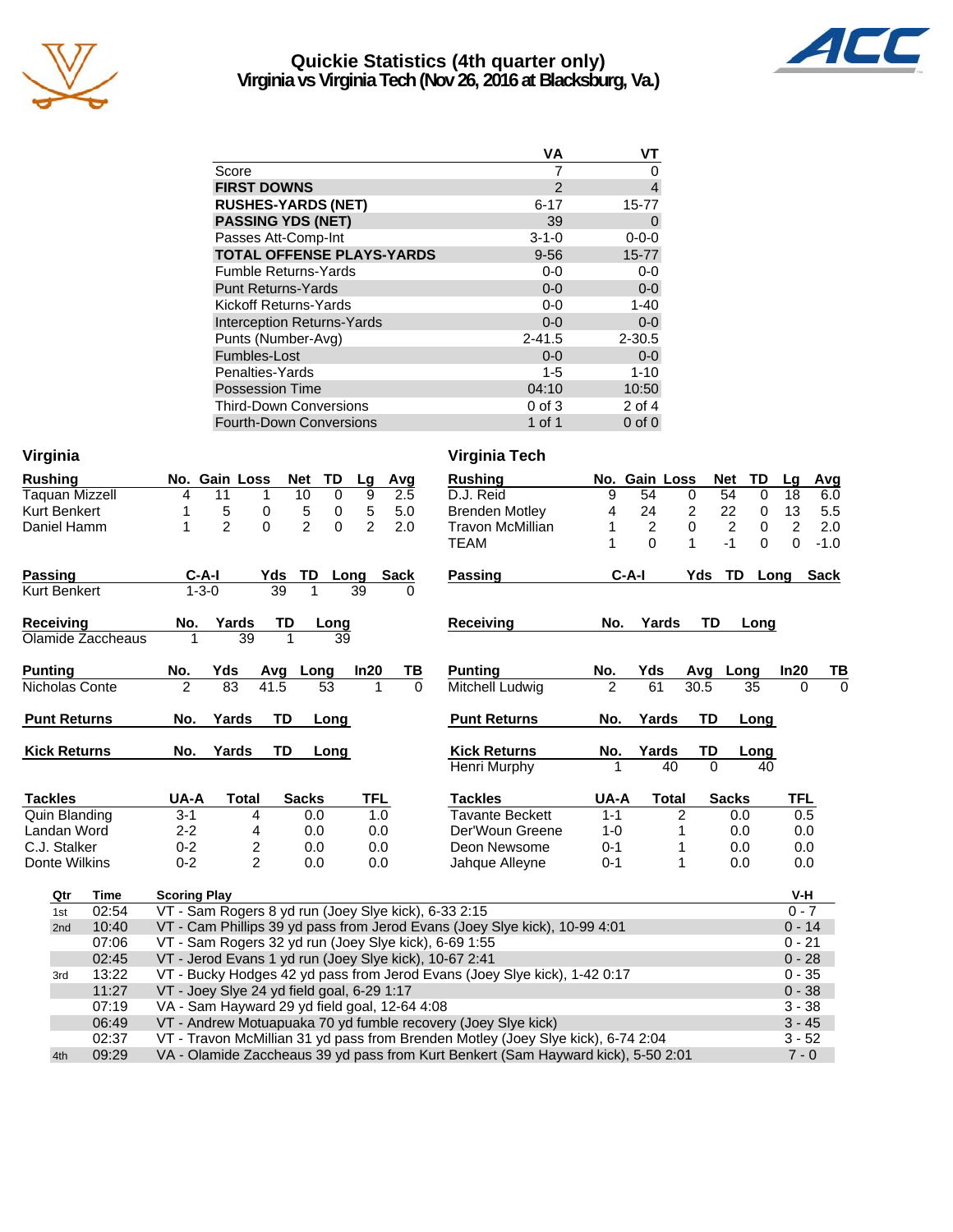# Quickie Statistics (4th quarter only)
## Virginia vs Virginia Tech (Nov 26, 2016 at Blacksburg, Va.)

| | VA | VT |
|---|---|---|
| Score | 7 | 0 |
| **FIRST DOWNS** | 2 | 4 |
| **RUSHES-YARDS (NET)** | 6-17 | 15-77 |
| **PASSING YDS (NET)** | 39 | 0 |
| Passes Att-Comp-Int | 3-1-0 | 0-0-0 |
| **TOTAL OFFENSE PLAYS-YARDS** | 9-56 | 15-77 |
| Fumble Returns-Yards | 0-0 | 0-0 |
| Punt Returns-Yards | 0-0 | 0-0 |
| Kickoff Returns-Yards | 0-0 | 1-40 |
| Interception Returns-Yards | 0-0 | 0-0 |
| Punts (Number-Avg) | 2-41.5 | 2-30.5 |
| Fumbles-Lost | 0-0 | 0-0 |
| Penalties-Yards | 1-5 | 1-10 |
| Possession Time | 04:10 | 10:50 |
| Third-Down Conversions | 0 of 3 | 2 of 4 |
| Fourth-Down Conversions | 1 of 1 | 0 of 0 |

### Virginia

| Rushing | No. | Gain | Loss | Net | TD | Lg | Avg |
|---|---|---|---|---|---|---|---|
| Taquan Mizzell | 4 | 11 | 1 | 10 | 0 | 9 | 2.5 |
| Kurt Benkert | 1 | 5 | 0 | 5 | 0 | 5 | 5.0 |
| Daniel Hamm | 1 | 2 | 0 | 2 | 0 | 2 | 2.0 |

| Passing | C-A-I | Yds | TD | Long | Sack |
|---|---|---|---|---|---|
| Kurt Benkert | 1-3-0 | 39 | 1 | 39 | 0 |

| Receiving | No. | Yards | TD | Long |
|---|---|---|---|---|
| Olamide Zaccheaus | 1 | 39 | 1 | 39 |

| Punting | No. | Yds | Avg | Long | In20 | TB |
|---|---|---|---|---|---|---|
| Nicholas Conte | 2 | 83 | 41.5 | 53 | 1 | 0 |

| Punt Returns | No. | Yards | TD | Long |
|---|---|---|---|---|

| Kick Returns | No. | Yards | TD | Long |
|---|---|---|---|---|

| Tackles | UA-A | Total | Sacks | TFL |
|---|---|---|---|---|
| Quin Blanding | 3-1 | 4 | 0.0 | 1.0 |
| Landan Word | 2-2 | 4 | 0.0 | 0.0 |
| C.J. Stalker | 0-2 | 2 | 0.0 | 0.0 |
| Donte Wilkins | 0-2 | 2 | 0.0 | 0.0 |

### Virginia Tech

| Rushing | No. | Gain | Loss | Net | TD | Lg | Avg |
|---|---|---|---|---|---|---|---|
| D.J. Reid | 9 | 54 | 0 | 54 | 0 | 18 | 6.0 |
| Brenden Motley | 4 | 24 | 2 | 22 | 0 | 13 | 5.5 |
| Travon McMillian | 1 | 2 | 0 | 2 | 0 | 2 | 2.0 |
| TEAM | 1 | 0 | 1 | -1 | 0 | 0 | -1.0 |

| Passing | C-A-I | Yds | TD | Long | Sack |
|---|---|---|---|---|---|

| Receiving | No. | Yards | TD | Long |
|---|---|---|---|---|

| Punting | No. | Yds | Avg | Long | In20 | TB |
|---|---|---|---|---|---|---|
| Mitchell Ludwig | 2 | 61 | 30.5 | 35 | 0 | 0 |

| Punt Returns | No. | Yards | TD | Long |
|---|---|---|---|---|

| Kick Returns | No. | Yards | TD | Long |
|---|---|---|---|---|
| Henri Murphy | 1 | 40 | 0 | 40 |

| Tackles | UA-A | Total | Sacks | TFL |
|---|---|---|---|---|
| Tavante Beckett | 1-1 | 2 | 0.0 | 0.5 |
| Der'Woun Greene | 1-0 | 1 | 0.0 | 0.0 |
| Deon Newsome | 0-1 | 1 | 0.0 | 0.0 |
| Jahque Alleyne | 0-1 | 1 | 0.0 | 0.0 |

| Qtr | Time | Scoring Play | V-H |
|---|---|---|---|
| 1st | 02:54 | VT - Sam Rogers 8 yd run (Joey Slye kick), 6-33 2:15 | 0 - 7 |
| 2nd | 10:40 | VT - Cam Phillips 39 yd pass from Jerod Evans (Joey Slye kick), 10-99 4:01 | 0 - 14 |
| | 07:06 | VT - Sam Rogers 32 yd run (Joey Slye kick), 6-69 1:55 | 0 - 21 |
| | 02:45 | VT - Jerod Evans 1 yd run (Joey Slye kick), 10-67 2:41 | 0 - 28 |
| 3rd | 13:22 | VT - Bucky Hodges 42 yd pass from Jerod Evans (Joey Slye kick), 1-42 0:17 | 0 - 35 |
| | 11:27 | VT - Joey Slye 24 yd field goal, 6-29 1:17 | 0 - 38 |
| | 07:19 | VA - Sam Hayward 29 yd field goal, 12-64 4:08 | 3 - 38 |
| | 06:49 | VT - Andrew Motuapuaka 70 yd fumble recovery (Joey Slye kick) | 3 - 45 |
| | 02:37 | VT - Travon McMillian 31 yd pass from Brenden Motley (Joey Slye kick), 6-74 2:04 | 3 - 52 |
| 4th | 09:29 | VA - Olamide Zaccheaus 39 yd pass from Kurt Benkert (Sam Hayward kick), 5-50 2:01 | 7 - 0 |